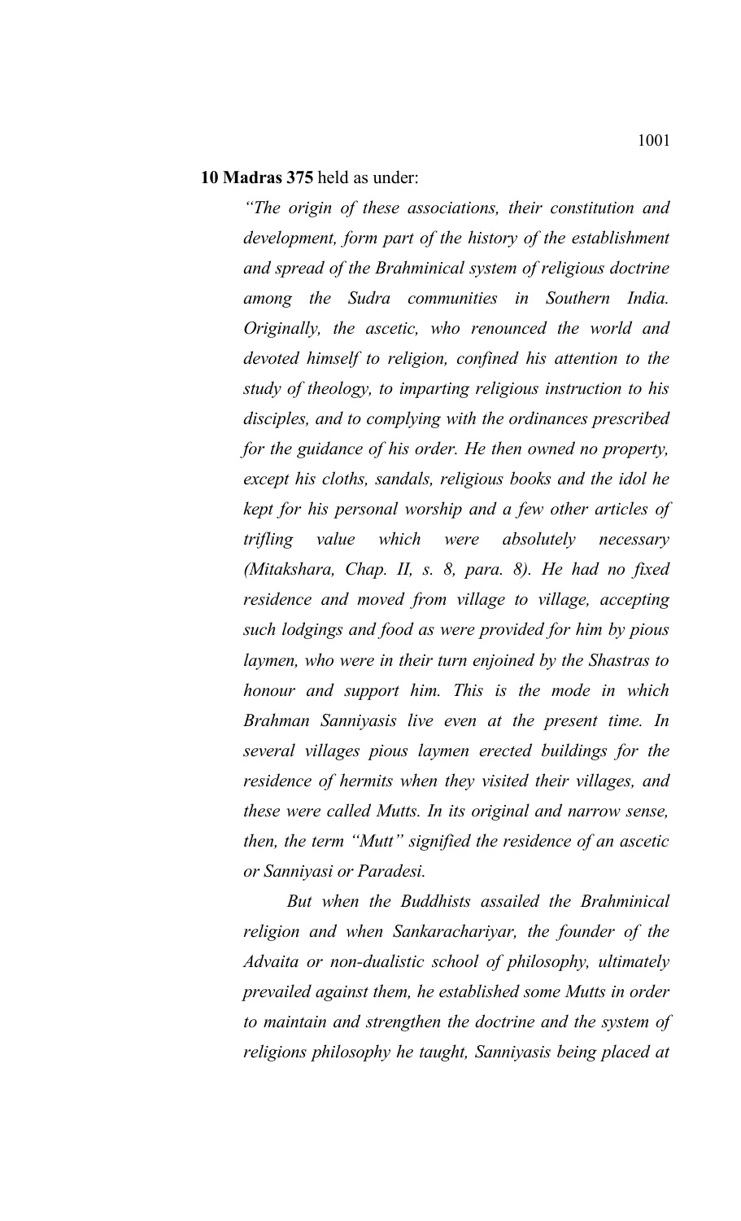**10 Madras 375** held as under:

> *"The origin of these associations, their constitution and development, form part of the history of the establishment and spread of the Brahminical system of religious doctrine among the Sudra communities in Southern India. Originally, the ascetic, who renounced the world and devoted himself to religion, confined his attention to the study of theology, to imparting religious instruction to his disciples, and to complying with the ordinances prescribed for the guidance of his order. He then owned no property, except his cloths, sandals, religious books and the idol he kept for his personal worship and a few other articles of trifling value which were absolutely necessary (Mitakshara, Chap. II, s. 8, para. 8). He had no fixed residence and moved from village to village, accepting such lodgings and food as were provided for him by pious laymen, who were in their turn enjoined by the Shastras to honour and support him. This is the mode in which Brahman Sanniyasis live even at the present time. In several villages pious laymen erected buildings for the residence of hermits when they visited their villages, and these were called Mutts. In its original and narrow sense, then, the term "Mutt" signified the residence of an ascetic or Sanniyasi or Paradesi.*
>
> *But when the Buddhists assailed the Brahminical religion and when Sankarachariyar, the founder of the Advaita or non-dualistic school of philosophy, ultimately prevailed against them, he established some Mutts in order to maintain and strengthen the doctrine and the system of religions philosophy he taught, Sanniyasis being placed at*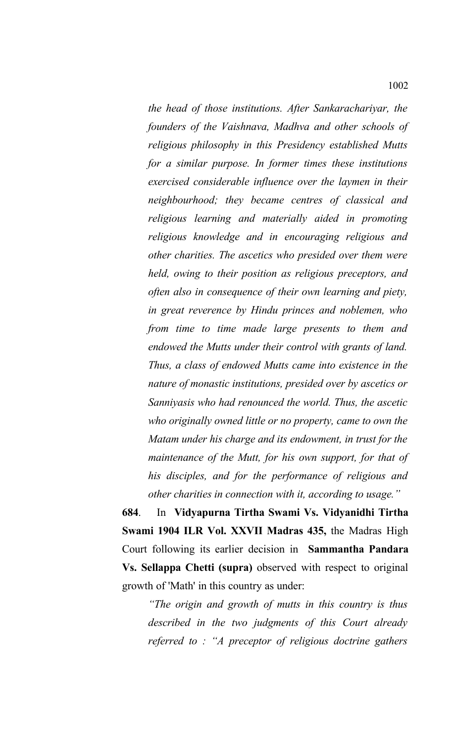*the head of those institutions. After Sankarachariyar, the founders of the Vaishnava, Madhva and other schools of religious philosophy in this Presidency established Mutts for a similar purpose. In former times these institutions exercised considerable influence over the laymen in their neighbourhood; they became centres of classical and religious learning and materially aided in promoting religious knowledge and in encouraging religious and other charities. The ascetics who presided over them were held, owing to their position as religious preceptors, and often also in consequence of their own learning and piety, in great reverence by Hindu princes and noblemen, who from time to time made large presents to them and endowed the Mutts under their control with grants of land. Thus, a class of endowed Mutts came into existence in the nature of monastic institutions, presided over by ascetics or Sanniyasis who had renounced the world. Thus, the ascetic who originally owned little or no property, came to own the Matam under his charge and its endowment, in trust for the maintenance of the Mutt, for his own support, for that of his disciples, and for the performance of religious and other charities in connection with it, according to usage."*

**684**. In **Vidyapurna Tirtha Swami Vs. Vidyanidhi Tirtha Swami 1904 ILR Vol. XXVII Madras 435,** the Madras High Court following its earlier decision in **Sammantha Pandara Vs. Sellappa Chetti (supra)** observed with respect to original growth of 'Math' in this country as under:

*"The origin and growth of mutts in this country is thus described in the two judgments of this Court already referred to : "A preceptor of religious doctrine gathers*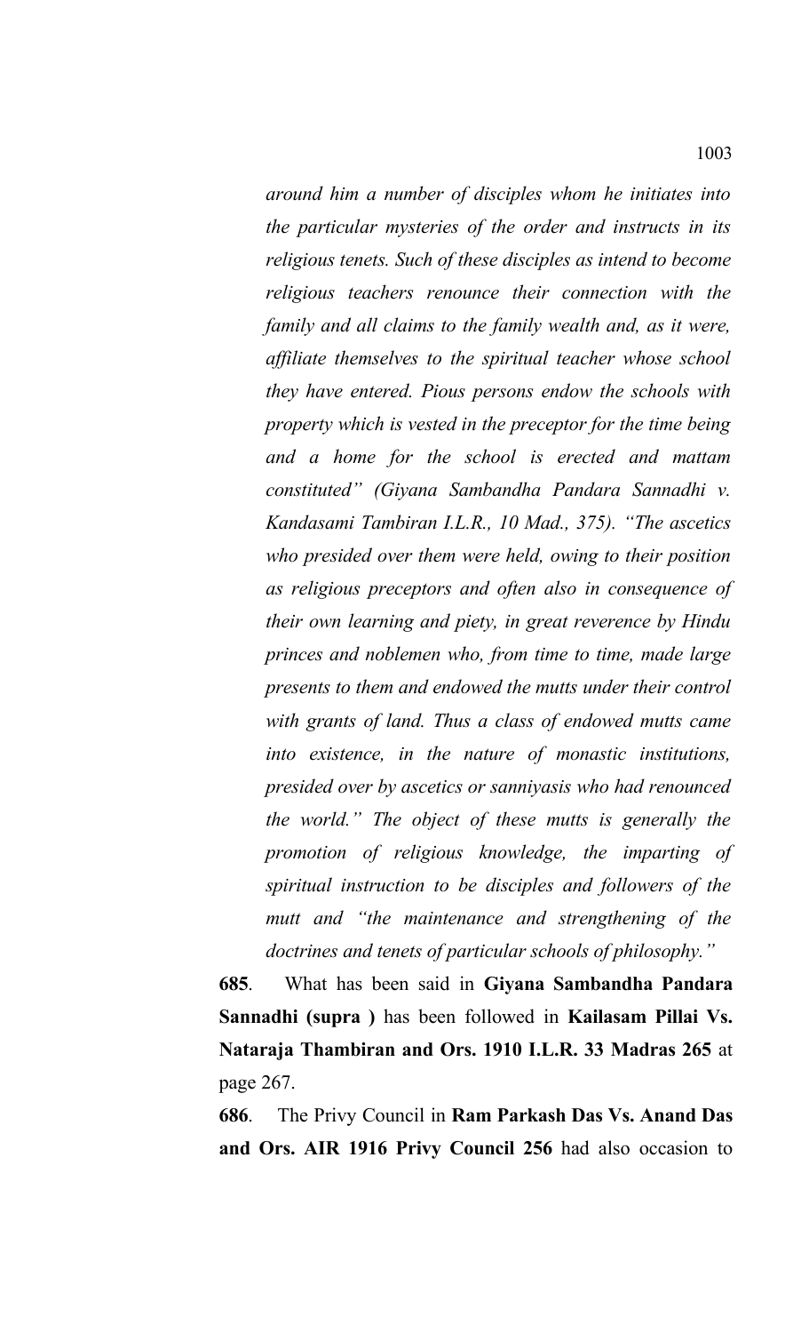*around him a number of disciples whom he initiates into the particular mysteries of the order and instructs in its religious tenets. Such of these disciples as intend to become religious teachers renounce their connection with the family and all claims to the family wealth and, as it were, affiliate themselves to the spiritual teacher whose school they have entered. Pious persons endow the schools with property which is vested in the preceptor for the time being and a home for the school is erected and mattam constituted" (Giyana Sambandha Pandara Sannadhi v. Kandasami Tambiran I.L.R., 10 Mad., 375). "The ascetics who presided over them were held, owing to their position as religious preceptors and often also in consequence of their own learning and piety, in great reverence by Hindu princes and noblemen who, from time to time, made large presents to them and endowed the mutts under their control with grants of land. Thus a class of endowed mutts came into existence, in the nature of monastic institutions, presided over by ascetics or sanniyasis who had renounced the world." The object of these mutts is generally the promotion of religious knowledge, the imparting of spiritual instruction to be disciples and followers of the mutt and "the maintenance and strengthening of the doctrines and tenets of particular schools of philosophy."*

**685**. What has been said in **Giyana Sambandha Pandara Sannadhi (supra )** has been followed in **Kailasam Pillai Vs. Nataraja Thambiran and Ors. 1910 I.L.R. 33 Madras 265** at page 267.

**686**. The Privy Council in **Ram Parkash Das Vs. Anand Das and Ors. AIR 1916 Privy Council 256** had also occasion to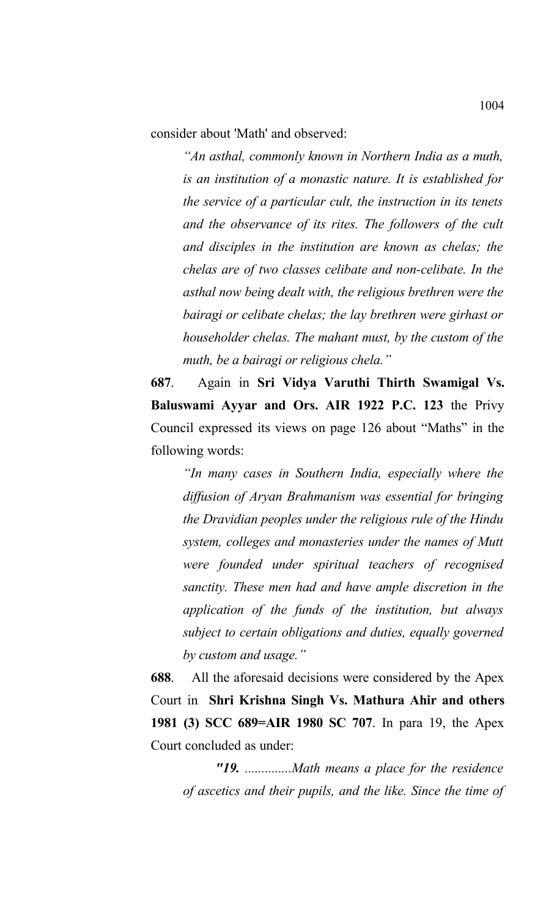consider about 'Math' and observed:

> *"An asthal, commonly known in Northern India as a muth, is an institution of a monastic nature. It is established for the service of a particular cult, the instruction in its tenets and the observance of its rites. The followers of the cult and disciples in the institution are known as chelas; the chelas are of two classes celibate and non-celibate. In the asthal now being dealt with, the religious brethren were the bairagi or celibate chelas; the lay brethren were girhast or householder chelas. The mahant must, by the custom of the muth, be a bairagi or religious chela."*

**687**. Again in **Sri Vidya Varuthi Thirth Swamigal Vs. Baluswami Ayyar and Ors. AIR 1922 P.C. 123** the Privy Council expressed its views on page 126 about "Maths" in the following words:

> *"In many cases in Southern India, especially where the diffusion of Aryan Brahmanism was essential for bringing the Dravidian peoples under the religious rule of the Hindu system, colleges and monasteries under the names of Mutt were founded under spiritual teachers of recognised sanctity. These men had and have ample discretion in the application of the funds of the institution, but always subject to certain obligations and duties, equally governed by custom and usage."*

**688**. All the aforesaid decisions were considered by the Apex Court in **Shri Krishna Singh Vs. Mathura Ahir and others 1981 (3) SCC 689=AIR 1980 SC 707**. In para 19, the Apex Court concluded as under:

> ***"19.*** *..............Math means a place for the residence of ascetics and their pupils, and the like. Since the time of*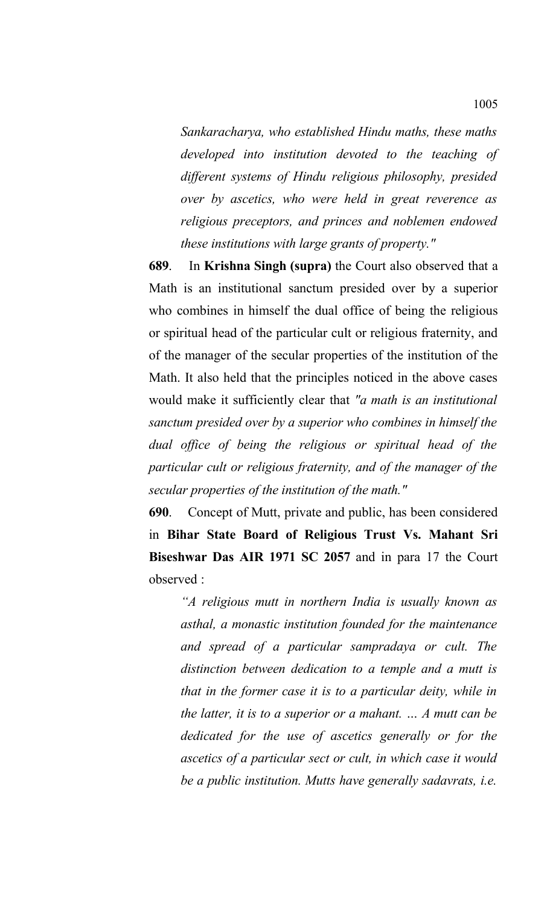*Sankaracharya, who established Hindu maths, these maths developed into institution devoted to the teaching of different systems of Hindu religious philosophy, presided over by ascetics, who were held in great reverence as religious preceptors, and princes and noblemen endowed these institutions with large grants of property."*

**689**. In **Krishna Singh (supra)** the Court also observed that a Math is an institutional sanctum presided over by a superior who combines in himself the dual office of being the religious or spiritual head of the particular cult or religious fraternity, and of the manager of the secular properties of the institution of the Math. It also held that the principles noticed in the above cases would make it sufficiently clear that *"a math is an institutional sanctum presided over by a superior who combines in himself the dual office of being the religious or spiritual head of the particular cult or religious fraternity, and of the manager of the secular properties of the institution of the math."*

**690**. Concept of Mutt, private and public, has been considered in **Bihar State Board of Religious Trust Vs. Mahant Sri Biseshwar Das AIR 1971 SC 2057** and in para 17 the Court observed :

*"A religious mutt in northern India is usually known as asthal, a monastic institution founded for the maintenance and spread of a particular sampradaya or cult. The distinction between dedication to a temple and a mutt is that in the former case it is to a particular deity, while in the latter, it is to a superior or a mahant. … A mutt can be dedicated for the use of ascetics generally or for the ascetics of a particular sect or cult, in which case it would be a public institution. Mutts have generally sadavrats, i.e.*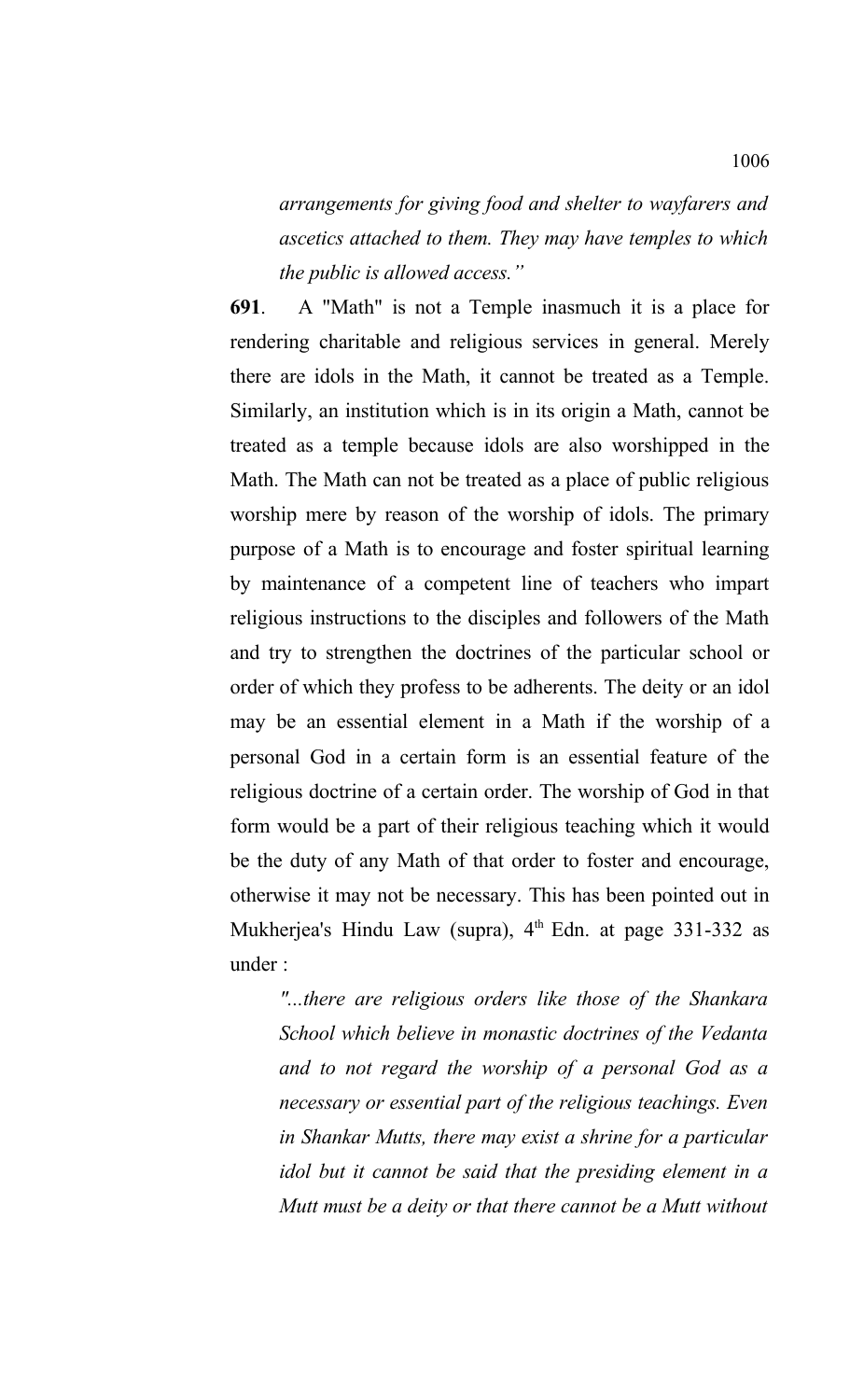*arrangements for giving food and shelter to wayfarers and ascetics attached to them. They may have temples to which the public is allowed access."*

**691**. A "Math" is not a Temple inasmuch it is a place for rendering charitable and religious services in general. Merely there are idols in the Math, it cannot be treated as a Temple. Similarly, an institution which is in its origin a Math, cannot be treated as a temple because idols are also worshipped in the Math. The Math can not be treated as a place of public religious worship mere by reason of the worship of idols. The primary purpose of a Math is to encourage and foster spiritual learning by maintenance of a competent line of teachers who impart religious instructions to the disciples and followers of the Math and try to strengthen the doctrines of the particular school or order of which they profess to be adherents. The deity or an idol may be an essential element in a Math if the worship of a personal God in a certain form is an essential feature of the religious doctrine of a certain order. The worship of God in that form would be a part of their religious teaching which it would be the duty of any Math of that order to foster and encourage, otherwise it may not be necessary. This has been pointed out in Mukherjea's Hindu Law (supra), 4th Edn. at page 331-332 as under :

*"...there are religious orders like those of the Shankara School which believe in monastic doctrines of the Vedanta and to not regard the worship of a personal God as a necessary or essential part of the religious teachings. Even in Shankar Mutts, there may exist a shrine for a particular idol but it cannot be said that the presiding element in a Mutt must be a deity or that there cannot be a Mutt without*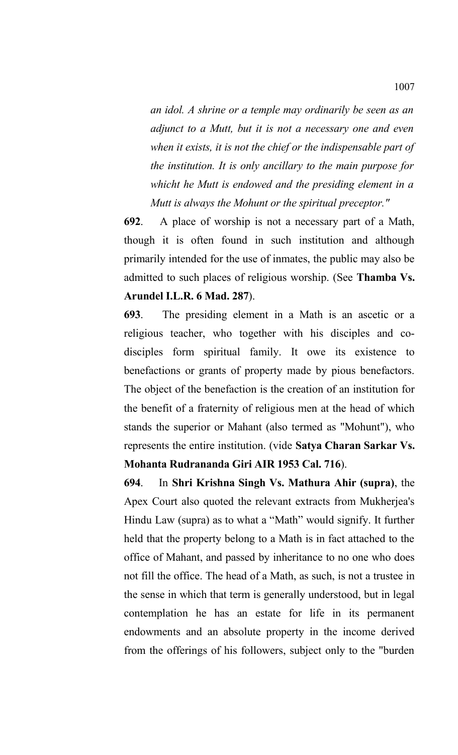*an idol. A shrine or a temple may ordinarily be seen as an adjunct to a Mutt, but it is not a necessary one and even when it exists, it is not the chief or the indispensable part of the institution. It is only ancillary to the main purpose for whicht he Mutt is endowed and the presiding element in a Mutt is always the Mohunt or the spiritual preceptor."*

**692**. A place of worship is not a necessary part of a Math, though it is often found in such institution and although primarily intended for the use of inmates, the public may also be admitted to such places of religious worship. (See **Thamba Vs. Arundel I.L.R. 6 Mad. 287**).

**693**. The presiding element in a Math is an ascetic or a religious teacher, who together with his disciples and co-disciples form spiritual family. It owe its existence to benefactions or grants of property made by pious benefactors. The object of the benefaction is the creation of an institution for the benefit of a fraternity of religious men at the head of which stands the superior or Mahant (also termed as "Mohunt"), who represents the entire institution. (vide **Satya Charan Sarkar Vs. Mohanta Rudrananda Giri AIR 1953 Cal. 716**).

**694**. In **Shri Krishna Singh Vs. Mathura Ahir (supra)**, the Apex Court also quoted the relevant extracts from Mukherjea's Hindu Law (supra) as to what a "Math" would signify. It further held that the property belong to a Math is in fact attached to the office of Mahant, and passed by inheritance to no one who does not fill the office. The head of a Math, as such, is not a trustee in the sense in which that term is generally understood, but in legal contemplation he has an estate for life in its permanent endowments and an absolute property in the income derived from the offerings of his followers, subject only to the "burden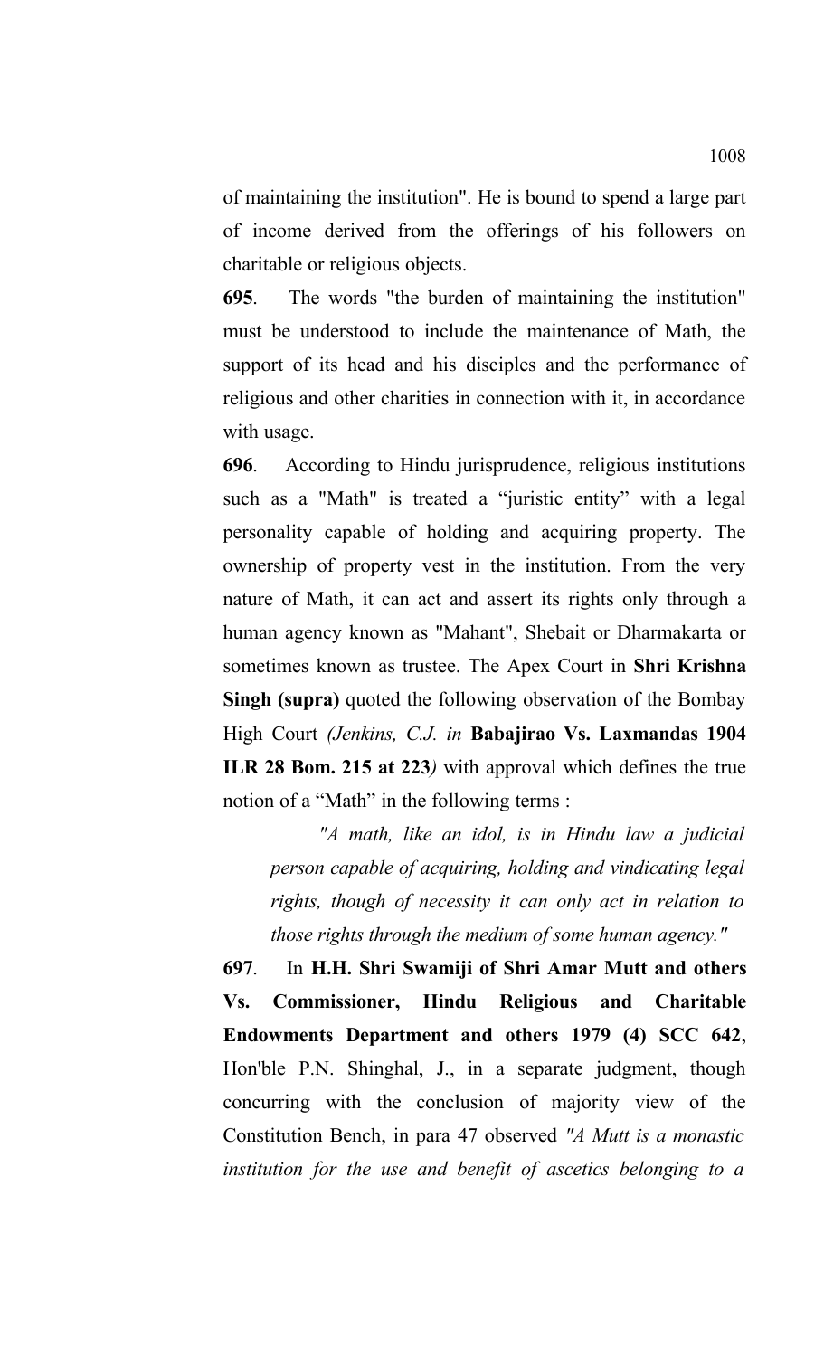of maintaining the institution". He is bound to spend a large part of income derived from the offerings of his followers on charitable or religious objects.

**695**. The words "the burden of maintaining the institution" must be understood to include the maintenance of Math, the support of its head and his disciples and the performance of religious and other charities in connection with it, in accordance with usage.

**696**. According to Hindu jurisprudence, religious institutions such as a "Math" is treated a "juristic entity" with a legal personality capable of holding and acquiring property. The ownership of property vest in the institution. From the very nature of Math, it can act and assert its rights only through a human agency known as "Mahant", Shebait or Dharmakarta or sometimes known as trustee. The Apex Court in **Shri Krishna Singh (supra)** quoted the following observation of the Bombay High Court *(Jenkins, C.J. in* **Babajirao Vs. Laxmandas 1904 ILR 28 Bom. 215 at 223***)* with approval which defines the true notion of a "Math" in the following terms :

> *"A math, like an idol, is in Hindu law a judicial person capable of acquiring, holding and vindicating legal rights, though of necessity it can only act in relation to those rights through the medium of some human agency."*

**697**. In **H.H. Shri Swamiji of Shri Amar Mutt and others Vs. Commissioner, Hindu Religious and Charitable Endowments Department and others 1979 (4) SCC 642**, Hon'ble P.N. Shinghal, J., in a separate judgment, though concurring with the conclusion of majority view of the Constitution Bench, in para 47 observed *"A Mutt is a monastic institution for the use and benefit of ascetics belonging to a*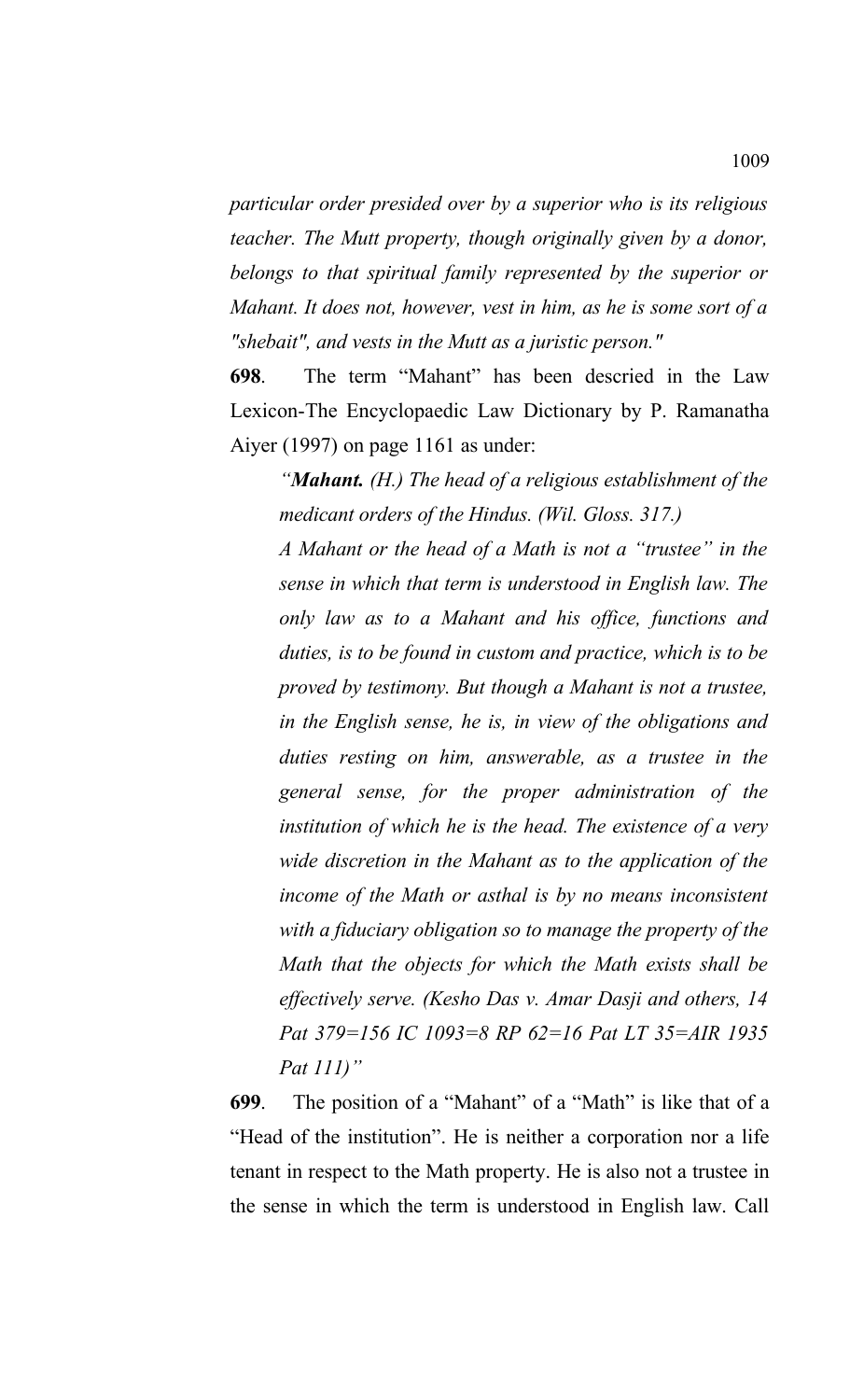*particular order presided over by a superior who is its religious teacher. The Mutt property, though originally given by a donor, belongs to that spiritual family represented by the superior or Mahant. It does not, however, vest in him, as he is some sort of a "shebait", and vests in the Mutt as a juristic person."*

**698**. The term "Mahant" has been descried in the Law Lexicon-The Encyclopaedic Law Dictionary by P. Ramanatha Aiyer (1997) on page 1161 as under:

> *"**Mahant.** (H.) The head of a religious establishment of the medicant orders of the Hindus. (Wil. Gloss. 317.)*
>
> *A Mahant or the head of a Math is not a "trustee" in the sense in which that term is understood in English law. The only law as to a Mahant and his office, functions and duties, is to be found in custom and practice, which is to be proved by testimony. But though a Mahant is not a trustee, in the English sense, he is, in view of the obligations and duties resting on him, answerable, as a trustee in the general sense, for the proper administration of the institution of which he is the head. The existence of a very wide discretion in the Mahant as to the application of the income of the Math or asthal is by no means inconsistent with a fiduciary obligation so to manage the property of the Math that the objects for which the Math exists shall be effectively serve. (Kesho Das v. Amar Dasji and others, 14 Pat 379=156 IC 1093=8 RP 62=16 Pat LT 35=AIR 1935 Pat 111)"*

**699**. The position of a "Mahant" of a "Math" is like that of a "Head of the institution". He is neither a corporation nor a life tenant in respect to the Math property. He is also not a trustee in the sense in which the term is understood in English law. Call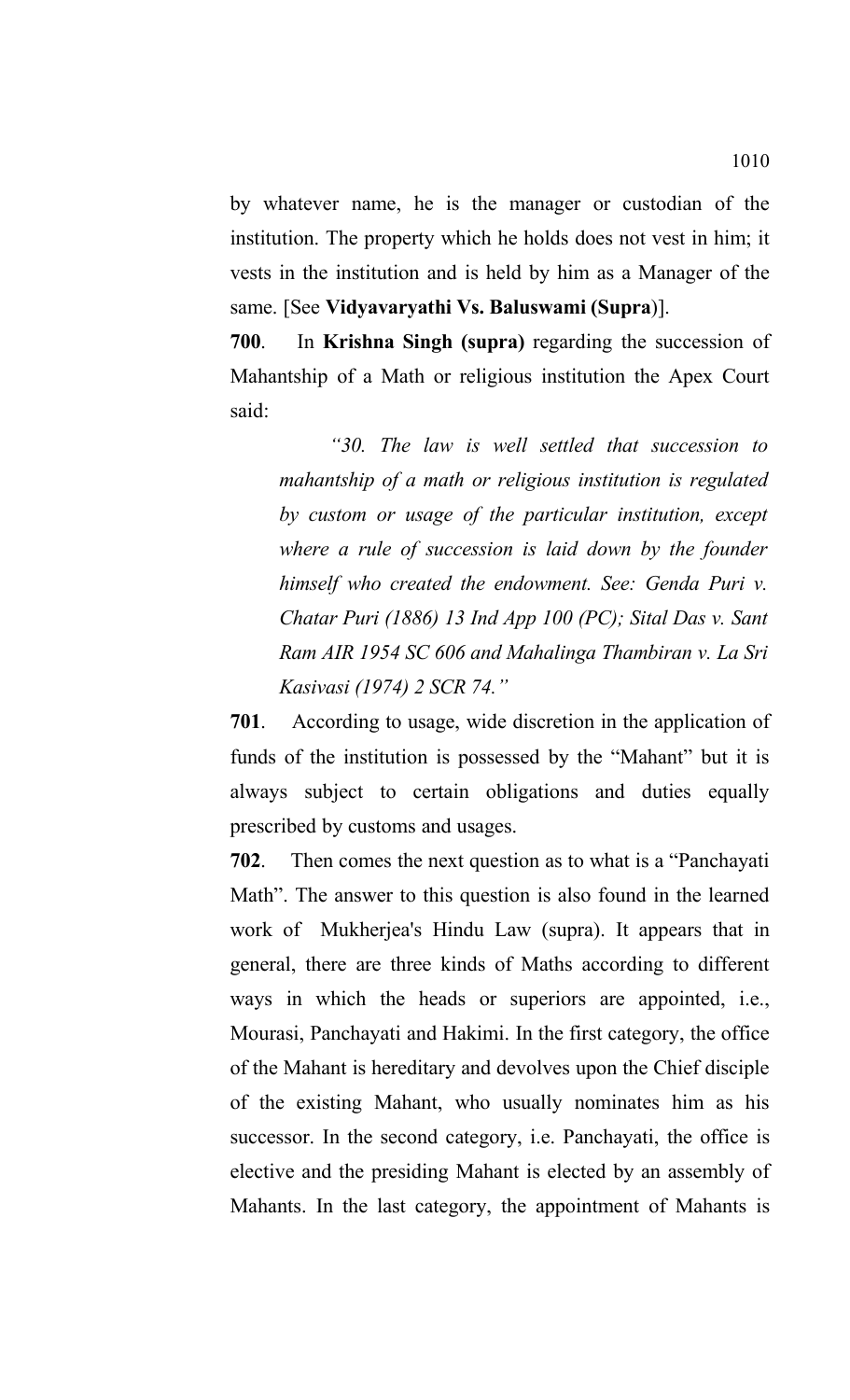by whatever name, he is the manager or custodian of the institution. The property which he holds does not vest in him; it vests in the institution and is held by him as a Manager of the same. [See **Vidyavaryathi Vs. Baluswami (Supra**)].

**700**. In **Krishna Singh (supra)** regarding the succession of Mahantship of a Math or religious institution the Apex Court said:

> *"30. The law is well settled that succession to mahantship of a math or religious institution is regulated by custom or usage of the particular institution, except where a rule of succession is laid down by the founder himself who created the endowment. See: Genda Puri v. Chatar Puri (1886) 13 Ind App 100 (PC); Sital Das v. Sant Ram AIR 1954 SC 606 and Mahalinga Thambiran v. La Sri Kasivasi (1974) 2 SCR 74."*

**701**. According to usage, wide discretion in the application of funds of the institution is possessed by the "Mahant" but it is always subject to certain obligations and duties equally prescribed by customs and usages.

**702**. Then comes the next question as to what is a "Panchayati Math". The answer to this question is also found in the learned work of Mukherjea's Hindu Law (supra). It appears that in general, there are three kinds of Maths according to different ways in which the heads or superiors are appointed, i.e., Mourasi, Panchayati and Hakimi. In the first category, the office of the Mahant is hereditary and devolves upon the Chief disciple of the existing Mahant, who usually nominates him as his successor. In the second category, i.e. Panchayati, the office is elective and the presiding Mahant is elected by an assembly of Mahants. In the last category, the appointment of Mahants is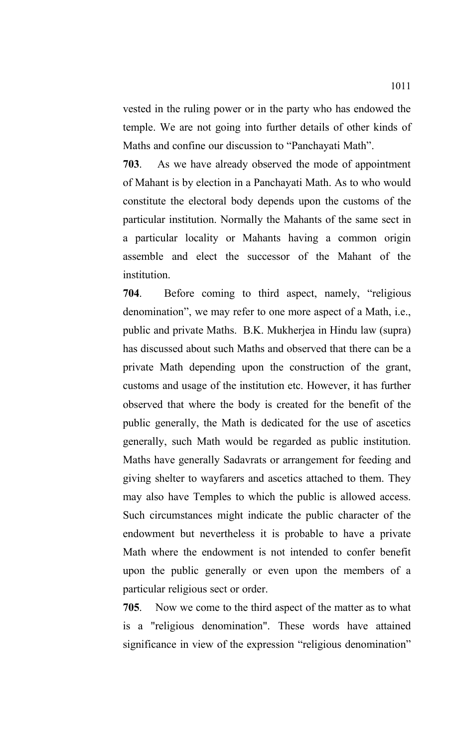vested in the ruling power or in the party who has endowed the temple. We are not going into further details of other kinds of Maths and confine our discussion to "Panchayati Math".

**703**. As we have already observed the mode of appointment of Mahant is by election in a Panchayati Math. As to who would constitute the electoral body depends upon the customs of the particular institution. Normally the Mahants of the same sect in a particular locality or Mahants having a common origin assemble and elect the successor of the Mahant of the institution.

**704**. Before coming to third aspect, namely, "religious denomination", we may refer to one more aspect of a Math, i.e., public and private Maths. B.K. Mukherjea in Hindu law (supra) has discussed about such Maths and observed that there can be a private Math depending upon the construction of the grant, customs and usage of the institution etc. However, it has further observed that where the body is created for the benefit of the public generally, the Math is dedicated for the use of ascetics generally, such Math would be regarded as public institution. Maths have generally Sadavrats or arrangement for feeding and giving shelter to wayfarers and ascetics attached to them. They may also have Temples to which the public is allowed access. Such circumstances might indicate the public character of the endowment but nevertheless it is probable to have a private Math where the endowment is not intended to confer benefit upon the public generally or even upon the members of a particular religious sect or order.

**705**. Now we come to the third aspect of the matter as to what is a "religious denomination". These words have attained significance in view of the expression "religious denomination"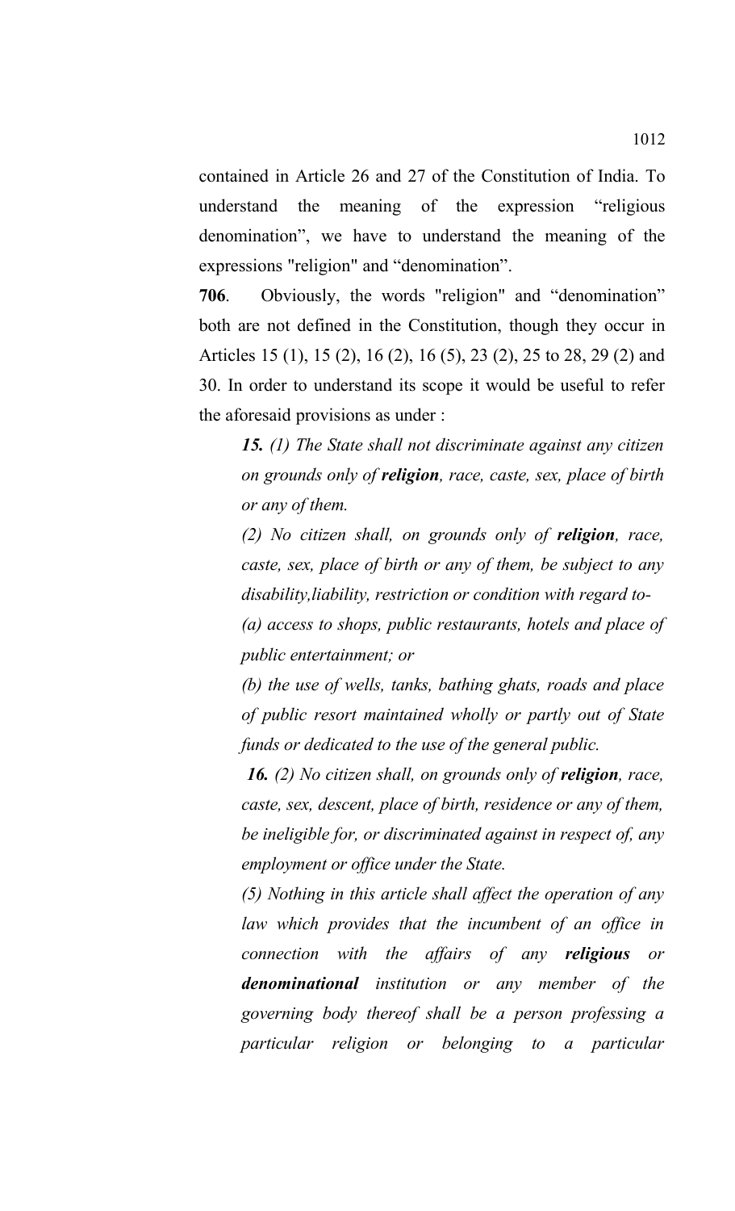contained in Article 26 and 27 of the Constitution of India. To understand the meaning of the expression "religious denomination", we have to understand the meaning of the expressions "religion" and "denomination".

**706**. Obviously, the words "religion" and "denomination" both are not defined in the Constitution, though they occur in Articles 15 (1), 15 (2), 16 (2), 16 (5), 23 (2), 25 to 28, 29 (2) and 30. In order to understand its scope it would be useful to refer the aforesaid provisions as under :

> ***15.*** *(1) The State shall not discriminate against any citizen on grounds only of **religion**, race, caste, sex, place of birth or any of them.*
>
> *(2) No citizen shall, on grounds only of **religion**, race, caste, sex, place of birth or any of them, be subject to any disability,liability, restriction or condition with regard to-*
>
> *(a) access to shops, public restaurants, hotels and place of public entertainment; or*
>
> *(b) the use of wells, tanks, bathing ghats, roads and place of public resort maintained wholly or partly out of State funds or dedicated to the use of the general public.*
>
> ***16.*** *(2) No citizen shall, on grounds only of **religion**, race, caste, sex, descent, place of birth, residence or any of them, be ineligible for, or discriminated against in respect of, any employment or office under the State.*
>
> *(5) Nothing in this article shall affect the operation of any law which provides that the incumbent of an office in connection with the affairs of any **religious** or **denominational** institution or any member of the governing body thereof shall be a person professing a particular religion or belonging to a particular*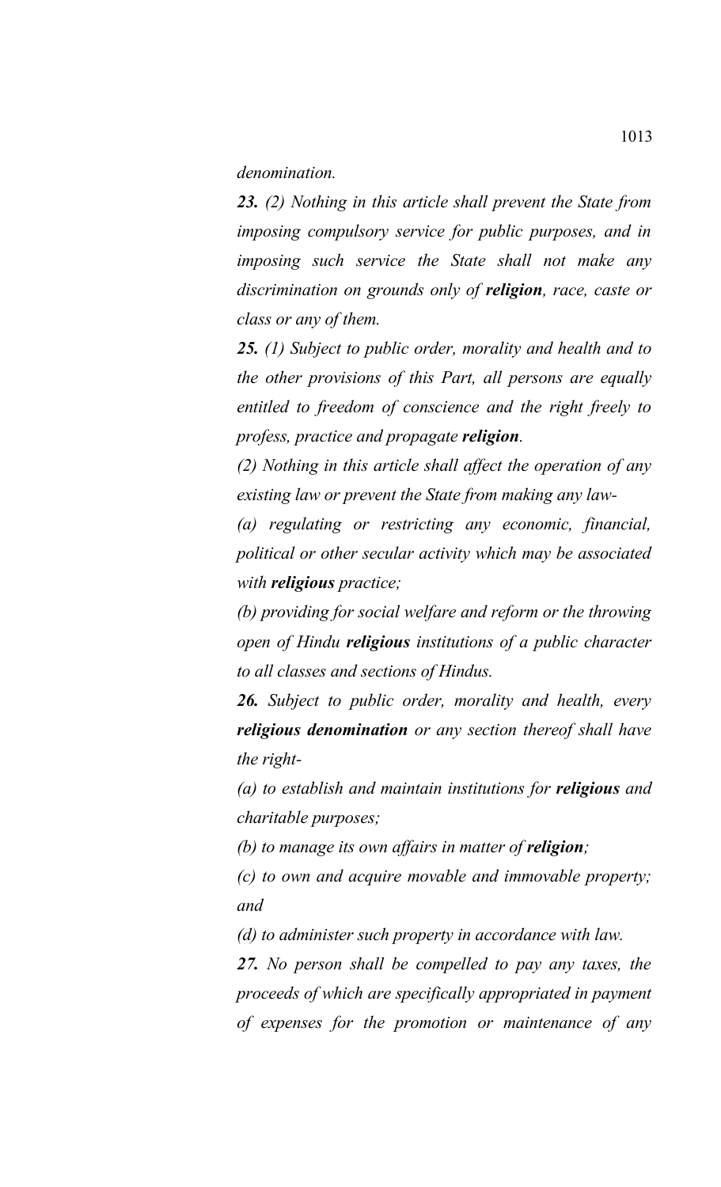*denomination.*

***23.*** *(2) Nothing in this article shall prevent the State from imposing compulsory service for public purposes, and in imposing such service the State shall not make any discrimination on grounds only of **religion**, race, caste or class or any of them.*

***25.*** *(1) Subject to public order, morality and health and to the other provisions of this Part, all persons are equally entitled to freedom of conscience and the right freely to profess, practice and propagate **religion**.*

*(2) Nothing in this article shall affect the operation of any existing law or prevent the State from making any law-*

*(a) regulating or restricting any economic, financial, political or other secular activity which may be associated with **religious** practice;*

*(b) providing for social welfare and reform or the throwing open of Hindu **religious** institutions of a public character to all classes and sections of Hindus.*

***26.*** *Subject to public order, morality and health, every **religious denomination** or any section thereof shall have the right-*

*(a) to establish and maintain institutions for **religious** and charitable purposes;*

*(b) to manage its own affairs in matter of **religion**;*

*(c) to own and acquire movable and immovable property; and*

*(d) to administer such property in accordance with law.*

***27.*** *No person shall be compelled to pay any taxes, the proceeds of which are specifically appropriated in payment of expenses for the promotion or maintenance of any*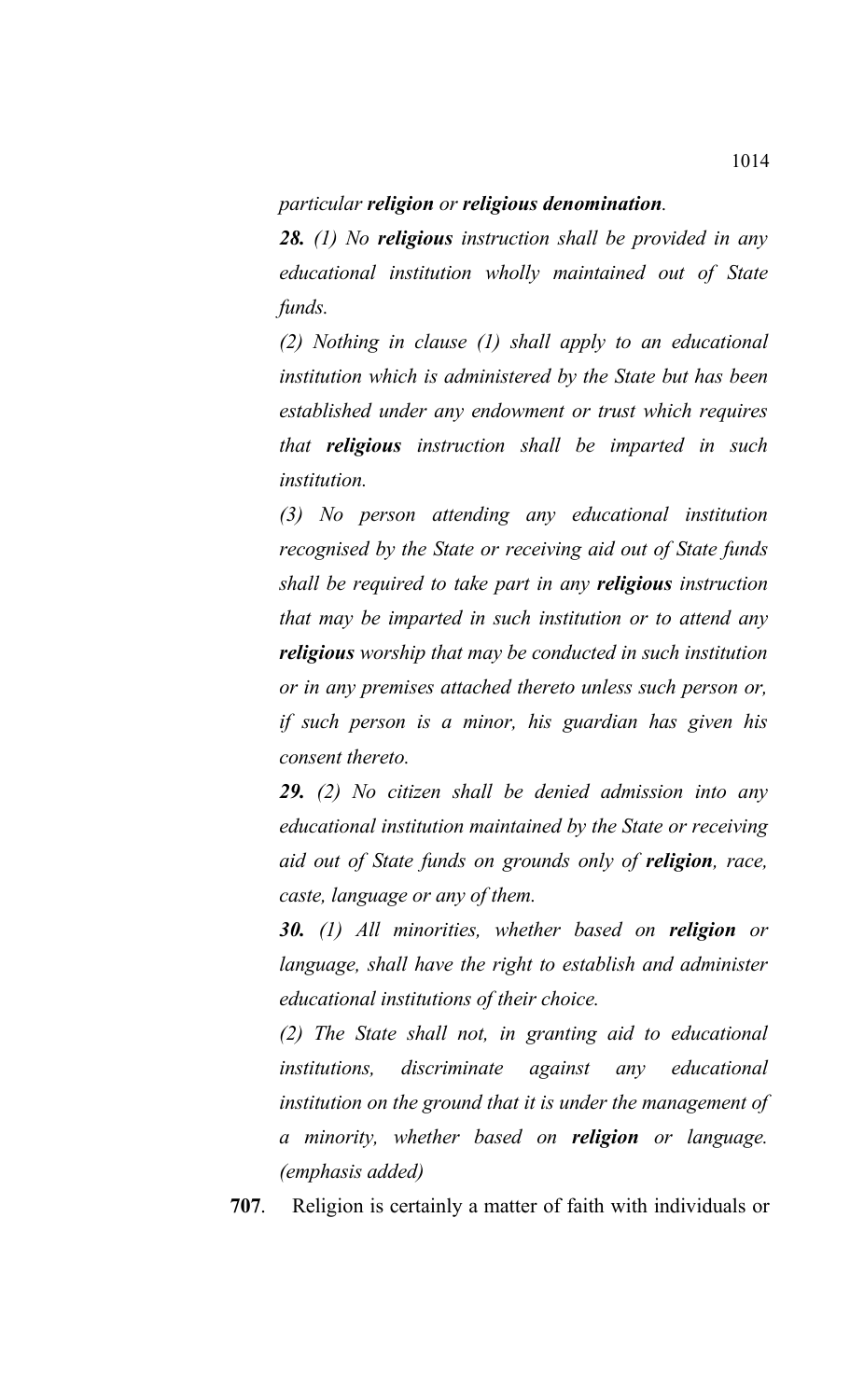*particular **religion** or **religious denomination**.*

***28.*** *(1) No **religious** instruction shall be provided in any educational institution wholly maintained out of State funds.*

*(2) Nothing in clause (1) shall apply to an educational institution which is administered by the State but has been established under any endowment or trust which requires that **religious** instruction shall be imparted in such institution.*

*(3) No person attending any educational institution recognised by the State or receiving aid out of State funds shall be required to take part in any **religious** instruction that may be imparted in such institution or to attend any **religious** worship that may be conducted in such institution or in any premises attached thereto unless such person or, if such person is a minor, his guardian has given his consent thereto.*

***29.*** *(2) No citizen shall be denied admission into any educational institution maintained by the State or receiving aid out of State funds on grounds only of **religion**, race, caste, language or any of them.*

***30.*** *(1) All minorities, whether based on **religion** or language, shall have the right to establish and administer educational institutions of their choice.*

*(2) The State shall not, in granting aid to educational institutions, discriminate against any educational institution on the ground that it is under the management of a minority, whether based on **religion** or language. (emphasis added)*

**707**. Religion is certainly a matter of faith with individuals or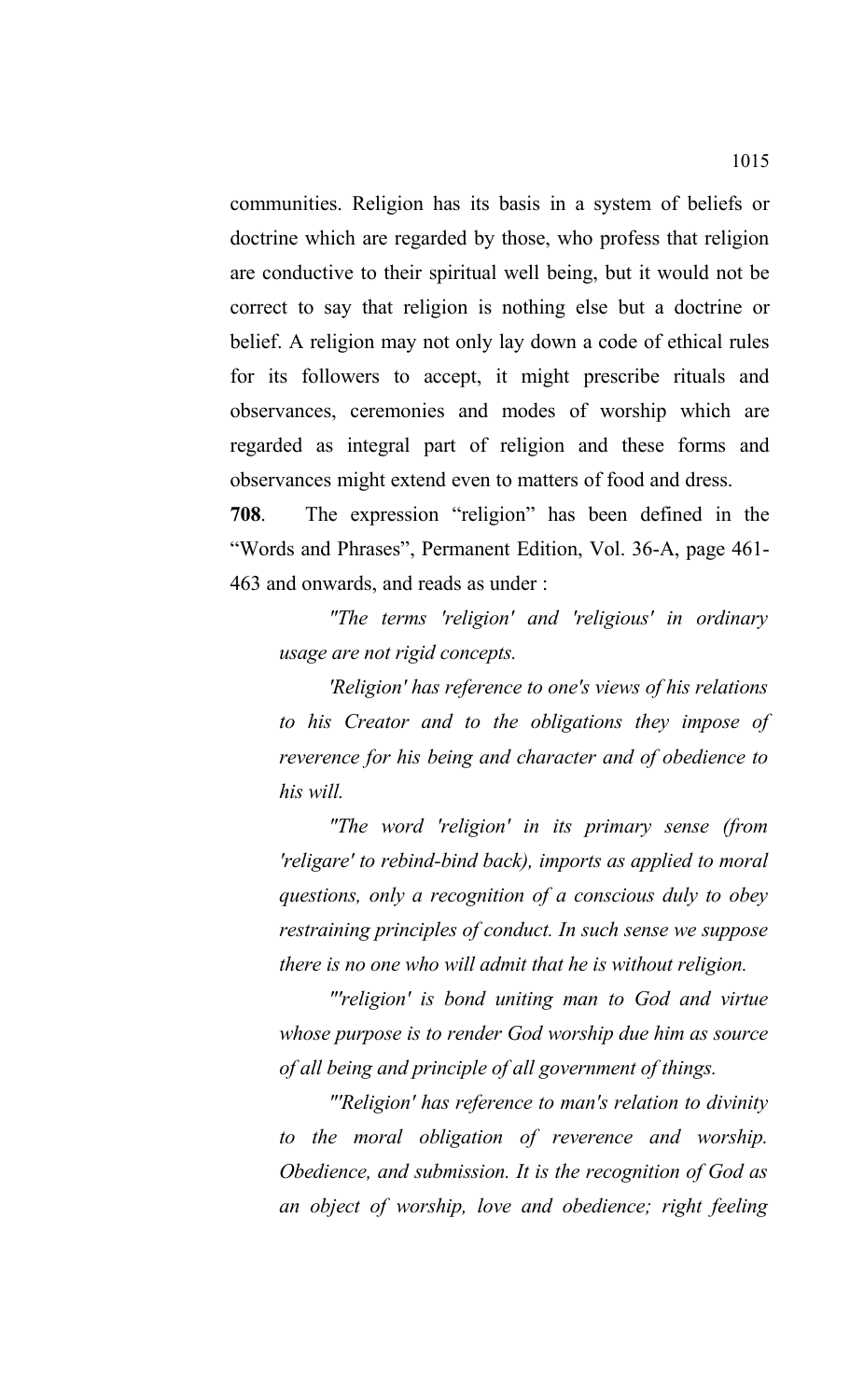communities. Religion has its basis in a system of beliefs or doctrine which are regarded by those, who profess that religion are conductive to their spiritual well being, but it would not be correct to say that religion is nothing else but a doctrine or belief. A religion may not only lay down a code of ethical rules for its followers to accept, it might prescribe rituals and observances, ceremonies and modes of worship which are regarded as integral part of religion and these forms and observances might extend even to matters of food and dress.

**708**. The expression "religion" has been defined in the "Words and Phrases", Permanent Edition, Vol. 36-A, page 461-463 and onwards, and reads as under :

> *"The terms 'religion' and 'religious' in ordinary usage are not rigid concepts.*
>
> *'Religion' has reference to one's views of his relations to his Creator and to the obligations they impose of reverence for his being and character and of obedience to his will.*
>
> *"The word 'religion' in its primary sense (from 'religare' to rebind-bind back), imports as applied to moral questions, only a recognition of a conscious duly to obey restraining principles of conduct. In such sense we suppose there is no one who will admit that he is without religion.*
>
> *"'religion' is bond uniting man to God and virtue whose purpose is to render God worship due him as source of all being and principle of all government of things.*
>
> *"'Religion' has reference to man's relation to divinity to the moral obligation of reverence and worship. Obedience, and submission. It is the recognition of God as an object of worship, love and obedience; right feeling*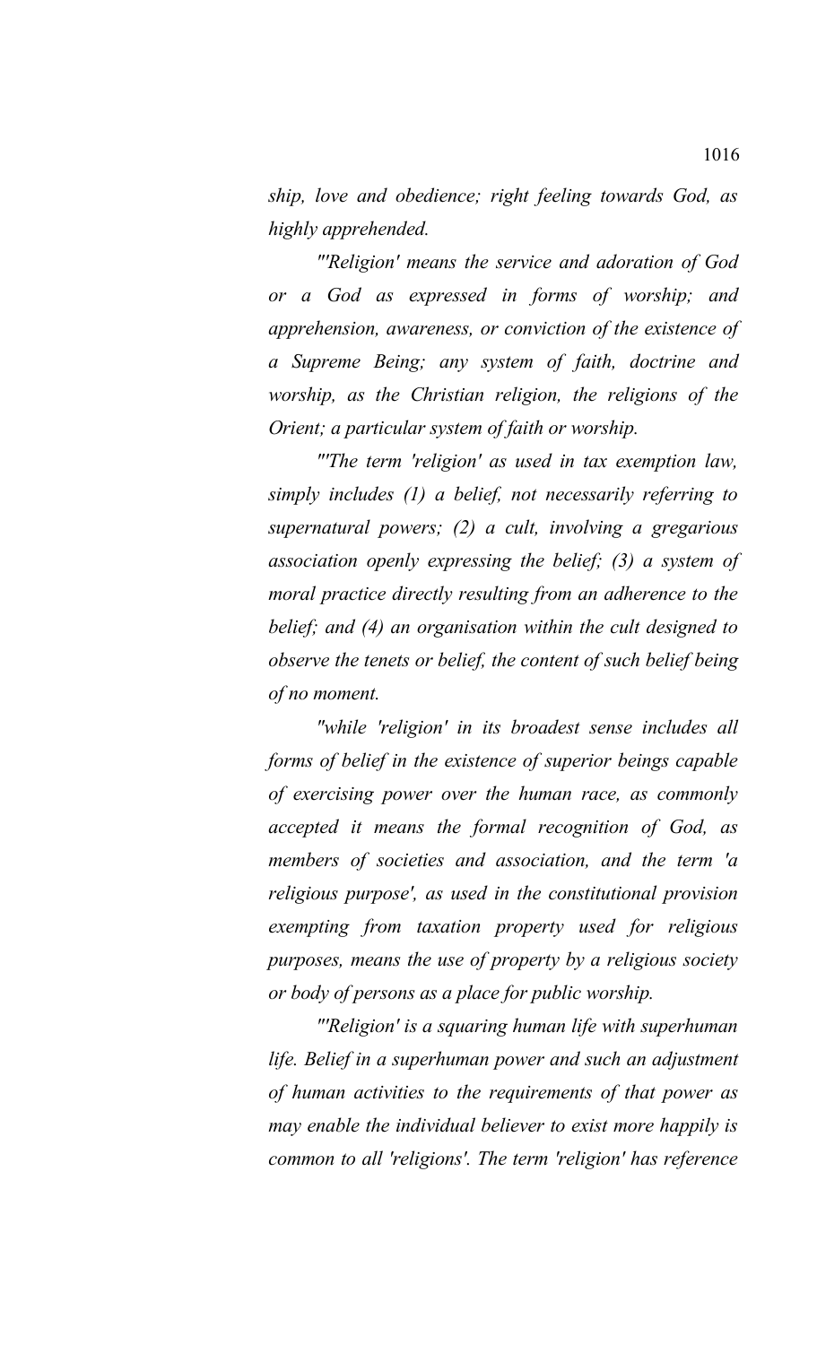*ship, love and obedience; right feeling towards God, as highly apprehended.*

*"'Religion' means the service and adoration of God or a God as expressed in forms of worship; and apprehension, awareness, or conviction of the existence of a Supreme Being; any system of faith, doctrine and worship, as the Christian religion, the religions of the Orient; a particular system of faith or worship.*

*"'The term 'religion' as used in tax exemption law, simply includes (1) a belief, not necessarily referring to supernatural powers; (2) a cult, involving a gregarious association openly expressing the belief; (3) a system of moral practice directly resulting from an adherence to the belief; and (4) an organisation within the cult designed to observe the tenets or belief, the content of such belief being of no moment.*

*"while 'religion' in its broadest sense includes all forms of belief in the existence of superior beings capable of exercising power over the human race, as commonly accepted it means the formal recognition of God, as members of societies and association, and the term 'a religious purpose', as used in the constitutional provision exempting from taxation property used for religious purposes, means the use of property by a religious society or body of persons as a place for public worship.*

*"'Religion' is a squaring human life with superhuman life. Belief in a superhuman power and such an adjustment of human activities to the requirements of that power as may enable the individual believer to exist more happily is common to all 'religions'. The term 'religion' has reference*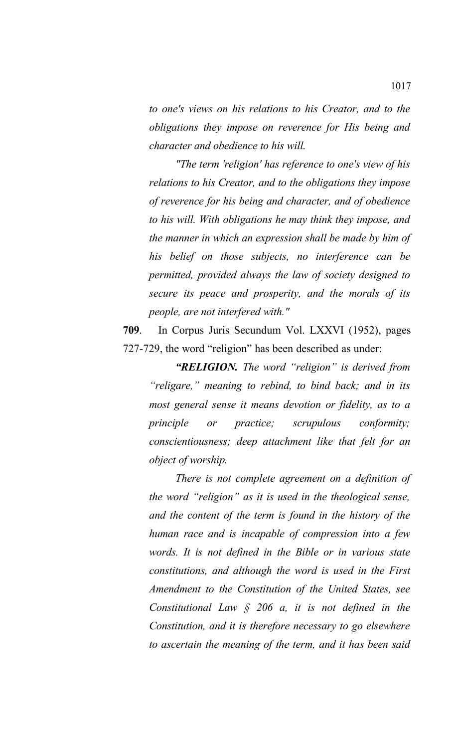*to one's views on his relations to his Creator, and to the obligations they impose on reverence for His being and character and obedience to his will.*

*"The term 'religion' has reference to one's view of his relations to his Creator, and to the obligations they impose of reverence for his being and character, and of obedience to his will. With obligations he may think they impose, and the manner in which an expression shall be made by him of his belief on those subjects, no interference can be permitted, provided always the law of society designed to secure its peace and prosperity, and the morals of its people, are not interfered with."*

**709**. In Corpus Juris Secundum Vol. LXXVI (1952), pages 727-729, the word "religion" has been described as under:

***"RELIGION.*** *The word "religion" is derived from "religare," meaning to rebind, to bind back; and in its most general sense it means devotion or fidelity, as to a principle or practice; scrupulous conformity; conscientiousness; deep attachment like that felt for an object of worship.*

*There is not complete agreement on a definition of the word "religion" as it is used in the theological sense, and the content of the term is found in the history of the human race and is incapable of compression into a few words. It is not defined in the Bible or in various state constitutions, and although the word is used in the First Amendment to the Constitution of the United States, see Constitutional Law § 206 a, it is not defined in the Constitution, and it is therefore necessary to go elsewhere to ascertain the meaning of the term, and it has been said*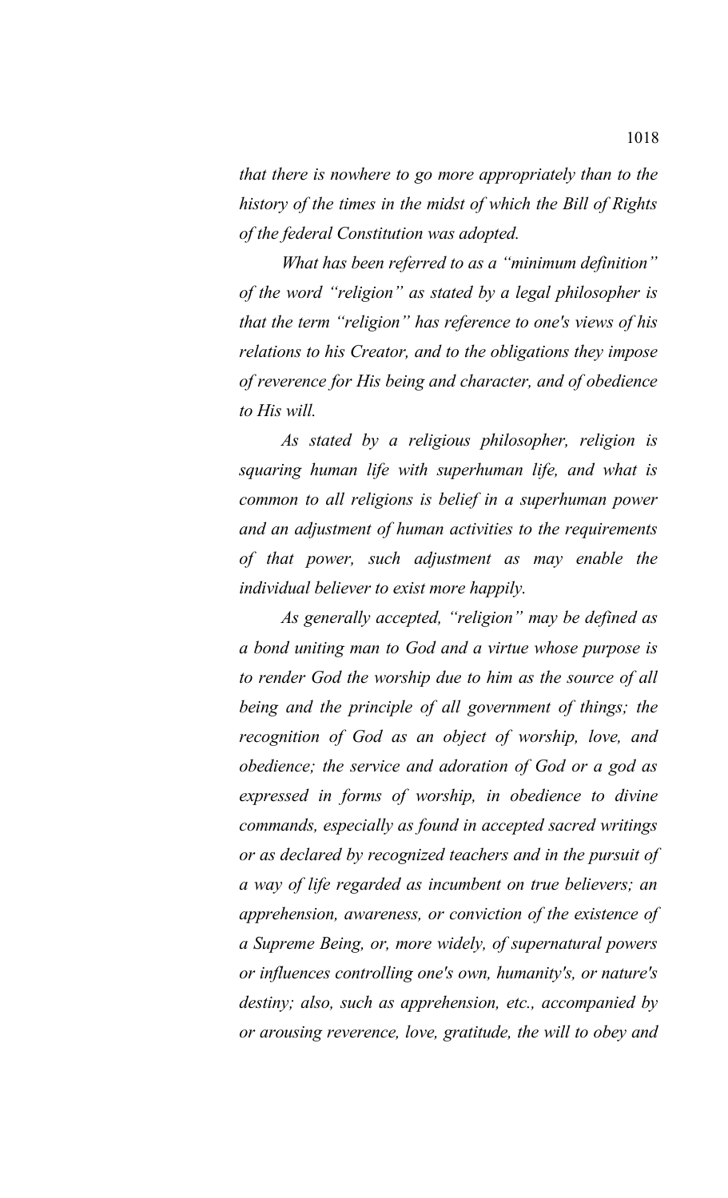*that there is nowhere to go more appropriately than to the history of the times in the midst of which the Bill of Rights of the federal Constitution was adopted.*

*What has been referred to as a "minimum definition" of the word "religion" as stated by a legal philosopher is that the term "religion" has reference to one's views of his relations to his Creator, and to the obligations they impose of reverence for His being and character, and of obedience to His will.*

*As stated by a religious philosopher, religion is squaring human life with superhuman life, and what is common to all religions is belief in a superhuman power and an adjustment of human activities to the requirements of that power, such adjustment as may enable the individual believer to exist more happily.*

*As generally accepted, "religion" may be defined as a bond uniting man to God and a virtue whose purpose is to render God the worship due to him as the source of all being and the principle of all government of things; the recognition of God as an object of worship, love, and obedience; the service and adoration of God or a god as expressed in forms of worship, in obedience to divine commands, especially as found in accepted sacred writings or as declared by recognized teachers and in the pursuit of a way of life regarded as incumbent on true believers; an apprehension, awareness, or conviction of the existence of a Supreme Being, or, more widely, of supernatural powers or influences controlling one's own, humanity's, or nature's destiny; also, such as apprehension, etc., accompanied by or arousing reverence, love, gratitude, the will to obey and*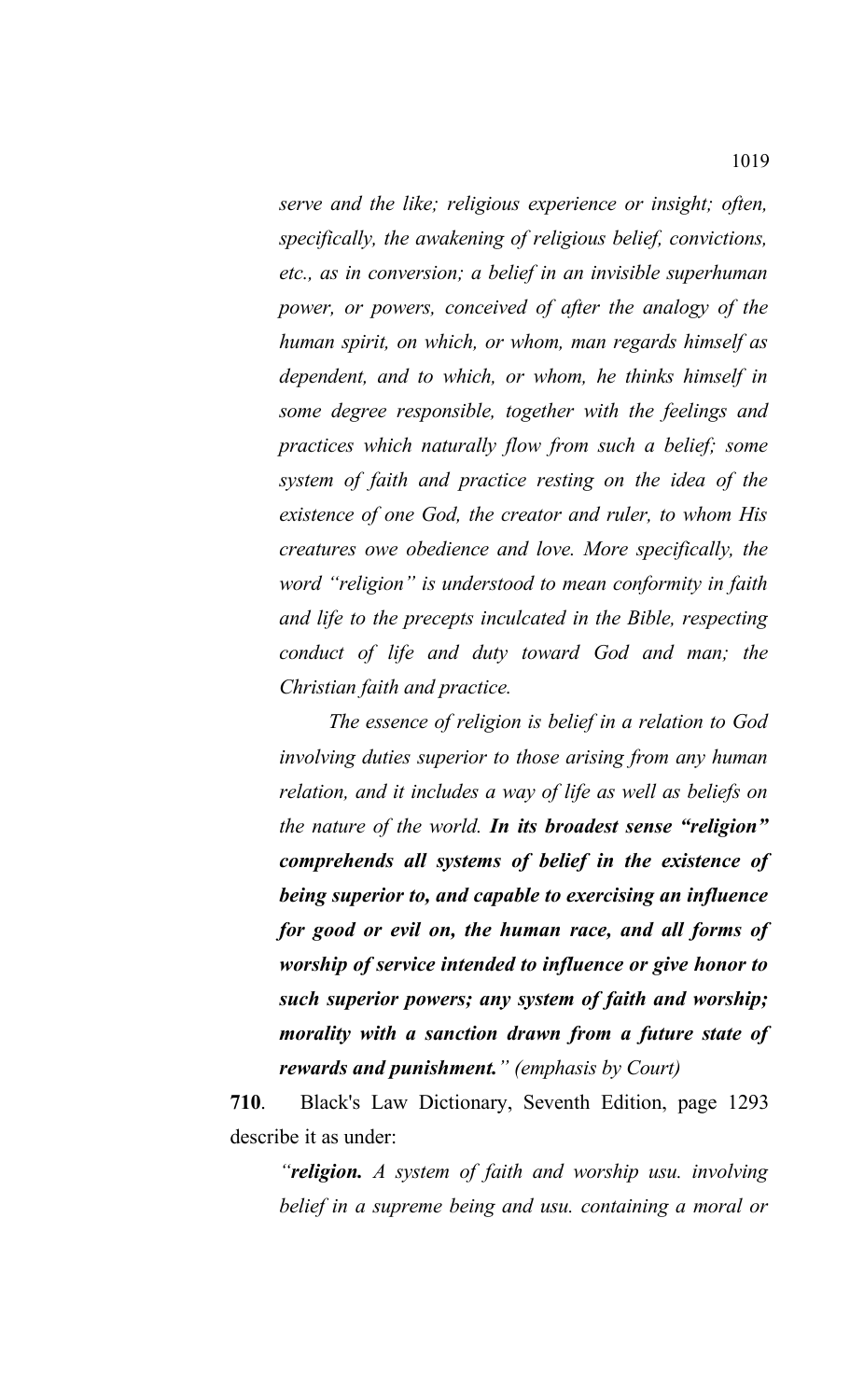*serve and the like; religious experience or insight; often, specifically, the awakening of religious belief, convictions, etc., as in conversion; a belief in an invisible superhuman power, or powers, conceived of after the analogy of the human spirit, on which, or whom, man regards himself as dependent, and to which, or whom, he thinks himself in some degree responsible, together with the feelings and practices which naturally flow from such a belief; some system of faith and practice resting on the idea of the existence of one God, the creator and ruler, to whom His creatures owe obedience and love. More specifically, the word "religion" is understood to mean conformity in faith and life to the precepts inculcated in the Bible, respecting conduct of life and duty toward God and man; the Christian faith and practice.*

*The essence of religion is belief in a relation to God involving duties superior to those arising from any human relation, and it includes a way of life as well as beliefs on the nature of the world.* ***In its broadest sense "religion" comprehends all systems of belief in the existence of being superior to, and capable to exercising an influence for good or evil on, the human race, and all forms of worship of service intended to influence or give honor to such superior powers; any system of faith and worship; morality with a sanction drawn from a future state of rewards and punishment.****" (emphasis by Court)*

**710**. Black's Law Dictionary, Seventh Edition, page 1293 describe it as under:

*"**religion.** A system of faith and worship usu. involving belief in a supreme being and usu. containing a moral or*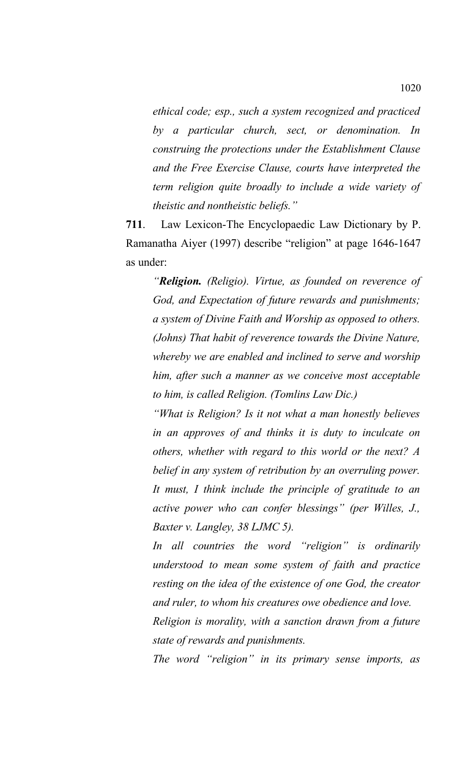*ethical code; esp., such a system recognized and practiced by a particular church, sect, or denomination. In construing the protections under the Establishment Clause and the Free Exercise Clause, courts have interpreted the term religion quite broadly to include a wide variety of theistic and nontheistic beliefs."*

**711**. Law Lexicon-The Encyclopaedic Law Dictionary by P. Ramanatha Aiyer (1997) describe "religion" at page 1646-1647 as under:

*"**Religion.** (Religio). Virtue, as founded on reverence of God, and Expectation of future rewards and punishments; a system of Divine Faith and Worship as opposed to others. (Johns) That habit of reverence towards the Divine Nature, whereby we are enabled and inclined to serve and worship him, after such a manner as we conceive most acceptable to him, is called Religion. (Tomlins Law Dic.)*

*"What is Religion? Is it not what a man honestly believes in an approves of and thinks it is duty to inculcate on others, whether with regard to this world or the next? A belief in any system of retribution by an overruling power. It must, I think include the principle of gratitude to an active power who can confer blessings" (per Willes, J., Baxter v. Langley, 38 LJMC 5).*

*In all countries the word "religion" is ordinarily understood to mean some system of faith and practice resting on the idea of the existence of one God, the creator and ruler, to whom his creatures owe obedience and love.*

*Religion is morality, with a sanction drawn from a future state of rewards and punishments.*

*The word "religion" in its primary sense imports, as*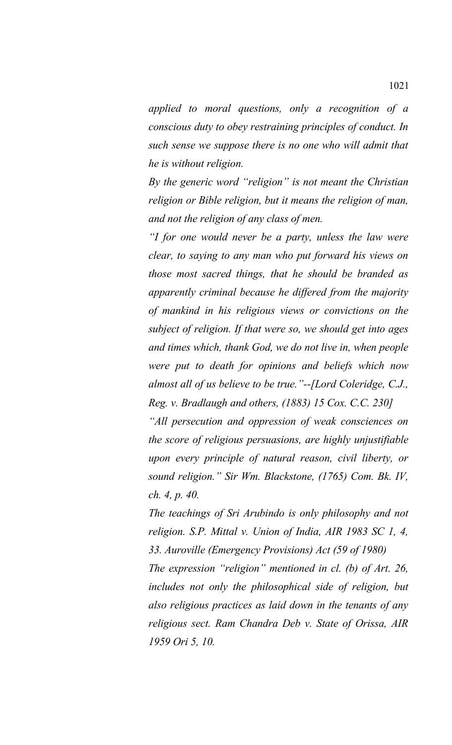*applied to moral questions, only a recognition of a conscious duty to obey restraining principles of conduct. In such sense we suppose there is no one who will admit that he is without religion.*

*By the generic word "religion" is not meant the Christian religion or Bible religion, but it means the religion of man, and not the religion of any class of men.*

*"I for one would never be a party, unless the law were clear, to saying to any man who put forward his views on those most sacred things, that he should be branded as apparently criminal because he differed from the majority of mankind in his religious views or convictions on the subject of religion. If that were so, we should get into ages and times which, thank God, we do not live in, when people were put to death for opinions and beliefs which now almost all of us believe to be true."--[Lord Coleridge, C.J., Reg. v. Bradlaugh and others, (1883) 15 Cox. C.C. 230]*

*"All persecution and oppression of weak consciences on the score of religious persuasions, are highly unjustifiable upon every principle of natural reason, civil liberty, or sound religion." Sir Wm. Blackstone, (1765) Com. Bk. IV, ch. 4, p. 40.*

*The teachings of Sri Arubindo is only philosophy and not religion. S.P. Mittal v. Union of India, AIR 1983 SC 1, 4, 33. Auroville (Emergency Provisions) Act (59 of 1980)*

*The expression "religion" mentioned in cl. (b) of Art. 26, includes not only the philosophical side of religion, but also religious practices as laid down in the tenants of any religious sect. Ram Chandra Deb v. State of Orissa, AIR 1959 Ori 5, 10.*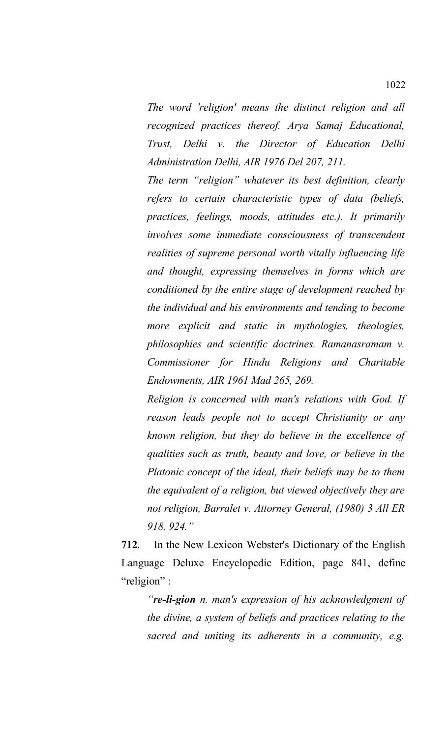*The word 'religion' means the distinct religion and all recognized practices thereof. Arya Samaj Educational, Trust, Delhi v. the Director of Education Delhi Administration Delhi, AIR 1976 Del 207, 211.*

*The term "religion" whatever its best definition, clearly refers to certain characteristic types of data (beliefs, practices, feelings, moods, attitudes etc.). It primarily involves some immediate consciousness of transcendent realities of supreme personal worth vitally influencing life and thought, expressing themselves in forms which are conditioned by the entire stage of development reached by the individual and his environments and tending to become more explicit and static in mythologies, theologies, philosophies and scientific doctrines. Ramanasramam v. Commissioner for Hindu Religions and Charitable Endowments, AIR 1961 Mad 265, 269.*

*Religion is concerned with man's relations with God. If reason leads people not to accept Christianity or any known religion, but they do believe in the excellence of qualities such as truth, beauty and love, or believe in the Platonic concept of the ideal, their beliefs may be to them the equivalent of a religion, but viewed objectively they are not religion, Barralet v. Attorney General, (1980) 3 All ER 918, 924."*

**712**. In the New Lexicon Webster's Dictionary of the English Language Deluxe Encyclopedic Edition, page 841, define "religion" :

*"**re-li-gion** n. man's expression of his acknowledgment of the divine, a system of beliefs and practices relating to the sacred and uniting its adherents in a community, e.g.*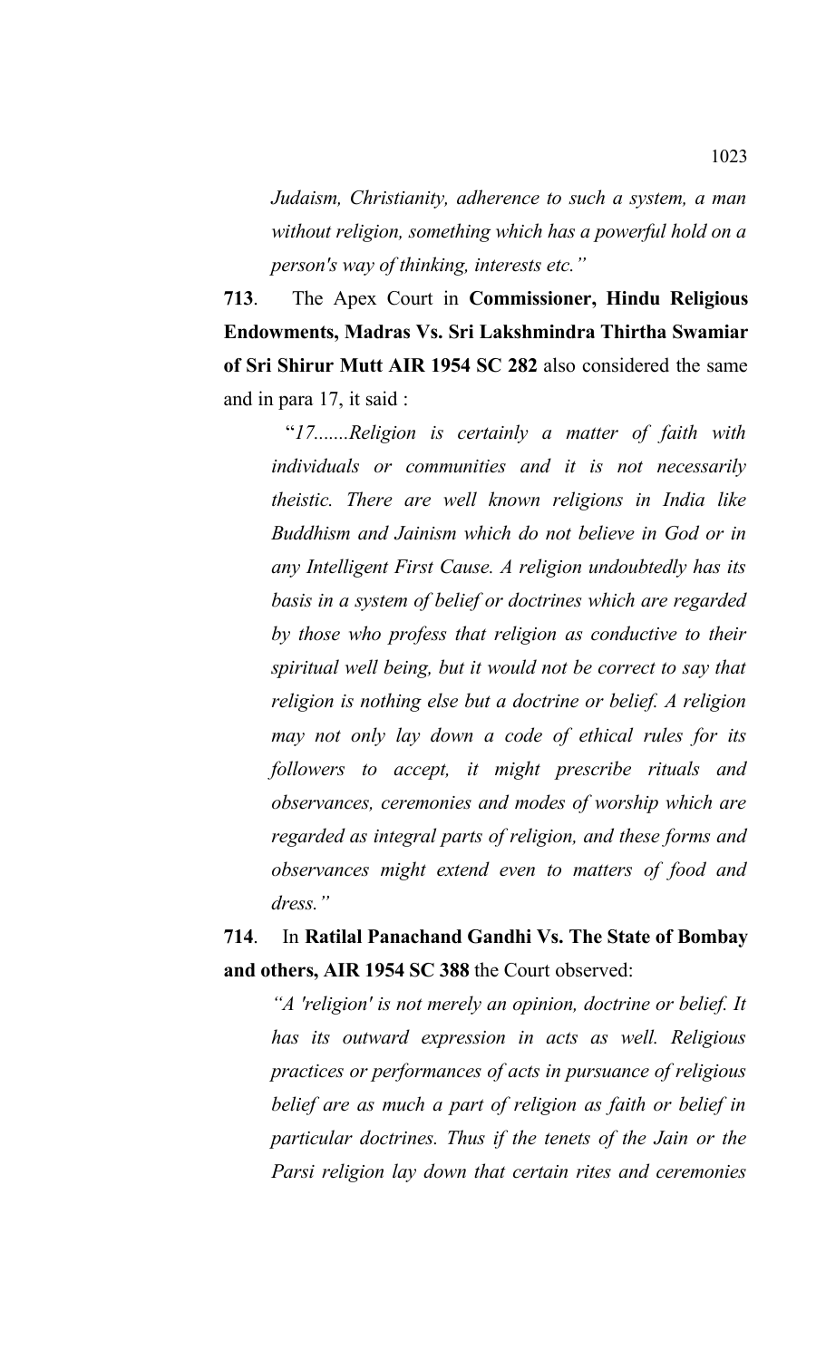*Judaism, Christianity, adherence to such a system, a man without religion, something which has a powerful hold on a person's way of thinking, interests etc."*

**713**. The Apex Court in **Commissioner, Hindu Religious Endowments, Madras Vs. Sri Lakshmindra Thirtha Swamiar of Sri Shirur Mutt AIR 1954 SC 282** also considered the same and in para 17, it said :

> "*17.......Religion is certainly a matter of faith with individuals or communities and it is not necessarily theistic. There are well known religions in India like Buddhism and Jainism which do not believe in God or in any Intelligent First Cause. A religion undoubtedly has its basis in a system of belief or doctrines which are regarded by those who profess that religion as conductive to their spiritual well being, but it would not be correct to say that religion is nothing else but a doctrine or belief. A religion may not only lay down a code of ethical rules for its followers to accept, it might prescribe rituals and observances, ceremonies and modes of worship which are regarded as integral parts of religion, and these forms and observances might extend even to matters of food and dress."*

**714**. In **Ratilal Panachand Gandhi Vs. The State of Bombay and others, AIR 1954 SC 388** the Court observed:

> *"A 'religion' is not merely an opinion, doctrine or belief. It has its outward expression in acts as well. Religious practices or performances of acts in pursuance of religious belief are as much a part of religion as faith or belief in particular doctrines. Thus if the tenets of the Jain or the Parsi religion lay down that certain rites and ceremonies*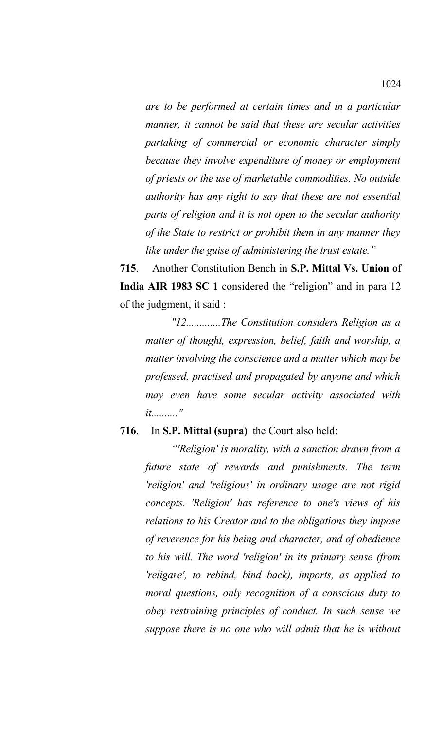*are to be performed at certain times and in a particular manner, it cannot be said that these are secular activities partaking of commercial or economic character simply because they involve expenditure of money or employment of priests or the use of marketable commodities. No outside authority has any right to say that these are not essential parts of religion and it is not open to the secular authority of the State to restrict or prohibit them in any manner they like under the guise of administering the trust estate."*

**715**. Another Constitution Bench in **S.P. Mittal Vs. Union of India AIR 1983 SC 1** considered the "religion" and in para 12 of the judgment, it said :

> *"12............The Constitution considers Religion as a matter of thought, expression, belief, faith and worship, a matter involving the conscience and a matter which may be professed, practised and propagated by anyone and which may even have some secular activity associated with it.........."*

**716**. In **S.P. Mittal (supra)** the Court also held:

> *"'Religion' is morality, with a sanction drawn from a future state of rewards and punishments. The term 'religion' and 'religious' in ordinary usage are not rigid concepts. 'Religion' has reference to one's views of his relations to his Creator and to the obligations they impose of reverence for his being and character, and of obedience to his will. The word 'religion' in its primary sense (from 'religare', to rebind, bind back), imports, as applied to moral questions, only recognition of a conscious duty to obey restraining principles of conduct. In such sense we suppose there is no one who will admit that he is without*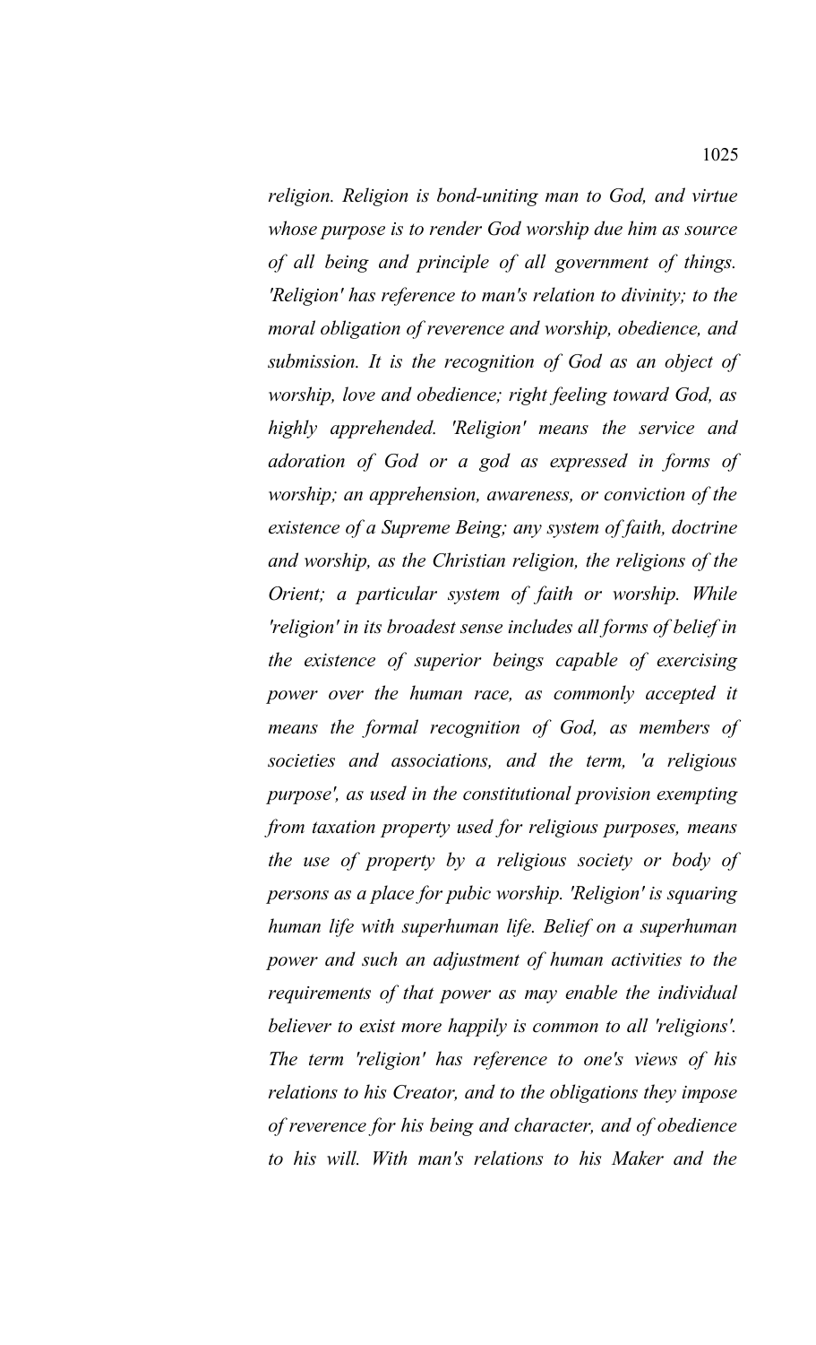*religion. Religion is bond-uniting man to God, and virtue whose purpose is to render God worship due him as source of all being and principle of all government of things. 'Religion' has reference to man's relation to divinity; to the moral obligation of reverence and worship, obedience, and submission. It is the recognition of God as an object of worship, love and obedience; right feeling toward God, as highly apprehended. 'Religion' means the service and adoration of God or a god as expressed in forms of worship; an apprehension, awareness, or conviction of the existence of a Supreme Being; any system of faith, doctrine and worship, as the Christian religion, the religions of the Orient; a particular system of faith or worship. While 'religion' in its broadest sense includes all forms of belief in the existence of superior beings capable of exercising power over the human race, as commonly accepted it means the formal recognition of God, as members of societies and associations, and the term, 'a religious purpose', as used in the constitutional provision exempting from taxation property used for religious purposes, means the use of property by a religious society or body of persons as a place for pubic worship. 'Religion' is squaring human life with superhuman life. Belief on a superhuman power and such an adjustment of human activities to the requirements of that power as may enable the individual believer to exist more happily is common to all 'religions'. The term 'religion' has reference to one's views of his relations to his Creator, and to the obligations they impose of reverence for his being and character, and of obedience to his will. With man's relations to his Maker and the*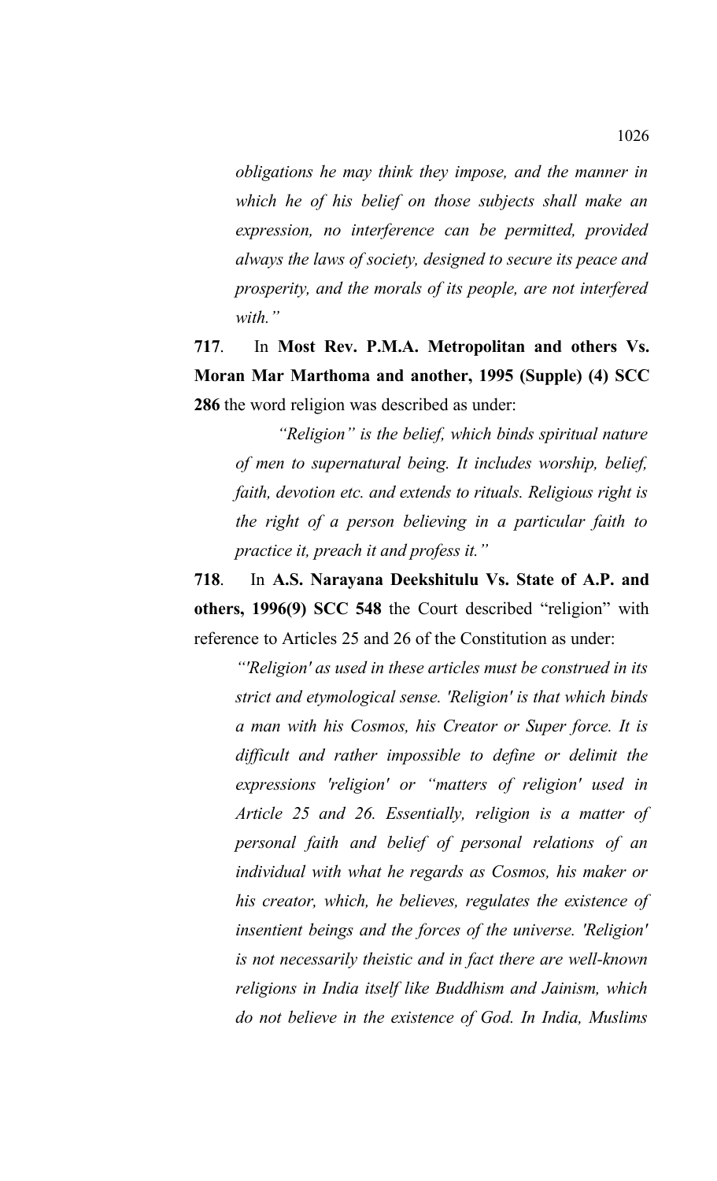*obligations he may think they impose, and the manner in which he of his belief on those subjects shall make an expression, no interference can be permitted, provided always the laws of society, designed to secure its peace and prosperity, and the morals of its people, are not interfered with."*

**717**. In **Most Rev. P.M.A. Metropolitan and others Vs. Moran Mar Marthoma and another, 1995 (Supple) (4) SCC 286** the word religion was described as under:

> *"Religion" is the belief, which binds spiritual nature of men to supernatural being. It includes worship, belief, faith, devotion etc. and extends to rituals. Religious right is the right of a person believing in a particular faith to practice it, preach it and profess it."*

**718**. In **A.S. Narayana Deekshitulu Vs. State of A.P. and others, 1996(9) SCC 548** the Court described "religion" with reference to Articles 25 and 26 of the Constitution as under:

> *"'Religion' as used in these articles must be construed in its strict and etymological sense. 'Religion' is that which binds a man with his Cosmos, his Creator or Super force. It is difficult and rather impossible to define or delimit the expressions 'religion' or "matters of religion' used in Article 25 and 26. Essentially, religion is a matter of personal faith and belief of personal relations of an individual with what he regards as Cosmos, his maker or his creator, which, he believes, regulates the existence of insentient beings and the forces of the universe. 'Religion' is not necessarily theistic and in fact there are well-known religions in India itself like Buddhism and Jainism, which do not believe in the existence of God. In India, Muslims*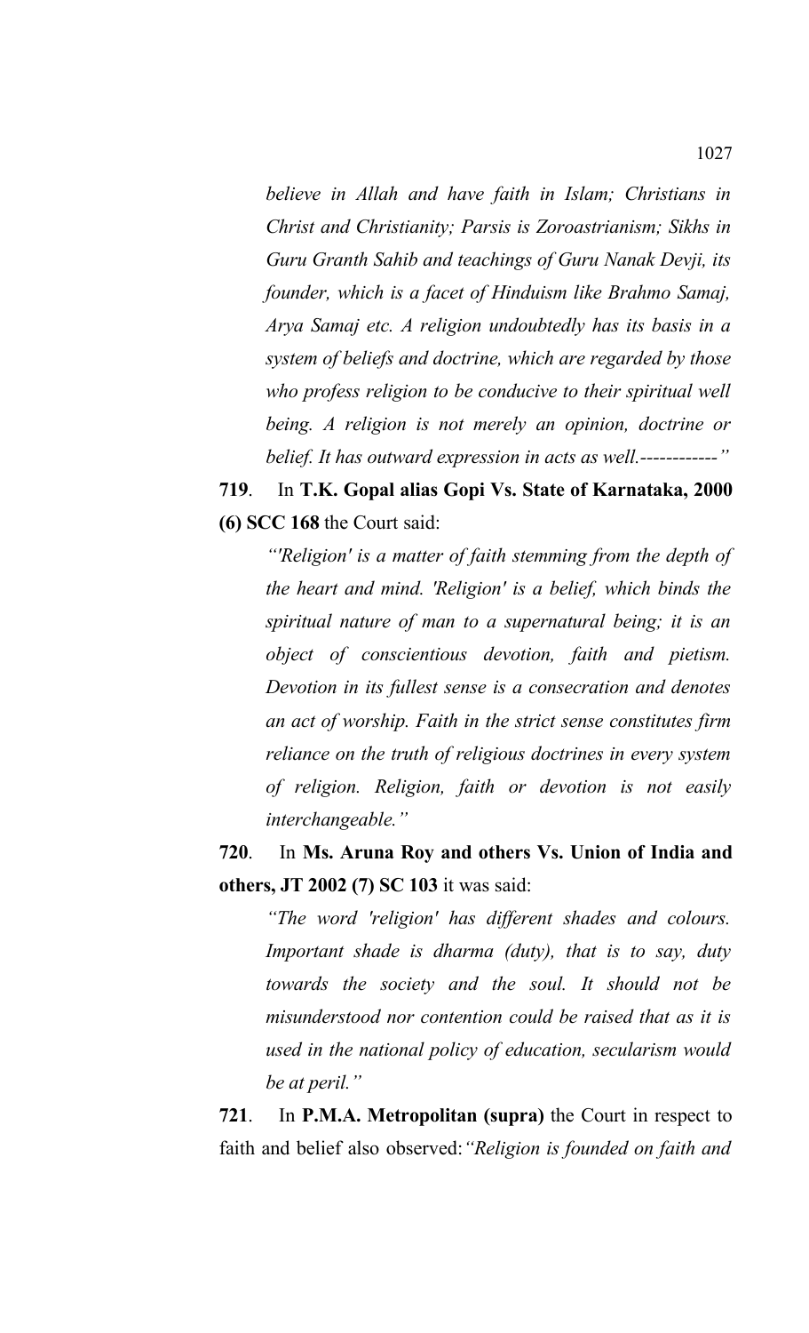*believe in Allah and have faith in Islam; Christians in Christ and Christianity; Parsis is Zoroastrianism; Sikhs in Guru Granth Sahib and teachings of Guru Nanak Devji, its founder, which is a facet of Hinduism like Brahmo Samaj, Arya Samaj etc. A religion undoubtedly has its basis in a system of beliefs and doctrine, which are regarded by those who profess religion to be conducive to their spiritual well being. A religion is not merely an opinion, doctrine or belief. It has outward expression in acts as well.------------"*

**719**. In **T.K. Gopal alias Gopi Vs. State of Karnataka, 2000 (6) SCC 168** the Court said:

*"'Religion' is a matter of faith stemming from the depth of the heart and mind. 'Religion' is a belief, which binds the spiritual nature of man to a supernatural being; it is an object of conscientious devotion, faith and pietism. Devotion in its fullest sense is a consecration and denotes an act of worship. Faith in the strict sense constitutes firm reliance on the truth of religious doctrines in every system of religion. Religion, faith or devotion is not easily interchangeable."*

**720**. In **Ms. Aruna Roy and others Vs. Union of India and others, JT 2002 (7) SC 103** it was said:

*"The word 'religion' has different shades and colours. Important shade is dharma (duty), that is to say, duty towards the society and the soul. It should not be misunderstood nor contention could be raised that as it is used in the national policy of education, secularism would be at peril."*

**721**. In **P.M.A. Metropolitan (supra)** the Court in respect to faith and belief also observed:*"Religion is founded on faith and*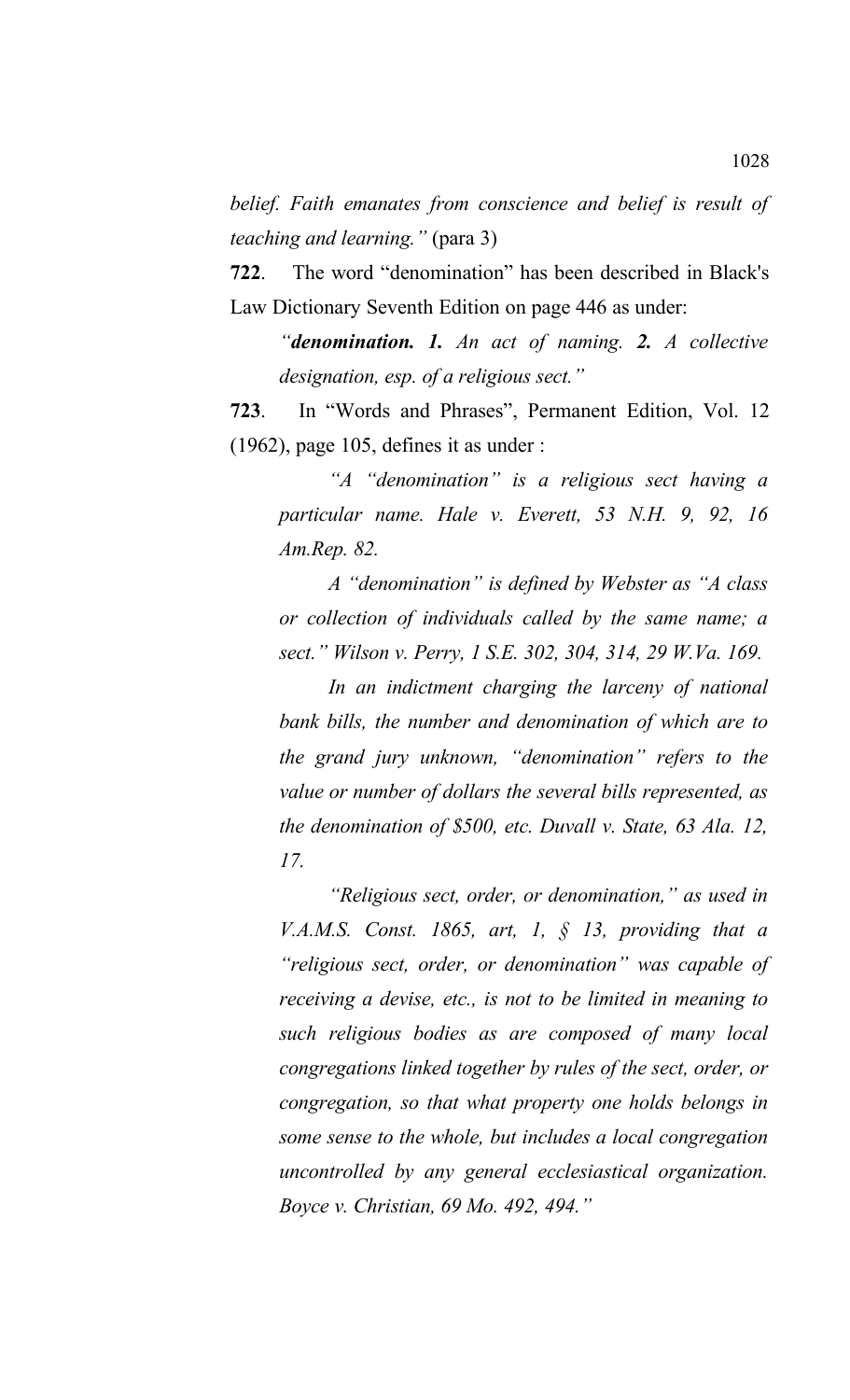*belief. Faith emanates from conscience and belief is result of teaching and learning."* (para 3)

**722**. The word "denomination" has been described in Black's Law Dictionary Seventh Edition on page 446 as under:

> *"**denomination. 1.** An act of naming. **2.** A collective designation, esp. of a religious sect."*

**723**. In "Words and Phrases", Permanent Edition, Vol. 12 (1962), page 105, defines it as under :

> *"A "denomination" is a religious sect having a particular name. Hale v. Everett, 53 N.H. 9, 92, 16 Am.Rep. 82.*
>
> *A "denomination" is defined by Webster as "A class or collection of individuals called by the same name; a sect." Wilson v. Perry, 1 S.E. 302, 304, 314, 29 W.Va. 169.*
>
> *In an indictment charging the larceny of national bank bills, the number and denomination of which are to the grand jury unknown, "denomination" refers to the value or number of dollars the several bills represented, as the denomination of $500, etc. Duvall v. State, 63 Ala. 12, 17.*
>
> *"Religious sect, order, or denomination," as used in V.A.M.S. Const. 1865, art, 1, § 13, providing that a "religious sect, order, or denomination" was capable of receiving a devise, etc., is not to be limited in meaning to such religious bodies as are composed of many local congregations linked together by rules of the sect, order, or congregation, so that what property one holds belongs in some sense to the whole, but includes a local congregation uncontrolled by any general ecclesiastical organization. Boyce v. Christian, 69 Mo. 492, 494."*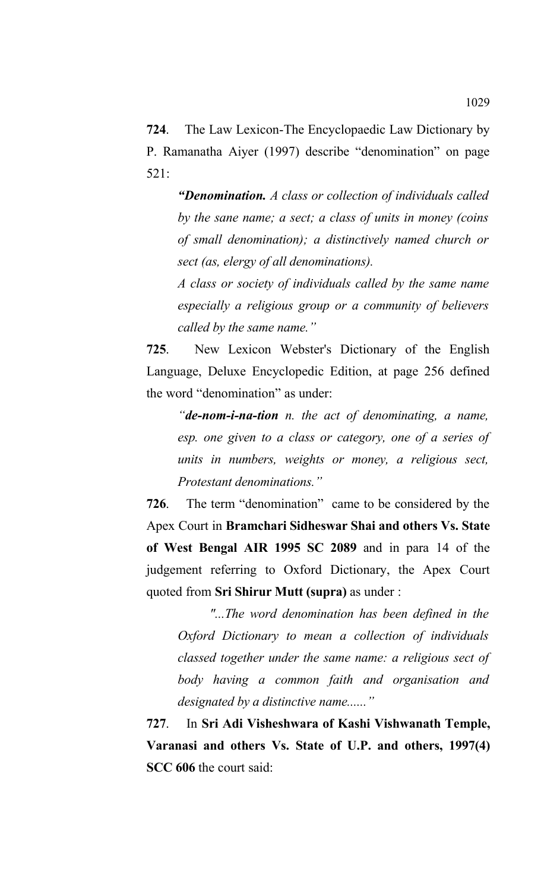**724**. The Law Lexicon-The Encyclopaedic Law Dictionary by P. Ramanatha Aiyer (1997) describe "denomination" on page 521:

> ***"Denomination.*** *A class or collection of individuals called by the sane name; a sect; a class of units in money (coins of small denomination); a distinctively named church or sect (as, elergy of all denominations).*
>
> *A class or society of individuals called by the same name especially a religious group or a community of believers called by the same name."*

**725**. New Lexicon Webster's Dictionary of the English Language, Deluxe Encyclopedic Edition, at page 256 defined the word "denomination" as under:

> *"**de-nom-i-na-tion** n. the act of denominating, a name, esp. one given to a class or category, one of a series of units in numbers, weights or money, a religious sect, Protestant denominations."*

**726**. The term "denomination" came to be considered by the Apex Court in **Bramchari Sidheswar Shai and others Vs. State of West Bengal AIR 1995 SC 2089** and in para 14 of the judgement referring to Oxford Dictionary, the Apex Court quoted from **Sri Shirur Mutt (supra)** as under :

> *"...The word denomination has been defined in the Oxford Dictionary to mean a collection of individuals classed together under the same name: a religious sect of body having a common faith and organisation and designated by a distinctive name......"*

**727**. In **Sri Adi Visheshwara of Kashi Vishwanath Temple, Varanasi and others Vs. State of U.P. and others, 1997(4) SCC 606** the court said: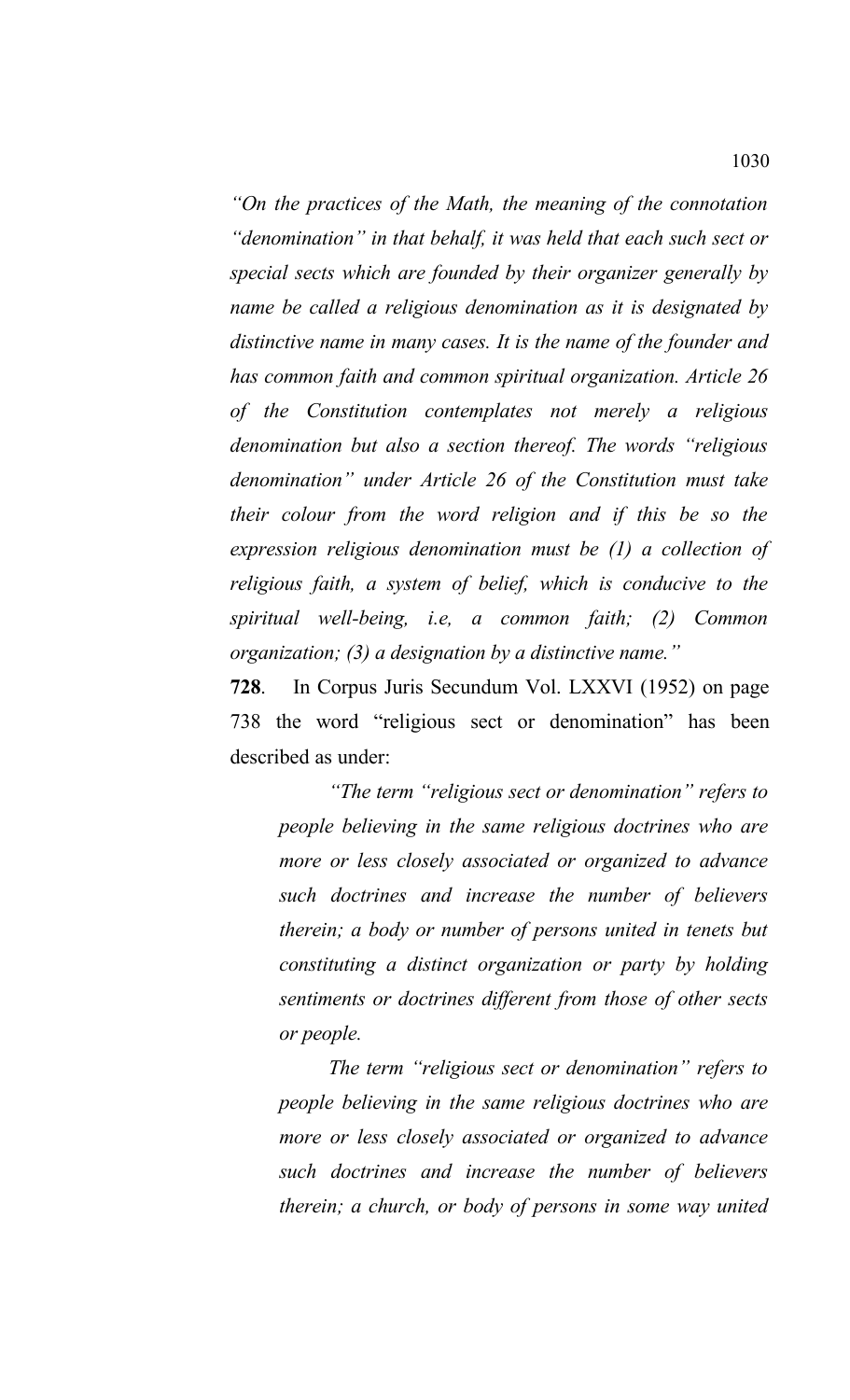*"On the practices of the Math, the meaning of the connotation "denomination" in that behalf, it was held that each such sect or special sects which are founded by their organizer generally by name be called a religious denomination as it is designated by distinctive name in many cases. It is the name of the founder and has common faith and common spiritual organization. Article 26 of the Constitution contemplates not merely a religious denomination but also a section thereof. The words "religious denomination" under Article 26 of the Constitution must take their colour from the word religion and if this be so the expression religious denomination must be (1) a collection of religious faith, a system of belief, which is conducive to the spiritual well-being, i.e, a common faith; (2) Common organization; (3) a designation by a distinctive name."*

**728**. In Corpus Juris Secundum Vol. LXXVI (1952) on page 738 the word "religious sect or denomination" has been described as under:

> *"The term "religious sect or denomination" refers to people believing in the same religious doctrines who are more or less closely associated or organized to advance such doctrines and increase the number of believers therein; a body or number of persons united in tenets but constituting a distinct organization or party by holding sentiments or doctrines different from those of other sects or people.*
>
> *The term "religious sect or denomination" refers to people believing in the same religious doctrines who are more or less closely associated or organized to advance such doctrines and increase the number of believers therein; a church, or body of persons in some way united*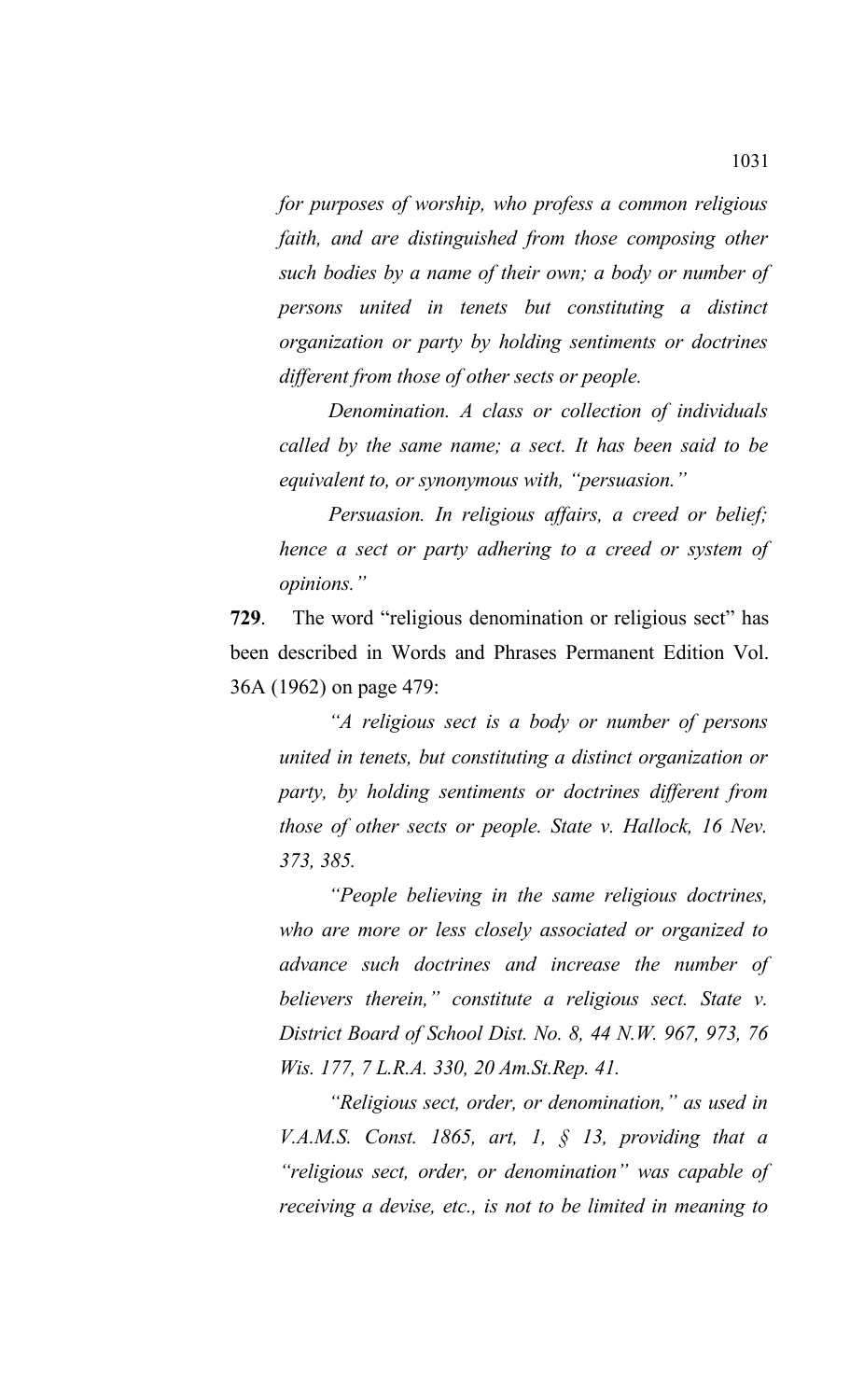*for purposes of worship, who profess a common religious faith, and are distinguished from those composing other such bodies by a name of their own; a body or number of persons united in tenets but constituting a distinct organization or party by holding sentiments or doctrines different from those of other sects or people.*

*Denomination. A class or collection of individuals called by the same name; a sect. It has been said to be equivalent to, or synonymous with, "persuasion."*

*Persuasion. In religious affairs, a creed or belief; hence a sect or party adhering to a creed or system of opinions."*

**729**. The word "religious denomination or religious sect" has been described in Words and Phrases Permanent Edition Vol. 36A (1962) on page 479:

*"A religious sect is a body or number of persons united in tenets, but constituting a distinct organization or party, by holding sentiments or doctrines different from those of other sects or people. State v. Hallock, 16 Nev. 373, 385.*

*"People believing in the same religious doctrines, who are more or less closely associated or organized to advance such doctrines and increase the number of believers therein," constitute a religious sect. State v. District Board of School Dist. No. 8, 44 N.W. 967, 973, 76 Wis. 177, 7 L.R.A. 330, 20 Am.St.Rep. 41.*

*"Religious sect, order, or denomination," as used in V.A.M.S. Const. 1865, art, 1, § 13, providing that a "religious sect, order, or denomination" was capable of receiving a devise, etc., is not to be limited in meaning to*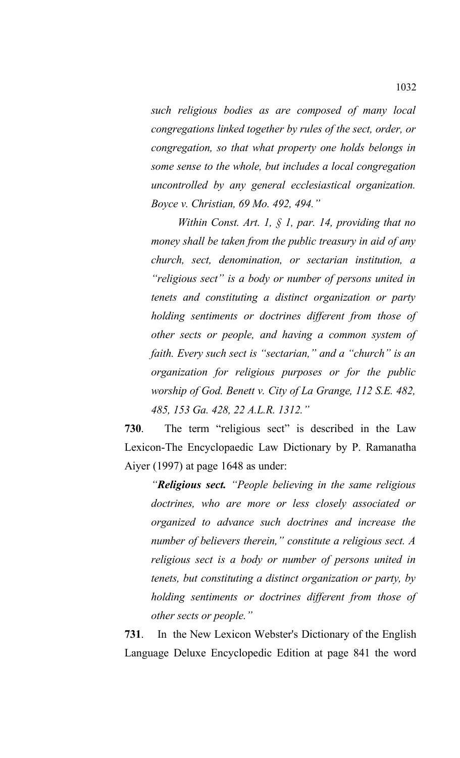*such religious bodies as are composed of many local congregations linked together by rules of the sect, order, or congregation, so that what property one holds belongs in some sense to the whole, but includes a local congregation uncontrolled by any general ecclesiastical organization. Boyce v. Christian, 69 Mo. 492, 494."*

*Within Const. Art. 1, § 1, par. 14, providing that no money shall be taken from the public treasury in aid of any church, sect, denomination, or sectarian institution, a "religious sect" is a body or number of persons united in tenets and constituting a distinct organization or party holding sentiments or doctrines different from those of other sects or people, and having a common system of faith. Every such sect is "sectarian," and a "church" is an organization for religious purposes or for the public worship of God. Benett v. City of La Grange, 112 S.E. 482, 485, 153 Ga. 428, 22 A.L.R. 1312."*

**730**. The term "religious sect" is described in the Law Lexicon-The Encyclopaedic Law Dictionary by P. Ramanatha Aiyer (1997) at page 1648 as under:

*"**Religious sect.** "People believing in the same religious doctrines, who are more or less closely associated or organized to advance such doctrines and increase the number of believers therein," constitute a religious sect. A religious sect is a body or number of persons united in tenets, but constituting a distinct organization or party, by holding sentiments or doctrines different from those of other sects or people."*

**731**. In the New Lexicon Webster's Dictionary of the English Language Deluxe Encyclopedic Edition at page 841 the word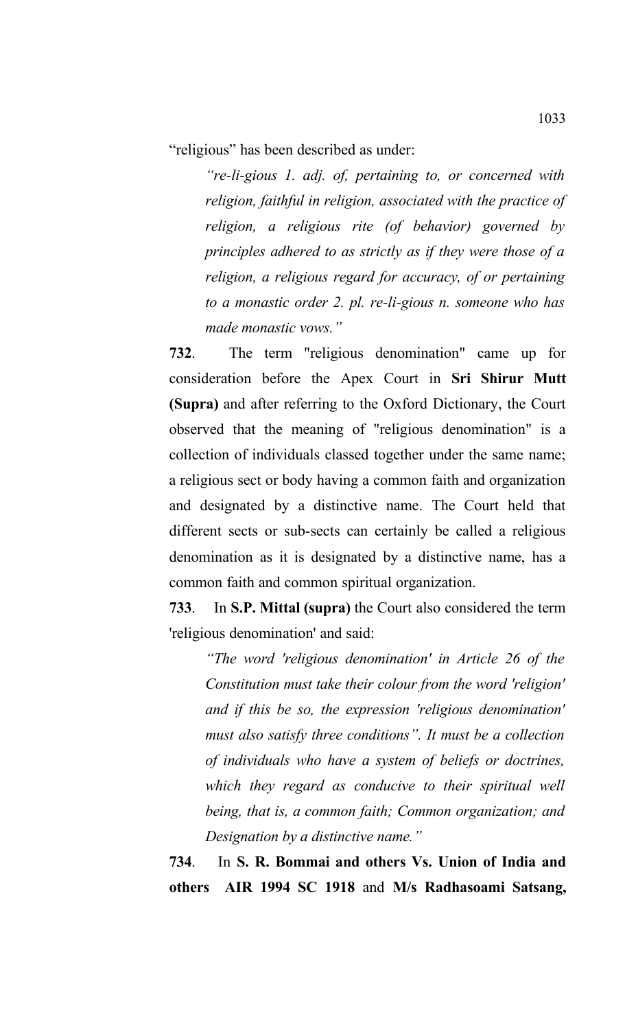"religious" has been described as under:

> *"re-li-gious 1. adj. of, pertaining to, or concerned with religion, faithful in religion, associated with the practice of religion, a religious rite (of behavior) governed by principles adhered to as strictly as if they were those of a religion, a religious regard for accuracy, of or pertaining to a monastic order 2. pl. re-li-gious n. someone who has made monastic vows."*

**732**. The term "religious denomination" came up for consideration before the Apex Court in **Sri Shirur Mutt (Supra)** and after referring to the Oxford Dictionary, the Court observed that the meaning of "religious denomination" is a collection of individuals classed together under the same name; a religious sect or body having a common faith and organization and designated by a distinctive name. The Court held that different sects or sub-sects can certainly be called a religious denomination as it is designated by a distinctive name, has a common faith and common spiritual organization.

**733**. In **S.P. Mittal (supra)** the Court also considered the term 'religious denomination' and said:

> *"The word 'religious denomination' in Article 26 of the Constitution must take their colour from the word 'religion' and if this be so, the expression 'religious denomination' must also satisfy three conditions". It must be a collection of individuals who have a system of beliefs or doctrines, which they regard as conducive to their spiritual well being, that is, a common faith; Common organization; and Designation by a distinctive name."*

**734**. In **S. R. Bommai and others Vs. Union of India and others AIR 1994 SC 1918** and **M/s Radhasoami Satsang,**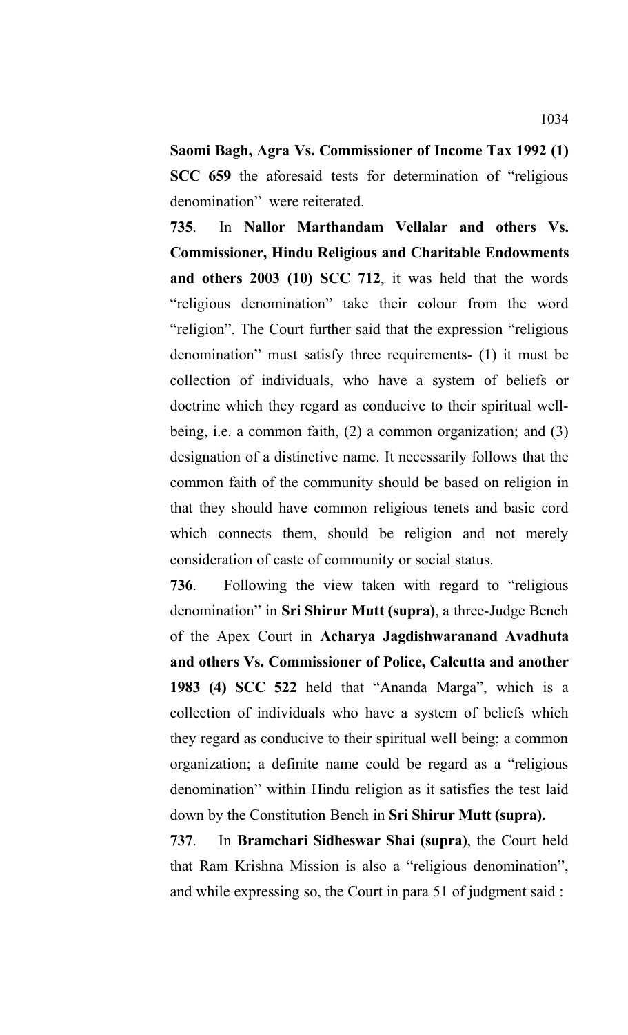**Saomi Bagh, Agra Vs. Commissioner of Income Tax 1992 (1) SCC 659** the aforesaid tests for determination of "religious denomination" were reiterated.

**735**. In **Nallor Marthandam Vellalar and others Vs. Commissioner, Hindu Religious and Charitable Endowments and others 2003 (10) SCC 712**, it was held that the words "religious denomination" take their colour from the word "religion". The Court further said that the expression "religious denomination" must satisfy three requirements- (1) it must be collection of individuals, who have a system of beliefs or doctrine which they regard as conducive to their spiritual well-being, i.e. a common faith, (2) a common organization; and (3) designation of a distinctive name. It necessarily follows that the common faith of the community should be based on religion in that they should have common religious tenets and basic cord which connects them, should be religion and not merely consideration of caste of community or social status.

**736**. Following the view taken with regard to "religious denomination" in **Sri Shirur Mutt (supra)**, a three-Judge Bench of the Apex Court in **Acharya Jagdishwaranand Avadhuta and others Vs. Commissioner of Police, Calcutta and another 1983 (4) SCC 522** held that "Ananda Marga", which is a collection of individuals who have a system of beliefs which they regard as conducive to their spiritual well being; a common organization; a definite name could be regard as a "religious denomination" within Hindu religion as it satisfies the test laid down by the Constitution Bench in **Sri Shirur Mutt (supra).**

**737**. In **Bramchari Sidheswar Shai (supra)**, the Court held that Ram Krishna Mission is also a "religious denomination", and while expressing so, the Court in para 51 of judgment said :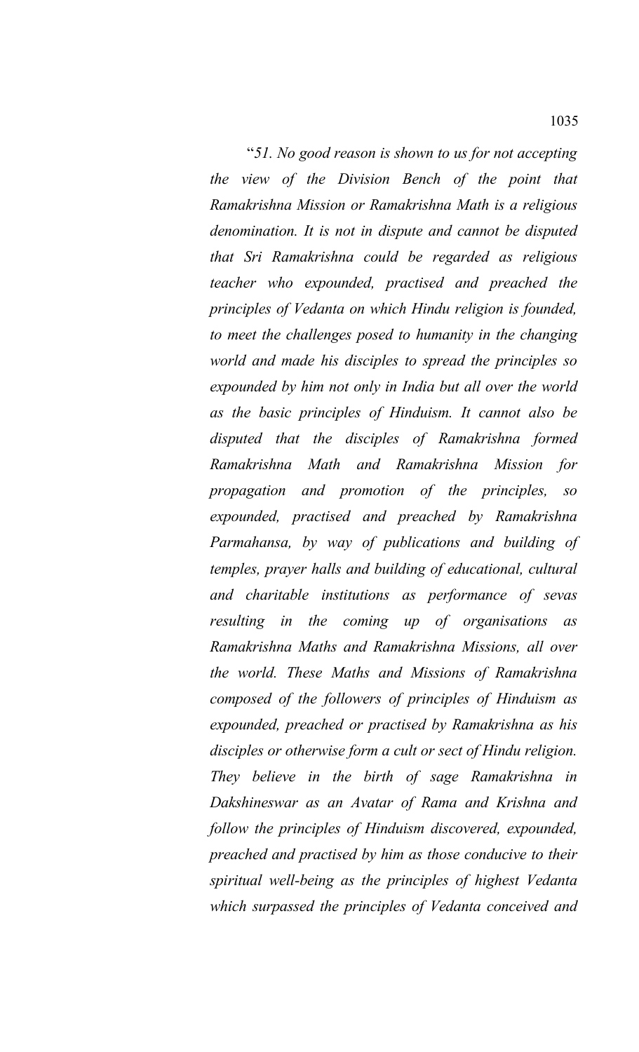"*51. No good reason is shown to us for not accepting the view of the Division Bench of the point that Ramakrishna Mission or Ramakrishna Math is a religious denomination. It is not in dispute and cannot be disputed that Sri Ramakrishna could be regarded as religious teacher who expounded, practised and preached the principles of Vedanta on which Hindu religion is founded, to meet the challenges posed to humanity in the changing world and made his disciples to spread the principles so expounded by him not only in India but all over the world as the basic principles of Hinduism. It cannot also be disputed that the disciples of Ramakrishna formed Ramakrishna Math and Ramakrishna Mission for propagation and promotion of the principles, so expounded, practised and preached by Ramakrishna Parmahansa, by way of publications and building of temples, prayer halls and building of educational, cultural and charitable institutions as performance of sevas resulting in the coming up of organisations as Ramakrishna Maths and Ramakrishna Missions, all over the world. These Maths and Missions of Ramakrishna composed of the followers of principles of Hinduism as expounded, preached or practised by Ramakrishna as his disciples or otherwise form a cult or sect of Hindu religion. They believe in the birth of sage Ramakrishna in Dakshineswar as an Avatar of Rama and Krishna and follow the principles of Hinduism discovered, expounded, preached and practised by him as those conducive to their spiritual well-being as the principles of highest Vedanta which surpassed the principles of Vedanta conceived and*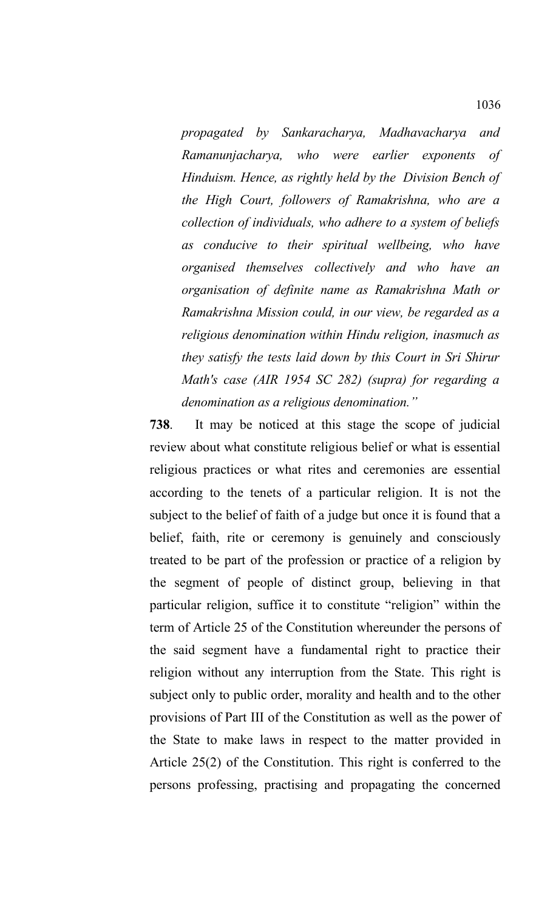*propagated by Sankaracharya, Madhavacharya and Ramanunjacharya, who were earlier exponents of Hinduism. Hence, as rightly held by the Division Bench of the High Court, followers of Ramakrishna, who are a collection of individuals, who adhere to a system of beliefs as conducive to their spiritual wellbeing, who have organised themselves collectively and who have an organisation of definite name as Ramakrishna Math or Ramakrishna Mission could, in our view, be regarded as a religious denomination within Hindu religion, inasmuch as they satisfy the tests laid down by this Court in Sri Shirur Math's case (AIR 1954 SC 282) (supra) for regarding a denomination as a religious denomination."*

**738**. It may be noticed at this stage the scope of judicial review about what constitute religious belief or what is essential religious practices or what rites and ceremonies are essential according to the tenets of a particular religion. It is not the subject to the belief of faith of a judge but once it is found that a belief, faith, rite or ceremony is genuinely and consciously treated to be part of the profession or practice of a religion by the segment of people of distinct group, believing in that particular religion, suffice it to constitute "religion" within the term of Article 25 of the Constitution whereunder the persons of the said segment have a fundamental right to practice their religion without any interruption from the State. This right is subject only to public order, morality and health and to the other provisions of Part III of the Constitution as well as the power of the State to make laws in respect to the matter provided in Article 25(2) of the Constitution. This right is conferred to the persons professing, practising and propagating the concerned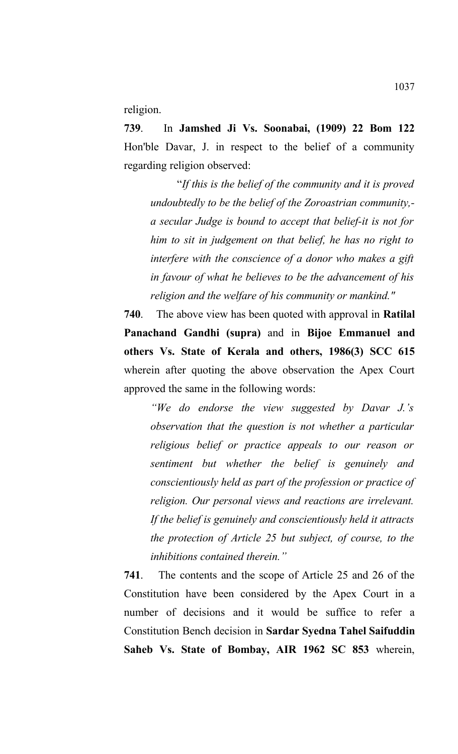religion.

**739**. In **Jamshed Ji Vs. Soonabai, (1909) 22 Bom 122** Hon'ble Davar, J. in respect to the belief of a community regarding religion observed:

> "*If this is the belief of the community and it is proved undoubtedly to be the belief of the Zoroastrian community,- a secular Judge is bound to accept that belief-it is not for him to sit in judgement on that belief, he has no right to interfere with the conscience of a donor who makes a gift in favour of what he believes to be the advancement of his religion and the welfare of his community or mankind."*

**740**. The above view has been quoted with approval in **Ratilal Panachand Gandhi (supra)** and in **Bijoe Emmanuel and others Vs. State of Kerala and others, 1986(3) SCC 615** wherein after quoting the above observation the Apex Court approved the same in the following words:

> *"We do endorse the view suggested by Davar J.'s observation that the question is not whether a particular religious belief or practice appeals to our reason or sentiment but whether the belief is genuinely and conscientiously held as part of the profession or practice of religion. Our personal views and reactions are irrelevant. If the belief is genuinely and conscientiously held it attracts the protection of Article 25 but subject, of course, to the inhibitions contained therein."*

**741**. The contents and the scope of Article 25 and 26 of the Constitution have been considered by the Apex Court in a number of decisions and it would be suffice to refer a Constitution Bench decision in **Sardar Syedna Tahel Saifuddin Saheb Vs. State of Bombay, AIR 1962 SC 853** wherein,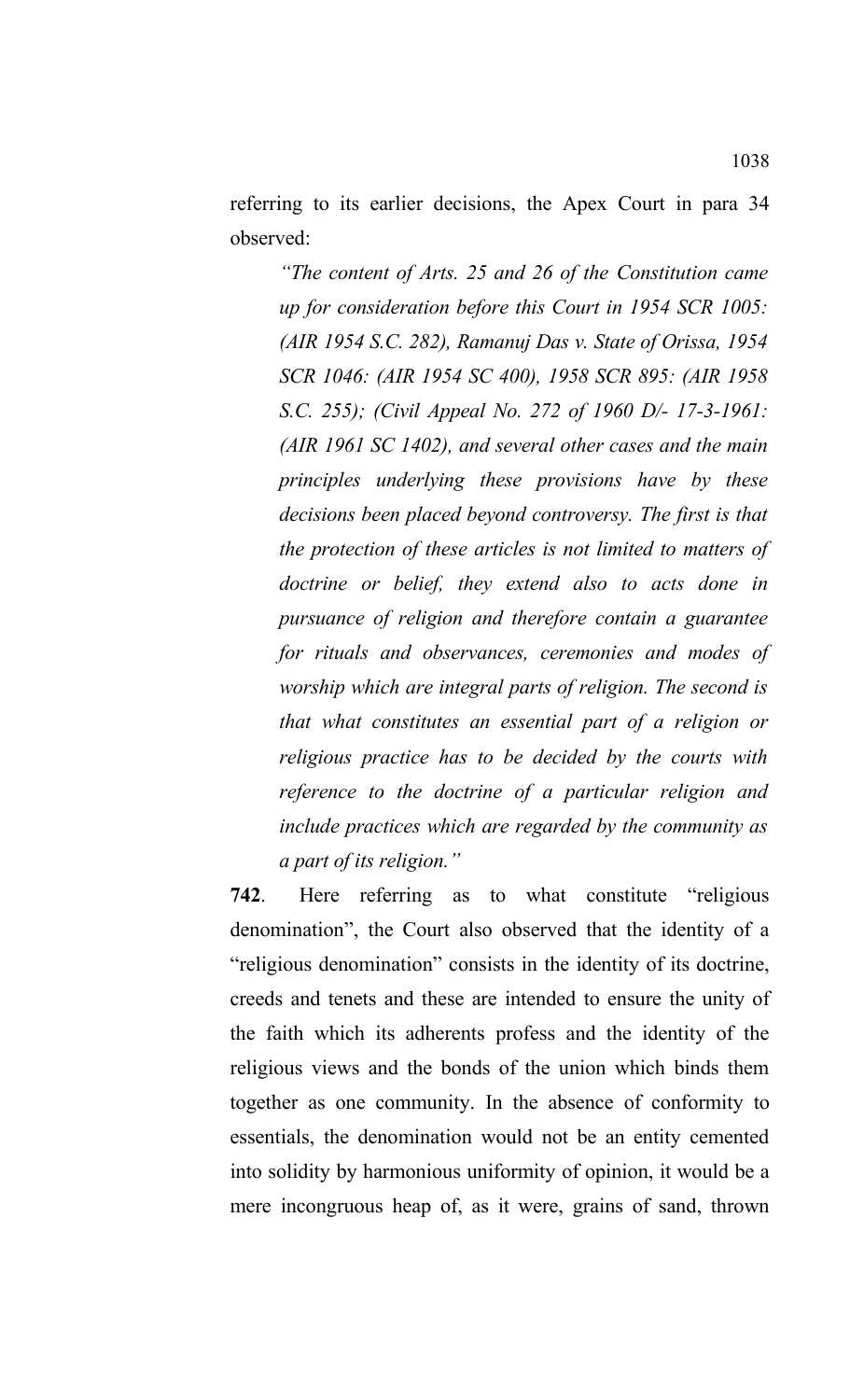referring to its earlier decisions, the Apex Court in para 34 observed:

> *"The content of Arts. 25 and 26 of the Constitution came up for consideration before this Court in 1954 SCR 1005: (AIR 1954 S.C. 282), Ramanuj Das v. State of Orissa, 1954 SCR 1046: (AIR 1954 SC 400), 1958 SCR 895: (AIR 1958 S.C. 255); (Civil Appeal No. 272 of 1960 D/- 17-3-1961: (AIR 1961 SC 1402), and several other cases and the main principles underlying these provisions have by these decisions been placed beyond controversy. The first is that the protection of these articles is not limited to matters of doctrine or belief, they extend also to acts done in pursuance of religion and therefore contain a guarantee for rituals and observances, ceremonies and modes of worship which are integral parts of religion. The second is that what constitutes an essential part of a religion or religious practice has to be decided by the courts with reference to the doctrine of a particular religion and include practices which are regarded by the community as a part of its religion."*

**742**. Here referring as to what constitute "religious denomination", the Court also observed that the identity of a "religious denomination" consists in the identity of its doctrine, creeds and tenets and these are intended to ensure the unity of the faith which its adherents profess and the identity of the religious views and the bonds of the union which binds them together as one community. In the absence of conformity to essentials, the denomination would not be an entity cemented into solidity by harmonious uniformity of opinion, it would be a mere incongruous heap of, as it were, grains of sand, thrown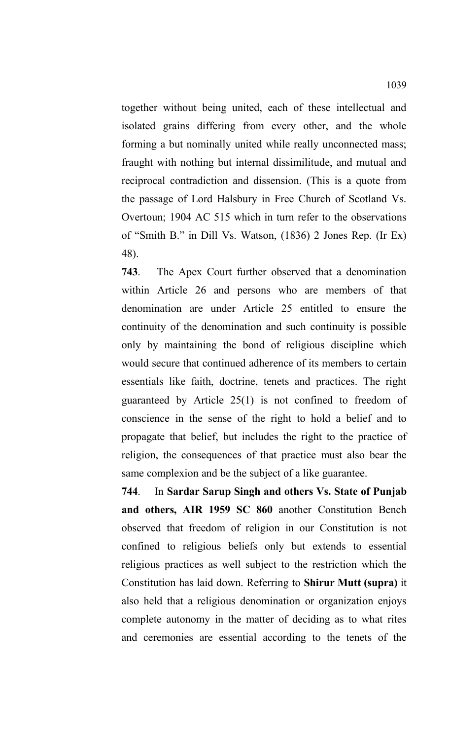together without being united, each of these intellectual and isolated grains differing from every other, and the whole forming a but nominally united while really unconnected mass; fraught with nothing but internal dissimilitude, and mutual and reciprocal contradiction and dissension. (This is a quote from the passage of Lord Halsbury in Free Church of Scotland Vs. Overtoun; 1904 AC 515 which in turn refer to the observations of "Smith B." in Dill Vs. Watson, (1836) 2 Jones Rep. (Ir Ex) 48).

**743**. The Apex Court further observed that a denomination within Article 26 and persons who are members of that denomination are under Article 25 entitled to ensure the continuity of the denomination and such continuity is possible only by maintaining the bond of religious discipline which would secure that continued adherence of its members to certain essentials like faith, doctrine, tenets and practices. The right guaranteed by Article 25(1) is not confined to freedom of conscience in the sense of the right to hold a belief and to propagate that belief, but includes the right to the practice of religion, the consequences of that practice must also bear the same complexion and be the subject of a like guarantee.

**744**. In **Sardar Sarup Singh and others Vs. State of Punjab and others, AIR 1959 SC 860** another Constitution Bench observed that freedom of religion in our Constitution is not confined to religious beliefs only but extends to essential religious practices as well subject to the restriction which the Constitution has laid down. Referring to **Shirur Mutt (supra)** it also held that a religious denomination or organization enjoys complete autonomy in the matter of deciding as to what rites and ceremonies are essential according to the tenets of the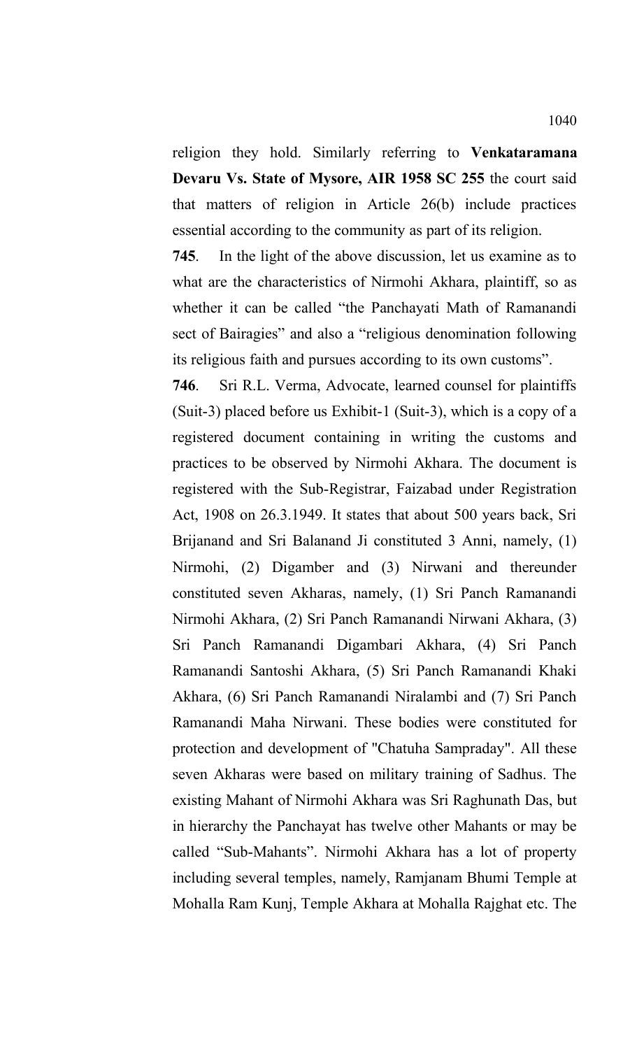religion they hold. Similarly referring to **Venkataramana Devaru Vs. State of Mysore, AIR 1958 SC 255** the court said that matters of religion in Article 26(b) include practices essential according to the community as part of its religion.

**745**. In the light of the above discussion, let us examine as to what are the characteristics of Nirmohi Akhara, plaintiff, so as whether it can be called "the Panchayati Math of Ramanandi sect of Bairagies" and also a "religious denomination following its religious faith and pursues according to its own customs".

**746**. Sri R.L. Verma, Advocate, learned counsel for plaintiffs (Suit-3) placed before us Exhibit-1 (Suit-3), which is a copy of a registered document containing in writing the customs and practices to be observed by Nirmohi Akhara. The document is registered with the Sub-Registrar, Faizabad under Registration Act, 1908 on 26.3.1949. It states that about 500 years back, Sri Brijanand and Sri Balanand Ji constituted 3 Anni, namely, (1) Nirmohi, (2) Digamber and (3) Nirwani and thereunder constituted seven Akharas, namely, (1) Sri Panch Ramanandi Nirmohi Akhara, (2) Sri Panch Ramanandi Nirwani Akhara, (3) Sri Panch Ramanandi Digambari Akhara, (4) Sri Panch Ramanandi Santoshi Akhara, (5) Sri Panch Ramanandi Khaki Akhara, (6) Sri Panch Ramanandi Niralambi and (7) Sri Panch Ramanandi Maha Nirwani. These bodies were constituted for protection and development of "Chatuha Sampraday". All these seven Akharas were based on military training of Sadhus. The existing Mahant of Nirmohi Akhara was Sri Raghunath Das, but in hierarchy the Panchayat has twelve other Mahants or may be called "Sub-Mahants". Nirmohi Akhara has a lot of property including several temples, namely, Ramjanam Bhumi Temple at Mohalla Ram Kunj, Temple Akhara at Mohalla Rajghat etc. The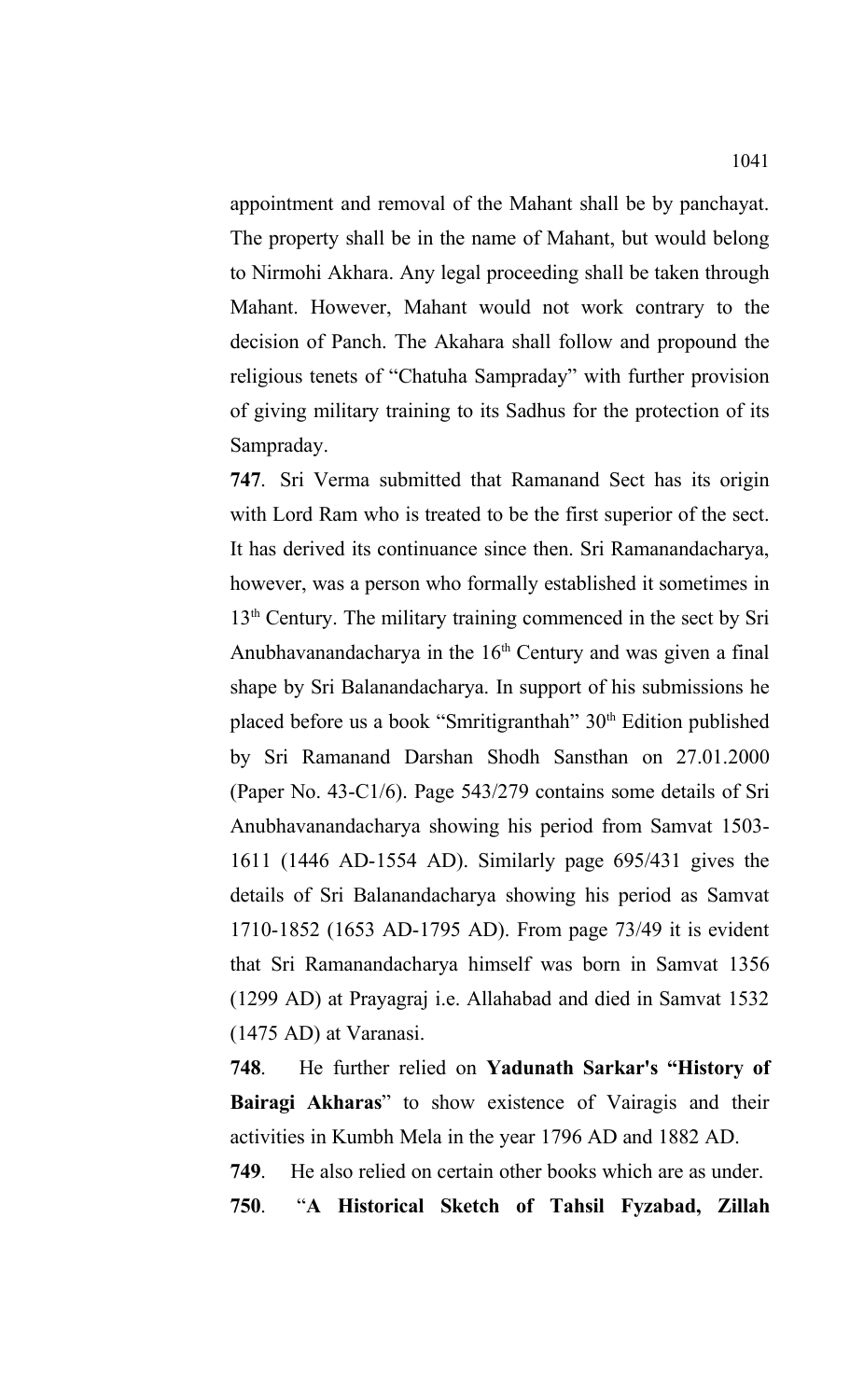appointment and removal of the Mahant shall be by panchayat. The property shall be in the name of Mahant, but would belong to Nirmohi Akhara. Any legal proceeding shall be taken through Mahant. However, Mahant would not work contrary to the decision of Panch. The Akahara shall follow and propound the religious tenets of "Chatuha Sampraday" with further provision of giving military training to its Sadhus for the protection of its Sampraday.

**747**. Sri Verma submitted that Ramanand Sect has its origin with Lord Ram who is treated to be the first superior of the sect. It has derived its continuance since then. Sri Ramanandacharya, however, was a person who formally established it sometimes in 13th Century. The military training commenced in the sect by Sri Anubhavanandacharya in the 16th Century and was given a final shape by Sri Balanandacharya. In support of his submissions he placed before us a book "Smritigranthah" 30th Edition published by Sri Ramanand Darshan Shodh Sansthan on 27.01.2000 (Paper No. 43-C1/6). Page 543/279 contains some details of Sri Anubhavanandacharya showing his period from Samvat 1503-1611 (1446 AD-1554 AD). Similarly page 695/431 gives the details of Sri Balanandacharya showing his period as Samvat 1710-1852 (1653 AD-1795 AD). From page 73/49 it is evident that Sri Ramanandacharya himself was born in Samvat 1356 (1299 AD) at Prayagraj i.e. Allahabad and died in Samvat 1532 (1475 AD) at Varanasi.

**748**. He further relied on **Yadunath Sarkar's "History of Bairagi Akharas**" to show existence of Vairagis and their activities in Kumbh Mela in the year 1796 AD and 1882 AD.

**749**. He also relied on certain other books which are as under.

**750**. "**A Historical Sketch of Tahsil Fyzabad, Zillah**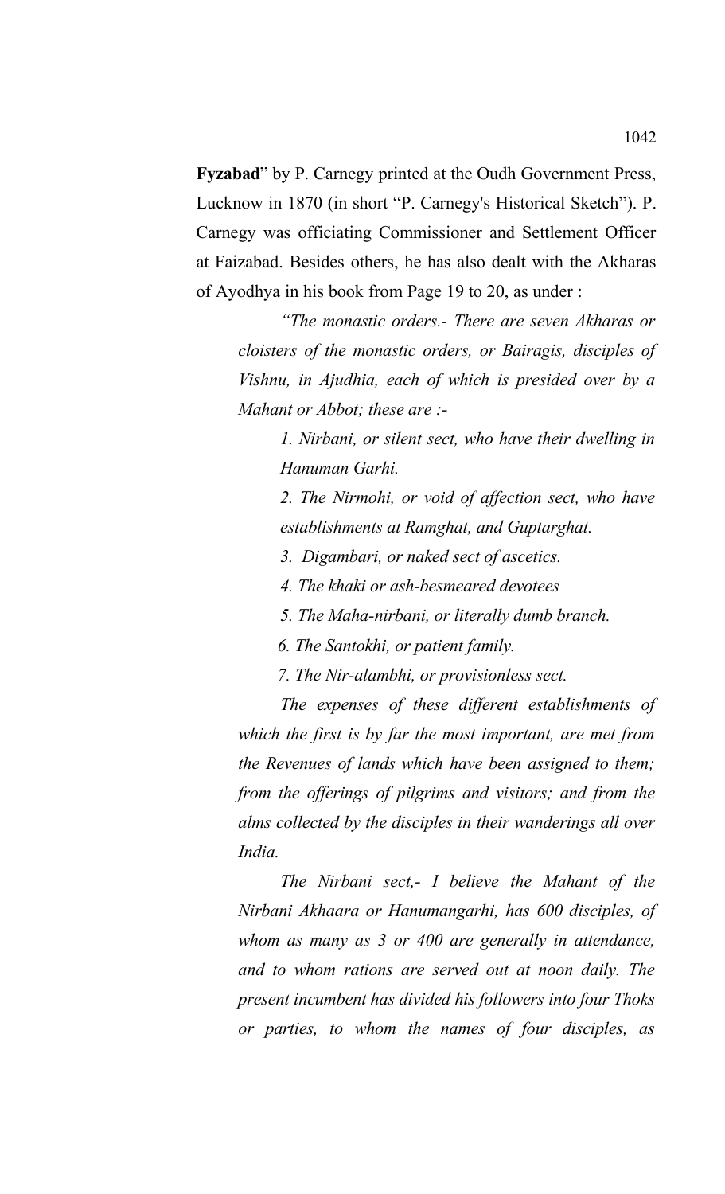**Fyzabad**" by P. Carnegy printed at the Oudh Government Press, Lucknow in 1870 (in short "P. Carnegy's Historical Sketch"). P. Carnegy was officiating Commissioner and Settlement Officer at Faizabad. Besides others, he has also dealt with the Akharas of Ayodhya in his book from Page 19 to 20, as under :

> *"The monastic orders.- There are seven Akharas or cloisters of the monastic orders, or Bairagis, disciples of Vishnu, in Ajudhia, each of which is presided over by a Mahant or Abbot; these are :-*
>
> > *1. Nirbani, or silent sect, who have their dwelling in Hanuman Garhi.*
> >
> > *2. The Nirmohi, or void of affection sect, who have establishments at Ramghat, and Guptarghat.*
> >
> > *3. Digambari, or naked sect of ascetics.*
> >
> > *4. The khaki or ash-besmeared devotees*
> >
> > *5. The Maha-nirbani, or literally dumb branch.*
> >
> > *6. The Santokhi, or patient family.*
> >
> > *7. The Nir-alambhi, or provisionless sect.*
>
> *The expenses of these different establishments of which the first is by far the most important, are met from the Revenues of lands which have been assigned to them; from the offerings of pilgrims and visitors; and from the alms collected by the disciples in their wanderings all over India.*
>
> *The Nirbani sect,- I believe the Mahant of the Nirbani Akhaara or Hanumangarhi, has 600 disciples, of whom as many as 3 or 400 are generally in attendance, and to whom rations are served out at noon daily. The present incumbent has divided his followers into four Thoks or parties, to whom the names of four disciples, as*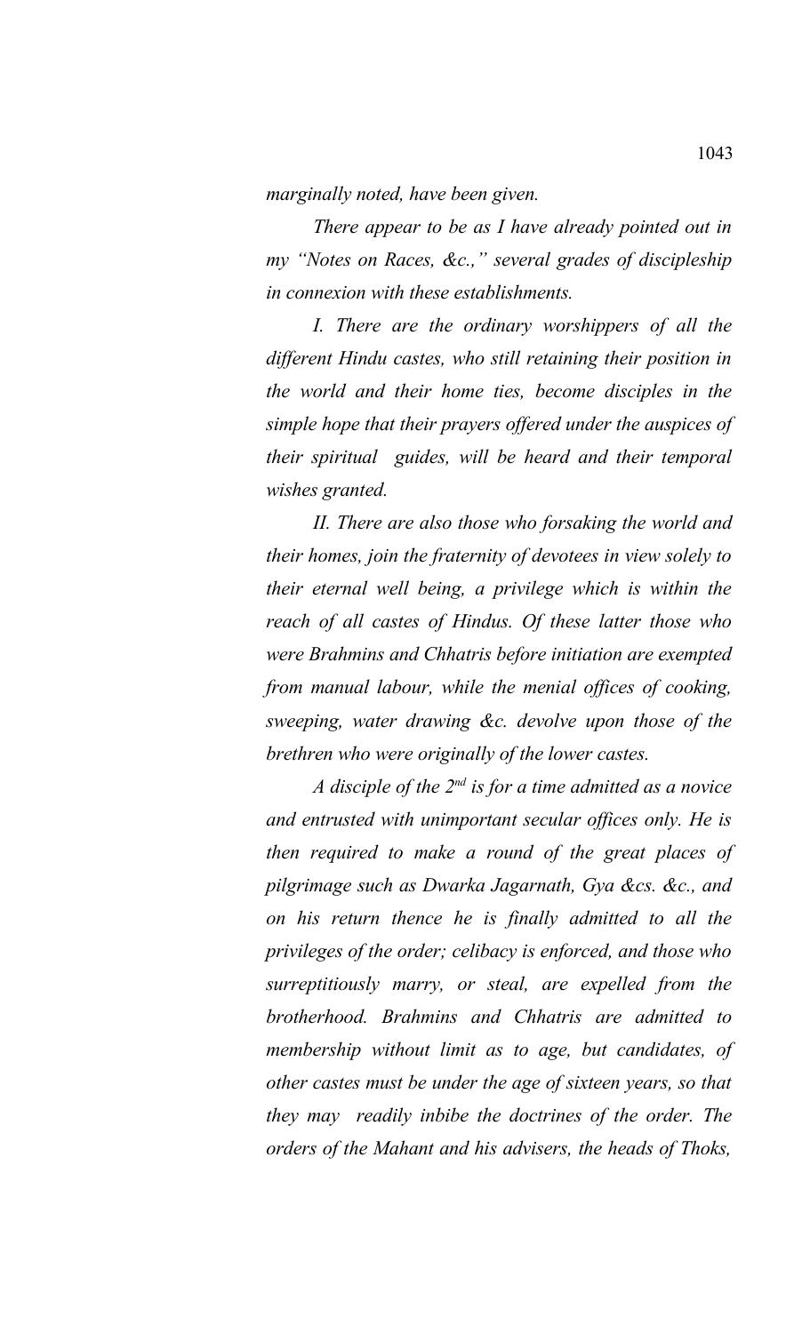*marginally noted, have been given.*

*There appear to be as I have already pointed out in my "Notes on Races, &c.," several grades of discipleship in connexion with these establishments.*

*I. There are the ordinary worshippers of all the different Hindu castes, who still retaining their position in the world and their home ties, become disciples in the simple hope that their prayers offered under the auspices of their spiritual guides, will be heard and their temporal wishes granted.*

*II. There are also those who forsaking the world and their homes, join the fraternity of devotees in view solely to their eternal well being, a privilege which is within the reach of all castes of Hindus. Of these latter those who were Brahmins and Chhatris before initiation are exempted from manual labour, while the menial offices of cooking, sweeping, water drawing &c. devolve upon those of the brethren who were originally of the lower castes.*

*A disciple of the 2nd is for a time admitted as a novice and entrusted with unimportant secular offices only. He is then required to make a round of the great places of pilgrimage such as Dwarka Jagarnath, Gya &cs. &c., and on his return thence he is finally admitted to all the privileges of the order; celibacy is enforced, and those who surreptitiously marry, or steal, are expelled from the brotherhood. Brahmins and Chhatris are admitted to membership without limit as to age, but candidates, of other castes must be under the age of sixteen years, so that they may readily inbibe the doctrines of the order. The orders of the Mahant and his advisers, the heads of Thoks,*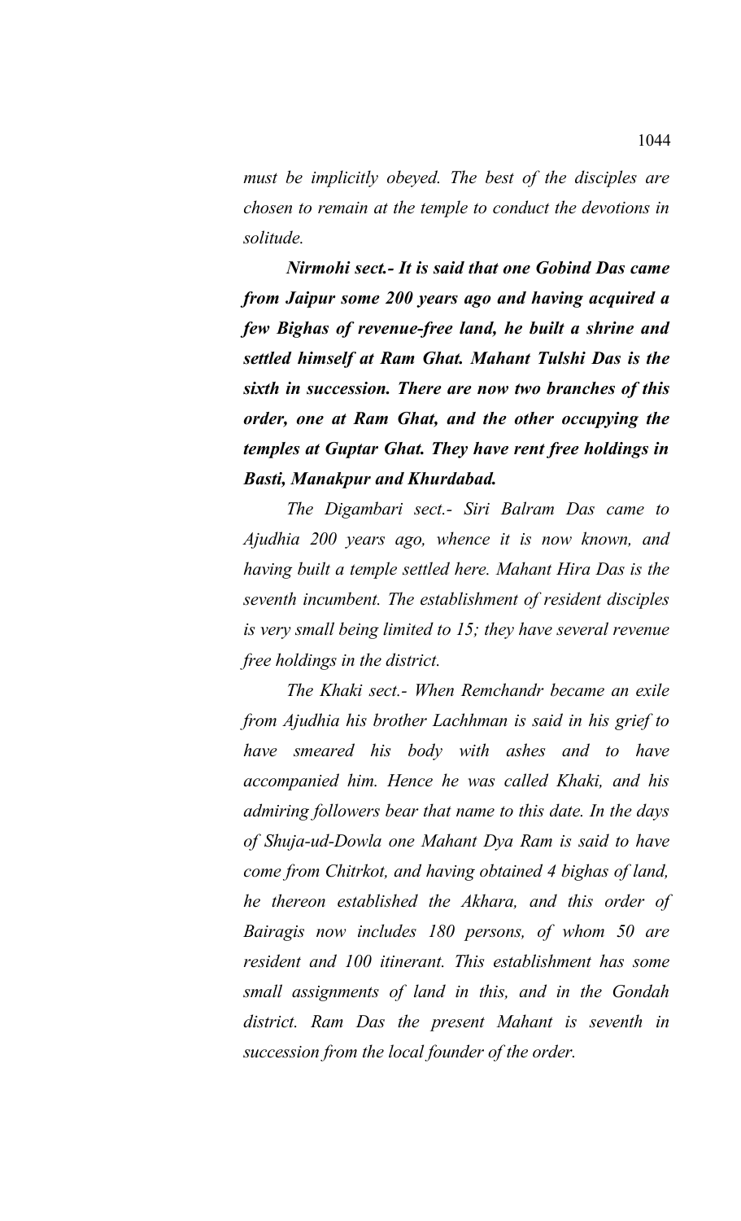*must be implicitly obeyed. The best of the disciples are chosen to remain at the temple to conduct the devotions in solitude.*

***Nirmohi sect.- It is said that one Gobind Das came from Jaipur some 200 years ago and having acquired a few Bighas of revenue-free land, he built a shrine and settled himself at Ram Ghat. Mahant Tulshi Das is the sixth in succession. There are now two branches of this order, one at Ram Ghat, and the other occupying the temples at Guptar Ghat. They have rent free holdings in Basti, Manakpur and Khurdabad.***

*The Digambari sect.- Siri Balram Das came to Ajudhia 200 years ago, whence it is now known, and having built a temple settled here. Mahant Hira Das is the seventh incumbent. The establishment of resident disciples is very small being limited to 15; they have several revenue free holdings in the district.*

*The Khaki sect.- When Remchandr became an exile from Ajudhia his brother Lachhman is said in his grief to have smeared his body with ashes and to have accompanied him. Hence he was called Khaki, and his admiring followers bear that name to this date. In the days of Shuja-ud-Dowla one Mahant Dya Ram is said to have come from Chitrkot, and having obtained 4 bighas of land, he thereon established the Akhara, and this order of Bairagis now includes 180 persons, of whom 50 are resident and 100 itinerant. This establishment has some small assignments of land in this, and in the Gondah district. Ram Das the present Mahant is seventh in succession from the local founder of the order.*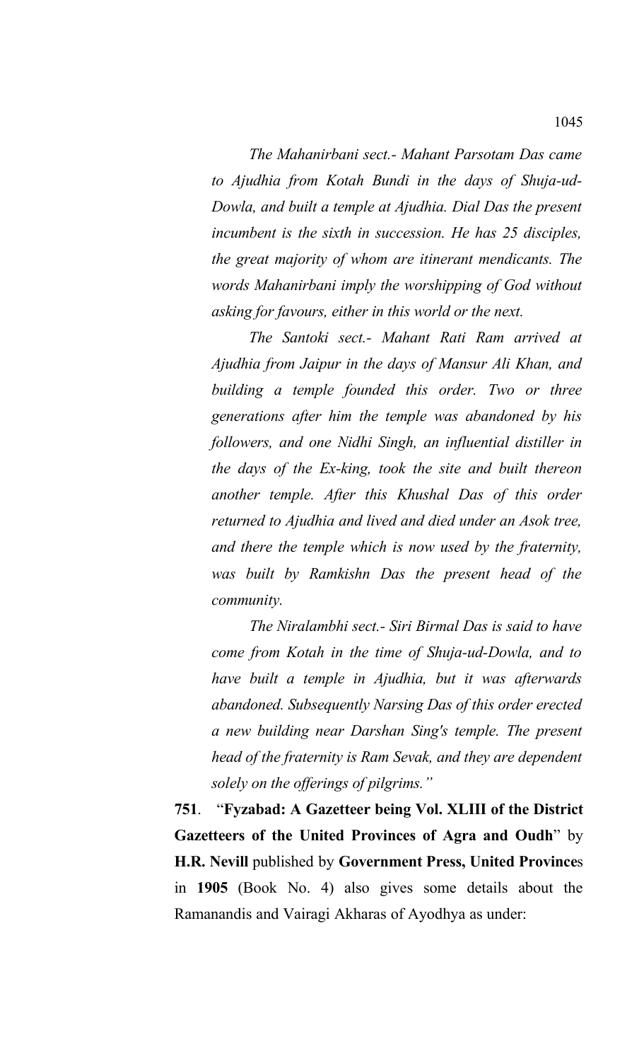*The Mahanirbani sect.- Mahant Parsotam Das came to Ajudhia from Kotah Bundi in the days of Shuja-ud-Dowla, and built a temple at Ajudhia. Dial Das the present incumbent is the sixth in succession. He has 25 disciples, the great majority of whom are itinerant mendicants. The words Mahanirbani imply the worshipping of God without asking for favours, either in this world or the next.*

*The Santoki sect.- Mahant Rati Ram arrived at Ajudhia from Jaipur in the days of Mansur Ali Khan, and building a temple founded this order. Two or three generations after him the temple was abandoned by his followers, and one Nidhi Singh, an influential distiller in the days of the Ex-king, took the site and built thereon another temple. After this Khushal Das of this order returned to Ajudhia and lived and died under an Asok tree, and there the temple which is now used by the fraternity, was built by Ramkishn Das the present head of the community.*

*The Niralambhi sect.- Siri Birmal Das is said to have come from Kotah in the time of Shuja-ud-Dowla, and to have built a temple in Ajudhia, but it was afterwards abandoned. Subsequently Narsing Das of this order erected a new building near Darshan Sing's temple. The present head of the fraternity is Ram Sevak, and they are dependent solely on the offerings of pilgrims."*

**751**. "**Fyzabad: A Gazetteer being Vol. XLIII of the District Gazetteers of the United Provinces of Agra and Oudh**" by **H.R. Nevill** published by **Government Press, United Province**s in **1905** (Book No. 4) also gives some details about the Ramanandis and Vairagi Akharas of Ayodhya as under: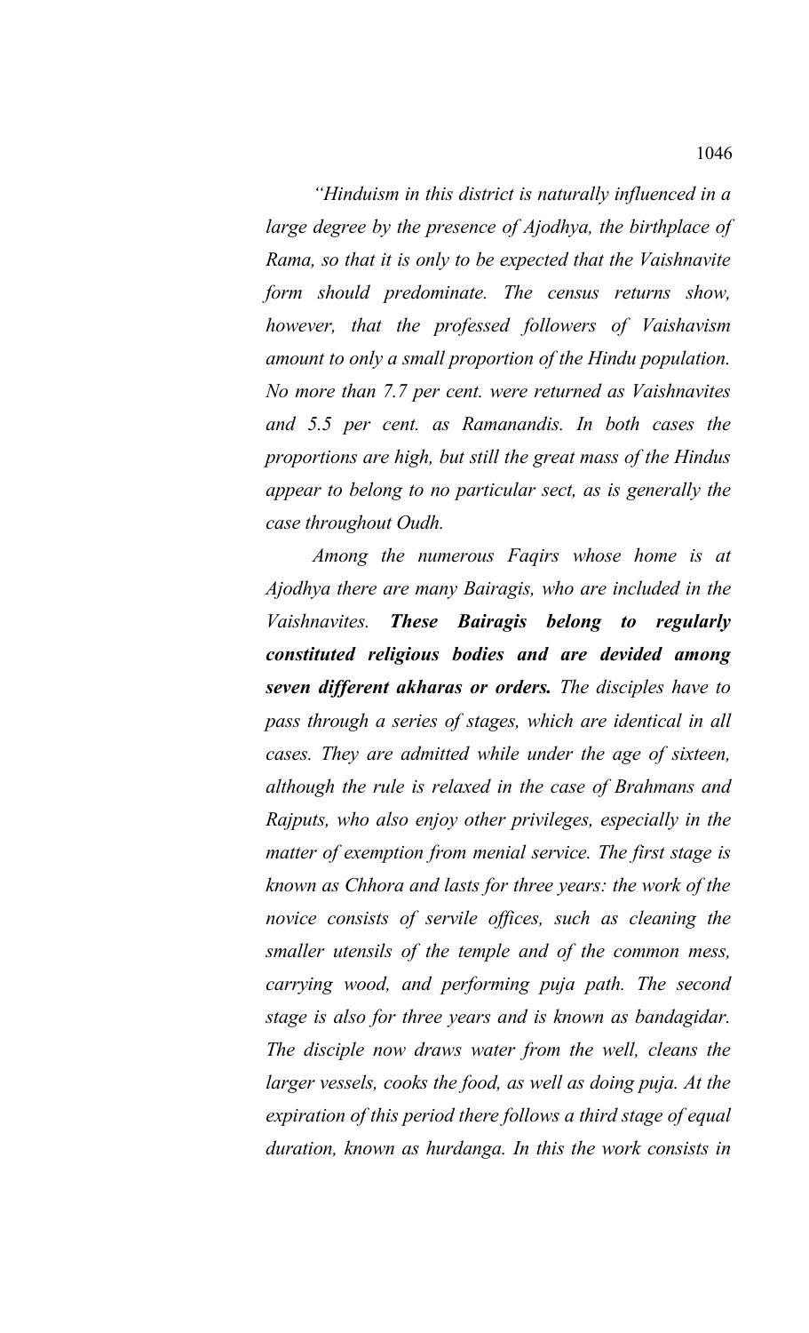*"Hinduism in this district is naturally influenced in a large degree by the presence of Ajodhya, the birthplace of Rama, so that it is only to be expected that the Vaishnavite form should predominate. The census returns show, however, that the professed followers of Vaishavism amount to only a small proportion of the Hindu population. No more than 7.7 per cent. were returned as Vaishnavites and 5.5 per cent. as Ramanandis. In both cases the proportions are high, but still the great mass of the Hindus appear to belong to no particular sect, as is generally the case throughout Oudh.*

*Among the numerous Faqirs whose home is at Ajodhya there are many Bairagis, who are included in the Vaishnavites.* ***These Bairagis belong to regularly constituted religious bodies and are devided among seven different akharas or orders.*** *The disciples have to pass through a series of stages, which are identical in all cases. They are admitted while under the age of sixteen, although the rule is relaxed in the case of Brahmans and Rajputs, who also enjoy other privileges, especially in the matter of exemption from menial service. The first stage is known as Chhora and lasts for three years: the work of the novice consists of servile offices, such as cleaning the smaller utensils of the temple and of the common mess, carrying wood, and performing puja path. The second stage is also for three years and is known as bandagidar. The disciple now draws water from the well, cleans the larger vessels, cooks the food, as well as doing puja. At the expiration of this period there follows a third stage of equal duration, known as hurdanga. In this the work consists in*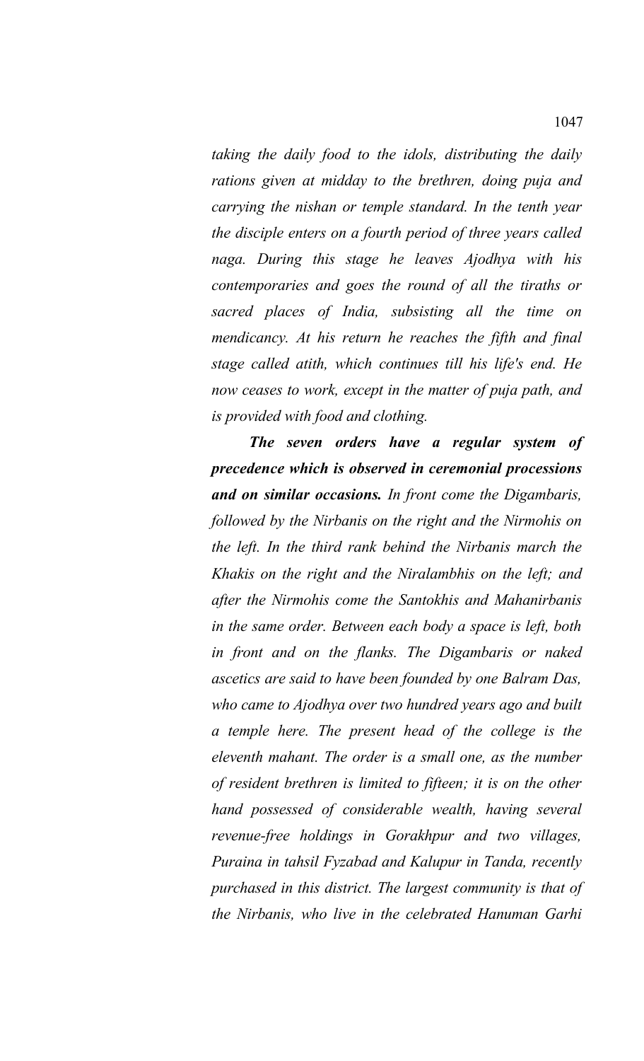*taking the daily food to the idols, distributing the daily rations given at midday to the brethren, doing puja and carrying the nishan or temple standard. In the tenth year the disciple enters on a fourth period of three years called naga. During this stage he leaves Ajodhya with his contemporaries and goes the round of all the tiraths or sacred places of India, subsisting all the time on mendicancy. At his return he reaches the fifth and final stage called atith, which continues till his life's end. He now ceases to work, except in the matter of puja path, and is provided with food and clothing.*

***The seven orders have a regular system of precedence which is observed in ceremonial processions and on similar occasions.*** *In front come the Digambaris, followed by the Nirbanis on the right and the Nirmohis on the left. In the third rank behind the Nirbanis march the Khakis on the right and the Niralambhis on the left; and after the Nirmohis come the Santokhis and Mahanirbanis in the same order. Between each body a space is left, both in front and on the flanks. The Digambaris or naked ascetics are said to have been founded by one Balram Das, who came to Ajodhya over two hundred years ago and built a temple here. The present head of the college is the eleventh mahant. The order is a small one, as the number of resident brethren is limited to fifteen; it is on the other hand possessed of considerable wealth, having several revenue-free holdings in Gorakhpur and two villages, Puraina in tahsil Fyzabad and Kalupur in Tanda, recently purchased in this district. The largest community is that of the Nirbanis, who live in the celebrated Hanuman Garhi*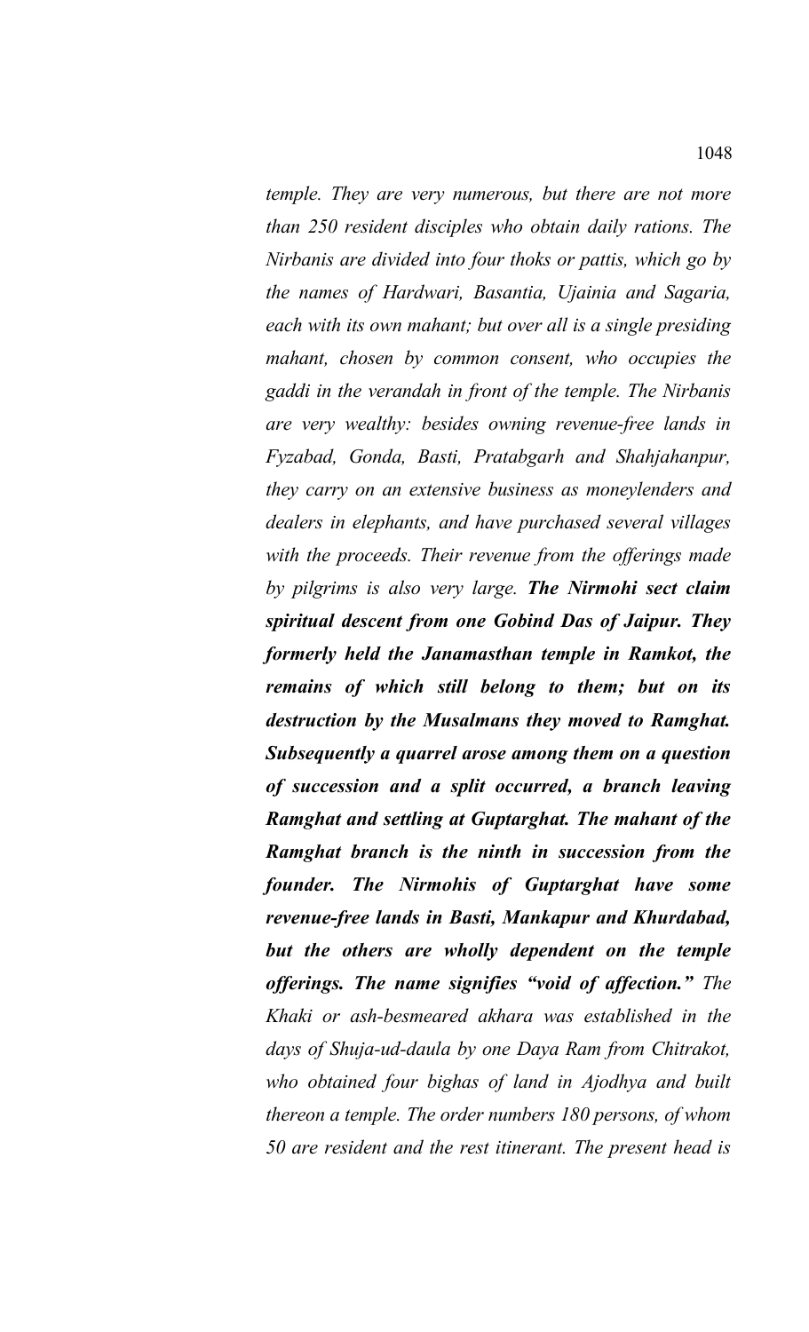*temple. They are very numerous, but there are not more than 250 resident disciples who obtain daily rations. The Nirbanis are divided into four thoks or pattis, which go by the names of Hardwari, Basantia, Ujainia and Sagaria, each with its own mahant; but over all is a single presiding mahant, chosen by common consent, who occupies the gaddi in the verandah in front of the temple. The Nirbanis are very wealthy: besides owning revenue-free lands in Fyzabad, Gonda, Basti, Pratabgarh and Shahjahanpur, they carry on an extensive business as moneylenders and dealers in elephants, and have purchased several villages with the proceeds. Their revenue from the offerings made by pilgrims is also very large.* ***The Nirmohi sect claim spiritual descent from one Gobind Das of Jaipur. They formerly held the Janamasthan temple in Ramkot, the remains of which still belong to them; but on its destruction by the Musalmans they moved to Ramghat. Subsequently a quarrel arose among them on a question of succession and a split occurred, a branch leaving Ramghat and settling at Guptarghat. The mahant of the Ramghat branch is the ninth in succession from the founder. The Nirmohis of Guptarghat have some revenue-free lands in Basti, Mankapur and Khurdabad, but the others are wholly dependent on the temple offerings. The name signifies "void of affection."*** *The Khaki or ash-besmeared akhara was established in the days of Shuja-ud-daula by one Daya Ram from Chitrakot, who obtained four bighas of land in Ajodhya and built thereon a temple. The order numbers 180 persons, of whom 50 are resident and the rest itinerant. The present head is*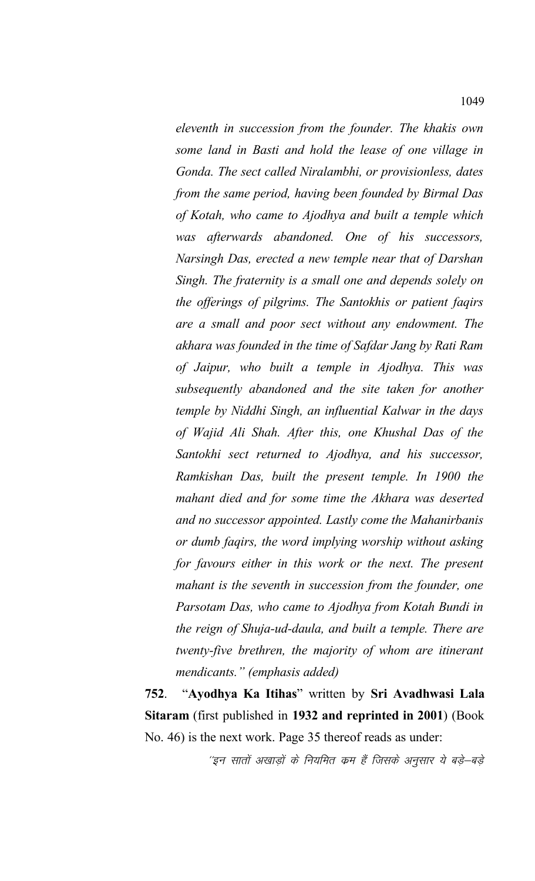*eleventh in succession from the founder. The khakis own some land in Basti and hold the lease of one village in Gonda. The sect called Niralambhi, or provisionless, dates from the same period, having been founded by Birmal Das of Kotah, who came to Ajodhya and built a temple which was afterwards abandoned. One of his successors, Narsingh Das, erected a new temple near that of Darshan Singh. The fraternity is a small one and depends solely on the offerings of pilgrims. The Santokhis or patient faqirs are a small and poor sect without any endowment. The akhara was founded in the time of Safdar Jang by Rati Ram of Jaipur, who built a temple in Ajodhya. This was subsequently abandoned and the site taken for another temple by Niddhi Singh, an influential Kalwar in the days of Wajid Ali Shah. After this, one Khushal Das of the Santokhi sect returned to Ajodhya, and his successor, Ramkishan Das, built the present temple. In 1900 the mahant died and for some time the Akhara was deserted and no successor appointed. Lastly come the Mahanirbanis or dumb faqirs, the word implying worship without asking for favours either in this work or the next. The present mahant is the seventh in succession from the founder, one Parsotam Das, who came to Ajodhya from Kotah Bundi in the reign of Shuja-ud-daula, and built a temple. There are twenty-five brethren, the majority of whom are itinerant mendicants." (emphasis added)*

**752**. "**Ayodhya Ka Itihas**" written by **Sri Avadhwasi Lala Sitaram** (first published in **1932 and reprinted in 2001**) (Book No. 46) is the next work. Page 35 thereof reads as under:

''इन सातों अखाड़ों के नियमित क्रम हैं जिसके अनुसार ये बड़े–बड़े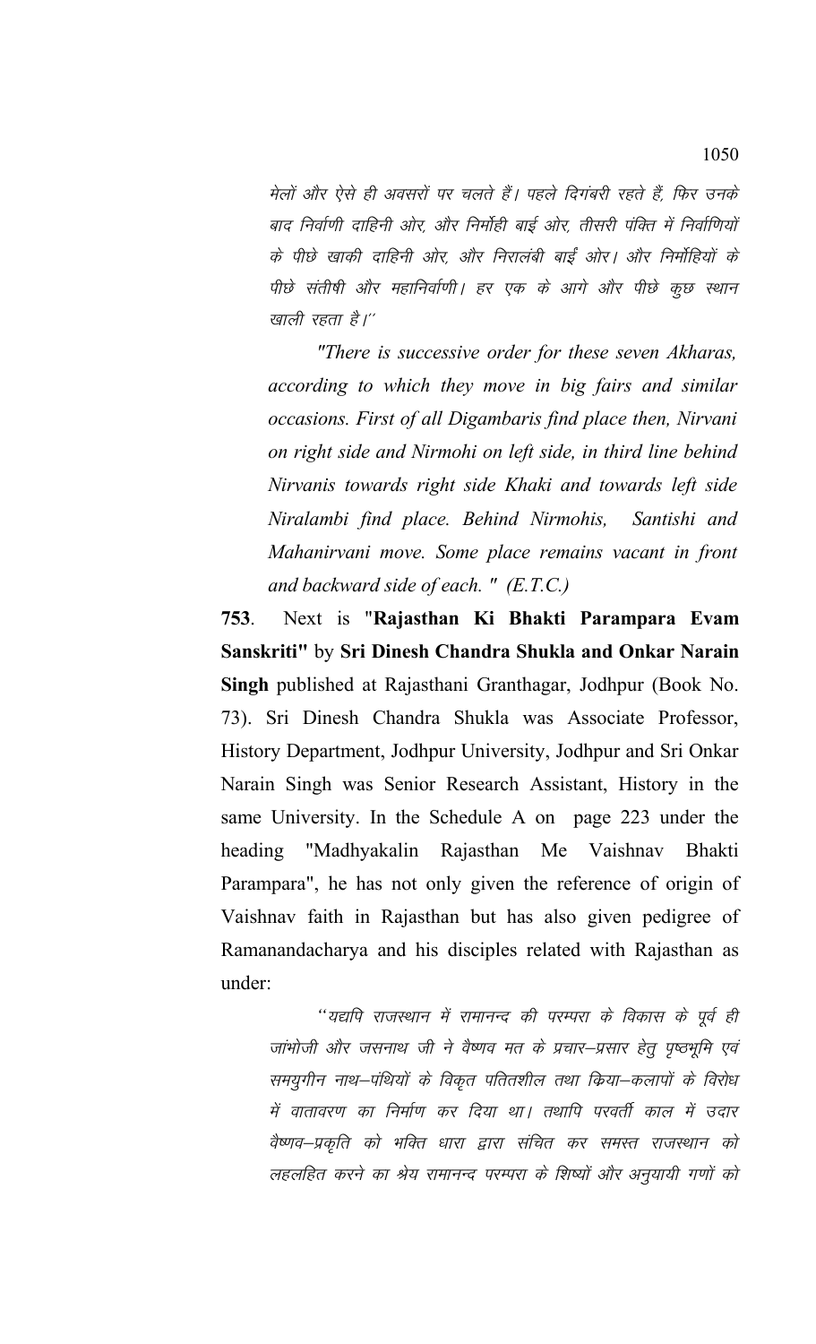मेलों और ऐसे ही अवसरों पर चलते हैं। पहले दिगंबरी रहते हैं, फिर उनके बाद निर्वाणी दाहिनी ओर, और निर्मोही बाईं ओर, तीसरी पंक्ति में निर्वाणियों के पीछे खाकी दाहिनी ओर, और निरालंबी बाईं ओर। और निर्मोहियों के पीछे संतोषी और महानिर्वाणी। हर एक के आगे और पीछे कुछ स्थान खाली रहता है।''

*"There is successive order for these seven Akharas, according to which they move in big fairs and similar occasions. First of all Digambaris find place then, Nirvani on right side and Nirmohi on left side, in third line behind Nirvanis towards right side Khaki and towards left side Niralambi find place. Behind Nirmohis, Santishi and Mahanirvani move. Some place remains vacant in front and backward side of each. " (E.T.C.)*

**753**. Next is "**Rajasthan Ki Bhakti Parampara Evam Sanskriti"** by **Sri Dinesh Chandra Shukla and Onkar Narain Singh** published at Rajasthani Granthagar, Jodhpur (Book No. 73). Sri Dinesh Chandra Shukla was Associate Professor, History Department, Jodhpur University, Jodhpur and Sri Onkar Narain Singh was Senior Research Assistant, History in the same University. In the Schedule A on page 223 under the heading "Madhyakalin Rajasthan Me Vaishnav Bhakti Parampara", he has not only given the reference of origin of Vaishnav faith in Rajasthan but has also given pedigree of Ramanandacharya and his disciples related with Rajasthan as under:

''यद्यपि राजस्थान में रामानन्द की परम्परा के विकास के पूर्व ही जांभोजी और जसनाथ जी ने वैष्णव मत के प्रचार–प्रसार हेतु पृष्ठभूमि एवं समयुगीन नाथ–पंथियों के विकृत पतितशील तथा क्रिया–कलापों के विरोध में वातावरण का निर्माण कर दिया था। तथापि परवर्ती काल में उदार वैष्णव–प्रकृति को भक्ति धारा द्वारा संचित कर समस्त राजस्थान को लहलहित करने का श्रेय रामानन्द परम्परा के शिष्यों और अनुयायी गणों को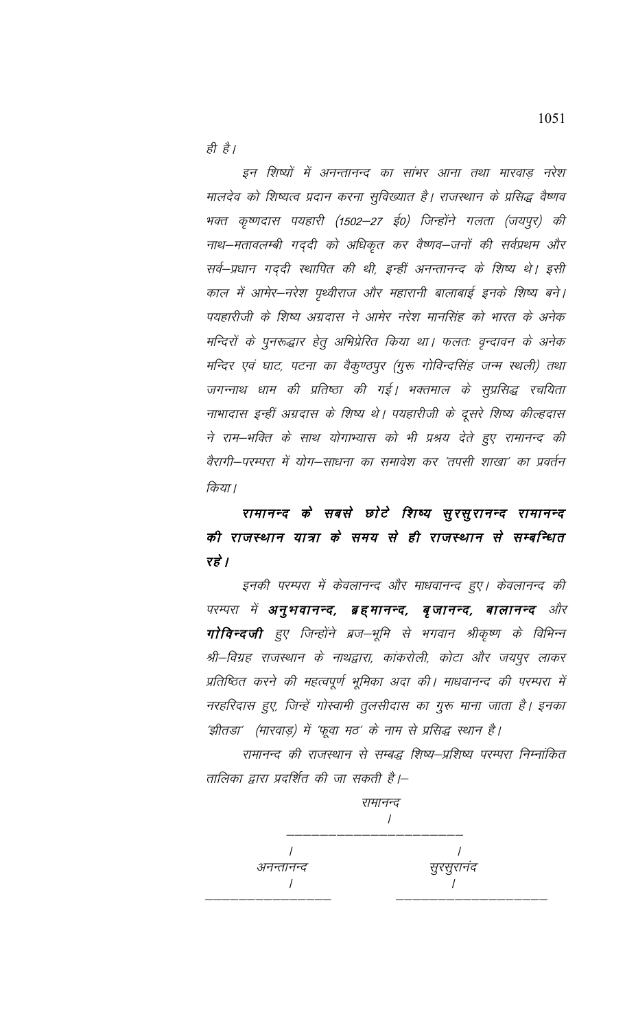*ही है।*

*इन शिष्यों में अनन्तानन्द का सांभर आना तथा मारवाड़ नरेश मालदेव को शिष्यत्व प्रदान करना सुविख्यात है। राजस्थान के प्रसिद्ध वैष्णव भक्त कृष्णदास पयहारी (1502–27 ई0) जिन्होंने गलता (जयपुर) की नाथ–मतावलम्बी गद्दी को अधिकृत कर वैष्णव–जनों की सर्वप्रथम और सर्व–प्रधान गद्दी स्थापित की थी, इन्हीं अनन्तानन्द के शिष्य थे। इसी काल में आमेर–नरेश पृथ्वीराज और महारानी बालाबाई इनके शिष्य बने। पयहारीजी के शिष्य अग्रदास ने आमेर नरेश मानसिंह को भारत के अनेक मन्दिरों के पुनरूद्धार हेतु अभिप्रेरित किया था। फलतः वृन्दावन के अनेक मन्दिर एवं घाट, पटना का वैकुण्ठपुर (गुरू गोविन्दसिंह जन्म स्थली) तथा जगन्नाथ धाम की प्रतिष्ठा की गई। भक्तमाल के सुप्रसिद्ध रचयिता नाभादास इन्हीं अग्रदास के शिष्य थे। पयहारीजी के दूसरे शिष्य कील्हदास ने राम–भक्ति के साथ योगाभ्यास को भी प्रश्रय देते हुए रामानन्द की वैरागी–परम्परा में योग–साधना का समावेश कर 'तपसी शाखा' का प्रवर्तन किया।*

***रामानन्द के सबसे छोटे शिष्य सुरसुरानन्द रामानन्द की राजस्थान यात्रा के समय से ही राजस्थान से सम्बन्धित रहे।***

*इनकी परम्परा में केवलानन्द और माधवानन्द हुए। केवलानन्द की परम्परा में* ***अनुभवानन्द, ब्रह्मानन्द, बृजानन्द, बालानन्द*** *और* ***गोविन्दजी*** *हुए जिन्होंने ब्रज–भूमि से भगवान श्रीकृष्ण के विभिन्न श्री–विग्रह राजस्थान के नाथद्वारा, कांकरोली, कोटा और जयपुर लाकर प्रतिष्ठित करने की महत्वपूर्ण भूमिका अदा की। माधवानन्द की परम्परा में नरहरिदास हुए, जिन्हें गोस्वामी तुलसीदास का गुरू माना जाता है। इनका 'झीतडा' (मारवाड़) में 'फूवा मठ' के नाम से प्रसिद्ध स्थान है।*

*रामानन्द की राजस्थान से सम्बद्ध शिष्य–प्रशिष्य परम्परा निम्नांकित तालिका द्वारा प्रदर्शित की जा सकती है।–*

```
                    रामानन्द
                        /
           ________________________
           /                      /
       अनन्तानन्द              सुरसुरानंद
           /                      /
  ________________      ____________________
```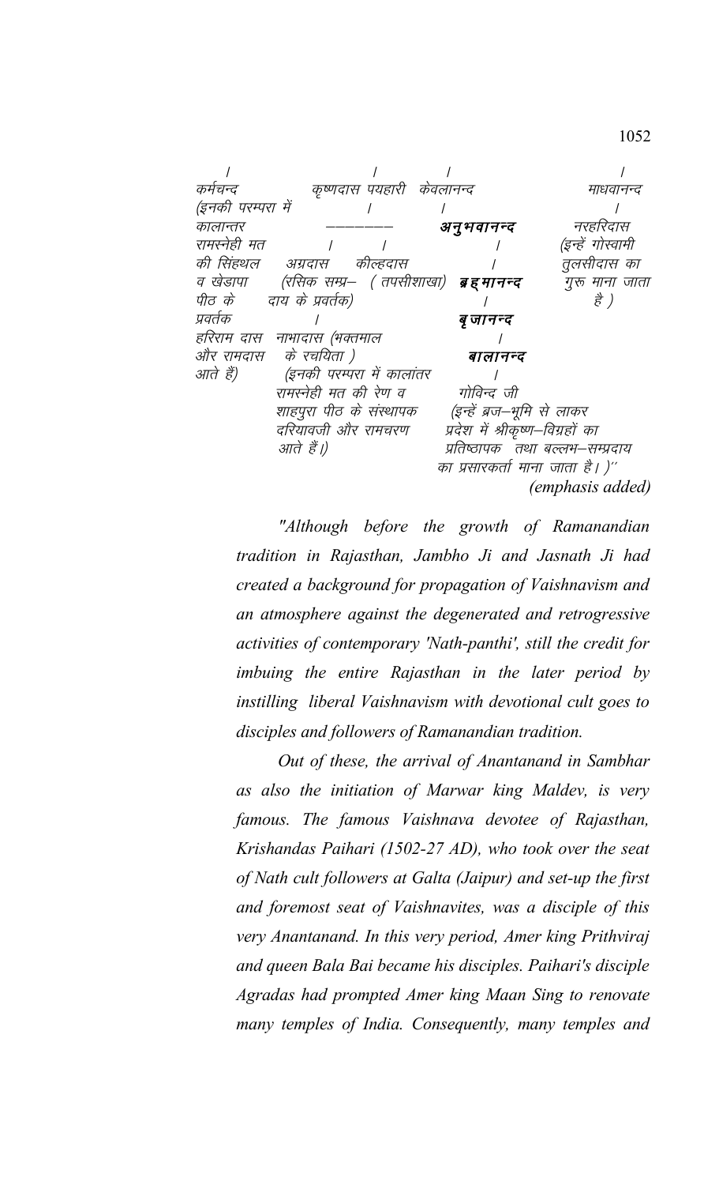```
  /                    /            /                           /
कर्मचन्द          कृष्णदास पयहारी  केवलानन्द                   माधवानन्द
(इनकी परम्परा में          /            /                           /
कालान्तर              ———————      **अनुभवानन्द**              नरहरिदास
रामस्नेही मत          /         /              /               (इन्हें गोस्वामी
की सिंहथल      अग्रदास     कील्हदास                /               तुलसीदास का
व खेड़ापा      (रसिक सम्प्र–  ( तपसीशाखा)  **ब्रह्मानन्द**              गुरू माना जाता
पीठ के        दाय के प्रवर्तक)                    /                    है )
प्रवर्तक              /                    **बृजानन्द**
हरिराम दास  नाभादास (भक्तमाल                   /
और रामदास   के रचयिता )                 **बालानन्द**
आते हैं)       (इनकी परम्परा में कालांतर           /
               रामस्नेही मत की रेण व          गोविन्द जी
               शाहपुरा पीठ के संस्थापक       (इन्हें ब्रज–भूमि से लाकर
               दरियावजी और रामचरण       प्रदेश में श्रीकृष्ण–विग्रहों का
               आते हैं।)                  प्रतिष्ठापक  तथा बल्लभ–सम्प्रदाय
                                        का प्रसारकर्ता माना जाता है। )"
```

*(emphasis added)*

*"Although before the growth of Ramanandian tradition in Rajasthan, Jambho Ji and Jasnath Ji had created a background for propagation of Vaishnavism and an atmosphere against the degenerated and retrogressive activities of contemporary 'Nath-panthi', still the credit for imbuing the entire Rajasthan in the later period by instilling liberal Vaishnavism with devotional cult goes to disciples and followers of Ramanandian tradition.*

*Out of these, the arrival of Anantanand in Sambhar as also the initiation of Marwar king Maldev, is very famous. The famous Vaishnava devotee of Rajasthan, Krishandas Paihari (1502-27 AD), who took over the seat of Nath cult followers at Galta (Jaipur) and set-up the first and foremost seat of Vaishnavites, was a disciple of this very Anantanand. In this very period, Amer king Prithviraj and queen Bala Bai became his disciples. Paihari's disciple Agradas had prompted Amer king Maan Sing to renovate many temples of India. Consequently, many temples and*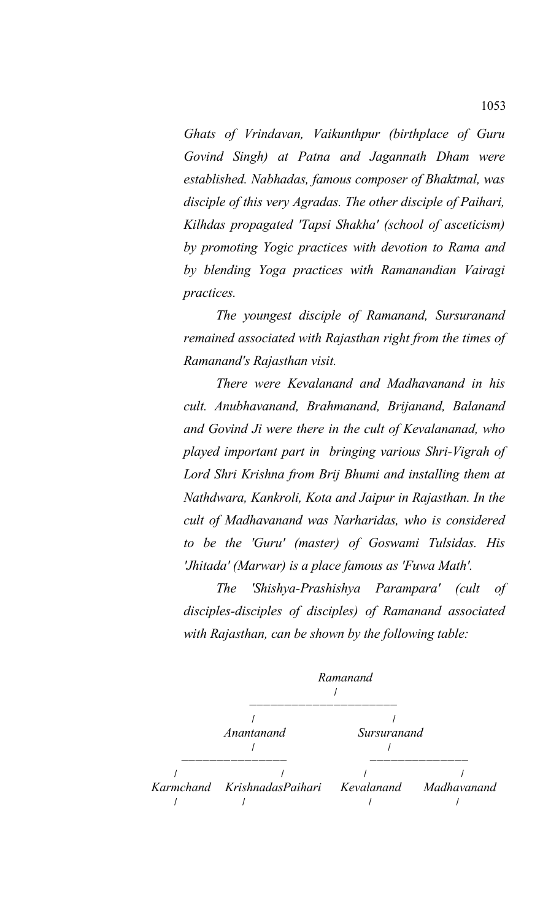*Ghats of Vrindavan, Vaikunthpur (birthplace of Guru Govind Singh) at Patna and Jagannath Dham were established. Nabhadas, famous composer of Bhaktmal, was disciple of this very Agradas. The other disciple of Paihari, Kilhdas propagated 'Tapsi Shakha' (school of asceticism) by promoting Yogic practices with devotion to Rama and by blending Yoga practices with Ramanandian Vairagi practices.*

*The youngest disciple of Ramanand, Sursuranand remained associated with Rajasthan right from the times of Ramanand's Rajasthan visit.*

*There were Kevalanand and Madhavanand in his cult. Anubhavanand, Brahmanand, Brijanand, Balanand and Govind Ji were there in the cult of Kevalananad, who played important part in bringing various Shri-Vigrah of Lord Shri Krishna from Brij Bhumi and installing them at Nathdwara, Kankroli, Kota and Jaipur in Rajasthan. In the cult of Madhavanand was Narharidas, who is considered to be the 'Guru' (master) of Goswami Tulsidas. His 'Jhitada' (Marwar) is a place famous as 'Fuwa Math'.*

*The 'Shishya-Prashishya Parampara' (cult of disciples-disciples of disciples) of Ramanand associated with Rajasthan, can be shown by the following table:*

```
                         Ramanand
                            |
              ______________________________
              |                            |
          Anantanand                  Sursuranand
              |                            |
      __________________            __________________
      |                |            |                |
  Karmchand   KrishnadasPaihari   Kevalanand    Madhavanand
      |                |            |                |
```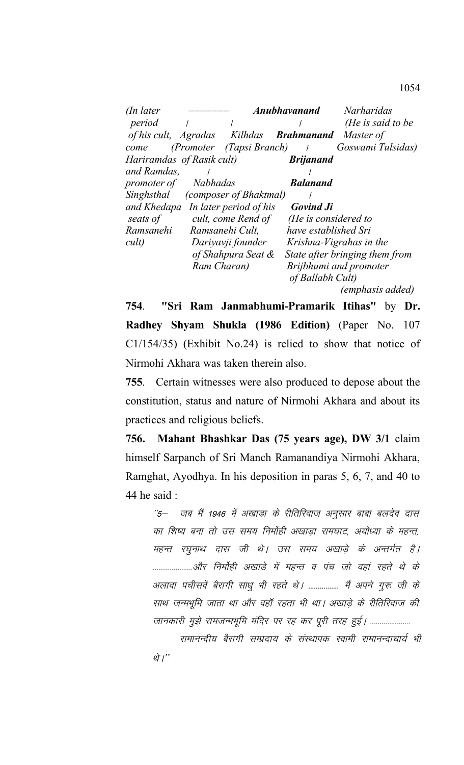*(In later period of his cult, come Hariramdas and Ramdas, promoter of Singhsthal and Khedapa seats of Ramsanehi cult)* ——————— **Anubhavanand** *Narharidas (He is said to be Master of Goswami Tulsidas)*

```
(In later         ———————        Anubhavanand        Narharidas
 period        /          /                /            (He is said to be
 of his cult,  Agradas    Kilhdas    Brahmanand   Master of
 come     (Promoter  (Tapsi Branch)      /          Goswami Tulsidas)
Hariramdas  of Rasik cult)          Brijanand
and Ramdas,        /                        /
promoter of     Nabhadas               Balanand
Singhsthal    (composer of Bhaktmal)      /
and Khedapa  In later period of his     Govind Ji
 seats of       cult, come Rend of     (He is considered to
Ramsanehi     Ramsanehi Cult,        have established Sri
cult)            Dariyavji founder      Krishna-Vigrahas in the
                  of Shahpura Seat &   State after bringing them from
                  Ram Charan)           Brijbhumi and promoter
                                              of Ballabh Cult)
                                                        (emphasis added)
```

**754**. **"Sri Ram Janmabhumi-Pramarik Itihas"** by **Dr. Radhey Shyam Shukla (1986 Edition)** (Paper No. 107 C1/154/35) (Exhibit No.24) is relied to show that notice of Nirmohi Akhara was taken therein also.

**755**. Certain witnesses were also produced to depose about the constitution, status and nature of Nirmohi Akhara and about its practices and religious beliefs.

**756. Mahant Bhashkar Das (75 years age), DW 3/1** claim himself Sarpanch of Sri Manch Ramanandiya Nirmohi Akhara, Ramghat, Ayodhya. In his deposition in paras 5, 6, 7, and 40 to 44 he said :

> *"5– जब मैं 1946 में अखाड़ा के रीतिरिवाज अनुसार बाबा बलदेव दास का शिष्य बना तो उस समय निर्मोही अखाड़ा रामघाट, अयोध्या के महन्त, महन्त रघुनाथ दास जी थे। उस समय अखाड़े के अन्तर्गत है। .....................और निर्मोही अखाड़े में महन्त व पंच जो वहां रहते थे के अलावा पचीसवें बैरागी साधु भी रहते थे। ............... मैं अपने गुरू जी के साथ जन्मभूमि जाता था और वहॉ रहता भी था। अखाड़े के रीतिरिवाज की जानकारी मुझे रामजन्मभूमि मंदिर पर रह कर पूरी तरह हुई। ....................*
>
> *रामानन्दीय बैरागी सम्प्रदाय के संस्थापक स्वामी रामानन्दाचार्य भी थे।"*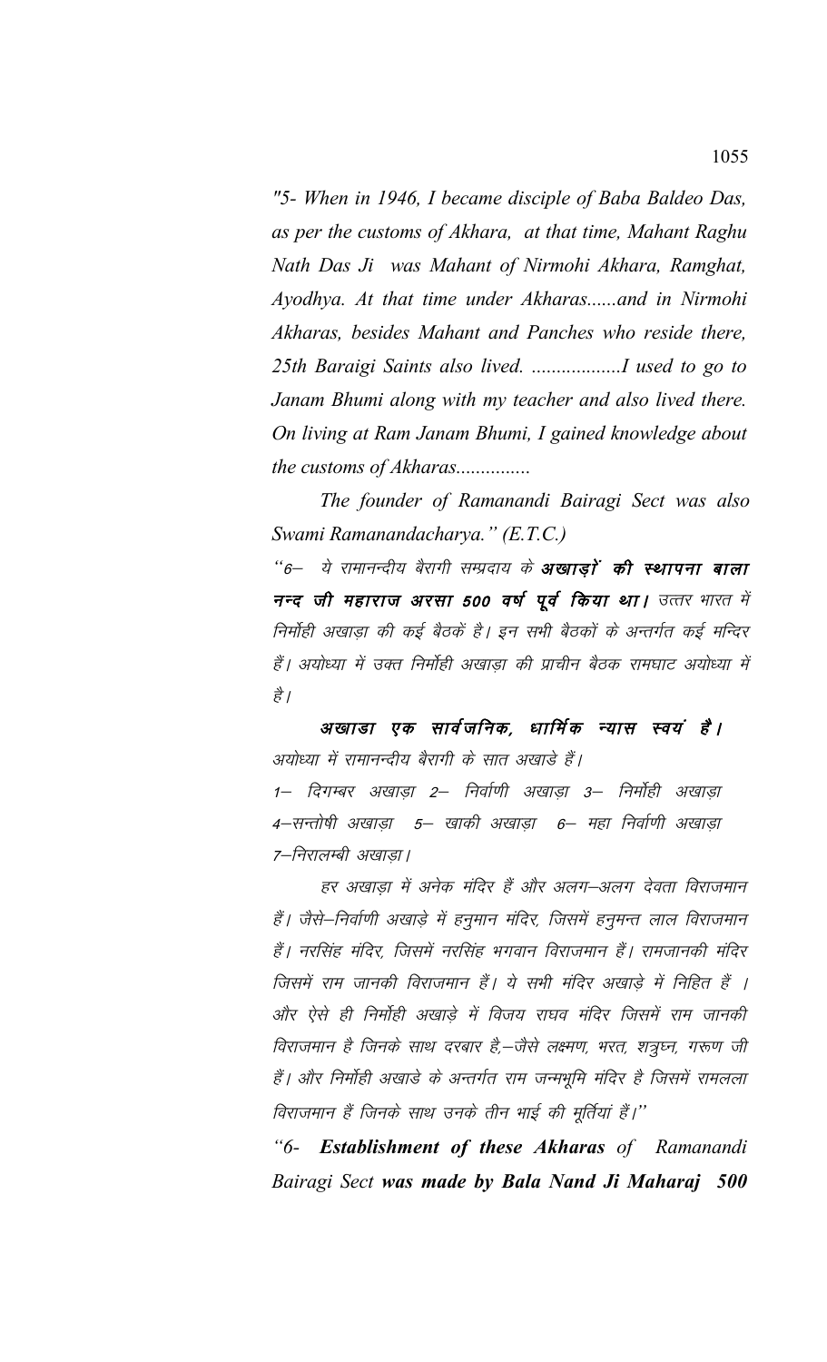*"5- When in 1946, I became disciple of Baba Baldeo Das, as per the customs of Akhara, at that time, Mahant Raghu Nath Das Ji was Mahant of Nirmohi Akhara, Ramghat, Ayodhya. At that time under Akharas......and in Nirmohi Akharas, besides Mahant and Panches who reside there, 25th Baraigi Saints also lived. ..................I used to go to Janam Bhumi along with my teacher and also lived there. On living at Ram Janam Bhumi, I gained knowledge about the customs of Akharas...............*

*The founder of Ramanandi Bairagi Sect was also Swami Ramanandacharya." (E.T.C.)*

*"6– ये रामानन्दीय बैरागी सम्प्रदाय के **अखाड़ों की स्थापना बाला नन्द जी महाराज अरसा 500 वर्ष पूर्व किया था।** उत्तर भारत में निर्मोही अखाड़ा की कई बैठकें है। इन सभी बैठकों के अन्तर्गत कई मन्दिर हैं। अयोध्या में उक्त निर्मोही अखाड़ा की प्राचीन बैठक रामघाट अयोध्या में है।*

***अखाडा एक सार्वजनिक, धार्मिक न्यास स्वयं है।*** *अयोध्या में रामानन्दीय बैरागी के सात अखाड़े हैं।*

*1– दिगम्बर अखाड़ा 2– निर्वाणी अखाड़ा 3– निर्मोही अखाड़ा 4–सन्तोषी अखाड़ा 5– खाकी अखाड़ा 6– महा निर्वाणी अखाड़ा 7–निरालम्बी अखाड़ा।*

*हर अखाड़ा में अनेक मंदिर हैं और अलग–अलग देवता विराजमान हैं। जैसे–निर्वाणी अखाड़े में हनुमान मंदिर, जिसमें हनुमन्त लाल विराजमान हैं। नरसिंह मंदिर, जिसमें नरसिंह भगवान विराजमान हैं। रामजानकी मंदिर जिसमें राम जानकी विराजमान हैं। ये सभी मंदिर अखाड़े में निहित हैं । और ऐसे ही निर्मोही अखाड़े में विजय राघव मंदिर जिसमें राम जानकी विराजमान है जिनके साथ दरबार है,–जैसे लक्ष्मण, भरत, शत्रुघ्न, गरूण जी हैं। और निर्मोही अखाड़े के अन्तर्गत राम जन्मभूमि मंदिर है जिसमें रामलला विराजमान हैं जिनके साथ उनके तीन भाई की मूर्तियां हैं।"*

*"6- **Establishment of these Akharas** of Ramanandi Bairagi Sect **was made by Bala Nand Ji Maharaj 500***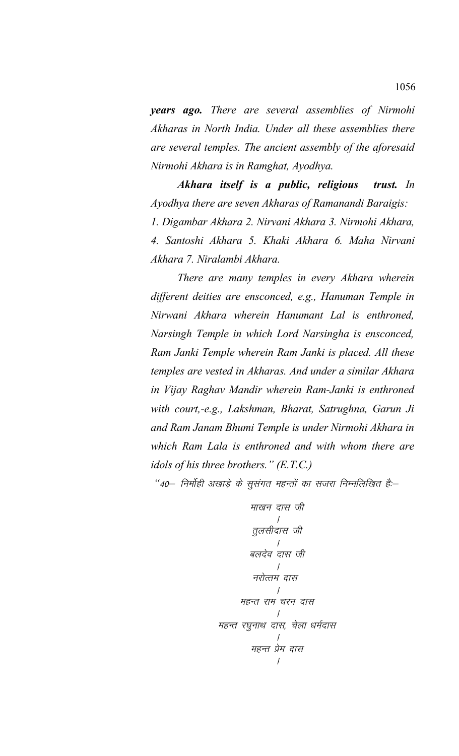***years ago.*** *There are several assemblies of Nirmohi Akharas in North India. Under all these assemblies there are several temples. The ancient assembly of the aforesaid Nirmohi Akhara is in Ramghat, Ayodhya.*

***Akhara itself is a public, religious trust.*** *In Ayodhya there are seven Akharas of Ramanandi Baraigis: 1. Digambar Akhara 2. Nirvani Akhara 3. Nirmohi Akhara, 4. Santoshi Akhara 5. Khaki Akhara 6. Maha Nirvani Akhara 7. Niralambi Akhara.*

*There are many temples in every Akhara wherein different deities are ensconced, e.g., Hanuman Temple in Nirwani Akhara wherein Hanumant Lal is enthroned, Narsingh Temple in which Lord Narsingha is ensconced, Ram Janki Temple wherein Ram Janki is placed. All these temples are vested in Akharas. And under a similar Akhara in Vijay Raghav Mandir wherein Ram-Janki is enthroned with court,-e.g., Lakshman, Bharat, Satrughna, Garun Ji and Ram Janam Bhumi Temple is under Nirmohi Akhara in which Ram Lala is enthroned and with whom there are idols of his three brothers." (E.T.C.)*

*"40– निर्मोही अखाड़े के सुसंगत महन्तों का सजरा निम्नलिखित हैः–*

*माखन दास जी*
*/*
*तुलसीदास जी*
*/*
*बलदेव दास जी*
*/*
*नरोत्तम दास*
*/*
*महन्त राम चरन दास*
*/*
*महन्त रघुनाथ दास, चेला धर्मदास*
*/*
*महन्त प्रेम दास*
*/*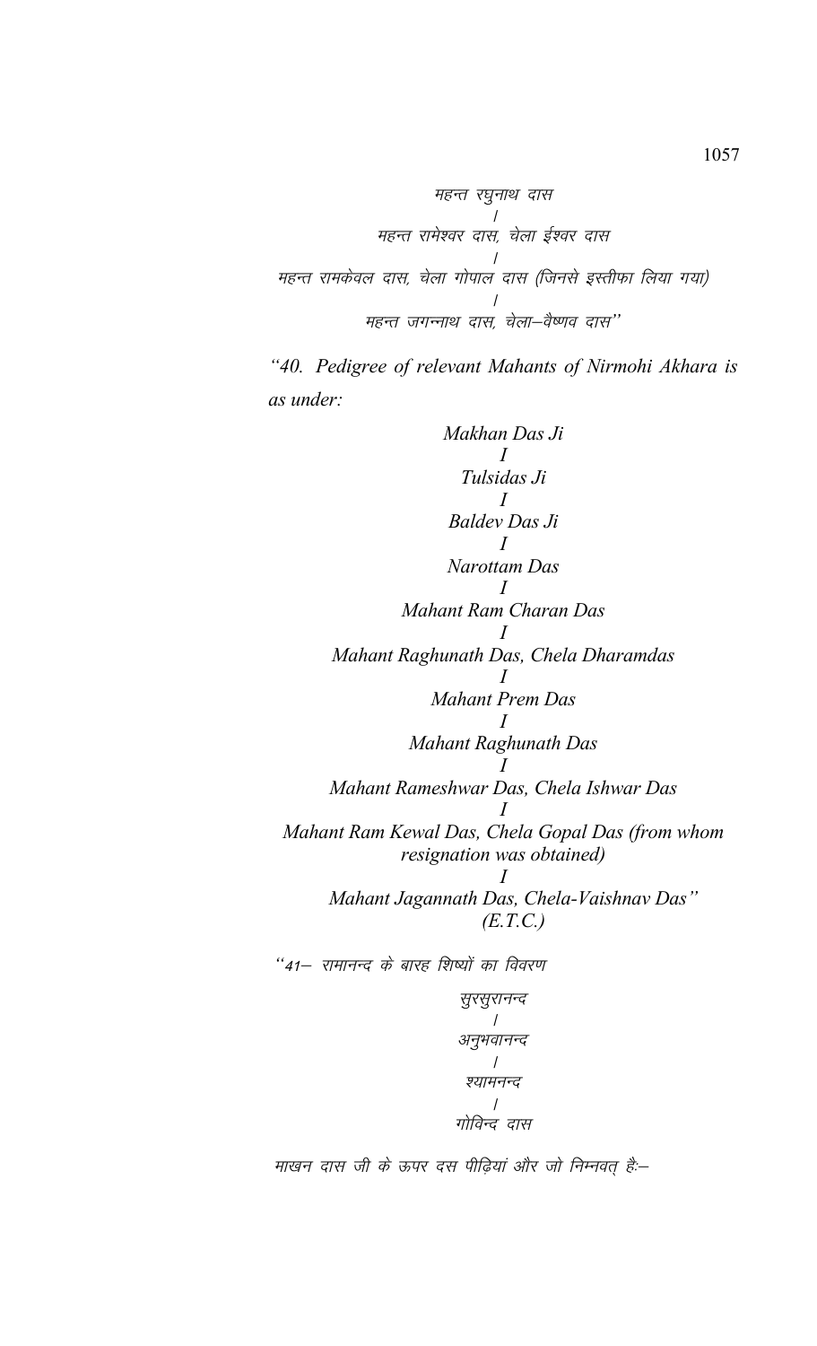महन्त रघुनाथ दास
/
महन्त रामेश्वर दास, चेला ईश्वर दास
/
महन्त रामकेवल दास, चेला गोपाल दास (जिनसे इस्तीफा लिया गया)
/
महन्त जगन्नाथ दास, चेला–वैष्णव दास"

*"40. Pedigree of relevant Mahants of Nirmohi Akhara is as under:*

*Makhan Das Ji*
*I*
*Tulsidas Ji*
*I*
*Baldev Das Ji*
*I*
*Narottam Das*
*I*
*Mahant Ram Charan Das*
*I*
*Mahant Raghunath Das, Chela Dharamdas*
*I*
*Mahant Prem Das*
*I*
*Mahant Raghunath Das*
*I*
*Mahant Rameshwar Das, Chela Ishwar Das*
*I*
*Mahant Ram Kewal Das, Chela Gopal Das (from whom resignation was obtained)*
*I*
*Mahant Jagannath Das, Chela-Vaishnav Das"*
*(E.T.C.)*

"41– रामानन्द के बारह शिष्यों का विवरण

सुरसुरानन्द
/
अनुभवानन्द
/
श्यामनन्द
/
गोविन्द दास

माखन दास जी के ऊपर दस पीढ़ियां और जो निम्नवत् है:–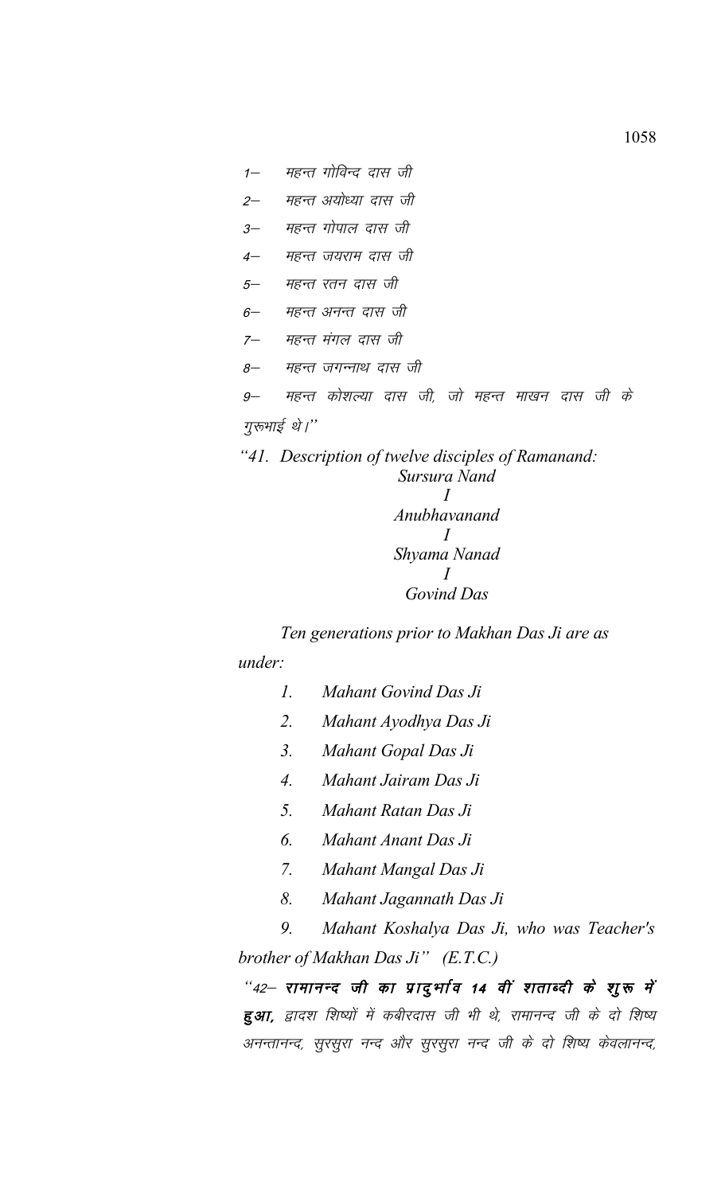*1– महन्त गोविन्द दास जी*

*2– महन्त अयोध्या दास जी*

*3– महन्त गोपाल दास जी*

*4– महन्त जयराम दास जी*

*5– महन्त रतन दास जी*

*6– महन्त अनन्त दास जी*

*7– महन्त मंगल दास जी*

*8– महन्त जगन्नाथ दास जी*

*9– महन्त कोशल्या दास जी, जो महन्त माखन दास जी के गुरूभाई थे।"*

*"41. Description of twelve disciples of Ramanand:*

*Sursura Nand*
*I*
*Anubhavanand*
*I*
*Shyama Nanad*
*I*
*Govind Das*

*Ten generations prior to Makhan Das Ji are as under:*

*1. Mahant Govind Das Ji*

*2. Mahant Ayodhya Das Ji*

*3. Mahant Gopal Das Ji*

*4. Mahant Jairam Das Ji*

*5. Mahant Ratan Das Ji*

*6. Mahant Anant Das Ji*

*7. Mahant Mangal Das Ji*

*8. Mahant Jagannath Das Ji*

*9. Mahant Koshalya Das Ji, who was Teacher's brother of Makhan Das Ji" (E.T.C.)*

*"42– **रामानन्द जी का प्रादुर्भाव 14 वीं शताब्दी के शुरू में हुआ,** द्वादश शिष्यों में कबीरदास जी भी थे, रामानन्द जी के दो शिष्य अनन्तानन्द, सुरसुरा नन्द और सुरसुरा नन्द जी के दो शिष्य केवलानन्द,*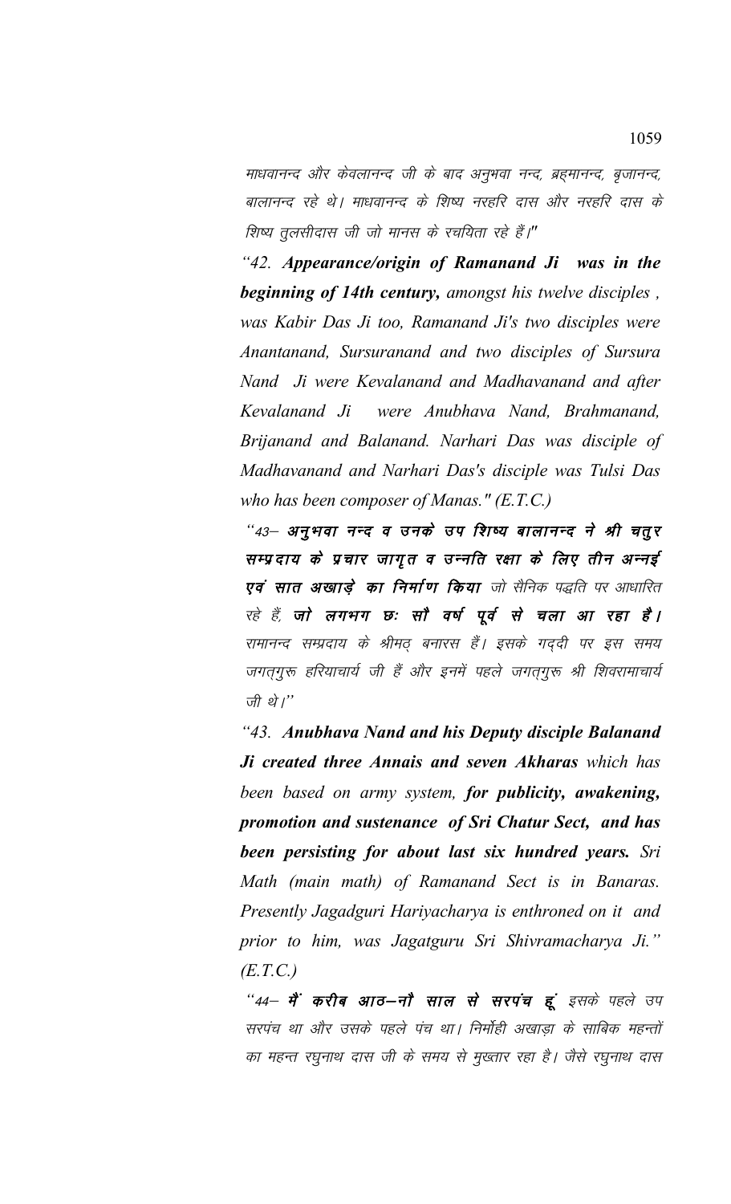माधवानन्द और केवलानन्द जी के बाद अनुभवा नन्द, ब्रह्मानन्द, बृजानन्द, बालानन्द रहे थे। माधवानन्द के शिष्य नरहरि दास और नरहरि दास के शिष्य तुलसीदास जी जो मानस के रचयिता रहे हैं।"

*"42. **Appearance/origin of Ramanand Ji was in the beginning of 14th century,** amongst his twelve disciples , was Kabir Das Ji too, Ramanand Ji's two disciples were Anantanand, Sursuranand and two disciples of Sursura Nand Ji were Kevalanand and Madhavanand and after Kevalanand Ji were Anubhava Nand, Brahmanand, Brijanand and Balanand. Narhari Das was disciple of Madhavanand and Narhari Das's disciple was Tulsi Das who has been composer of Manas." (E.T.C.)*

"43– **अनुभवा नन्द व उनके उप शिष्य बालानन्द ने श्री चतुर सम्प्रदाय के प्रचार जागृत व उन्नति रक्षा के लिए तीन अन्नई एवं सात अखाड़े का निर्माण किया** जो सैनिक पद्धति पर आधारित रहे हैं, **जो लगभग छः सौ वर्ष पूर्व से चला आ रहा है।** रामानन्द सम्प्रदाय के श्रीमठ् बनारस हैं। इसके गद्दी पर इस समय जगत्‌गुरू हरियाचार्य जी हैं और इनमें पहले जगत्‌गुरू श्री शिवरामाचार्य जी थे।"

*"43. **Anubhava Nand and his Deputy disciple Balanand Ji created three Annais and seven Akharas** which has been based on army system, **for publicity, awakening, promotion and sustenance of Sri Chatur Sect, and has been persisting for about last six hundred years.** Sri Math (main math) of Ramanand Sect is in Banaras. Presently Jagadguri Hariyacharya is enthroned on it and prior to him, was Jagatguru Sri Shivramacharya Ji." (E.T.C.)*

"44– **मैं करीब आठ–नौ साल से सरपंच हूं** इसके पहले उप सरपंच था और उसके पहले पंच था। निर्मोही अखाड़ा के साबिक महन्तों का महन्त रघुनाथ दास जी के समय से मुख्तार रहा है। जैसे रघुनाथ दास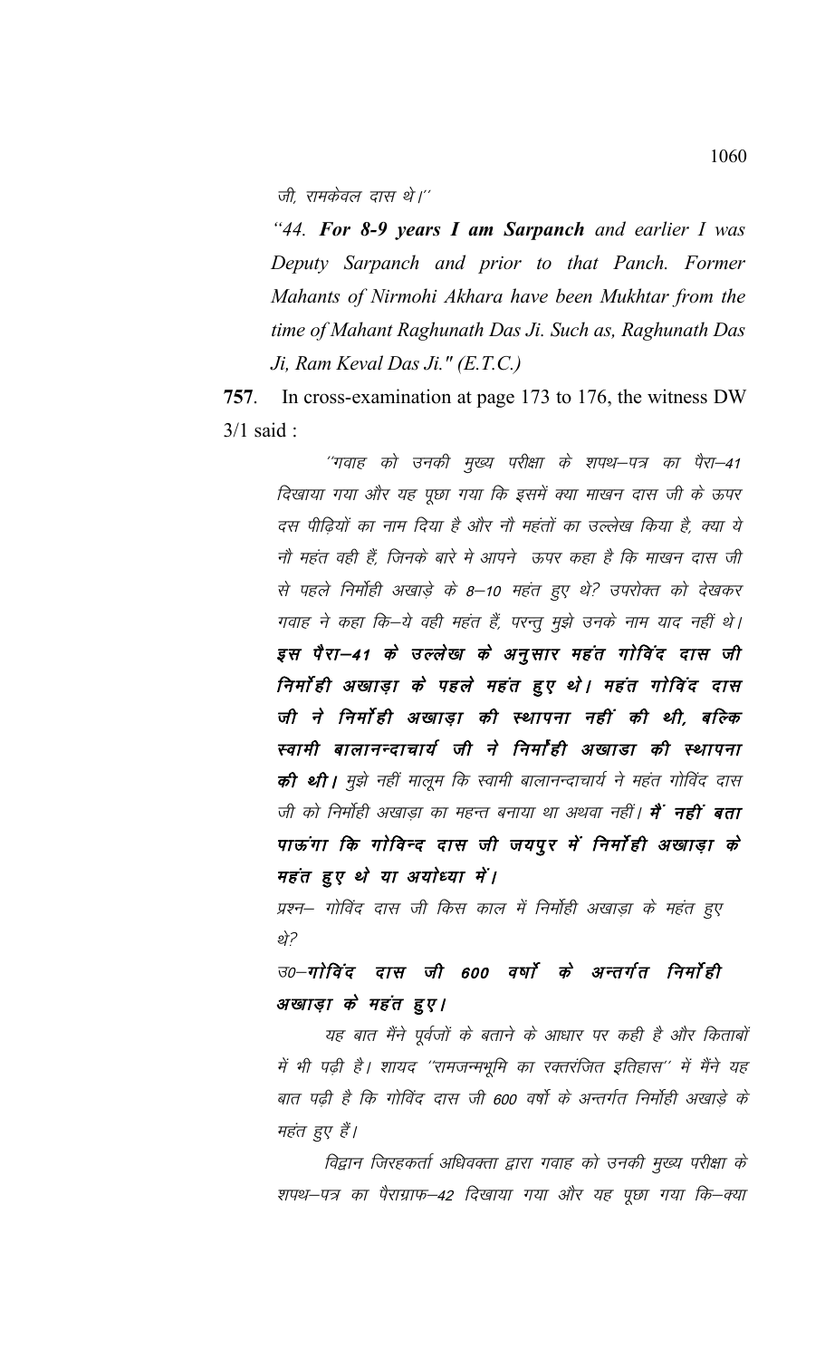जी, रामकेवल दास थे।''

*"44. **For 8-9 years I am Sarpanch** and earlier I was Deputy Sarpanch and prior to that Panch. Former Mahants of Nirmohi Akhara have been Mukhtar from the time of Mahant Raghunath Das Ji. Such as, Raghunath Das Ji, Ram Keval Das Ji." (E.T.C.)*

**757**. In cross-examination at page 173 to 176, the witness DW 3/1 said :

''गवाह को उनकी मुख्य परीक्षा के शपथ–पत्र का पैरा–41 दिखाया गया और यह पूछा गया कि इसमें क्या माखन दास जी के ऊपर दस पीढ़ियों का नाम दिया है और नौ महंतों का उल्लेख किया है, क्या ये नौ महंत वही हैं, जिनके बारे मे आपने ऊपर कहा है कि माखन दास जी से पहले निर्मोही अखाड़े के 8–10 महंत हुए थे? उपरोक्त को देखकर गवाह ने कहा कि–ये वही महंत हैं, परन्तु मुझे उनके नाम याद नहीं थे। ***इस पैरा–41 के उल्लेख के अनुसार महंत गोविंद दास जी निर्मोही अखाड़ा के पहले महंत हुए थे। महंत गोविंद दास जी ने निर्मोही अखाड़ा की स्थापना नहीं की थी, बल्कि स्वामी बालानन्दाचार्य जी ने निर्मोही अखाडा की स्थापना की थी।*** मुझे नहीं मालूम कि स्वामी बालानन्दाचार्य ने महंत गोविंद दास जी को निर्मोही अखाड़ा का महन्त बनाया था अथवा नहीं। ***मैं नहीं बता पाऊंगा कि गोविन्द दास जी जयपुर में निर्मोही अखाड़ा के महंत हुए थे या अयोध्या में।***

प्रश्न– गोविंद दास जी किस काल में निर्मोही अखाड़ा के महंत हुए थे?

उ0–***गोविंद दास जी 600 वर्षो के अन्तर्गत निर्मोही अखाड़ा के महंत हुए।***

यह बात मैंने पूर्वजों के बताने के आधार पर कही है और किताबों में भी पढ़ी है। शायद ''रामजन्मभूमि का रक्तरंजित इतिहास'' में मैंने यह बात पढ़ी है कि गोविंद दास जी 600 वर्षो के अन्तर्गत निर्मोही अखाड़े के महंत हुए हैं।

विद्वान जिरहकर्ता अधिवक्ता द्वारा गवाह को उनकी मुख्य परीक्षा के शपथ–पत्र का पैराग्राफ–42 दिखाया गया और यह पूछा गया कि–क्या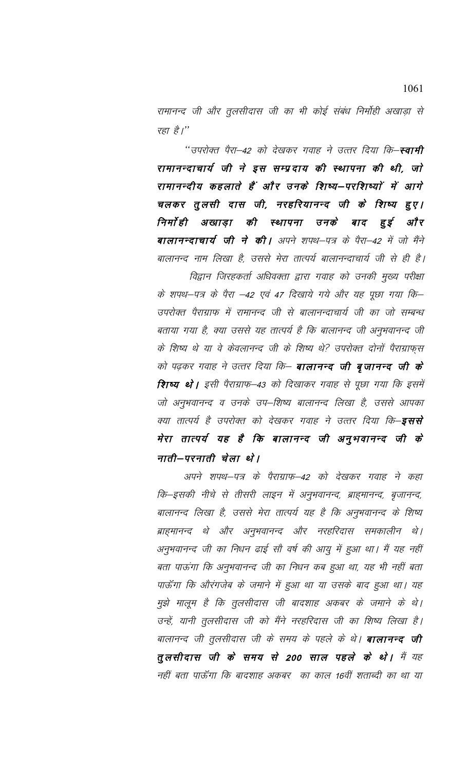*रामानन्द जी और तुलसीदास जी का भी कोई संबंध निर्मोही अखाड़ा से रहा है।"*

*"उपरोक्त पैरा–42 को देखकर गवाह ने उत्तर दिया कि–**स्वामी रामानन्दाचार्य जी ने इस सम्प्रदाय की स्थापना की थी, जो रामानन्दीय कहलाते हैं और उनके शिष्य–परशिष्यों में आगे चलकर तुलसी दास जी, नरहरियानन्द जी के शिष्य हुए। निर्मोही अखाड़ा की स्थापना उनके बाद हुई और बालानन्दाचार्य जी ने की।** अपने शपथ–पत्र के पैरा–42 में जो मैंने बालानन्द नाम लिखा है, उससे मेरा तात्पर्य बालानन्दाचार्य जी से ही है।*

*विद्वान जिरहकर्ता अधिवक्ता द्वारा गवाह को उनकी मुख्य परीक्षा के शपथ–पत्र के पैरा –42 एवं 47 दिखाये गये और यह पूछा गया कि– उपरोक्त पैराग्राफ में रामानन्द जी से बालानन्दाचार्य जी का जो सम्बन्ध बताया गया है, क्या उससे यह तात्पर्य है कि बालानन्द जी अनुभवानन्द जी के शिष्य थे या वे केवलानन्द जी के शिष्य थे? उपरोक्त दोनों पैराग्राफ्स को पढ़कर गवाह ने उत्तर दिया कि– **बालानन्द जी बृजानन्द जी के शिष्य थे।** इसी पैराग्राफ–43 को दिखाकर गवाह से पूछा गया कि इसमें जो अनुभवानन्द व उनके उप–शिष्य बालानन्द लिखा है, उससे आपका क्या तात्पर्य है उपरोक्त को देखकर गवाह ने उत्तर दिया कि–**इससे मेरा तात्पर्य यह है कि बालानन्द जी अनुभवानन्द जी के नाती–परनाती चेला थे।***

*अपने शपथ–पत्र के पैराग्राफ–42 को देखकर गवाह ने कहा कि–इसकी नीचे से तीसरी लाइन में अनुभवानन्द, ब्राह्मानन्द, बृजानन्द, बालानन्द लिखा है, उससे मेरा तात्पर्य यह है कि अनुभवानन्द के शिष्य ब्राह्मानन्द थे और अनुभवानन्द और नरहरिदास समकालीन थे। अनुभवानन्द जी का निधन ढाई सौ वर्ष की आयु में हुआ था। मैं यह नहीं बता पाऊंगा कि अनुभवानन्द जी का निधन कब हुआ था, यह भी नहीं बता पाऊँगा कि औरंगजेब के जमाने में हुआ था या उसके बाद हुआ था। यह मुझे मालूम है कि तुलसीदास जी बादशाह अकबर के जमाने के थे। उन्हें, यानी तुलसीदास जी को मैंने नरहरिदास जी का शिष्य लिखा है। बालानन्द जी तुलसीदास जी के समय के पहले के थे। **बालानन्द जी तुलसीदास जी के समय से 200 साल पहले के थे।** मैं यह नहीं बता पाऊँगा कि बादशाह अकबर का काल 16वीं शताब्दी का था या*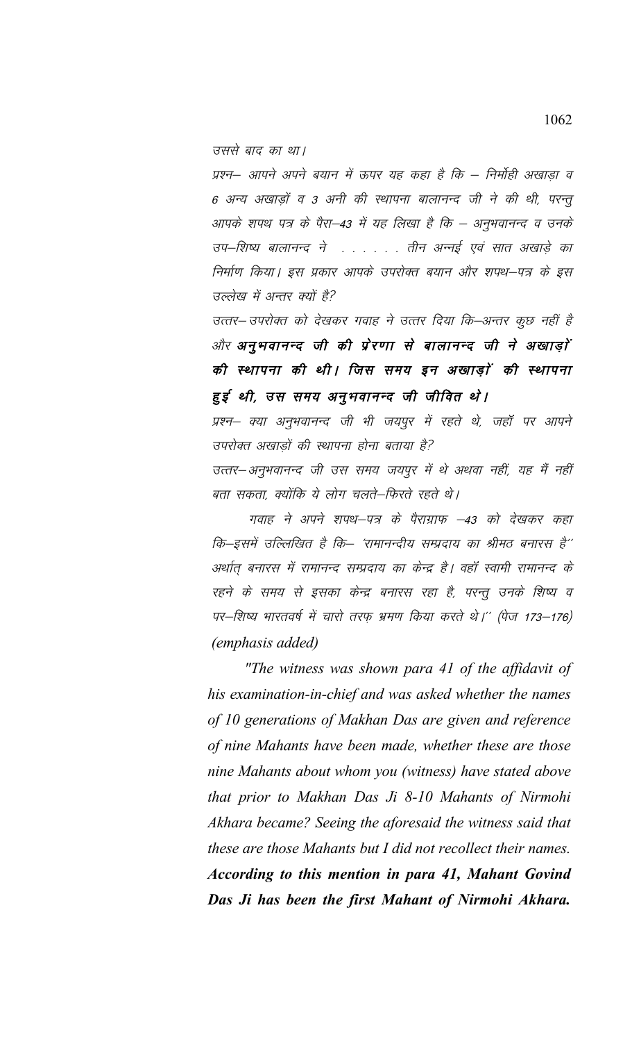*उससे बाद का था।*

*प्रश्न– आपने अपने बयान में ऊपर यह कहा है कि – निर्मोही अखाड़ा व 6 अन्य अखाड़ों व 3 अनी की स्थापना बालानन्द जी ने की थी, परन्तु आपके शपथ पत्र के पैरा–43 में यह लिखा है कि – अनुभवानन्द व उनके उप–शिष्य बालानन्द ने . . . . . . तीन अन्नई एवं सात अखाड़े का निर्माण किया। इस प्रकार आपके उपरोक्त बयान और शपथ–पत्र के इस उल्लेख में अन्तर क्यों है?*

*उत्तर– उपरोक्त को देखकर गवाह ने उत्तर दिया कि–अन्तर कुछ नहीं है और* ***अनुभवानन्द जी की प्रेरणा से बालानन्द जी ने अखाड़ों की स्थापना की थी। जिस समय इन अखाड़ों की स्थापना हुई थी, उस समय अनुभवानन्द जी जीवित थे।***

*प्रश्न– क्या अनुभवानन्द जी भी जयपुर में रहते थे, जहाँ पर आपने उपरोक्त अखाड़ों की स्थापना होना बताया है?*

*उत्तर–अनुभवानन्द जी उस समय जयपुर में थे अथवा नहीं, यह मैं नहीं बता सकता, क्योंकि ये लोग चलते–फिरते रहते थे।*

*गवाह ने अपने शपथ–पत्र के पैराग्राफ –43 को देखकर कहा कि–इसमें उल्लिखित है कि– 'रामानन्दीय सम्प्रदाय का श्रीमठ बनारस है'' अर्थात् बनारस में रामानन्द सम्प्रदाय का केन्द्र है। वहाँ स्वामी रामानन्द के रहने के समय से इसका केन्द्र बनारस रहा है, परन्तु उनके शिष्य व पर–शिष्य भारतवर्ष में चारो तरफ़ भ्रमण किया करते थे।'' (पेज 173–176)* *(emphasis added)*

*"The witness was shown para 41 of the affidavit of his examination-in-chief and was asked whether the names of 10 generations of Makhan Das are given and reference of nine Mahants have been made, whether these are those nine Mahants about whom you (witness) have stated above that prior to Makhan Das Ji 8-10 Mahants of Nirmohi Akhara became? Seeing the aforesaid the witness said that these are those Mahants but I did not recollect their names.* ***According to this mention in para 41, Mahant Govind Das Ji has been the first Mahant of Nirmohi Akhara.***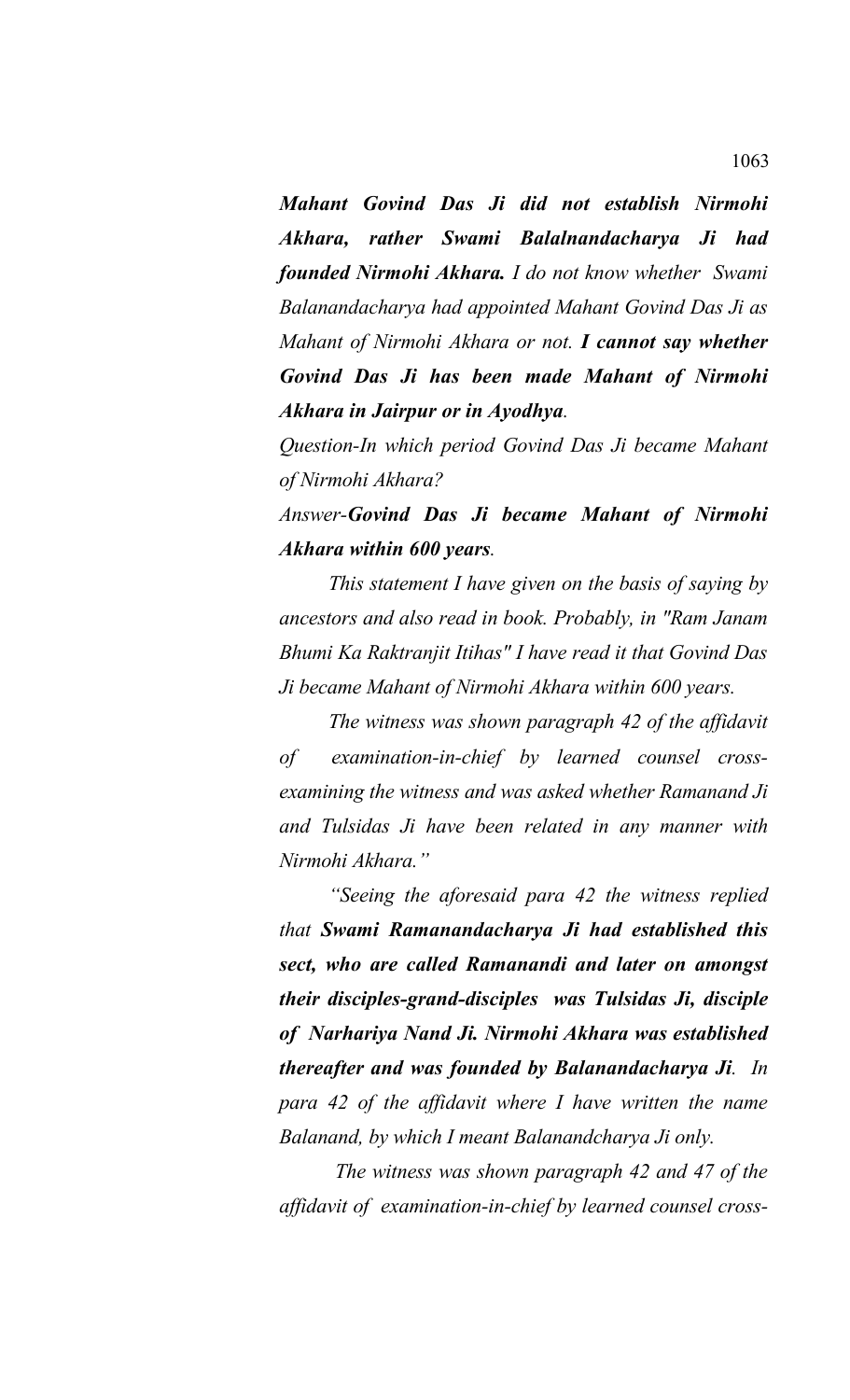*Mahant Govind Das Ji did not establish Nirmohi Akhara, rather Swami Balalnandacharya Ji had founded Nirmohi Akhara.* ***I do not know whether Swami Balanandacharya had appointed Mahant Govind Das Ji as Mahant of Nirmohi Akhara or not.*** ***I cannot say whether Govind Das Ji has been made Mahant of Nirmohi Akhara in Jairpur or in Ayodhya.***

*Question-In which period Govind Das Ji became Mahant of Nirmohi Akhara?*

*Answer-**Govind Das Ji became Mahant of Nirmohi Akhara within 600 years**.*

*This statement I have given on the basis of saying by ancestors and also read in book. Probably, in "Ram Janam Bhumi Ka Raktranjit Itihas" I have read it that Govind Das Ji became Mahant of Nirmohi Akhara within 600 years.*

*The witness was shown paragraph 42 of the affidavit of examination-in-chief by learned counsel cross-examining the witness and was asked whether Ramanand Ji and Tulsidas Ji have been related in any manner with Nirmohi Akhara."*

*"Seeing the aforesaid para 42 the witness replied that **Swami Ramanandacharya Ji had established this sect, who are called Ramanandi and later on amongst their disciples-grand-disciples was Tulsidas Ji, disciple of Narhariya Nand Ji. Nirmohi Akhara was established thereafter and was founded by Balanandacharya Ji**. In para 42 of the affidavit where I have written the name Balanand, by which I meant Balanandcharya Ji only.*

*The witness was shown paragraph 42 and 47 of the affidavit of examination-in-chief by learned counsel cross-*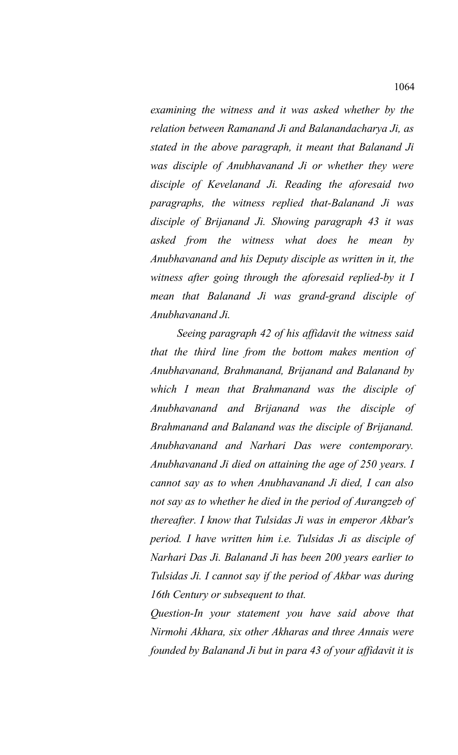*examining the witness and it was asked whether by the relation between Ramanand Ji and Balanandacharya Ji, as stated in the above paragraph, it meant that Balanand Ji was disciple of Anubhavanand Ji or whether they were disciple of Kevelanand Ji. Reading the aforesaid two paragraphs, the witness replied that-Balanand Ji was disciple of Brijanand Ji. Showing paragraph 43 it was asked from the witness what does he mean by Anubhavanand and his Deputy disciple as written in it, the witness after going through the aforesaid replied-by it I mean that Balanand Ji was grand-grand disciple of Anubhavanand Ji.*

*Seeing paragraph 42 of his affidavit the witness said that the third line from the bottom makes mention of Anubhavanand, Brahmanand, Brijanand and Balanand by which I mean that Brahmanand was the disciple of Anubhavanand and Brijanand was the disciple of Brahmanand and Balanand was the disciple of Brijanand. Anubhavanand and Narhari Das were contemporary. Anubhavanand Ji died on attaining the age of 250 years. I cannot say as to when Anubhavanand Ji died, I can also not say as to whether he died in the period of Aurangzeb of thereafter. I know that Tulsidas Ji was in emperor Akbar's period. I have written him i.e. Tulsidas Ji as disciple of Narhari Das Ji. Balanand Ji has been 200 years earlier to Tulsidas Ji. I cannot say if the period of Akbar was during 16th Century or subsequent to that.*

*Question-In your statement you have said above that Nirmohi Akhara, six other Akharas and three Annais were founded by Balanand Ji but in para 43 of your affidavit it is*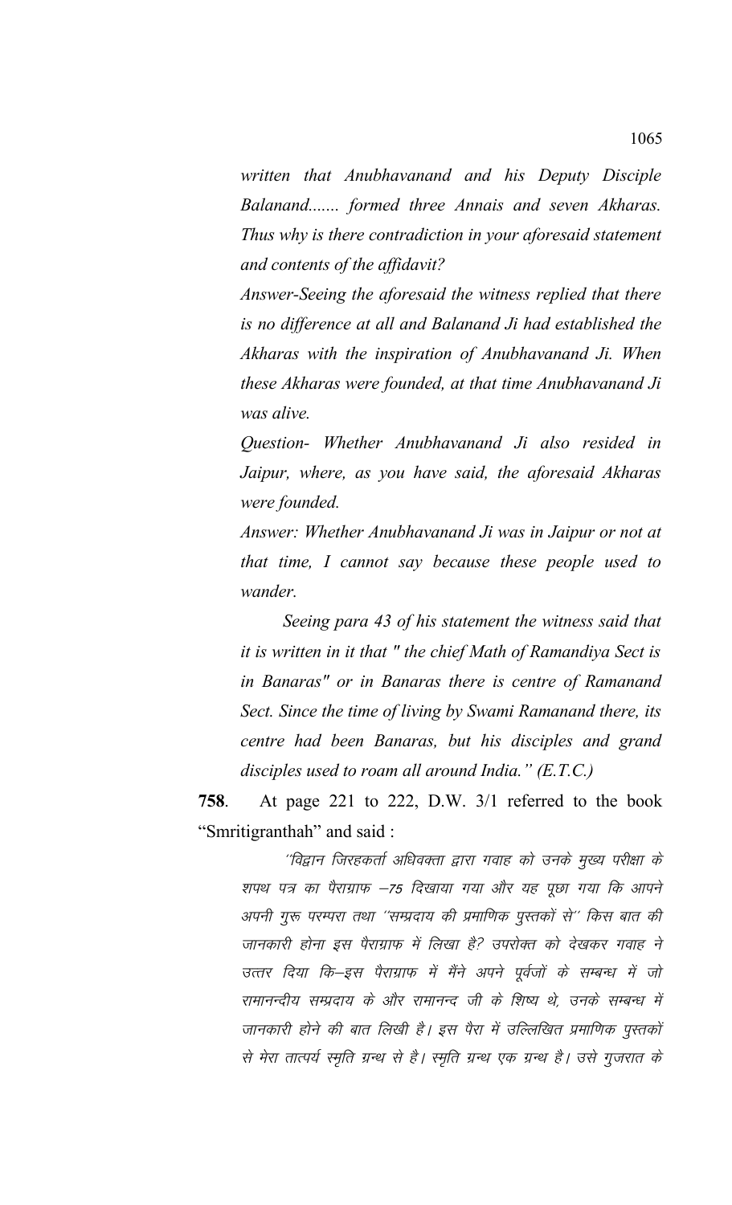*written that Anubhavanand and his Deputy Disciple Balanand....... formed three Annais and seven Akharas. Thus why is there contradiction in your aforesaid statement and contents of the affidavit?*

*Answer-Seeing the aforesaid the witness replied that there is no difference at all and Balanand Ji had established the Akharas with the inspiration of Anubhavanand Ji. When these Akharas were founded, at that time Anubhavanand Ji was alive.*

*Question- Whether Anubhavanand Ji also resided in Jaipur, where, as you have said, the aforesaid Akharas were founded.*

*Answer: Whether Anubhavanand Ji was in Jaipur or not at that time, I cannot say because these people used to wander.*

*Seeing para 43 of his statement the witness said that it is written in it that " the chief Math of Ramandiya Sect is in Banaras" or in Banaras there is centre of Ramanand Sect. Since the time of living by Swami Ramanand there, its centre had been Banaras, but his disciples and grand disciples used to roam all around India." (E.T.C.)*

**758**. At page 221 to 222, D.W. 3/1 referred to the book "Smritigranthah" and said :

*''विद्वान जिरहकर्ता अधिवक्ता द्वारा गवाह को उनके मुख्य परीक्षा के शपथ पत्र का पैराग्राफ –75 दिखाया गया और यह पूछा गया कि आपने अपनी गुरू परम्परा तथा ''सम्प्रदाय की प्रमाणिक पुस्तकों से'' किस बात की जानकारी होना इस पैराग्राफ में लिखा है? उपरोक्त को देखकर गवाह ने उत्तर दिया कि–इस पैराग्राफ में मैंने अपने पूर्वजों के सम्बन्ध में जो रामानन्दीय सम्प्रदाय के और रामानन्द जी के शिष्य थे, उनके सम्बन्ध में जानकारी होने की बात लिखी है। इस पैरा में उल्लिखित प्रमाणिक पुस्तकों से मेरा तात्पर्य स्मृति ग्रन्थ से है। स्मृति ग्रन्थ एक ग्रन्थ है। उसे गुजरात के*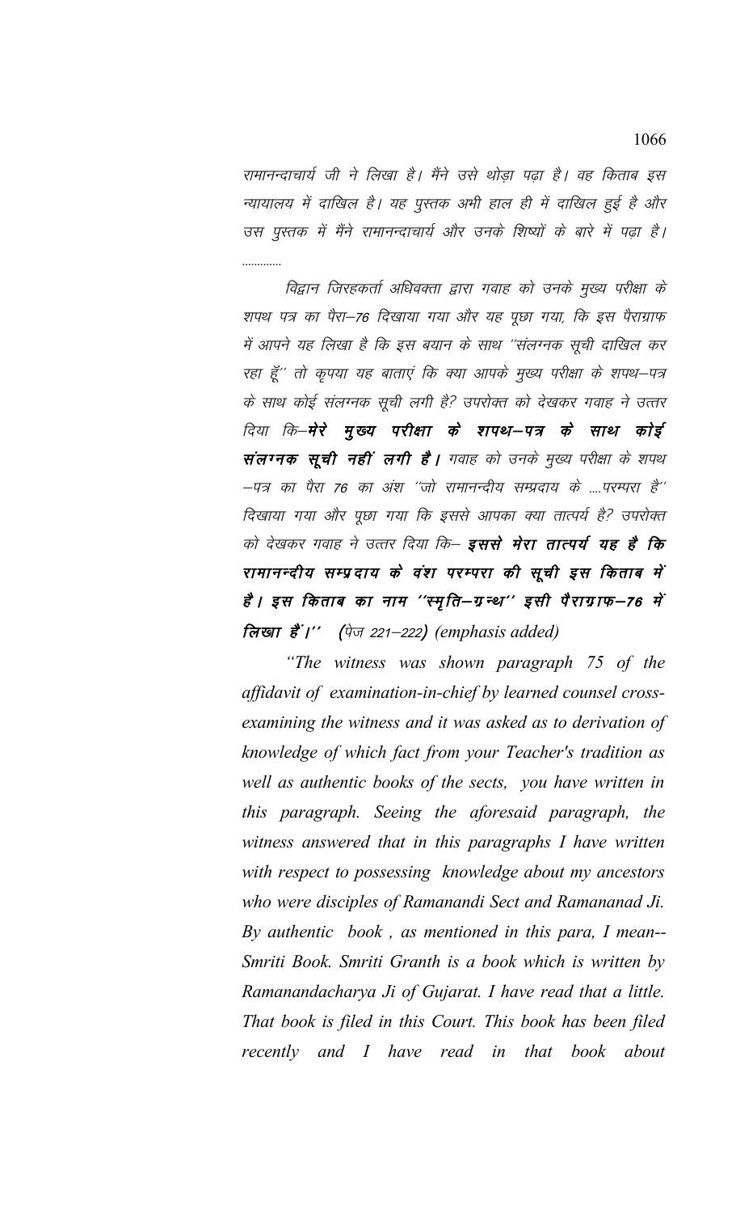रामानन्दाचार्य जी ने लिखा है। मैंने उसे थोड़ा पढ़ा है। वह किताब इस न्यायालय में दाखिल है। यह पुस्तक अभी हाल ही में दाखिल हुई है और उस पुस्तक में मैंने रामानन्दाचार्य और उनके शिष्यों के बारे में पढ़ा है। ............

*विद्वान जिरहकर्ता अधिवक्ता द्वारा गवाह को उनके मुख्य परीक्षा के शपथ पत्र का पैरा–76 दिखाया गया और यह पूछा गया, कि इस पैराग्राफ में आपने यह लिखा है कि इस बयान के साथ "संलग्नक सूची दाखिल कर रहा हूँ" तो कृपया यह बताएं कि क्या आपके मुख्य परीक्षा के शपथ–पत्र के साथ कोई संलग्नक सूची लगी है? उपरोक्त को देखकर गवाह ने उत्तर दिया कि–* ***मेरे मुख्य परीक्षा के शपथ–पत्र के साथ कोई संलग्नक सूची नहीं लगी है।*** *गवाह को उनके मुख्य परीक्षा के शपथ–पत्र का पैरा 76 का अंश "जो रामानन्दीय सम्प्रदाय के ....परम्परा है" दिखाया गया और पूछा गया कि इससे आपका क्या तात्पर्य है? उपरोक्त को देखकर गवाह ने उत्तर दिया कि–* ***इससे मेरा तात्पर्य यह है कि रामानन्दीय सम्प्रदाय के वंश परम्परा की सूची इस किताब में है। इस किताब का नाम "स्मृति–ग्रन्थ" इसी पैराग्राफ–76 में लिखा हैं।"*** (पेज 221–222) *(emphasis added)*

*"The witness was shown paragraph 75 of the affidavit of examination-in-chief by learned counsel cross-examining the witness and it was asked as to derivation of knowledge of which fact from your Teacher's tradition as well as authentic books of the sects, you have written in this paragraph. Seeing the aforesaid paragraph, the witness answered that in this paragraphs I have written with respect to possessing knowledge about my ancestors who were disciples of Ramanandi Sect and Ramananad Ji. By authentic book , as mentioned in this para, I mean-- Smriti Book. Smriti Granth is a book which is written by Ramanandacharya Ji of Gujarat. I have read that a little. That book is filed in this Court. This book has been filed recently and I have read in that book about*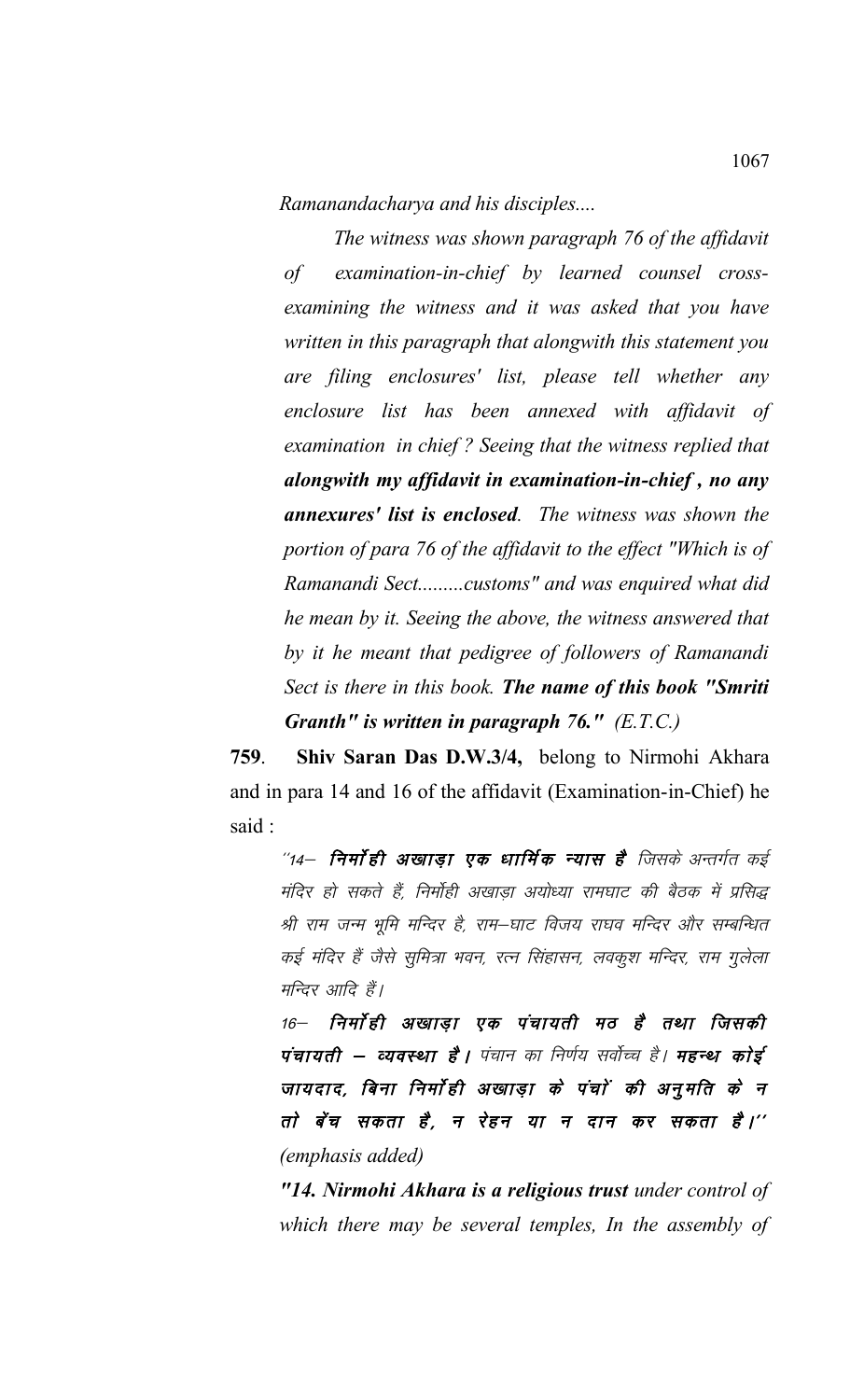*Ramanandacharya and his disciples....*

*The witness was shown paragraph 76 of the affidavit of examination-in-chief by learned counsel cross-examining the witness and it was asked that you have written in this paragraph that alongwith this statement you are filing enclosures' list, please tell whether any enclosure list has been annexed with affidavit of examination in chief ? Seeing that the witness replied that **alongwith my affidavit in examination-in-chief , no any annexures' list is enclosed**. The witness was shown the portion of para 76 of the affidavit to the effect "Which is of Ramanandi Sect.........customs" and was enquired what did he mean by it. Seeing the above, the witness answered that by it he meant that pedigree of followers of Ramanandi Sect is there in this book. **The name of this book "Smriti Granth" is written in paragraph 76."** (E.T.C.)*

**759**. **Shiv Saran Das D.W.3/4,** belong to Nirmohi Akhara and in para 14 and 16 of the affidavit (Examination-in-Chief) he said :

> ''14— ***निर्मोही अखाड़ा एक धार्मिक न्यास है*** जिसके अन्तर्गत कई मंदिर हो सकते हैं, निर्मोही अखाड़ा अयोध्या रामघाट की बैठक में प्रसिद्ध श्री राम जन्म भूमि मन्दिर है, राम–घाट विजय राघव मन्दिर और सम्बन्धित कई मंदिर हैं जैसे सुमित्रा भवन, रत्न सिंहासन, लवकुश मन्दिर, राम गुलेला मन्दिर आदि हैं।
>
> 16— ***निर्मोही अखाड़ा एक पंचायती मठ है तथा जिसकी पंचायती — व्यवस्था है।*** पंचान का निर्णय सर्वोच्च है। ***महन्थ कोई जायदाद, बिना निर्मोही अखाड़ा के पंचों की अनुमति के न तो बेंच सकता है, न रेहन या न दान कर सकता है।''*** *(emphasis added)*
>
> ***"14. Nirmohi Akhara is a religious trust*** *under control of which there may be several temples, In the assembly of*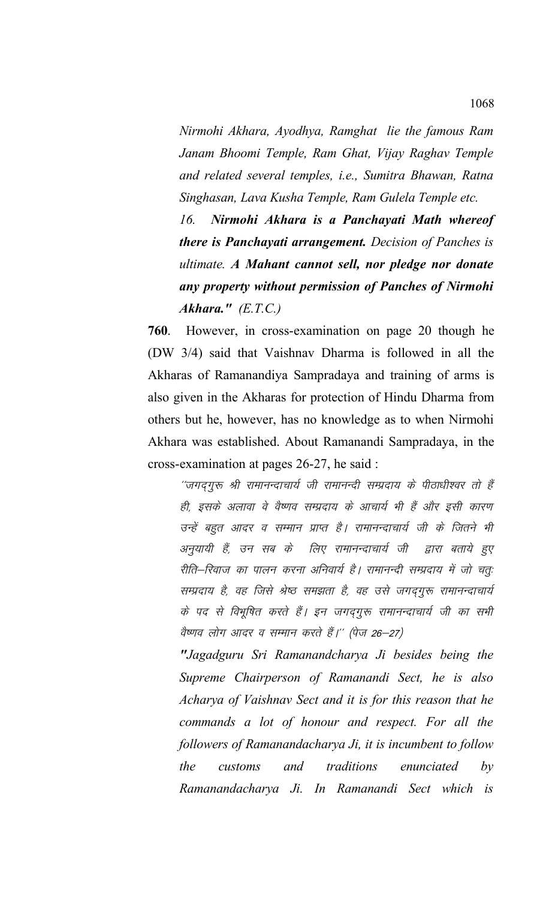*Nirmohi Akhara, Ayodhya, Ramghat lie the famous Ram Janam Bhoomi Temple, Ram Ghat, Vijay Raghav Temple and related several temples, i.e., Sumitra Bhawan, Ratna Singhasan, Lava Kusha Temple, Ram Gulela Temple etc.*

*16. **Nirmohi Akhara is a Panchayati Math whereof there is Panchayati arrangement.** Decision of Panches is ultimate. **A Mahant cannot sell, nor pledge nor donate any property without permission of Panches of Nirmohi Akhara."** (E.T.C.)*

**760**. However, in cross-examination on page 20 though he (DW 3/4) said that Vaishnav Dharma is followed in all the Akharas of Ramanandiya Sampradaya and training of arms is also given in the Akharas for protection of Hindu Dharma from others but he, however, has no knowledge as to when Nirmohi Akhara was established. About Ramanandi Sampradaya, in the cross-examination at pages 26-27, he said :

*"जगद्गुरू श्री रामानन्दाचार्य जी रामानन्दी सम्प्रदाय के पीठाधीश्वर तो हैं ही, इसके अलावा वे वैष्णव सम्प्रदाय के आचार्य भी हैं और इसी कारण उन्हें बहुत आदर व सम्मान प्राप्त है। रामानन्दाचार्य जी के जितने भी अनुयायी हैं, उन सब के लिए रामानन्दाचार्य जी द्वारा बताये हुए रीति–रिवाज का पालन करना अनिवार्य है। रामानन्दी सम्प्रदाय में जो चतुः सम्प्रदाय है, वह जिसे श्रेष्ठ समझता है, वह उसे जगद्गुरू रामानन्दाचार्य के पद से विभूषित करते हैं। इन जगद्गुरू रामानन्दाचार्य जी का सभी वैष्णव लोग आदर व सम्मान करते हैं।" (पेज 26–27)*

*"Jagadguru Sri Ramanandcharya Ji besides being the Supreme Chairperson of Ramanandi Sect, he is also Acharya of Vaishnav Sect and it is for this reason that he commands a lot of honour and respect. For all the followers of Ramanandacharya Ji, it is incumbent to follow the customs and traditions enunciated by Ramanandacharya Ji. In Ramanandi Sect which is*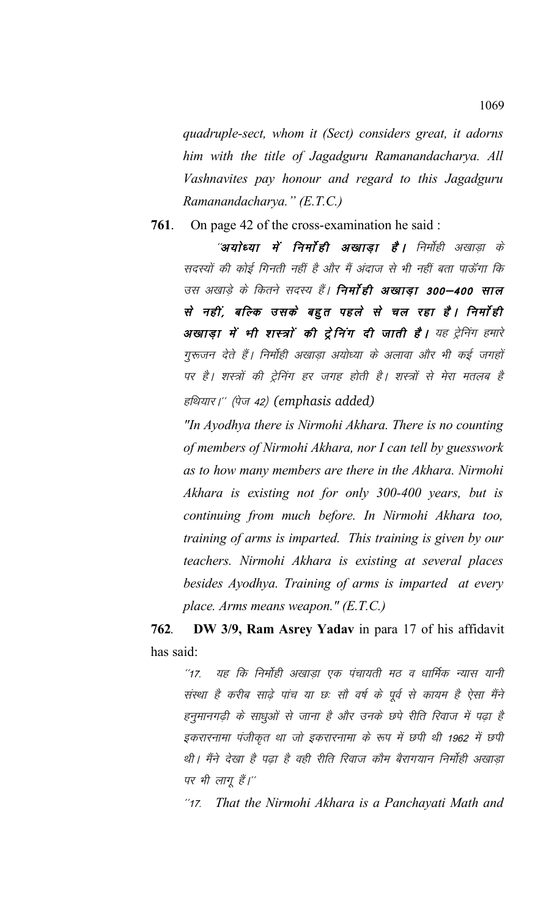*quadruple-sect, whom it (Sect) considers great, it adorns him with the title of Jagadguru Ramanandacharya. All Vashnavites pay honour and regard to this Jagadguru Ramanandacharya." (E.T.C.)*

**761**. On page 42 of the cross-examination he said :

*"**अयोध्या में निर्मोही अखाड़ा है।** निर्मोही अखाड़ा के सदस्यों की कोई गिनती नहीं है और मैं अंदाज से भी नहीं बता पाऊँगा कि उस अखाड़े के कितने सदस्य हैं। **निर्मोही अखाड़ा 300–400 साल से नहीं, बल्कि उसके बहुत पहले से चल रहा है। निर्मोही अखाड़ा में भी शस्त्रों की ट्रेनिंग दी जाती है।** यह ट्रेनिंग हमारे गुरूजन देते हैं। निर्मोही अखाड़ा अयोध्या के अलावा और भी कई जगहों पर है। शस्त्रों की ट्रेनिंग हर जगह होती है। शस्त्रों से मेरा मतलब है हथियार।" (पेज 42) (emphasis added)*

*"In Ayodhya there is Nirmohi Akhara. There is no counting of members of Nirmohi Akhara, nor I can tell by guesswork as to how many members are there in the Akhara. Nirmohi Akhara is existing not for only 300-400 years, but is continuing from much before. In Nirmohi Akhara too, training of arms is imparted. This training is given by our teachers. Nirmohi Akhara is existing at several places besides Ayodhya. Training of arms is imparted at every place. Arms means weapon." (E.T.C.)*

**762**. **DW 3/9, Ram Asrey Yadav** in para 17 of his affidavit has said:

*"17. यह कि निर्मोही अखाड़ा एक पंचायती मठ व धार्मिक न्यास यानी संस्था है करीब साढ़े पांच या छः सौ वर्ष के पूर्व से कायम है ऐसा मैंने हनुमानगढ़ी के साधुओं से जाना है और उनके छपे रीति रिवाज में पढ़ा है इकरारनामा पंजीकृत था जो इकरारनामा के रूप में छपी थी 1962 में छपी थी। मैंने देखा है पढ़ा है वही रीति रिवाज कौम बैरागयान निर्मोही अखाड़ा पर भी लागू हैं।"*

*"17. That the Nirmohi Akhara is a Panchayati Math and*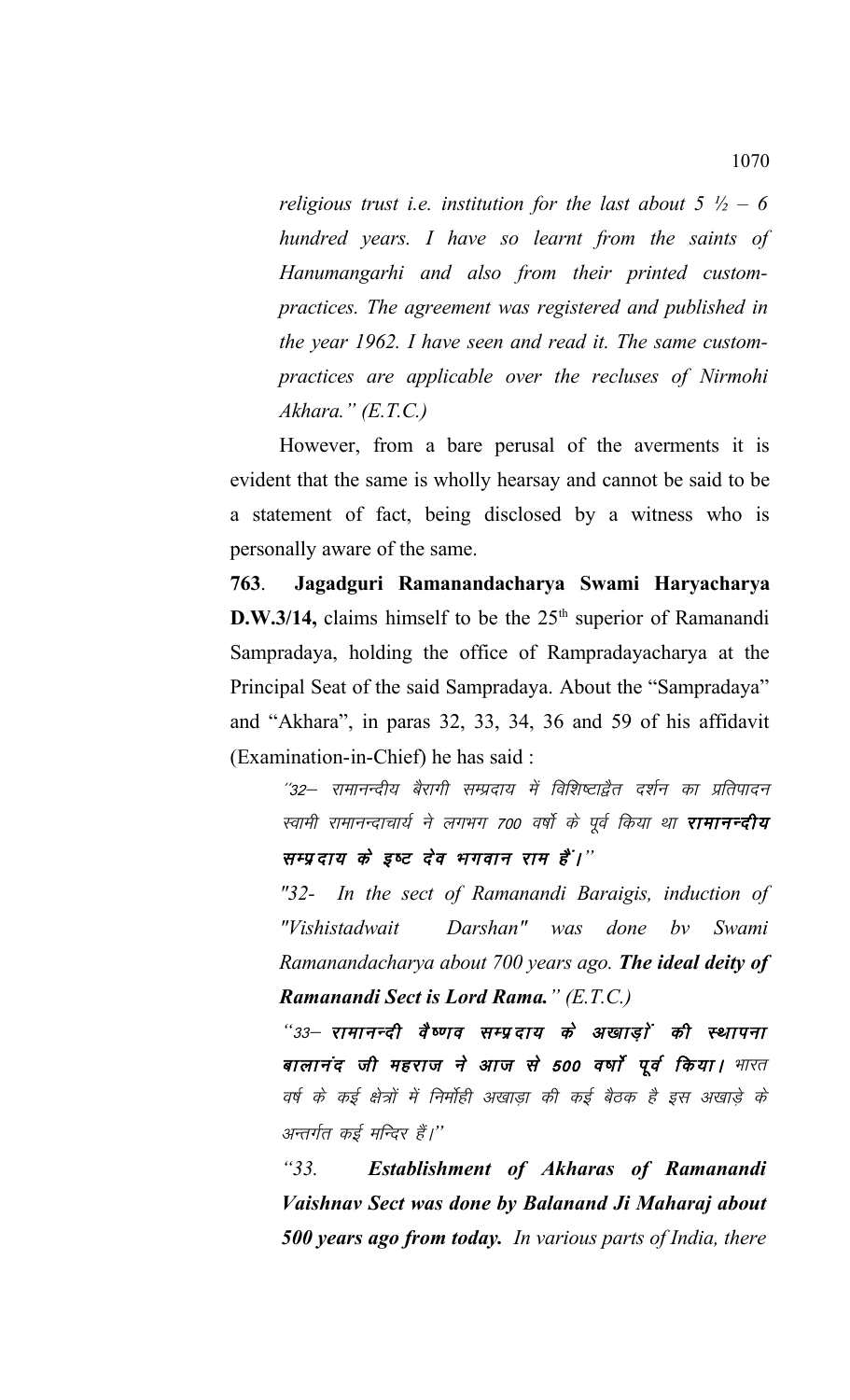*religious trust i.e. institution for the last about 5 ½ – 6 hundred years. I have so learnt from the saints of Hanumangarhi and also from their printed custom-practices. The agreement was registered and published in the year 1962. I have seen and read it. The same custom-practices are applicable over the recluses of Nirmohi Akhara." (E.T.C.)*

However, from a bare perusal of the averments it is evident that the same is wholly hearsay and cannot be said to be a statement of fact, being disclosed by a witness who is personally aware of the same.

**763**. **Jagadguri Ramanandacharya Swami Haryacharya D.W.3/14,** claims himself to be the 25th superior of Ramanandi Sampradaya, holding the office of Rampradayacharya at the Principal Seat of the said Sampradaya. About the "Sampradaya" and "Akhara", in paras 32, 33, 34, 36 and 59 of his affidavit (Examination-in-Chief) he has said :

> *"32– रामानन्दीय बैरागी सम्प्रदाय में विशिष्टाद्वैत दर्शन का प्रतिपादन स्वामी रामानन्दाचार्य ने लगभग 700 वर्षो के पूर्व किया था* ***रामानन्दीय सम्प्रदाय के इष्ट देव भगवान राम हैं।"***
>
> *"32- In the sect of Ramanandi Baraigis, induction of "Vishistadwait Darshan" was done bv Swami Ramanandacharya about 700 years ago.* ***The ideal deity of Ramanandi Sect is Lord Rama.****" (E.T.C.)*
>
> *"33–* ***रामानन्दी वैष्णव सम्प्रदाय के अखाड़ों की स्थापना बालानंद जी महराज ने आज से 500 वर्षो पूर्व किया।*** *भारत वर्ष के कई क्षेत्रों में निर्मोही अखाड़ा की कई बैठक है इस अखाड़े के अन्तर्गत कई मन्दिर हैं।"*
>
> *"33.* ***Establishment of Akharas of Ramanandi Vaishnav Sect was done by Balanand Ji Maharaj about 500 years ago from today.*** *In various parts of India, there*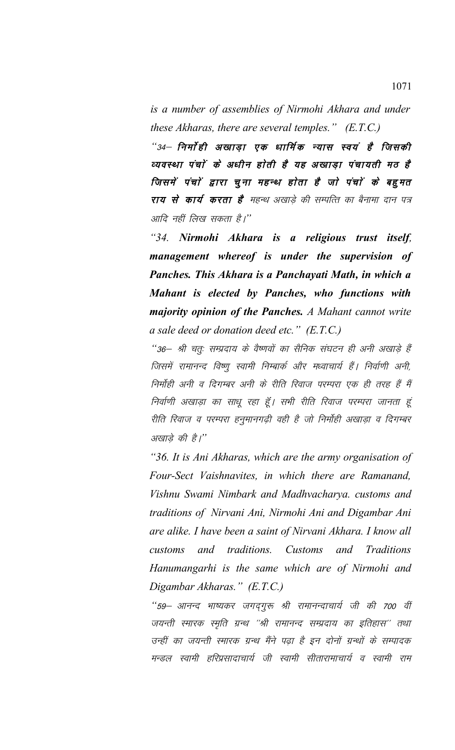*is a number of assemblies of Nirmohi Akhara and under these Akharas, there are several temples." (E.T.C.)*

"34– ***निर्मोही अखाड़ा एक धार्मिक न्यास स्वयं है जिसकी व्यवस्था पंचों के अधीन होती है यह अखाड़ा पंचायती मठ है जिसमें पंचों द्वारा चुना महन्थ होता है जो पंचों के बहुमत राय से कार्य करता है*** *महन्थ अखाड़े की सम्पत्ति का बैनामा दान पत्र आदि नहीं लिख सकता है।*"

*"34. **Nirmohi Akhara is a religious trust itself, management whereof is under the supervision of Panches. This Akhara is a Panchayati Math, in which a Mahant is elected by Panches, who functions with majority opinion of the Panches.** A Mahant cannot write a sale deed or donation deed etc." (E.T.C.)*

*"36– श्री चतुः सम्प्रदाय के वैष्णवों का सैनिक संघटन ही अनी अखाड़े हैं जिसमें रामानन्द विष्णु स्वामी निम्बार्क और मध्वाचार्य हैं। निर्वाणी अनी, निर्मोही अनी व दिगम्बर अनी के रीति रिवाज परम्परा एक ही तरह हैं मैं निर्वाणी अखाड़ा का साधू रहा हूँ। सभी रीति रिवाज परम्परा जानता हूं रीति रिवाज व परम्परा हनुमानगढ़ी वही है जो निर्मोही अखाड़ा व दिगम्बर अखाड़े की है।"*

*"36. It is Ani Akharas, which are the army organisation of Four-Sect Vaishnavites, in which there are Ramanand, Vishnu Swami Nimbark and Madhvacharya. customs and traditions of Nirvani Ani, Nirmohi Ani and Digambar Ani are alike. I have been a saint of Nirvani Akhara. I know all customs and traditions. Customs and Traditions Hanumangarhi is the same which are of Nirmohi and Digambar Akharas." (E.T.C.)*

*"59– आनन्द भाष्यकर जगद्गुरू श्री रामानन्दाचार्य जी की 700 वीं जयन्ती स्मारक स्मृति ग्रन्थ "श्री रामानन्द सम्प्रदाय का इतिहास" तथा उन्हीं का जयन्ती स्मारक ग्रन्थ मैंने पढ़ा है इन दोनों ग्रन्थों के सम्पादक मन्डल स्वामी हरिप्रसादाचार्य जी स्वामी सीतारामाचार्य व स्वामी राम*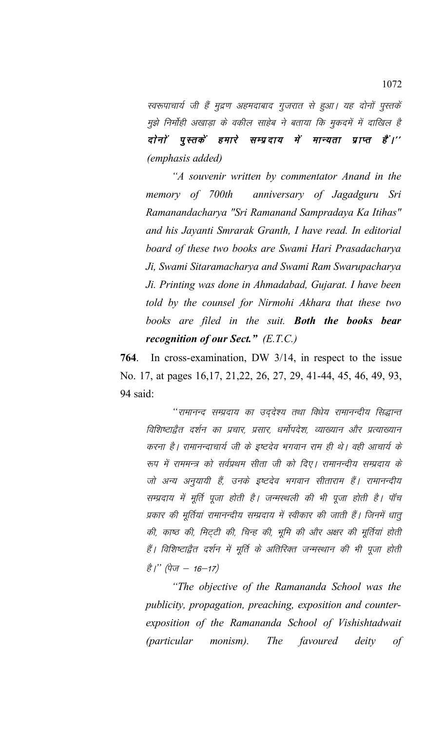*स्वरूपाचार्य जी हैं मुद्रण अहमदाबाद गुजरात से हुआ। यह दोनों पुस्तकें मुझे निर्मोही अखाड़ा के वकील साहेब ने बताया कि मुकदमें में दाखिल है* ***दोनों पुस्तकें हमारे सम्प्रदाय में मान्यता प्राप्त हैं।''*** *(emphasis added)*

*"A souvenir written by commentator Anand in the memory of 700th anniversary of Jagadguru Sri Ramanandacharya "Sri Ramanand Sampradaya Ka Itihas" and his Jayanti Smrarak Granth, I have read. In editorial board of these two books are Swami Hari Prasadacharya Ji, Swami Sitaramacharya and Swami Ram Swarupacharya Ji. Printing was done in Ahmadabad, Gujarat. I have been told by the counsel for Nirmohi Akhara that these two books are filed in the suit.* ***Both the books bear recognition of our Sect."*** *(E.T.C.)*

**764**. In cross-examination, DW 3/14, in respect to the issue No. 17, at pages 16,17, 21,22, 26, 27, 29, 41-44, 45, 46, 49, 93, 94 said:

*"रामानन्द सम्प्रदाय का उद्देश्य तथा विधेय रामानन्दीय सिद्धान्त विशिष्टाद्वैत दर्शन का प्रचार, प्रसार, धर्मोपदेश, व्याख्यान और प्रत्याख्यान करना है। रामानन्दाचार्य जी के इष्टदेव भगवान राम ही थे। वही आचार्य के रूप में राममन्त्र को सर्वप्रथम सीता जी को दिए। रामानन्दीय सम्प्रदाय के जो अन्य अनुयायी हैं, उनके इष्टदेव भगवान सीताराम हैं। रामानन्दीय सम्प्रदाय में मूर्ति पूजा होती है। जन्मस्थली की भी पूजा होती है। पाँच प्रकार की मूर्तियां रामानन्दीय सम्प्रदाय में स्वीकार की जाती हैं। जिनमें धातु की, काष्ठ की, मिट्टी की, चिन्ह की, भूमि की और अक्षर की मूर्तियां होती हैं। विशिष्टाद्वैत दर्शन में मूर्ति के अतिरिक्त जन्मस्थान की भी पूजा होती है।" (पेज – 16–17)*

*"The objective of the Ramananda School was the publicity, propagation, preaching, exposition and counter-exposition of the Ramananda School of Vishishtadwait (particular monism). The favoured deity of*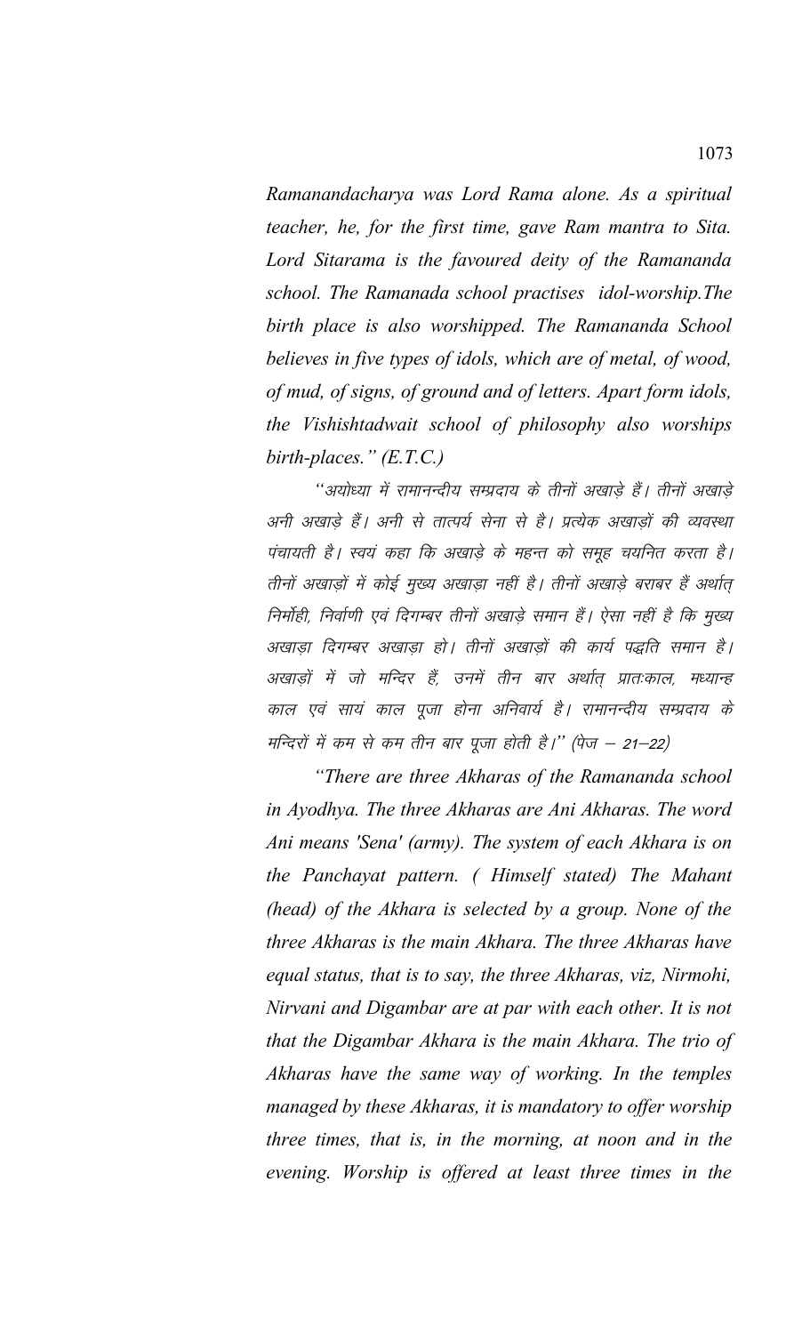*Ramanandacharya was Lord Rama alone. As a spiritual teacher, he, for the first time, gave Ram mantra to Sita. Lord Sitarama is the favoured deity of the Ramananda school. The Ramanada school practises idol-worship.The birth place is also worshipped. The Ramananda School believes in five types of idols, which are of metal, of wood, of mud, of signs, of ground and of letters. Apart form idols, the Vishishtadwait school of philosophy also worships birth-places." (E.T.C.)*

*"अयोध्या में रामानन्दीय सम्प्रदाय के तीनों अखाड़े हैं। तीनों अखाड़े अनी अखाड़े हैं। अनी से तात्पर्य सेना से है। प्रत्येक अखाड़ों की व्यवस्था पंचायती है। स्वयं कहा कि अखाड़े के महन्त को समूह चयनित करता है। तीनों अखाड़ों में कोई मुख्य अखाड़ा नहीं है। तीनों अखाड़े बराबर हैं अर्थात् निर्मोही, निर्वाणी एवं दिगम्बर तीनों अखाड़े समान हैं। ऐसा नहीं है कि मुख्य अखाड़ा दिगम्बर अखाड़ा हो। तीनों अखाड़ों की कार्य पद्धति समान है। अखाड़ों में जो मन्दिर हैं, उनमें तीन बार अर्थात् प्रातःकाल, मध्यान्ह काल एवं सायं काल पूजा होना अनिवार्य है। रामानन्दीय सम्प्रदाय के मन्दिरों में कम से कम तीन बार पूजा होती है।" (पेज – 21–22)*

*"There are three Akharas of the Ramananda school in Ayodhya. The three Akharas are Ani Akharas. The word Ani means 'Sena' (army). The system of each Akhara is on the Panchayat pattern. ( Himself stated) The Mahant (head) of the Akhara is selected by a group. None of the three Akharas is the main Akhara. The three Akharas have equal status, that is to say, the three Akharas, viz, Nirmohi, Nirvani and Digambar are at par with each other. It is not that the Digambar Akhara is the main Akhara. The trio of Akharas have the same way of working. In the temples managed by these Akharas, it is mandatory to offer worship three times, that is, in the morning, at noon and in the evening. Worship is offered at least three times in the*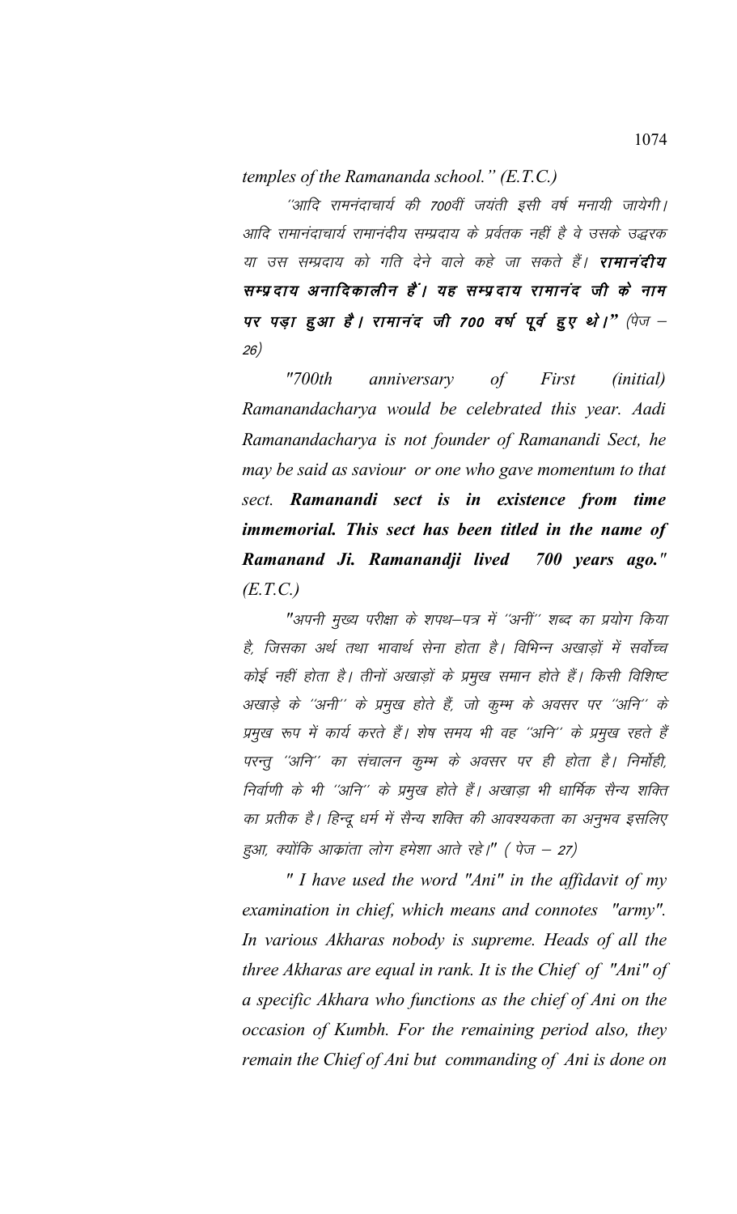*temples of the Ramananda school." (E.T.C.)*

''आदि रामनंदाचार्य की 700वीं जयंती इसी वर्ष मनायी जायेगी। आदि रामानंदाचार्य रामानंदीय सम्प्रदाय के प्रवर्तक नहीं है वे उसके उद्धरक या उस सम्प्रदाय को गति देने वाले कहे जा सकते हैं। **रामानंदीय सम्प्रदाय अनादिकालीन हैं। यह सम्प्रदाय रामानंद जी के नाम पर पड़ा हुआ है। रामानंद जी 700 वर्ष पूर्व हुए थे।"** (पेज – 26)

*"700th anniversary of First (initial) Ramanandacharya would be celebrated this year. Aadi Ramanandacharya is not founder of Ramanandi Sect, he may be said as saviour or one who gave momentum to that sect.* ***Ramanandi sect is in existence from time immemorial. This sect has been titled in the name of Ramanand Ji. Ramanandji lived 700 years ago."*** *(E.T.C.)*

"अपनी मुख्य परीक्षा के शपथ–पत्र में ''अनीं'' शब्द का प्रयोग किया है, जिसका अर्थ तथा भावार्थ सेना होता है। विभिन्न अखाड़ों में सर्वोच्च कोई नहीं होता है। तीनों अखाड़ों के प्रमुख समान होते हैं। किसी विशिष्ट अखाड़े के ''अनी'' के प्रमुख होते हैं, जो कुम्भ के अवसर पर ''अनि'' के प्रमुख रूप में कार्य करते हैं। शेष समय भी वह ''अनि'' के प्रमुख रहते हैं परन्तु ''अनि'' का संचालन कुम्भ के अवसर पर ही होता है। निर्मोही, निर्वाणी के भी ''अनि'' के प्रमुख होते हैं। अखाड़ा भी धार्मिक सैन्य शक्ति का प्रतीक है। हिन्दू धर्म में सैन्य शक्ति की आवश्यकता का अनुभव इसलिए हुआ, क्योंकि आक्रांता लोग हमेशा आते रहे।" ( पेज – 27)

*" I have used the word "Ani" in the affidavit of my examination in chief, which means and connotes "army". In various Akharas nobody is supreme. Heads of all the three Akharas are equal in rank. It is the Chief of "Ani" of a specific Akhara who functions as the chief of Ani on the occasion of Kumbh. For the remaining period also, they remain the Chief of Ani but commanding of Ani is done on*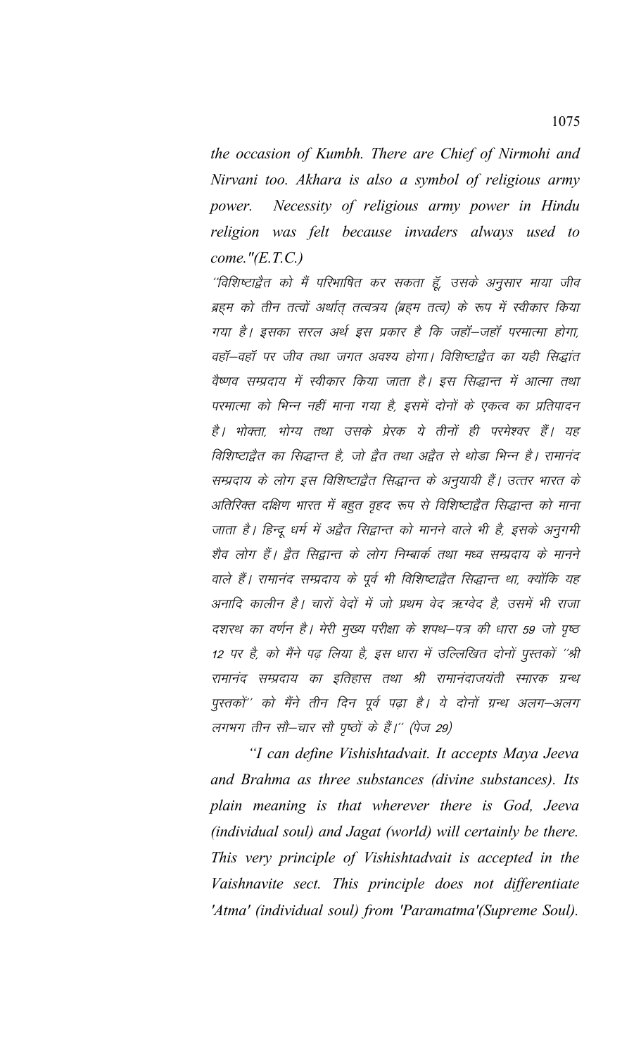*the occasion of Kumbh. There are Chief of Nirmohi and Nirvani too. Akhara is also a symbol of religious army power. Necessity of religious army power in Hindu religion was felt because invaders always used to come."(E.T.C.)*

*"विशिष्टाद्वैत को मैं परिभाषित कर सकता हूँ, उसके अनुसार माया जीव ब्रह्म को तीन तत्वों अर्थात् तत्वत्रय (ब्रह्म तत्व) के रूप में स्वीकार किया गया है। इसका सरल अर्थ इस प्रकार है कि जहॉ–जहॉ परमात्मा होगा, वहॉ–वहॉ पर जीव तथा जगत अवश्य होगा। विशिष्टाद्वैत का यही सिद्धांत वैष्णव सम्प्रदाय में स्वीकार किया जाता है। इस सिद्धान्त में आत्मा तथा परमात्मा को भिन्न नहीं माना गया है, इसमें दोनों के एकत्व का प्रतिपादन है। भोक्ता, भोग्य तथा उसके प्रेरक ये तीनों ही परमेश्वर हैं। यह विशिष्टाद्वैत का सिद्धान्त है, जो द्वैत तथा अद्वैत से थोडा भिन्न है। रामानंद सम्प्रदाय के लोग इस विशिष्टाद्वैत सिद्धान्त के अनुयायी हैं। उत्तर भारत के अतिरिक्त दक्षिण भारत में बहुत वृहद रूप से विशिष्टाद्वैत सिद्धान्त को माना जाता है। हिन्दू धर्म में अद्वैत सिद्वान्त को मानने वाले भी है, इसके अनुगमी शैव लोग हैं। द्वैत सिद्धान्त के लोग निम्बार्क तथा मध्व सम्प्रदाय के मानने वाले हैं। रामानंद सम्प्रदाय के पूर्व भी विशिष्टाद्वैत सिद्धान्त था, क्योंकि यह अनादि कालीन है। चारों वेदों में जो प्रथम वेद ऋग्वेद है, उसमें भी राजा दशरथ का वर्णन है। मेरी मुख्य परीक्षा के शपथ–पत्र की धारा 59 जो पृष्ठ 12 पर है, को मैंने पढ़ लिया है, इस धारा में उल्लिखित दोनों पुस्तकों "श्री रामानंद सम्प्रदाय का इतिहास तथा श्री रामानंदाजयंती स्मारक ग्रन्थ पुस्तकों" को मैंने तीन दिन पूर्व पढ़ा है। ये दोनों ग्रन्थ अलग–अलग लगभग तीन सौ–चार सौ पृष्ठों के हैं।" (पेज 29)*

*"I can define Vishishtadvait. It accepts Maya Jeeva and Brahma as three substances (divine substances). Its plain meaning is that wherever there is God, Jeeva (individual soul) and Jagat (world) will certainly be there. This very principle of Vishishtadvait is accepted in the Vaishnavite sect. This principle does not differentiate 'Atma' (individual soul) from 'Paramatma'(Supreme Soul).*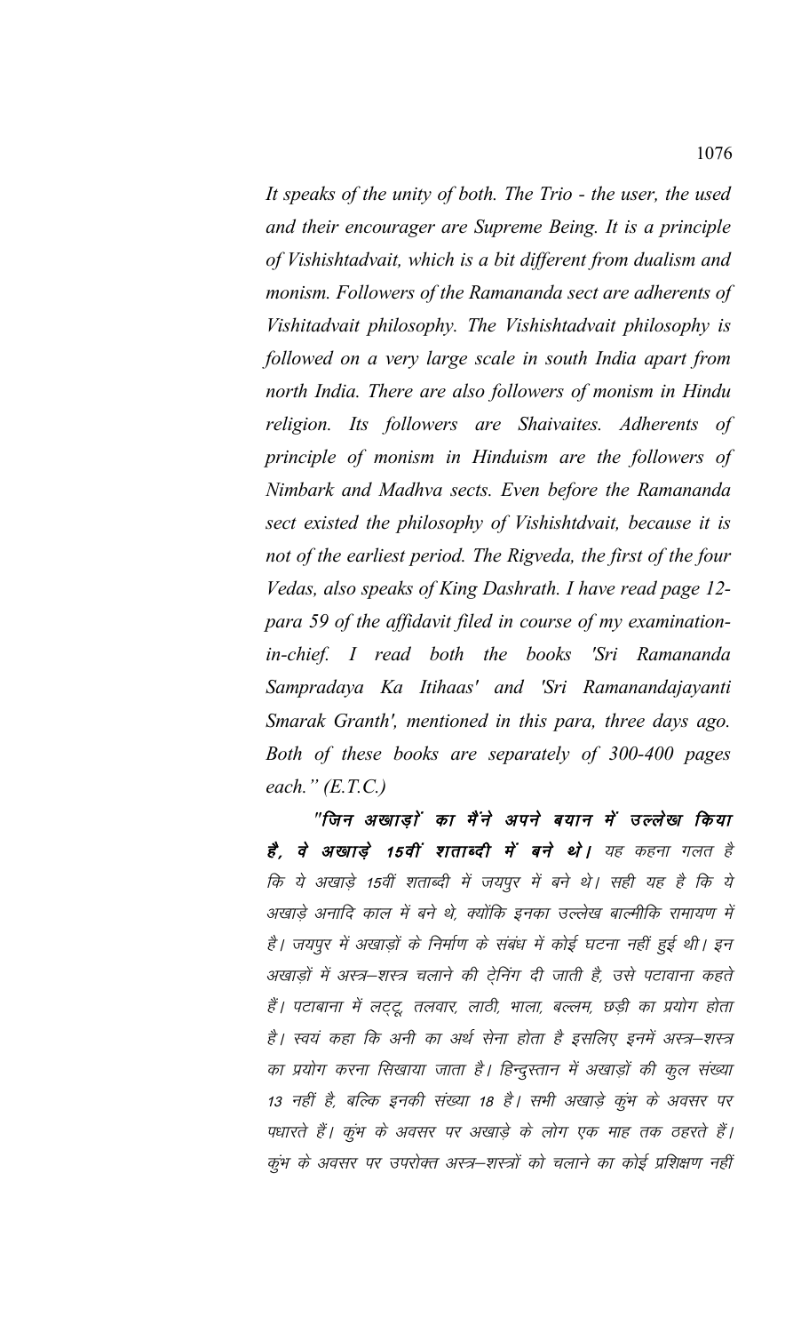*It speaks of the unity of both. The Trio - the user, the used and their encourager are Supreme Being. It is a principle of Vishishtadvait, which is a bit different from dualism and monism. Followers of the Ramananda sect are adherents of Vishitadvait philosophy. The Vishishtadvait philosophy is followed on a very large scale in south India apart from north India. There are also followers of monism in Hindu religion. Its followers are Shaivaites. Adherents of principle of monism in Hinduism are the followers of Nimbark and Madhva sects. Even before the Ramananda sect existed the philosophy of Vishishtdvait, because it is not of the earliest period. The Rigveda, the first of the four Vedas, also speaks of King Dashrath. I have read page 12-para 59 of the affidavit filed in course of my examination-in-chief. I read both the books 'Sri Ramananda Sampradaya Ka Itihaas' and 'Sri Ramanandajayanti Smarak Granth', mentioned in this para, three days ago. Both of these books are separately of 300-400 pages each." (E.T.C.)*

***"जिन अखाड़ों का मैंने अपने बयान में उल्लेख किया है, वे अखाड़े 15वीं शताब्दी में बने थे।*** *यह कहना गलत है कि ये अखाड़े 15वीं शताब्दी में जयपुर में बने थे। सही यह है कि ये अखाड़े अनादि काल में बने थे, क्योंकि इनका उल्लेख बाल्मीकि रामायण में है। जयपुर में अखाड़ों के निर्माण के संबंध में कोई घटना नहीं हुई थी। इन अखाड़ों में अस्त्र–शस्त्र चलाने की ट्रेनिंग दी जाती है, उसे पटावाना कहते हैं। पटाबाना में लट्टू, तलवार, लाठी, भाला, बल्लम, छड़ी का प्रयोग होता है। स्वयं कहा कि अनी का अर्थ सेना होता है इसलिए इनमें अस्त्र–शस्त्र का प्रयोग करना सिखाया जाता है। हिन्दुस्तान में अखाड़ों की कुल संख्या 13 नहीं है, बल्कि इनकी संख्या 18 है। सभी अखाड़े कुंभ के अवसर पर पधारते हैं। कुंभ के अवसर पर अखाड़े के लोग एक माह तक ठहरते हैं। कुंभ के अवसर पर उपरोक्त अस्त्र–शस्त्रों को चलाने का कोई प्रशिक्षण नहीं*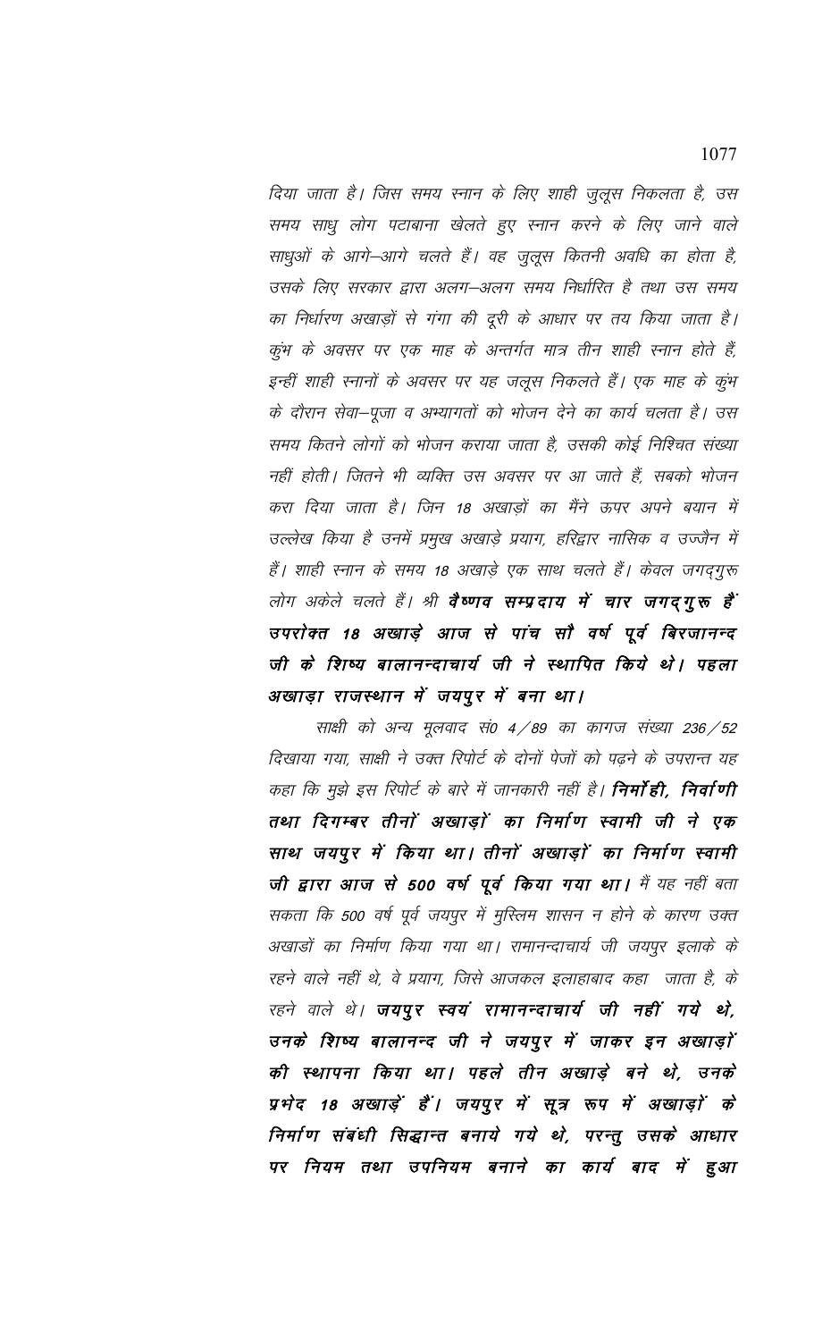दिया जाता है। जिस समय स्नान के लिए शाही जुलूस निकलता है, उस समय साधु लोग पटाबाना खेलते हुए स्नान करने के लिए जाने वाले साधुओं के आगे–आगे चलते हैं। वह जुलूस कितनी अवधि का होता है, उसके लिए सरकार द्वारा अलग–अलग समय निर्धारित है तथा उस समय का निर्धारण अखाड़ों से गंगा की दूरी के आधार पर तय किया जाता है। कुंभ के अवसर पर एक माह के अन्तर्गत मात्र तीन शाही स्नान होते हैं, इन्हीं शाही स्नानों के अवसर पर यह जलूस निकलते हैं। एक माह के कुंभ के दौरान सेवा–पूजा व अभ्यागतों को भोजन देने का कार्य चलता है। उस समय कितने लोगों को भोजन कराया जाता है, उसकी कोई निश्चित संख्या नहीं होती। जितने भी व्यक्ति उस अवसर पर आ जाते हैं, सबको भोजन करा दिया जाता है। जिन 18 अखाड़ों का मैंने ऊपर अपने बयान में उल्लेख किया है उनमें प्रमुख अखाड़े प्रयाग, हरिद्वार नासिक व उज्जैन में हैं। शाही स्नान के समय 18 अखाड़े एक साथ चलते हैं। केवल जगद्गुरू लोग अकेले चलते हैं। श्री **वैष्णव सम्प्रदाय में चार जगद्गुरू हैं उपरोक्त 18 अखाड़े आज से पांच सौ वर्ष पूर्व बिरजानन्द जी के शिष्य बालानन्दाचार्य जी ने स्थापित किये थे। पहला अखाड़ा राजस्थान में जयपुर में बना था।**

साक्षी को अन्य मूलवाद सं0 4/89 का कागज संख्या 236/52 दिखाया गया, साक्षी ने उक्त रिपोर्ट के दोनों पेजों को पढ़ने के उपरान्त यह कहा कि मुझे इस रिपोर्ट के बारे में जानकारी नहीं है। **निर्मोही, निर्वाणी तथा दिगम्बर तीनों अखाड़ों का निर्माण स्वामी जी ने एक साथ जयपुर में किया था। तीनों अखाड़ों का निर्माण स्वामी जी द्वारा आज से 500 वर्ष पूर्व किया गया था।** मैं यह नहीं बता सकता कि 500 वर्ष पूर्व जयपुर में मुस्लिम शासन न होने के कारण उक्त अखाडों का निर्माण किया गया था। रामानन्दाचार्य जी जयपुर इलाके के रहने वाले नहीं थे, वे प्रयाग, जिसे आजकल इलाहाबाद कहा जाता है, के रहने वाले थे। **जयपुर स्वयं रामानन्दाचार्य जी नहीं गये थे, उनके शिष्य बालानन्द जी ने जयपुर में जाकर इन अखाड़ों की स्थापना किया था। पहले तीन अखाड़े बने थे, उनके प्रभेद 18 अखाड़ें हैं। जयपुर में सूत्र रूप में अखाड़ों के निर्माण संबंधी सिद्धान्त बनाये गये थे, परन्तु उसके आधार पर नियम तथा उपनियम बनाने का कार्य बाद में हुआ**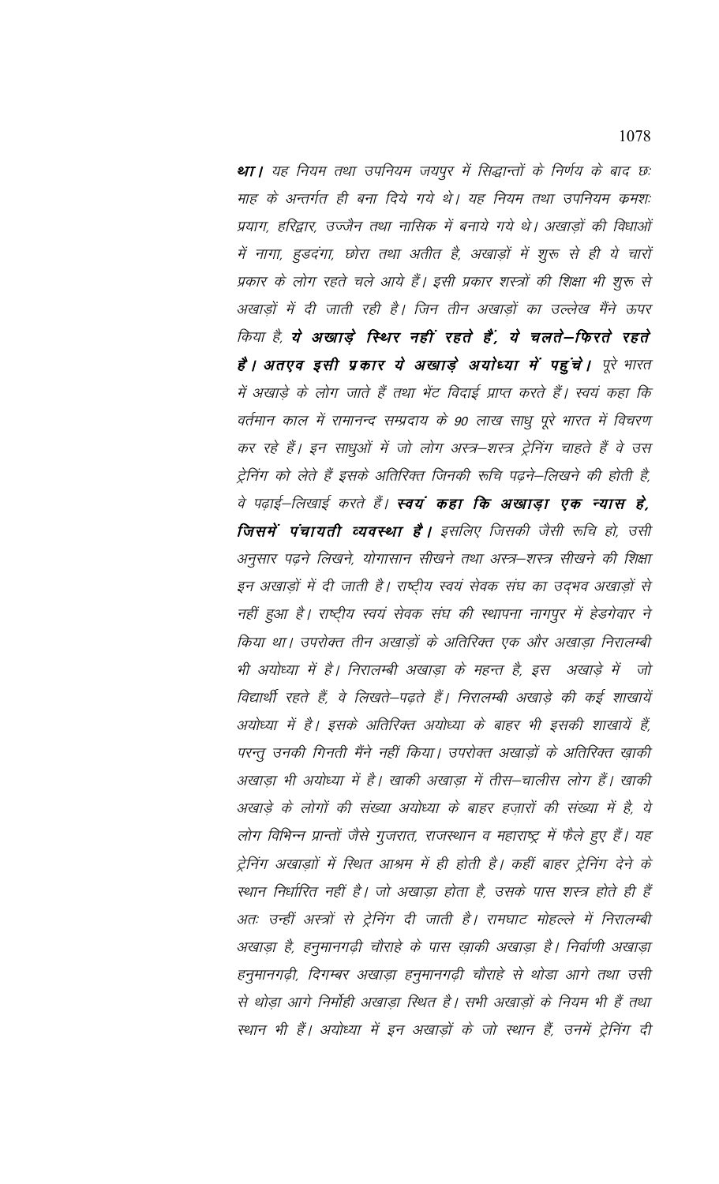***था।*** *यह नियम तथा उपनियम जयपुर में सिद्धान्तों के निर्णय के बाद छः माह के अन्तर्गत ही बना दिये गये थे। यह नियम तथा उपनियम क्रमशः प्रयाग, हरिद्वार, उज्जैन तथा नासिक में बनाये गये थे। अखाड़ों की विधाओं में नागा, हुडदंगा, छोरा तथा अतीत है, अखाड़ों में शुरू से ही ये चारों प्रकार के लोग रहते चले आये हैं। इसी प्रकार शस्त्रों की शिक्षा भी शुरू से अखाड़ों में दी जाती रही है। जिन तीन अखाड़ों का उल्लेख मैंने ऊपर किया है,* ***ये अखाड़े स्थिर नहीं रहते हैं, ये चलते–फिरते रहते है। अतएव इसी प्रकार ये अखाड़े अयोध्या में पहुंचे।*** *पूरे भारत में अखाड़े के लोग जाते हैं तथा भेंट विदाई प्राप्त करते हैं। स्वयं कहा कि वर्तमान काल में रामानन्द सम्प्रदाय के 90 लाख साधु पूरे भारत में विचरण कर रहे हैं। इन साधुओं में जो लोग अस्त्र–शस्त्र ट्रेनिंग चाहते हैं वे उस ट्रेनिंग को लेते हैं इसके अतिरिक्त जिनकी रूचि पढ़ने–लिखने की होती है, वे पढ़ाई–लिखाई करते हैं।* ***स्वयं कहा कि अखाड़ा एक न्यास हे, जिसमें पंचायती व्यवस्था है।*** *इसलिए जिसकी जैसी रूचि हो, उसी अनुसार पढ़ने लिखने, योगासान सीखने तथा अस्त्र–शस्त्र सीखने की शिक्षा इन अखाड़ों में दी जाती है। राष्ट्रीय स्वयं सेवक संघ का उद्भव अखाड़ों से नहीं हुआ है। राष्ट्रीय स्वयं सेवक संघ की स्थापना नागपुर में हेडगेवार ने किया था। उपरोक्त तीन अखाड़ों के अतिरिक्त एक और अखाड़ा निरालम्बी भी अयोध्या में है। निरालम्बी अखाड़ा के महन्त है, इस अखाड़े में जो विद्यार्थी रहते हैं, वे लिखते–पढ़ते हैं। निरालम्बी अखाड़े की कई शाखायें अयोध्या में है। इसके अतिरिक्त अयोध्या के बाहर भी इसकी शाखायें हैं, परन्तु उनकी गिनती मैंने नहीं किया। उपरोक्त अखाड़ों के अतिरिक्त ख़ाकी अखाड़ा भी अयोध्या में है। खाकी अखाड़ा में तीस–चालीस लोग हैं। खाकी अखाड़े के लोगों की संख्या अयोध्या के बाहर हज़ारों की संख्या में है, ये लोग विभिन्न प्रान्तों जैसे गुजरात, राजस्थान व महाराष्ट्र में फैले हुए हैं। यह ट्रेनिंग अखाड़ाों में स्थित आश्रम में ही होती है। कहीं बाहर ट्रेनिंग देने के स्थान निर्धारित नहीं है। जो अखाड़ा होता है, उसके पास शस्त्र होते ही हैं अतः उन्हीं अस्त्रों से ट्रेनिंग दी जाती है। रामघाट मोहल्ले में निरालम्बी अखाड़ा है, हनुमानगढ़ी चौराहे के पास ख़ाकी अखाड़ा है। निर्वाणी अखाड़ा हनुमानगढ़ी, दिगम्बर अखाड़ा हनुमानगढ़ी चौराहे से थोडा आगे तथा उसी से थोड़ा आगे निर्मोही अखाड़ा स्थित है। सभी अखाड़ों के नियम भी हैं तथा स्थान भी हैं। अयोध्या में इन अखाड़ों के जो स्थान हैं, उनमें ट्रेनिंग दी*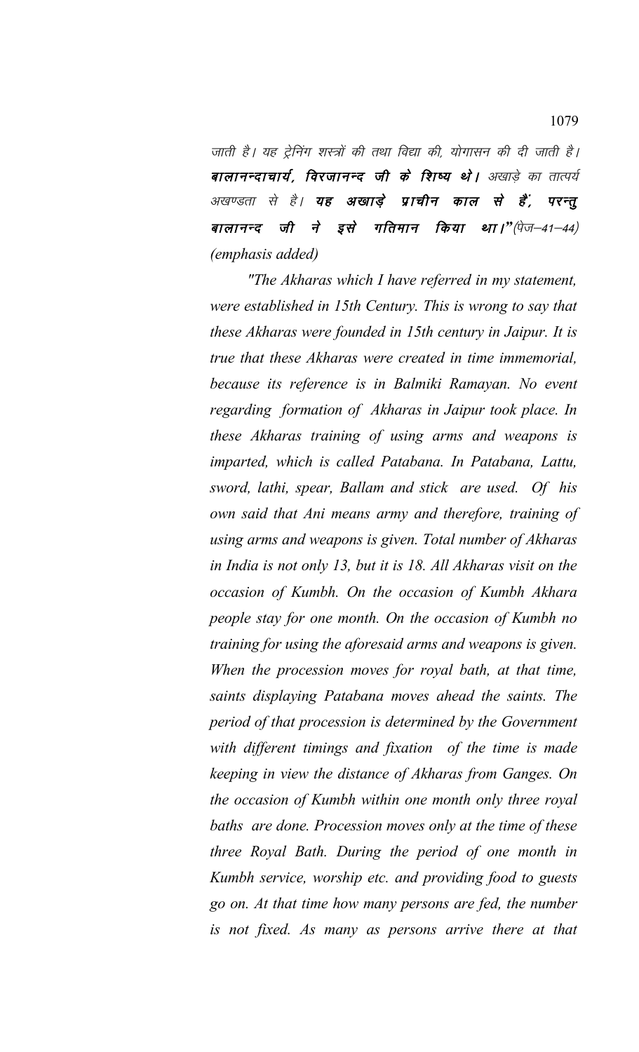जाती है। यह ट्रेनिंग शस्त्रों की तथा विद्या की, योगासन की दी जाती है। ***बालानन्दाचार्य, विरजानन्द जी के शिष्य थे।*** अखाड़े का तात्पर्य अखण्डता से है। ***यह अखाड़े प्राचीन काल से हैं, परन्तु बालानन्द जी ने इसे गतिमान किया था।***"(पेज–41–44) *(emphasis added)*

*"The Akharas which I have referred in my statement, were established in 15th Century. This is wrong to say that these Akharas were founded in 15th century in Jaipur. It is true that these Akharas were created in time immemorial, because its reference is in Balmiki Ramayan. No event regarding formation of Akharas in Jaipur took place. In these Akharas training of using arms and weapons is imparted, which is called Patabana. In Patabana, Lattu, sword, lathi, spear, Ballam and stick are used. Of his own said that Ani means army and therefore, training of using arms and weapons is given. Total number of Akharas in India is not only 13, but it is 18. All Akharas visit on the occasion of Kumbh. On the occasion of Kumbh Akhara people stay for one month. On the occasion of Kumbh no training for using the aforesaid arms and weapons is given. When the procession moves for royal bath, at that time, saints displaying Patabana moves ahead the saints. The period of that procession is determined by the Government with different timings and fixation of the time is made keeping in view the distance of Akharas from Ganges. On the occasion of Kumbh within one month only three royal baths are done. Procession moves only at the time of these three Royal Bath. During the period of one month in Kumbh service, worship etc. and providing food to guests go on. At that time how many persons are fed, the number is not fixed. As many as persons arrive there at that*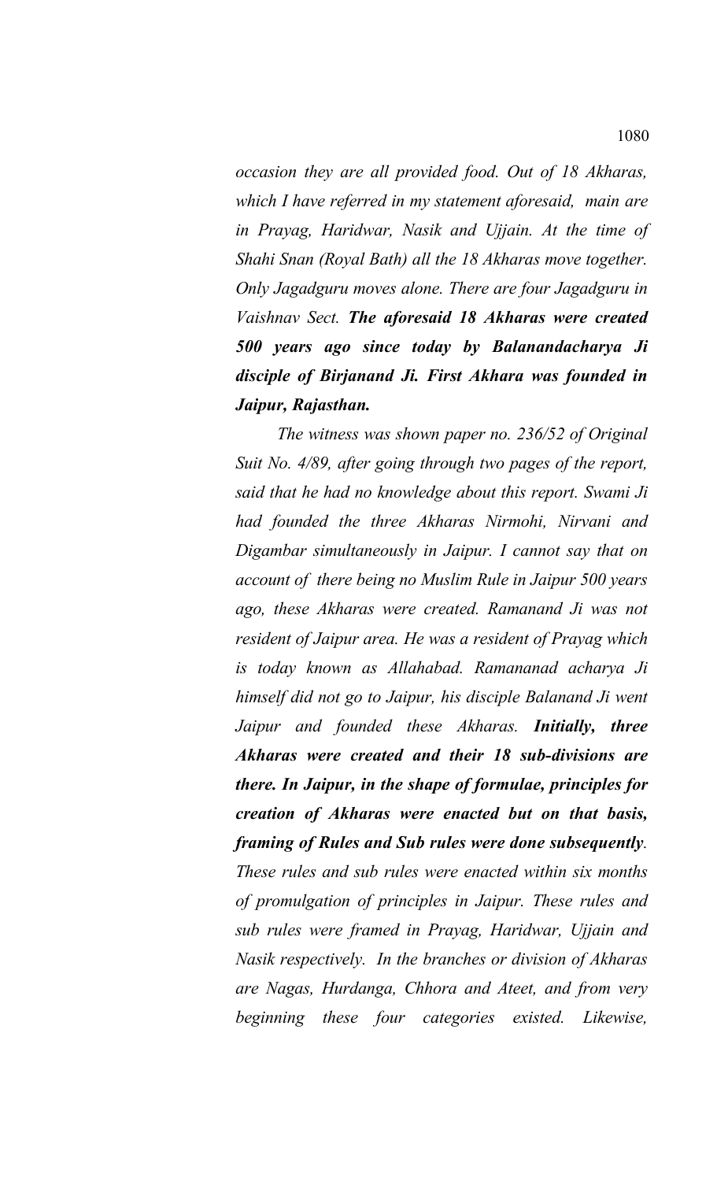*occasion they are all provided food. Out of 18 Akharas, which I have referred in my statement aforesaid, main are in Prayag, Haridwar, Nasik and Ujjain. At the time of Shahi Snan (Royal Bath) all the 18 Akharas move together. Only Jagadguru moves alone. There are four Jagadguru in Vaishnav Sect.* ***The aforesaid 18 Akharas were created 500 years ago since today by Balanandacharya Ji disciple of Birjanand Ji. First Akhara was founded in Jaipur, Rajasthan.***

*The witness was shown paper no. 236/52 of Original Suit No. 4/89, after going through two pages of the report, said that he had no knowledge about this report. Swami Ji had founded the three Akharas Nirmohi, Nirvani and Digambar simultaneously in Jaipur. I cannot say that on account of there being no Muslim Rule in Jaipur 500 years ago, these Akharas were created. Ramanand Ji was not resident of Jaipur area. He was a resident of Prayag which is today known as Allahabad. Ramananad acharya Ji himself did not go to Jaipur, his disciple Balanand Ji went Jaipur and founded these Akharas.* ***Initially, three Akharas were created and their 18 sub-divisions are there. In Jaipur, in the shape of formulae, principles for creation of Akharas were enacted but on that basis, framing of Rules and Sub rules were done subsequently****. These rules and sub rules were enacted within six months of promulgation of principles in Jaipur. These rules and sub rules were framed in Prayag, Haridwar, Ujjain and Nasik respectively. In the branches or division of Akharas are Nagas, Hurdanga, Chhora and Ateet, and from very beginning these four categories existed. Likewise,*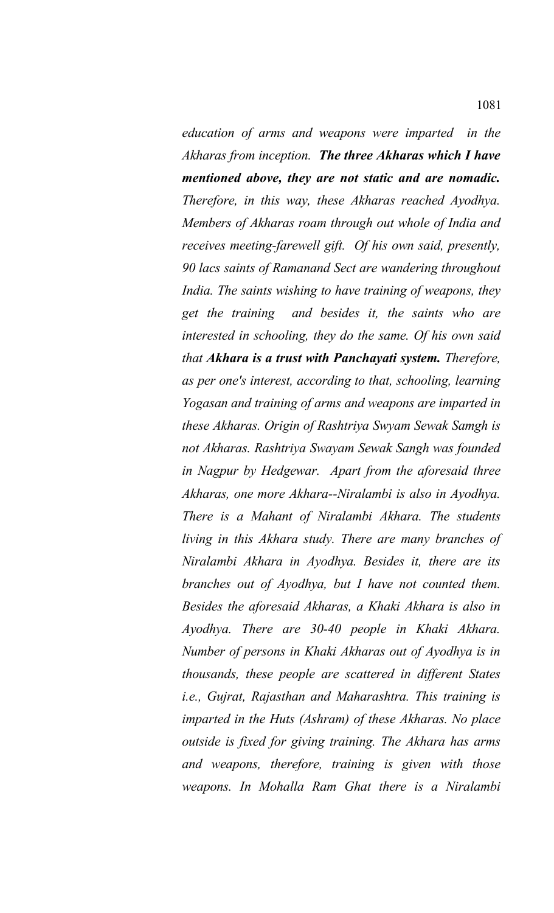*education of arms and weapons were imparted in the Akharas from inception.* ***The three Akharas which I have mentioned above, they are not static and are nomadic.*** *Therefore, in this way, these Akharas reached Ayodhya. Members of Akharas roam through out whole of India and receives meeting-farewell gift. Of his own said, presently, 90 lacs saints of Ramanand Sect are wandering throughout India. The saints wishing to have training of weapons, they get the training and besides it, the saints who are interested in schooling, they do the same. Of his own said that* ***Akhara is a trust with Panchayati system.*** *Therefore, as per one's interest, according to that, schooling, learning Yogasan and training of arms and weapons are imparted in these Akharas. Origin of Rashtriya Swyam Sewak Samgh is not Akharas. Rashtriya Swayam Sewak Sangh was founded in Nagpur by Hedgewar. Apart from the aforesaid three Akharas, one more Akhara--Niralambi is also in Ayodhya. There is a Mahant of Niralambi Akhara. The students living in this Akhara study. There are many branches of Niralambi Akhara in Ayodhya. Besides it, there are its branches out of Ayodhya, but I have not counted them. Besides the aforesaid Akharas, a Khaki Akhara is also in Ayodhya. There are 30-40 people in Khaki Akhara. Number of persons in Khaki Akharas out of Ayodhya is in thousands, these people are scattered in different States i.e., Gujrat, Rajasthan and Maharashtra. This training is imparted in the Huts (Ashram) of these Akharas. No place outside is fixed for giving training. The Akhara has arms and weapons, therefore, training is given with those weapons. In Mohalla Ram Ghat there is a Niralambi*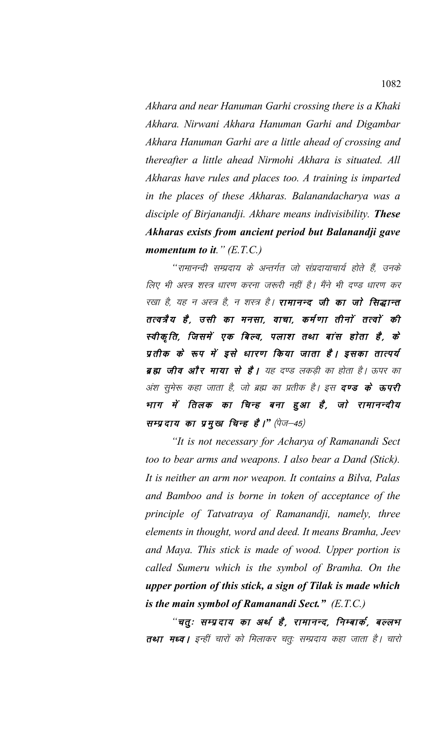*Akhara and near Hanuman Garhi crossing there is a Khaki Akhara. Nirwani Akhara Hanuman Garhi and Digambar Akhara Hanuman Garhi are a little ahead of crossing and thereafter a little ahead Nirmohi Akhara is situated. All Akharas have rules and places too. A training is imparted in the places of these Akharas. Balanandacharya was a disciple of Birjanandji. Akhare means indivisibility.* ***These Akharas exists from ancient period but Balanandji gave momentum to it****." (E.T.C.)*

*"रामानन्दी सम्प्रदाय के अन्तर्गत जो संप्रदायाचार्य होते हैं, उनके लिए भी अस्त्र शस्त्र धारण करना जरूरी नहीं है। मैंने भी दण्ड धारण कर रखा है, यह न अस्त्र है, न शस्त्र है।* ***रामानन्द जी का जो सिद्धान्त तत्वत्रैय है, उसी का मनसा, वाचा, कर्मणा तीनों तत्वों की स्वीकृति, जिसमें एक बिल्व, पलाश तथा बांस होता है, के प्रतीक के रूप में इसे धारण किया जाता है। इसका तात्पर्य ब्रह्म जीव और माया से है।*** *यह दण्ड लकड़ी का होता है। ऊपर का अंश सुमेरू कहा जाता है, जो ब्रह्म का प्रतीक है। इस* ***दण्ड के ऊपरी भाग में तिलक का चिन्ह बना हुआ है, जो रामानन्दीय सम्प्रदाय का प्रमुख चिन्ह है।"*** *(पेज–45)*

*"It is not necessary for Acharya of Ramanandi Sect too to bear arms and weapons. I also bear a Dand (Stick). It is neither an arm nor weapon. It contains a Bilva, Palas and Bamboo and is borne in token of acceptance of the principle of Tatvatraya of Ramanandji, namely, three elements in thought, word and deed. It means Bramha, Jeev and Maya. This stick is made of wood. Upper portion is called Sumeru which is the symbol of Bramha. On the* ***upper portion of this stick, a sign of Tilak is made which is the main symbol of Ramanandi Sect."*** *(E.T.C.)*

*"****चतुः सम्प्रदाय का अर्थ है, रामानन्द, निम्बार्क, बल्लभ तथा मध्व।*** *इन्हीं चारों को मिलाकर चतुः सम्प्रदाय कहा जाता है। चारो*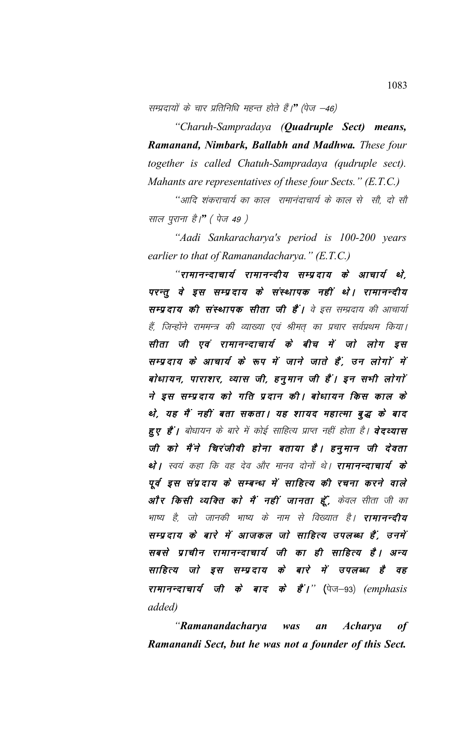सम्प्रदायों के चार प्रतिनिधि महन्त होते हैं।" (पेज –46)

*"Charuh-Sampradaya (**Quadruple Sect**) means, **Ramanand, Nimbark, Ballabh and Madhwa.** These four together is called Chatuh-Sampradaya (qudruple sect). Mahants are representatives of these four Sects." (E.T.C.)*

"आदि शंकराचार्य का काल रामानंदाचार्य के काल से सौ, दो सौ साल पुराना है।" ( पेज 49 )

*"Aadi Sankaracharya's period is 100-200 years earlier to that of Ramanandacharya." (E.T.C.)*

"***रामानन्दाचार्य रामानन्दीय सम्प्रदाय के आचार्य थे, परन्तु वे इस सम्प्रदाय के संस्थापक नहीं थे। रामानन्दीय सम्प्रदाय की संस्थापक सीता जी हैं।*** वे इस सम्प्रदाय की आचार्या हैं, जिन्होंने राममन्त्र की व्याख्या एवं श्रीमत् का प्रचार सर्वप्रथम किया। ***सीता जी एवं रामानन्दाचार्य के बीच में जो लोग इस सम्प्रदाय के आचार्य के रूप में जाने जाते हैं, उन लोगों में बोधायन, पाराशर, व्यास जी, हनुमान जी हैं। इन सभी लोगों ने इस सम्प्रदाय को गति प्रदान की। बोधायन किस काल के थे, यह मैं नहीं बता सकता। यह शायद महात्मा बुद्ध के बाद हुए हैं।*** बोधायन के बारे में कोई साहित्य प्राप्त नहीं होता है। ***वेदव्यास जी को मैंने चिरंजीवी होना बताया है। हनुमान जी देवता थे।*** स्वयं कहा कि वह देव और मानव दोनों थे। ***रामानन्दाचार्य के पूर्व इस संप्रदाय के सम्बन्ध में साहित्य की रचना करने वाले और किसी व्यक्ति को मैं नहीं जानता हूँ,*** केवल सीता जी का भाष्य है, जो जानकी भाष्य के नाम से विख्यात है। ***रामानन्दीय सम्प्रदाय के बारे में आजकल जो साहित्य उपलब्ध हैं, उनमें सबसे प्राचीन रामानन्दाचार्य जी का ही साहित्य है। अन्य साहित्य जो इस सम्प्रदाय के बारे में उपलब्ध है वह रामानन्दाचार्य जी के बाद के हैं।***" (पेज–93) *(emphasis added)*

*"**Ramanandacharya was an Acharya of Ramanandi Sect, but he was not a founder of this Sect.***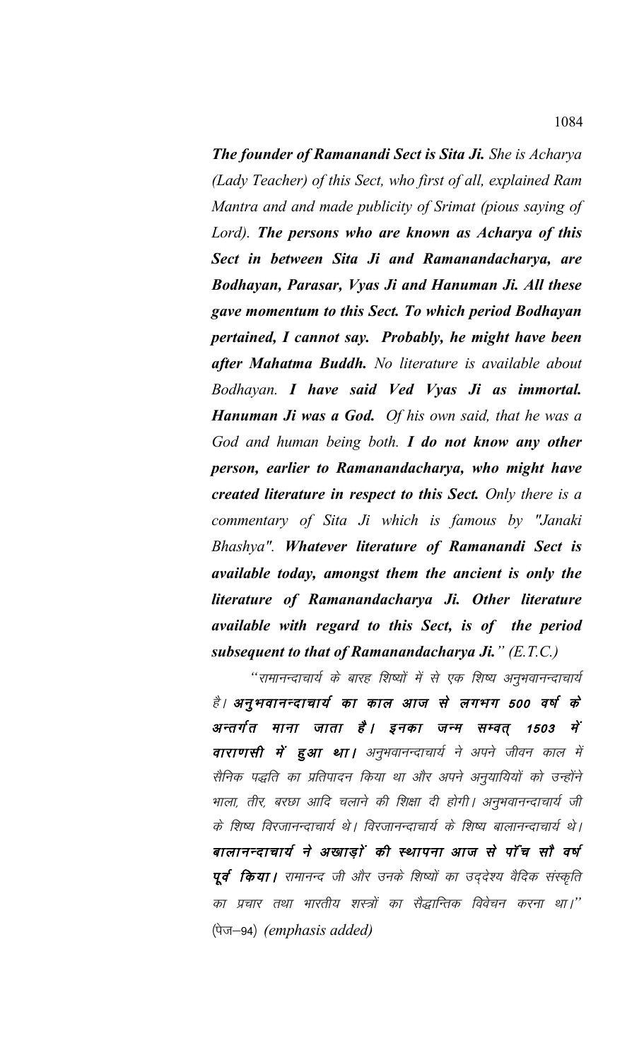***The founder of Ramanandi Sect is Sita Ji.*** *She is Acharya (Lady Teacher) of this Sect, who first of all, explained Ram Mantra and and made publicity of Srimat (pious saying of Lord).* ***The persons who are known as Acharya of this Sect in between Sita Ji and Ramanandacharya, are Bodhayan, Parasar, Vyas Ji and Hanuman Ji. All these gave momentum to this Sect. To which period Bodhayan pertained, I cannot say. Probably, he might have been after Mahatma Buddh.*** *No literature is available about Bodhayan.* ***I have said Ved Vyas Ji as immortal. Hanuman Ji was a God.*** *Of his own said, that he was a God and human being both.* ***I do not know any other person, earlier to Ramanandacharya, who might have created literature in respect to this Sect.*** *Only there is a commentary of Sita Ji which is famous by "Janaki Bhashya".* ***Whatever literature of Ramanandi Sect is available today, amongst them the ancient is only the literature of Ramanandacharya Ji. Other literature available with regard to this Sect, is of the period subsequent to that of Ramanandacharya Ji.****" (E.T.C.)*

"रामानन्दाचार्य के बारह शिष्यों में से एक शिष्य अनुभवानन्दाचार्य है। ***अनुभवानन्दाचार्य का काल आज से लगभग 500 वर्ष के अन्तर्गत माना जाता है। इनका जन्म सम्वत् 1503 में वाराणसी में हुआ था।*** अनुभवानन्दाचार्य ने अपने जीवन काल में सैनिक पद्धति का प्रतिपादन किया था और अपने अनुयायियों को उन्होंने भाला, तीर, बरछा आदि चलाने की शिक्षा दी होगी। अनुभवानन्दाचार्य जी के शिष्य विरजानन्दाचार्य थे। विरजानन्दाचार्य के शिष्य बालानन्दाचार्य थे। ***बालानन्दाचार्य ने अखाड़ों की स्थापना आज से पाँच सौ वर्ष पूर्व किया।*** रामानन्द जी और उनके शिष्यों का उद्देश्य वैदिक संस्कृति का प्रचार तथा भारतीय शस्त्रों का सैद्धान्तिक विवेचन करना था।" (पेज–94) *(emphasis added)*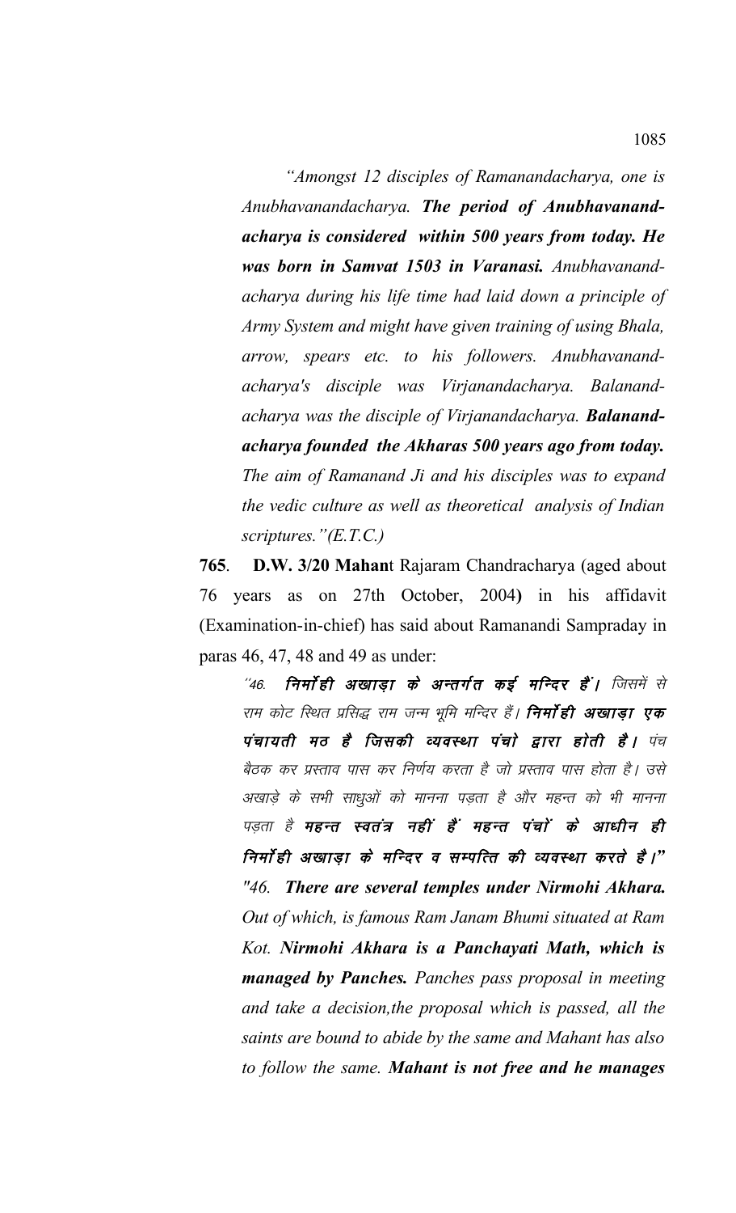*"Amongst 12 disciples of Ramanandacharya, one is Anubhavanandacharya.* ***The period of Anubhavanand-acharya is considered within 500 years from today. He was born in Samvat 1503 in Varanasi.*** *Anubhavanand-acharya during his life time had laid down a principle of Army System and might have given training of using Bhala, arrow, spears etc. to his followers. Anubhavanand-acharya's disciple was Virjanandacharya. Balanand-acharya was the disciple of Virjanandacharya.* ***Balanand-acharya founded the Akharas 500 years ago from today.*** *The aim of Ramanand Ji and his disciples was to expand the vedic culture as well as theoretical analysis of Indian scriptures."(E.T.C.)*

**765**. **D.W. 3/20 Mahan**t Rajaram Chandracharya (aged about 76 years as on 27th October, 2004**)** in his affidavit (Examination-in-chief) has said about Ramanandi Sampraday in paras 46, 47, 48 and 49 as under:

*"46.* ***निर्मोही अखाड़ा के अन्तर्गत कई मन्दिर हैं।*** *जिसमें से राम कोट स्थित प्रसिद्ध राम जन्म भूमि मन्दिर हैं।* ***निर्मोही अखाड़ा एक पंचायती मठ है जिसकी व्यवस्था पंचो द्वारा होती है।*** *पंच बैठक कर प्रस्ताव पास कर निर्णय करता है जो प्रस्ताव पास होता है। उसे अखाड़े के सभी साधुओं को मानना पड़ता है और महन्त को भी मानना पड़ता है* ***महन्त स्वतंत्र नहीं हैं महन्त पंचों के आधीन ही निर्मोही अखाड़ा के मन्दिर व सम्पत्ति की व्यवस्था करते है।"***

*"46.* ***There are several temples under Nirmohi Akhara.*** *Out of which, is famous Ram Janam Bhumi situated at Ram Kot.* ***Nirmohi Akhara is a Panchayati Math, which is managed by Panches.*** *Panches pass proposal in meeting and take a decision,the proposal which is passed, all the saints are bound to abide by the same and Mahant has also to follow the same.* ***Mahant is not free and he manages***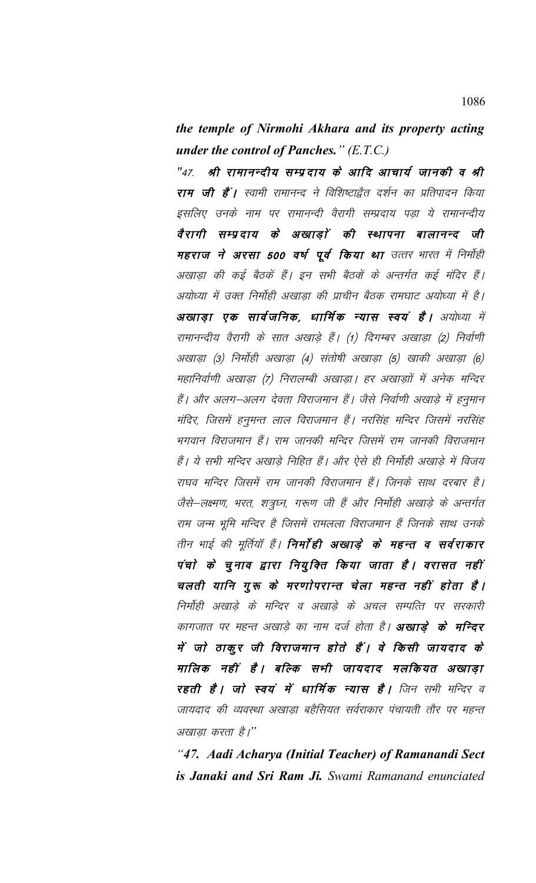***the temple of Nirmohi Akhara and its property acting under the control of Panches." (E.T.C.)***

"47. ***श्री रामानन्दीय सम्प्रदाय के आदि आचार्य जानकी व श्री राम जी हैं।*** *स्वामी रामानन्द ने विशिष्टाद्वैत दर्शन का प्रतिपादन किया इसलिए उनके नाम पर रामानन्दी वैरागी सम्प्रदाय पड़ा ये रामानन्दीय* ***वैरागी सम्प्रदाय के अखाड़ों की स्थापना बालानन्द जी महराज ने अरसा 500 वर्ष पूर्व किया था*** *उत्तर भारत में निर्मोही अखाड़ा की कई बैठकें हैं। इन सभी बैठकों के अन्तर्गत कई मंदिर हैं। अयोध्या में उक्त निर्मोही अखाड़ा की प्राचीन बैठक रामघाट अयोध्या में है।* ***अखाड़ा एक सार्वजनिक, धार्मिक न्यास स्वयं है।*** *अयोध्या में रामानन्दीय वैरागी के सात अखाड़े हैं। (1) दिगम्बर अखाड़ा (2) निर्वाणी अखाड़ा (3) निर्मोही अखाड़ा (4) संतोषी अखाड़ा (5) खाकी अखाड़ा (6) महानिर्वाणी अखाड़ा (7) निरालम्बी अखाड़ा। हर अखाड़ों में अनेक मन्दिर हैं। और अलग–अलग देवता विराजमान हैं। जैसे निर्वाणी अखाड़े में हनुमान मंदिर, जिसमें हनुमन्त लाल विराजमान हैं। नरसिंह मन्दिर जिसमें नरसिंह भगवान विराजमान हैं। राम जानकी मन्दिर जिसमें राम जानकी विराजमान हैं। ये सभी मन्दिर अखाड़े निहित हैं। और ऐसे ही निर्मोही अखाड़े में विजय राघव मन्दिर जिसमें राम जानकी विराजमान हैं। जिनके साथ दरबार है। जैसे–लक्ष्मण, भरत, शत्रुघ्न, गरूण जी हैं और निर्मोही अखाड़े के अन्तर्गत राम जन्म भूमि मन्दिर है जिसमें रामलला विराजमान हैं जिनके साथ उनके तीन भाई की मूर्तियॉ हैं।* ***निर्मोही अखाड़े के महन्त व सर्वराकार पंचो के चुनाव द्वारा नियुक्ति किया जाता है। वरासत नहीं चलती यानि गुरू के मरणोपरान्त चेला महन्त नहीं होता है।*** *निर्मोही अखाड़े के मन्दिर व अखाड़े के अचल सम्पत्ति पर सरकारी कागजात पर महन्त अखाड़े का नाम दर्ज होता है।* ***अखाड़े के मन्दिर में जो ठाकुर जी विराजमान होते हैं। वे किसी जायदाद के मालिक नहीं है। बल्कि सभी जायदाद मलकियत अखाड़ा रहती है। जो स्वयं में धार्मिक न्यास है।*** *जिन सभी मन्दिर व जायदाद की व्यवस्था अखाड़ा बहैसियत सर्वराकार पंचायती तौर पर महन्त अखाड़ा करता है।"*

***"47. Aadi Acharya (Initial Teacher) of Ramanandi Sect is Janaki and Sri Ram Ji.*** *Swami Ramanand enunciated*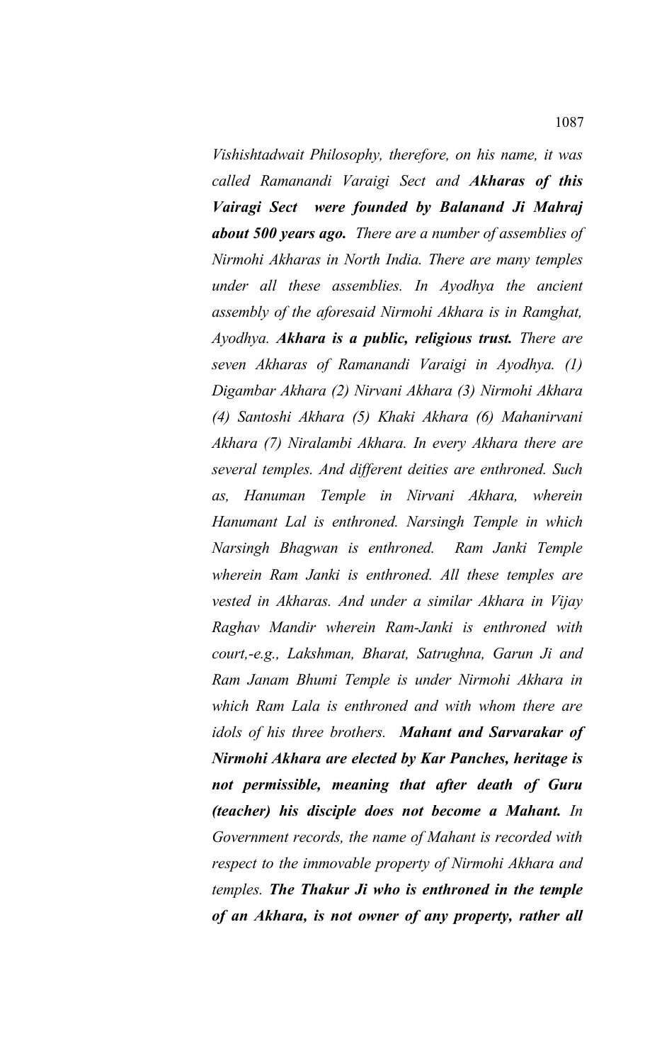*Vishishtadwait Philosophy, therefore, on his name, it was called Ramanandi Varaigi Sect and* ***Akharas of this Vairagi Sect were founded by Balanand Ji Mahraj about 500 years ago.*** *There are a number of assemblies of Nirmohi Akharas in North India. There are many temples under all these assemblies. In Ayodhya the ancient assembly of the aforesaid Nirmohi Akhara is in Ramghat, Ayodhya.* ***Akhara is a public, religious trust.*** *There are seven Akharas of Ramanandi Varaigi in Ayodhya. (1) Digambar Akhara (2) Nirvani Akhara (3) Nirmohi Akhara (4) Santoshi Akhara (5) Khaki Akhara (6) Mahanirvani Akhara (7) Niralambi Akhara. In every Akhara there are several temples. And different deities are enthroned. Such as, Hanuman Temple in Nirvani Akhara, wherein Hanumant Lal is enthroned. Narsingh Temple in which Narsingh Bhagwan is enthroned. Ram Janki Temple wherein Ram Janki is enthroned. All these temples are vested in Akharas. And under a similar Akhara in Vijay Raghav Mandir wherein Ram-Janki is enthroned with court,-e.g., Lakshman, Bharat, Satrughna, Garun Ji and Ram Janam Bhumi Temple is under Nirmohi Akhara in which Ram Lala is enthroned and with whom there are idols of his three brothers.* ***Mahant and Sarvarakar of Nirmohi Akhara are elected by Kar Panches, heritage is not permissible, meaning that after death of Guru (teacher) his disciple does not become a Mahant.*** *In Government records, the name of Mahant is recorded with respect to the immovable property of Nirmohi Akhara and temples.* ***The Thakur Ji who is enthroned in the temple of an Akhara, is not owner of any property, rather all***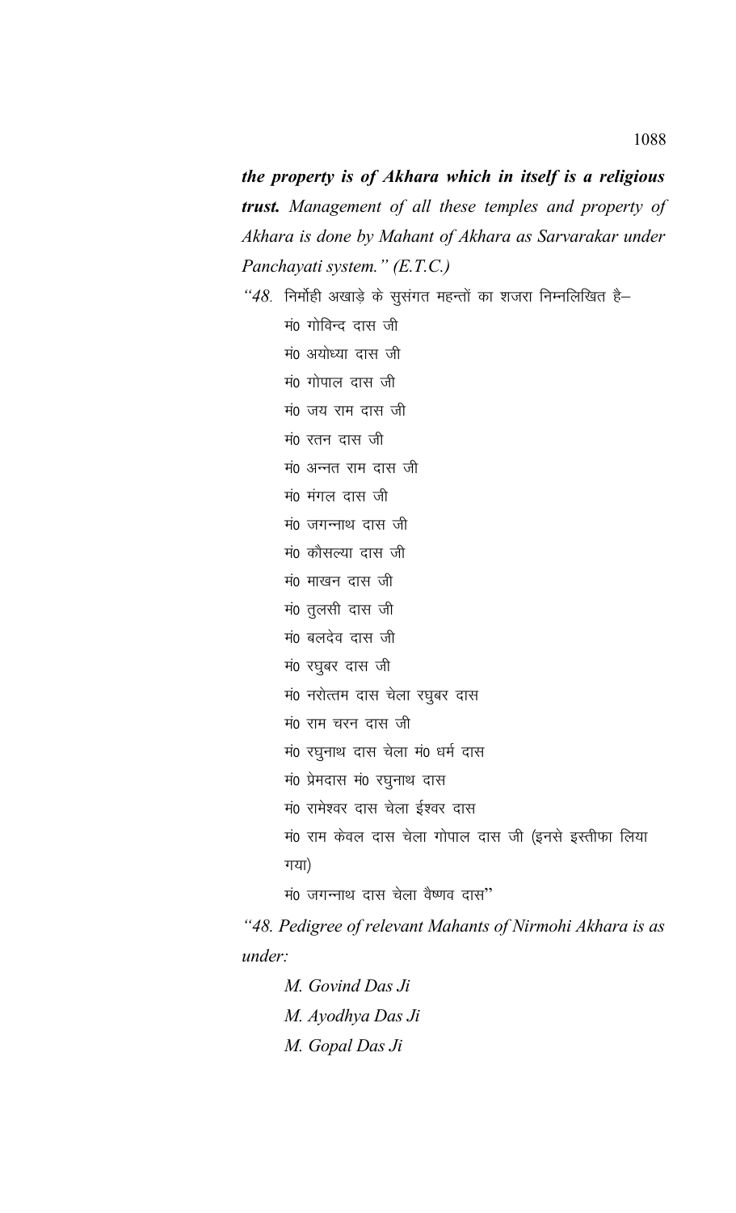***the property is of Akhara which in itself is a religious trust.*** *Management of all these temples and property of Akhara is done by Mahant of Akhara as Sarvarakar under Panchayati system." (E.T.C.)*

*"48.* निर्मोही अखाड़े के सुसंगत महन्तों का शजरा निम्नलिखित है–

मं0 गोविन्द दास जी

मं0 अयोध्या दास जी

मं0 गोपाल दास जी

मं0 जय राम दास जी

मं0 रतन दास जी

मं0 अन्नत राम दास जी

मं0 मंगल दास जी

मं0 जगन्नाथ दास जी

मं0 कौसल्या दास जी

मं0 माखन दास जी

मं0 तुलसी दास जी

मं0 बलदेव दास जी

मं0 रघुबर दास जी

मं0 नरोत्तम दास चेला रघुबर दास

मं0 राम चरन दास जी

मं0 रघुनाथ दास चेला मं0 धर्म दास

मं0 प्रेमदास मं0 रघुनाथ दास

मं0 रामेश्वर दास चेला ईश्वर दास

मं0 राम केवल दास चेला गोपाल दास जी (इनसे इस्तीफा लिया गया)

मं0 जगन्नाथ दास चेला वैष्णव दास"

*"48. Pedigree of relevant Mahants of Nirmohi Akhara is as under:*

*M. Govind Das Ji*

*M. Ayodhya Das Ji*

*M. Gopal Das Ji*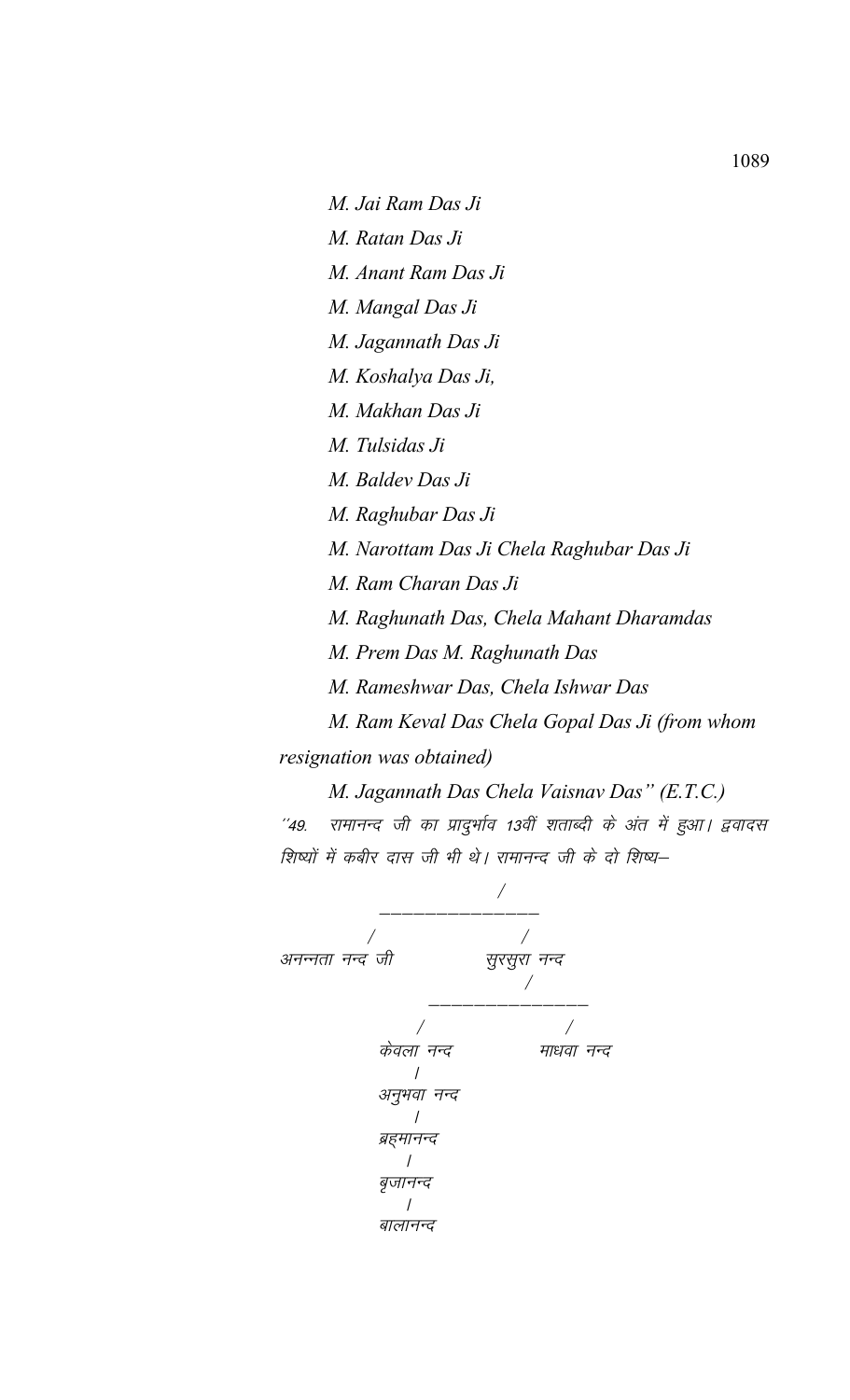*M. Jai Ram Das Ji*

*M. Ratan Das Ji*

*M. Anant Ram Das Ji*

*M. Mangal Das Ji*

*M. Jagannath Das Ji*

*M. Koshalya Das Ji,*

*M. Makhan Das Ji*

*M. Tulsidas Ji*

*M. Baldev Das Ji*

*M. Raghubar Das Ji*

*M. Narottam Das Ji Chela Raghubar Das Ji*

*M. Ram Charan Das Ji*

*M. Raghunath Das, Chela Mahant Dharamdas*

*M. Prem Das M. Raghunath Das*

*M. Rameshwar Das, Chela Ishwar Das*

*M. Ram Keval Das Chela Gopal Das Ji (from whom resignation was obtained)*

*M. Jagannath Das Chela Vaisnav Das" (E.T.C.)*

*"49. रामानन्द जी का प्रादुर्भाव 13वीं शताब्दी के अंत में हुआ। द्वादस शिष्यों में कबीर दास जी भी थे। रामानन्द जी के दो शिष्य–*

```
                    /
          ________________
         /                /
अनन्नता नन्द जी          सुरसुरा नन्द
                              /
                  ________________
                 /                /
            केवला नन्द          माधवा नन्द
                 |
            अनुभवा नन्द
                 |
            ब्रहमानन्द
                 |
            बृजानन्द
                 |
            बालानन्द
```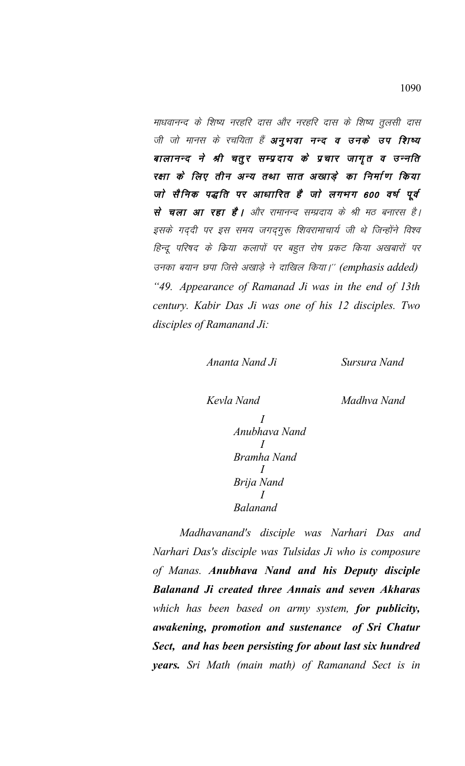माधवानन्द के शिष्य नरहरि दास और नरहरि दास के शिष्य तुलसी दास जी जो मानस के रचयिता हैं **अनुभवा नन्द व उनके उप शिष्य बालानन्द ने श्री चतुर सम्प्रदाय के प्रचार जागृत व उन्नति रक्षा के लिए तीन अन्य तथा सात अखाड़े का निर्माण किया जो सैनिक पद्धति पर आधारित है जो लगभग 600 वर्ष पूर्व से चला आ रहा है।** और रामानन्द सम्प्रदाय के श्री मठ बनारस है। इसके गद्दी पर इस समय जगद्‌गुरू शिवरामाचार्य जी थे जिन्होंने विश्व हिन्दू परिषद के किया कलापों पर बहुत रोष प्रकट किया अखबारों पर उनका बयान छपा जिसे अखाड़े ने दाखिल किया।'' (emphasis added)

*"49. Appearance of Ramanad Ji was in the end of 13th century. Kabir Das Ji was one of his 12 disciples. Two disciples of Ramanand Ji:*

*Ananta Nand Ji* *Sursura Nand*

*Kevla Nand* *Madhva Nand*

*I*
*Anubhava Nand*
*I*
*Bramha Nand*
*I*
*Brija Nand*
*I*
*Balanand*

*Madhavanand's disciple was Narhari Das and Narhari Das's disciple was Tulsidas Ji who is composure of Manas.* ***Anubhava Nand and his Deputy disciple Balanand Ji created three Annais and seven Akharas*** *which has been based on army system,* ***for publicity, awakening, promotion and sustenance of Sri Chatur Sect, and has been persisting for about last six hundred years.*** *Sri Math (main math) of Ramanand Sect is in*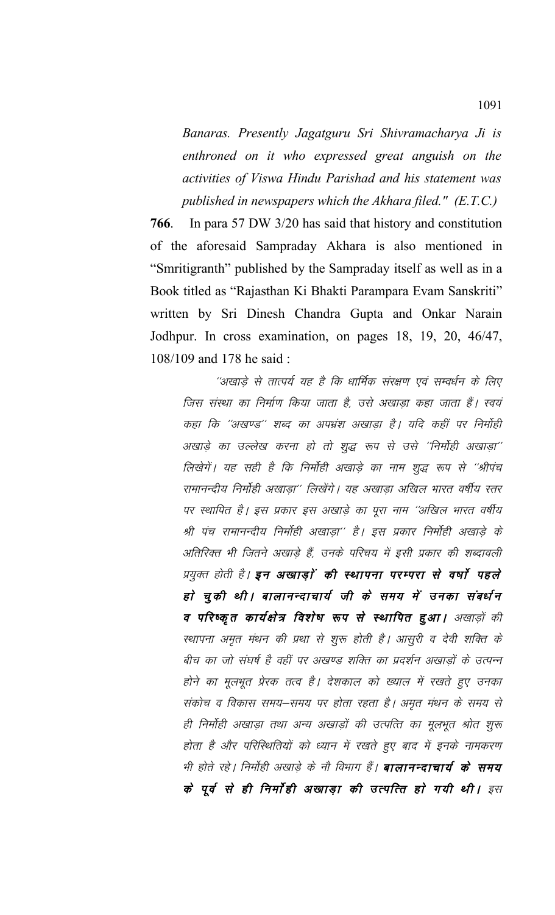*Banaras. Presently Jagatguru Sri Shivramacharya Ji is enthroned on it who expressed great anguish on the activities of Viswa Hindu Parishad and his statement was published in newspapers which the Akhara filed." (E.T.C.)*

**766**. In para 57 DW 3/20 has said that history and constitution of the aforesaid Sampraday Akhara is also mentioned in "Smritigranth" published by the Sampraday itself as well as in a Book titled as "Rajasthan Ki Bhakti Parampara Evam Sanskriti" written by Sri Dinesh Chandra Gupta and Onkar Narain Jodhpur. In cross examination, on pages 18, 19, 20, 46/47, 108/109 and 178 he said :

*"अखाड़े से तात्पर्य यह है कि धार्मिक संरक्षण एवं सम्वर्धन के लिए जिस संस्था का निर्माण किया जाता है, उसे अखाड़ा कहा जाता हैं। स्वयं कहा कि "अखण्ड" शब्द का अपभ्रंश अखाड़ा है। यदि कहीं पर निर्मोही अखाड़े का उल्लेख करना हो तो शुद्ध रूप से उसे "निर्मोही अखाड़ा" लिखेगें। यह सही है कि निर्मोही अखाड़े का नाम शुद्ध रूप से "श्रीपंच रामानन्दीय निर्मोही अखाड़ा" लिखेंगे। यह अखाड़ा अखिल भारत वर्षीय स्तर पर स्थापित है। इस प्रकार इस अखाड़े का पूरा नाम "अखिल भारत वर्षीय श्री पंच रामानन्दीय निर्मोही अखाड़ा" है। इस प्रकार निर्मोही अखाड़े के अतिरिक्त भी जितने अखाड़े हैं, उनके परिचय में इसी प्रकार की शब्दावली प्रयुक्त होती है।* ***इन अखाड़ों की स्थापना परम्परा से वर्षो पहले हो चुकी थी। बालानन्दाचार्य जी के समय में उनका संबर्धन व परिष्कृत कार्यक्षेत्र विशेष रूप से स्थापित हुआ।*** *अखाड़ों की स्थापना अमृत मंथन की प्रथा से शुरू होती है। आसुरी व देवी शक्ति के बीच का जो संघर्ष है वहीं पर अखण्ड शक्ति का प्रदर्शन अखाड़ों के उत्पन्न होने का मूलभूत प्रेरक तत्व है। देशकाल को ख्याल में रखते हुए उनका संकोच व विकास समय–समय पर होता रहता है। अमृत मंथन के समय से ही निर्मोही अखाड़ा तथा अन्य अखाड़ों की उत्पत्ति का मूलभूत श्रोत शुरू होता है और परिस्थितियों को ध्यान में रखते हुए बाद में इनके नामकरण भी होते रहे। निर्मोही अखाड़े के नौ विभाग हैं।* ***बालानन्दाचार्य के समय के पूर्व से ही निर्मोही अखाड़ा की उत्पत्ति हो गयी थी।*** *इस*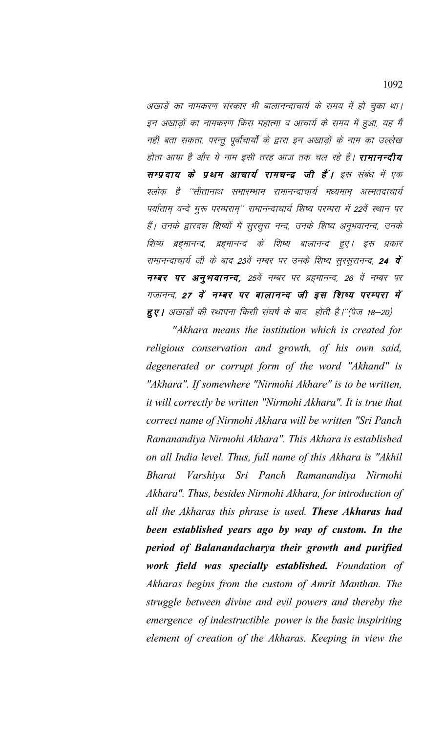*अखाड़ें का नामकरण संस्कार भी बालानन्दाचार्य के समय में हो चुका था। इन अखाड़ों का नामकरण किस महात्मा व आचार्य के समय में हुआ, यह मैं नहीं बता सकता, परन्तु पूर्वाचार्यों के द्वारा इन अखाड़ों के नाम का उल्लेख होता आया है और ये नाम इसी तरह आज तक चल रहे हैं।* ***रामानन्दीय सम्प्रदाय के प्रथम आचार्य रामचन्द्र जी हैं।*** *इस संबंध में एक श्लोक है ''सीतानाथ समारम्भाम रामानन्दाचार्य मध्यमाम् अस्मतदाचार्य पर्यांताम् वन्दे गुरू परम्पराम्'' रामानन्दाचार्य शिष्य परम्परा में 22वें स्थान पर हैं। उनके द्वारदश शिष्यों में सुरसुरा नन्द, उनके शिष्य अनुभवानन्द, उनके शिष्य ब्रह्मानन्द, ब्रह्मानन्द के शिष्य बालानन्द हुए। इस प्रकार रामानन्दाचार्य जी के बाद 23वें नम्बर पर उनके शिष्य सुरसुरानन्द,* ***24 वें नम्बर पर अनुभवानन्द,*** *25वें नम्बर पर ब्रह्मानन्द, 26 वें नम्बर पर गजानन्द,* ***27 वें नम्बर पर बालानन्द जी इस शिष्य परम्परा में हुए।*** *अखाड़ों की स्थापना किसी संघर्ष के बाद होती है।''(पेज 18–20)*

*"Akhara means the institution which is created for religious conservation and growth, of his own said, degenerated or corrupt form of the word "Akhand" is "Akhara". If somewhere "Nirmohi Akhare" is to be written, it will correctly be written "Nirmohi Akhara". It is true that correct name of Nirmohi Akhara will be written "Sri Panch Ramanandiya Nirmohi Akhara". This Akhara is established on all India level. Thus, full name of this Akhara is "Akhil Bharat Varshiya Sri Panch Ramanandiya Nirmohi Akhara". Thus, besides Nirmohi Akhara, for introduction of all the Akharas this phrase is used.* ***These Akharas had been established years ago by way of custom. In the period of Balanandacharya their growth and purified work field was specially established.*** *Foundation of Akharas begins from the custom of Amrit Manthan. The struggle between divine and evil powers and thereby the emergence of indestructible power is the basic inspiriting element of creation of the Akharas. Keeping in view the*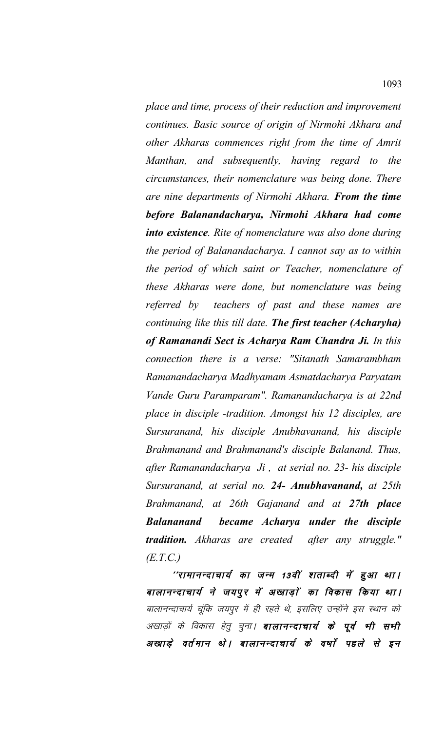*place and time, process of their reduction and improvement continues. Basic source of origin of Nirmohi Akhara and other Akharas commences right from the time of Amrit Manthan, and subsequently, having regard to the circumstances, their nomenclature was being done. There are nine departments of Nirmohi Akhara. **From the time before Balanandacharya, Nirmohi Akhara had come into existence**. Rite of nomenclature was also done during the period of Balanandacharya. I cannot say as to within the period of which saint or Teacher, nomenclature of these Akharas were done, but nomenclature was being referred by teachers of past and these names are continuing like this till date. **The first teacher (Acharyha) of Ramanandi Sect is Acharya Ram Chandra Ji.** In this connection there is a verse: "Sitanath Samarambham Ramanandacharya Madhyamam Asmatdacharya Paryatam Vande Guru Paramparam". Ramanandacharya is at 22nd place in disciple -tradition. Amongst his 12 disciples, are Sursuranand, his disciple Anubhavanand, his disciple Brahmanand and Brahmanand's disciple Balanand. Thus, after Ramanandacharya Ji , at serial no. 23- his disciple Sursuranand, at serial no. **24- Anubhavanand,** at 25th Brahmanand, at 26th Gajanand and at **27th place Balananand became Acharya under the disciple tradition.** Akharas are created after any struggle." (E.T.C.)*

***''रामानन्दाचार्य का जन्म 13वीं शताब्दी में हुआ था। बालानन्दाचार्य ने जयपुर में अखाड़ों का विकास किया था।*** *बालानन्दाचार्य चूंकि जयपुर में ही रहते थे, इसलिए उन्होंने इस स्थान को अखाड़ों के विकास हेतु चुना।* ***बालानन्दाचार्य के पूर्व भी सभी अखाड़े वर्तमान थे। बालानन्दाचार्य के वर्षों पहले से इन***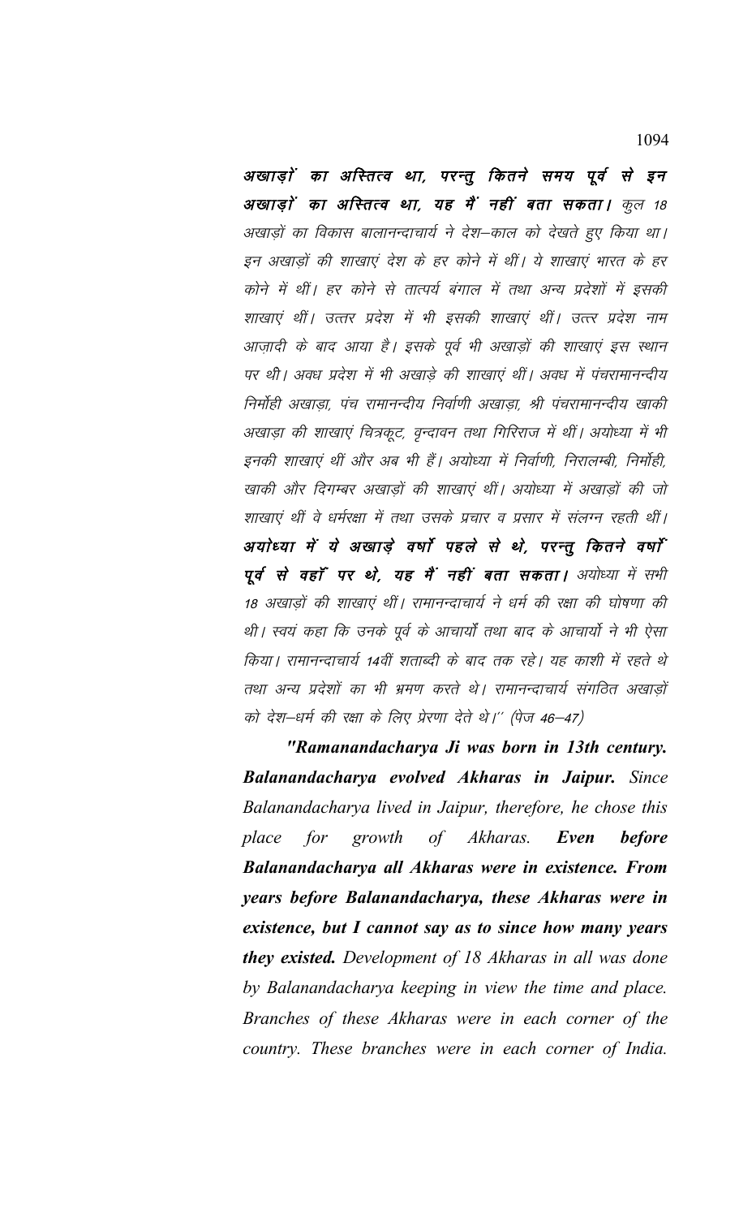***अखाड़ों का अस्तित्व था, परन्तु कितने समय पूर्व से इन अखाड़ों का अस्तित्व था, यह मैं नहीं बता सकता।*** *कुल 18 अखाड़ों का विकास बालानन्दाचार्य ने देश–काल को देखते हुए किया था। इन अखाड़ों की शाखाएं देश के हर कोने में थीं। ये शाखाएं भारत के हर कोने में थीं। हर कोने से तात्पर्य बंगाल में तथा अन्य प्रदेशों में इसकी शाखाएं थीं। उत्तर प्रदेश में भी इसकी शाखाएं थीं। उत्तर प्रदेश नाम आज़ादी के बाद आया है। इसके पूर्व भी अखाड़ों की शाखाएं इस स्थान पर थी। अवध प्रदेश में भी अखाड़े की शाखाएं थीं। अवध में पंचरामानन्दीय निर्मोही अखाड़ा, पंच रामानन्दीय निर्वाणी अखाड़ा, श्री पंचरामानन्दीय खाकी अखाड़ा की शाखाएं चित्रकूट, वृन्दावन तथा गिरिराज में थीं। अयोध्या में भी इनकी शाखाएं थीं और अब भी हैं। अयोध्या में निर्वाणी, निरालम्बी, निर्मोही, खाकी और दिगम्बर अखाड़ों की शाखाएं थीं। अयोध्या में अखाड़ों की जो शाखाएं थीं वे धर्मरक्षा में तथा उसके प्रचार व प्रसार में संलग्न रहती थीं।* ***अयोध्या में ये अखाड़े वर्षों पहले से थे, परन्तु कितने वर्षों पूर्व से वहाँ पर थे, यह मैं नहीं बता सकता।*** *अयोध्या में सभी 18 अखाड़ों की शाखाएं थीं। रामानन्दाचार्य ने धर्म की रक्षा की घोषणा की थी। स्वयं कहा कि उनके पूर्व के आचार्यों तथा बाद के आचार्यो ने भी ऐसा किया। रामानन्दाचार्य 14वीं शताब्दी के बाद तक रहे। यह काशी में रहते थे तथा अन्य प्रदेशों का भी भ्रमण करते थे। रामानन्दाचार्य संगठित अखाड़ों को देश–धर्म की रक्षा के लिए प्रेरणा देते थे।'' (पेज 46–47)*

***"Ramanandacharya Ji was born in 13th century. Balanandacharya evolved Akharas in Jaipur.*** *Since Balanandacharya lived in Jaipur, therefore, he chose this place for growth of Akharas.* ***Even before Balanandacharya all Akharas were in existence. From years before Balanandacharya, these Akharas were in existence, but I cannot say as to since how many years they existed.*** *Development of 18 Akharas in all was done by Balanandacharya keeping in view the time and place. Branches of these Akharas were in each corner of the country. These branches were in each corner of India.*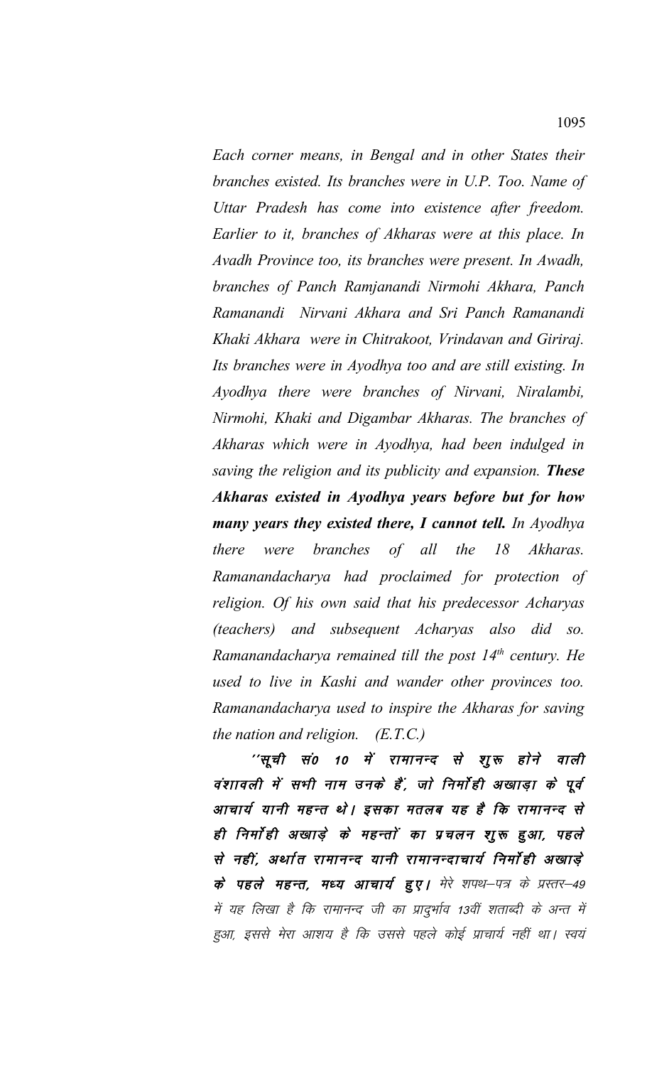*Each corner means, in Bengal and in other States their branches existed. Its branches were in U.P. Too. Name of Uttar Pradesh has come into existence after freedom. Earlier to it, branches of Akharas were at this place. In Avadh Province too, its branches were present. In Awadh, branches of Panch Ramjanandi Nirmohi Akhara, Panch Ramanandi Nirvani Akhara and Sri Panch Ramanandi Khaki Akhara were in Chitrakoot, Vrindavan and Giriraj. Its branches were in Ayodhya too and are still existing. In Ayodhya there were branches of Nirvani, Niralambi, Nirmohi, Khaki and Digambar Akharas. The branches of Akharas which were in Ayodhya, had been indulged in saving the religion and its publicity and expansion.* ***These Akharas existed in Ayodhya years before but for how many years they existed there, I cannot tell.*** *In Ayodhya there were branches of all the 18 Akharas. Ramanandacharya had proclaimed for protection of religion. Of his own said that his predecessor Acharyas (teachers) and subsequent Acharyas also did so. Ramanandacharya remained till the post 14th century. He used to live in Kashi and wander other provinces too. Ramanandacharya used to inspire the Akharas for saving the nation and religion. (E.T.C.)*

***''सूची सं0 10 में रामानन्द से शुरू होने वाली वंशावली में सभी नाम उनके हैं, जो निर्मोही अखाड़ा के पूर्व आचार्य यानी महन्त थे। इसका मतलब यह है कि रामानन्द से ही निर्मोही अखाड़े के महन्तों का प्रचलन शुरू हुआ, पहले से नहीं, अर्थात रामानन्द यानी रामानन्दाचार्य निर्मोही अखाड़े के पहले महन्त, मध्य आचार्य हुए।*** मेरे शपथ–पत्र के प्रस्तर–49 में यह लिखा है कि रामानन्द जी का प्रादुर्भाव 13वीं शताब्दी के अन्त में हुआ, इससे मेरा आशय है कि उससे पहले कोई प्राचार्य नहीं था। स्वयं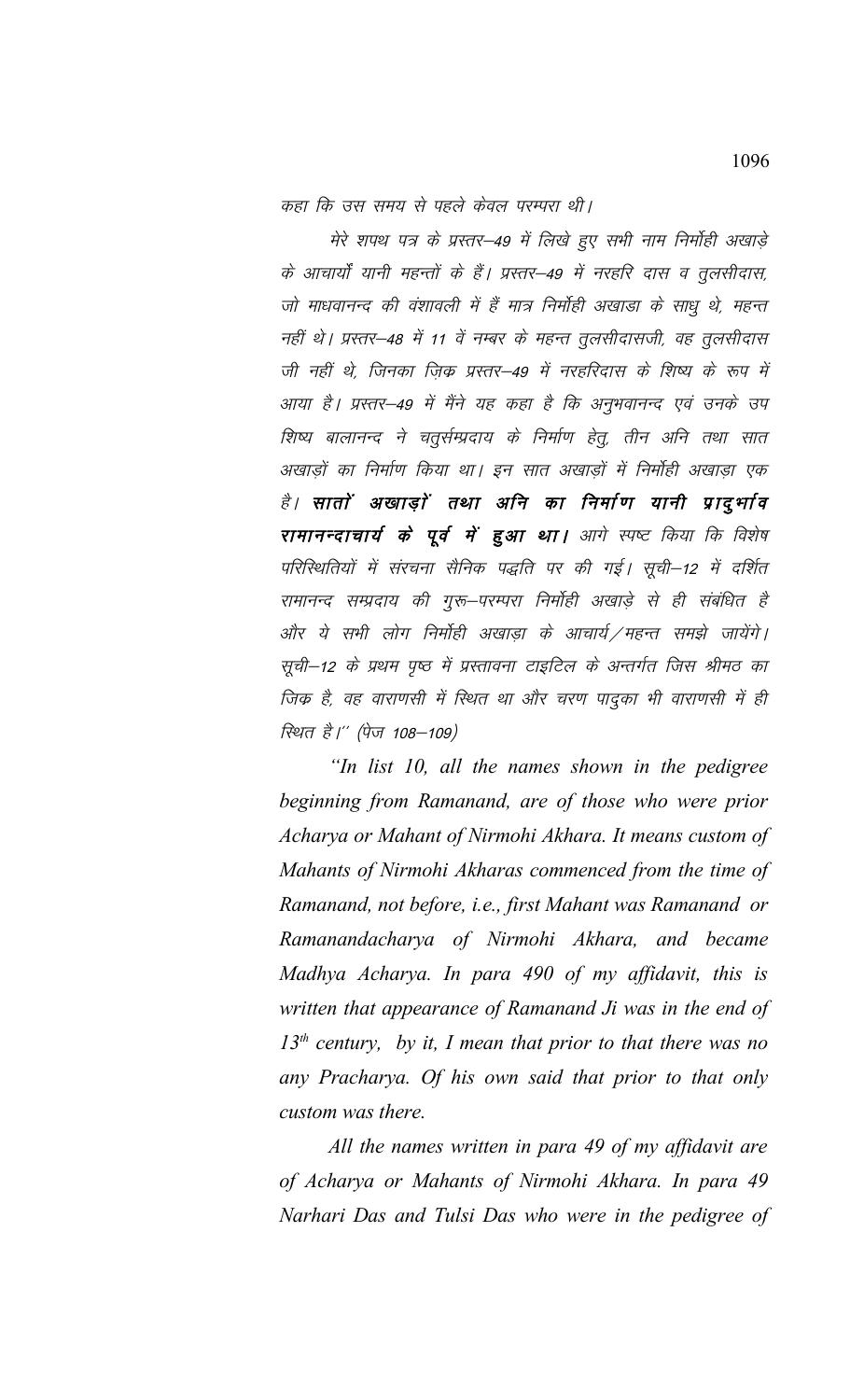*कहा कि उस समय से पहले केवल परम्परा थी।*

*मेरे शपथ पत्र के प्रस्तर–49 में लिखे हुए सभी नाम निर्मोही अखाड़े के आचार्यों यानी महन्तों के हैं। प्रस्तर–49 में नरहरि दास व तुलसीदास, जो माधवानन्द की वंशावली में हैं मात्र निर्मोही अखाडा के साधु थे, महन्त नहीं थे। प्रस्तर–48 में 11 वें नम्बर के महन्त तुलसीदासजी, वह तुलसीदास जी नहीं थे, जिनका ज़िक्र प्रस्तर–49 में नरहरिदास के शिष्य के रूप में आया है। प्रस्तर–49 में मैंने यह कहा है कि अनुभवानन्द एवं उनके उप शिष्य बालानन्द ने चतुर्सम्प्रदाय के निर्माण हेतु, तीन अनि तथा सात अखाड़ों का निर्माण किया था। इन सात अखाड़ों में निर्मोही अखाड़ा एक है।* ***सातों अखाड़ों तथा अनि का निर्माण यानी प्रादुर्भाव रामानन्दाचार्य के पूर्व में हुआ था।*** *आगे स्पष्ट किया कि विशेष परिस्थितियों में संरचना सैनिक पद्धति पर की गई। सूची–12 में दर्शित रामानन्द सम्प्रदाय की गुरू–परम्परा निर्मोही अखाड़े से ही संबंधित है और ये सभी लोग निर्मोही अखाड़ा के आचार्य/महन्त समझे जायेंगे। सूची–12 के प्रथम पृष्ठ में प्रस्तावना टाइटिल के अन्तर्गत जिस श्रीमठ का जिक्र है, वह वाराणसी में स्थित था और चरण पादुका भी वाराणसी में ही स्थित है।'' (पेज 108–109)*

*"In list 10, all the names shown in the pedigree beginning from Ramanand, are of those who were prior Acharya or Mahant of Nirmohi Akhara. It means custom of Mahants of Nirmohi Akharas commenced from the time of Ramanand, not before, i.e., first Mahant was Ramanand or Ramanandacharya of Nirmohi Akhara, and became Madhya Acharya. In para 490 of my affidavit, this is written that appearance of Ramanand Ji was in the end of 13th century, by it, I mean that prior to that there was no any Pracharya. Of his own said that prior to that only custom was there.*

*All the names written in para 49 of my affidavit are of Acharya or Mahants of Nirmohi Akhara. In para 49 Narhari Das and Tulsi Das who were in the pedigree of*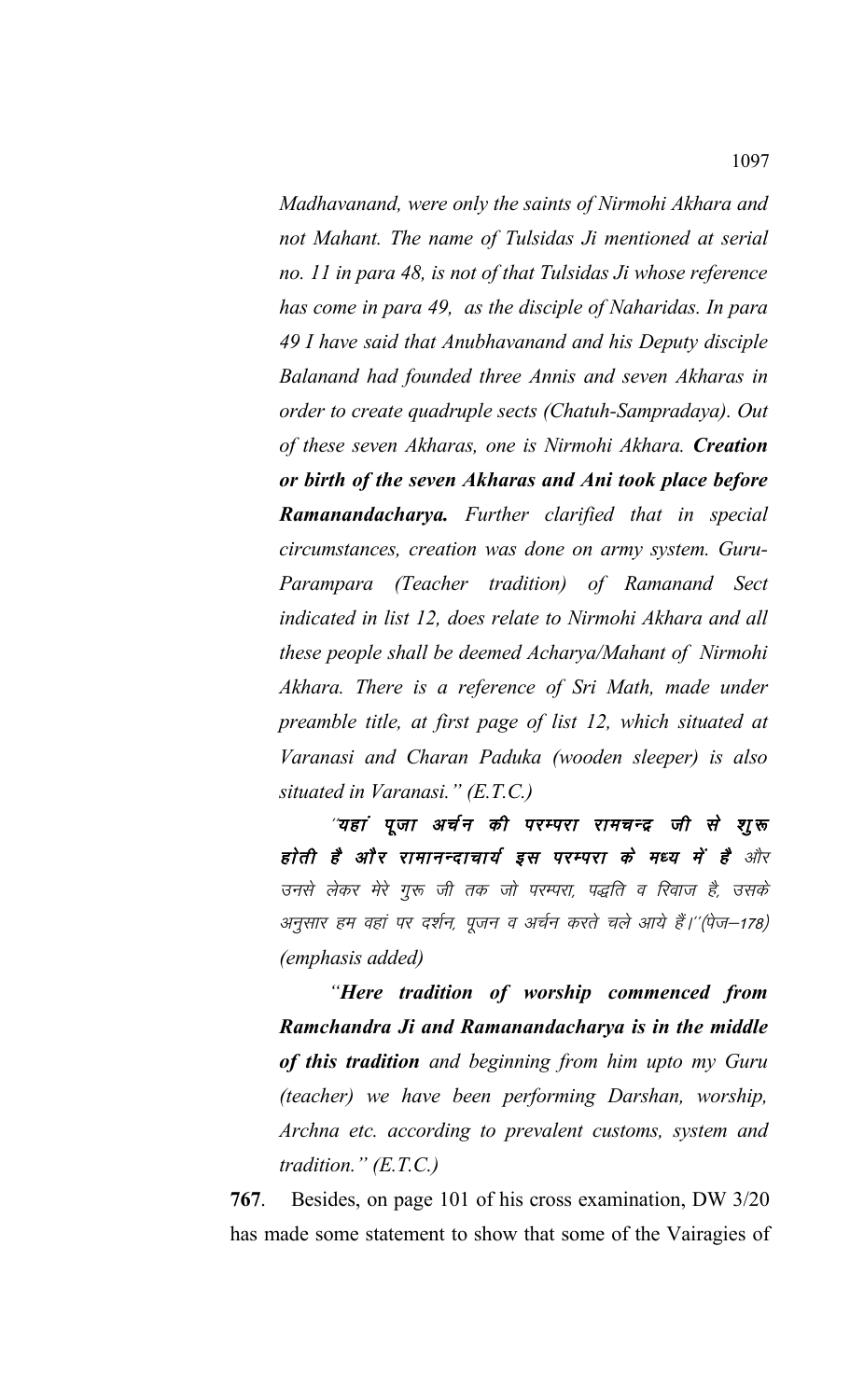*Madhavanand, were only the saints of Nirmohi Akhara and not Mahant. The name of Tulsidas Ji mentioned at serial no. 11 in para 48, is not of that Tulsidas Ji whose reference has come in para 49, as the disciple of Naharidas. In para 49 I have said that Anubhavanand and his Deputy disciple Balanand had founded three Annis and seven Akharas in order to create quadruple sects (Chatuh-Sampradaya). Out of these seven Akharas, one is Nirmohi Akhara. **Creation or birth of the seven Akharas and Ani took place before Ramanandacharya.** Further clarified that in special circumstances, creation was done on army system. Guru-Parampara (Teacher tradition) of Ramanand Sect indicated in list 12, does relate to Nirmohi Akhara and all these people shall be deemed Acharya/Mahant of Nirmohi Akhara. There is a reference of Sri Math, made under preamble title, at first page of list 12, which situated at Varanasi and Charan Paduka (wooden sleeper) is also situated in Varanasi." (E.T.C.)*

*"**यहां पूजा अर्चन की परम्परा रामचन्द्र जी से शुरू होती है और रामानन्दाचार्य इस परम्परा के मध्य में है** और उनसे लेकर मेरे गुरू जी तक जो परम्परा, पद्धति व रिवाज है, उसके अनुसार हम वहां पर दर्शन, पूजन व अर्चन करते चले आये हैं।"(पेज–178) (emphasis added)*

*"**Here tradition of worship commenced from Ramchandra Ji and Ramanandacharya is in the middle of this tradition** and beginning from him upto my Guru (teacher) we have been performing Darshan, worship, Archna etc. according to prevalent customs, system and tradition." (E.T.C.)*

**767**. Besides, on page 101 of his cross examination, DW 3/20 has made some statement to show that some of the Vairagies of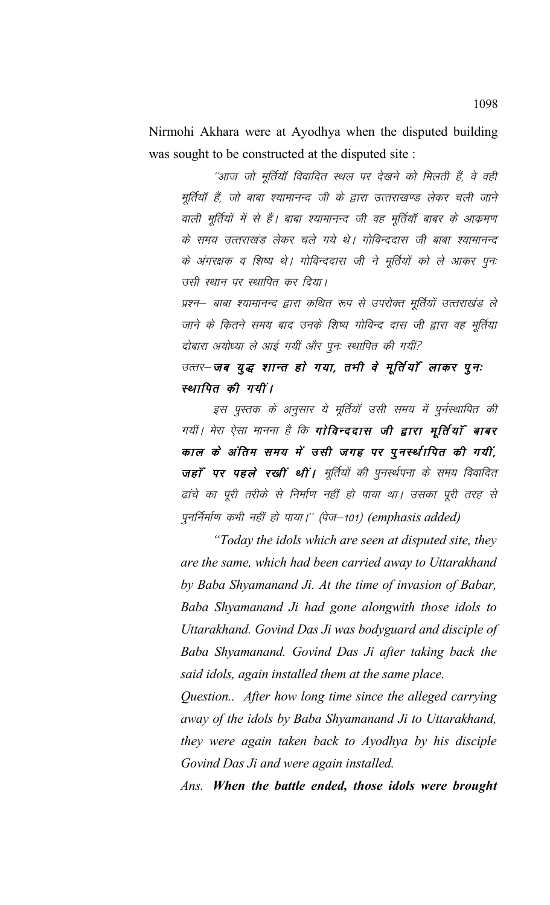Nirmohi Akhara were at Ayodhya when the disputed building was sought to be constructed at the disputed site :

> ''आज जो मूर्तियॉ विवादित स्थल पर देखने को मिलती हैं, वे वही मूर्तियॉ हैं, जो बाबा श्यामानन्द जी के द्वारा उत्तराखण्ड लेकर चली जाने वाली मूर्तियों में से हैं। बाबा श्यामानन्द जी वह मूर्तियॉ बाबर के आक्रमण के समय उत्तराखंड लेकर चले गये थे। गोविन्ददास जी बाबा श्यामानन्द के अंगरक्षक व शिष्य थे। गोविन्ददास जी ने मूर्तियों को ले आकर पुनः उसी स्थान पर स्थापित कर दिया।
>
> प्रश्न– बाबा श्यामानन्द द्वारा कथित रूप से उपरोक्त मूर्तियों उत्तराखंड ले जाने के कितने समय बाद उनके शिष्य गोविन्द दास जी द्वारा वह मूर्तिया दोबारा अयोध्या ले आई गयीं और पुनः स्थापित की गयीं?
>
> उत्तर– ***जब युद्ध शान्त हो गया, तभी वे मूर्तियॉं लाकर पुनः स्थापित की गयीं।***
>
> इस पुस्तक के अनुसार ये मूर्तियॉ उसी समय में पुर्नस्थापित की गयीं। मेरा ऐसा मानना है कि ***गोविन्ददास जी द्वारा मूर्तियॉं बाबर काल के अंतिम समय में उसी जगह पर पुनर्स्थापित की गयीं, जहॉं पर पहले रखीं थीं।*** मूर्तियों की पुनर्स्थपना के समय विवादित ढांचे का पूरी तरीके से निर्माण नहीं हो पाया था। उसका पूरी तरह से पुनर्निर्माण कभी नहीं हो पाया।'' (पेज–101) *(emphasis added)*
>
> *"Today the idols which are seen at disputed site, they are the same, which had been carried away to Uttarakhand by Baba Shyamanand Ji. At the time of invasion of Babar, Baba Shyamanand Ji had gone alongwith those idols to Uttarakhand. Govind Das Ji was bodyguard and disciple of Baba Shyamanand. Govind Das Ji after taking back the said idols, again installed them at the same place.*
>
> *Question.. After how long time since the alleged carrying away of the idols by Baba Shyamanand Ji to Uttarakhand, they were again taken back to Ayodhya by his disciple Govind Das Ji and were again installed.*
>
> *Ans.* ***When the battle ended, those idols were brought***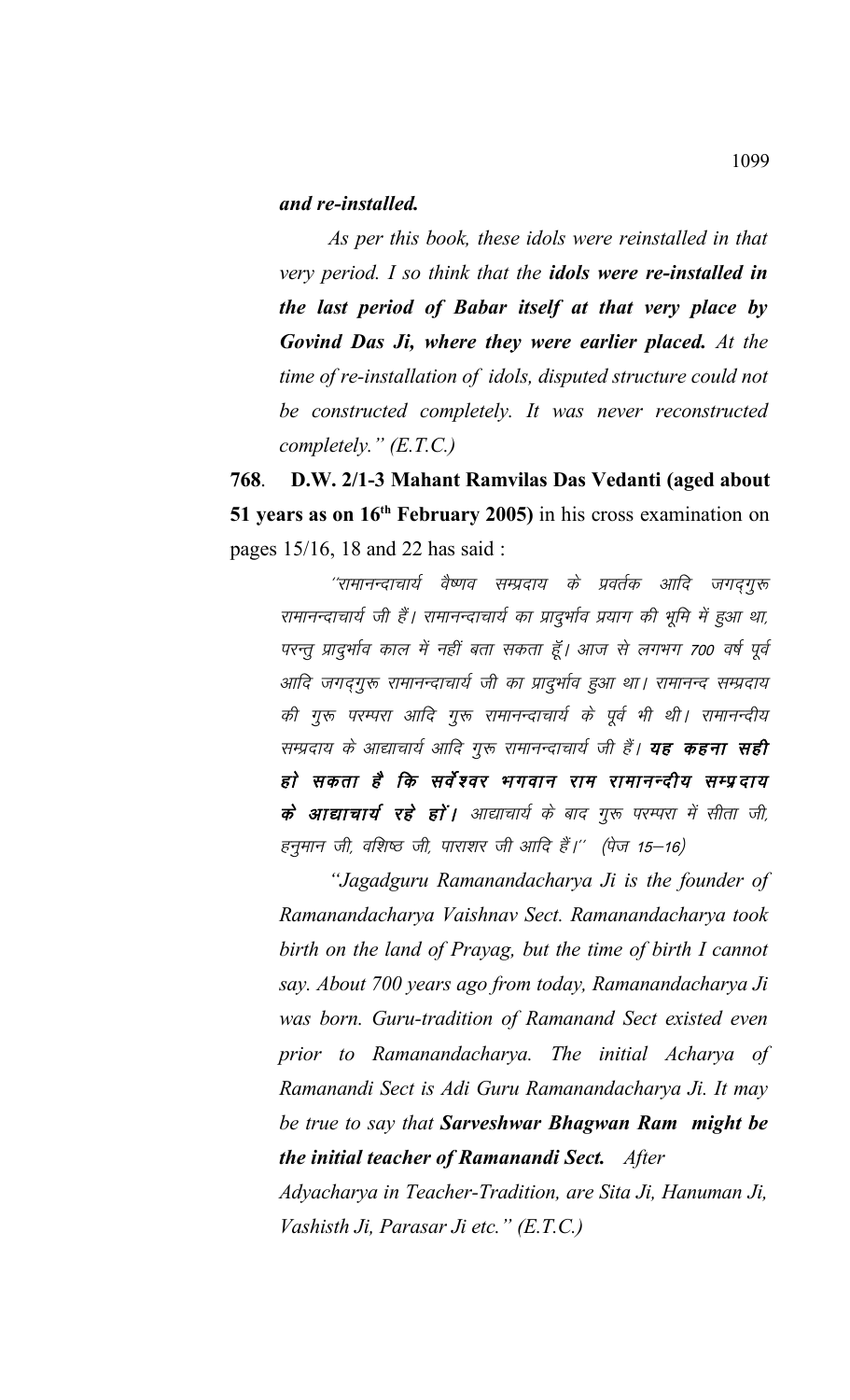***and re-installed.***

*As per this book, these idols were reinstalled in that very period. I so think that the **idols were re-installed in the last period of Babar itself at that very place by Govind Das Ji, where they were earlier placed.** At the time of re-installation of idols, disputed structure could not be constructed completely. It was never reconstructed completely." (E.T.C.)*

**768**. **D.W. 2/1-3 Mahant Ramvilas Das Vedanti (aged about 51 years as on 16th February 2005)** in his cross examination on pages 15/16, 18 and 22 has said :

*''रामानन्दाचार्य वैष्णव सम्प्रदाय के प्रवर्तक आदि जगद्गुरू रामानन्दाचार्य जी हैं। रामानन्दाचार्य का प्रादुर्भाव प्रयाग की भूमि में हुआ था, परन्तु प्रादुर्भाव काल में नहीं बता सकता हूँ। आज से लगभग 700 वर्ष पूर्व आदि जगद्गुरू रामानन्दाचार्य जी का प्रादुर्भाव हुआ था। रामानन्द सम्प्रदाय की गुरू परम्परा आदि गुरू रामानन्दाचार्य के पूर्व भी थी। रामानन्दीय सम्प्रदाय के आद्याचार्य आदि गुरू रामानन्दाचार्य जी हैं। **यह कहना सही हो सकता है कि सर्वेश्वर भगवान राम रामानन्दीय सम्प्रदाय के आद्याचार्य रहे हों।** आद्याचार्य के बाद गुरू परम्परा में सीता जी, हनुमान जी, वशिष्ठ जी, पाराशर जी आदि हैं।'' (पेज 15–16)*

*"Jagadguru Ramanandacharya Ji is the founder of Ramanandacharya Vaishnav Sect. Ramanandacharya took birth on the land of Prayag, but the time of birth I cannot say. About 700 years ago from today, Ramanandacharya Ji was born. Guru-tradition of Ramanand Sect existed even prior to Ramanandacharya. The initial Acharya of Ramanandi Sect is Adi Guru Ramanandacharya Ji. It may be true to say that **Sarveshwar Bhagwan Ram might be the initial teacher of Ramanandi Sect.** After Adyacharya in Teacher-Tradition, are Sita Ji, Hanuman Ji, Vashisth Ji, Parasar Ji etc." (E.T.C.)*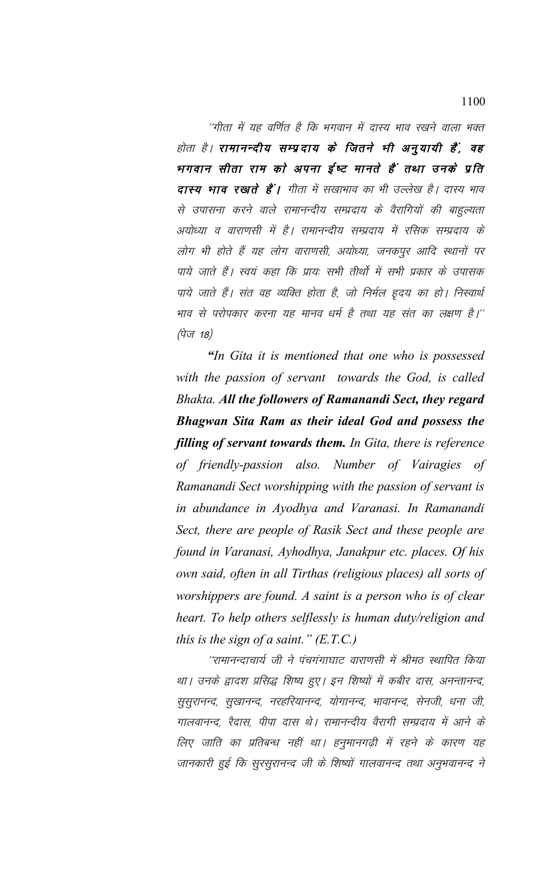''गीता में यह वर्णित है कि भगवान में दास्य भाव रखने वाला भक्त होता है। ***रामानन्दीय सम्प्रदाय के जितने भी अनुयायी हैं, वह भगवान सीता राम को अपना ईष्ट मानते हैं तथा उनके प्रति दास्य भाव रखते हैं।*** गीता में सखाभाव का भी उल्लेख है। दास्य भाव से उपासना करने वाले रामानन्दीय सम्प्रदाय के वैरागियों की बाहुल्यता अयोध्या व वाराणसी में है। रामानन्दीय सम्प्रदाय में रसिक सम्प्रदाय के लोग भी होते हैं यह लोग वाराणसी, अयोध्या, जनकपुर आदि स्थानों पर पाये जाते हैं। स्वयं कहा कि प्रायः सभी तीर्थो में सभी प्रकार के उपासक पाये जाते हैं। संत वह व्यक्ति होता है, जो निर्मल हृदय का हो। निस्वार्थ भाव से परोपकार करना यह मानव धर्म है तथा यह संत का लक्षण है।'' (पेज 18)

*"In Gita it is mentioned that one who is possessed with the passion of servant towards the God, is called Bhakta. **All the followers of Ramanandi Sect, they regard Bhagwan Sita Ram as their ideal God and possess the filling of servant towards them.** In Gita, there is reference of friendly-passion also. Number of Vairagies of Ramanandi Sect worshipping with the passion of servant is in abundance in Ayodhya and Varanasi. In Ramanandi Sect, there are people of Rasik Sect and these people are found in Varanasi, Ayhodhya, Janakpur etc. places. Of his own said, often in all Tirthas (religious places) all sorts of worshippers are found. A saint is a person who is of clear heart. To help others selflessly is human duty/religion and this is the sign of a saint." (E.T.C.)*

''रामानन्दाचार्य जी ने पंचगंगाघाट वाराणसी में श्रीमठ स्थापित किया था। उनके द्वादश प्रसिद्ध शिष्य हुए। इन शिष्यों में कबीर दास, अनन्तानन्द, सुसुरानन्द, सुखानन्द, नरहरियानन्द, योगानन्द, भावानन्द, सेनजी, धना जी, गालवानन्द, रैदास, पीपा दास थे। रामानन्दीय वैरागी सम्प्रदाय में आने के लिए जाति का प्रतिबन्ध नहीं था। हनुमानगढ़ी में रहने के कारण यह जानकारी हुई कि सुरसुरानन्द जी के शिष्यों गालवानन्द तथा अनुभवानन्द ने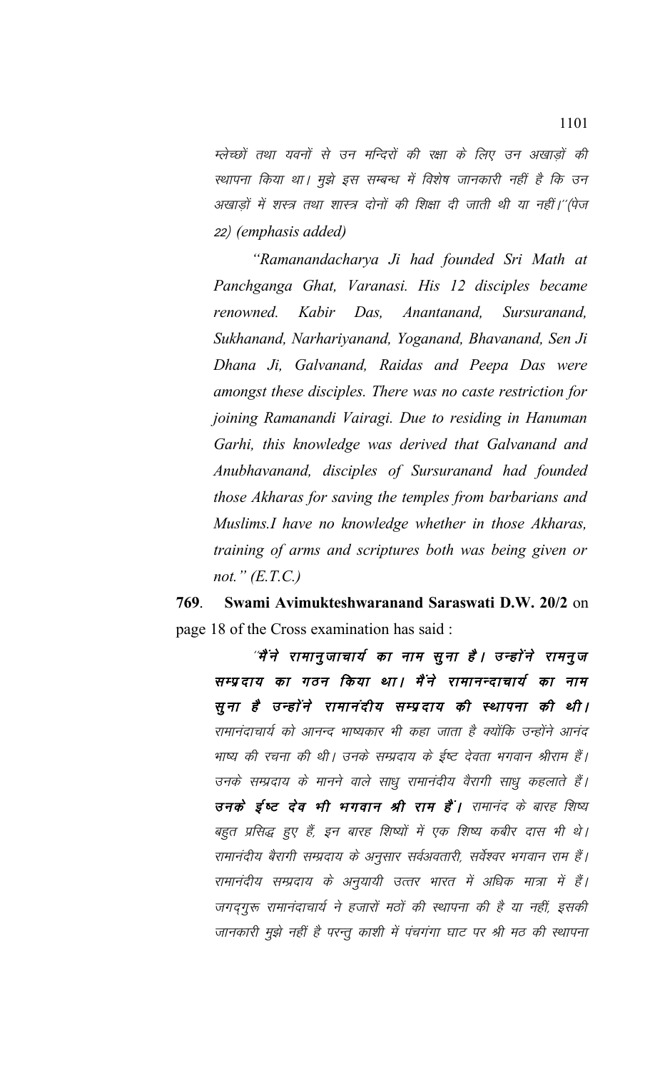*म्लेच्छों तथा यवनों से उन मन्दिरों की रक्षा के लिए उन अखाड़ों की स्थापना किया था। मुझे इस सम्बन्ध में विशेष जानकारी नहीं है कि उन अखाड़ों में शस्त्र तथा शास्त्र दोनों की शिक्षा दी जाती थी या नहीं।"(पेज 22) (emphasis added)*

*"Ramanandacharya Ji had founded Sri Math at Panchganga Ghat, Varanasi. His 12 disciples became renowned. Kabir Das, Anantanand, Sursuranand, Sukhanand, Narhariyanand, Yoganand, Bhavanand, Sen Ji Dhana Ji, Galvanand, Raidas and Peepa Das were amongst these disciples. There was no caste restriction for joining Ramanandi Vairagi. Due to residing in Hanuman Garhi, this knowledge was derived that Galvanand and Anubhavanand, disciples of Sursuranand had founded those Akharas for saving the temples from barbarians and Muslims.I have no knowledge whether in those Akharas, training of arms and scriptures both was being given or not." (E.T.C.)*

**769**. **Swami Avimukteshwaranand Saraswati D.W. 20/2** on page 18 of the Cross examination has said :

*"**मैंने रामानुजाचार्य का नाम सुना है। उन्होंने रामनुज सम्प्रदाय का गठन किया था। मैंने रामानन्दाचार्य का नाम सुना है उन्होंने रामानंदीय सम्प्रदाय की स्थापना की थी।** रामानंदाचार्य को आनन्द भाष्यकार भी कहा जाता है क्योंकि उन्होंने आनंद भाष्य की रचना की थी। उनके सम्प्रदाय के ईष्ट देवता भगवान श्रीराम हैं। उनके सम्प्रदाय के मानने वाले साधु रामानंदीय वैरागी साधु कहलाते हैं। **उनके ईष्ट देव भी भगवान श्री राम हैं।** रामानंद के बारह शिष्य बहुत प्रसिद्ध हुए हैं, इन बारह शिष्यों में एक शिष्य कबीर दास भी थे। रामानंदीय बैरागी सम्प्रदाय के अनुसार सर्वअवतारी, सर्वेश्वर भगवान राम हैं। रामानंदीय सम्प्रदाय के अनुयायी उत्तर भारत में अधिक मात्रा में हैं। जगद्गुरू रामानंदाचार्य ने हजारों मठों की स्थापना की है या नहीं, इसकी जानकारी मुझे नहीं है परन्तु काशी में पंचगंगा घाट पर श्री मठ की स्थापना*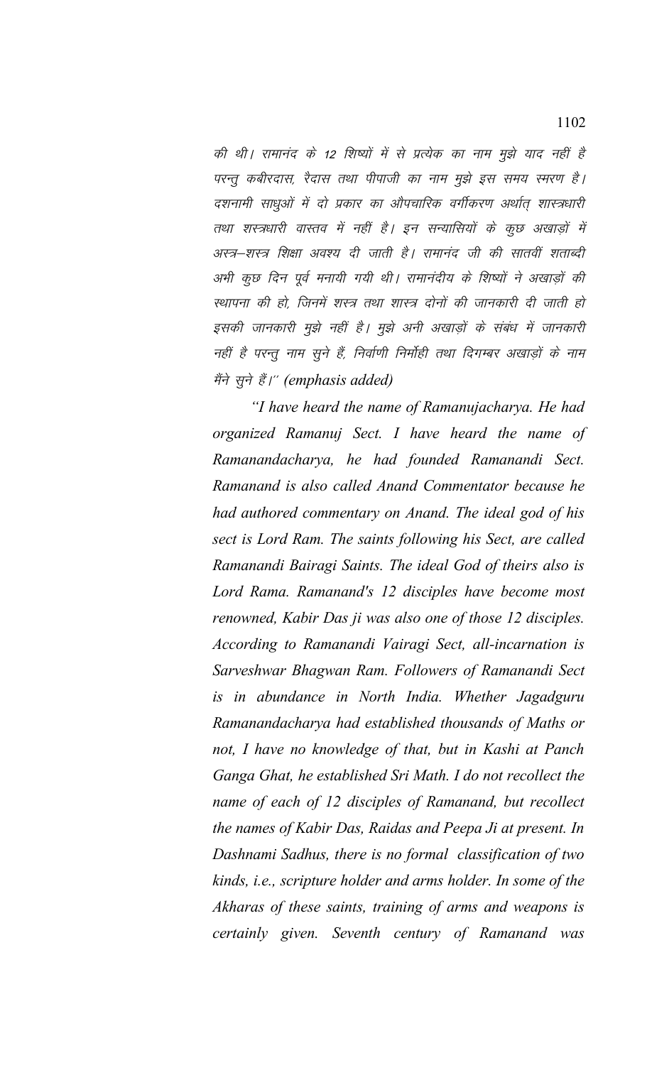की थी। रामानंद के 12 शिष्यों में से प्रत्येक का नाम मुझे याद नहीं है परन्तु कबीरदास, रैदास तथा पीपाजी का नाम मुझे इस समय स्मरण है। दशनामी साधुओं में दो प्रकार का औपचारिक वर्गीकरण अर्थात् शास्त्रधारी तथा शस्त्रधारी वास्तव में नहीं है। इन सन्यासियों के कुछ अखाड़ों में अस्त्र–शस्त्र शिक्षा अवश्य दी जाती है। रामानंद जी की सातवीं शताब्दी अभी कुछ दिन पूर्व मनायी गयी थी। रामानंदीय के शिष्यों ने अखाड़ों की स्थापना की हो, जिनमें शस्त्र तथा शास्त्र दोनों की जानकारी दी जाती हो इसकी जानकारी मुझे नहीं है। मुझे अनी अखाड़ों के संबंध में जानकारी नहीं है परन्तु नाम सुने हैं, निर्वाणी निर्मोही तथा दिगम्बर अखाड़ों के नाम मैंने सुने हैं।" *(emphasis added)*

*"I have heard the name of Ramanujacharya. He had organized Ramanuj Sect. I have heard the name of Ramanandacharya, he had founded Ramanandi Sect. Ramanand is also called Anand Commentator because he had authored commentary on Anand. The ideal god of his sect is Lord Ram. The saints following his Sect, are called Ramanandi Bairagi Saints. The ideal God of theirs also is Lord Rama. Ramanand's 12 disciples have become most renowned, Kabir Das ji was also one of those 12 disciples. According to Ramanandi Vairagi Sect, all-incarnation is Sarveshwar Bhagwan Ram. Followers of Ramanandi Sect is in abundance in North India. Whether Jagadguru Ramanandacharya had established thousands of Maths or not, I have no knowledge of that, but in Kashi at Panch Ganga Ghat, he established Sri Math. I do not recollect the name of each of 12 disciples of Ramanand, but recollect the names of Kabir Das, Raidas and Peepa Ji at present. In Dashnami Sadhus, there is no formal classification of two kinds, i.e., scripture holder and arms holder. In some of the Akharas of these saints, training of arms and weapons is certainly given. Seventh century of Ramanand was*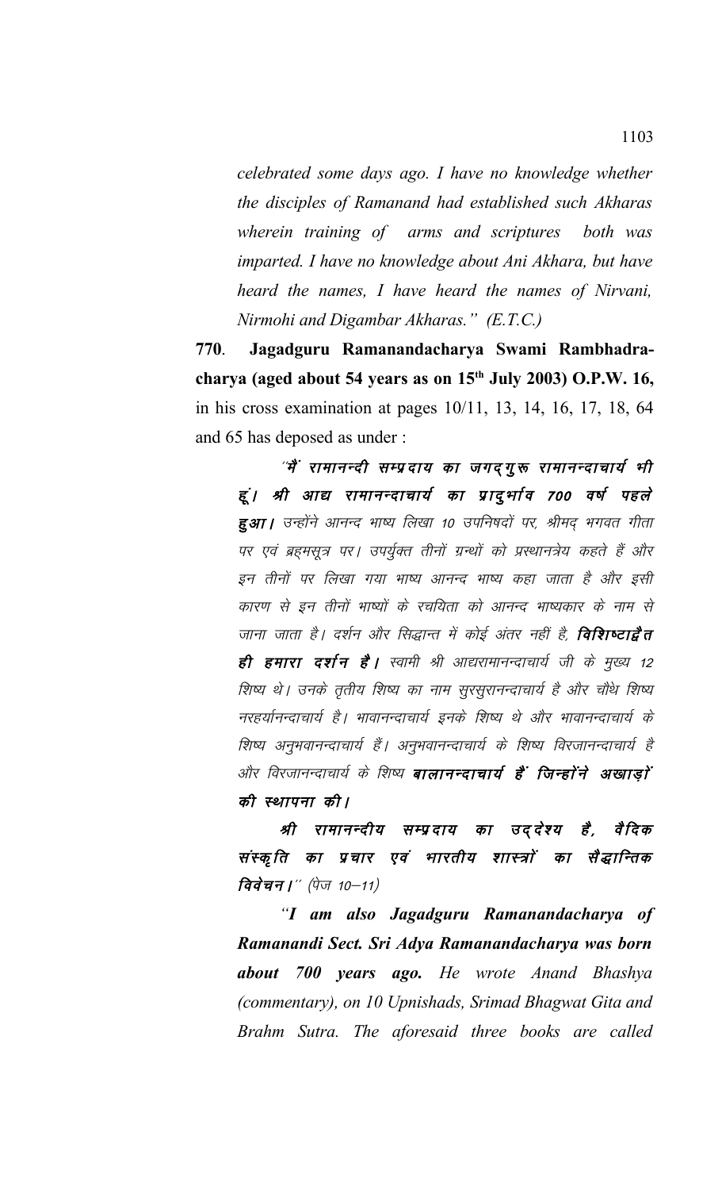*celebrated some days ago. I have no knowledge whether the disciples of Ramanand had established such Akharas wherein training of arms and scriptures both was imparted. I have no knowledge about Ani Akhara, but have heard the names, I have heard the names of Nirvani, Nirmohi and Digambar Akharas." (E.T.C.)*

**770**. **Jagadguru Ramanandacharya Swami Rambhadra-charya (aged about 54 years as on 15th July 2003) O.P.W. 16,** in his cross examination at pages 10/11, 13, 14, 16, 17, 18, 64 and 65 has deposed as under :

*"**मैं रामानन्दी सम्प्रदाय का जगद्गुरू रामानन्दाचार्य भी हूं। श्री आद्य रामानन्दाचार्य का प्रादुर्भाव 700 वर्ष पहले हुआ।** उन्होंने आनन्द भाष्य लिखा 10 उपनिषदों पर, श्रीमद् भगवत गीता पर एवं ब्रह्मसूत्र पर। उपर्युक्त तीनों ग्रन्थों को प्रस्थानत्रेय कहते हैं और इन तीनों पर लिखा गया भाष्य आनन्द भाष्य कहा जाता है और इसी कारण से इन तीनों भाष्यों के रचयिता को आनन्द भाष्यकार के नाम से जाना जाता है। दर्शन और सिद्धान्त में कोई अंतर नहीं है, **विशिष्टाद्वैत ही हमारा दर्शन है।** स्वामी श्री आद्यरामानन्दाचार्य जी के मुख्य 12 शिष्य थे। उनके तृतीय शिष्य का नाम सुरसुरानन्दाचार्य है और चौथे शिष्य नरहर्यानन्दाचार्य है। भावानन्दाचार्य इनके शिष्य थे और भावानन्दाचार्य के शिष्य अनुभवानन्दाचार्य हैं। अनुभवानन्दाचार्य के शिष्य विरजानन्दाचार्य है और विरजानन्दाचार्य के शिष्य **बालानन्दाचार्य हैं जिन्होंने अखाड़ों की स्थापना की।***

***श्री रामानन्दीय सम्प्रदाय का उद्देश्य है, वैदिक संस्कृति का प्रचार एवं भारतीय शास्त्रों का सैद्धान्तिक विवेचन।**" (पेज 10–11)*

*"**I am also Jagadguru Ramanandacharya of Ramanandi Sect. Sri Adya Ramanandacharya was born about 700 years ago.** He wrote Anand Bhashya (commentary), on 10 Upnishads, Srimad Bhagwat Gita and Brahm Sutra. The aforesaid three books are called*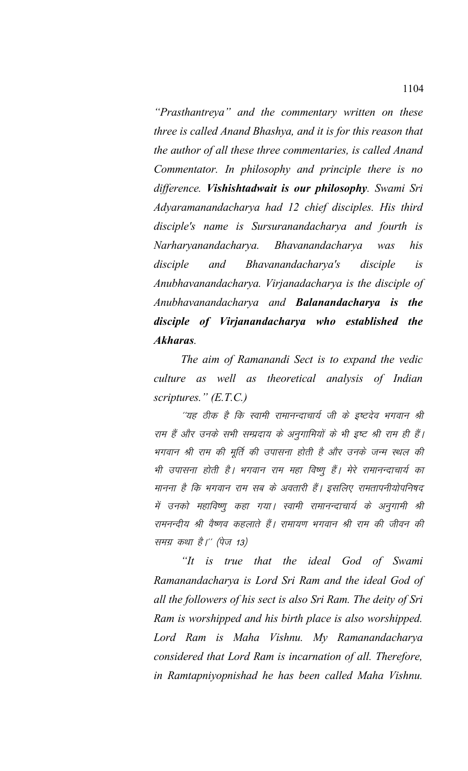*"Prasthantreya" and the commentary written on these three is called Anand Bhashya, and it is for this reason that the author of all these three commentaries, is called Anand Commentator. In philosophy and principle there is no difference.* ***Vishishtadwait is our philosophy****. Swami Sri Adyaramanandacharya had 12 chief disciples. His third disciple's name is Sursuranandacharya and fourth is Narharyanandacharya. Bhavanandacharya was his disciple and Bhavanandacharya's disciple is Anubhavanandacharya. Virjanadacharya is the disciple of Anubhavanandacharya and* ***Balanandacharya is the disciple of Virjanandacharya who established the Akharas****.*

*The aim of Ramanandi Sect is to expand the vedic culture as well as theoretical analysis of Indian scriptures." (E.T.C.)*

*"यह ठीक है कि स्वामी रामानन्दाचार्य जी के इष्टदेव भगवान श्री राम हैं और उनके सभी सम्प्रदाय के अनुगामियों के भी इष्ट श्री राम ही हैं। भगवान श्री राम की मूर्ति की उपासना होती है और उनके जन्म स्थल की भी उपासना होती है। भगवान राम महा विष्णु हैं। मेरे रामानन्दाचार्य का मानना है कि भगवान राम सब के अवतारी हैं। इसलिए रामतापनीयोपनिषद में उनको महाविष्णु कहा गया। स्वामी रामानन्दाचार्य के अनुगामी श्री रामनन्दीय श्री वैष्णव कहलाते हैं। रामायण भगवान श्री राम की जीवन की समग्र कथा है।" (पेज 13)*

*"It is true that the ideal God of Swami Ramanandacharya is Lord Sri Ram and the ideal God of all the followers of his sect is also Sri Ram. The deity of Sri Ram is worshipped and his birth place is also worshipped. Lord Ram is Maha Vishnu. My Ramanandacharya considered that Lord Ram is incarnation of all. Therefore, in Ramtapniyopnishad he has been called Maha Vishnu.*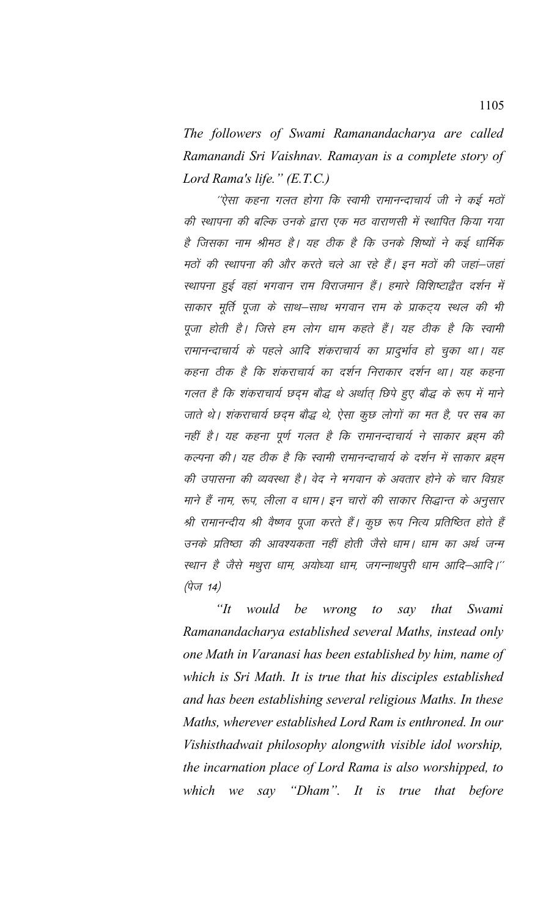*The followers of Swami Ramanandacharya are called Ramanandi Sri Vaishnav. Ramayan is a complete story of Lord Rama's life." (E.T.C.)*

"ऐसा कहना गलत होगा कि स्वामी रामानन्दाचार्य जी ने कई मठों की स्थापना की बल्कि उनके द्वारा एक मठ वाराणसी में स्थापित किया गया है जिसका नाम श्रीमठ है। यह ठीक है कि उनके शिष्यों ने कई धार्मिक मठों की स्थापना की और करते चले आ रहे हैं। इन मठों की जहां–जहां स्थापना हुई वहां भगवान राम विराजमान हैं। हमारे विशिष्टाद्वैत दर्शन में साकार मूर्ति पूजा के साथ–साथ भगवान राम के प्राकट्य स्थल की भी पूजा होती है। जिसे हम लोग धाम कहते हैं। यह ठीक है कि स्वामी रामानन्दाचार्य के पहले आदि शंकराचार्य का प्रादुर्भाव हो चुका था। यह कहना ठीक है कि शंकराचार्य का दर्शन निराकार दर्शन था। यह कहना गलत है कि शंकराचार्य छद्म बौद्ध थे अर्थात् छिपे हुए बौद्ध के रूप में माने जाते थे। शंकराचार्य छद्म बौद्ध थे, ऐसा कुछ लोगों का मत है, पर सब का नहीं है। यह कहना पूर्ण गलत है कि रामानन्दाचार्य ने साकार ब्रह्म की कल्पना की। यह ठीक है कि स्वामी रामानन्दाचार्य के दर्शन में साकार ब्रह्म की उपासना की व्यवस्था है। वेद ने भगवान के अवतार होने के चार विग्रह माने हैं नाम, रूप, लीला व धाम। इन चारों की साकार सिद्धान्त के अनुसार श्री रामानन्दीय श्री वैष्णव पूजा करते हैं। कुछ रूप नित्य प्रतिष्ठित होते हैं उनके प्रतिष्ठा की आवश्यकता नहीं होती जैसे धाम। धाम का अर्थ जन्म स्थान है जैसे मथुरा धाम, अयोध्या धाम, जगन्नाथपुरी धाम आदि–आदि।" (पेज 14)

*"It would be wrong to say that Swami Ramanandacharya established several Maths, instead only one Math in Varanasi has been established by him, name of which is Sri Math. It is true that his disciples established and has been establishing several religious Maths. In these Maths, wherever established Lord Ram is enthroned. In our Vishisthadwait philosophy alongwith visible idol worship, the incarnation place of Lord Rama is also worshipped, to which we say "Dham". It is true that before*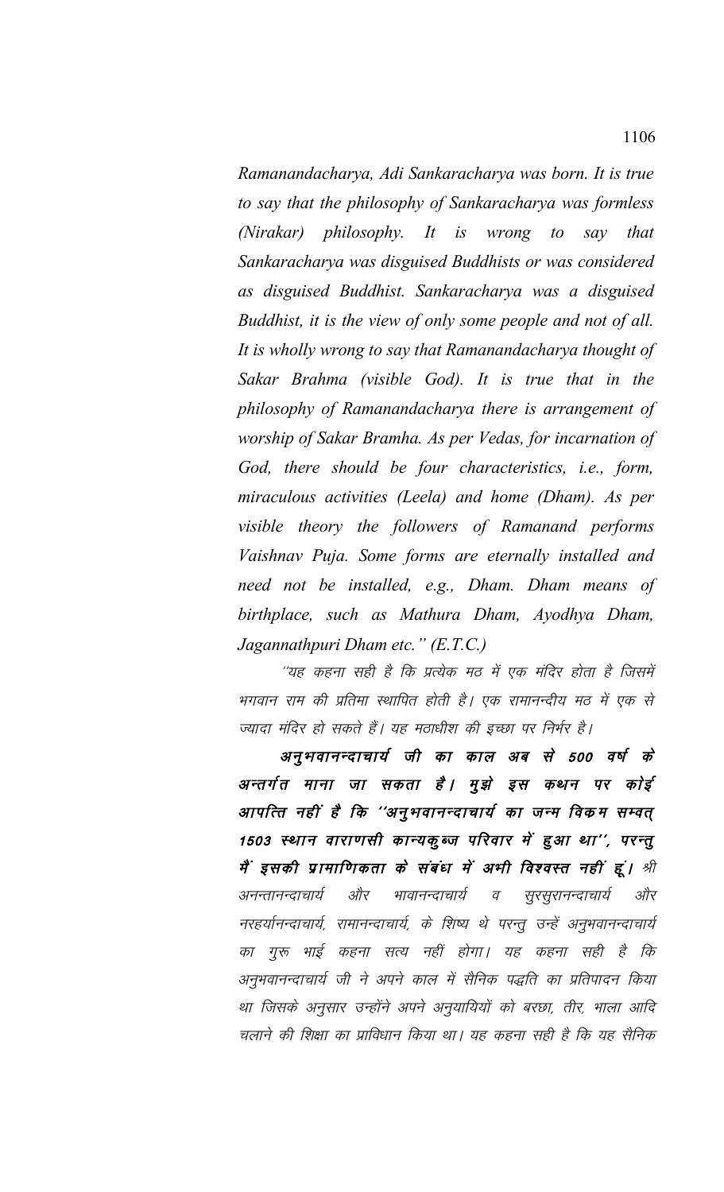*Ramanandacharya, Adi Sankaracharya was born. It is true to say that the philosophy of Sankaracharya was formless (Nirakar) philosophy. It is wrong to say that Sankaracharya was disguised Buddhists or was considered as disguised Buddhist. Sankaracharya was a disguised Buddhist, it is the view of only some people and not of all. It is wholly wrong to say that Ramanandacharya thought of Sakar Brahma (visible God). It is true that in the philosophy of Ramanandacharya there is arrangement of worship of Sakar Bramha. As per Vedas, for incarnation of God, there should be four characteristics, i.e., form, miraculous activities (Leela) and home (Dham). As per visible theory the followers of Ramanand performs Vaishnav Puja. Some forms are eternally installed and need not be installed, e.g., Dham. Dham means of birthplace, such as Mathura Dham, Ayodhya Dham, Jagannathpuri Dham etc." (E.T.C.)*

*''यह कहना सही है कि प्रत्येक मठ में एक मंदिर होता है जिसमें भगवान राम की प्रतिमा स्थापित होती है। एक रामानन्दीय मठ में एक से ज्यादा मंदिर हो सकते हैं। यह मठाधीश की इच्छा पर निर्भर है।*

***अनुभवानन्दाचार्य जी का काल अब से 500 वर्ष के अन्तर्गत माना जा सकता है। मुझे इस कथन पर कोई आपत्ति नहीं है कि ''अनुभवानन्दाचार्य का जन्म विक्रम सम्वत् 1503 स्थान वाराणसी कान्यकुब्ज परिवार में हुआ था'', परन्तु मैं इसकी प्रामाणिकता के संबंध में अभी विश्वस्त नहीं हूं।*** *श्री अनन्तानन्दाचार्य और भावानन्दाचार्य व सुरसुरानन्दाचार्य और नरहर्यानन्दाचार्य, रामानन्दाचार्य, के शिष्य थे परन्तु उन्हें अनुभवानन्दाचार्य का गुरू भाई कहना सत्य नहीं होगा। यह कहना सही है कि अनुभवानन्दाचार्य जी ने अपने काल में सैनिक पद्धति का प्रतिपादन किया था जिसके अनुसार उन्होंने अपने अनुयायियों को बरछा, तीर, भाला आदि चलाने की शिक्षा का प्राविधान किया था। यह कहना सही है कि यह सैनिक*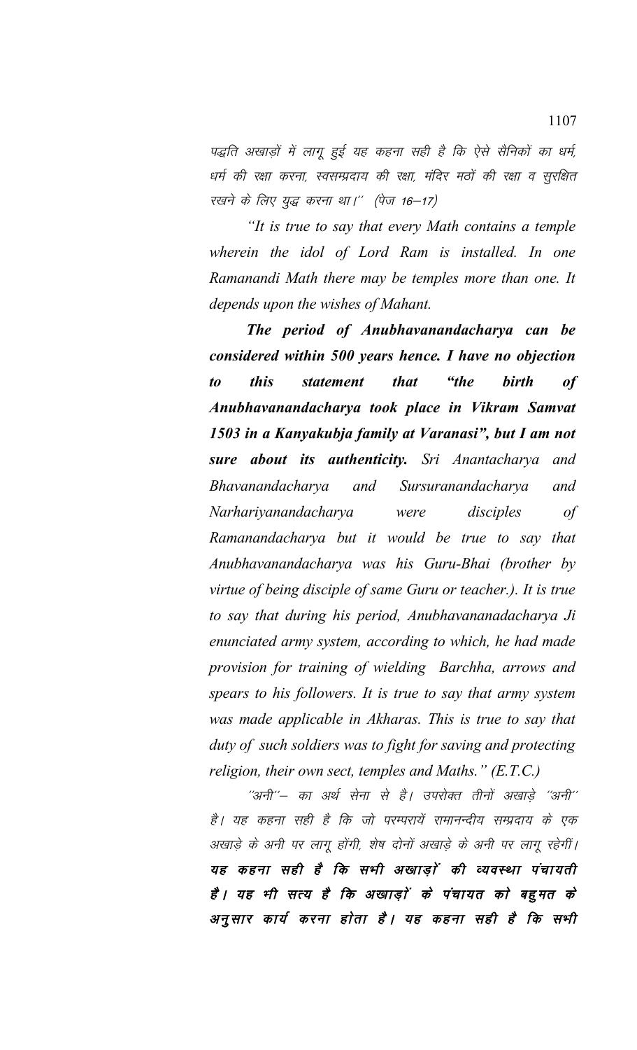पद्धति अखाड़ों में लागू हुई यह कहना सही है कि ऐसे सैनिकों का धर्म, धर्म की रक्षा करना, स्वसम्प्रदाय की रक्षा, मंदिर मठों की रक्षा व सुरक्षित रखने के लिए युद्ध करना था।'' (पेज 16—17)

*"It is true to say that every Math contains a temple wherein the idol of Lord Ram is installed. In one Ramanandi Math there may be temples more than one. It depends upon the wishes of Mahant.*

***The period of Anubhavanandacharya can be considered within 500 years hence. I have no objection to this statement that "the birth of Anubhavanandacharya took place in Vikram Samvat 1503 in a Kanyakubja family at Varanasi", but I am not sure about its authenticity.*** *Sri Anantacharya and Bhavanandacharya and Sursuranandacharya and Narhariyanandacharya were disciples of Ramanandacharya but it would be true to say that Anubhavanandacharya was his Guru-Bhai (brother by virtue of being disciple of same Guru or teacher.). It is true to say that during his period, Anubhavananadacharya Ji enunciated army system, according to which, he had made provision for training of wielding Barchha, arrows and spears to his followers. It is true to say that army system was made applicable in Akharas. This is true to say that duty of such soldiers was to fight for saving and protecting religion, their own sect, temples and Maths." (E.T.C.)*

''अनी''— का अर्थ सेना से है। उपरोक्त तीनों अखाड़े ''अनी'' है। यह कहना सही है कि जो परम्परायें रामानन्दीय सम्प्रदाय के एक अखाड़े के अनी पर लागू होंगी, शेष दोनों अखाड़े के अनी पर लागू रहेगीं। **यह कहना सही है कि सभी अखाड़ों की व्यवस्था पंचायती है। यह भी सत्य है कि अखाड़ों के पंचायत को बहुमत के अनुसार कार्य करना होता है। यह कहना सही है कि सभी**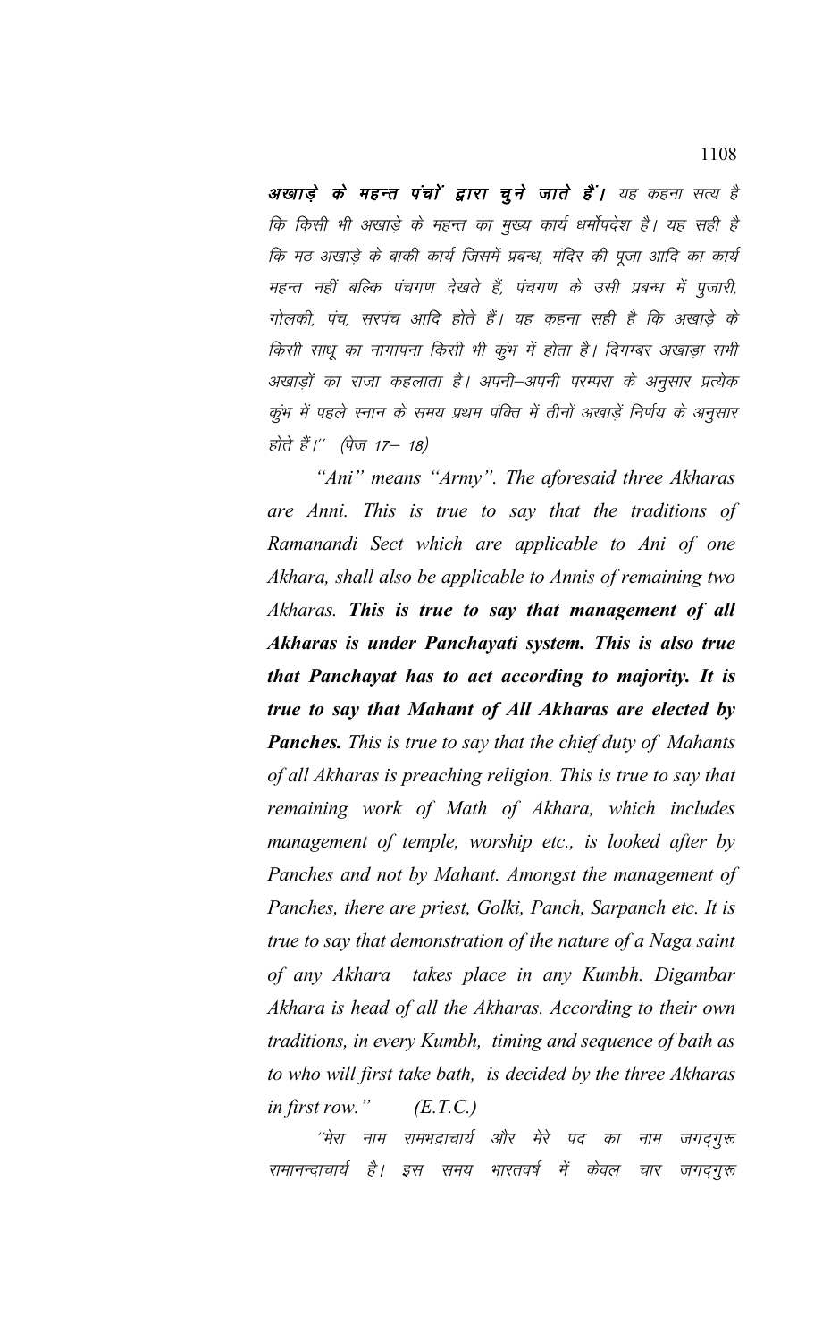***अखाड़े के महन्त पंचों द्वारा चुने जाते हैं।*** *यह कहना सत्य है कि किसी भी अखाड़े के महन्त का मुख्य कार्य धर्मोपदेश है। यह सही है कि मठ अखाड़े के बाकी कार्य जिसमें प्रबन्ध, मंदिर की पूजा आदि का कार्य महन्त नहीं बल्कि पंचगण देखते हैं, पंचगण के उसी प्रबन्ध में पुजारी, गोलकी, पंच, सरपंच आदि होते हैं। यह कहना सही है कि अखाड़े के किसी साधू का नागापना किसी भी कुंभ में होता है। दिगम्बर अखाड़ा सभी अखाड़ों का राजा कहलाता है। अपनी–अपनी परम्परा के अनुसार प्रत्येक कुंभ में पहले स्नान के समय प्रथम पंक्ति में तीनों अखाड़ें निर्णय के अनुसार होते हैं।'' (पेज 17– 18)*

*"Ani" means "Army". The aforesaid three Akharas are Anni. This is true to say that the traditions of Ramanandi Sect which are applicable to Ani of one Akhara, shall also be applicable to Annis of remaining two Akharas.* ***This is true to say that management of all Akharas is under Panchayati system. This is also true that Panchayat has to act according to majority. It is true to say that Mahant of All Akharas are elected by Panches.*** *This is true to say that the chief duty of Mahants of all Akharas is preaching religion. This is true to say that remaining work of Math of Akhara, which includes management of temple, worship etc., is looked after by Panches and not by Mahant. Amongst the management of Panches, there are priest, Golki, Panch, Sarpanch etc. It is true to say that demonstration of the nature of a Naga saint of any Akhara takes place in any Kumbh. Digambar Akhara is head of all the Akharas. According to their own traditions, in every Kumbh, timing and sequence of bath as to who will first take bath, is decided by the three Akharas in first row."* (E.T.C.)

*''मेरा नाम रामभद्राचार्य और मेरे पद का नाम जगद्गुरू रामानन्दाचार्य है। इस समय भारतवर्ष में केवल चार जगद्गुरू*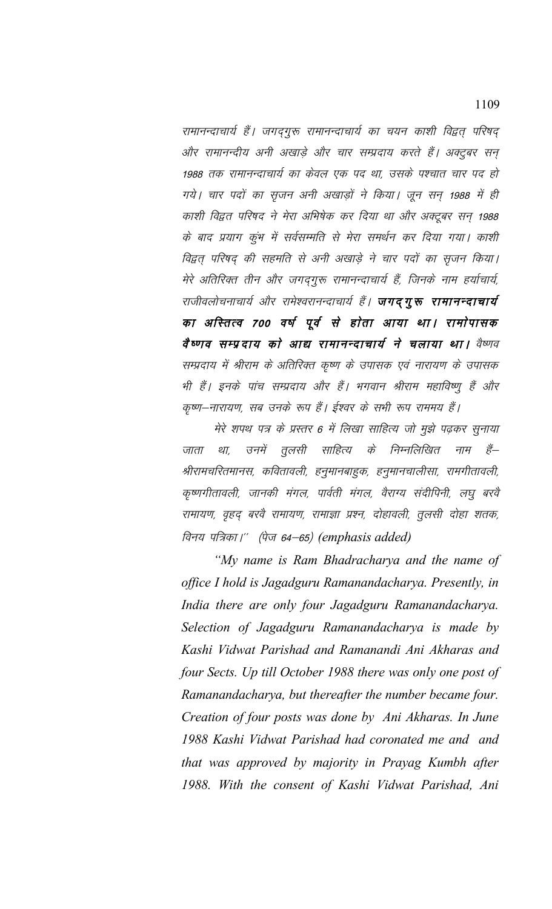*रामानन्दाचार्य हैं। जगद्गुरू रामानन्दाचार्य का चयन काशी विद्वत् परिषद् और रामानन्दीय अनी अखाड़े और चार सम्प्रदाय करते हैं। अक्टुबर सन् 1988 तक रामानन्दाचार्य का केवल एक पद था, उसके पश्चात चार पद हो गये। चार पदों का सृजन अनी अखाड़ों ने किया। जून सन् 1988 में ही काशी विद्वत परिषद ने मेरा अभिषेक कर दिया था और अक्टूबर सन् 1988 के बाद प्रयाग कुंभ में सर्वसम्मति से मेरा समर्थन कर दिया गया। काशी विद्वत् परिषद् की सहमति से अनी अखाड़े ने चार पदों का सृजन किया। मेरे अतिरिक्त तीन और जगद्गुरू रामानन्दाचार्य हैं, जिनके नाम हर्याचार्य, राजीवलोचनाचार्य और रामेश्वरानन्दाचार्य हैं।* ***जगद्गुरू रामानन्दाचार्य का अस्तित्व 700 वर्ष पूर्व से होता आया था। रामोपासक वैष्णव सम्प्रदाय को आद्य रामानन्दाचार्य ने चलाया था।*** *वैष्णव सम्प्रदाय में श्रीराम के अतिरिक्त कृष्ण के उपासक एवं नारायण के उपासक भी हैं। इनके पांच सम्प्रदाय और हैं। भगवान श्रीराम महाविष्णु हैं और कृष्ण–नारायण, सब उनके रूप हैं। ईश्वर के सभी रूप राममय हैं।*

*मेरे शपथ पत्र के प्रस्तर 6 में लिखा साहित्य जो मुझे पढ़कर सुनाया जाता था, उनमें तुलसी साहित्य के निम्नलिखित नाम हैं– श्रीरामचरितमानस, कवितावली, हनुमानबाहुक, हनुमानचालीसा, रामगीतावली, कृष्णगीतावली, जानकी मंगल, पार्वती मंगल, वैराग्य संदीपिनी, लघु बरवै रामायण, वृहद् बरवै रामायण, रामाज्ञा प्रश्न, दोहावली, तुलसी दोहा शतक, विनय पत्रिका।" (पेज 64–65) (emphasis added)*

*"My name is Ram Bhadracharya and the name of office I hold is Jagadguru Ramanandacharya. Presently, in India there are only four Jagadguru Ramanandacharya. Selection of Jagadguru Ramanandacharya is made by Kashi Vidwat Parishad and Ramanandi Ani Akharas and four Sects. Up till October 1988 there was only one post of Ramanandacharya, but thereafter the number became four. Creation of four posts was done by Ani Akharas. In June 1988 Kashi Vidwat Parishad had coronated me and and that was approved by majority in Prayag Kumbh after 1988. With the consent of Kashi Vidwat Parishad, Ani*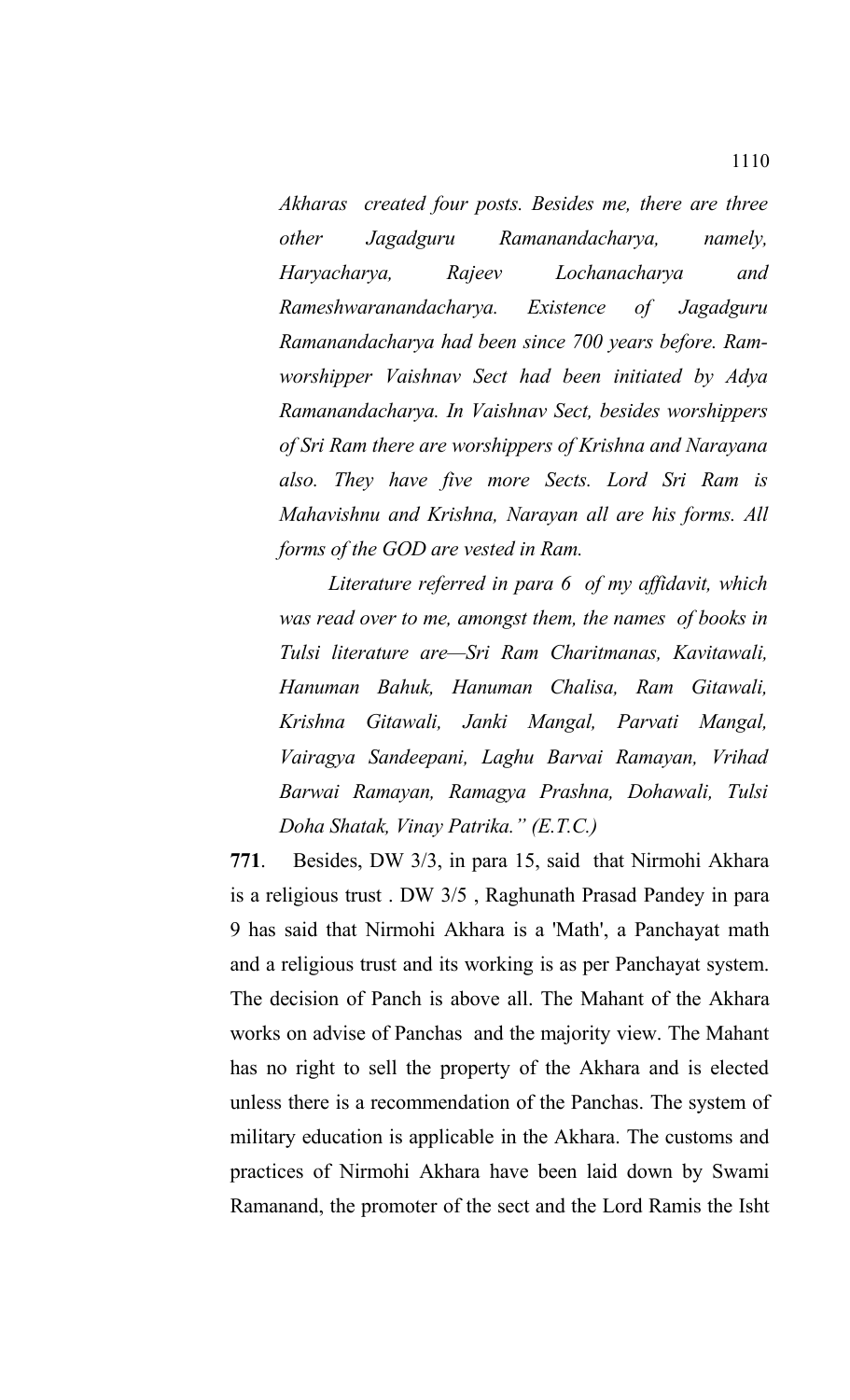*Akharas created four posts. Besides me, there are three other Jagadguru Ramanandacharya, namely, Haryacharya, Rajeev Lochanacharya and Rameshwaranandacharya. Existence of Jagadguru Ramanandacharya had been since 700 years before. Ram-worshipper Vaishnav Sect had been initiated by Adya Ramanandacharya. In Vaishnav Sect, besides worshippers of Sri Ram there are worshippers of Krishna and Narayana also. They have five more Sects. Lord Sri Ram is Mahavishnu and Krishna, Narayan all are his forms. All forms of the GOD are vested in Ram.*

*Literature referred in para 6 of my affidavit, which was read over to me, amongst them, the names of books in Tulsi literature are—Sri Ram Charitmanas, Kavitawali, Hanuman Bahuk, Hanuman Chalisa, Ram Gitawali, Krishna Gitawali, Janki Mangal, Parvati Mangal, Vairagya Sandeepani, Laghu Barvai Ramayan, Vrihad Barwai Ramayan, Ramagya Prashna, Dohawali, Tulsi Doha Shatak, Vinay Patrika." (E.T.C.)*

**771**. Besides, DW 3/3, in para 15, said that Nirmohi Akhara is a religious trust . DW 3/5 , Raghunath Prasad Pandey in para 9 has said that Nirmohi Akhara is a 'Math', a Panchayat math and a religious trust and its working is as per Panchayat system. The decision of Panch is above all. The Mahant of the Akhara works on advise of Panchas and the majority view. The Mahant has no right to sell the property of the Akhara and is elected unless there is a recommendation of the Panchas. The system of military education is applicable in the Akhara. The customs and practices of Nirmohi Akhara have been laid down by Swami Ramanand, the promoter of the sect and the Lord Ramis the Isht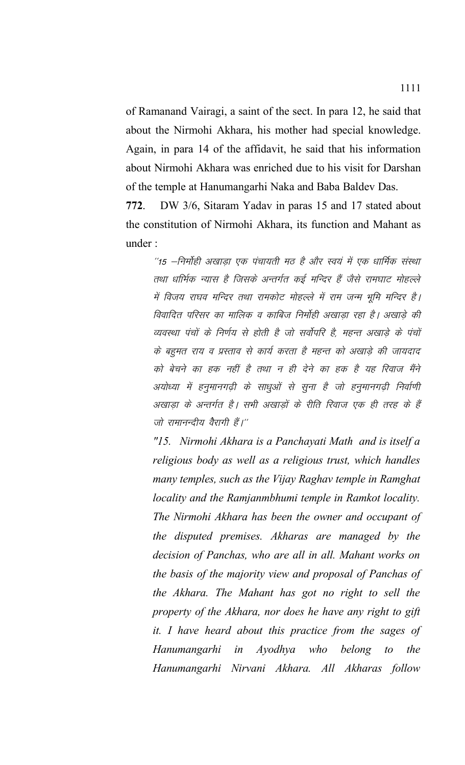of Ramanand Vairagi, a saint of the sect. In para 12, he said that about the Nirmohi Akhara, his mother had special knowledge. Again, in para 14 of the affidavit, he said that his information about Nirmohi Akhara was enriched due to his visit for Darshan of the temple at Hanumangarhi Naka and Baba Baldev Das.

**772**. DW 3/6, Sitaram Yadav in paras 15 and 17 stated about the constitution of Nirmohi Akhara, its function and Mahant as under :

> *"15 –निर्मोही अखाड़ा एक पंचायती मठ है और स्वयं में एक धार्मिक संस्था तथा धार्मिक न्यास है जिसके अन्तर्गत कई मन्दिर हैं जैसे रामघाट मोहल्ले में विजय राघव मन्दिर तथा रामकोट मोहल्ले में राम जन्म भूमि मन्दिर है। विवादित परिसर का मालिक व काबिज निर्मोही अखाड़ा रहा है। अखाड़े की व्यवस्था पंचों के निर्णय से होती है जो सर्वोपरि है, महन्त अखाड़े के पंचों के बहुमत राय व प्रस्ताव से कार्य करता है महन्त को अखाड़े की जायदाद को बेचने का हक नहीं है तथा न ही देने का हक है यह रिवाज मैंने अयोध्या में हनुमानगढ़ी के साधुओं से सुना है जो हनुमानगढ़ी निर्वाणी अखाड़ा के अन्तर्गत है। सभी अखाड़ों के रीति रिवाज एक ही तरह के हैं जो रामानन्दीय वैरागी हैं।"*
>
> *"15. Nirmohi Akhara is a Panchayati Math and is itself a religious body as well as a religious trust, which handles many temples, such as the Vijay Raghav temple in Ramghat locality and the Ramjanmbhumi temple in Ramkot locality. The Nirmohi Akhara has been the owner and occupant of the disputed premises. Akharas are managed by the decision of Panchas, who are all in all. Mahant works on the basis of the majority view and proposal of Panchas of the Akhara. The Mahant has got no right to sell the property of the Akhara, nor does he have any right to gift it. I have heard about this practice from the sages of Hanumangarhi in Ayodhya who belong to the Hanumangarhi Nirvani Akhara. All Akharas follow*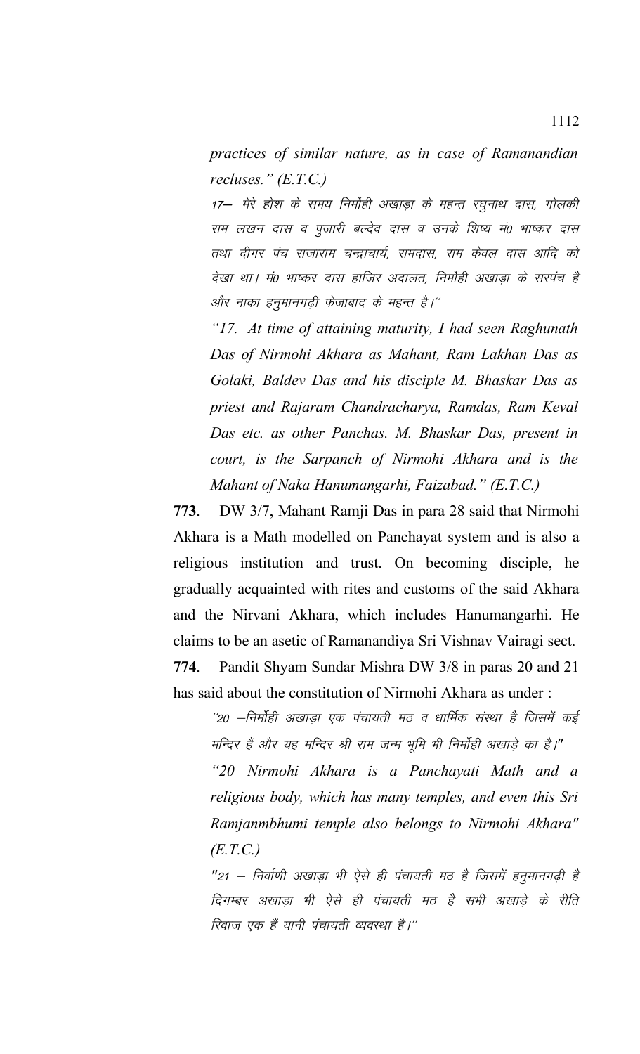*practices of similar nature, as in case of Ramanandian recluses." (E.T.C.)*

*17— मेरे होश के समय निर्मोही अखाड़ा के महन्त रघुनाथ दास, गोलकी राम लखन दास व पुजारी बल्देव दास व उनके शिष्य मं0 भाष्कर दास तथा दीगर पंच राजाराम चन्द्राचार्य, रामदास, राम केवल दास आदि को देखा था। मं0 भाष्कर दास हाजिर अदालत, निर्मोही अखाड़ा के सरपंच है और नाका हनुमानगढ़ी फेजाबाद के महन्त है।"*

*"17. At time of attaining maturity, I had seen Raghunath Das of Nirmohi Akhara as Mahant, Ram Lakhan Das as Golaki, Baldev Das and his disciple M. Bhaskar Das as priest and Rajaram Chandracharya, Ramdas, Ram Keval Das etc. as other Panchas. M. Bhaskar Das, present in court, is the Sarpanch of Nirmohi Akhara and is the Mahant of Naka Hanumangarhi, Faizabad." (E.T.C.)*

**773**. DW 3/7, Mahant Ramji Das in para 28 said that Nirmohi Akhara is a Math modelled on Panchayat system and is also a religious institution and trust. On becoming disciple, he gradually acquainted with rites and customs of the said Akhara and the Nirvani Akhara, which includes Hanumangarhi. He claims to be an asetic of Ramanandiya Sri Vishnav Vairagi sect.

**774**. Pandit Shyam Sundar Mishra DW 3/8 in paras 20 and 21 has said about the constitution of Nirmohi Akhara as under :

*"20 –निर्मोही अखाड़ा एक पंचायती मठ व धार्मिक संस्था है जिसमें कई मन्दिर हैं और यह मन्दिर श्री राम जन्म भूमि भी निर्मोही अखाड़े का है।"*

*"20 Nirmohi Akhara is a Panchayati Math and a religious body, which has many temples, and even this Sri Ramjanmbhumi temple also belongs to Nirmohi Akhara" (E.T.C.)*

*"21 – निर्वाणी अखाड़ा भी ऐसे ही पंचायती मठ है जिसमें हनुमानगढ़ी है दिगम्बर अखाड़ा भी ऐसे ही पंचायती मठ है सभी अखाड़े के रीति रिवाज एक हैं यानी पंचायती व्यवस्था है।"*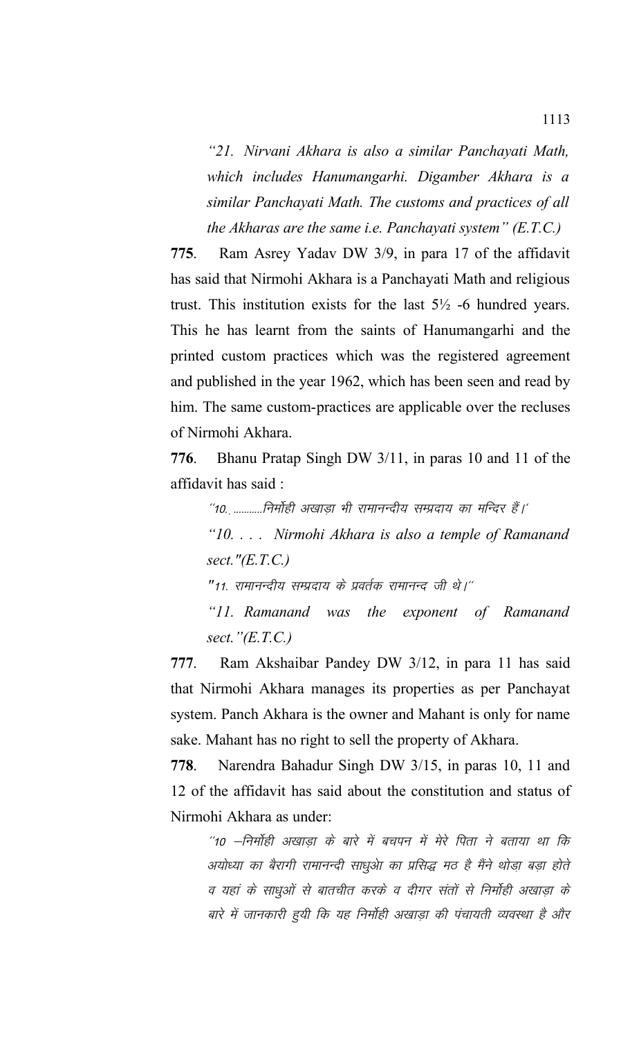*"21. Nirvani Akhara is also a similar Panchayati Math, which includes Hanumangarhi. Digamber Akhara is a similar Panchayati Math. The customs and practices of all the Akharas are the same i.e. Panchayati system" (E.T.C.)*

**775**. Ram Asrey Yadav DW 3/9, in para 17 of the affidavit has said that Nirmohi Akhara is a Panchayati Math and religious trust. This institution exists for the last 5½ -6 hundred years. This he has learnt from the saints of Hanumangarhi and the printed custom practices which was the registered agreement and published in the year 1962, which has been seen and read by him. The same custom-practices are applicable over the recluses of Nirmohi Akhara.

**776**. Bhanu Pratap Singh DW 3/11, in paras 10 and 11 of the affidavit has said :

*´´10. ..........निर्मोही अखाड़ा भी रामानन्दीय सम्प्रदाय का मन्दिर हैं।´*

*"10. . . . Nirmohi Akhara is also a temple of Ramanand sect."(E.T.C.)*

*"11. रामानन्दीय सम्प्रदाय के प्रवर्तक रामानन्द जी थे।´´*

*"11. Ramanand was the exponent of Ramanand sect."(E.T.C.)*

**777**. Ram Akshaibar Pandey DW 3/12, in para 11 has said that Nirmohi Akhara manages its properties as per Panchayat system. Panch Akhara is the owner and Mahant is only for name sake. Mahant has no right to sell the property of Akhara.

**778**. Narendra Bahadur Singh DW 3/15, in paras 10, 11 and 12 of the affidavit has said about the constitution and status of Nirmohi Akhara as under:

*´´10 –निर्मोही अखाड़ा के बारे में बचपन में मेरे पिता ने बताया था कि अयोध्या का बैरागी रामानन्दी साधुओ का प्रसिद्ध मठ है मैंने थोड़ा बड़ा होते व यहां के साधुओं से बातचीत करके व दीगर संतों से निर्मोही अखाड़ा के बारे में जानकारी हुयी कि यह निर्मोही अखाड़ा की पंचायती व्यवस्था है और*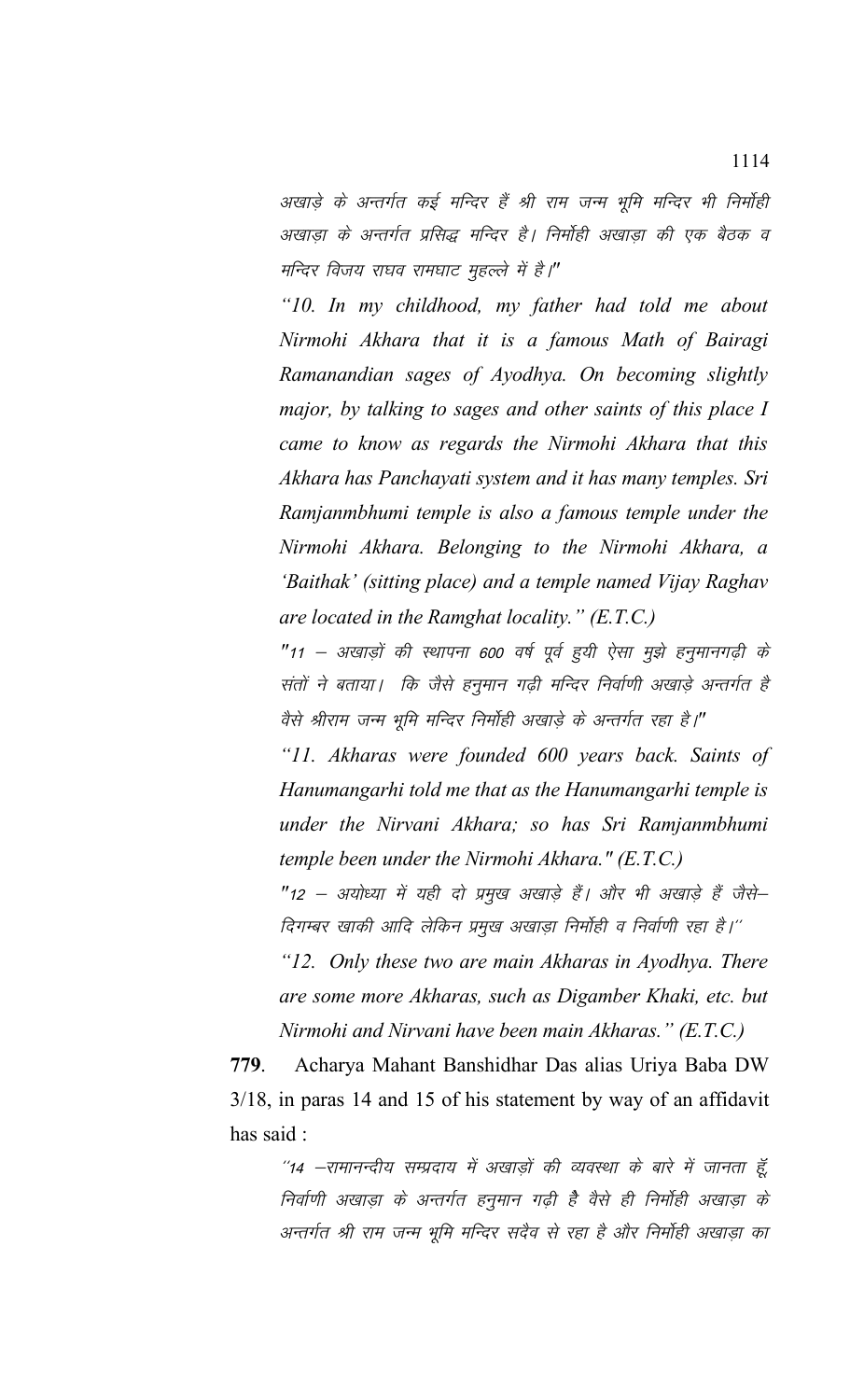*अखाड़े के अन्तर्गत कई मन्दिर हैं श्री राम जन्म भूमि मन्दिर भी निर्मोही अखाड़ा के अन्तर्गत प्रसिद्ध मन्दिर है। निर्मोही अखाड़ा की एक बैठक व मन्दिर विजय राघव रामघाट मुहल्ले में है।"*

*"10. In my childhood, my father had told me about Nirmohi Akhara that it is a famous Math of Bairagi Ramanandian sages of Ayodhya. On becoming slightly major, by talking to sages and other saints of this place I came to know as regards the Nirmohi Akhara that this Akhara has Panchayati system and it has many temples. Sri Ramjanmbhumi temple is also a famous temple under the Nirmohi Akhara. Belonging to the Nirmohi Akhara, a 'Baithak' (sitting place) and a temple named Vijay Raghav are located in the Ramghat locality." (E.T.C.)*

*"11 – अखाड़ों की स्थापना 600 वर्ष पूर्व हुयी ऐसा मुझे हनुमानगढ़ी के संतों ने बताया। कि जैसे हनुमान गढ़ी मन्दिर निर्वाणी अखाड़े अन्तर्गत है वैसे श्रीराम जन्म भूमि मन्दिर निर्मोही अखाड़े के अन्तर्गत रहा है।"*

*"11. Akharas were founded 600 years back. Saints of Hanumangarhi told me that as the Hanumangarhi temple is under the Nirvani Akhara; so has Sri Ramjanmbhumi temple been under the Nirmohi Akhara." (E.T.C.)*

*"12 – अयोध्या में यही दो प्रमुख अखाड़े हैं। और भी अखाड़े हैं जैसे– दिगम्बर खाकी आदि लेकिन प्रमुख अखाड़ा निर्मोही व निर्वाणी रहा है।"*

*"12. Only these two are main Akharas in Ayodhya. There are some more Akharas, such as Digamber Khaki, etc. but Nirmohi and Nirvani have been main Akharas." (E.T.C.)*

**779**. Acharya Mahant Banshidhar Das alias Uriya Baba DW 3/18, in paras 14 and 15 of his statement by way of an affidavit has said :

*"14 –रामानन्दीय सम्प्रदाय में अखाड़ों की व्यवस्था के बारे में जानता हूँ, निर्वाणी अखाड़ा के अन्तर्गत हनुमान गढ़ी है वैसे ही निर्मोही अखाड़ा के अन्तर्गत श्री राम जन्म भूमि मन्दिर सदैव से रहा है और निर्मोही अखाड़ा का*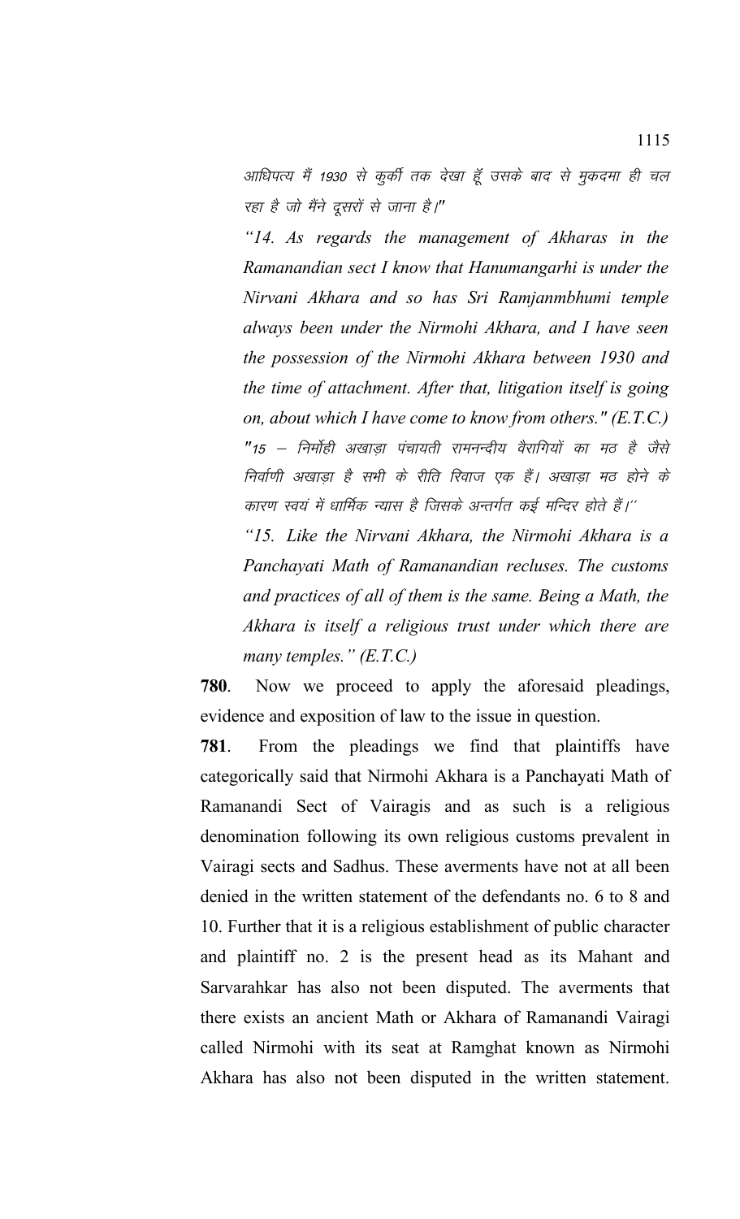आधिपत्य में 1930 से कुर्की तक देखा हूँ उसके बाद से मुकदमा ही चल रहा है जो मैंने दूसरों से जाना है।"

*"14. As regards the management of Akharas in the Ramanandian sect I know that Hanumangarhi is under the Nirvani Akhara and so has Sri Ramjanmbhumi temple always been under the Nirmohi Akhara, and I have seen the possession of the Nirmohi Akhara between 1930 and the time of attachment. After that, litigation itself is going on, about which I have come to know from others." (E.T.C.)*

"15 – निर्मोही अखाड़ा पंचायती रामनन्दीय वैरागियों का मठ है जैसे निर्वाणी अखाड़ा है सभी के रीति रिवाज एक हैं। अखाड़ा मठ होने के कारण स्वयं में धार्मिक न्यास है जिसके अन्तर्गत कई मन्दिर होते हैं।"

*"15. Like the Nirvani Akhara, the Nirmohi Akhara is a Panchayati Math of Ramanandian recluses. The customs and practices of all of them is the same. Being a Math, the Akhara is itself a religious trust under which there are many temples." (E.T.C.)*

**780**. Now we proceed to apply the aforesaid pleadings, evidence and exposition of law to the issue in question.

**781**. From the pleadings we find that plaintiffs have categorically said that Nirmohi Akhara is a Panchayati Math of Ramanandi Sect of Vairagis and as such is a religious denomination following its own religious customs prevalent in Vairagi sects and Sadhus. These averments have not at all been denied in the written statement of the defendants no. 6 to 8 and 10. Further that it is a religious establishment of public character and plaintiff no. 2 is the present head as its Mahant and Sarvarahkar has also not been disputed. The averments that there exists an ancient Math or Akhara of Ramanandi Vairagi called Nirmohi with its seat at Ramghat known as Nirmohi Akhara has also not been disputed in the written statement.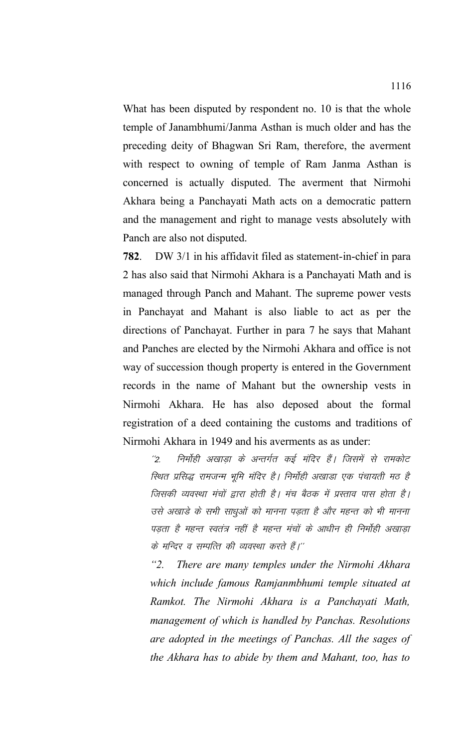What has been disputed by respondent no. 10 is that the whole temple of Janambhumi/Janma Asthan is much older and has the preceding deity of Bhagwan Sri Ram, therefore, the averment with respect to owning of temple of Ram Janma Asthan is concerned is actually disputed. The averment that Nirmohi Akhara being a Panchayati Math acts on a democratic pattern and the management and right to manage vests absolutely with Panch are also not disputed.

**782**. DW 3/1 in his affidavit filed as statement-in-chief in para 2 has also said that Nirmohi Akhara is a Panchayati Math and is managed through Panch and Mahant. The supreme power vests in Panchayat and Mahant is also liable to act as per the directions of Panchayat. Further in para 7 he says that Mahant and Panches are elected by the Nirmohi Akhara and office is not way of succession though property is entered in the Government records in the name of Mahant but the ownership vests in Nirmohi Akhara. He has also deposed about the formal registration of a deed containing the customs and traditions of Nirmohi Akhara in 1949 and his averments as as under:

> *"2. निर्मोही अखाड़ा के अन्तर्गत कई मंदिर हैं। जिसमें से रामकोट स्थित प्रसिद्ध रामजन्म भूमि मंदिर है। निर्मोही अखाड़ा एक पंचायती मठ है जिसकी व्यवस्था मंचों द्वारा होती है। मंच बैठक में प्रस्ताव पास होता है। उसे अखाड़े के सभी साधुओं को मानना पड़ता है और महन्त को भी मानना पड़ता है महन्त स्वतंत्र नहीं है महन्त मंचों के आधीन ही निर्मोही अखाड़ा के मन्दिर व सम्पत्ति की व्यवस्था करते हैं।"*
>
> *"2. There are many temples under the Nirmohi Akhara which include famous Ramjanmbhumi temple situated at Ramkot. The Nirmohi Akhara is a Panchayati Math, management of which is handled by Panchas. Resolutions are adopted in the meetings of Panchas. All the sages of the Akhara has to abide by them and Mahant, too, has to*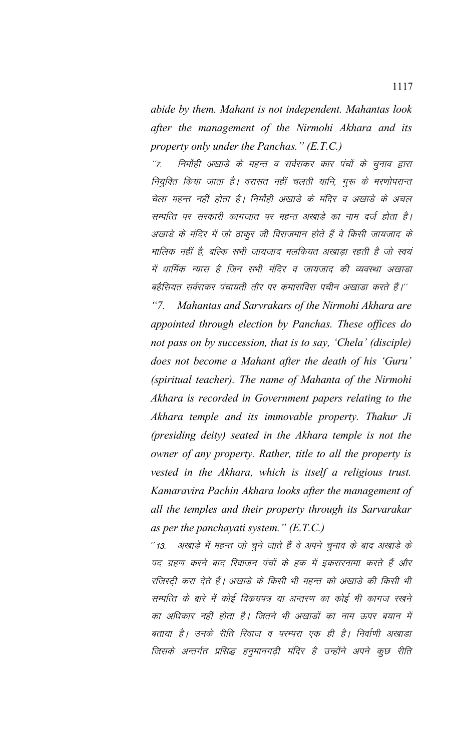*abide by them. Mahant is not independent. Mahantas look after the management of the Nirmohi Akhara and its property only under the Panchas." (E.T.C.)*

*"7. निर्मोही अखाड़े के महन्त व सर्वराकर कार पंचों के चुनाव द्वारा नियुक्ति किया जाता है। वरासत नहीं चलती यानि, गुरू के मरणोपरान्त चेला महन्त नहीं होता है। निर्मोही अखाड़े के मंदिर व अखाड़े के अचल सम्पत्ति पर सरकारी कागजात पर महन्त अखाड़े का नाम दर्ज होता है। अखाड़े के मंदिर में जो ठाकुर जी विराजमान होते हैं वे किसी जायजाद के मालिक नहीं है, बल्कि सभी जायजाद मलकियत अखाड़ा रहती है जो स्वयं में धार्मिक न्यास है जिन सभी मंदिर व जायजाद की व्यवस्था अखाड़ा बहैसियत सर्वराकर पंचायती तौर पर कमाराविरा पचीन अखाड़ा करते हैं।"*

*"7. Mahantas and Sarvrakars of the Nirmohi Akhara are appointed through election by Panchas. These offices do not pass on by succession, that is to say, 'Chela' (disciple) does not become a Mahant after the death of his 'Guru' (spiritual teacher). The name of Mahanta of the Nirmohi Akhara is recorded in Government papers relating to the Akhara temple and its immovable property. Thakur Ji (presiding deity) seated in the Akhara temple is not the owner of any property. Rather, title to all the property is vested in the Akhara, which is itself a religious trust. Kamaravira Pachin Akhara looks after the management of all the temples and their property through its Sarvarakar as per the panchayati system." (E.T.C.)*

*"13. अखाड़े में महन्त जो चुने जाते हैं वे अपने चुनाव के बाद अखाड़े के पद ग्रहण करने बाद रिवाजन पंचों के हक में इकरारनामा करते हैं और रजिस्ट्री करा देते हैं। अखाड़े के किसी भी महन्त को अखाड़े की किसी भी सम्पत्ति के बारे में कोई विक्रयपत्र या अन्तरण का कोई भी कागज रखने का अधिकार नहीं होता है। जितने भी अखाड़ों का नाम ऊपर बयान में बताया है। उनके रीति रिवाज व परम्परा एक ही है। निर्वाणी अखाड़ा जिसके अन्तर्गत प्रसिद्ध हनुमानगढ़ी मंदिर है उन्होंने अपने कुछ रीति*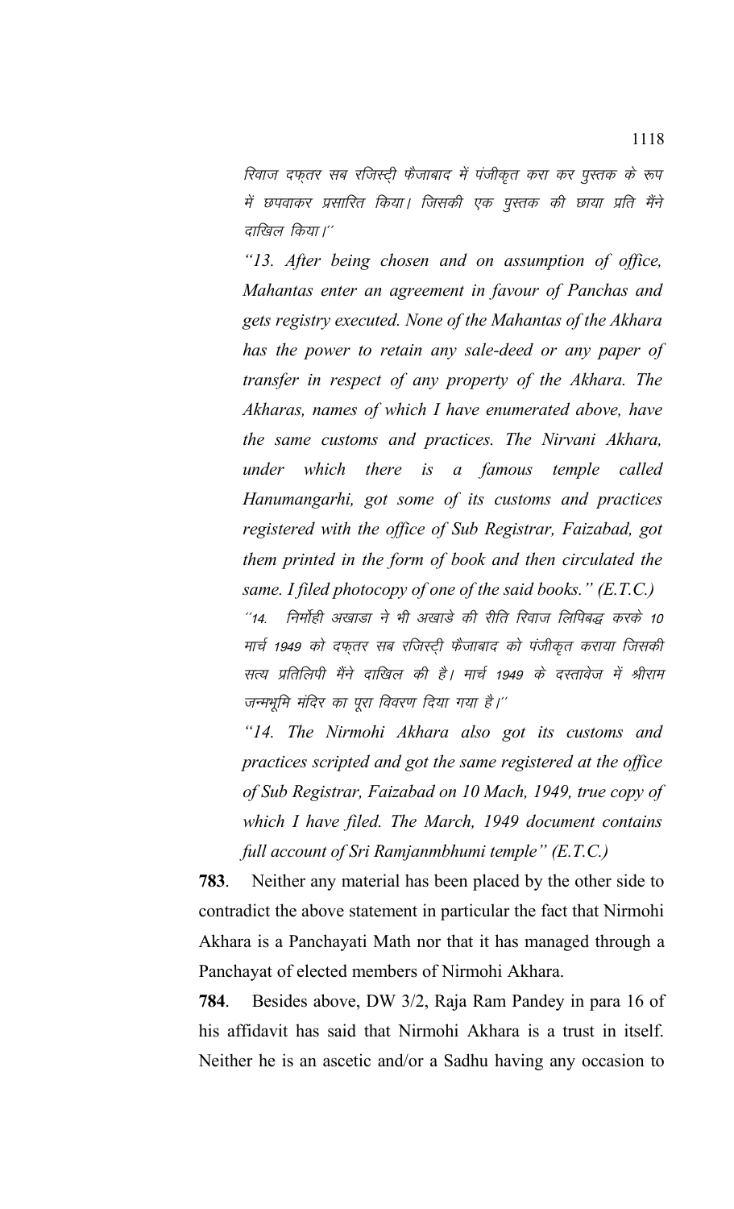रिवाज दफ्तर सब रजिस्ट्री फैजाबाद में पंजीकृत करा कर पुस्तक के रूप में छपवाकर प्रसारित किया। जिसकी एक पुस्तक की छाया प्रति मैंने दाखिल किया।''

*"13. After being chosen and on assumption of office, Mahantas enter an agreement in favour of Panchas and gets registry executed. None of the Mahantas of the Akhara has the power to retain any sale-deed or any paper of transfer in respect of any property of the Akhara. The Akharas, names of which I have enumerated above, have the same customs and practices. The Nirvani Akhara, under which there is a famous temple called Hanumangarhi, got some of its customs and practices registered with the office of Sub Registrar, Faizabad, got them printed in the form of book and then circulated the same. I filed photocopy of one of the said books." (E.T.C.)*

''14. निर्मोही अखाडा ने भी अखाडे की रीति रिवाज लिपिबद्ध करके 10 मार्च 1949 को दफ्तर सब रजिस्ट्री फैजाबाद को पंजीकृत कराया जिसकी सत्य प्रतिलिपी मैंने दाखिल की है। मार्च 1949 के दस्तावेज में श्रीराम जन्मभूमि मंदिर का पूरा विवरण दिया गया है।''

*"14. The Nirmohi Akhara also got its customs and practices scripted and got the same registered at the office of Sub Registrar, Faizabad on 10 Mach, 1949, true copy of which I have filed. The March, 1949 document contains full account of Sri Ramjanmbhumi temple" (E.T.C.)*

**783**. Neither any material has been placed by the other side to contradict the above statement in particular the fact that Nirmohi Akhara is a Panchayati Math nor that it has managed through a Panchayat of elected members of Nirmohi Akhara.

**784**. Besides above, DW 3/2, Raja Ram Pandey in para 16 of his affidavit has said that Nirmohi Akhara is a trust in itself. Neither he is an ascetic and/or a Sadhu having any occasion to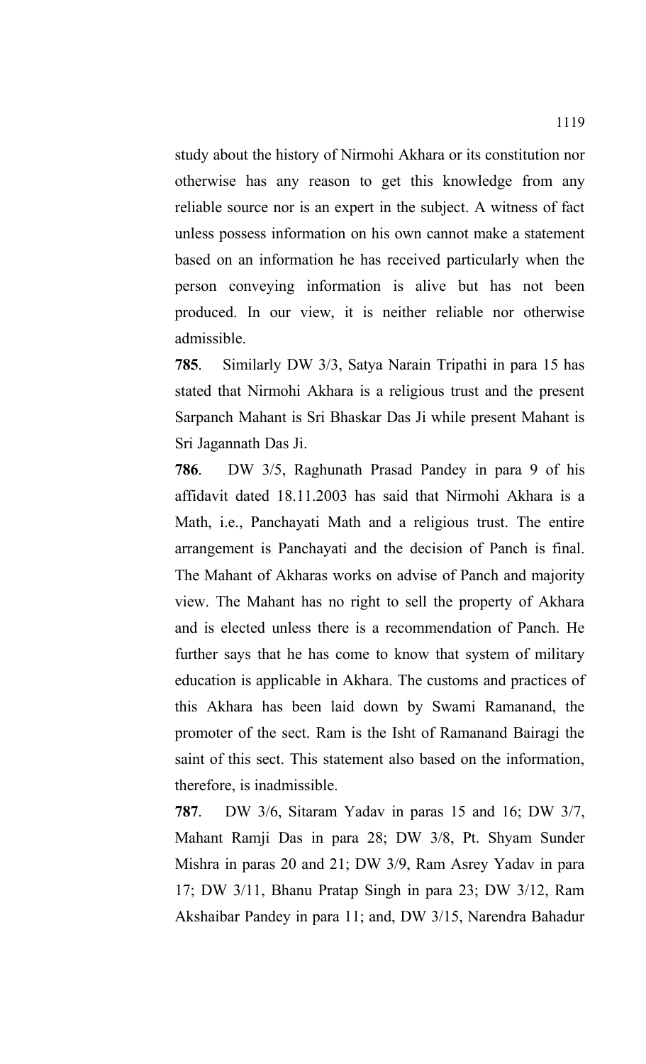study about the history of Nirmohi Akhara or its constitution nor otherwise has any reason to get this knowledge from any reliable source nor is an expert in the subject. A witness of fact unless possess information on his own cannot make a statement based on an information he has received particularly when the person conveying information is alive but has not been produced. In our view, it is neither reliable nor otherwise admissible.

**785**. Similarly DW 3/3, Satya Narain Tripathi in para 15 has stated that Nirmohi Akhara is a religious trust and the present Sarpanch Mahant is Sri Bhaskar Das Ji while present Mahant is Sri Jagannath Das Ji.

**786**. DW 3/5, Raghunath Prasad Pandey in para 9 of his affidavit dated 18.11.2003 has said that Nirmohi Akhara is a Math, i.e., Panchayati Math and a religious trust. The entire arrangement is Panchayati and the decision of Panch is final. The Mahant of Akharas works on advise of Panch and majority view. The Mahant has no right to sell the property of Akhara and is elected unless there is a recommendation of Panch. He further says that he has come to know that system of military education is applicable in Akhara. The customs and practices of this Akhara has been laid down by Swami Ramanand, the promoter of the sect. Ram is the Isht of Ramanand Bairagi the saint of this sect. This statement also based on the information, therefore, is inadmissible.

**787**. DW 3/6, Sitaram Yadav in paras 15 and 16; DW 3/7, Mahant Ramji Das in para 28; DW 3/8, Pt. Shyam Sunder Mishra in paras 20 and 21; DW 3/9, Ram Asrey Yadav in para 17; DW 3/11, Bhanu Pratap Singh in para 23; DW 3/12, Ram Akshaibar Pandey in para 11; and, DW 3/15, Narendra Bahadur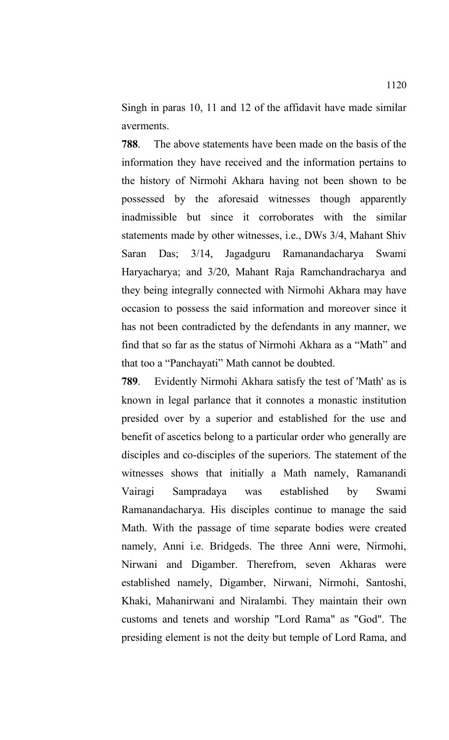Singh in paras 10, 11 and 12 of the affidavit have made similar averments.

**788**. The above statements have been made on the basis of the information they have received and the information pertains to the history of Nirmohi Akhara having not been shown to be possessed by the aforesaid witnesses though apparently inadmissible but since it corroborates with the similar statements made by other witnesses, i.e., DWs 3/4, Mahant Shiv Saran Das; 3/14, Jagadguru Ramanandacharya Swami Haryacharya; and 3/20, Mahant Raja Ramchandracharya and they being integrally connected with Nirmohi Akhara may have occasion to possess the said information and moreover since it has not been contradicted by the defendants in any manner, we find that so far as the status of Nirmohi Akhara as a "Math" and that too a "Panchayati" Math cannot be doubted.

**789**. Evidently Nirmohi Akhara satisfy the test of 'Math' as is known in legal parlance that it connotes a monastic institution presided over by a superior and established for the use and benefit of ascetics belong to a particular order who generally are disciples and co-disciples of the superiors. The statement of the witnesses shows that initially a Math namely, Ramanandi Vairagi Sampradaya was established by Swami Ramanandacharya. His disciples continue to manage the said Math. With the passage of time separate bodies were created namely, Anni i.e. Bridgeds. The three Anni were, Nirmohi, Nirwani and Digamber. Therefrom, seven Akharas were established namely, Digamber, Nirwani, Nirmohi, Santoshi, Khaki, Mahanirwani and Niralambi. They maintain their own customs and tenets and worship "Lord Rama" as "God". The presiding element is not the deity but temple of Lord Rama, and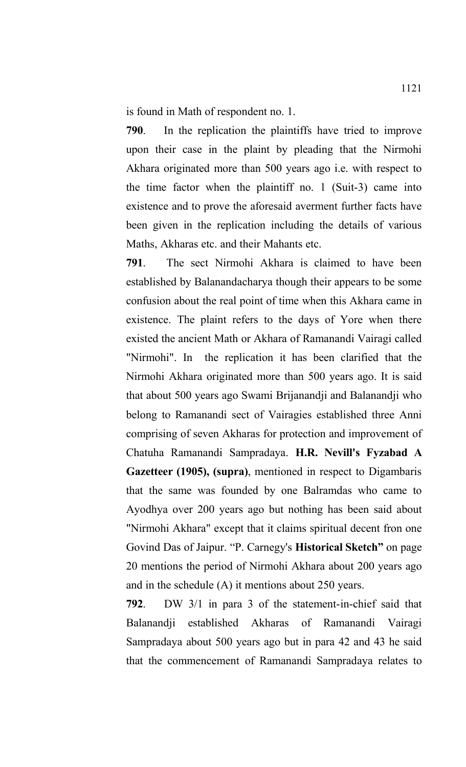is found in Math of respondent no. 1.

**790**. In the replication the plaintiffs have tried to improve upon their case in the plaint by pleading that the Nirmohi Akhara originated more than 500 years ago i.e. with respect to the time factor when the plaintiff no. 1 (Suit-3) came into existence and to prove the aforesaid averment further facts have been given in the replication including the details of various Maths, Akharas etc. and their Mahants etc.

**791**. The sect Nirmohi Akhara is claimed to have been established by Balanandacharya though their appears to be some confusion about the real point of time when this Akhara came in existence. The plaint refers to the days of Yore when there existed the ancient Math or Akhara of Ramanandi Vairagi called "Nirmohi". In the replication it has been clarified that the Nirmohi Akhara originated more than 500 years ago. It is said that about 500 years ago Swami Brijanandji and Balanandji who belong to Ramanandi sect of Vairagies established three Anni comprising of seven Akharas for protection and improvement of Chatuha Ramanandi Sampradaya. **H.R. Nevill's Fyzabad A Gazetteer (1905), (supra)**, mentioned in respect to Digambaris that the same was founded by one Balramdas who came to Ayodhya over 200 years ago but nothing has been said about "Nirmohi Akhara" except that it claims spiritual decent fron one Govind Das of Jaipur. "P. Carnegy's **Historical Sketch"** on page 20 mentions the period of Nirmohi Akhara about 200 years ago and in the schedule (A) it mentions about 250 years.

**792**. DW 3/1 in para 3 of the statement-in-chief said that Balanandji established Akharas of Ramanandi Vairagi Sampradaya about 500 years ago but in para 42 and 43 he said that the commencement of Ramanandi Sampradaya relates to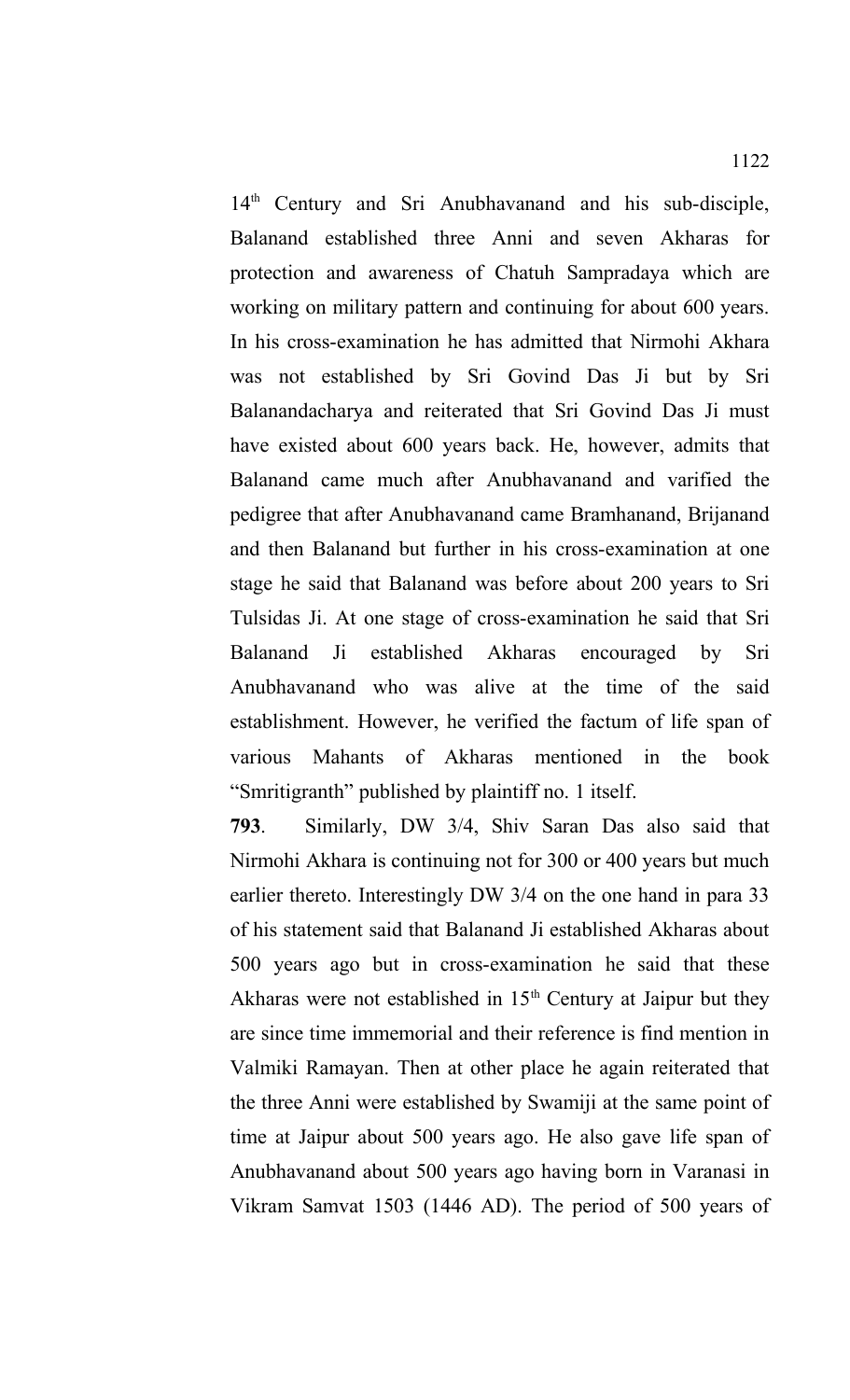14th Century and Sri Anubhavanand and his sub-disciple, Balanand established three Anni and seven Akharas for protection and awareness of Chatuh Sampradaya which are working on military pattern and continuing for about 600 years. In his cross-examination he has admitted that Nirmohi Akhara was not established by Sri Govind Das Ji but by Sri Balanandacharya and reiterated that Sri Govind Das Ji must have existed about 600 years back. He, however, admits that Balanand came much after Anubhavanand and varified the pedigree that after Anubhavanand came Bramhanand, Brijanand and then Balanand but further in his cross-examination at one stage he said that Balanand was before about 200 years to Sri Tulsidas Ji. At one stage of cross-examination he said that Sri Balanand Ji established Akharas encouraged by Sri Anubhavanand who was alive at the time of the said establishment. However, he verified the factum of life span of various Mahants of Akharas mentioned in the book "Smritigranth" published by plaintiff no. 1 itself.

**793**. Similarly, DW 3/4, Shiv Saran Das also said that Nirmohi Akhara is continuing not for 300 or 400 years but much earlier thereto. Interestingly DW 3/4 on the one hand in para 33 of his statement said that Balanand Ji established Akharas about 500 years ago but in cross-examination he said that these Akharas were not established in 15th Century at Jaipur but they are since time immemorial and their reference is find mention in Valmiki Ramayan. Then at other place he again reiterated that the three Anni were established by Swamiji at the same point of time at Jaipur about 500 years ago. He also gave life span of Anubhavanand about 500 years ago having born in Varanasi in Vikram Samvat 1503 (1446 AD). The period of 500 years of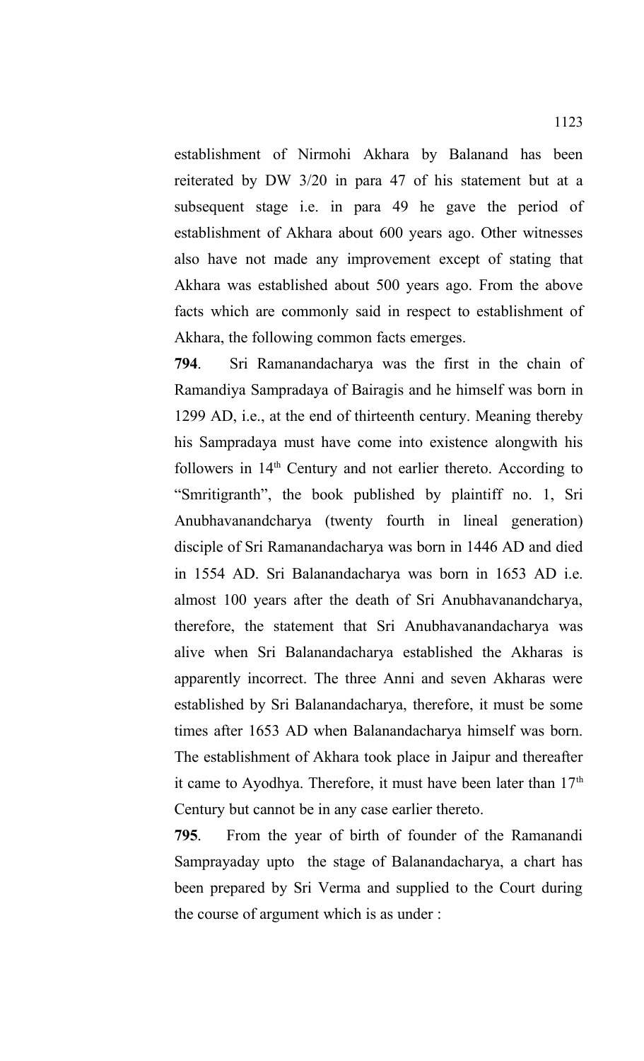establishment of Nirmohi Akhara by Balanand has been reiterated by DW 3/20 in para 47 of his statement but at a subsequent stage i.e. in para 49 he gave the period of establishment of Akhara about 600 years ago. Other witnesses also have not made any improvement except of stating that Akhara was established about 500 years ago. From the above facts which are commonly said in respect to establishment of Akhara, the following common facts emerges.

**794**. Sri Ramanandacharya was the first in the chain of Ramandiya Sampradaya of Bairagis and he himself was born in 1299 AD, i.e., at the end of thirteenth century. Meaning thereby his Sampradaya must have come into existence alongwith his followers in 14th Century and not earlier thereto. According to "Smritigranth", the book published by plaintiff no. 1, Sri Anubhavanandcharya (twenty fourth in lineal generation) disciple of Sri Ramanandacharya was born in 1446 AD and died in 1554 AD. Sri Balanandacharya was born in 1653 AD i.e. almost 100 years after the death of Sri Anubhavanandcharya, therefore, the statement that Sri Anubhavanandacharya was alive when Sri Balanandacharya established the Akharas is apparently incorrect. The three Anni and seven Akharas were established by Sri Balanandacharya, therefore, it must be some times after 1653 AD when Balanandacharya himself was born. The establishment of Akhara took place in Jaipur and thereafter it came to Ayodhya. Therefore, it must have been later than 17th Century but cannot be in any case earlier thereto.

**795**. From the year of birth of founder of the Ramanandi Samprayaday upto the stage of Balanandacharya, a chart has been prepared by Sri Verma and supplied to the Court during the course of argument which is as under :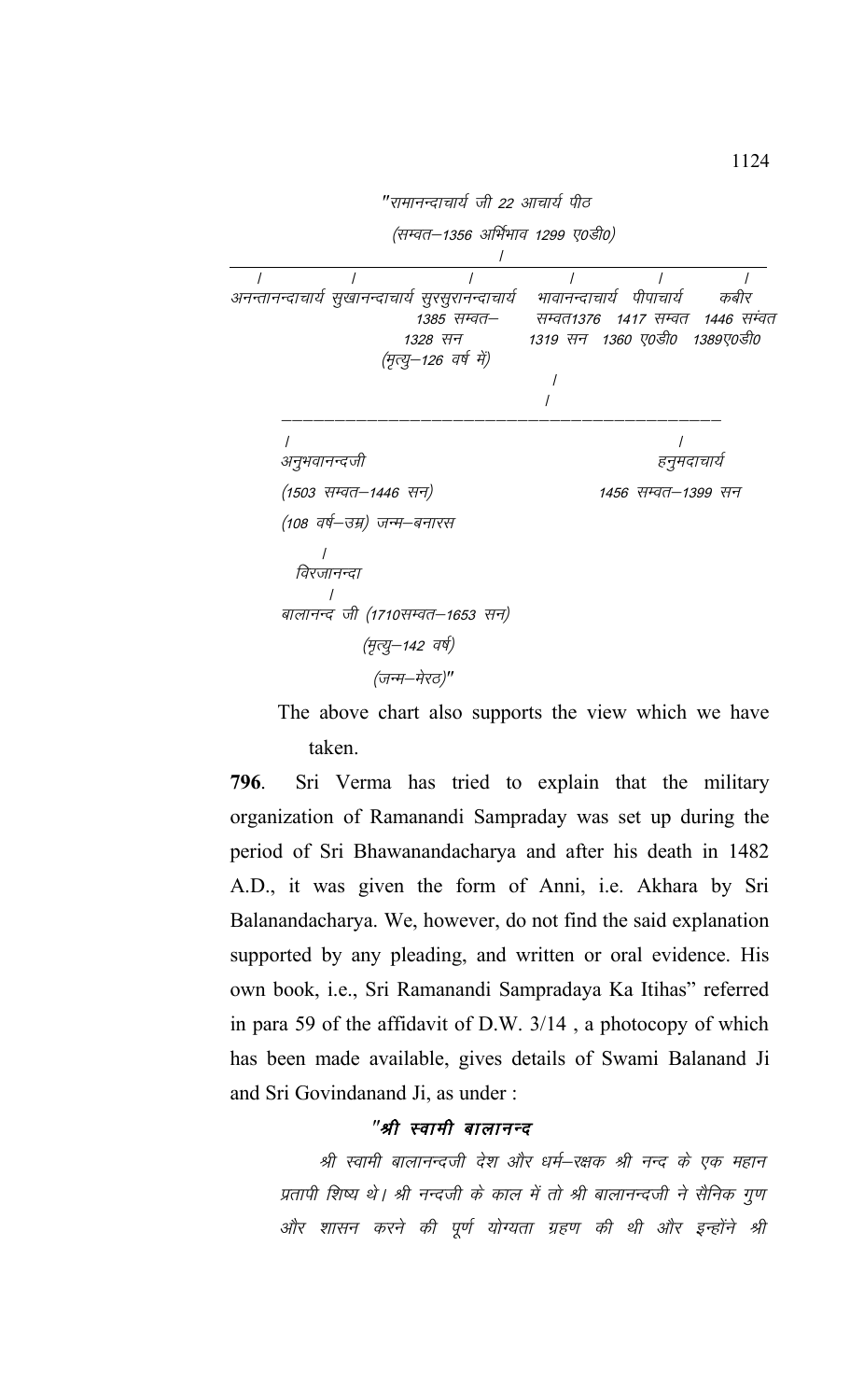"रामानन्दाचार्य जी 22 आचार्य पीठ

(सम्वत–1356 अर्भिभाव 1299 ए0डी0)

/

| / | / | / | / | / | / |
|---|---|---|---|---|---|
| अनन्तानन्दाचार्य | सुखानन्दाचार्य | सुरसुरानन्दाचार्य | भावानन्दाचार्य | पीपाचार्य | कबीर |
| | | 1385 सम्वत–1328 सन (मृत्यु–126 वर्ष में) | सम्वत1376 1319 सन | 1417 सम्वत 1360 ए0डी0 | 1446 सम्वत 1389ए0डी0 |

/

/

| / | / |
|---|---|
| अनुभवानन्दजी | हनुमदाचार्य |
| (1503 सम्वत–1446 सन) | 1456 सम्वत–1399 सन |
| (108 वर्ष–उम्र) जन्म–बनारस | |

/

विरजानन्दा

/

बालानन्द जी (1710सम्वत–1653 सन)

(मृत्यु–142 वर्ष)

(जन्म–मेरठ)"

The above chart also supports the view which we have taken.

**796**. Sri Verma has tried to explain that the military organization of Ramanandi Sampraday was set up during the period of Sri Bhawanandacharya and after his death in 1482 A.D., it was given the form of Anni, i.e. Akhara by Sri Balanandacharya. We, however, do not find the said explanation supported by any pleading, and written or oral evidence. His own book, i.e., Sri Ramanandi Sampradaya Ka Itihas" referred in para 59 of the affidavit of D.W. 3/14 , a photocopy of which has been made available, gives details of Swami Balanand Ji and Sri Govindanand Ji, as under :

**"श्री स्वामी बालानन्द**

*श्री स्वामी बालानन्दजी देश और धर्म–रक्षक श्री नन्द के एक महान प्रतापी शिष्य थे। श्री नन्दजी के काल में तो श्री बालानन्दजी ने सैनिक गुण और शासन करने की पूर्ण योग्यता ग्रहण की थी और इन्होंने श्री*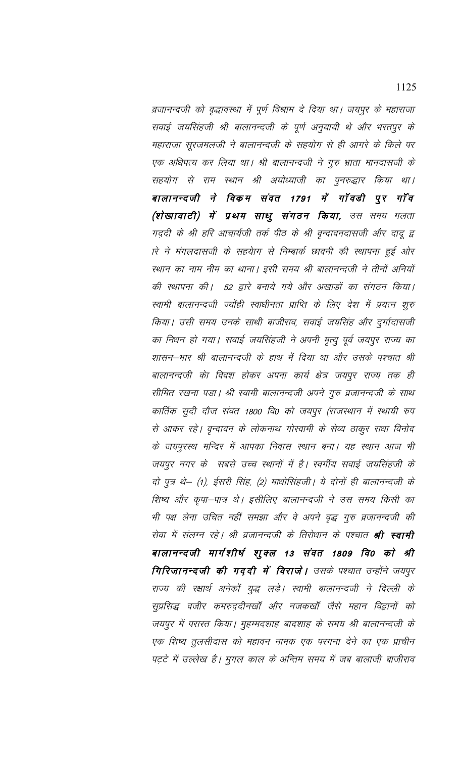व्रजानन्दजी को वृद्धावस्था में पूर्ण विश्राम दे दिया था। जयपुर के महाराजा सवाई जयसिंहजी श्री बालानन्दजी के पूर्ण अनुयायी थे और भरतपुर के महाराजा सूरजमलजी ने बालानन्दजी के सहयोग से ही आगरे के किले पर एक अधिपत्य कर लिया था। श्री बालानन्दजी ने गुरु भ्राता मानदासजी के सहयोग से राम स्थान श्री अयोध्याजी का पुनरुद्धार किया था। ***बालानन्दजी ने विक्रम संवत 1791 में गॉवडी पुर गॉव (शेखावाटी) में प्रथम साधु संगठन किया,*** उस समय गलता गद्दी के श्री हरि आचार्यजी तर्क पीठ के श्री वृन्दावनदासजी और दादू द्वारे ने मंगलदासजी के सहयोग से निम्बार्क छावनी की स्थापना हुई ओर स्थान का नाम नीम का थाना। इसी समय श्री बालानन्दजी ने तीनों अनियों की स्थापना की। 52 द्वारे बनाये गये और अखाड़ों का संगठन किया। स्वामी बालानन्दजी ज्योंही स्वाधीनता प्राप्ति के लिए देश में प्रयत्न शुरु किया। उसी समय उनके साथी बाजीराव, सवाई जयसिंह और दुर्गादासजी का निधन हो गया। सवाई जयसिंहजी ने अपनी मृत्यु पूर्व जयपुर राज्य का शासन–भार श्री बालानन्दजी के हाथ में दिया था और उसके पश्चात श्री बालानन्दजी को विवश होकर अपना कार्य क्षेत्र जयपुर राज्य तक ही सीमित रखना पडा। श्री स्वामी बालानन्दजी अपने गुरु व्रजानन्दजी के साथ कार्तिक सुदी दौज संवत 1800 वि0 को जयपुर (राजस्थान में स्थायी रुप से आकर रहे। वृन्दावन के लोकनाथ गोस्वामी के सेव्य ठाकुर राधा विनोद के जयपुरस्थ मन्दिर में आपका निवास स्थान बना। यह स्थान आज भी जयपुर नगर के सबसे उच्च स्थानों में है। स्वर्गीय सवाई जयसिंहजी के दो पुत्र थे– (1), ईसरी सिंह, (2) माधोसिंहजी। ये दोनों ही बालानन्दजी के शिष्य और कृपा–पात्र थे। इसीलिए बालानन्दजी ने उस समय किसी का भी पक्ष लेना उचित नहीं समझा और वे अपने वृद्ध गुरु व्रजानन्दजी की सेवा में संलग्न रहे। श्री व्रजानन्दजी के तिरोधान के पश्चात ***श्री स्वामी बालानन्दजी मार्गशीर्ष शुक्ल 13 संवत 1809 वि0 को श्री गिरिजानन्दजी की गद्दी में विराजे।*** उसके पश्चात उन्होंने जयपुर राज्य की रक्षार्थ अनेकों युद्ध लडे। स्वामी बालानन्दजी ने दिल्ली के सुप्रसिद्ध वजीर कमरुद्दीनखॉ और नजकखॉ जैसे महान विद्वानों को जयपुर में परास्त किया। मुहम्मदशाह बादशाह के समय श्री बालानन्दजी के एक शिष्य तुलसीदास को महावन नामक एक परगना देने का एक प्राचीन पट्टे में उल्लेख है। मुगल काल के अन्तिम समय में जब बालाजी बाजीराव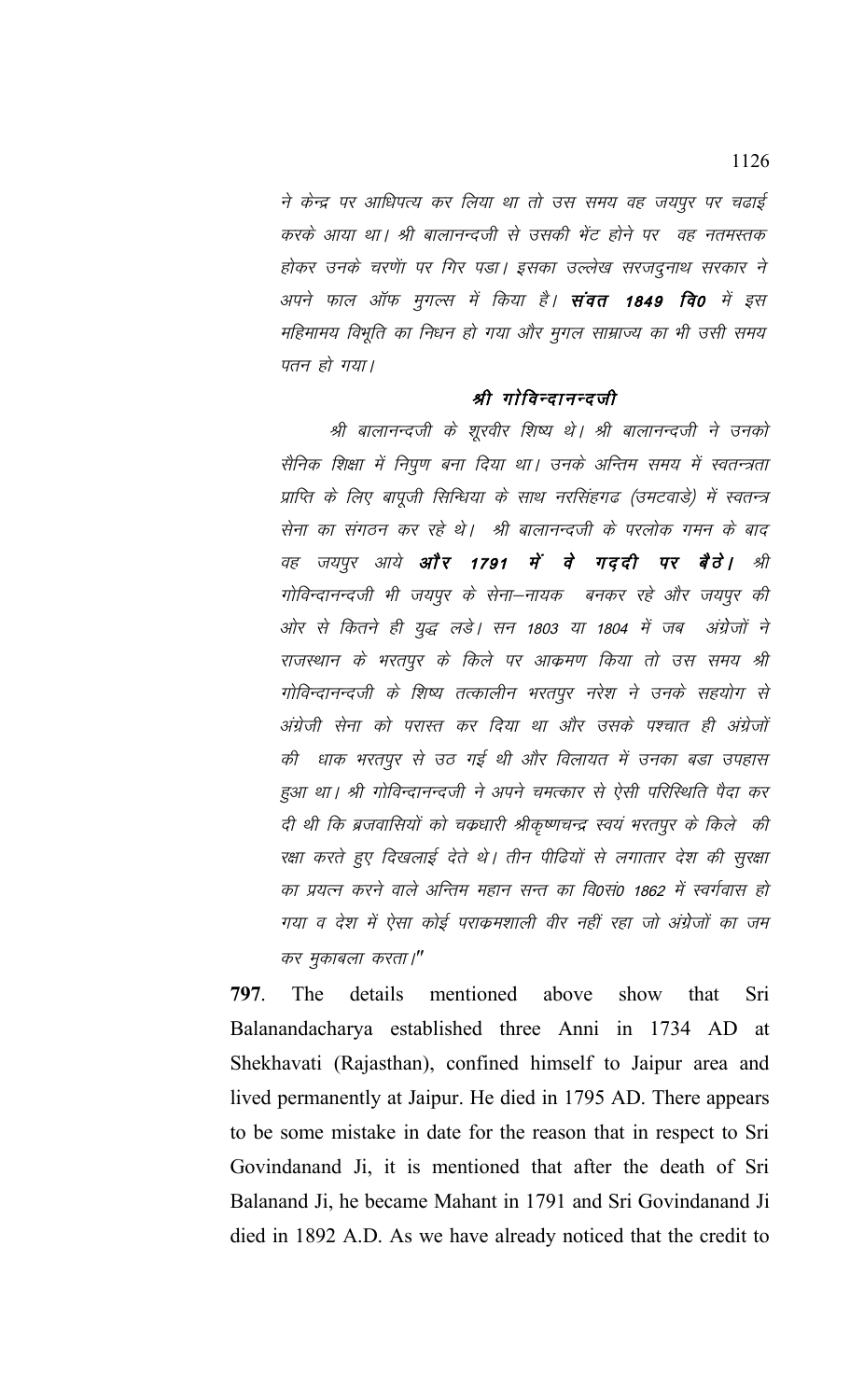*ने केन्द्र पर आधिपत्य कर लिया था तो उस समय वह जयपुर पर चढाई करके आया था। श्री बालानन्दजी से उसकी भेंट होने पर वह नतमस्तक होकर उनके चरणों पर गिर पड़ा। इसका उल्लेख सरजदुनाथ सरकार ने अपने फाल ऑफ मुगल्स में किया है।* ***संवत 1849 वि0*** *में इस महिमामय विभूति का निधन हो गया और मुगल साम्राज्य का भी उसी समय पतन हो गया।*

### *श्री गोविन्दानन्दजी*

*श्री बालानन्दजी के शूरवीर शिष्य थे। श्री बालानन्दजी ने उनको सैनिक शिक्षा में निपुण बना दिया था। उनके अन्तिम समय में स्वतन्त्रता प्राप्ति के लिए बापूजी सिन्धिया के साथ नरसिंहगढ (उमटवाड़े) में स्वतन्त्र सेना का संगठन कर रहे थे। श्री बालानन्दजी के परलोक गमन के बाद वह जयपुर आये* ***और 1791 में वे गद्दी पर बैठे।*** *श्री गोविन्दानन्दजी भी जयपुर के सेना–नायक बनकर रहे और जयपुर की ओर से कितने ही युद्ध लड़े। सन 1803 या 1804 में जब अंग्रेजों ने राजस्थान के भरतपुर के किले पर आक्रमण किया तो उस समय श्री गोविन्दानन्दजी के शिष्य तत्कालीन भरतपुर नरेश ने उनके सहयोग से अंग्रेजी सेना को परास्त कर दिया था और उसके पश्चात ही अंग्रेजों की धाक भरतपुर से उठ गई थी और विलायत में उनका बड़ा उपहास हुआ था। श्री गोविन्दानन्दजी ने अपने चमत्कार से ऐसी परिस्थिति पैदा कर दी थी कि ब्रजवासियों को चक्रधारी श्रीकृष्णचन्द्र स्वयं भरतपुर के किले की रक्षा करते हुए दिखलाई देते थे। तीन पीढियों से लगातार देश की सुरक्षा का प्रयत्न करने वाले अन्तिम महान सन्त का वि0सं0 1862 में स्वर्गवास हो गया व देश में ऐसा कोई पराक्रमशाली वीर नहीं रहा जो अंग्रेजों का जम कर मुकाबला करता।"*

**797**. The details mentioned above show that Sri Balanandacharya established three Anni in 1734 AD at Shekhavati (Rajasthan), confined himself to Jaipur area and lived permanently at Jaipur. He died in 1795 AD. There appears to be some mistake in date for the reason that in respect to Sri Govindanand Ji, it is mentioned that after the death of Sri Balanand Ji, he became Mahant in 1791 and Sri Govindanand Ji died in 1892 A.D. As we have already noticed that the credit to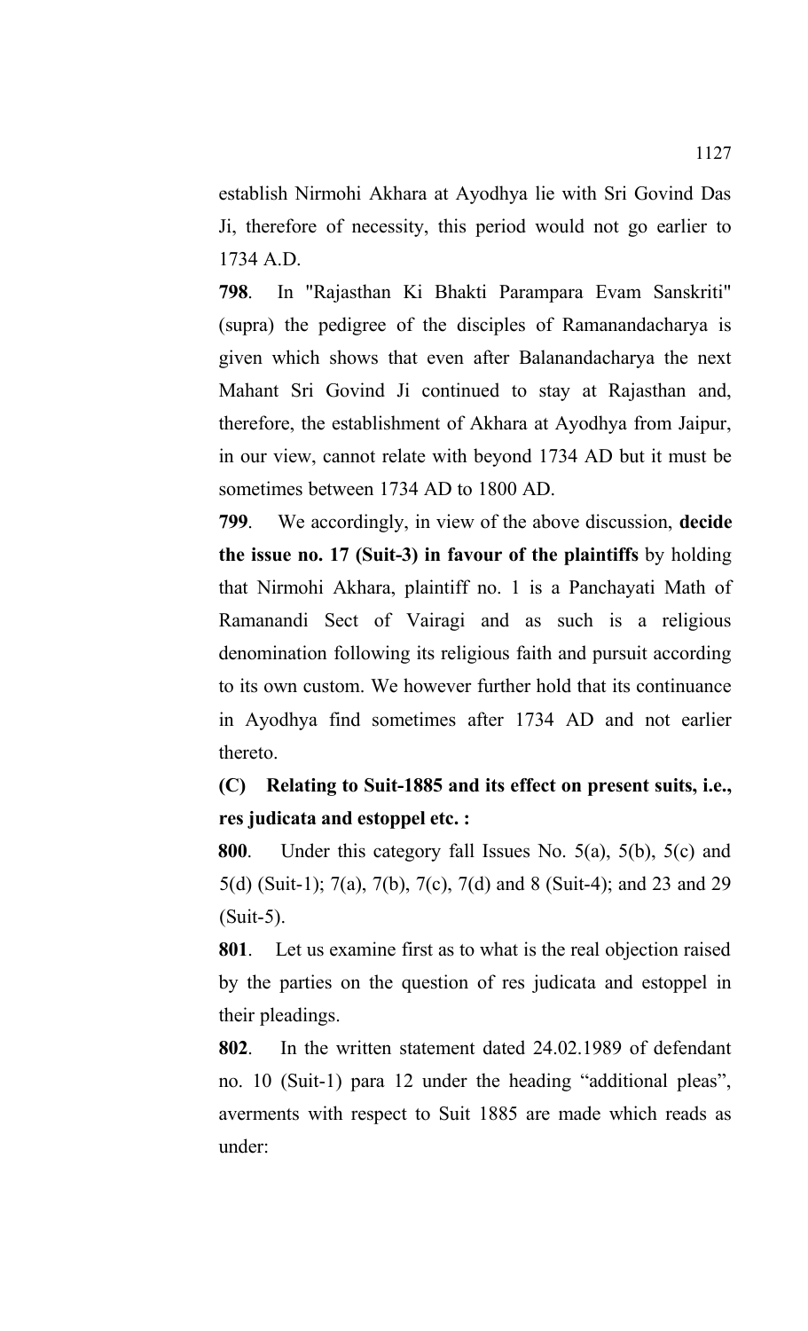establish Nirmohi Akhara at Ayodhya lie with Sri Govind Das Ji, therefore of necessity, this period would not go earlier to 1734 A.D.

**798**. In "Rajasthan Ki Bhakti Parampara Evam Sanskriti" (supra) the pedigree of the disciples of Ramanandacharya is given which shows that even after Balanandacharya the next Mahant Sri Govind Ji continued to stay at Rajasthan and, therefore, the establishment of Akhara at Ayodhya from Jaipur, in our view, cannot relate with beyond 1734 AD but it must be sometimes between 1734 AD to 1800 AD.

**799**. We accordingly, in view of the above discussion, **decide the issue no. 17 (Suit-3) in favour of the plaintiffs** by holding that Nirmohi Akhara, plaintiff no. 1 is a Panchayati Math of Ramanandi Sect of Vairagi and as such is a religious denomination following its religious faith and pursuit according to its own custom. We however further hold that its continuance in Ayodhya find sometimes after 1734 AD and not earlier thereto.

**(C) Relating to Suit-1885 and its effect on present suits, i.e., res judicata and estoppel etc. :**

**800**. Under this category fall Issues No. 5(a), 5(b), 5(c) and 5(d) (Suit-1); 7(a), 7(b), 7(c), 7(d) and 8 (Suit-4); and 23 and 29 (Suit-5).

**801**. Let us examine first as to what is the real objection raised by the parties on the question of res judicata and estoppel in their pleadings.

**802**. In the written statement dated 24.02.1989 of defendant no. 10 (Suit-1) para 12 under the heading "additional pleas", averments with respect to Suit 1885 are made which reads as under: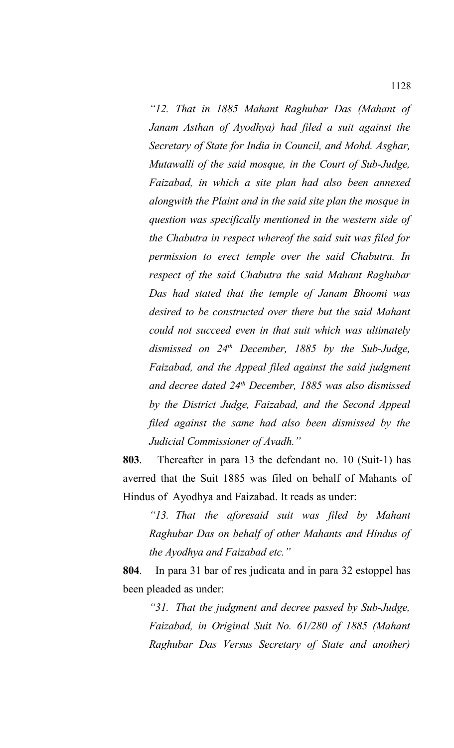*"12. That in 1885 Mahant Raghubar Das (Mahant of Janam Asthan of Ayodhya) had filed a suit against the Secretary of State for India in Council, and Mohd. Asghar, Mutawalli of the said mosque, in the Court of Sub-Judge, Faizabad, in which a site plan had also been annexed alongwith the Plaint and in the said site plan the mosque in question was specifically mentioned in the western side of the Chabutra in respect whereof the said suit was filed for permission to erect temple over the said Chabutra. In respect of the said Chabutra the said Mahant Raghubar Das had stated that the temple of Janam Bhoomi was desired to be constructed over there but the said Mahant could not succeed even in that suit which was ultimately dismissed on 24th December, 1885 by the Sub-Judge, Faizabad, and the Appeal filed against the said judgment and decree dated 24th December, 1885 was also dismissed by the District Judge, Faizabad, and the Second Appeal filed against the same had also been dismissed by the Judicial Commissioner of Avadh."*

**803**. Thereafter in para 13 the defendant no. 10 (Suit-1) has averred that the Suit 1885 was filed on behalf of Mahants of Hindus of Ayodhya and Faizabad. It reads as under:

*"13. That the aforesaid suit was filed by Mahant Raghubar Das on behalf of other Mahants and Hindus of the Ayodhya and Faizabad etc."*

**804**. In para 31 bar of res judicata and in para 32 estoppel has been pleaded as under:

*"31. That the judgment and decree passed by Sub-Judge, Faizabad, in Original Suit No. 61/280 of 1885 (Mahant Raghubar Das Versus Secretary of State and another)*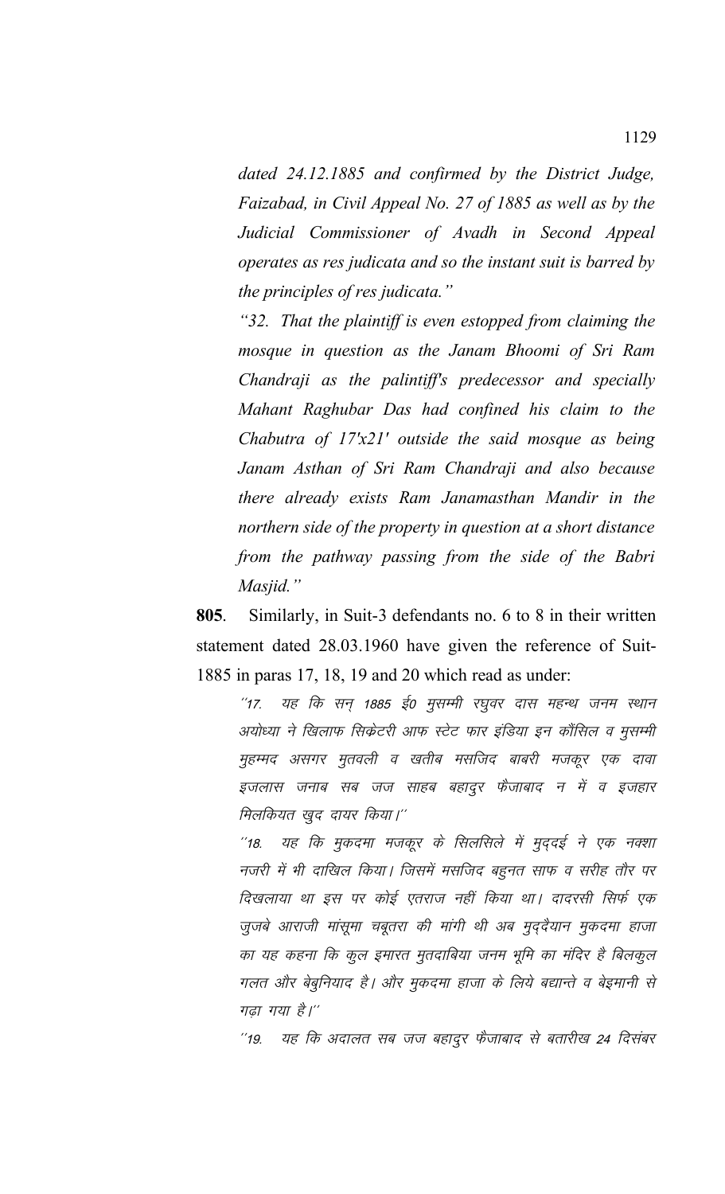*dated 24.12.1885 and confirmed by the District Judge, Faizabad, in Civil Appeal No. 27 of 1885 as well as by the Judicial Commissioner of Avadh in Second Appeal operates as res judicata and so the instant suit is barred by the principles of res judicata."*

*"32. That the plaintiff is even estopped from claiming the mosque in question as the Janam Bhoomi of Sri Ram Chandraji as the palintiff's predecessor and specially Mahant Raghubar Das had confined his claim to the Chabutra of 17'x21' outside the said mosque as being Janam Asthan of Sri Ram Chandraji and also because there already exists Ram Janamasthan Mandir in the northern side of the property in question at a short distance from the pathway passing from the side of the Babri Masjid."*

**805**. Similarly, in Suit-3 defendants no. 6 to 8 in their written statement dated 28.03.1960 have given the reference of Suit-1885 in paras 17, 18, 19 and 20 which read as under:

*''17. यह कि सन् 1885 ई0 मुसम्मी रघुवर दास महन्थ जनम स्थान अयोध्या ने खिलाफ सिक्रेटरी आफ स्टेट फार इंडिया इन कौंसिल व मुसम्मी मुहम्मद असगर मुतवली व खतीब मसजिद बाबरी मजकूर एक दावा इजलास जनाब सब जज साहब बहादुर फैजाबाद न में व इजहार मिलकियत खुद दायर किया।''*

*''18. यह कि मुकदमा मजकूर के सिलसिले में मुद्दई ने एक नक्शा नजरी में भी दाखिल किया। जिसमें मसजिद बहुनत साफ व सरीह तौर पर दिखलाया था इस पर कोई एतराज नहीं किया था। दादरसी सिर्फ एक जुजबे आराजी मांसूमा चबूतरा की मांगी थी अब मुद्दैयान मुकदमा हाजा का यह कहना कि कुल इमारत मुतदाबिया जनम भूमि का मंदिर है बिलकुल गलत और बेबुनियाद है। और मुकदमा हाजा के लिये बद्यान्ते व बेइमानी से गढ़ा गया है।''*

*''19. यह कि अदालत सब जज बहादुर फैजाबाद से बतारीख 24 दिसंबर*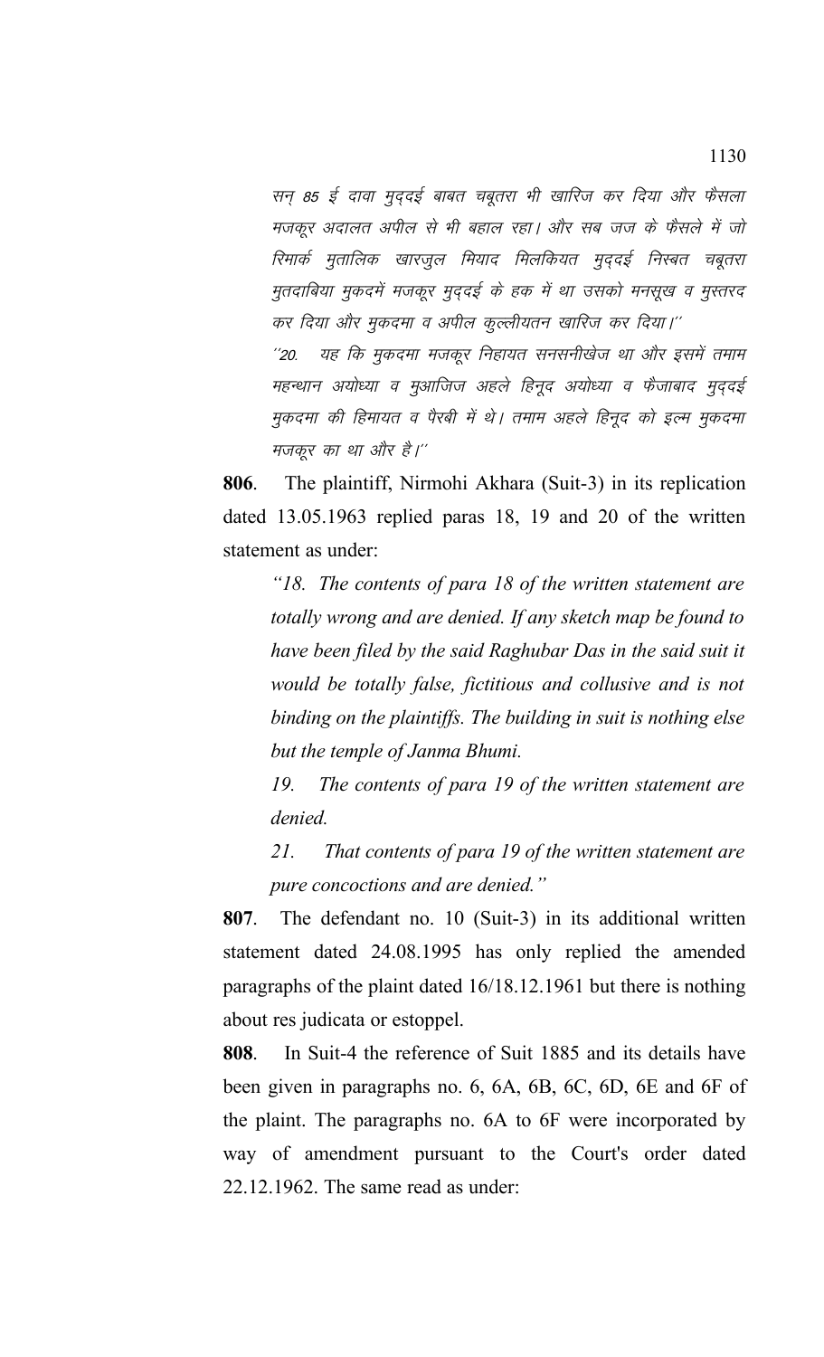*सन् 85 ई दावा मुद्दई बाबत चबूतरा भी खारिज कर दिया और फैसला मजकूर अदालत अपील से भी बहाल रहा। और सब जज के फैसले में जो रिमार्क मुतालिक खारजुल मियाद मिलकियत मुद्दई निस्बत चबूतरा मुतदाबिया मुकदमें मजकूर मुद्दई के हक में था उसको मनसूख व मुस्तरद कर दिया और मुकदमा व अपील कुल्लीयतन खारिज कर दिया।''*

*''20. यह कि मुकदमा मजकूर निहायत सनसनीखेज था और इसमें तमाम महन्थान अयोध्या व मुआजिज अहले हिनूद अयोध्या व फैजाबाद मुद्दई मुकदमा की हिमायत व पैरबी में थे। तमाम अहले हिनूद को इल्म मुकदमा मजकूर का था और है।''*

**806**. The plaintiff, Nirmohi Akhara (Suit-3) in its replication dated 13.05.1963 replied paras 18, 19 and 20 of the written statement as under:

> *"18. The contents of para 18 of the written statement are totally wrong and are denied. If any sketch map be found to have been filed by the said Raghubar Das in the said suit it would be totally false, fictitious and collusive and is not binding on the plaintiffs. The building in suit is nothing else but the temple of Janma Bhumi.*
>
> *19. The contents of para 19 of the written statement are denied.*
>
> *21. That contents of para 19 of the written statement are pure concoctions and are denied."*

**807**. The defendant no. 10 (Suit-3) in its additional written statement dated 24.08.1995 has only replied the amended paragraphs of the plaint dated 16/18.12.1961 but there is nothing about res judicata or estoppel.

**808**. In Suit-4 the reference of Suit 1885 and its details have been given in paragraphs no. 6, 6A, 6B, 6C, 6D, 6E and 6F of the plaint. The paragraphs no. 6A to 6F were incorporated by way of amendment pursuant to the Court's order dated 22.12.1962. The same read as under: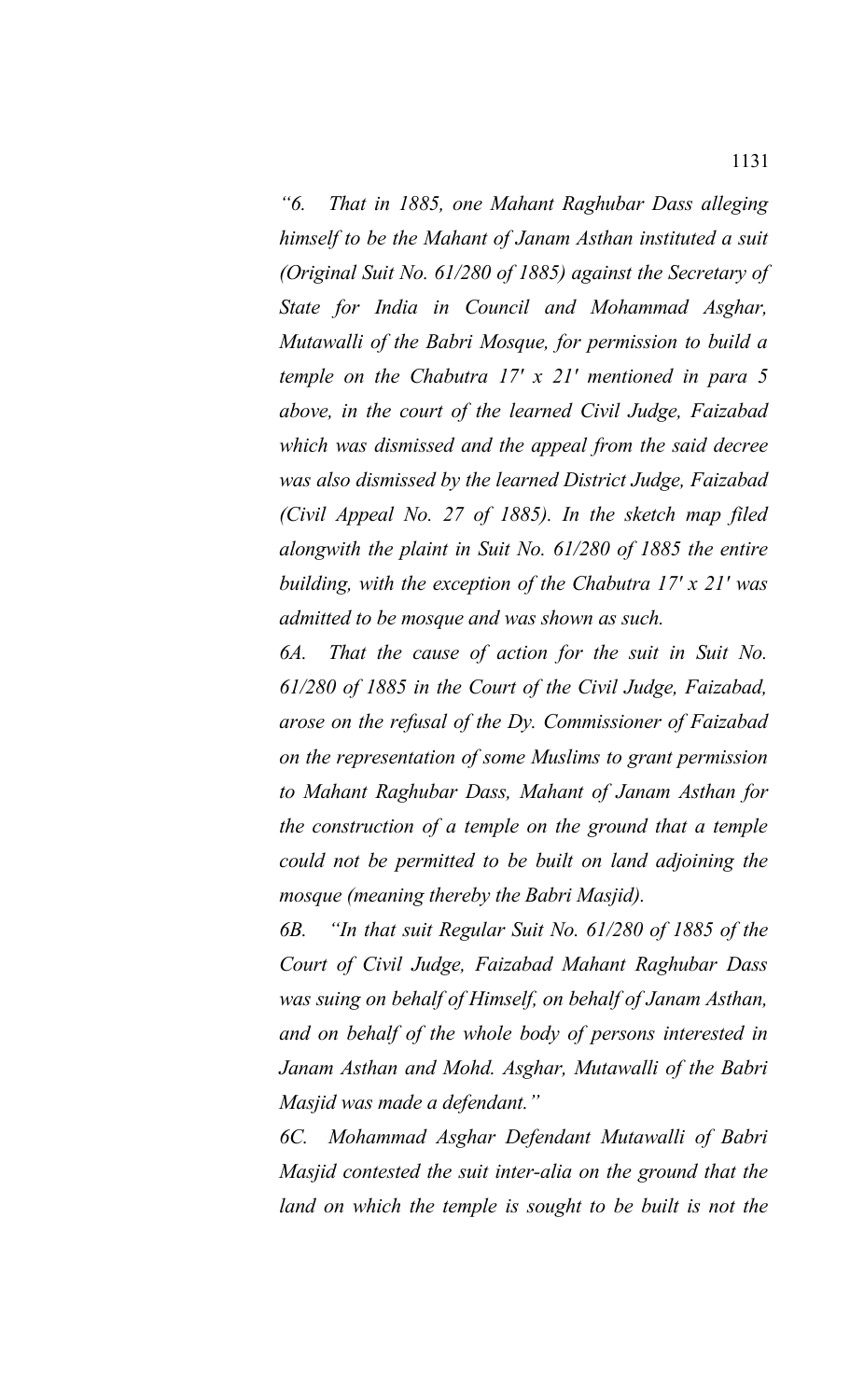*"6. That in 1885, one Mahant Raghubar Dass alleging himself to be the Mahant of Janam Asthan instituted a suit (Original Suit No. 61/280 of 1885) against the Secretary of State for India in Council and Mohammad Asghar, Mutawalli of the Babri Mosque, for permission to build a temple on the Chabutra 17' x 21' mentioned in para 5 above, in the court of the learned Civil Judge, Faizabad which was dismissed and the appeal from the said decree was also dismissed by the learned District Judge, Faizabad (Civil Appeal No. 27 of 1885). In the sketch map filed alongwith the plaint in Suit No. 61/280 of 1885 the entire building, with the exception of the Chabutra 17' x 21' was admitted to be mosque and was shown as such.*

*6A. That the cause of action for the suit in Suit No. 61/280 of 1885 in the Court of the Civil Judge, Faizabad, arose on the refusal of the Dy. Commissioner of Faizabad on the representation of some Muslims to grant permission to Mahant Raghubar Dass, Mahant of Janam Asthan for the construction of a temple on the ground that a temple could not be permitted to be built on land adjoining the mosque (meaning thereby the Babri Masjid).*

*6B. "In that suit Regular Suit No. 61/280 of 1885 of the Court of Civil Judge, Faizabad Mahant Raghubar Dass was suing on behalf of Himself, on behalf of Janam Asthan, and on behalf of the whole body of persons interested in Janam Asthan and Mohd. Asghar, Mutawalli of the Babri Masjid was made a defendant."*

*6C. Mohammad Asghar Defendant Mutawalli of Babri Masjid contested the suit inter-alia on the ground that the land on which the temple is sought to be built is not the*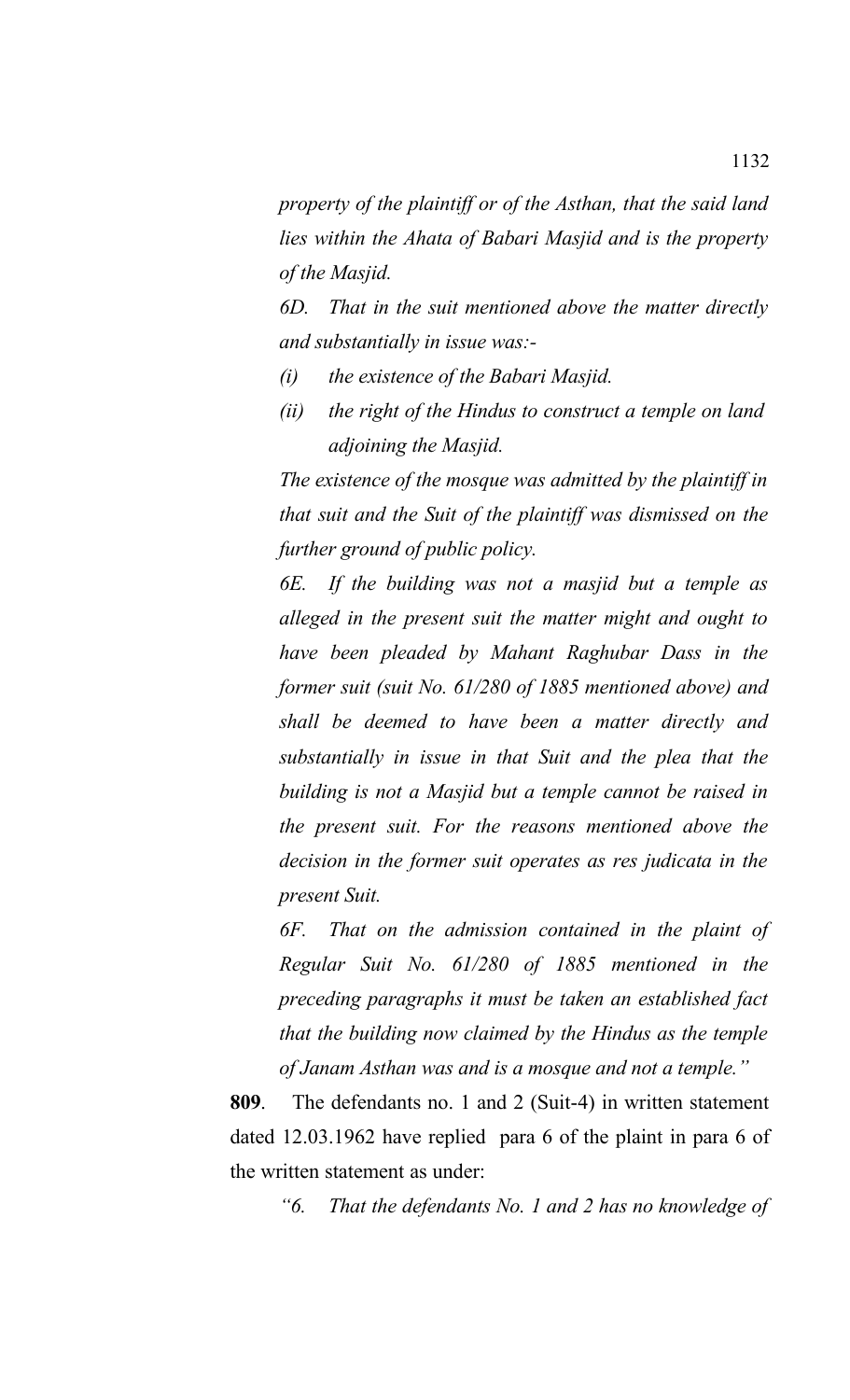*property of the plaintiff or of the Asthan, that the said land lies within the Ahata of Babari Masjid and is the property of the Masjid.*

*6D. That in the suit mentioned above the matter directly and substantially in issue was:-*

*(i) the existence of the Babari Masjid.*

*(ii) the right of the Hindus to construct a temple on land adjoining the Masjid.*

*The existence of the mosque was admitted by the plaintiff in that suit and the Suit of the plaintiff was dismissed on the further ground of public policy.*

*6E. If the building was not a masjid but a temple as alleged in the present suit the matter might and ought to have been pleaded by Mahant Raghubar Dass in the former suit (suit No. 61/280 of 1885 mentioned above) and shall be deemed to have been a matter directly and substantially in issue in that Suit and the plea that the building is not a Masjid but a temple cannot be raised in the present suit. For the reasons mentioned above the decision in the former suit operates as res judicata in the present Suit.*

*6F. That on the admission contained in the plaint of Regular Suit No. 61/280 of 1885 mentioned in the preceding paragraphs it must be taken an established fact that the building now claimed by the Hindus as the temple of Janam Asthan was and is a mosque and not a temple."*

**809**. The defendants no. 1 and 2 (Suit-4) in written statement dated 12.03.1962 have replied para 6 of the plaint in para 6 of the written statement as under:

*"6. That the defendants No. 1 and 2 has no knowledge of*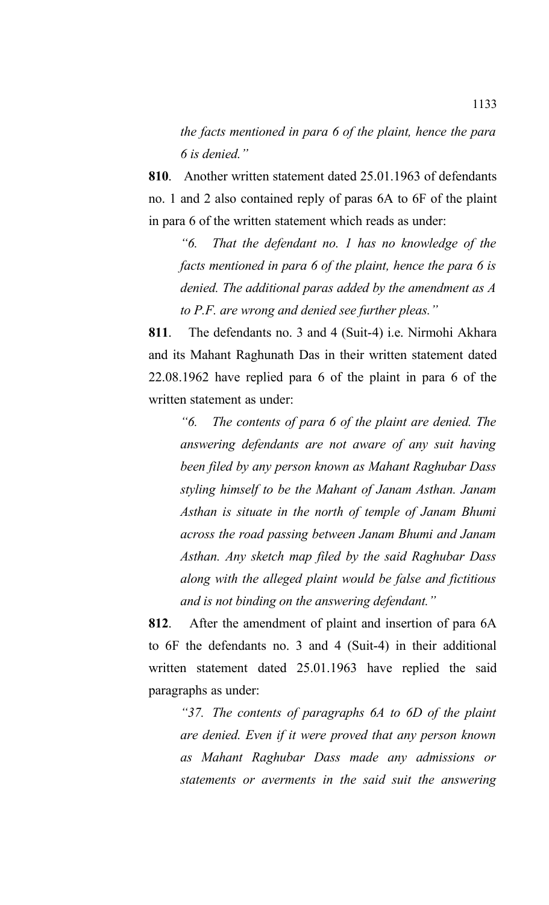*the facts mentioned in para 6 of the plaint, hence the para 6 is denied."*

**810**. Another written statement dated 25.01.1963 of defendants no. 1 and 2 also contained reply of paras 6A to 6F of the plaint in para 6 of the written statement which reads as under:

> *"6. That the defendant no. 1 has no knowledge of the facts mentioned in para 6 of the plaint, hence the para 6 is denied. The additional paras added by the amendment as A to P.F. are wrong and denied see further pleas."*

**811**. The defendants no. 3 and 4 (Suit-4) i.e. Nirmohi Akhara and its Mahant Raghunath Das in their written statement dated 22.08.1962 have replied para 6 of the plaint in para 6 of the written statement as under:

> *"6. The contents of para 6 of the plaint are denied. The answering defendants are not aware of any suit having been filed by any person known as Mahant Raghubar Dass styling himself to be the Mahant of Janam Asthan. Janam Asthan is situate in the north of temple of Janam Bhumi across the road passing between Janam Bhumi and Janam Asthan. Any sketch map filed by the said Raghubar Dass along with the alleged plaint would be false and fictitious and is not binding on the answering defendant."*

**812**. After the amendment of plaint and insertion of para 6A to 6F the defendants no. 3 and 4 (Suit-4) in their additional written statement dated 25.01.1963 have replied the said paragraphs as under:

> *"37. The contents of paragraphs 6A to 6D of the plaint are denied. Even if it were proved that any person known as Mahant Raghubar Dass made any admissions or statements or averments in the said suit the answering*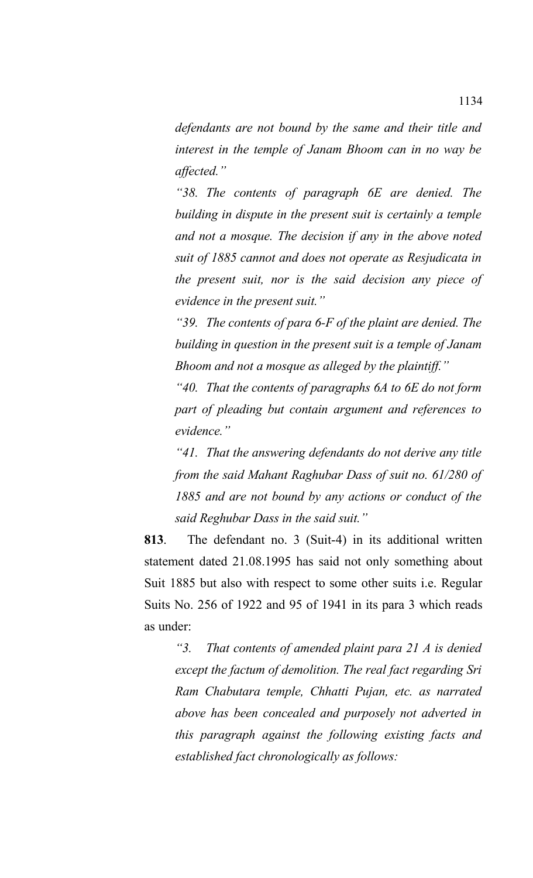*defendants are not bound by the same and their title and interest in the temple of Janam Bhoom can in no way be affected."*

*"38. The contents of paragraph 6E are denied. The building in dispute in the present suit is certainly a temple and not a mosque. The decision if any in the above noted suit of 1885 cannot and does not operate as Resjudicata in the present suit, nor is the said decision any piece of evidence in the present suit."*

*"39. The contents of para 6-F of the plaint are denied. The building in question in the present suit is a temple of Janam Bhoom and not a mosque as alleged by the plaintiff."*

*"40. That the contents of paragraphs 6A to 6E do not form part of pleading but contain argument and references to evidence."*

*"41. That the answering defendants do not derive any title from the said Mahant Raghubar Dass of suit no. 61/280 of 1885 and are not bound by any actions or conduct of the said Reghubar Dass in the said suit."*

**813**. The defendant no. 3 (Suit-4) in its additional written statement dated 21.08.1995 has said not only something about Suit 1885 but also with respect to some other suits i.e. Regular Suits No. 256 of 1922 and 95 of 1941 in its para 3 which reads as under:

*"3. That contents of amended plaint para 21 A is denied except the factum of demolition. The real fact regarding Sri Ram Chabutara temple, Chhatti Pujan, etc. as narrated above has been concealed and purposely not adverted in this paragraph against the following existing facts and established fact chronologically as follows:*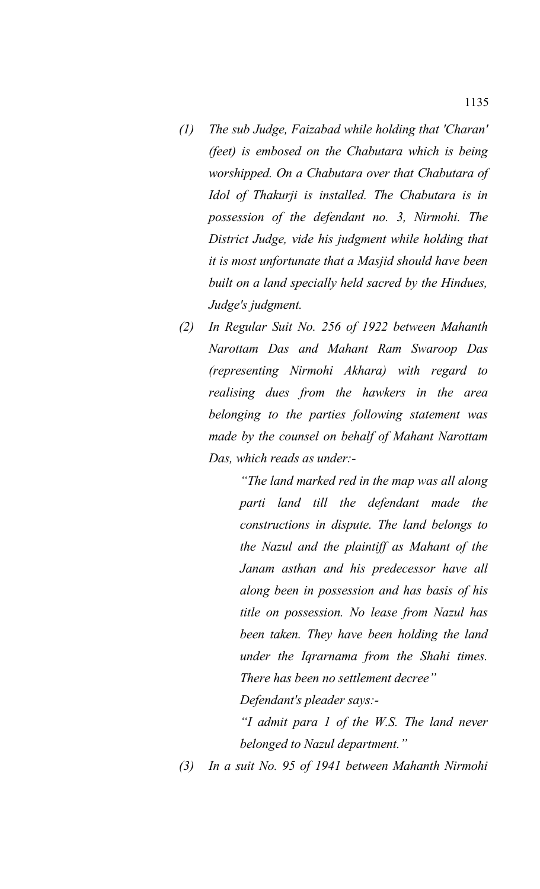*(1) The sub Judge, Faizabad while holding that 'Charan' (feet) is embosed on the Chabutara which is being worshipped. On a Chabutara over that Chabutara of Idol of Thakurji is installed. The Chabutara is in possession of the defendant no. 3, Nirmohi. The District Judge, vide his judgment while holding that it is most unfortunate that a Masjid should have been built on a land specially held sacred by the Hindues, Judge's judgment.*

*(2) In Regular Suit No. 256 of 1922 between Mahanth Narottam Das and Mahant Ram Swaroop Das (representing Nirmohi Akhara) with regard to realising dues from the hawkers in the area belonging to the parties following statement was made by the counsel on behalf of Mahant Narottam Das, which reads as under:-*

> *"The land marked red in the map was all along parti land till the defendant made the constructions in dispute. The land belongs to the Nazul and the plaintiff as Mahant of the Janam asthan and his predecessor have all along been in possession and has basis of his title on possession. No lease from Nazul has been taken. They have been holding the land under the Iqrarnama from the Shahi times. There has been no settlement decree"*
>
> *Defendant's pleader says:-*
>
> *"I admit para 1 of the W.S. The land never belonged to Nazul department."*

*(3) In a suit No. 95 of 1941 between Mahanth Nirmohi*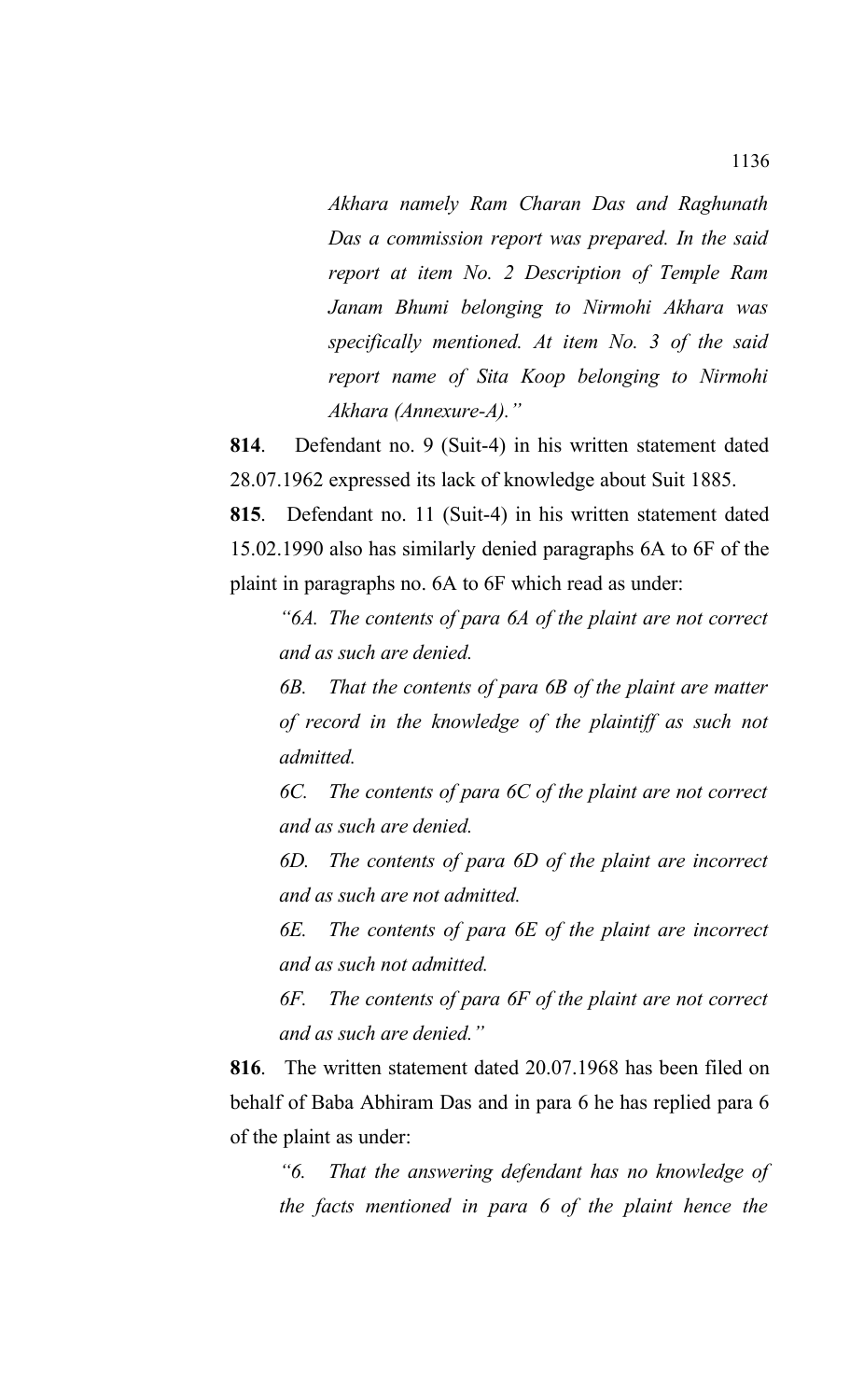*Akhara namely Ram Charan Das and Raghunath Das a commission report was prepared. In the said report at item No. 2 Description of Temple Ram Janam Bhumi belonging to Nirmohi Akhara was specifically mentioned. At item No. 3 of the said report name of Sita Koop belonging to Nirmohi Akhara (Annexure-A)."*

**814**. Defendant no. 9 (Suit-4) in his written statement dated 28.07.1962 expressed its lack of knowledge about Suit 1885.

**815**. Defendant no. 11 (Suit-4) in his written statement dated 15.02.1990 also has similarly denied paragraphs 6A to 6F of the plaint in paragraphs no. 6A to 6F which read as under:

> *"6A. The contents of para 6A of the plaint are not correct and as such are denied.*
>
> *6B. That the contents of para 6B of the plaint are matter of record in the knowledge of the plaintiff as such not admitted.*
>
> *6C. The contents of para 6C of the plaint are not correct and as such are denied.*
>
> *6D. The contents of para 6D of the plaint are incorrect and as such are not admitted.*
>
> *6E. The contents of para 6E of the plaint are incorrect and as such not admitted.*
>
> *6F. The contents of para 6F of the plaint are not correct and as such are denied."*

**816**. The written statement dated 20.07.1968 has been filed on behalf of Baba Abhiram Das and in para 6 he has replied para 6 of the plaint as under:

> *"6. That the answering defendant has no knowledge of the facts mentioned in para 6 of the plaint hence the*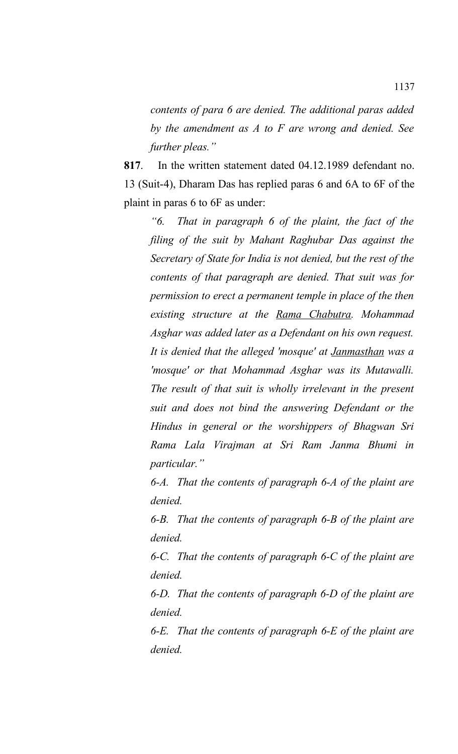*contents of para 6 are denied. The additional paras added by the amendment as A to F are wrong and denied. See further pleas."*

**817**. In the written statement dated 04.12.1989 defendant no. 13 (Suit-4), Dharam Das has replied paras 6 and 6A to 6F of the plaint in paras 6 to 6F as under:

> *"6. That in paragraph 6 of the plaint, the fact of the filing of the suit by Mahant Raghubar Das against the Secretary of State for India is not denied, but the rest of the contents of that paragraph are denied. That suit was for permission to erect a permanent temple in place of the then existing structure at the Rama Chabutra. Mohammad Asghar was added later as a Defendant on his own request. It is denied that the alleged 'mosque' at Janmasthan was a 'mosque' or that Mohammad Asghar was its Mutawalli. The result of that suit is wholly irrelevant in the present suit and does not bind the answering Defendant or the Hindus in general or the worshippers of Bhagwan Sri Rama Lala Virajman at Sri Ram Janma Bhumi in particular."*
>
> *6-A. That the contents of paragraph 6-A of the plaint are denied.*
>
> *6-B. That the contents of paragraph 6-B of the plaint are denied.*
>
> *6-C. That the contents of paragraph 6-C of the plaint are denied.*
>
> *6-D. That the contents of paragraph 6-D of the plaint are denied.*
>
> *6-E. That the contents of paragraph 6-E of the plaint are denied.*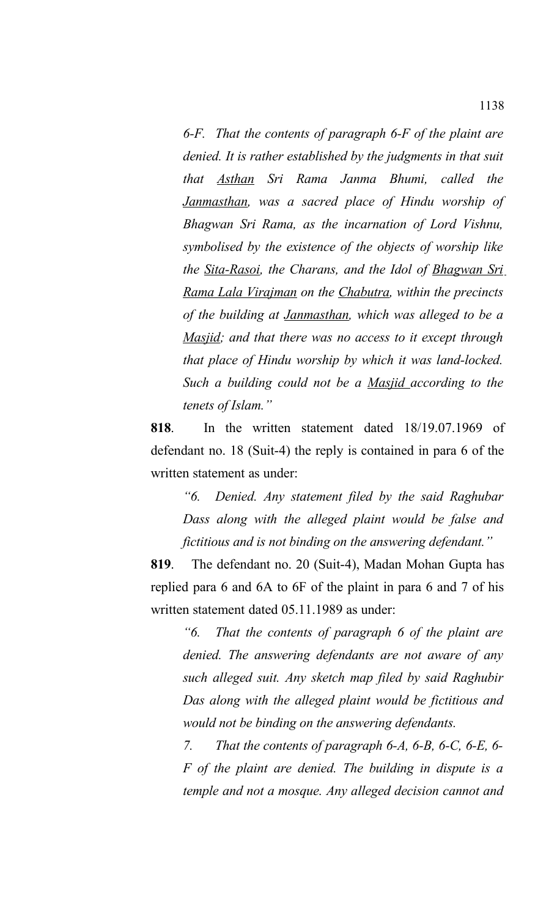*6-F. That the contents of paragraph 6-F of the plaint are denied. It is rather established by the judgments in that suit that Asthan Sri Rama Janma Bhumi, called the Janmasthan, was a sacred place of Hindu worship of Bhagwan Sri Rama, as the incarnation of Lord Vishnu, symbolised by the existence of the objects of worship like the Sita-Rasoi, the Charans, and the Idol of Bhagwan Sri Rama Lala Virajman on the Chabutra, within the precincts of the building at Janmasthan, which was alleged to be a Masjid; and that there was no access to it except through that place of Hindu worship by which it was land-locked. Such a building could not be a Masjid according to the tenets of Islam."*

**818**. In the written statement dated 18/19.07.1969 of defendant no. 18 (Suit-4) the reply is contained in para 6 of the written statement as under:

*"6. Denied. Any statement filed by the said Raghubar Dass along with the alleged plaint would be false and fictitious and is not binding on the answering defendant."*

**819**. The defendant no. 20 (Suit-4), Madan Mohan Gupta has replied para 6 and 6A to 6F of the plaint in para 6 and 7 of his written statement dated 05.11.1989 as under:

*"6. That the contents of paragraph 6 of the plaint are denied. The answering defendants are not aware of any such alleged suit. Any sketch map filed by said Raghubir Das along with the alleged plaint would be fictitious and would not be binding on the answering defendants.*

*7. That the contents of paragraph 6-A, 6-B, 6-C, 6-E, 6-F of the plaint are denied. The building in dispute is a temple and not a mosque. Any alleged decision cannot and*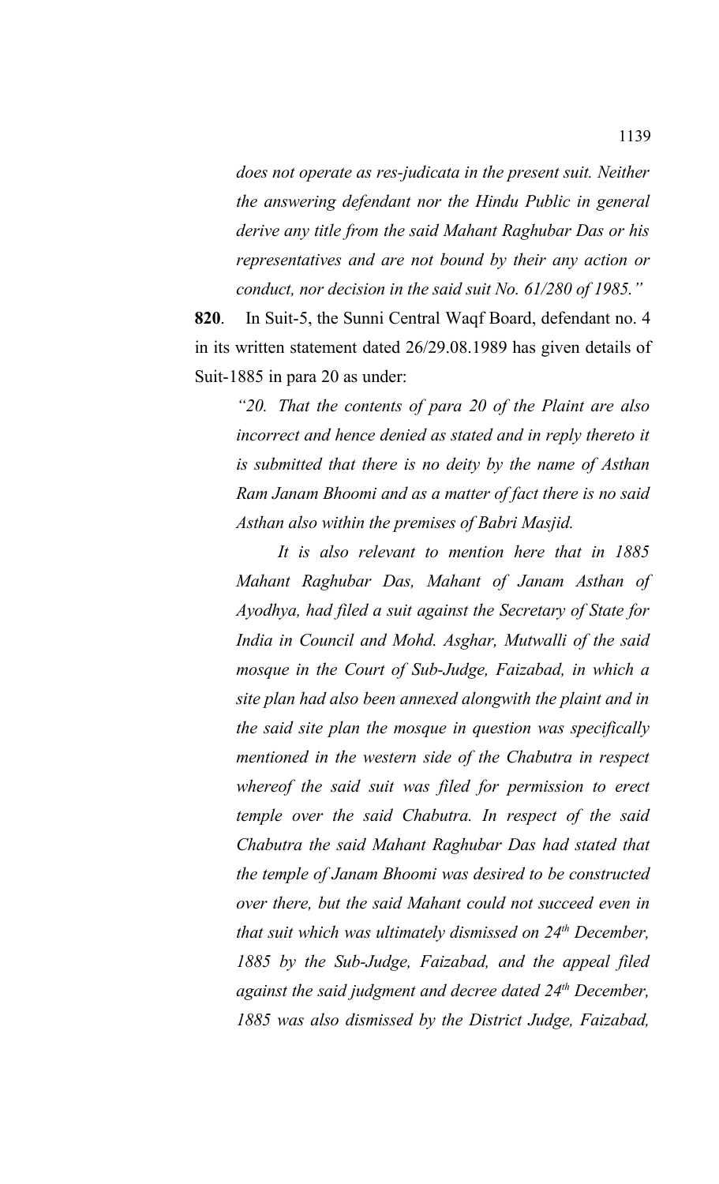*does not operate as res-judicata in the present suit. Neither the answering defendant nor the Hindu Public in general derive any title from the said Mahant Raghubar Das or his representatives and are not bound by their any action or conduct, nor decision in the said suit No. 61/280 of 1985."*

**820**. In Suit-5, the Sunni Central Waqf Board, defendant no. 4 in its written statement dated 26/29.08.1989 has given details of Suit-1885 in para 20 as under:

*"20. That the contents of para 20 of the Plaint are also incorrect and hence denied as stated and in reply thereto it is submitted that there is no deity by the name of Asthan Ram Janam Bhoomi and as a matter of fact there is no said Asthan also within the premises of Babri Masjid.*

*It is also relevant to mention here that in 1885 Mahant Raghubar Das, Mahant of Janam Asthan of Ayodhya, had filed a suit against the Secretary of State for India in Council and Mohd. Asghar, Mutwalli of the said mosque in the Court of Sub-Judge, Faizabad, in which a site plan had also been annexed alongwith the plaint and in the said site plan the mosque in question was specifically mentioned in the western side of the Chabutra in respect whereof the said suit was filed for permission to erect temple over the said Chabutra. In respect of the said Chabutra the said Mahant Raghubar Das had stated that the temple of Janam Bhoomi was desired to be constructed over there, but the said Mahant could not succeed even in that suit which was ultimately dismissed on 24th December, 1885 by the Sub-Judge, Faizabad, and the appeal filed against the said judgment and decree dated 24th December, 1885 was also dismissed by the District Judge, Faizabad,*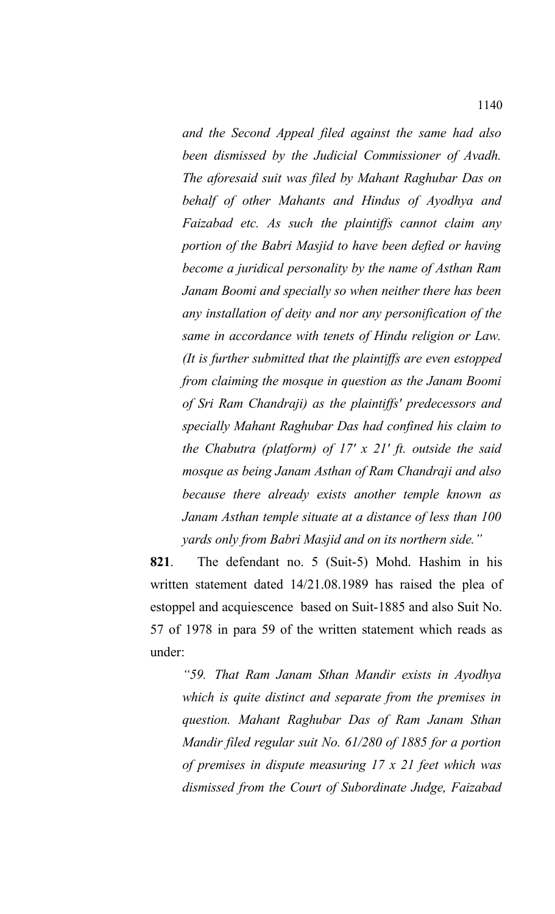*and the Second Appeal filed against the same had also been dismissed by the Judicial Commissioner of Avadh. The aforesaid suit was filed by Mahant Raghubar Das on behalf of other Mahants and Hindus of Ayodhya and Faizabad etc. As such the plaintiffs cannot claim any portion of the Babri Masjid to have been defied or having become a juridical personality by the name of Asthan Ram Janam Boomi and specially so when neither there has been any installation of deity and nor any personification of the same in accordance with tenets of Hindu religion or Law. (It is further submitted that the plaintiffs are even estopped from claiming the mosque in question as the Janam Boomi of Sri Ram Chandraji) as the plaintiffs' predecessors and specially Mahant Raghubar Das had confined his claim to the Chabutra (platform) of 17' x 21' ft. outside the said mosque as being Janam Asthan of Ram Chandraji and also because there already exists another temple known as Janam Asthan temple situate at a distance of less than 100 yards only from Babri Masjid and on its northern side."*

**821**. The defendant no. 5 (Suit-5) Mohd. Hashim in his written statement dated 14/21.08.1989 has raised the plea of estoppel and acquiescence based on Suit-1885 and also Suit No. 57 of 1978 in para 59 of the written statement which reads as under:

*"59. That Ram Janam Sthan Mandir exists in Ayodhya which is quite distinct and separate from the premises in question. Mahant Raghubar Das of Ram Janam Sthan Mandir filed regular suit No. 61/280 of 1885 for a portion of premises in dispute measuring 17 x 21 feet which was dismissed from the Court of Subordinate Judge, Faizabad*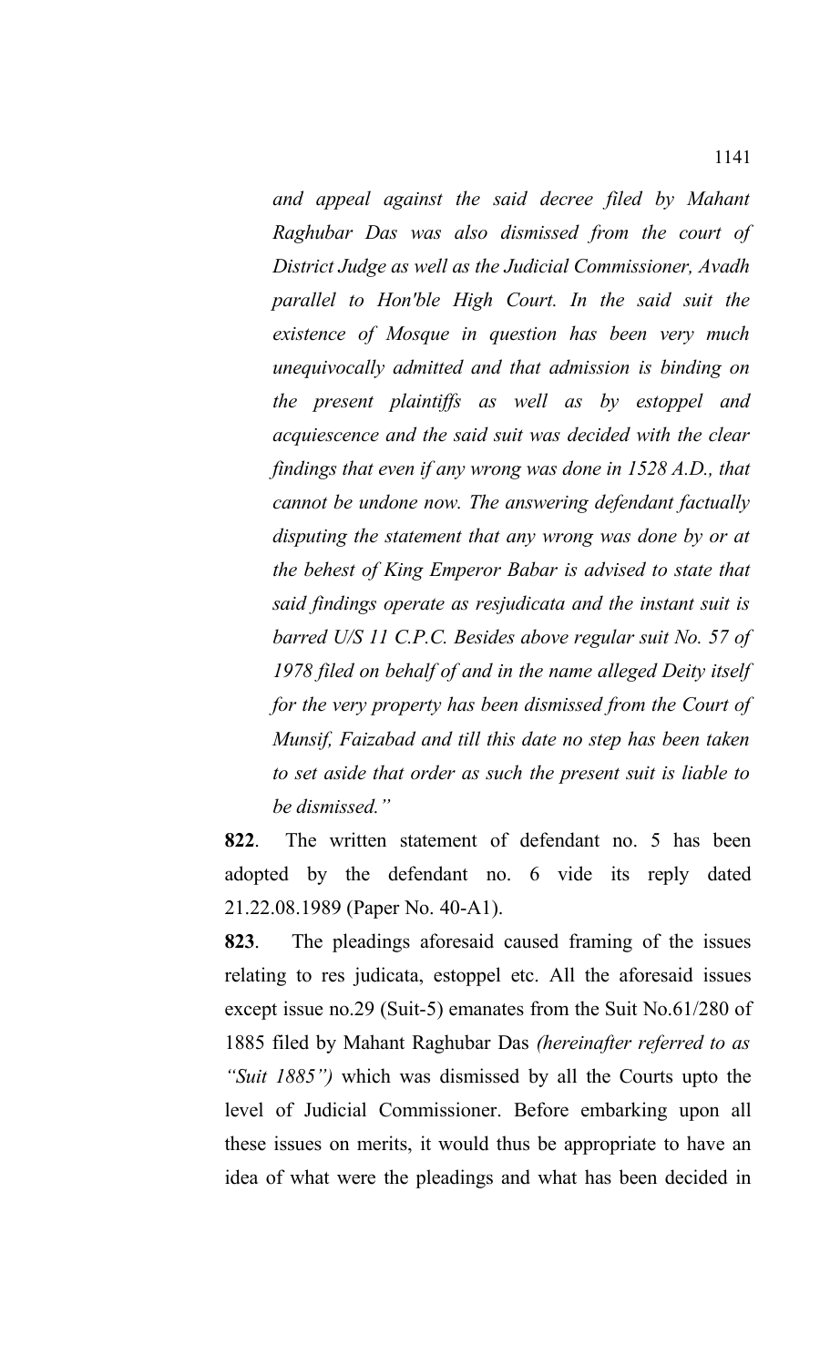*and appeal against the said decree filed by Mahant Raghubar Das was also dismissed from the court of District Judge as well as the Judicial Commissioner, Avadh parallel to Hon'ble High Court. In the said suit the existence of Mosque in question has been very much unequivocally admitted and that admission is binding on the present plaintiffs as well as by estoppel and acquiescence and the said suit was decided with the clear findings that even if any wrong was done in 1528 A.D., that cannot be undone now. The answering defendant factually disputing the statement that any wrong was done by or at the behest of King Emperor Babar is advised to state that said findings operate as resjudicata and the instant suit is barred U/S 11 C.P.C. Besides above regular suit No. 57 of 1978 filed on behalf of and in the name alleged Deity itself for the very property has been dismissed from the Court of Munsif, Faizabad and till this date no step has been taken to set aside that order as such the present suit is liable to be dismissed."*

**822**. The written statement of defendant no. 5 has been adopted by the defendant no. 6 vide its reply dated 21.22.08.1989 (Paper No. 40-A1).

**823**. The pleadings aforesaid caused framing of the issues relating to res judicata, estoppel etc. All the aforesaid issues except issue no.29 (Suit-5) emanates from the Suit No.61/280 of 1885 filed by Mahant Raghubar Das *(hereinafter referred to as "Suit 1885")* which was dismissed by all the Courts upto the level of Judicial Commissioner. Before embarking upon all these issues on merits, it would thus be appropriate to have an idea of what were the pleadings and what has been decided in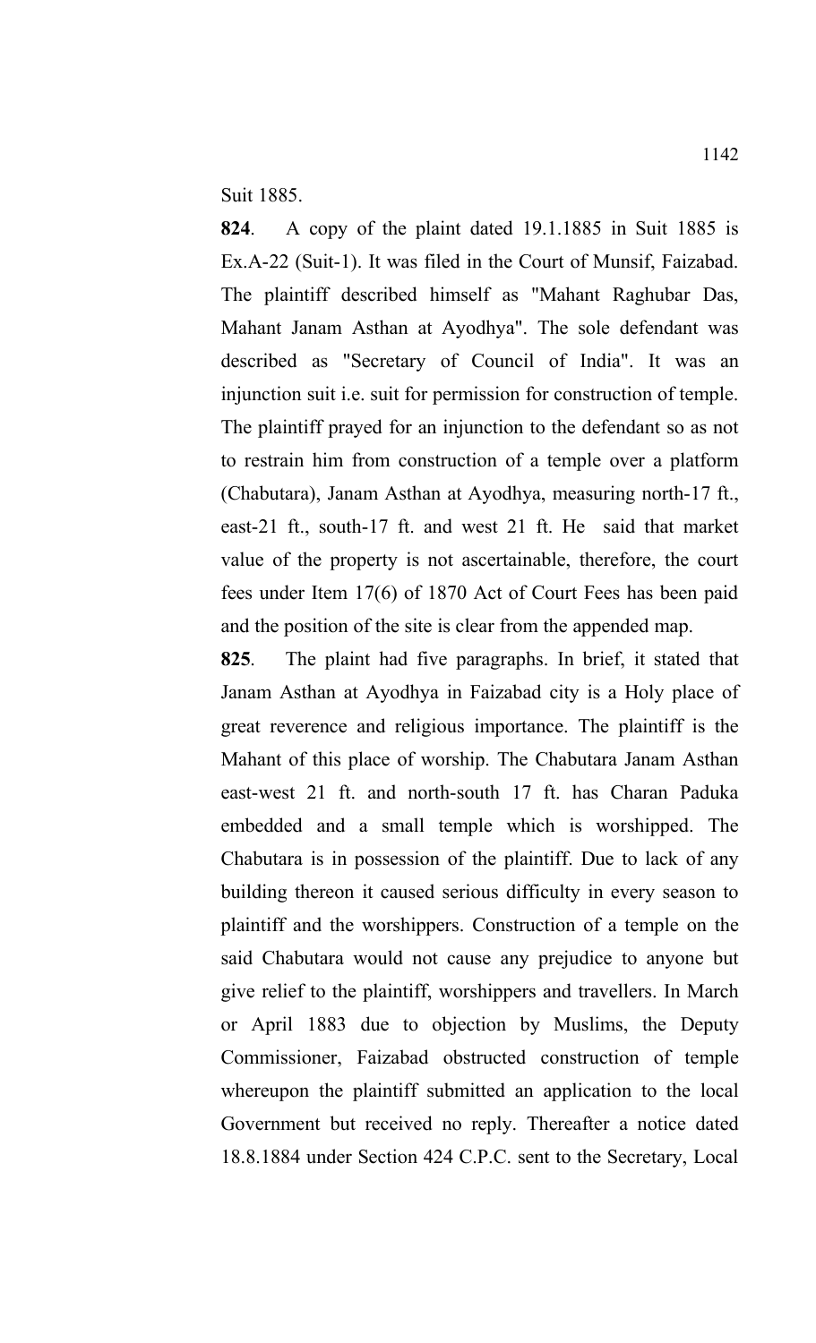Suit 1885.

**824**. A copy of the plaint dated 19.1.1885 in Suit 1885 is Ex.A-22 (Suit-1). It was filed in the Court of Munsif, Faizabad. The plaintiff described himself as "Mahant Raghubar Das, Mahant Janam Asthan at Ayodhya". The sole defendant was described as "Secretary of Council of India". It was an injunction suit i.e. suit for permission for construction of temple. The plaintiff prayed for an injunction to the defendant so as not to restrain him from construction of a temple over a platform (Chabutara), Janam Asthan at Ayodhya, measuring north-17 ft., east-21 ft., south-17 ft. and west 21 ft. He said that market value of the property is not ascertainable, therefore, the court fees under Item 17(6) of 1870 Act of Court Fees has been paid and the position of the site is clear from the appended map.

**825**. The plaint had five paragraphs. In brief, it stated that Janam Asthan at Ayodhya in Faizabad city is a Holy place of great reverence and religious importance. The plaintiff is the Mahant of this place of worship. The Chabutara Janam Asthan east-west 21 ft. and north-south 17 ft. has Charan Paduka embedded and a small temple which is worshipped. The Chabutara is in possession of the plaintiff. Due to lack of any building thereon it caused serious difficulty in every season to plaintiff and the worshippers. Construction of a temple on the said Chabutara would not cause any prejudice to anyone but give relief to the plaintiff, worshippers and travellers. In March or April 1883 due to objection by Muslims, the Deputy Commissioner, Faizabad obstructed construction of temple whereupon the plaintiff submitted an application to the local Government but received no reply. Thereafter a notice dated 18.8.1884 under Section 424 C.P.C. sent to the Secretary, Local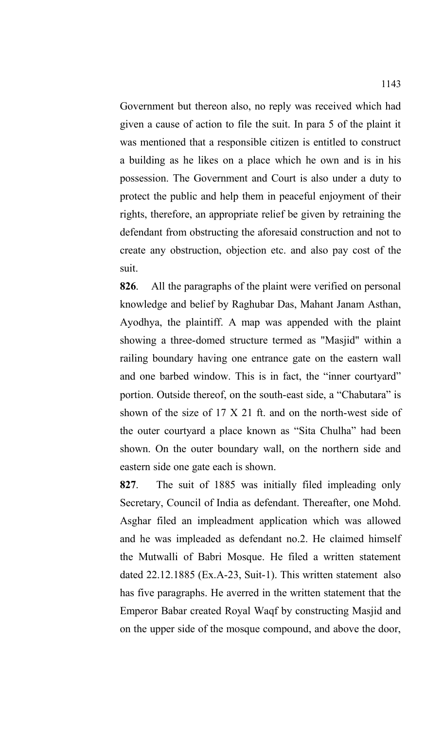Government but thereon also, no reply was received which had given a cause of action to file the suit. In para 5 of the plaint it was mentioned that a responsible citizen is entitled to construct a building as he likes on a place which he own and is in his possession. The Government and Court is also under a duty to protect the public and help them in peaceful enjoyment of their rights, therefore, an appropriate relief be given by retraining the defendant from obstructing the aforesaid construction and not to create any obstruction, objection etc. and also pay cost of the suit.

**826**. All the paragraphs of the plaint were verified on personal knowledge and belief by Raghubar Das, Mahant Janam Asthan, Ayodhya, the plaintiff. A map was appended with the plaint showing a three-domed structure termed as "Masjid" within a railing boundary having one entrance gate on the eastern wall and one barbed window. This is in fact, the "inner courtyard" portion. Outside thereof, on the south-east side, a "Chabutara" is shown of the size of 17 X 21 ft. and on the north-west side of the outer courtyard a place known as "Sita Chulha" had been shown. On the outer boundary wall, on the northern side and eastern side one gate each is shown.

**827**. The suit of 1885 was initially filed impleading only Secretary, Council of India as defendant. Thereafter, one Mohd. Asghar filed an impleadment application which was allowed and he was impleaded as defendant no.2. He claimed himself the Mutwalli of Babri Mosque. He filed a written statement dated 22.12.1885 (Ex.A-23, Suit-1). This written statement also has five paragraphs. He averred in the written statement that the Emperor Babar created Royal Waqf by constructing Masjid and on the upper side of the mosque compound, and above the door,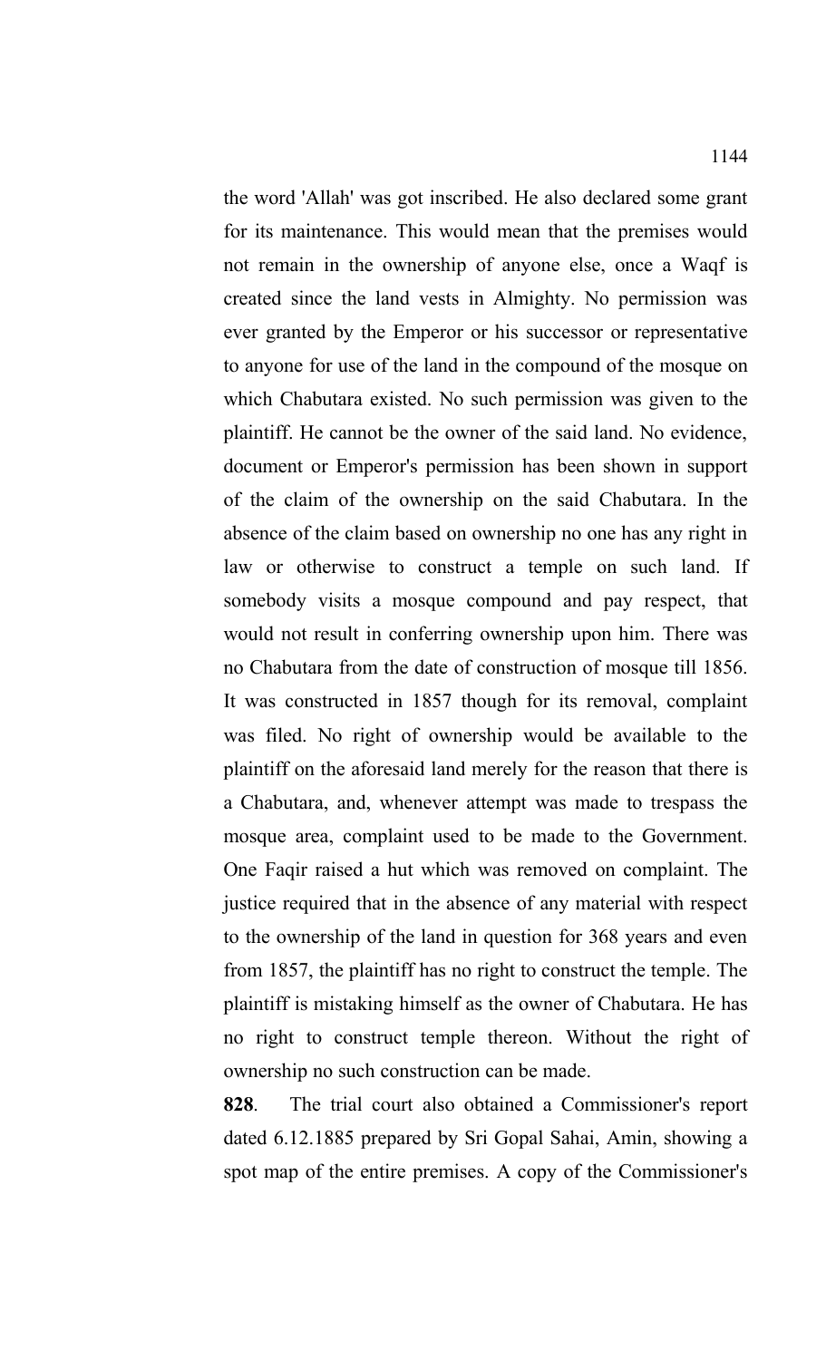the word 'Allah' was got inscribed. He also declared some grant for its maintenance. This would mean that the premises would not remain in the ownership of anyone else, once a Waqf is created since the land vests in Almighty. No permission was ever granted by the Emperor or his successor or representative to anyone for use of the land in the compound of the mosque on which Chabutara existed. No such permission was given to the plaintiff. He cannot be the owner of the said land. No evidence, document or Emperor's permission has been shown in support of the claim of the ownership on the said Chabutara. In the absence of the claim based on ownership no one has any right in law or otherwise to construct a temple on such land. If somebody visits a mosque compound and pay respect, that would not result in conferring ownership upon him. There was no Chabutara from the date of construction of mosque till 1856. It was constructed in 1857 though for its removal, complaint was filed. No right of ownership would be available to the plaintiff on the aforesaid land merely for the reason that there is a Chabutara, and, whenever attempt was made to trespass the mosque area, complaint used to be made to the Government. One Faqir raised a hut which was removed on complaint. The justice required that in the absence of any material with respect to the ownership of the land in question for 368 years and even from 1857, the plaintiff has no right to construct the temple. The plaintiff is mistaking himself as the owner of Chabutara. He has no right to construct temple thereon. Without the right of ownership no such construction can be made.

**828**. The trial court also obtained a Commissioner's report dated 6.12.1885 prepared by Sri Gopal Sahai, Amin, showing a spot map of the entire premises. A copy of the Commissioner's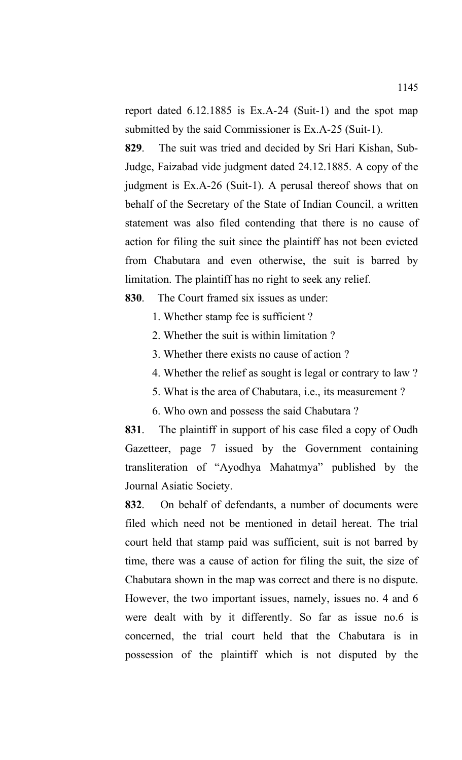report dated 6.12.1885 is Ex.A-24 (Suit-1) and the spot map submitted by the said Commissioner is Ex.A-25 (Suit-1).

**829**. The suit was tried and decided by Sri Hari Kishan, Sub-Judge, Faizabad vide judgment dated 24.12.1885. A copy of the judgment is Ex.A-26 (Suit-1). A perusal thereof shows that on behalf of the Secretary of the State of Indian Council, a written statement was also filed contending that there is no cause of action for filing the suit since the plaintiff has not been evicted from Chabutara and even otherwise, the suit is barred by limitation. The plaintiff has no right to seek any relief.

**830**. The Court framed six issues as under:

1. Whether stamp fee is sufficient ?
2. Whether the suit is within limitation ?
3. Whether there exists no cause of action ?
4. Whether the relief as sought is legal or contrary to law ?
5. What is the area of Chabutara, i.e., its measurement ?
6. Who own and possess the said Chabutara ?

**831**. The plaintiff in support of his case filed a copy of Oudh Gazetteer, page 7 issued by the Government containing transliteration of "Ayodhya Mahatmya" published by the Journal Asiatic Society.

**832**. On behalf of defendants, a number of documents were filed which need not be mentioned in detail hereat. The trial court held that stamp paid was sufficient, suit is not barred by time, there was a cause of action for filing the suit, the size of Chabutara shown in the map was correct and there is no dispute. However, the two important issues, namely, issues no. 4 and 6 were dealt with by it differently. So far as issue no.6 is concerned, the trial court held that the Chabutara is in possession of the plaintiff which is not disputed by the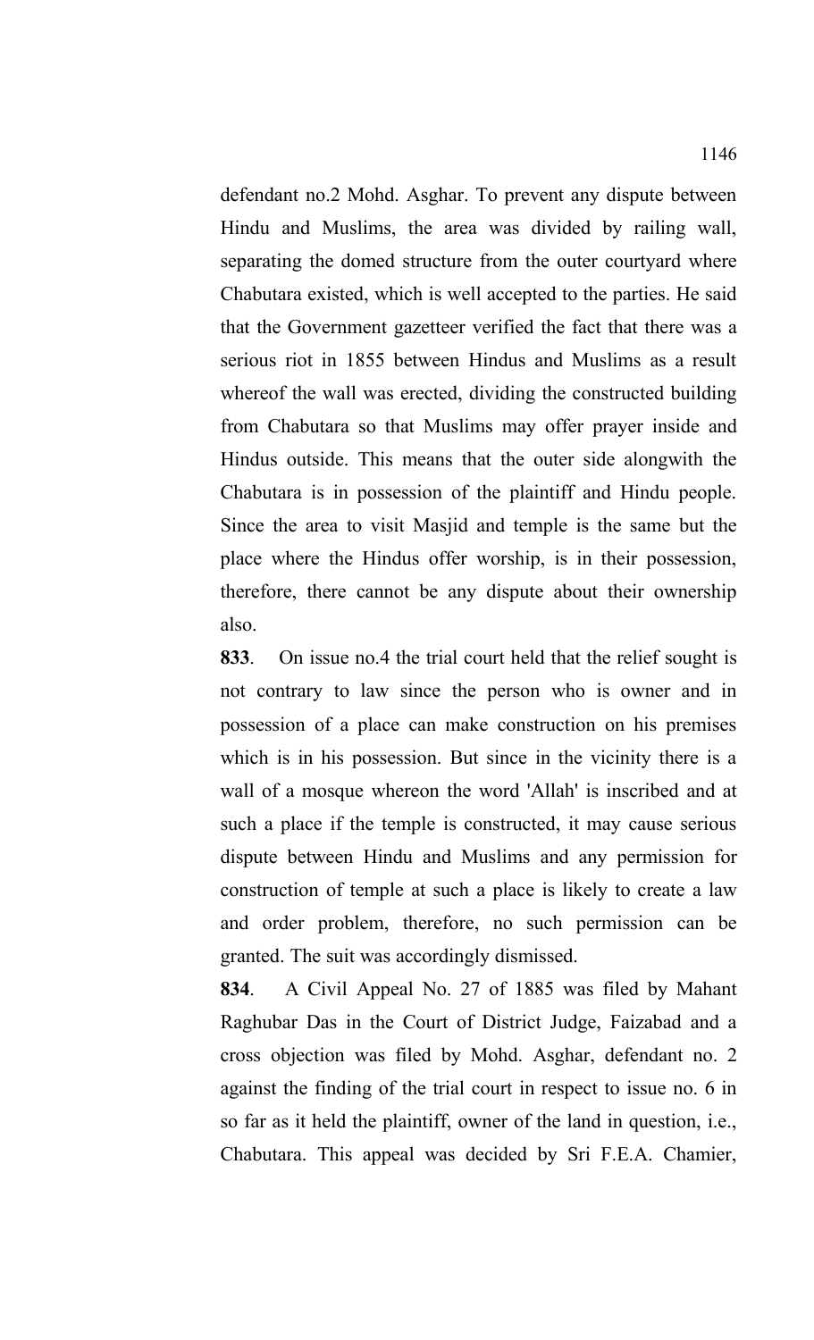defendant no.2 Mohd. Asghar. To prevent any dispute between Hindu and Muslims, the area was divided by railing wall, separating the domed structure from the outer courtyard where Chabutara existed, which is well accepted to the parties. He said that the Government gazetteer verified the fact that there was a serious riot in 1855 between Hindus and Muslims as a result whereof the wall was erected, dividing the constructed building from Chabutara so that Muslims may offer prayer inside and Hindus outside. This means that the outer side alongwith the Chabutara is in possession of the plaintiff and Hindu people. Since the area to visit Masjid and temple is the same but the place where the Hindus offer worship, is in their possession, therefore, there cannot be any dispute about their ownership also.

**833**. On issue no.4 the trial court held that the relief sought is not contrary to law since the person who is owner and in possession of a place can make construction on his premises which is in his possession. But since in the vicinity there is a wall of a mosque whereon the word 'Allah' is inscribed and at such a place if the temple is constructed, it may cause serious dispute between Hindu and Muslims and any permission for construction of temple at such a place is likely to create a law and order problem, therefore, no such permission can be granted. The suit was accordingly dismissed.

**834**. A Civil Appeal No. 27 of 1885 was filed by Mahant Raghubar Das in the Court of District Judge, Faizabad and a cross objection was filed by Mohd. Asghar, defendant no. 2 against the finding of the trial court in respect to issue no. 6 in so far as it held the plaintiff, owner of the land in question, i.e., Chabutara. This appeal was decided by Sri F.E.A. Chamier,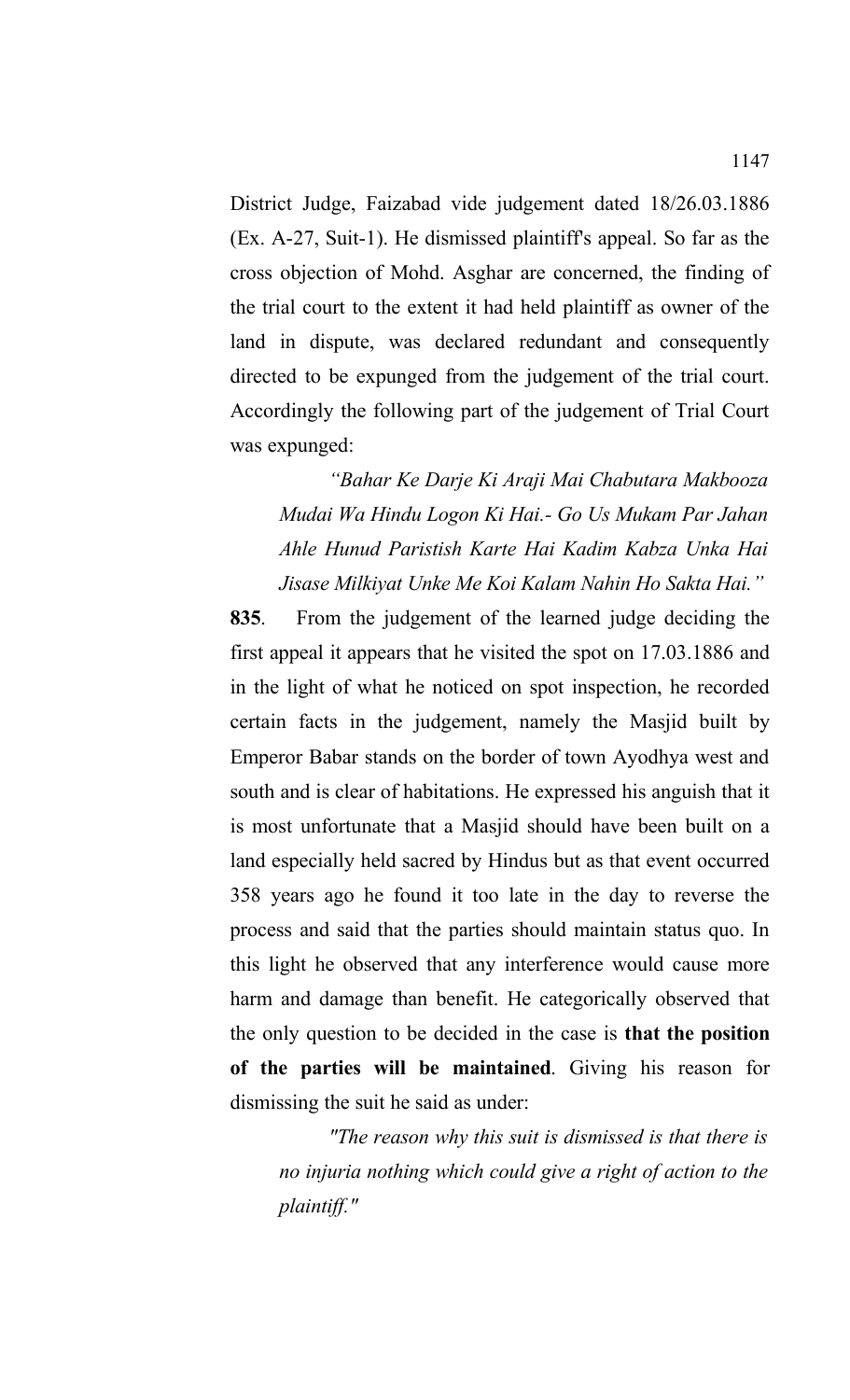District Judge, Faizabad vide judgement dated 18/26.03.1886 (Ex. A-27, Suit-1). He dismissed plaintiff's appeal. So far as the cross objection of Mohd. Asghar are concerned, the finding of the trial court to the extent it had held plaintiff as owner of the land in dispute, was declared redundant and consequently directed to be expunged from the judgement of the trial court. Accordingly the following part of the judgement of Trial Court was expunged:

> *"Bahar Ke Darje Ki Araji Mai Chabutara Makbooza Mudai Wa Hindu Logon Ki Hai.- Go Us Mukam Par Jahan Ahle Hunud Paristish Karte Hai Kadim Kabza Unka Hai Jisase Milkiyat Unke Me Koi Kalam Nahin Ho Sakta Hai."*

**835**. From the judgement of the learned judge deciding the first appeal it appears that he visited the spot on 17.03.1886 and in the light of what he noticed on spot inspection, he recorded certain facts in the judgement, namely the Masjid built by Emperor Babar stands on the border of town Ayodhya west and south and is clear of habitations. He expressed his anguish that it is most unfortunate that a Masjid should have been built on a land especially held sacred by Hindus but as that event occurred 358 years ago he found it too late in the day to reverse the process and said that the parties should maintain status quo. In this light he observed that any interference would cause more harm and damage than benefit. He categorically observed that the only question to be decided in the case is **that the position of the parties will be maintained**. Giving his reason for dismissing the suit he said as under:

> *"The reason why this suit is dismissed is that there is no injuria nothing which could give a right of action to the plaintiff."*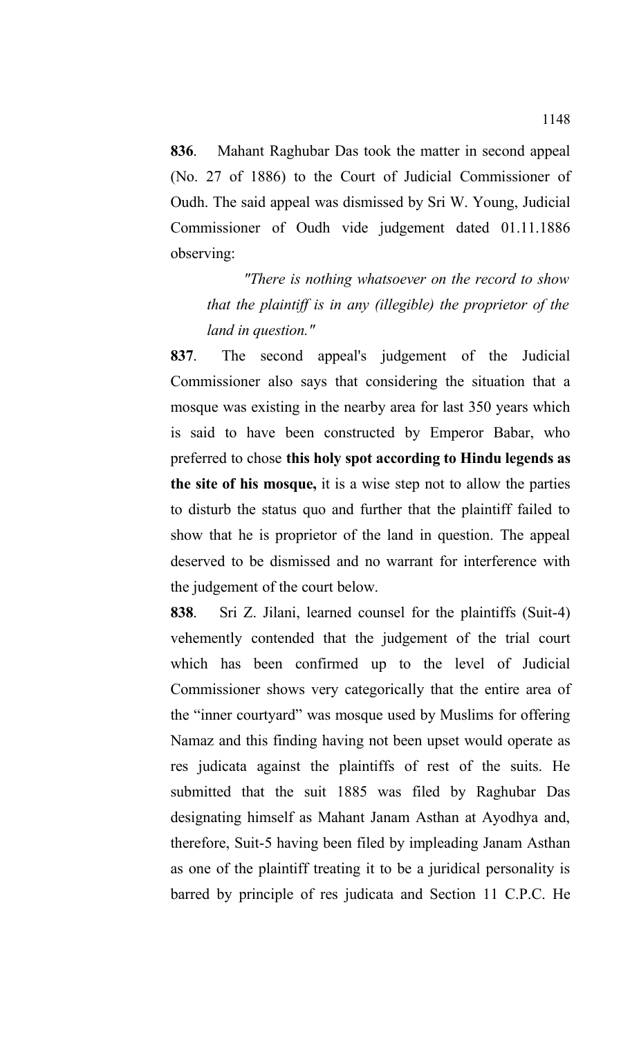**836**. Mahant Raghubar Das took the matter in second appeal (No. 27 of 1886) to the Court of Judicial Commissioner of Oudh. The said appeal was dismissed by Sri W. Young, Judicial Commissioner of Oudh vide judgement dated 01.11.1886 observing:

> *"There is nothing whatsoever on the record to show that the plaintiff is in any (illegible) the proprietor of the land in question."*

**837**. The second appeal's judgement of the Judicial Commissioner also says that considering the situation that a mosque was existing in the nearby area for last 350 years which is said to have been constructed by Emperor Babar, who preferred to chose **this holy spot according to Hindu legends as the site of his mosque,** it is a wise step not to allow the parties to disturb the status quo and further that the plaintiff failed to show that he is proprietor of the land in question. The appeal deserved to be dismissed and no warrant for interference with the judgement of the court below.

**838**. Sri Z. Jilani, learned counsel for the plaintiffs (Suit-4) vehemently contended that the judgement of the trial court which has been confirmed up to the level of Judicial Commissioner shows very categorically that the entire area of the "inner courtyard" was mosque used by Muslims for offering Namaz and this finding having not been upset would operate as res judicata against the plaintiffs of rest of the suits. He submitted that the suit 1885 was filed by Raghubar Das designating himself as Mahant Janam Asthan at Ayodhya and, therefore, Suit-5 having been filed by impleading Janam Asthan as one of the plaintiff treating it to be a juridical personality is barred by principle of res judicata and Section 11 C.P.C. He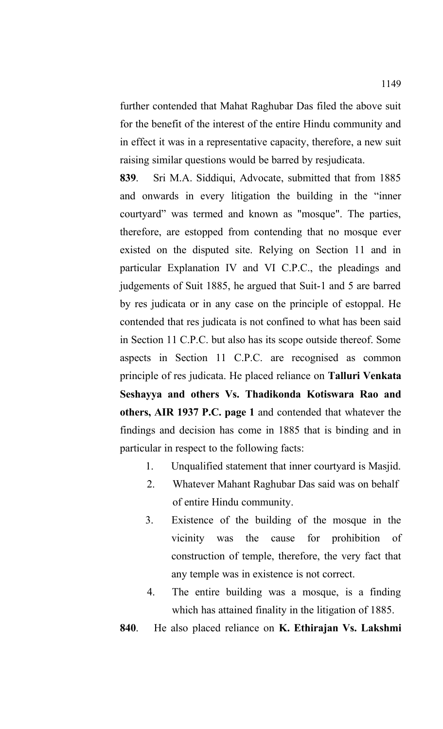further contended that Mahat Raghubar Das filed the above suit for the benefit of the interest of the entire Hindu community and in effect it was in a representative capacity, therefore, a new suit raising similar questions would be barred by resjudicata.

**839**. Sri M.A. Siddiqui, Advocate, submitted that from 1885 and onwards in every litigation the building in the "inner courtyard" was termed and known as "mosque". The parties, therefore, are estopped from contending that no mosque ever existed on the disputed site. Relying on Section 11 and in particular Explanation IV and VI C.P.C., the pleadings and judgements of Suit 1885, he argued that Suit-1 and 5 are barred by res judicata or in any case on the principle of estoppal. He contended that res judicata is not confined to what has been said in Section 11 C.P.C. but also has its scope outside thereof. Some aspects in Section 11 C.P.C. are recognised as common principle of res judicata. He placed reliance on **Talluri Venkata Seshayya and others Vs. Thadikonda Kotiswara Rao and others, AIR 1937 P.C. page 1** and contended that whatever the findings and decision has come in 1885 that is binding and in particular in respect to the following facts:

1. Unqualified statement that inner courtyard is Masjid.
2. Whatever Mahant Raghubar Das said was on behalf of entire Hindu community.
3. Existence of the building of the mosque in the vicinity was the cause for prohibition of construction of temple, therefore, the very fact that any temple was in existence is not correct.
4. The entire building was a mosque, is a finding which has attained finality in the litigation of 1885.

**840**. He also placed reliance on **K. Ethirajan Vs. Lakshmi**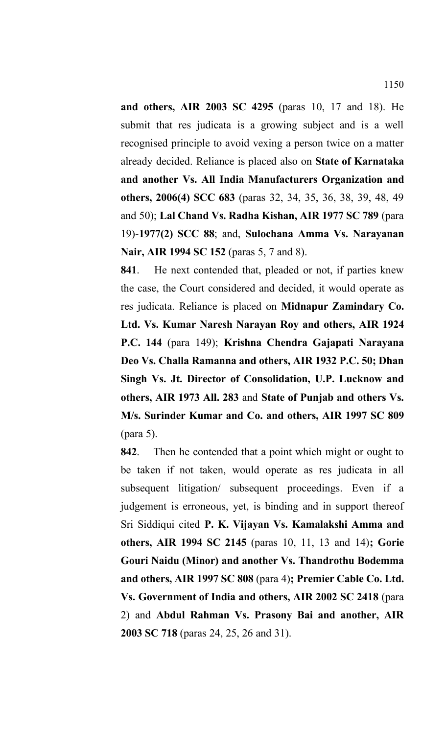**and others, AIR 2003 SC 4295** (paras 10, 17 and 18). He submit that res judicata is a growing subject and is a well recognised principle to avoid vexing a person twice on a matter already decided. Reliance is placed also on **State of Karnataka and another Vs. All India Manufacturers Organization and others, 2006(4) SCC 683** (paras 32, 34, 35, 36, 38, 39, 48, 49 and 50); **Lal Chand Vs. Radha Kishan, AIR 1977 SC 789** (para 19)-**1977(2) SCC 88**; and, **Sulochana Amma Vs. Narayanan Nair, AIR 1994 SC 152** (paras 5, 7 and 8).

**841**. He next contended that, pleaded or not, if parties knew the case, the Court considered and decided, it would operate as res judicata. Reliance is placed on **Midnapur Zamindary Co. Ltd. Vs. Kumar Naresh Narayan Roy and others, AIR 1924 P.C. 144** (para 149); **Krishna Chendra Gajapati Narayana Deo Vs. Challa Ramanna and others, AIR 1932 P.C. 50; Dhan Singh Vs. Jt. Director of Consolidation, U.P. Lucknow and others, AIR 1973 All. 283** and **State of Punjab and others Vs. M/s. Surinder Kumar and Co. and others, AIR 1997 SC 809** (para 5).

**842**. Then he contended that a point which might or ought to be taken if not taken, would operate as res judicata in all subsequent litigation/ subsequent proceedings. Even if a judgement is erroneous, yet, is binding and in support thereof Sri Siddiqui cited **P. K. Vijayan Vs. Kamalakshi Amma and others, AIR 1994 SC 2145** (paras 10, 11, 13 and 14)**; Gorie Gouri Naidu (Minor) and another Vs. Thandrothu Bodemma and others, AIR 1997 SC 808** (para 4)**; Premier Cable Co. Ltd. Vs. Government of India and others, AIR 2002 SC 2418** (para 2) and **Abdul Rahman Vs. Prasony Bai and another, AIR 2003 SC 718** (paras 24, 25, 26 and 31).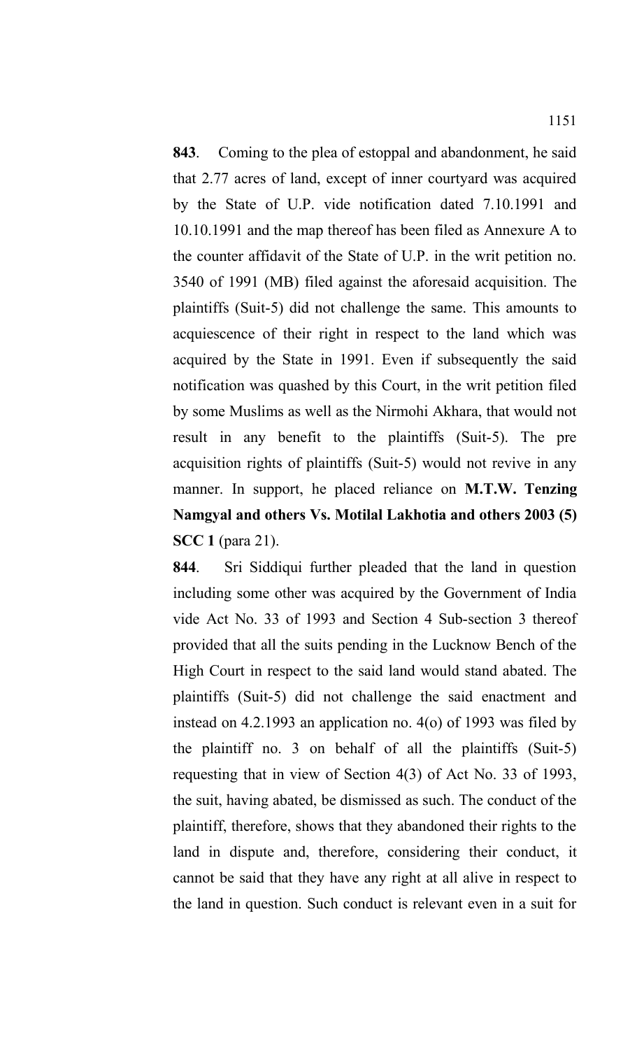**843**. Coming to the plea of estoppal and abandonment, he said that 2.77 acres of land, except of inner courtyard was acquired by the State of U.P. vide notification dated 7.10.1991 and 10.10.1991 and the map thereof has been filed as Annexure A to the counter affidavit of the State of U.P. in the writ petition no. 3540 of 1991 (MB) filed against the aforesaid acquisition. The plaintiffs (Suit-5) did not challenge the same. This amounts to acquiescence of their right in respect to the land which was acquired by the State in 1991. Even if subsequently the said notification was quashed by this Court, in the writ petition filed by some Muslims as well as the Nirmohi Akhara, that would not result in any benefit to the plaintiffs (Suit-5). The pre acquisition rights of plaintiffs (Suit-5) would not revive in any manner. In support, he placed reliance on **M.T.W. Tenzing Namgyal and others Vs. Motilal Lakhotia and others 2003 (5) SCC 1** (para 21).

**844**. Sri Siddiqui further pleaded that the land in question including some other was acquired by the Government of India vide Act No. 33 of 1993 and Section 4 Sub-section 3 thereof provided that all the suits pending in the Lucknow Bench of the High Court in respect to the said land would stand abated. The plaintiffs (Suit-5) did not challenge the said enactment and instead on 4.2.1993 an application no. 4(o) of 1993 was filed by the plaintiff no. 3 on behalf of all the plaintiffs (Suit-5) requesting that in view of Section 4(3) of Act No. 33 of 1993, the suit, having abated, be dismissed as such. The conduct of the plaintiff, therefore, shows that they abandoned their rights to the land in dispute and, therefore, considering their conduct, it cannot be said that they have any right at all alive in respect to the land in question. Such conduct is relevant even in a suit for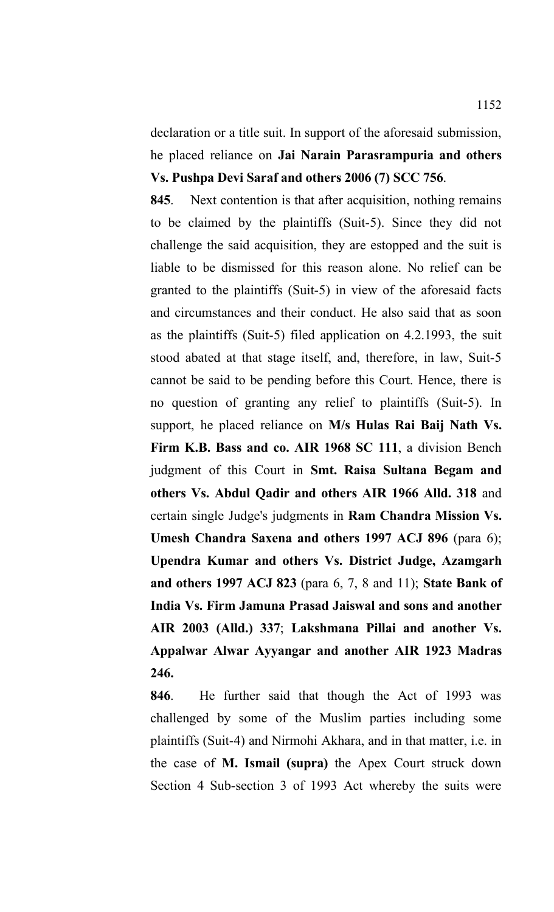declaration or a title suit. In support of the aforesaid submission, he placed reliance on **Jai Narain Parasrampuria and others Vs. Pushpa Devi Saraf and others 2006 (7) SCC 756**.

**845**. Next contention is that after acquisition, nothing remains to be claimed by the plaintiffs (Suit-5). Since they did not challenge the said acquisition, they are estopped and the suit is liable to be dismissed for this reason alone. No relief can be granted to the plaintiffs (Suit-5) in view of the aforesaid facts and circumstances and their conduct. He also said that as soon as the plaintiffs (Suit-5) filed application on 4.2.1993, the suit stood abated at that stage itself, and, therefore, in law, Suit-5 cannot be said to be pending before this Court. Hence, there is no question of granting any relief to plaintiffs (Suit-5). In support, he placed reliance on **M/s Hulas Rai Baij Nath Vs. Firm K.B. Bass and co. AIR 1968 SC 111**, a division Bench judgment of this Court in **Smt. Raisa Sultana Begam and others Vs. Abdul Qadir and others AIR 1966 Alld. 318** and certain single Judge's judgments in **Ram Chandra Mission Vs. Umesh Chandra Saxena and others 1997 ACJ 896** (para 6); **Upendra Kumar and others Vs. District Judge, Azamgarh and others 1997 ACJ 823** (para 6, 7, 8 and 11); **State Bank of India Vs. Firm Jamuna Prasad Jaiswal and sons and another AIR 2003 (Alld.) 337**; **Lakshmana Pillai and another Vs. Appalwar Alwar Ayyangar and another AIR 1923 Madras 246.**

**846**. He further said that though the Act of 1993 was challenged by some of the Muslim parties including some plaintiffs (Suit-4) and Nirmohi Akhara, and in that matter, i.e. in the case of **M. Ismail (supra)** the Apex Court struck down Section 4 Sub-section 3 of 1993 Act whereby the suits were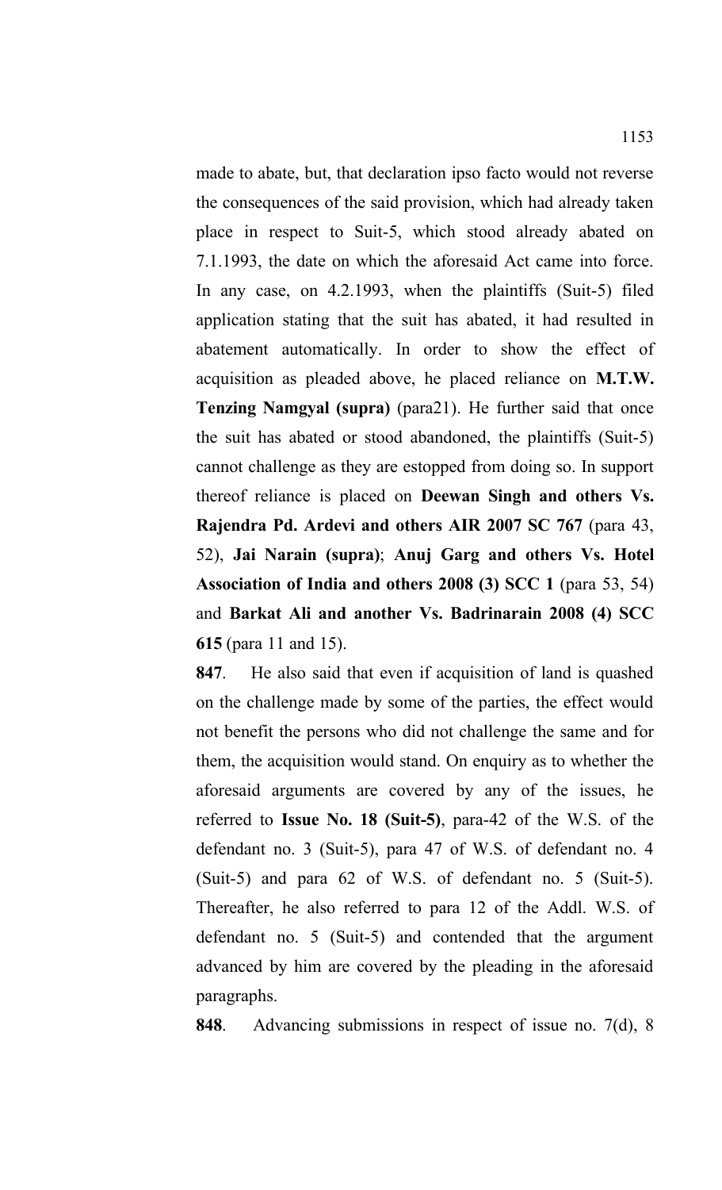made to abate, but, that declaration ipso facto would not reverse the consequences of the said provision, which had already taken place in respect to Suit-5, which stood already abated on 7.1.1993, the date on which the aforesaid Act came into force. In any case, on 4.2.1993, when the plaintiffs (Suit-5) filed application stating that the suit has abated, it had resulted in abatement automatically. In order to show the effect of acquisition as pleaded above, he placed reliance on **M.T.W. Tenzing Namgyal (supra)** (para21). He further said that once the suit has abated or stood abandoned, the plaintiffs (Suit-5) cannot challenge as they are estopped from doing so. In support thereof reliance is placed on **Deewan Singh and others Vs. Rajendra Pd. Ardevi and others AIR 2007 SC 767** (para 43, 52), **Jai Narain (supra)**; **Anuj Garg and others Vs. Hotel Association of India and others 2008 (3) SCC 1** (para 53, 54) and **Barkat Ali and another Vs. Badrinarain 2008 (4) SCC 615** (para 11 and 15).

**847**. He also said that even if acquisition of land is quashed on the challenge made by some of the parties, the effect would not benefit the persons who did not challenge the same and for them, the acquisition would stand. On enquiry as to whether the aforesaid arguments are covered by any of the issues, he referred to **Issue No. 18 (Suit-5)**, para-42 of the W.S. of the defendant no. 3 (Suit-5), para 47 of W.S. of defendant no. 4 (Suit-5) and para 62 of W.S. of defendant no. 5 (Suit-5). Thereafter, he also referred to para 12 of the Addl. W.S. of defendant no. 5 (Suit-5) and contended that the argument advanced by him are covered by the pleading in the aforesaid paragraphs.

**848**. Advancing submissions in respect of issue no. 7(d), 8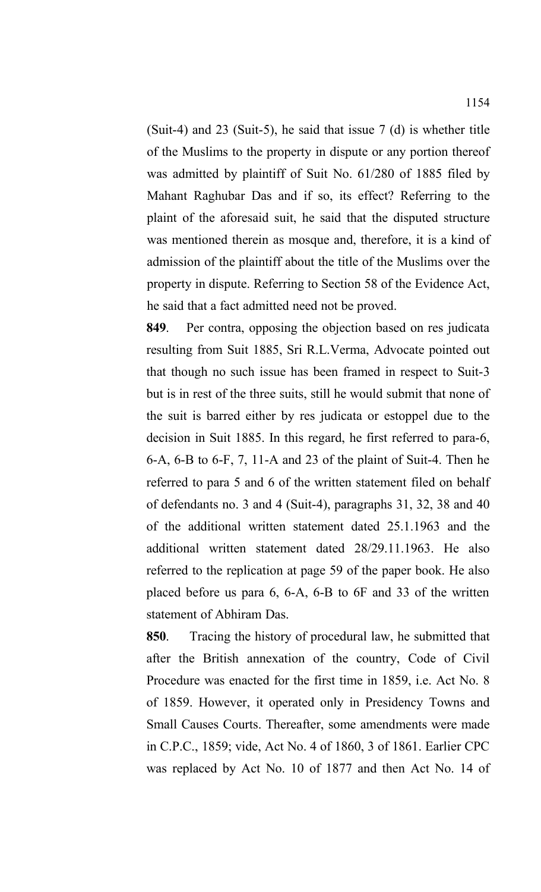(Suit-4) and 23 (Suit-5), he said that issue 7 (d) is whether title of the Muslims to the property in dispute or any portion thereof was admitted by plaintiff of Suit No. 61/280 of 1885 filed by Mahant Raghubar Das and if so, its effect? Referring to the plaint of the aforesaid suit, he said that the disputed structure was mentioned therein as mosque and, therefore, it is a kind of admission of the plaintiff about the title of the Muslims over the property in dispute. Referring to Section 58 of the Evidence Act, he said that a fact admitted need not be proved.

**849**. Per contra, opposing the objection based on res judicata resulting from Suit 1885, Sri R.L.Verma, Advocate pointed out that though no such issue has been framed in respect to Suit-3 but is in rest of the three suits, still he would submit that none of the suit is barred either by res judicata or estoppel due to the decision in Suit 1885. In this regard, he first referred to para-6, 6-A, 6-B to 6-F, 7, 11-A and 23 of the plaint of Suit-4. Then he referred to para 5 and 6 of the written statement filed on behalf of defendants no. 3 and 4 (Suit-4), paragraphs 31, 32, 38 and 40 of the additional written statement dated 25.1.1963 and the additional written statement dated 28/29.11.1963. He also referred to the replication at page 59 of the paper book. He also placed before us para 6, 6-A, 6-B to 6F and 33 of the written statement of Abhiram Das.

**850**. Tracing the history of procedural law, he submitted that after the British annexation of the country, Code of Civil Procedure was enacted for the first time in 1859, i.e. Act No. 8 of 1859. However, it operated only in Presidency Towns and Small Causes Courts. Thereafter, some amendments were made in C.P.C., 1859; vide, Act No. 4 of 1860, 3 of 1861. Earlier CPC was replaced by Act No. 10 of 1877 and then Act No. 14 of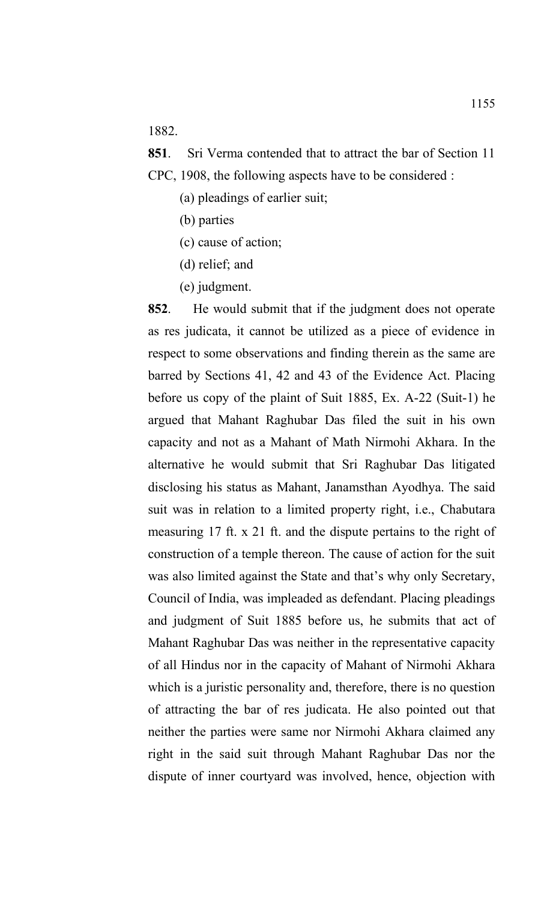1882.

**851**. Sri Verma contended that to attract the bar of Section 11 CPC, 1908, the following aspects have to be considered :

(a) pleadings of earlier suit;

(b) parties

(c) cause of action;

(d) relief; and

(e) judgment.

**852**. He would submit that if the judgment does not operate as res judicata, it cannot be utilized as a piece of evidence in respect to some observations and finding therein as the same are barred by Sections 41, 42 and 43 of the Evidence Act. Placing before us copy of the plaint of Suit 1885, Ex. A-22 (Suit-1) he argued that Mahant Raghubar Das filed the suit in his own capacity and not as a Mahant of Math Nirmohi Akhara. In the alternative he would submit that Sri Raghubar Das litigated disclosing his status as Mahant, Janamsthan Ayodhya. The said suit was in relation to a limited property right, i.e., Chabutara measuring 17 ft. x 21 ft. and the dispute pertains to the right of construction of a temple thereon. The cause of action for the suit was also limited against the State and that's why only Secretary, Council of India, was impleaded as defendant. Placing pleadings and judgment of Suit 1885 before us, he submits that act of Mahant Raghubar Das was neither in the representative capacity of all Hindus nor in the capacity of Mahant of Nirmohi Akhara which is a juristic personality and, therefore, there is no question of attracting the bar of res judicata. He also pointed out that neither the parties were same nor Nirmohi Akhara claimed any right in the said suit through Mahant Raghubar Das nor the dispute of inner courtyard was involved, hence, objection with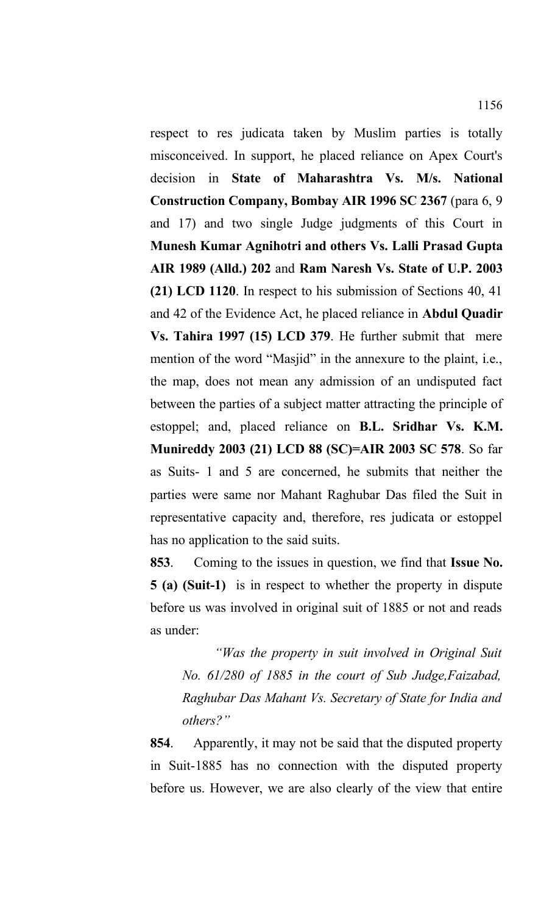respect to res judicata taken by Muslim parties is totally misconceived. In support, he placed reliance on Apex Court's decision in **State of Maharashtra Vs. M/s. National Construction Company, Bombay AIR 1996 SC 2367** (para 6, 9 and 17) and two single Judge judgments of this Court in **Munesh Kumar Agnihotri and others Vs. Lalli Prasad Gupta AIR 1989 (Alld.) 202** and **Ram Naresh Vs. State of U.P. 2003 (21) LCD 1120**. In respect to his submission of Sections 40, 41 and 42 of the Evidence Act, he placed reliance in **Abdul Quadir Vs. Tahira 1997 (15) LCD 379**. He further submit that mere mention of the word "Masjid" in the annexure to the plaint, i.e., the map, does not mean any admission of an undisputed fact between the parties of a subject matter attracting the principle of estoppel; and, placed reliance on **B.L. Sridhar Vs. K.M. Munireddy 2003 (21) LCD 88 (SC)=AIR 2003 SC 578**. So far as Suits- 1 and 5 are concerned, he submits that neither the parties were same nor Mahant Raghubar Das filed the Suit in representative capacity and, therefore, res judicata or estoppel has no application to the said suits.

**853**. Coming to the issues in question, we find that **Issue No. 5 (a) (Suit-1)** is in respect to whether the property in dispute before us was involved in original suit of 1885 or not and reads as under:

> *"Was the property in suit involved in Original Suit No. 61/280 of 1885 in the court of Sub Judge,Faizabad, Raghubar Das Mahant Vs. Secretary of State for India and others?"*

**854**. Apparently, it may not be said that the disputed property in Suit-1885 has no connection with the disputed property before us. However, we are also clearly of the view that entire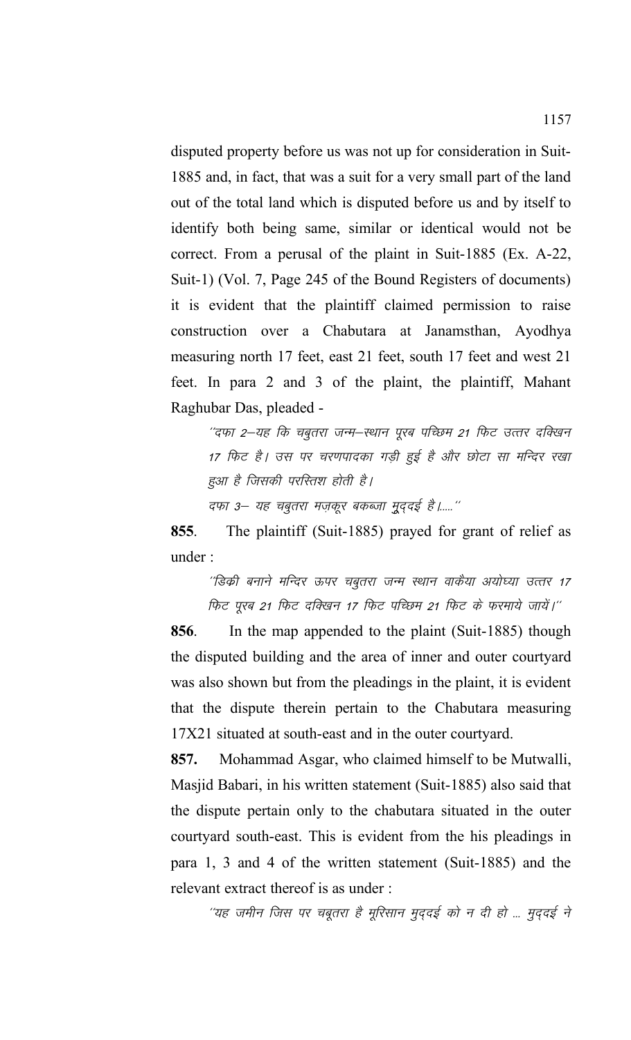disputed property before us was not up for consideration in Suit-1885 and, in fact, that was a suit for a very small part of the land out of the total land which is disputed before us and by itself to identify both being same, similar or identical would not be correct. From a perusal of the plaint in Suit-1885 (Ex. A-22, Suit-1) (Vol. 7, Page 245 of the Bound Registers of documents) it is evident that the plaintiff claimed permission to raise construction over a Chabutara at Janamsthan, Ayodhya measuring north 17 feet, east 21 feet, south 17 feet and west 21 feet. In para 2 and 3 of the plaint, the plaintiff, Mahant Raghubar Das, pleaded -

> ''दफा 2–यह कि चबुतरा जन्म–स्थान पूरब पच्छिम 21 फिट उत्तर दक्खिन 17 फिट है। उस पर चरणपादका गड़ी हुई है और छोटा सा मन्दिर रखा हुआ है जिसकी परस्तिश होती है।
>
> दफा 3– यह चबुतरा मज़कूर बकब्जा मुद्दई है।.....''

**855**. The plaintiff (Suit-1885) prayed for grant of relief as under :

> ''डिक्री बनाने मन्दिर ऊपर चबुतरा जन्म स्थान वाकैया अयोध्या उत्तर 17 फिट पूरब 21 फिट दक्खिन 17 फिट पच्छिम 21 फिट के फरमाये जायें।''

**856**. In the map appended to the plaint (Suit-1885) though the disputed building and the area of inner and outer courtyard was also shown but from the pleadings in the plaint, it is evident that the dispute therein pertain to the Chabutara measuring 17X21 situated at south-east and in the outer courtyard.

**857.** Mohammad Asgar, who claimed himself to be Mutwalli, Masjid Babari, in his written statement (Suit-1885) also said that the dispute pertain only to the chabutara situated in the outer courtyard south-east. This is evident from the his pleadings in para 1, 3 and 4 of the written statement (Suit-1885) and the relevant extract thereof is as under :

> ''यह जमीन जिस पर चबूतरा है मूरिसान मुद्दई को न दी हो ... मुद्दई ने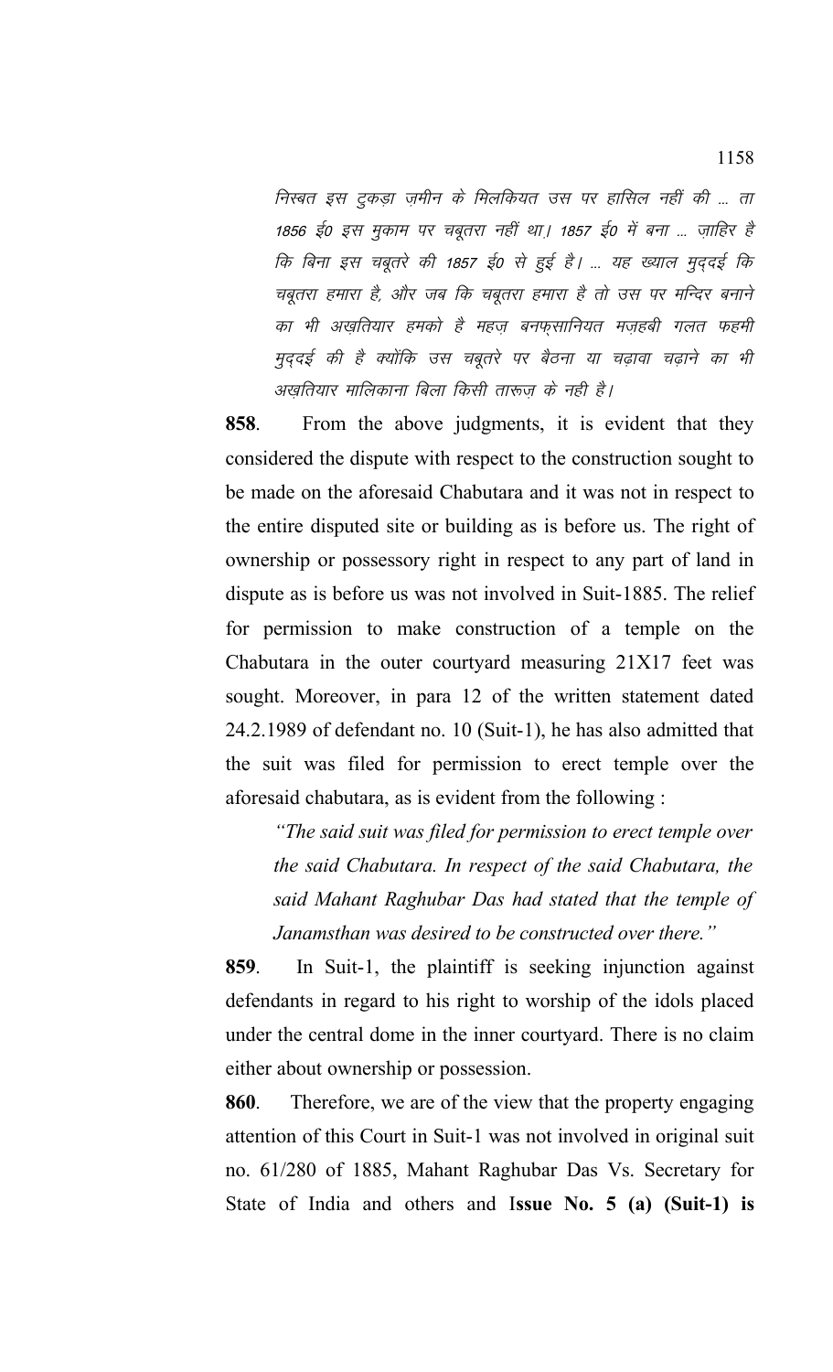*निस्बत इस टुकड़ा ज़मीन के मिलकियत उस पर हासिल नहीं की ... ता 1856 ई0 इस मुकाम पर चबूतरा नहीं था। 1857 ई0 में बना ... ज़ाहिर है कि बिना इस चबूतरे की 1857 ई0 से हुई है। ... यह ख्याल मुद्दई कि चबूतरा हमारा है, और जब कि चबूतरा हमारा है तो उस पर मन्दिर बनाने का भी अख़तियार हमको है महज़ बनफ़सानियत मज़हबी गलत फहमी मुद्दई की है क्योंकि उस चबूतरे पर बैठना या चढ़ावा चढ़ाने का भी अख़तियार मालिकाना बिला किसी तारूज़ के नही है।*

**858**. From the above judgments, it is evident that they considered the dispute with respect to the construction sought to be made on the aforesaid Chabutara and it was not in respect to the entire disputed site or building as is before us. The right of ownership or possessory right in respect to any part of land in dispute as is before us was not involved in Suit-1885. The relief for permission to make construction of a temple on the Chabutara in the outer courtyard measuring 21X17 feet was sought. Moreover, in para 12 of the written statement dated 24.2.1989 of defendant no. 10 (Suit-1), he has also admitted that the suit was filed for permission to erect temple over the aforesaid chabutara, as is evident from the following :

*"The said suit was filed for permission to erect temple over the said Chabutara. In respect of the said Chabutara, the said Mahant Raghubar Das had stated that the temple of Janamsthan was desired to be constructed over there."*

**859**. In Suit-1, the plaintiff is seeking injunction against defendants in regard to his right to worship of the idols placed under the central dome in the inner courtyard. There is no claim either about ownership or possession.

**860**. Therefore, we are of the view that the property engaging attention of this Court in Suit-1 was not involved in original suit no. 61/280 of 1885, Mahant Raghubar Das Vs. Secretary for State of India and others and I**ssue No. 5 (a) (Suit-1) is**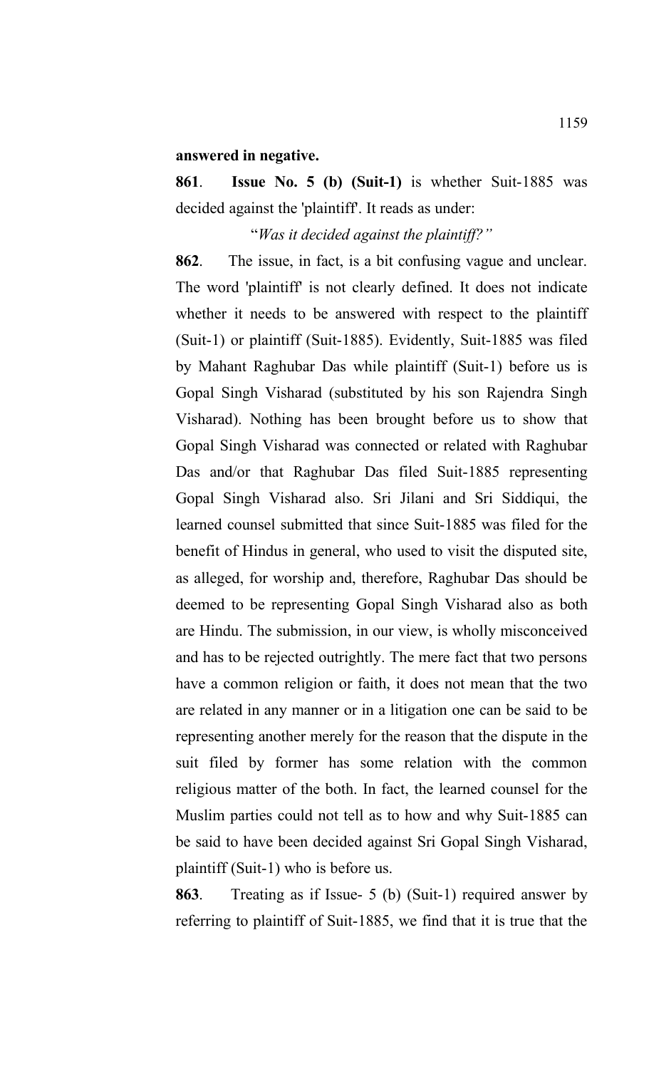**answered in negative.**

**861**. **Issue No. 5 (b) (Suit-1)** is whether Suit-1885 was decided against the 'plaintiff'. It reads as under:

"*Was it decided against the plaintiff?"*

**862**. The issue, in fact, is a bit confusing vague and unclear. The word 'plaintiff' is not clearly defined. It does not indicate whether it needs to be answered with respect to the plaintiff (Suit-1) or plaintiff (Suit-1885). Evidently, Suit-1885 was filed by Mahant Raghubar Das while plaintiff (Suit-1) before us is Gopal Singh Visharad (substituted by his son Rajendra Singh Visharad). Nothing has been brought before us to show that Gopal Singh Visharad was connected or related with Raghubar Das and/or that Raghubar Das filed Suit-1885 representing Gopal Singh Visharad also. Sri Jilani and Sri Siddiqui, the learned counsel submitted that since Suit-1885 was filed for the benefit of Hindus in general, who used to visit the disputed site, as alleged, for worship and, therefore, Raghubar Das should be deemed to be representing Gopal Singh Visharad also as both are Hindu. The submission, in our view, is wholly misconceived and has to be rejected outrightly. The mere fact that two persons have a common religion or faith, it does not mean that the two are related in any manner or in a litigation one can be said to be representing another merely for the reason that the dispute in the suit filed by former has some relation with the common religious matter of the both. In fact, the learned counsel for the Muslim parties could not tell as to how and why Suit-1885 can be said to have been decided against Sri Gopal Singh Visharad, plaintiff (Suit-1) who is before us.

**863**. Treating as if Issue- 5 (b) (Suit-1) required answer by referring to plaintiff of Suit-1885, we find that it is true that the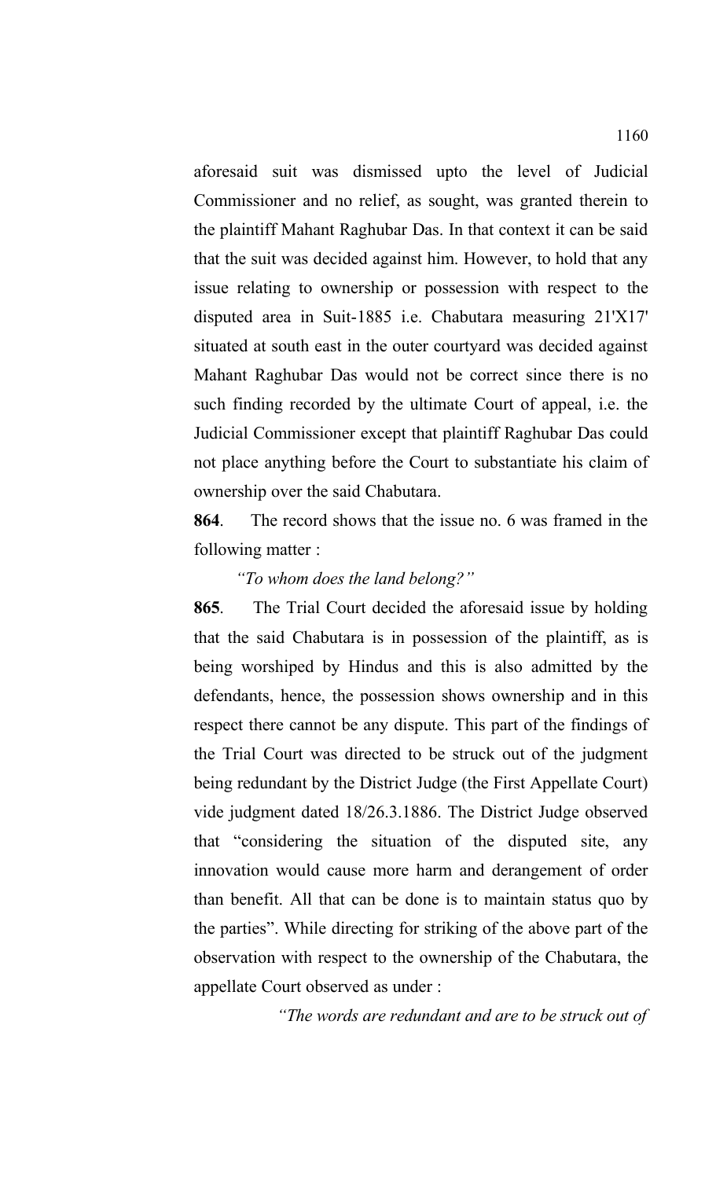aforesaid suit was dismissed upto the level of Judicial Commissioner and no relief, as sought, was granted therein to the plaintiff Mahant Raghubar Das. In that context it can be said that the suit was decided against him. However, to hold that any issue relating to ownership or possession with respect to the disputed area in Suit-1885 i.e. Chabutara measuring 21'X17' situated at south east in the outer courtyard was decided against Mahant Raghubar Das would not be correct since there is no such finding recorded by the ultimate Court of appeal, i.e. the Judicial Commissioner except that plaintiff Raghubar Das could not place anything before the Court to substantiate his claim of ownership over the said Chabutara.

**864**. The record shows that the issue no. 6 was framed in the following matter :

*"To whom does the land belong?"*

**865**. The Trial Court decided the aforesaid issue by holding that the said Chabutara is in possession of the plaintiff, as is being worshiped by Hindus and this is also admitted by the defendants, hence, the possession shows ownership and in this respect there cannot be any dispute. This part of the findings of the Trial Court was directed to be struck out of the judgment being redundant by the District Judge (the First Appellate Court) vide judgment dated 18/26.3.1886. The District Judge observed that "considering the situation of the disputed site, any innovation would cause more harm and derangement of order than benefit. All that can be done is to maintain status quo by the parties". While directing for striking of the above part of the observation with respect to the ownership of the Chabutara, the appellate Court observed as under :

*"The words are redundant and are to be struck out of*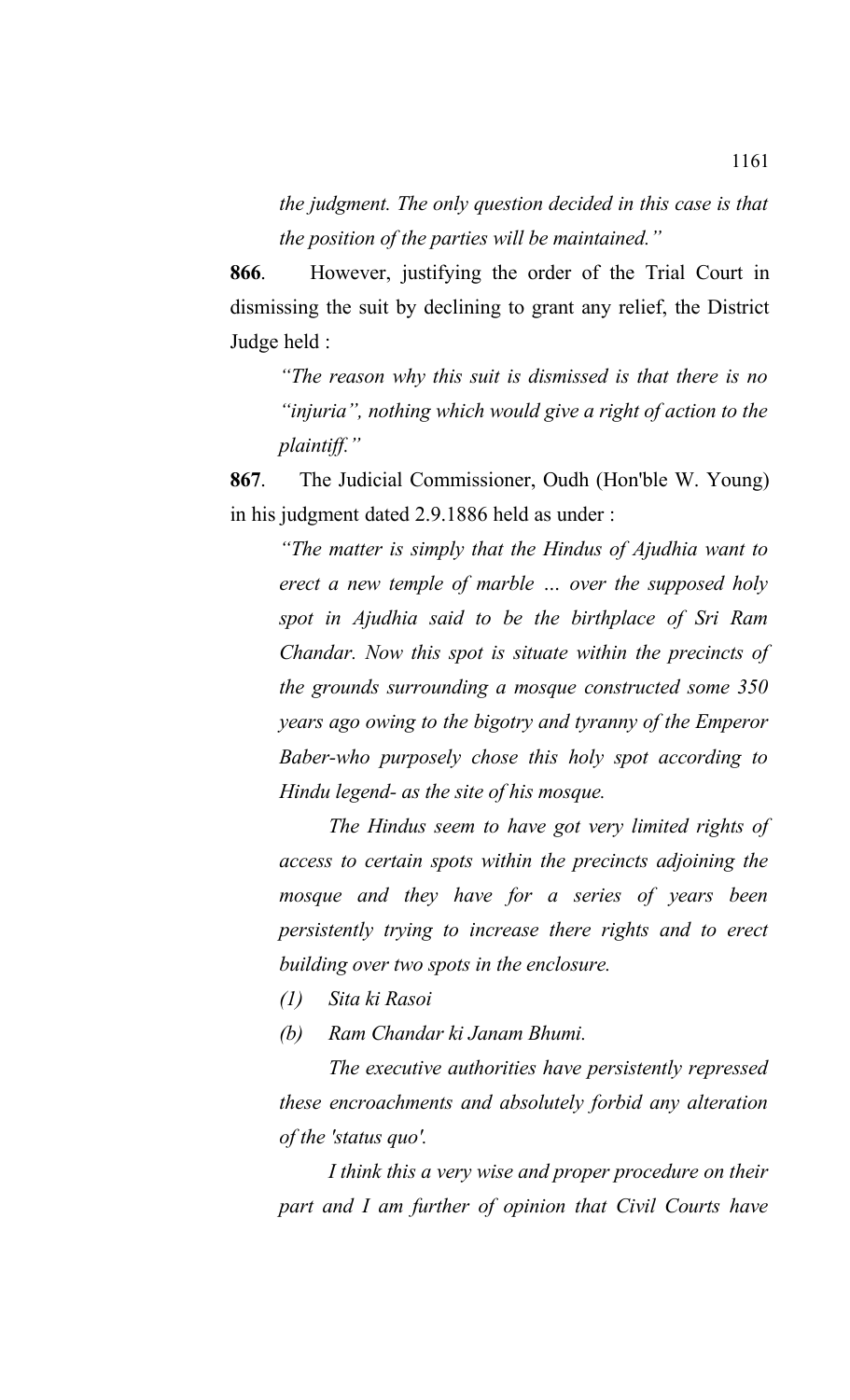*the judgment. The only question decided in this case is that the position of the parties will be maintained."*

**866**. However, justifying the order of the Trial Court in dismissing the suit by declining to grant any relief, the District Judge held :

> *"The reason why this suit is dismissed is that there is no "injuria", nothing which would give a right of action to the plaintiff."*

**867**. The Judicial Commissioner, Oudh (Hon'ble W. Young) in his judgment dated 2.9.1886 held as under :

> *"The matter is simply that the Hindus of Ajudhia want to erect a new temple of marble ... over the supposed holy spot in Ajudhia said to be the birthplace of Sri Ram Chandar. Now this spot is situate within the precincts of the grounds surrounding a mosque constructed some 350 years ago owing to the bigotry and tyranny of the Emperor Baber-who purposely chose this holy spot according to Hindu legend- as the site of his mosque.*
>
> *The Hindus seem to have got very limited rights of access to certain spots within the precincts adjoining the mosque and they have for a series of years been persistently trying to increase there rights and to erect building over two spots in the enclosure.*
>
> *(1) Sita ki Rasoi*
>
> *(b) Ram Chandar ki Janam Bhumi.*
>
> *The executive authorities have persistently repressed these encroachments and absolutely forbid any alteration of the 'status quo'.*
>
> *I think this a very wise and proper procedure on their part and I am further of opinion that Civil Courts have*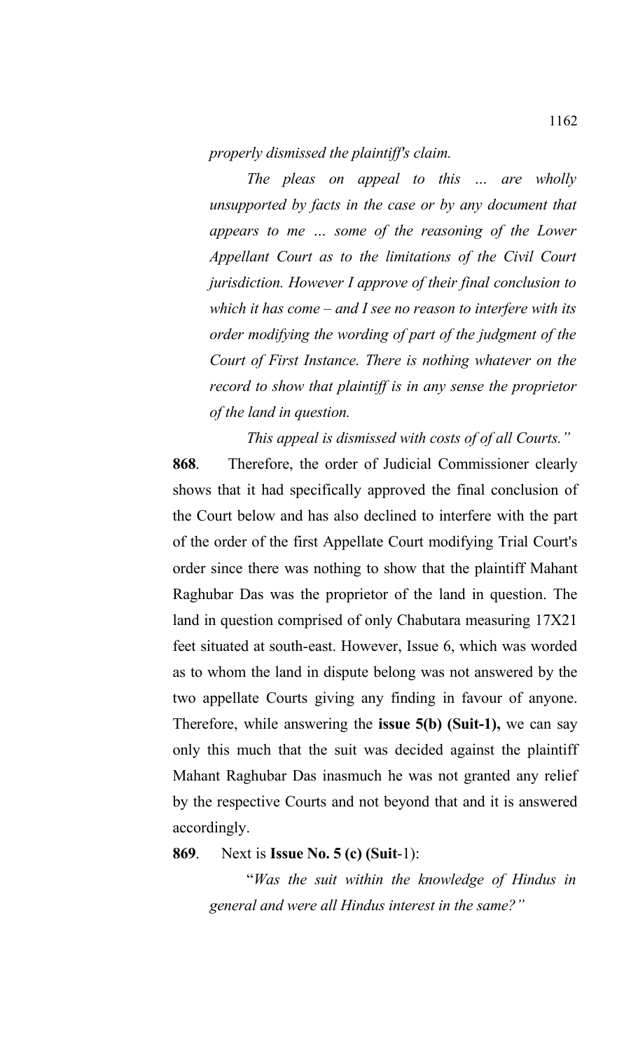*properly dismissed the plaintiff's claim.*

*The pleas on appeal to this … are wholly unsupported by facts in the case or by any document that appears to me … some of the reasoning of the Lower Appellant Court as to the limitations of the Civil Court jurisdiction. However I approve of their final conclusion to which it has come – and I see no reason to interfere with its order modifying the wording of part of the judgment of the Court of First Instance. There is nothing whatever on the record to show that plaintiff is in any sense the proprietor of the land in question.*

*This appeal is dismissed with costs of of all Courts."*

**868**. Therefore, the order of Judicial Commissioner clearly shows that it had specifically approved the final conclusion of the Court below and has also declined to interfere with the part of the order of the first Appellate Court modifying Trial Court's order since there was nothing to show that the plaintiff Mahant Raghubar Das was the proprietor of the land in question. The land in question comprised of only Chabutara measuring 17X21 feet situated at south-east. However, Issue 6, which was worded as to whom the land in dispute belong was not answered by the two appellate Courts giving any finding in favour of anyone. Therefore, while answering the **issue 5(b) (Suit-1),** we can say only this much that the suit was decided against the plaintiff Mahant Raghubar Das inasmuch he was not granted any relief by the respective Courts and not beyond that and it is answered accordingly.

**869**. Next is **Issue No. 5 (c) (Suit**-1):

"*Was the suit within the knowledge of Hindus in general and were all Hindus interest in the same?"*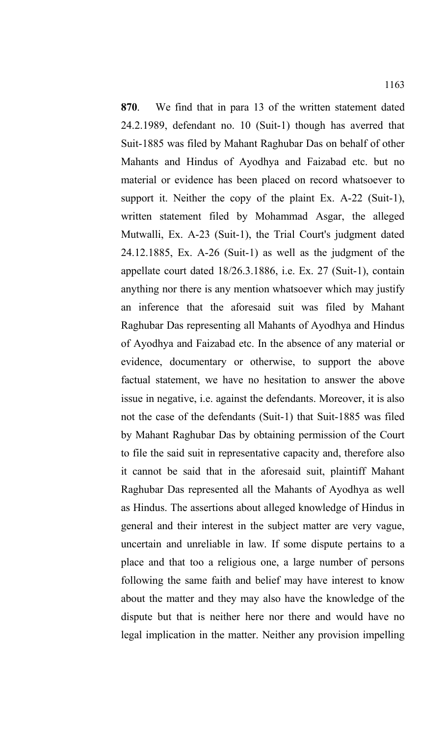**870**. We find that in para 13 of the written statement dated 24.2.1989, defendant no. 10 (Suit-1) though has averred that Suit-1885 was filed by Mahant Raghubar Das on behalf of other Mahants and Hindus of Ayodhya and Faizabad etc. but no material or evidence has been placed on record whatsoever to support it. Neither the copy of the plaint Ex. A-22 (Suit-1), written statement filed by Mohammad Asgar, the alleged Mutwalli, Ex. A-23 (Suit-1), the Trial Court's judgment dated 24.12.1885, Ex. A-26 (Suit-1) as well as the judgment of the appellate court dated 18/26.3.1886, i.e. Ex. 27 (Suit-1), contain anything nor there is any mention whatsoever which may justify an inference that the aforesaid suit was filed by Mahant Raghubar Das representing all Mahants of Ayodhya and Hindus of Ayodhya and Faizabad etc. In the absence of any material or evidence, documentary or otherwise, to support the above factual statement, we have no hesitation to answer the above issue in negative, i.e. against the defendants. Moreover, it is also not the case of the defendants (Suit-1) that Suit-1885 was filed by Mahant Raghubar Das by obtaining permission of the Court to file the said suit in representative capacity and, therefore also it cannot be said that in the aforesaid suit, plaintiff Mahant Raghubar Das represented all the Mahants of Ayodhya as well as Hindus. The assertions about alleged knowledge of Hindus in general and their interest in the subject matter are very vague, uncertain and unreliable in law. If some dispute pertains to a place and that too a religious one, a large number of persons following the same faith and belief may have interest to know about the matter and they may also have the knowledge of the dispute but that is neither here nor there and would have no legal implication in the matter. Neither any provision impelling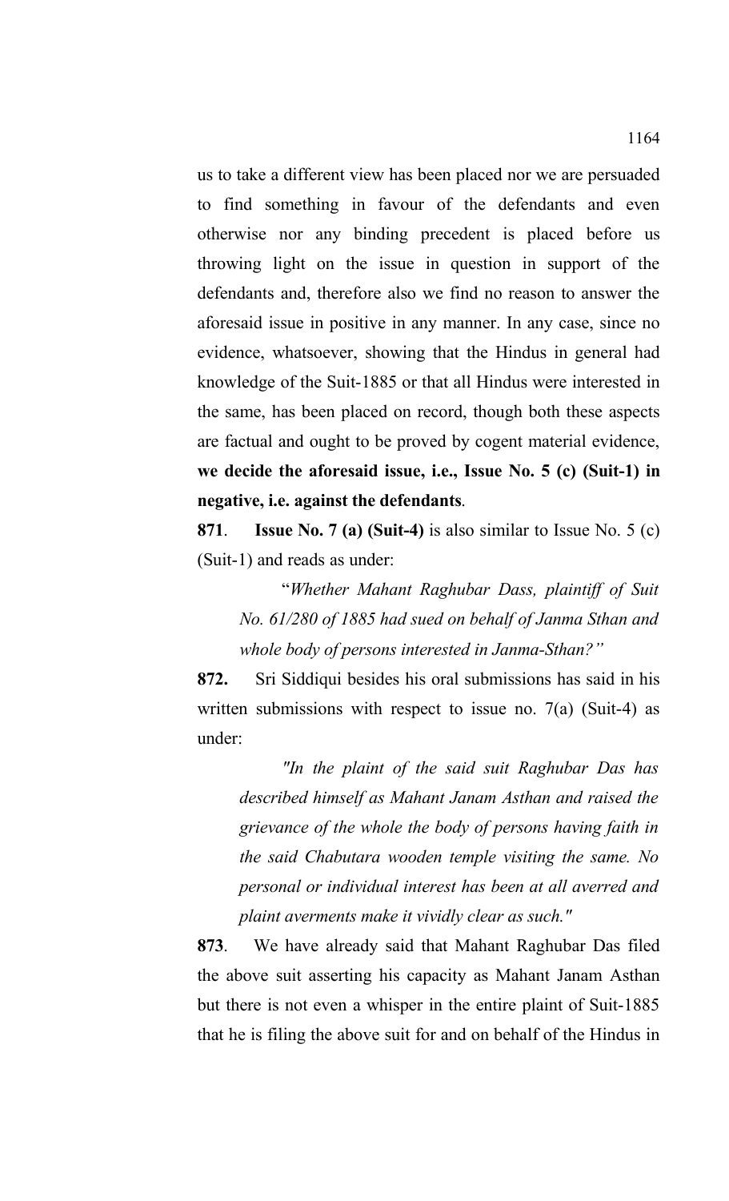us to take a different view has been placed nor we are persuaded to find something in favour of the defendants and even otherwise nor any binding precedent is placed before us throwing light on the issue in question in support of the defendants and, therefore also we find no reason to answer the aforesaid issue in positive in any manner. In any case, since no evidence, whatsoever, showing that the Hindus in general had knowledge of the Suit-1885 or that all Hindus were interested in the same, has been placed on record, though both these aspects are factual and ought to be proved by cogent material evidence, **we decide the aforesaid issue, i.e., Issue No. 5 (c) (Suit-1) in negative, i.e. against the defendants**.

**871**. **Issue No. 7 (a) (Suit-4)** is also similar to Issue No. 5 (c) (Suit-1) and reads as under:

> "*Whether Mahant Raghubar Dass, plaintiff of Suit No. 61/280 of 1885 had sued on behalf of Janma Sthan and whole body of persons interested in Janma-Sthan?"*

**872.** Sri Siddiqui besides his oral submissions has said in his written submissions with respect to issue no. 7(a) (Suit-4) as under:

> *"In the plaint of the said suit Raghubar Das has described himself as Mahant Janam Asthan and raised the grievance of the whole the body of persons having faith in the said Chabutara wooden temple visiting the same. No personal or individual interest has been at all averred and plaint averments make it vividly clear as such."*

**873**. We have already said that Mahant Raghubar Das filed the above suit asserting his capacity as Mahant Janam Asthan but there is not even a whisper in the entire plaint of Suit-1885 that he is filing the above suit for and on behalf of the Hindus in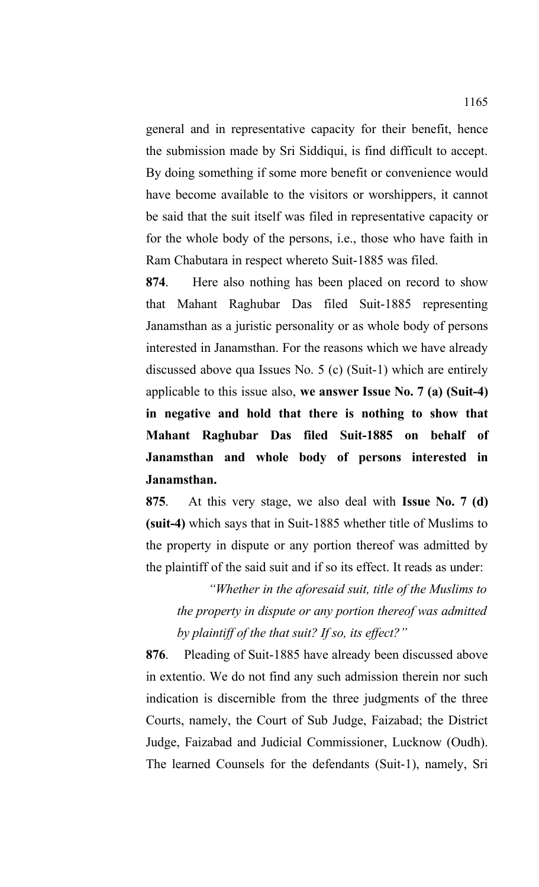general and in representative capacity for their benefit, hence the submission made by Sri Siddiqui, is find difficult to accept. By doing something if some more benefit or convenience would have become available to the visitors or worshippers, it cannot be said that the suit itself was filed in representative capacity or for the whole body of the persons, i.e., those who have faith in Ram Chabutara in respect whereto Suit-1885 was filed.

**874**. Here also nothing has been placed on record to show that Mahant Raghubar Das filed Suit-1885 representing Janamsthan as a juristic personality or as whole body of persons interested in Janamsthan. For the reasons which we have already discussed above qua Issues No. 5 (c) (Suit-1) which are entirely applicable to this issue also, **we answer Issue No. 7 (a) (Suit-4) in negative and hold that there is nothing to show that Mahant Raghubar Das filed Suit-1885 on behalf of Janamsthan and whole body of persons interested in Janamsthan.**

**875**. At this very stage, we also deal with **Issue No. 7 (d) (suit-4)** which says that in Suit-1885 whether title of Muslims to the property in dispute or any portion thereof was admitted by the plaintiff of the said suit and if so its effect. It reads as under:

*"Whether in the aforesaid suit, title of the Muslims to the property in dispute or any portion thereof was admitted by plaintiff of the that suit? If so, its effect?"*

**876**. Pleading of Suit-1885 have already been discussed above in extentio. We do not find any such admission therein nor such indication is discernible from the three judgments of the three Courts, namely, the Court of Sub Judge, Faizabad; the District Judge, Faizabad and Judicial Commissioner, Lucknow (Oudh). The learned Counsels for the defendants (Suit-1), namely, Sri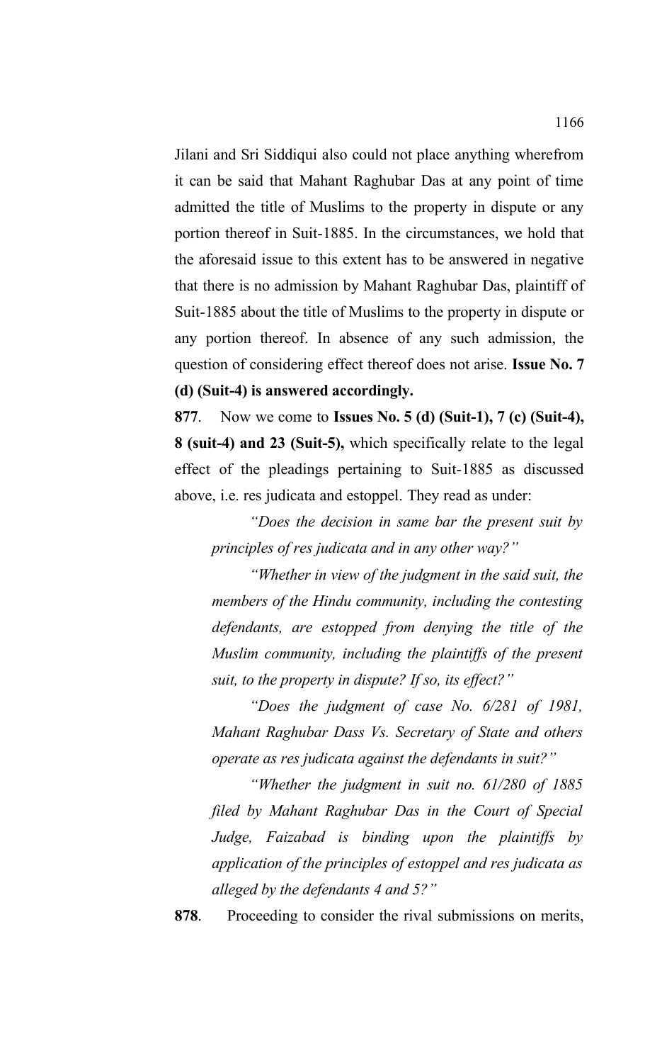Jilani and Sri Siddiqui also could not place anything wherefrom it can be said that Mahant Raghubar Das at any point of time admitted the title of Muslims to the property in dispute or any portion thereof in Suit-1885. In the circumstances, we hold that the aforesaid issue to this extent has to be answered in negative that there is no admission by Mahant Raghubar Das, plaintiff of Suit-1885 about the title of Muslims to the property in dispute or any portion thereof. In absence of any such admission, the question of considering effect thereof does not arise. **Issue No. 7 (d) (Suit-4) is answered accordingly.**

**877**. Now we come to **Issues No. 5 (d) (Suit-1), 7 (c) (Suit-4), 8 (suit-4) and 23 (Suit-5),** which specifically relate to the legal effect of the pleadings pertaining to Suit-1885 as discussed above, i.e. res judicata and estoppel. They read as under:

> *"Does the decision in same bar the present suit by principles of res judicata and in any other way?"*
>
> *"Whether in view of the judgment in the said suit, the members of the Hindu community, including the contesting defendants, are estopped from denying the title of the Muslim community, including the plaintiffs of the present suit, to the property in dispute? If so, its effect?"*
>
> *"Does the judgment of case No. 6/281 of 1981, Mahant Raghubar Dass Vs. Secretary of State and others operate as res judicata against the defendants in suit?"*
>
> *"Whether the judgment in suit no. 61/280 of 1885 filed by Mahant Raghubar Das in the Court of Special Judge, Faizabad is binding upon the plaintiffs by application of the principles of estoppel and res judicata as alleged by the defendants 4 and 5?"*

**878**. Proceeding to consider the rival submissions on merits,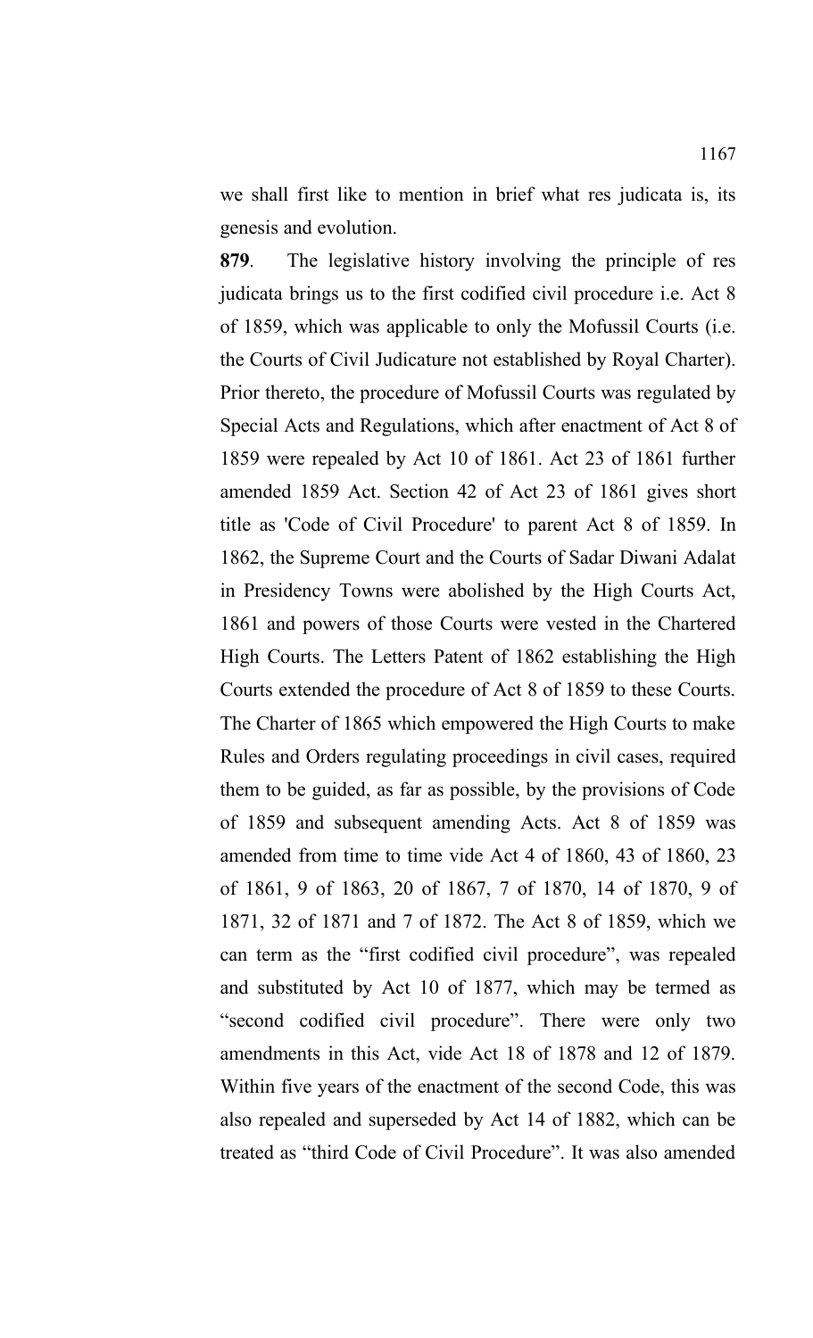we shall first like to mention in brief what res judicata is, its genesis and evolution.

**879**. The legislative history involving the principle of res judicata brings us to the first codified civil procedure i.e. Act 8 of 1859, which was applicable to only the Mofussil Courts (i.e. the Courts of Civil Judicature not established by Royal Charter). Prior thereto, the procedure of Mofussil Courts was regulated by Special Acts and Regulations, which after enactment of Act 8 of 1859 were repealed by Act 10 of 1861. Act 23 of 1861 further amended 1859 Act. Section 42 of Act 23 of 1861 gives short title as 'Code of Civil Procedure' to parent Act 8 of 1859. In 1862, the Supreme Court and the Courts of Sadar Diwani Adalat in Presidency Towns were abolished by the High Courts Act, 1861 and powers of those Courts were vested in the Chartered High Courts. The Letters Patent of 1862 establishing the High Courts extended the procedure of Act 8 of 1859 to these Courts. The Charter of 1865 which empowered the High Courts to make Rules and Orders regulating proceedings in civil cases, required them to be guided, as far as possible, by the provisions of Code of 1859 and subsequent amending Acts. Act 8 of 1859 was amended from time to time vide Act 4 of 1860, 43 of 1860, 23 of 1861, 9 of 1863, 20 of 1867, 7 of 1870, 14 of 1870, 9 of 1871, 32 of 1871 and 7 of 1872. The Act 8 of 1859, which we can term as the "first codified civil procedure", was repealed and substituted by Act 10 of 1877, which may be termed as "second codified civil procedure". There were only two amendments in this Act, vide Act 18 of 1878 and 12 of 1879. Within five years of the enactment of the second Code, this was also repealed and superseded by Act 14 of 1882, which can be treated as "third Code of Civil Procedure". It was also amended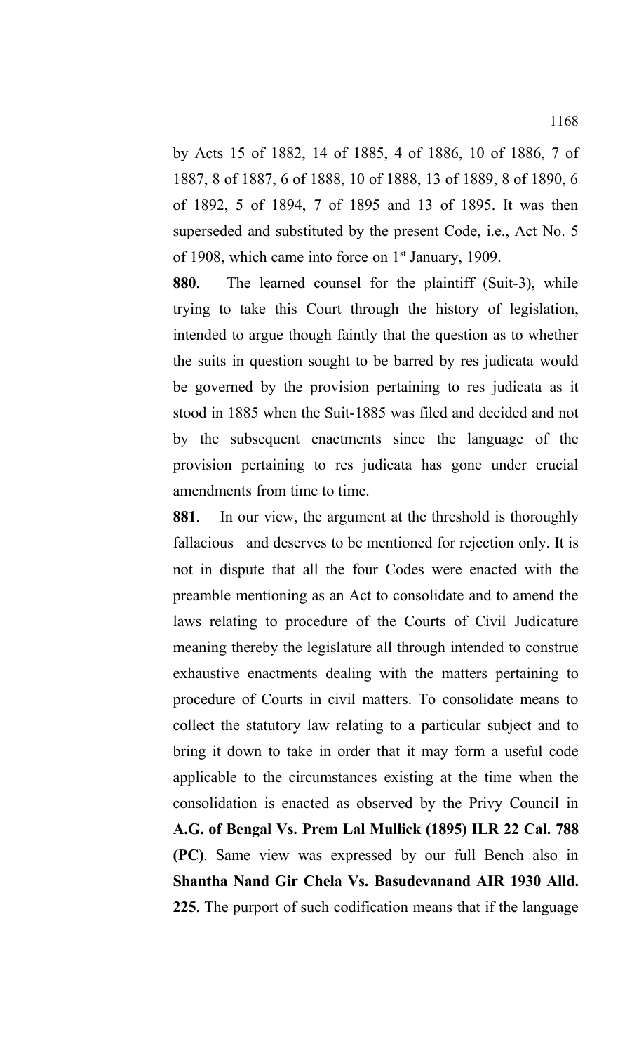by Acts 15 of 1882, 14 of 1885, 4 of 1886, 10 of 1886, 7 of 1887, 8 of 1887, 6 of 1888, 10 of 1888, 13 of 1889, 8 of 1890, 6 of 1892, 5 of 1894, 7 of 1895 and 13 of 1895. It was then superseded and substituted by the present Code, i.e., Act No. 5 of 1908, which came into force on 1st January, 1909.

**880**. The learned counsel for the plaintiff (Suit-3), while trying to take this Court through the history of legislation, intended to argue though faintly that the question as to whether the suits in question sought to be barred by res judicata would be governed by the provision pertaining to res judicata as it stood in 1885 when the Suit-1885 was filed and decided and not by the subsequent enactments since the language of the provision pertaining to res judicata has gone under crucial amendments from time to time.

**881**. In our view, the argument at the threshold is thoroughly fallacious and deserves to be mentioned for rejection only. It is not in dispute that all the four Codes were enacted with the preamble mentioning as an Act to consolidate and to amend the laws relating to procedure of the Courts of Civil Judicature meaning thereby the legislature all through intended to construe exhaustive enactments dealing with the matters pertaining to procedure of Courts in civil matters. To consolidate means to collect the statutory law relating to a particular subject and to bring it down to take in order that it may form a useful code applicable to the circumstances existing at the time when the consolidation is enacted as observed by the Privy Council in **A.G. of Bengal Vs. Prem Lal Mullick (1895) ILR 22 Cal. 788 (PC)**. Same view was expressed by our full Bench also in **Shantha Nand Gir Chela Vs. Basudevanand AIR 1930 Alld. 225**. The purport of such codification means that if the language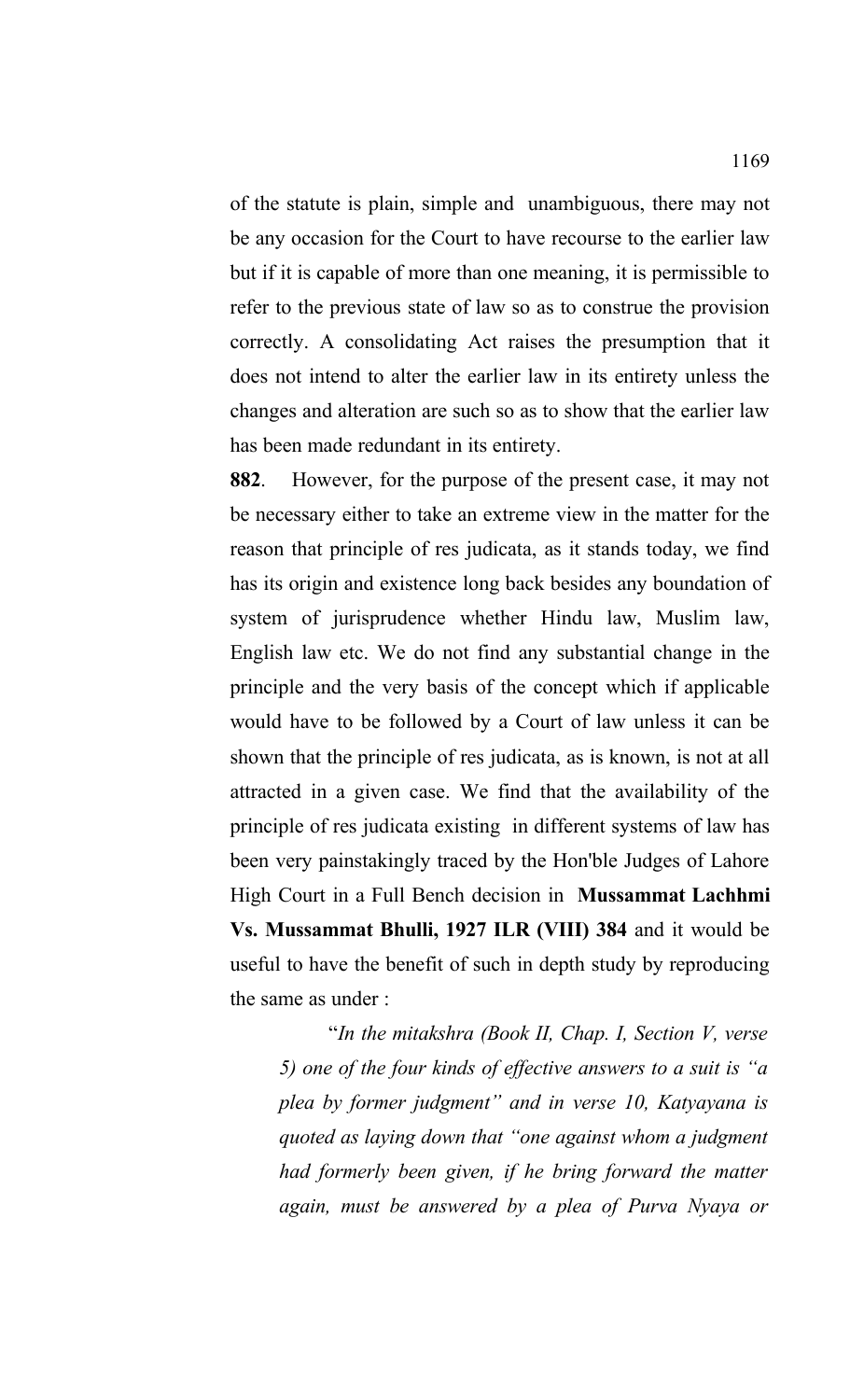of the statute is plain, simple and unambiguous, there may not be any occasion for the Court to have recourse to the earlier law but if it is capable of more than one meaning, it is permissible to refer to the previous state of law so as to construe the provision correctly. A consolidating Act raises the presumption that it does not intend to alter the earlier law in its entirety unless the changes and alteration are such so as to show that the earlier law has been made redundant in its entirety.

**882**. However, for the purpose of the present case, it may not be necessary either to take an extreme view in the matter for the reason that principle of res judicata, as it stands today, we find has its origin and existence long back besides any boundation of system of jurisprudence whether Hindu law, Muslim law, English law etc. We do not find any substantial change in the principle and the very basis of the concept which if applicable would have to be followed by a Court of law unless it can be shown that the principle of res judicata, as is known, is not at all attracted in a given case. We find that the availability of the principle of res judicata existing in different systems of law has been very painstakingly traced by the Hon'ble Judges of Lahore High Court in a Full Bench decision in **Mussammat Lachhmi Vs. Mussammat Bhulli, 1927 ILR (VIII) 384** and it would be useful to have the benefit of such in depth study by reproducing the same as under :

> "*In the mitakshra (Book II, Chap. I, Section V, verse 5) one of the four kinds of effective answers to a suit is "a plea by former judgment" and in verse 10, Katyayana is quoted as laying down that "one against whom a judgment had formerly been given, if he bring forward the matter again, must be answered by a plea of Purva Nyaya or*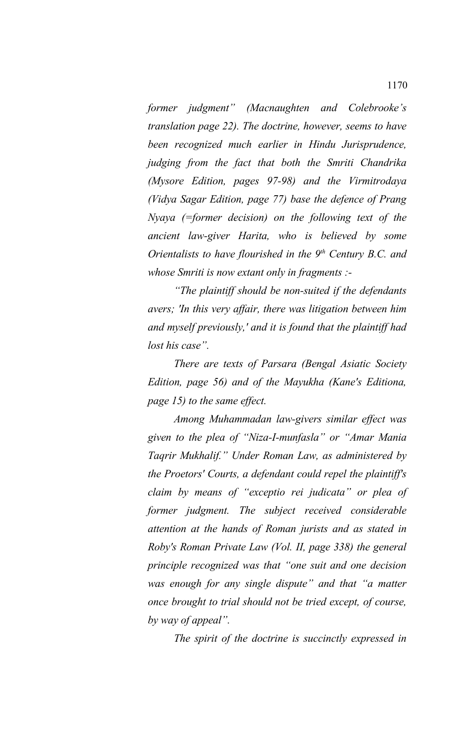*former judgment" (Macnaughten and Colebrooke's translation page 22). The doctrine, however, seems to have been recognized much earlier in Hindu Jurisprudence, judging from the fact that both the Smriti Chandrika (Mysore Edition, pages 97-98) and the Virmitrodaya (Vidya Sagar Edition, page 77) base the defence of Prang Nyaya (=former decision) on the following text of the ancient law-giver Harita, who is believed by some Orientalists to have flourished in the 9th Century B.C. and whose Smriti is now extant only in fragments :-*

*"The plaintiff should be non-suited if the defendants avers; 'In this very affair, there was litigation between him and myself previously,' and it is found that the plaintiff had lost his case".*

*There are texts of Parsara (Bengal Asiatic Society Edition, page 56) and of the Mayukha (Kane's Editiona, page 15) to the same effect.*

*Among Muhammadan law-givers similar effect was given to the plea of "Niza-I-munfasla" or "Amar Mania Taqrir Mukhalif." Under Roman Law, as administered by the Proetors' Courts, a defendant could repel the plaintiff's claim by means of "exceptio rei judicata" or plea of former judgment. The subject received considerable attention at the hands of Roman jurists and as stated in Roby's Roman Private Law (Vol. II, page 338) the general principle recognized was that "one suit and one decision was enough for any single dispute" and that "a matter once brought to trial should not be tried except, of course, by way of appeal".*

*The spirit of the doctrine is succinctly expressed in*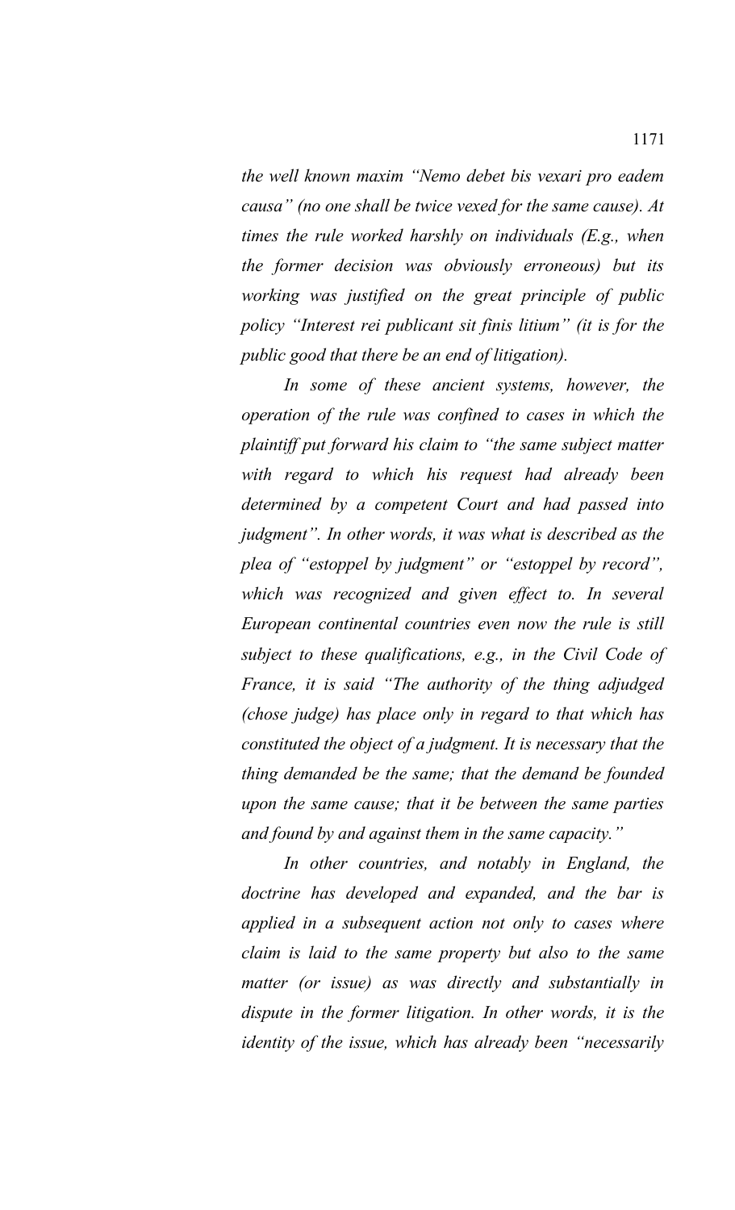*the well known maxim "Nemo debet bis vexari pro eadem causa" (no one shall be twice vexed for the same cause). At times the rule worked harshly on individuals (E.g., when the former decision was obviously erroneous) but its working was justified on the great principle of public policy "Interest rei publicant sit finis litium" (it is for the public good that there be an end of litigation).*

*In some of these ancient systems, however, the operation of the rule was confined to cases in which the plaintiff put forward his claim to "the same subject matter with regard to which his request had already been determined by a competent Court and had passed into judgment". In other words, it was what is described as the plea of "estoppel by judgment" or "estoppel by record", which was recognized and given effect to. In several European continental countries even now the rule is still subject to these qualifications, e.g., in the Civil Code of France, it is said "The authority of the thing adjudged (chose judge) has place only in regard to that which has constituted the object of a judgment. It is necessary that the thing demanded be the same; that the demand be founded upon the same cause; that it be between the same parties and found by and against them in the same capacity."*

*In other countries, and notably in England, the doctrine has developed and expanded, and the bar is applied in a subsequent action not only to cases where claim is laid to the same property but also to the same matter (or issue) as was directly and substantially in dispute in the former litigation. In other words, it is the identity of the issue, which has already been "necessarily*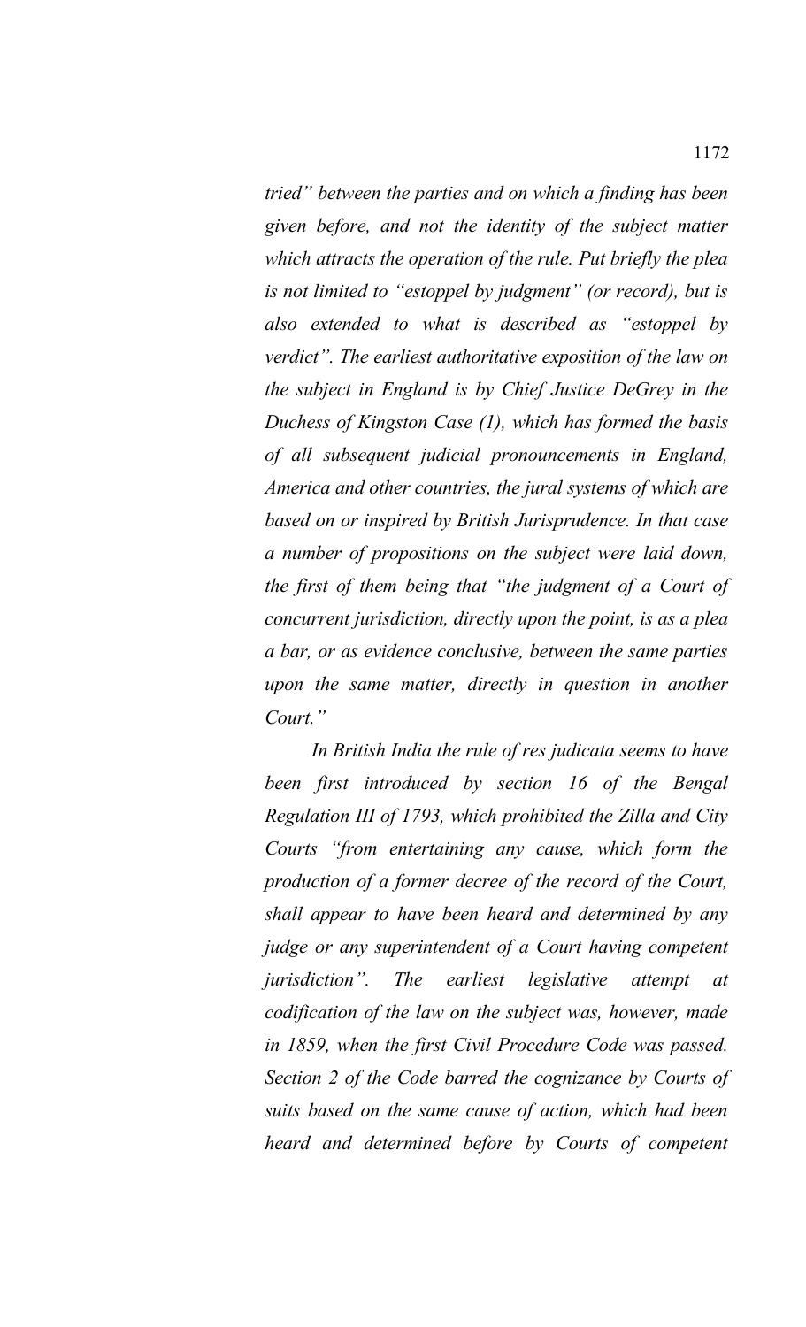*tried" between the parties and on which a finding has been given before, and not the identity of the subject matter which attracts the operation of the rule. Put briefly the plea is not limited to "estoppel by judgment" (or record), but is also extended to what is described as "estoppel by verdict". The earliest authoritative exposition of the law on the subject in England is by Chief Justice DeGrey in the Duchess of Kingston Case (1), which has formed the basis of all subsequent judicial pronouncements in England, America and other countries, the jural systems of which are based on or inspired by British Jurisprudence. In that case a number of propositions on the subject were laid down, the first of them being that "the judgment of a Court of concurrent jurisdiction, directly upon the point, is as a plea a bar, or as evidence conclusive, between the same parties upon the same matter, directly in question in another Court."*

*In British India the rule of res judicata seems to have been first introduced by section 16 of the Bengal Regulation III of 1793, which prohibited the Zilla and City Courts "from entertaining any cause, which form the production of a former decree of the record of the Court, shall appear to have been heard and determined by any judge or any superintendent of a Court having competent jurisdiction". The earliest legislative attempt at codification of the law on the subject was, however, made in 1859, when the first Civil Procedure Code was passed. Section 2 of the Code barred the cognizance by Courts of suits based on the same cause of action, which had been heard and determined before by Courts of competent*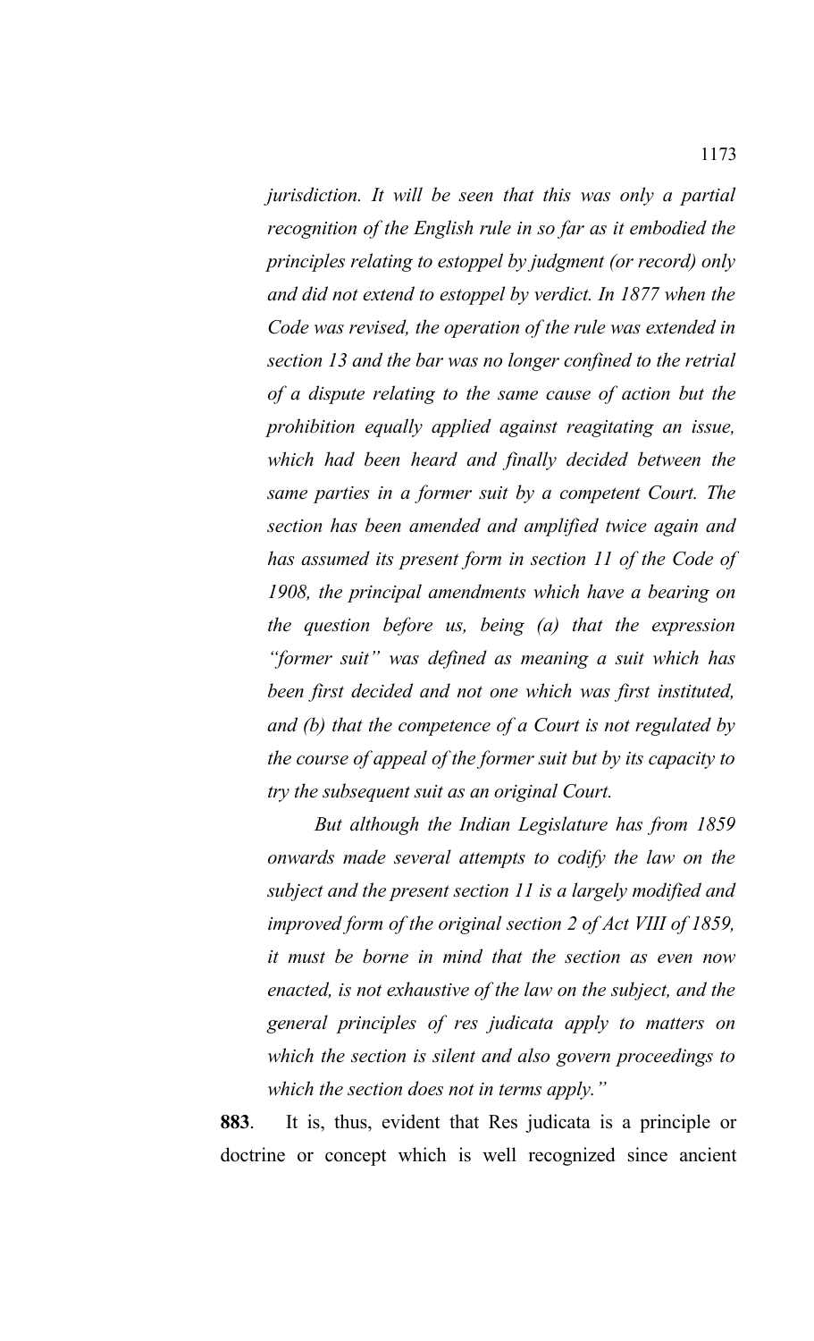*jurisdiction. It will be seen that this was only a partial recognition of the English rule in so far as it embodied the principles relating to estoppel by judgment (or record) only and did not extend to estoppel by verdict. In 1877 when the Code was revised, the operation of the rule was extended in section 13 and the bar was no longer confined to the retrial of a dispute relating to the same cause of action but the prohibition equally applied against reagitating an issue, which had been heard and finally decided between the same parties in a former suit by a competent Court. The section has been amended and amplified twice again and has assumed its present form in section 11 of the Code of 1908, the principal amendments which have a bearing on the question before us, being (a) that the expression "former suit" was defined as meaning a suit which has been first decided and not one which was first instituted, and (b) that the competence of a Court is not regulated by the course of appeal of the former suit but by its capacity to try the subsequent suit as an original Court.*

*But although the Indian Legislature has from 1859 onwards made several attempts to codify the law on the subject and the present section 11 is a largely modified and improved form of the original section 2 of Act VIII of 1859, it must be borne in mind that the section as even now enacted, is not exhaustive of the law on the subject, and the general principles of res judicata apply to matters on which the section is silent and also govern proceedings to which the section does not in terms apply."*

**883**. It is, thus, evident that Res judicata is a principle or doctrine or concept which is well recognized since ancient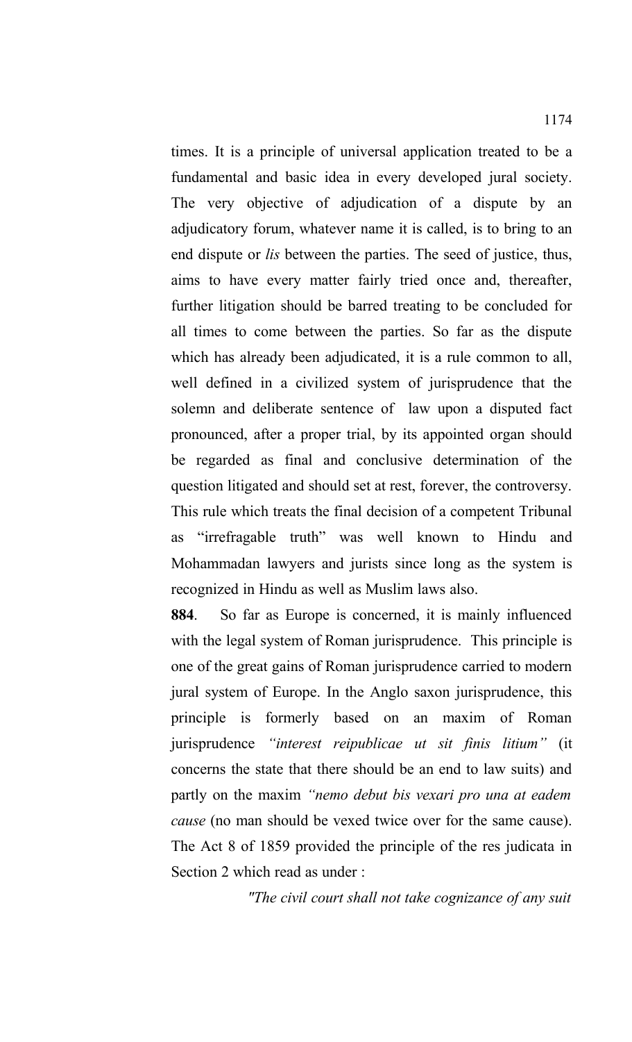times. It is a principle of universal application treated to be a fundamental and basic idea in every developed jural society. The very objective of adjudication of a dispute by an adjudicatory forum, whatever name it is called, is to bring to an end dispute or *lis* between the parties. The seed of justice, thus, aims to have every matter fairly tried once and, thereafter, further litigation should be barred treating to be concluded for all times to come between the parties. So far as the dispute which has already been adjudicated, it is a rule common to all, well defined in a civilized system of jurisprudence that the solemn and deliberate sentence of law upon a disputed fact pronounced, after a proper trial, by its appointed organ should be regarded as final and conclusive determination of the question litigated and should set at rest, forever, the controversy. This rule which treats the final decision of a competent Tribunal as "irrefragable truth" was well known to Hindu and Mohammadan lawyers and jurists since long as the system is recognized in Hindu as well as Muslim laws also.

**884**. So far as Europe is concerned, it is mainly influenced with the legal system of Roman jurisprudence. This principle is one of the great gains of Roman jurisprudence carried to modern jural system of Europe. In the Anglo saxon jurisprudence, this principle is formerly based on an maxim of Roman jurisprudence *"interest reipublicae ut sit finis litium"* (it concerns the state that there should be an end to law suits) and partly on the maxim *"nemo debut bis vexari pro una at eadem cause* (no man should be vexed twice over for the same cause). The Act 8 of 1859 provided the principle of the res judicata in Section 2 which read as under :

*"The civil court shall not take cognizance of any suit*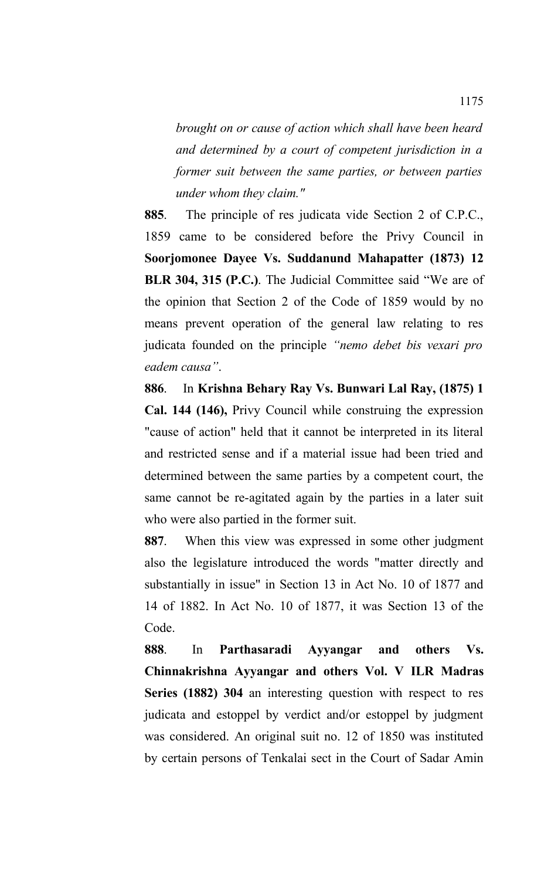*brought on or cause of action which shall have been heard and determined by a court of competent jurisdiction in a former suit between the same parties, or between parties under whom they claim."*

**885**. The principle of res judicata vide Section 2 of C.P.C., 1859 came to be considered before the Privy Council in **Soorjomonee Dayee Vs. Suddanund Mahapatter (1873) 12 BLR 304, 315 (P.C.)**. The Judicial Committee said "We are of the opinion that Section 2 of the Code of 1859 would by no means prevent operation of the general law relating to res judicata founded on the principle *"nemo debet bis vexari pro eadem causa"*.

**886**. In **Krishna Behary Ray Vs. Bunwari Lal Ray, (1875) 1 Cal. 144 (146),** Privy Council while construing the expression "cause of action" held that it cannot be interpreted in its literal and restricted sense and if a material issue had been tried and determined between the same parties by a competent court, the same cannot be re-agitated again by the parties in a later suit who were also partied in the former suit.

**887**. When this view was expressed in some other judgment also the legislature introduced the words "matter directly and substantially in issue" in Section 13 in Act No. 10 of 1877 and 14 of 1882. In Act No. 10 of 1877, it was Section 13 of the Code.

**888**. In **Parthasaradi Ayyangar and others Vs. Chinnakrishna Ayyangar and others Vol. V ILR Madras Series (1882) 304** an interesting question with respect to res judicata and estoppel by verdict and/or estoppel by judgment was considered. An original suit no. 12 of 1850 was instituted by certain persons of Tenkalai sect in the Court of Sadar Amin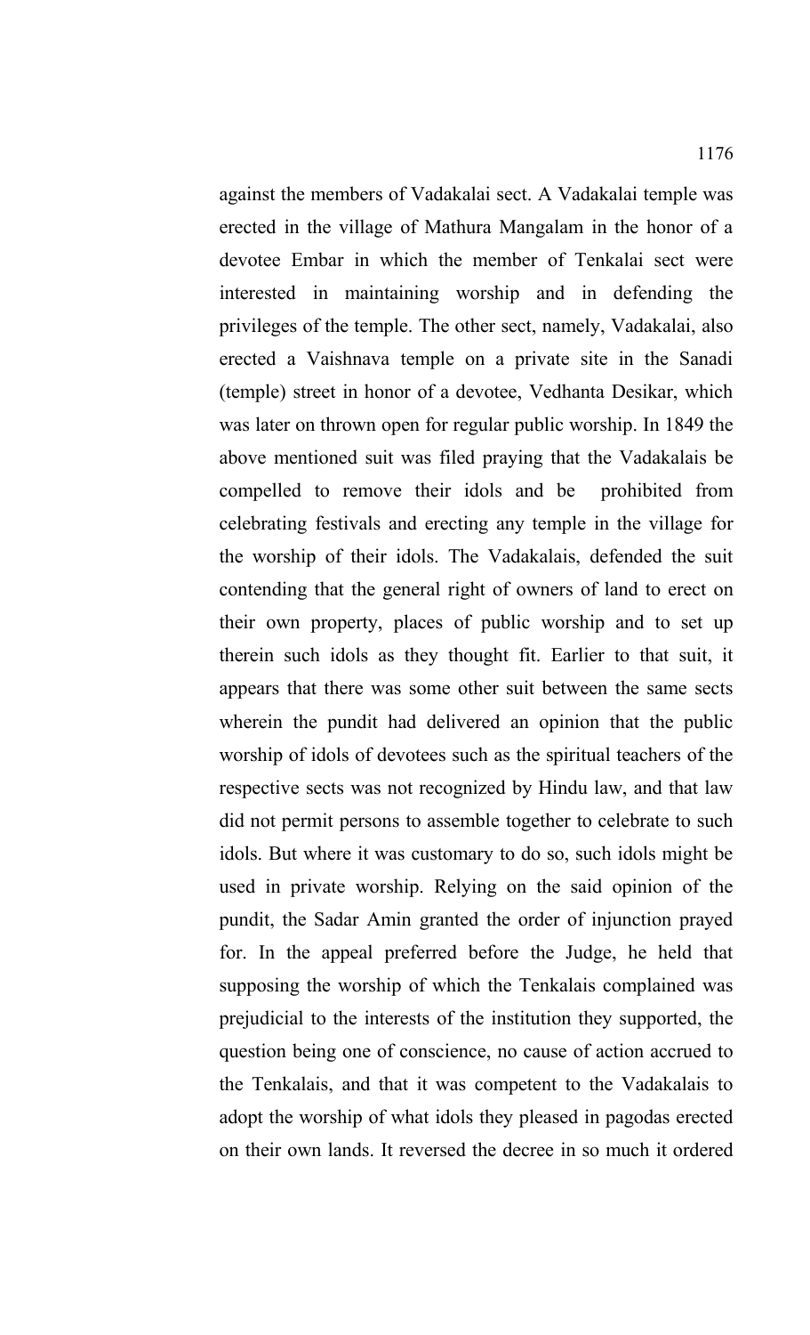against the members of Vadakalai sect. A Vadakalai temple was erected in the village of Mathura Mangalam in the honor of a devotee Embar in which the member of Tenkalai sect were interested in maintaining worship and in defending the privileges of the temple. The other sect, namely, Vadakalai, also erected a Vaishnava temple on a private site in the Sanadi (temple) street in honor of a devotee, Vedhanta Desikar, which was later on thrown open for regular public worship. In 1849 the above mentioned suit was filed praying that the Vadakalais be compelled to remove their idols and be prohibited from celebrating festivals and erecting any temple in the village for the worship of their idols. The Vadakalais, defended the suit contending that the general right of owners of land to erect on their own property, places of public worship and to set up therein such idols as they thought fit. Earlier to that suit, it appears that there was some other suit between the same sects wherein the pundit had delivered an opinion that the public worship of idols of devotees such as the spiritual teachers of the respective sects was not recognized by Hindu law, and that law did not permit persons to assemble together to celebrate to such idols. But where it was customary to do so, such idols might be used in private worship. Relying on the said opinion of the pundit, the Sadar Amin granted the order of injunction prayed for. In the appeal preferred before the Judge, he held that supposing the worship of which the Tenkalais complained was prejudicial to the interests of the institution they supported, the question being one of conscience, no cause of action accrued to the Tenkalais, and that it was competent to the Vadakalais to adopt the worship of what idols they pleased in pagodas erected on their own lands. It reversed the decree in so much it ordered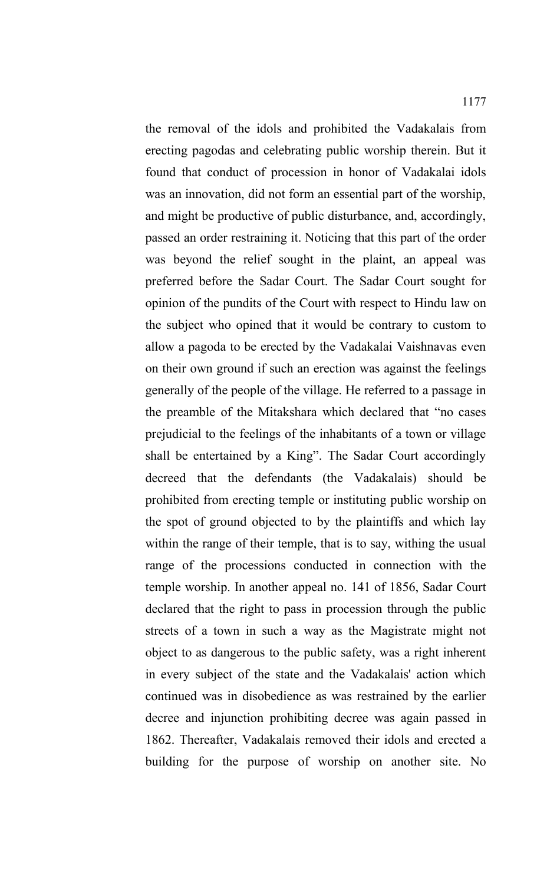the removal of the idols and prohibited the Vadakalais from erecting pagodas and celebrating public worship therein. But it found that conduct of procession in honor of Vadakalai idols was an innovation, did not form an essential part of the worship, and might be productive of public disturbance, and, accordingly, passed an order restraining it. Noticing that this part of the order was beyond the relief sought in the plaint, an appeal was preferred before the Sadar Court. The Sadar Court sought for opinion of the pundits of the Court with respect to Hindu law on the subject who opined that it would be contrary to custom to allow a pagoda to be erected by the Vadakalai Vaishnavas even on their own ground if such an erection was against the feelings generally of the people of the village. He referred to a passage in the preamble of the Mitakshara which declared that "no cases prejudicial to the feelings of the inhabitants of a town or village shall be entertained by a King". The Sadar Court accordingly decreed that the defendants (the Vadakalais) should be prohibited from erecting temple or instituting public worship on the spot of ground objected to by the plaintiffs and which lay within the range of their temple, that is to say, withing the usual range of the processions conducted in connection with the temple worship. In another appeal no. 141 of 1856, Sadar Court declared that the right to pass in procession through the public streets of a town in such a way as the Magistrate might not object to as dangerous to the public safety, was a right inherent in every subject of the state and the Vadakalais' action which continued was in disobedience as was restrained by the earlier decree and injunction prohibiting decree was again passed in 1862. Thereafter, Vadakalais removed their idols and erected a building for the purpose of worship on another site. No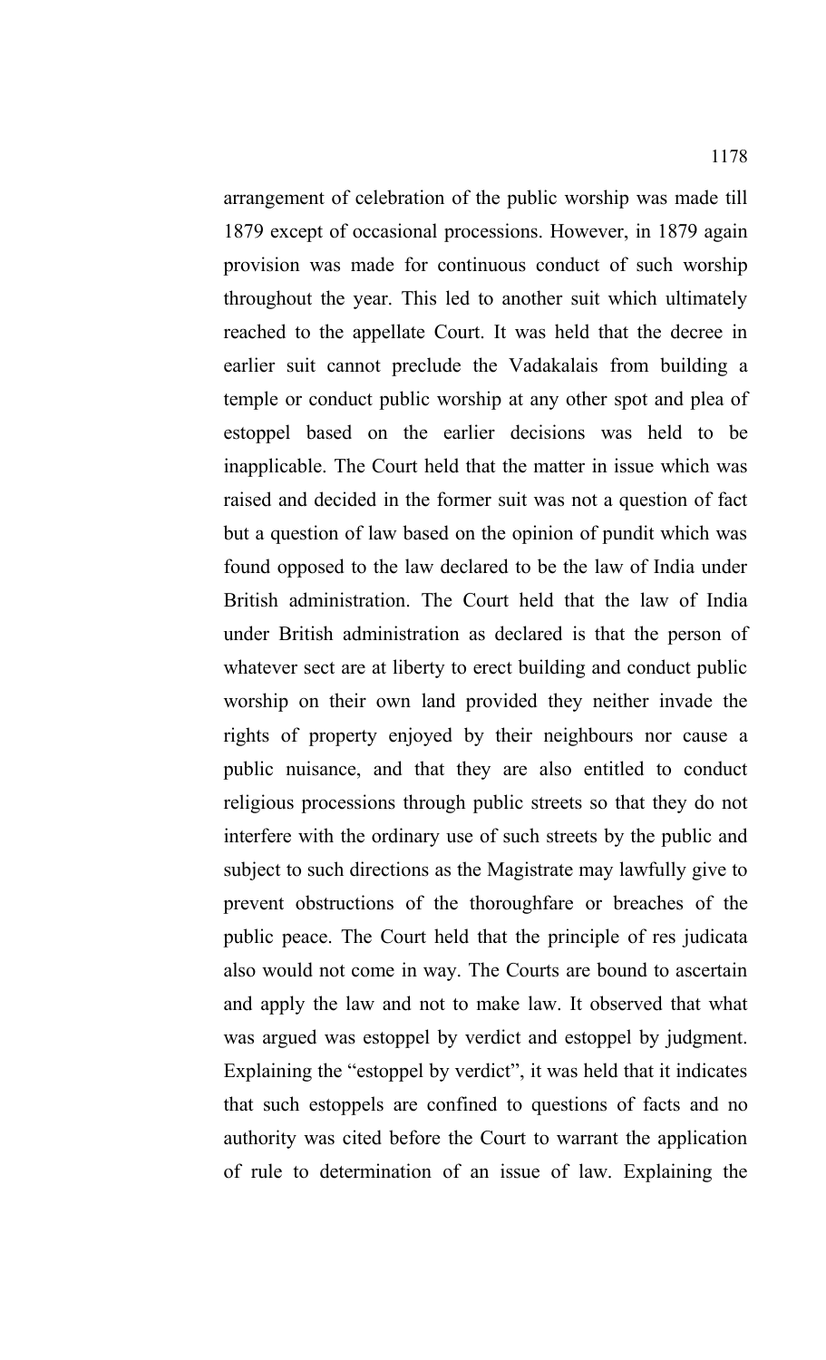arrangement of celebration of the public worship was made till 1879 except of occasional processions. However, in 1879 again provision was made for continuous conduct of such worship throughout the year. This led to another suit which ultimately reached to the appellate Court. It was held that the decree in earlier suit cannot preclude the Vadakalais from building a temple or conduct public worship at any other spot and plea of estoppel based on the earlier decisions was held to be inapplicable. The Court held that the matter in issue which was raised and decided in the former suit was not a question of fact but a question of law based on the opinion of pundit which was found opposed to the law declared to be the law of India under British administration. The Court held that the law of India under British administration as declared is that the person of whatever sect are at liberty to erect building and conduct public worship on their own land provided they neither invade the rights of property enjoyed by their neighbours nor cause a public nuisance, and that they are also entitled to conduct religious processions through public streets so that they do not interfere with the ordinary use of such streets by the public and subject to such directions as the Magistrate may lawfully give to prevent obstructions of the thoroughfare or breaches of the public peace. The Court held that the principle of res judicata also would not come in way. The Courts are bound to ascertain and apply the law and not to make law. It observed that what was argued was estoppel by verdict and estoppel by judgment. Explaining the "estoppel by verdict", it was held that it indicates that such estoppels are confined to questions of facts and no authority was cited before the Court to warrant the application of rule to determination of an issue of law. Explaining the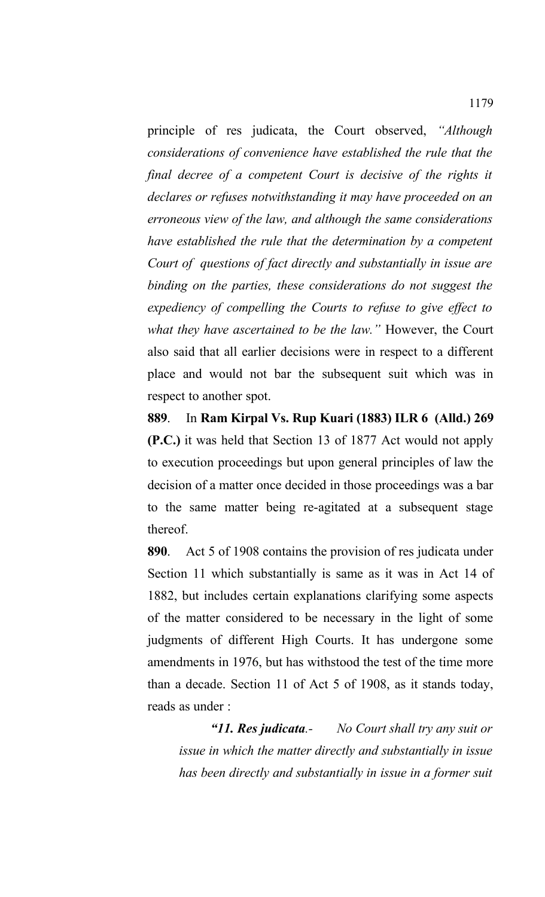principle of res judicata, the Court observed, *"Although considerations of convenience have established the rule that the final decree of a competent Court is decisive of the rights it declares or refuses notwithstanding it may have proceeded on an erroneous view of the law, and although the same considerations have established the rule that the determination by a competent Court of questions of fact directly and substantially in issue are binding on the parties, these considerations do not suggest the expediency of compelling the Courts to refuse to give effect to what they have ascertained to be the law."* However, the Court also said that all earlier decisions were in respect to a different place and would not bar the subsequent suit which was in respect to another spot.

**889**. In **Ram Kirpal Vs. Rup Kuari (1883) ILR 6 (Alld.) 269 (P.C.)** it was held that Section 13 of 1877 Act would not apply to execution proceedings but upon general principles of law the decision of a matter once decided in those proceedings was a bar to the same matter being re-agitated at a subsequent stage thereof.

**890**. Act 5 of 1908 contains the provision of res judicata under Section 11 which substantially is same as it was in Act 14 of 1882, but includes certain explanations clarifying some aspects of the matter considered to be necessary in the light of some judgments of different High Courts. It has undergone some amendments in 1976, but has withstood the test of the time more than a decade. Section 11 of Act 5 of 1908, as it stands today, reads as under :

> ***"11. Res judicata**.- No Court shall try any suit or issue in which the matter directly and substantially in issue has been directly and substantially in issue in a former suit*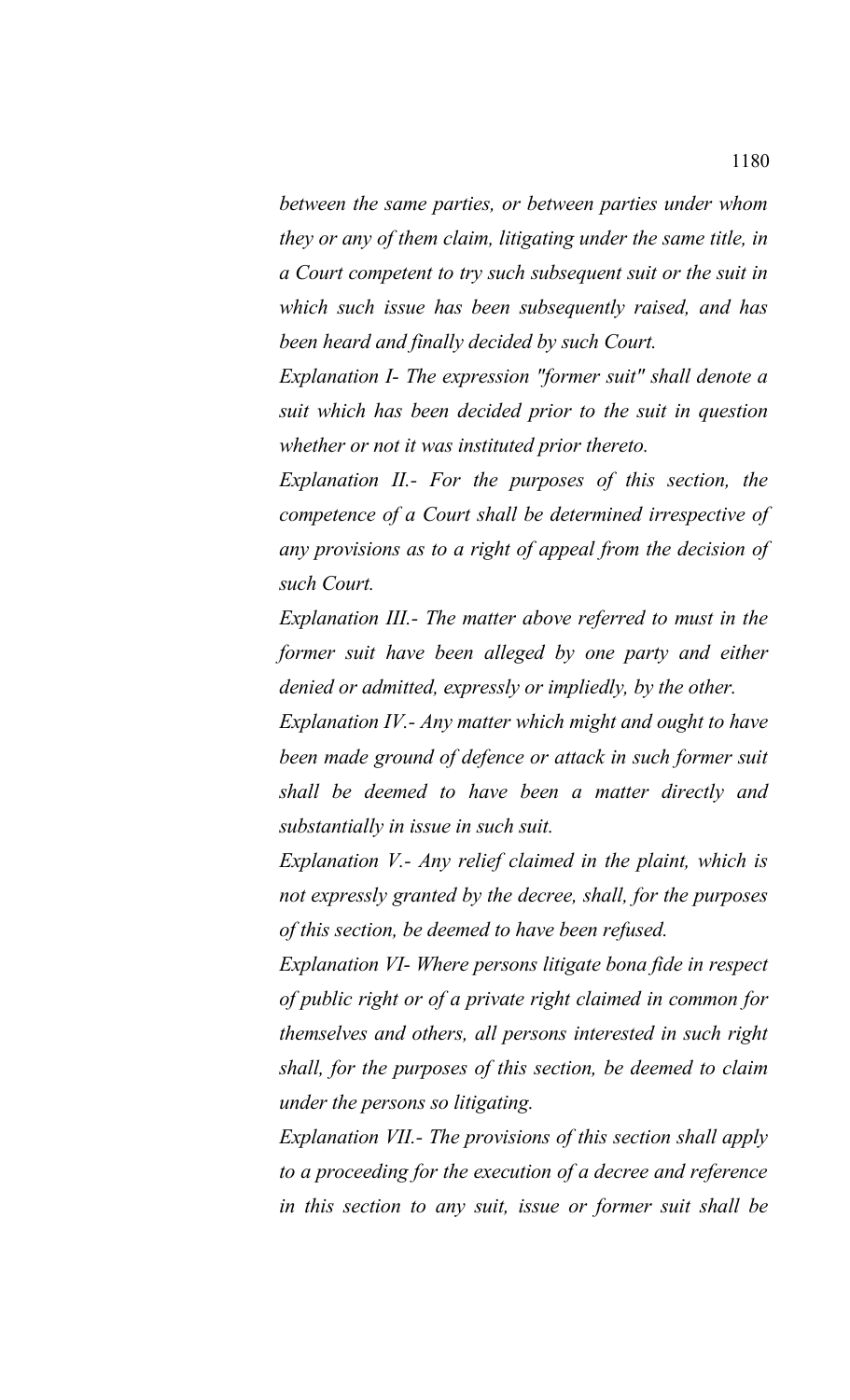*between the same parties, or between parties under whom they or any of them claim, litigating under the same title, in a Court competent to try such subsequent suit or the suit in which such issue has been subsequently raised, and has been heard and finally decided by such Court.*

*Explanation I- The expression "former suit" shall denote a suit which has been decided prior to the suit in question whether or not it was instituted prior thereto.*

*Explanation II.- For the purposes of this section, the competence of a Court shall be determined irrespective of any provisions as to a right of appeal from the decision of such Court.*

*Explanation III.- The matter above referred to must in the former suit have been alleged by one party and either denied or admitted, expressly or impliedly, by the other.*

*Explanation IV.- Any matter which might and ought to have been made ground of defence or attack in such former suit shall be deemed to have been a matter directly and substantially in issue in such suit.*

*Explanation V.- Any relief claimed in the plaint, which is not expressly granted by the decree, shall, for the purposes of this section, be deemed to have been refused.*

*Explanation VI- Where persons litigate bona fide in respect of public right or of a private right claimed in common for themselves and others, all persons interested in such right shall, for the purposes of this section, be deemed to claim under the persons so litigating.*

*Explanation VII.- The provisions of this section shall apply to a proceeding for the execution of a decree and reference in this section to any suit, issue or former suit shall be*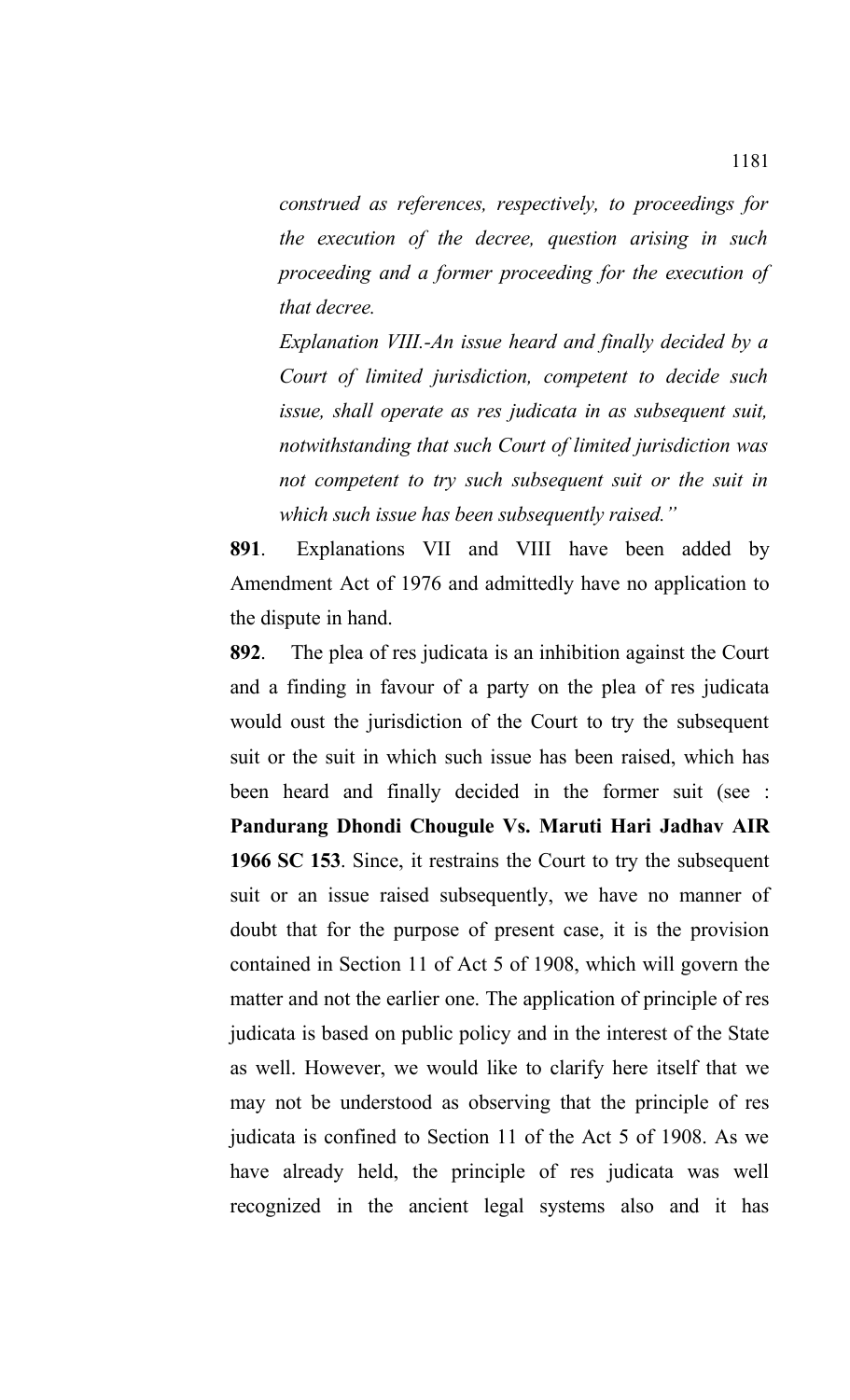*construed as references, respectively, to proceedings for the execution of the decree, question arising in such proceeding and a former proceeding for the execution of that decree.*

*Explanation VIII.-An issue heard and finally decided by a Court of limited jurisdiction, competent to decide such issue, shall operate as res judicata in as subsequent suit, notwithstanding that such Court of limited jurisdiction was not competent to try such subsequent suit or the suit in which such issue has been subsequently raised."*

**891**. Explanations VII and VIII have been added by Amendment Act of 1976 and admittedly have no application to the dispute in hand.

**892**. The plea of res judicata is an inhibition against the Court and a finding in favour of a party on the plea of res judicata would oust the jurisdiction of the Court to try the subsequent suit or the suit in which such issue has been raised, which has been heard and finally decided in the former suit (see : **Pandurang Dhondi Chougule Vs. Maruti Hari Jadhav AIR 1966 SC 153**. Since, it restrains the Court to try the subsequent suit or an issue raised subsequently, we have no manner of doubt that for the purpose of present case, it is the provision contained in Section 11 of Act 5 of 1908, which will govern the matter and not the earlier one. The application of principle of res judicata is based on public policy and in the interest of the State as well. However, we would like to clarify here itself that we may not be understood as observing that the principle of res judicata is confined to Section 11 of the Act 5 of 1908. As we have already held, the principle of res judicata was well recognized in the ancient legal systems also and it has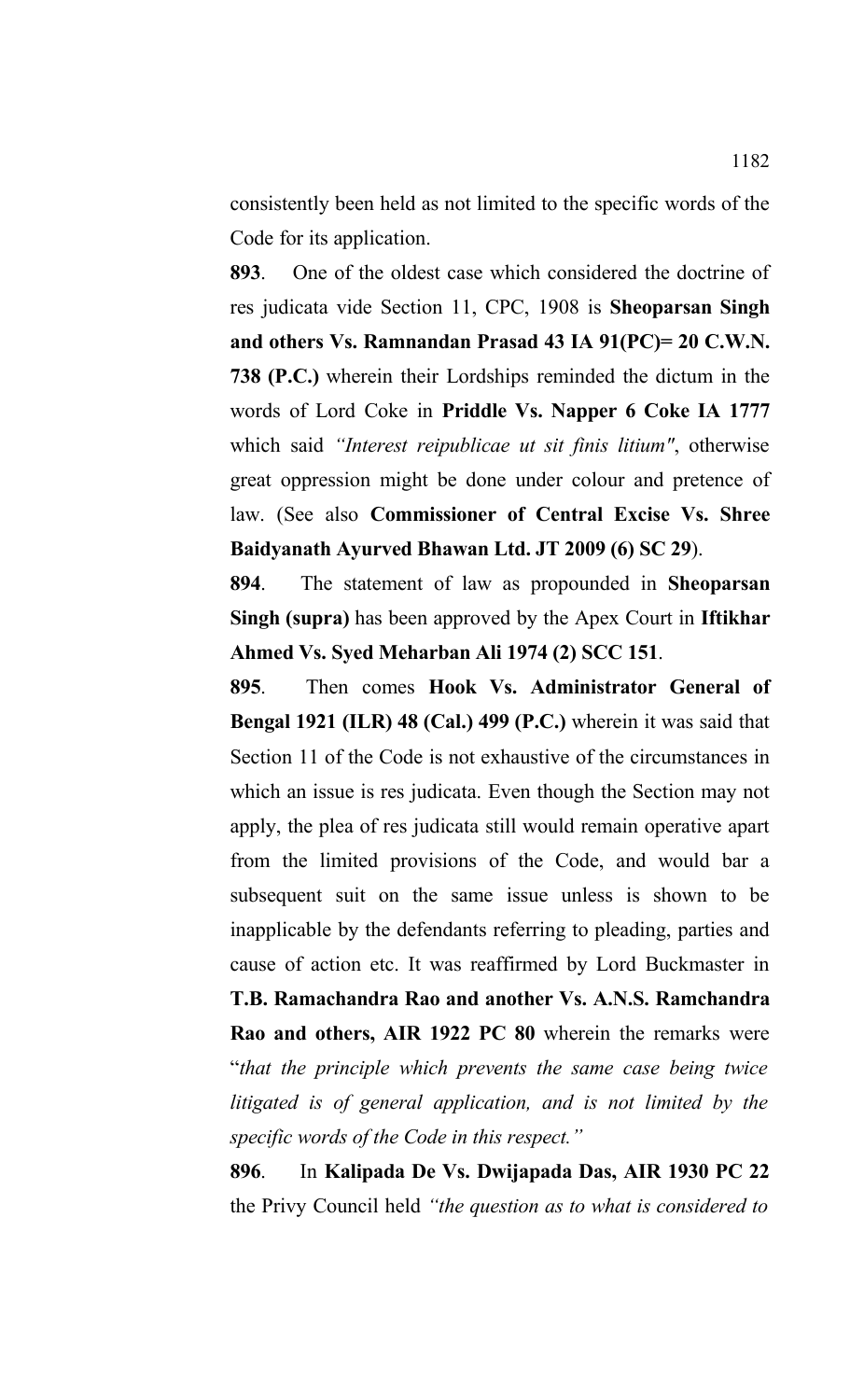consistently been held as not limited to the specific words of the Code for its application.

**893**. One of the oldest case which considered the doctrine of res judicata vide Section 11, CPC, 1908 is **Sheoparsan Singh and others Vs. Ramnandan Prasad 43 IA 91(PC)= 20 C.W.N. 738 (P.C.)** wherein their Lordships reminded the dictum in the words of Lord Coke in **Priddle Vs. Napper 6 Coke IA 1777** which said *"Interest reipublicae ut sit finis litium"*, otherwise great oppression might be done under colour and pretence of law. (See also **Commissioner of Central Excise Vs. Shree Baidyanath Ayurved Bhawan Ltd. JT 2009 (6) SC 29**).

**894**. The statement of law as propounded in **Sheoparsan Singh (supra)** has been approved by the Apex Court in **Iftikhar Ahmed Vs. Syed Meharban Ali 1974 (2) SCC 151**.

**895**. Then comes **Hook Vs. Administrator General of Bengal 1921 (ILR) 48 (Cal.) 499 (P.C.)** wherein it was said that Section 11 of the Code is not exhaustive of the circumstances in which an issue is res judicata. Even though the Section may not apply, the plea of res judicata still would remain operative apart from the limited provisions of the Code, and would bar a subsequent suit on the same issue unless is shown to be inapplicable by the defendants referring to pleading, parties and cause of action etc. It was reaffirmed by Lord Buckmaster in **T.B. Ramachandra Rao and another Vs. A.N.S. Ramchandra Rao and others, AIR 1922 PC 80** wherein the remarks were "*that the principle which prevents the same case being twice litigated is of general application, and is not limited by the specific words of the Code in this respect.*"

**896**. In **Kalipada De Vs. Dwijapada Das, AIR 1930 PC 22** the Privy Council held *"the question as to what is considered to*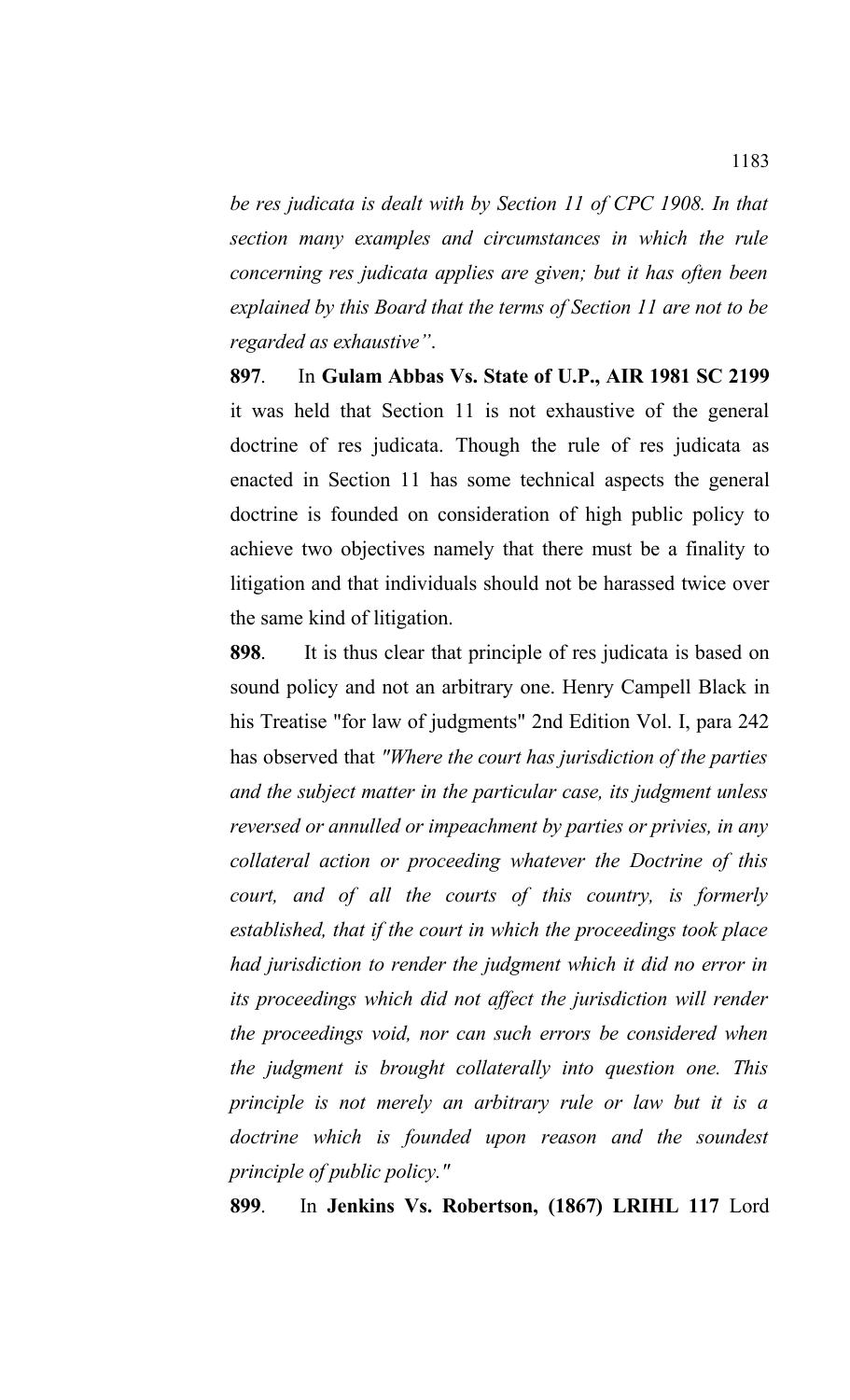*be res judicata is dealt with by Section 11 of CPC 1908. In that section many examples and circumstances in which the rule concerning res judicata applies are given; but it has often been explained by this Board that the terms of Section 11 are not to be regarded as exhaustive".*

**897**. In **Gulam Abbas Vs. State of U.P., AIR 1981 SC 2199** it was held that Section 11 is not exhaustive of the general doctrine of res judicata. Though the rule of res judicata as enacted in Section 11 has some technical aspects the general doctrine is founded on consideration of high public policy to achieve two objectives namely that there must be a finality to litigation and that individuals should not be harassed twice over the same kind of litigation.

**898**. It is thus clear that principle of res judicata is based on sound policy and not an arbitrary one. Henry Campell Black in his Treatise "for law of judgments" 2nd Edition Vol. I, para 242 has observed that *"Where the court has jurisdiction of the parties and the subject matter in the particular case, its judgment unless reversed or annulled or impeachment by parties or privies, in any collateral action or proceeding whatever the Doctrine of this court, and of all the courts of this country, is formerly established, that if the court in which the proceedings took place had jurisdiction to render the judgment which it did no error in its proceedings which did not affect the jurisdiction will render the proceedings void, nor can such errors be considered when the judgment is brought collaterally into question one. This principle is not merely an arbitrary rule or law but it is a doctrine which is founded upon reason and the soundest principle of public policy."*

**899**. In **Jenkins Vs. Robertson, (1867) LRIHL 117** Lord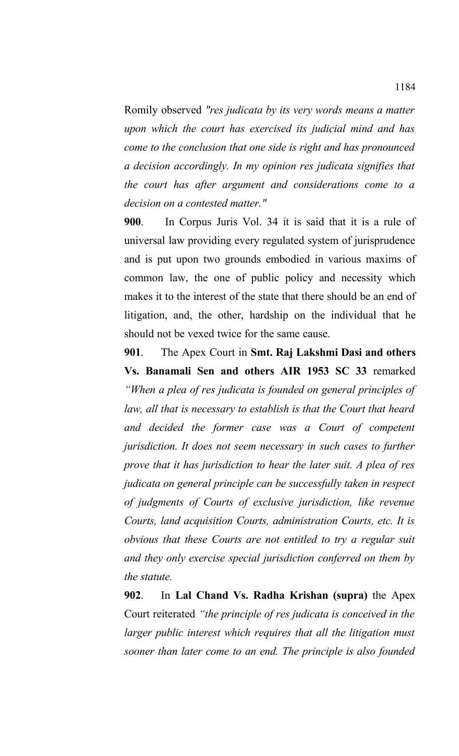Romily observed *"res judicata by its very words means a matter upon which the court has exercised its judicial mind and has come to the conclusion that one side is right and has pronounced a decision accordingly. In my opinion res judicata signifies that the court has after argument and considerations come to a decision on a contested matter."*

**900**. In Corpus Juris Vol. 34 it is said that it is a rule of universal law providing every regulated system of jurisprudence and is put upon two grounds embodied in various maxims of common law, the one of public policy and necessity which makes it to the interest of the state that there should be an end of litigation, and, the other, hardship on the individual that he should not be vexed twice for the same cause.

**901**. The Apex Court in **Smt. Raj Lakshmi Dasi and others Vs. Banamali Sen and others AIR 1953 SC 33** remarked *"When a plea of res judicata is founded on general principles of law, all that is necessary to establish is that the Court that heard and decided the former case was a Court of competent jurisdiction. It does not seem necessary in such cases to further prove that it has jurisdiction to hear the later suit. A plea of res judicata on general principle can be successfully taken in respect of judgments of Courts of exclusive jurisdiction, like revenue Courts, land acquisition Courts, administration Courts, etc. It is obvious that these Courts are not entitled to try a regular suit and they only exercise special jurisdiction conferred on them by the statute.*

**902**. In **Lal Chand Vs. Radha Krishan (supra)** the Apex Court reiterated *"the principle of res judicata is conceived in the larger public interest which requires that all the litigation must sooner than later come to an end. The principle is also founded*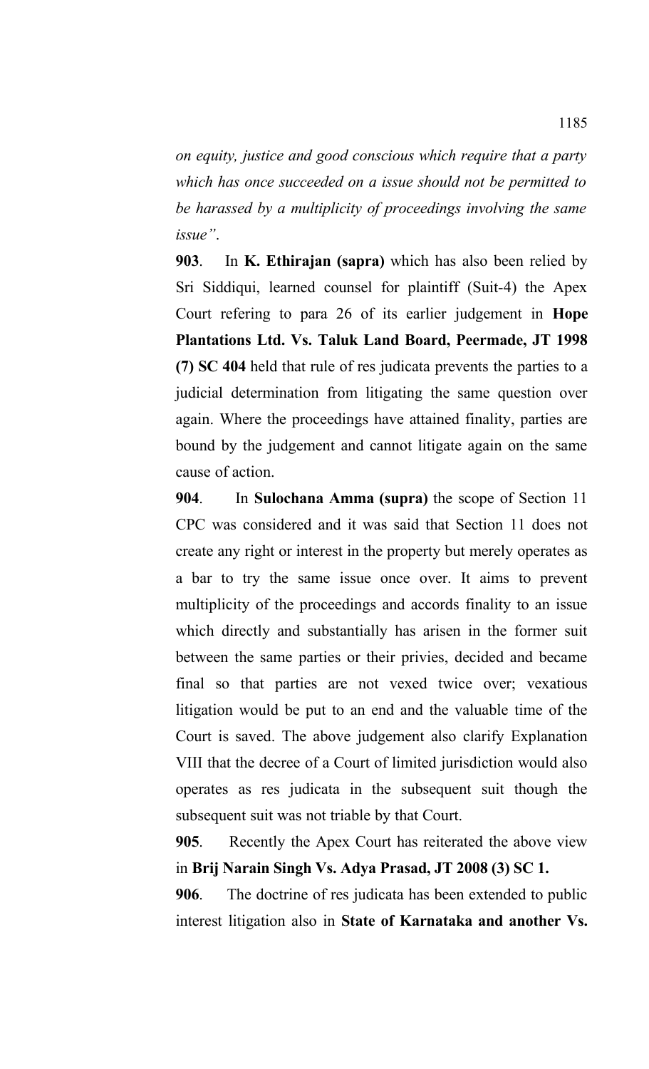*on equity, justice and good conscious which require that a party which has once succeeded on a issue should not be permitted to be harassed by a multiplicity of proceedings involving the same issue".*

**903**. In **K. Ethirajan (sapra)** which has also been relied by Sri Siddiqui, learned counsel for plaintiff (Suit-4) the Apex Court refering to para 26 of its earlier judgement in **Hope Plantations Ltd. Vs. Taluk Land Board, Peermade, JT 1998 (7) SC 404** held that rule of res judicata prevents the parties to a judicial determination from litigating the same question over again. Where the proceedings have attained finality, parties are bound by the judgement and cannot litigate again on the same cause of action.

**904**. In **Sulochana Amma (supra)** the scope of Section 11 CPC was considered and it was said that Section 11 does not create any right or interest in the property but merely operates as a bar to try the same issue once over. It aims to prevent multiplicity of the proceedings and accords finality to an issue which directly and substantially has arisen in the former suit between the same parties or their privies, decided and became final so that parties are not vexed twice over; vexatious litigation would be put to an end and the valuable time of the Court is saved. The above judgement also clarify Explanation VIII that the decree of a Court of limited jurisdiction would also operates as res judicata in the subsequent suit though the subsequent suit was not triable by that Court.

**905**. Recently the Apex Court has reiterated the above view in **Brij Narain Singh Vs. Adya Prasad, JT 2008 (3) SC 1.**

**906**. The doctrine of res judicata has been extended to public interest litigation also in **State of Karnataka and another Vs.**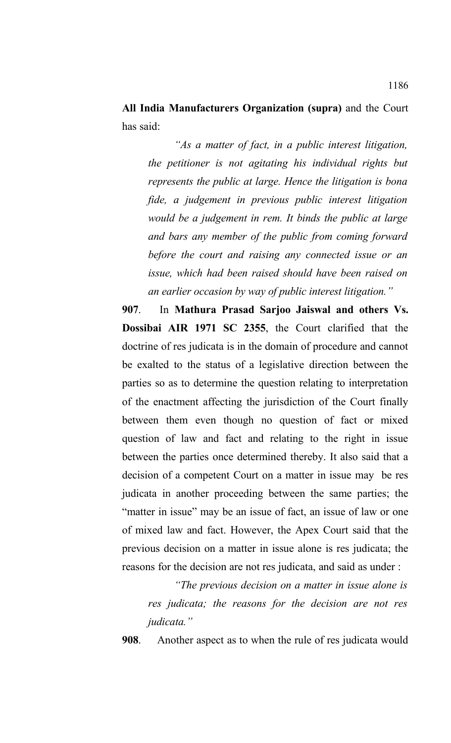**All India Manufacturers Organization (supra)** and the Court has said:

> *"As a matter of fact, in a public interest litigation, the petitioner is not agitating his individual rights but represents the public at large. Hence the litigation is bona fide, a judgement in previous public interest litigation would be a judgement in rem. It binds the public at large and bars any member of the public from coming forward before the court and raising any connected issue or an issue, which had been raised should have been raised on an earlier occasion by way of public interest litigation."*

**907**. In **Mathura Prasad Sarjoo Jaiswal and others Vs. Dossibai AIR 1971 SC 2355**, the Court clarified that the doctrine of res judicata is in the domain of procedure and cannot be exalted to the status of a legislative direction between the parties so as to determine the question relating to interpretation of the enactment affecting the jurisdiction of the Court finally between them even though no question of fact or mixed question of law and fact and relating to the right in issue between the parties once determined thereby. It also said that a decision of a competent Court on a matter in issue may be res judicata in another proceeding between the same parties; the "matter in issue" may be an issue of fact, an issue of law or one of mixed law and fact. However, the Apex Court said that the previous decision on a matter in issue alone is res judicata; the reasons for the decision are not res judicata, and said as under :

> *"The previous decision on a matter in issue alone is res judicata; the reasons for the decision are not res judicata."*

**908**. Another aspect as to when the rule of res judicata would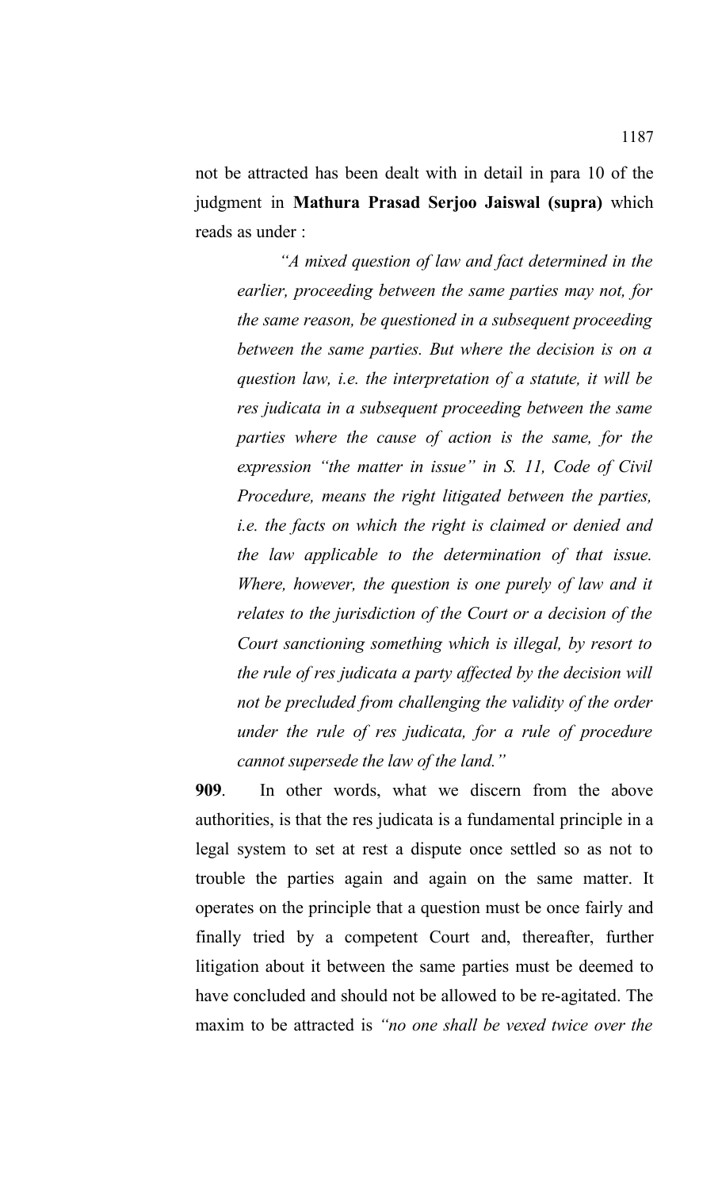not be attracted has been dealt with in detail in para 10 of the judgment in **Mathura Prasad Serjoo Jaiswal (supra)** which reads as under :

> *"A mixed question of law and fact determined in the earlier, proceeding between the same parties may not, for the same reason, be questioned in a subsequent proceeding between the same parties. But where the decision is on a question law, i.e. the interpretation of a statute, it will be res judicata in a subsequent proceeding between the same parties where the cause of action is the same, for the expression "the matter in issue" in S. 11, Code of Civil Procedure, means the right litigated between the parties, i.e. the facts on which the right is claimed or denied and the law applicable to the determination of that issue. Where, however, the question is one purely of law and it relates to the jurisdiction of the Court or a decision of the Court sanctioning something which is illegal, by resort to the rule of res judicata a party affected by the decision will not be precluded from challenging the validity of the order under the rule of res judicata, for a rule of procedure cannot supersede the law of the land."*

**909**. In other words, what we discern from the above authorities, is that the res judicata is a fundamental principle in a legal system to set at rest a dispute once settled so as not to trouble the parties again and again on the same matter. It operates on the principle that a question must be once fairly and finally tried by a competent Court and, thereafter, further litigation about it between the same parties must be deemed to have concluded and should not be allowed to be re-agitated. The maxim to be attracted is *"no one shall be vexed twice over the*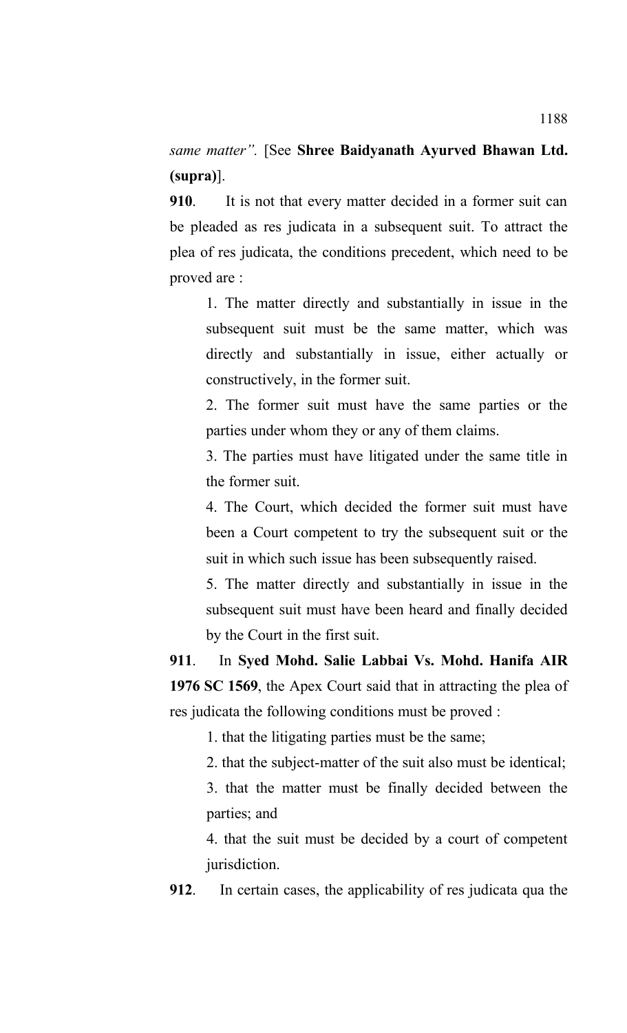*same matter".* [See **Shree Baidyanath Ayurved Bhawan Ltd. (supra)**].

**910**. It is not that every matter decided in a former suit can be pleaded as res judicata in a subsequent suit. To attract the plea of res judicata, the conditions precedent, which need to be proved are :

> 1. The matter directly and substantially in issue in the subsequent suit must be the same matter, which was directly and substantially in issue, either actually or constructively, in the former suit.
>
> 2. The former suit must have the same parties or the parties under whom they or any of them claims.
>
> 3. The parties must have litigated under the same title in the former suit.
>
> 4. The Court, which decided the former suit must have been a Court competent to try the subsequent suit or the suit in which such issue has been subsequently raised.
>
> 5. The matter directly and substantially in issue in the subsequent suit must have been heard and finally decided by the Court in the first suit.

**911**. In **Syed Mohd. Salie Labbai Vs. Mohd. Hanifa AIR 1976 SC 1569**, the Apex Court said that in attracting the plea of res judicata the following conditions must be proved :

> 1. that the litigating parties must be the same;
>
> 2. that the subject-matter of the suit also must be identical;
>
> 3. that the matter must be finally decided between the parties; and
>
> 4. that the suit must be decided by a court of competent jurisdiction.

**912**. In certain cases, the applicability of res judicata qua the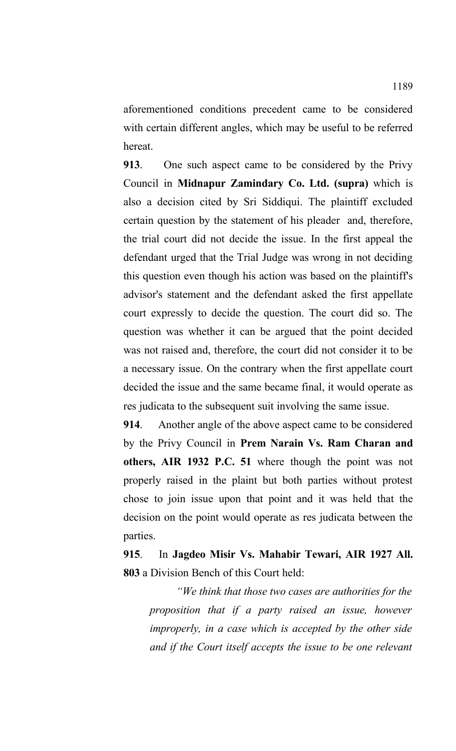aforementioned conditions precedent came to be considered with certain different angles, which may be useful to be referred hereat.

**913**. One such aspect came to be considered by the Privy Council in **Midnapur Zamindary Co. Ltd. (supra)** which is also a decision cited by Sri Siddiqui. The plaintiff excluded certain question by the statement of his pleader and, therefore, the trial court did not decide the issue. In the first appeal the defendant urged that the Trial Judge was wrong in not deciding this question even though his action was based on the plaintiff's advisor's statement and the defendant asked the first appellate court expressly to decide the question. The court did so. The question was whether it can be argued that the point decided was not raised and, therefore, the court did not consider it to be a necessary issue. On the contrary when the first appellate court decided the issue and the same became final, it would operate as res judicata to the subsequent suit involving the same issue.

**914**. Another angle of the above aspect came to be considered by the Privy Council in **Prem Narain Vs. Ram Charan and others, AIR 1932 P.C. 51** where though the point was not properly raised in the plaint but both parties without protest chose to join issue upon that point and it was held that the decision on the point would operate as res judicata between the parties.

**915**. In **Jagdeo Misir Vs. Mahabir Tewari, AIR 1927 All. 803** a Division Bench of this Court held:

> *"We think that those two cases are authorities for the proposition that if a party raised an issue, however improperly, in a case which is accepted by the other side and if the Court itself accepts the issue to be one relevant*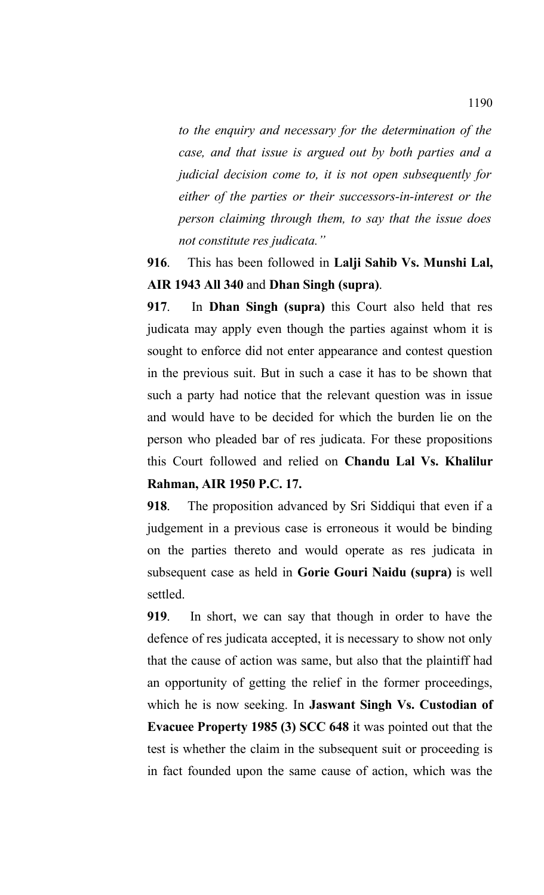*to the enquiry and necessary for the determination of the case, and that issue is argued out by both parties and a judicial decision come to, it is not open subsequently for either of the parties or their successors-in-interest or the person claiming through them, to say that the issue does not constitute res judicata."*

**916**. This has been followed in **Lalji Sahib Vs. Munshi Lal, AIR 1943 All 340** and **Dhan Singh (supra)**.

**917**. In **Dhan Singh (supra)** this Court also held that res judicata may apply even though the parties against whom it is sought to enforce did not enter appearance and contest question in the previous suit. But in such a case it has to be shown that such a party had notice that the relevant question was in issue and would have to be decided for which the burden lie on the person who pleaded bar of res judicata. For these propositions this Court followed and relied on **Chandu Lal Vs. Khalilur Rahman, AIR 1950 P.C. 17.**

**918**. The proposition advanced by Sri Siddiqui that even if a judgement in a previous case is erroneous it would be binding on the parties thereto and would operate as res judicata in subsequent case as held in **Gorie Gouri Naidu (supra)** is well settled.

**919**. In short, we can say that though in order to have the defence of res judicata accepted, it is necessary to show not only that the cause of action was same, but also that the plaintiff had an opportunity of getting the relief in the former proceedings, which he is now seeking. In **Jaswant Singh Vs. Custodian of Evacuee Property 1985 (3) SCC 648** it was pointed out that the test is whether the claim in the subsequent suit or proceeding is in fact founded upon the same cause of action, which was the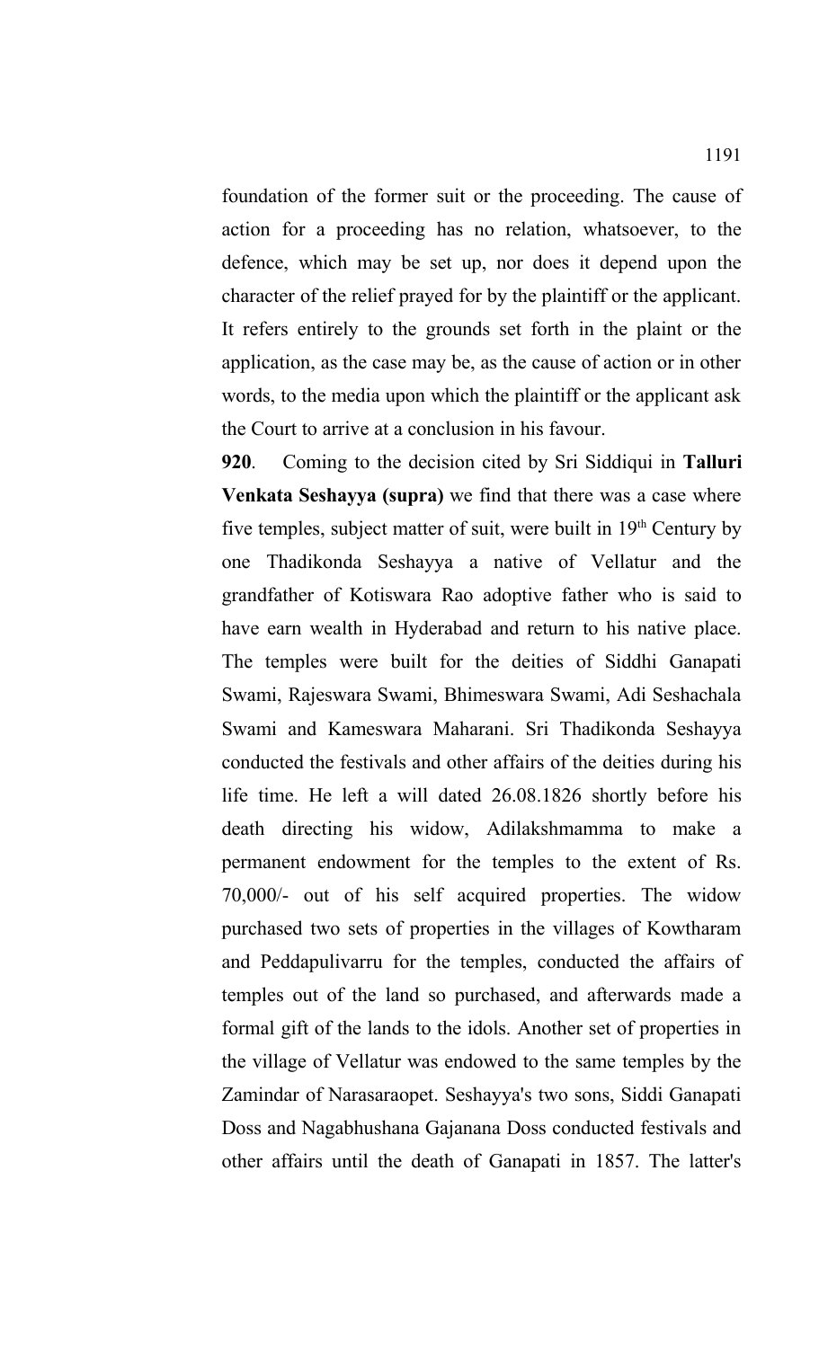foundation of the former suit or the proceeding. The cause of action for a proceeding has no relation, whatsoever, to the defence, which may be set up, nor does it depend upon the character of the relief prayed for by the plaintiff or the applicant. It refers entirely to the grounds set forth in the plaint or the application, as the case may be, as the cause of action or in other words, to the media upon which the plaintiff or the applicant ask the Court to arrive at a conclusion in his favour.

**920**. Coming to the decision cited by Sri Siddiqui in **Talluri Venkata Seshayya (supra)** we find that there was a case where five temples, subject matter of suit, were built in 19th Century by one Thadikonda Seshayya a native of Vellatur and the grandfather of Kotiswara Rao adoptive father who is said to have earn wealth in Hyderabad and return to his native place. The temples were built for the deities of Siddhi Ganapati Swami, Rajeswara Swami, Bhimeswara Swami, Adi Seshachala Swami and Kameswara Maharani. Sri Thadikonda Seshayya conducted the festivals and other affairs of the deities during his life time. He left a will dated 26.08.1826 shortly before his death directing his widow, Adilakshmamma to make a permanent endowment for the temples to the extent of Rs. 70,000/- out of his self acquired properties. The widow purchased two sets of properties in the villages of Kowtharam and Peddapulivarru for the temples, conducted the affairs of temples out of the land so purchased, and afterwards made a formal gift of the lands to the idols. Another set of properties in the village of Vellatur was endowed to the same temples by the Zamindar of Narasaraopet. Seshayya's two sons, Siddi Ganapati Doss and Nagabhushana Gajanana Doss conducted festivals and other affairs until the death of Ganapati in 1857. The latter's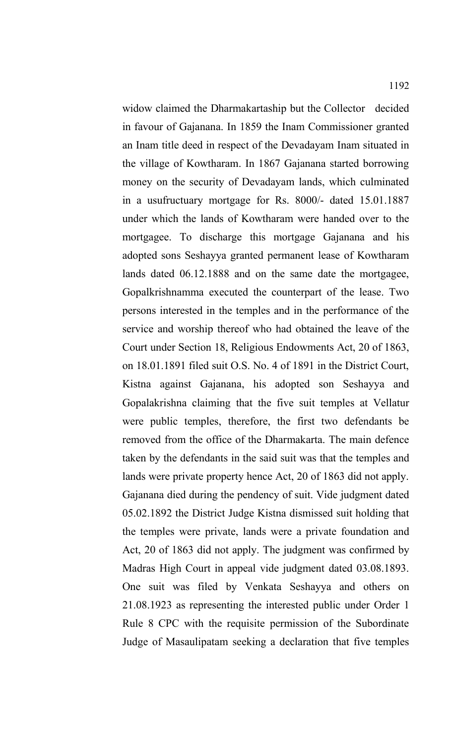widow claimed the Dharmakartaship but the Collector decided in favour of Gajanana. In 1859 the Inam Commissioner granted an Inam title deed in respect of the Devadayam Inam situated in the village of Kowtharam. In 1867 Gajanana started borrowing money on the security of Devadayam lands, which culminated in a usufructuary mortgage for Rs. 8000/- dated 15.01.1887 under which the lands of Kowtharam were handed over to the mortgagee. To discharge this mortgage Gajanana and his adopted sons Seshayya granted permanent lease of Kowtharam lands dated 06.12.1888 and on the same date the mortgagee, Gopalkrishnamma executed the counterpart of the lease. Two persons interested in the temples and in the performance of the service and worship thereof who had obtained the leave of the Court under Section 18, Religious Endowments Act, 20 of 1863, on 18.01.1891 filed suit O.S. No. 4 of 1891 in the District Court, Kistna against Gajanana, his adopted son Seshayya and Gopalakrishna claiming that the five suit temples at Vellatur were public temples, therefore, the first two defendants be removed from the office of the Dharmakarta. The main defence taken by the defendants in the said suit was that the temples and lands were private property hence Act, 20 of 1863 did not apply. Gajanana died during the pendency of suit. Vide judgment dated 05.02.1892 the District Judge Kistna dismissed suit holding that the temples were private, lands were a private foundation and Act, 20 of 1863 did not apply. The judgment was confirmed by Madras High Court in appeal vide judgment dated 03.08.1893. One suit was filed by Venkata Seshayya and others on 21.08.1923 as representing the interested public under Order 1 Rule 8 CPC with the requisite permission of the Subordinate Judge of Masaulipatam seeking a declaration that five temples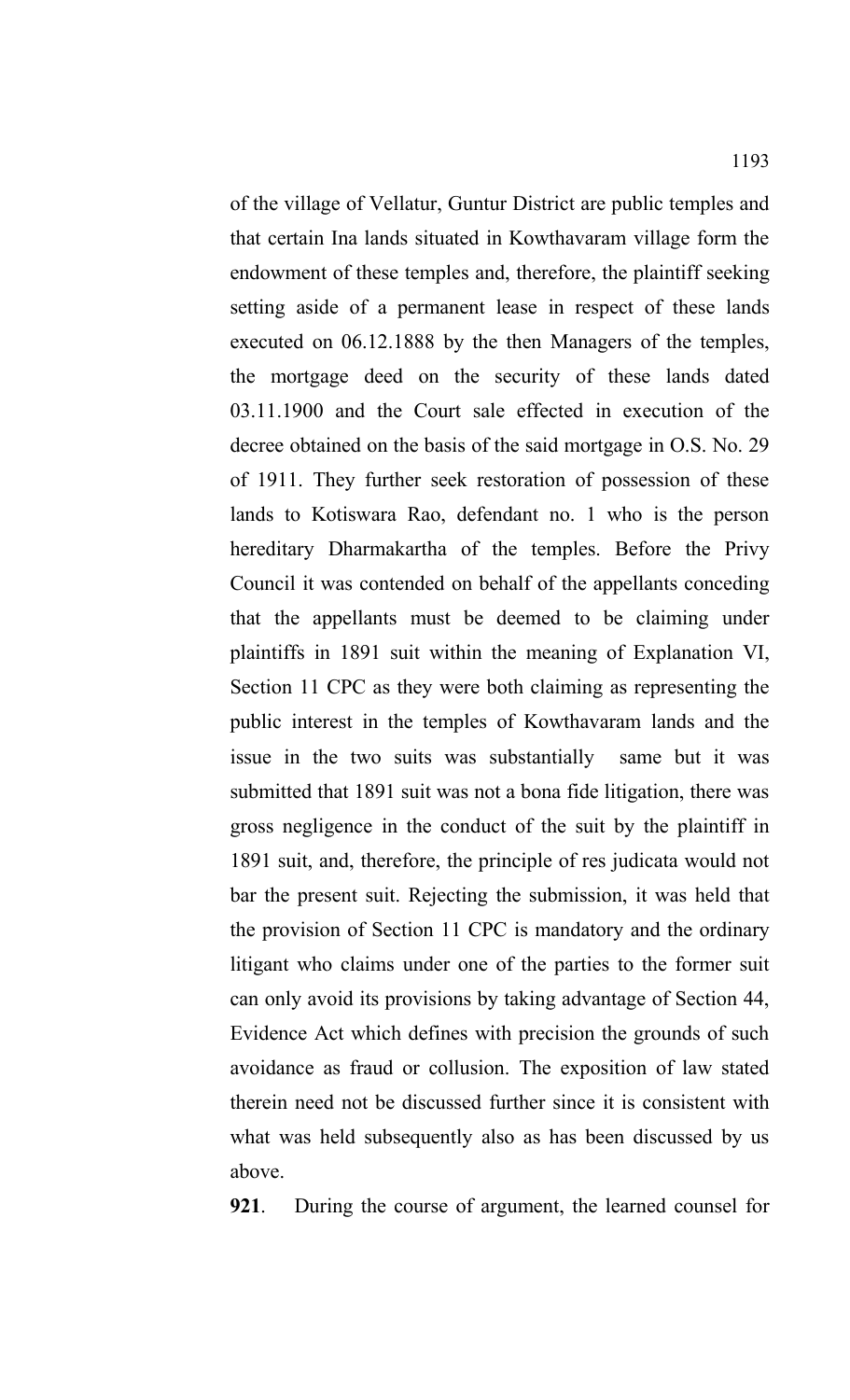of the village of Vellatur, Guntur District are public temples and that certain Ina lands situated in Kowthavaram village form the endowment of these temples and, therefore, the plaintiff seeking setting aside of a permanent lease in respect of these lands executed on 06.12.1888 by the then Managers of the temples, the mortgage deed on the security of these lands dated 03.11.1900 and the Court sale effected in execution of the decree obtained on the basis of the said mortgage in O.S. No. 29 of 1911. They further seek restoration of possession of these lands to Kotiswara Rao, defendant no. 1 who is the person hereditary Dharmakartha of the temples. Before the Privy Council it was contended on behalf of the appellants conceding that the appellants must be deemed to be claiming under plaintiffs in 1891 suit within the meaning of Explanation VI, Section 11 CPC as they were both claiming as representing the public interest in the temples of Kowthavaram lands and the issue in the two suits was substantially same but it was submitted that 1891 suit was not a bona fide litigation, there was gross negligence in the conduct of the suit by the plaintiff in 1891 suit, and, therefore, the principle of res judicata would not bar the present suit. Rejecting the submission, it was held that the provision of Section 11 CPC is mandatory and the ordinary litigant who claims under one of the parties to the former suit can only avoid its provisions by taking advantage of Section 44, Evidence Act which defines with precision the grounds of such avoidance as fraud or collusion. The exposition of law stated therein need not be discussed further since it is consistent with what was held subsequently also as has been discussed by us above.

**921**. During the course of argument, the learned counsel for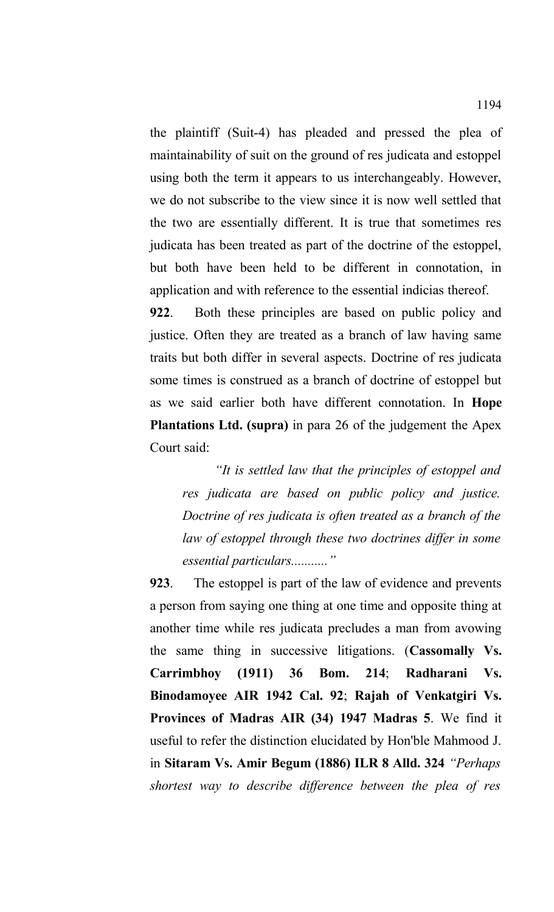the plaintiff (Suit-4) has pleaded and pressed the plea of maintainability of suit on the ground of res judicata and estoppel using both the term it appears to us interchangeably. However, we do not subscribe to the view since it is now well settled that the two are essentially different. It is true that sometimes res judicata has been treated as part of the doctrine of the estoppel, but both have been held to be different in connotation, in application and with reference to the essential indicias thereof.

**922**. Both these principles are based on public policy and justice. Often they are treated as a branch of law having same traits but both differ in several aspects. Doctrine of res judicata some times is construed as a branch of doctrine of estoppel but as we said earlier both have different connotation. In **Hope Plantations Ltd. (supra)** in para 26 of the judgement the Apex Court said:

> *"It is settled law that the principles of estoppel and res judicata are based on public policy and justice. Doctrine of res judicata is often treated as a branch of the law of estoppel through these two doctrines differ in some essential particulars..........."*

**923**. The estoppel is part of the law of evidence and prevents a person from saying one thing at one time and opposite thing at another time while res judicata precludes a man from avowing the same thing in successive litigations. (**Cassomally Vs. Carrimbhoy (1911) 36 Bom. 214**; **Radharani Vs. Binodamoyee AIR 1942 Cal. 92**; **Rajah of Venkatgiri Vs. Provinces of Madras AIR (34) 1947 Madras 5**. We find it useful to refer the distinction elucidated by Hon'ble Mahmood J. in **Sitaram Vs. Amir Begum (1886) ILR 8 Alld. 324** *"Perhaps shortest way to describe difference between the plea of res*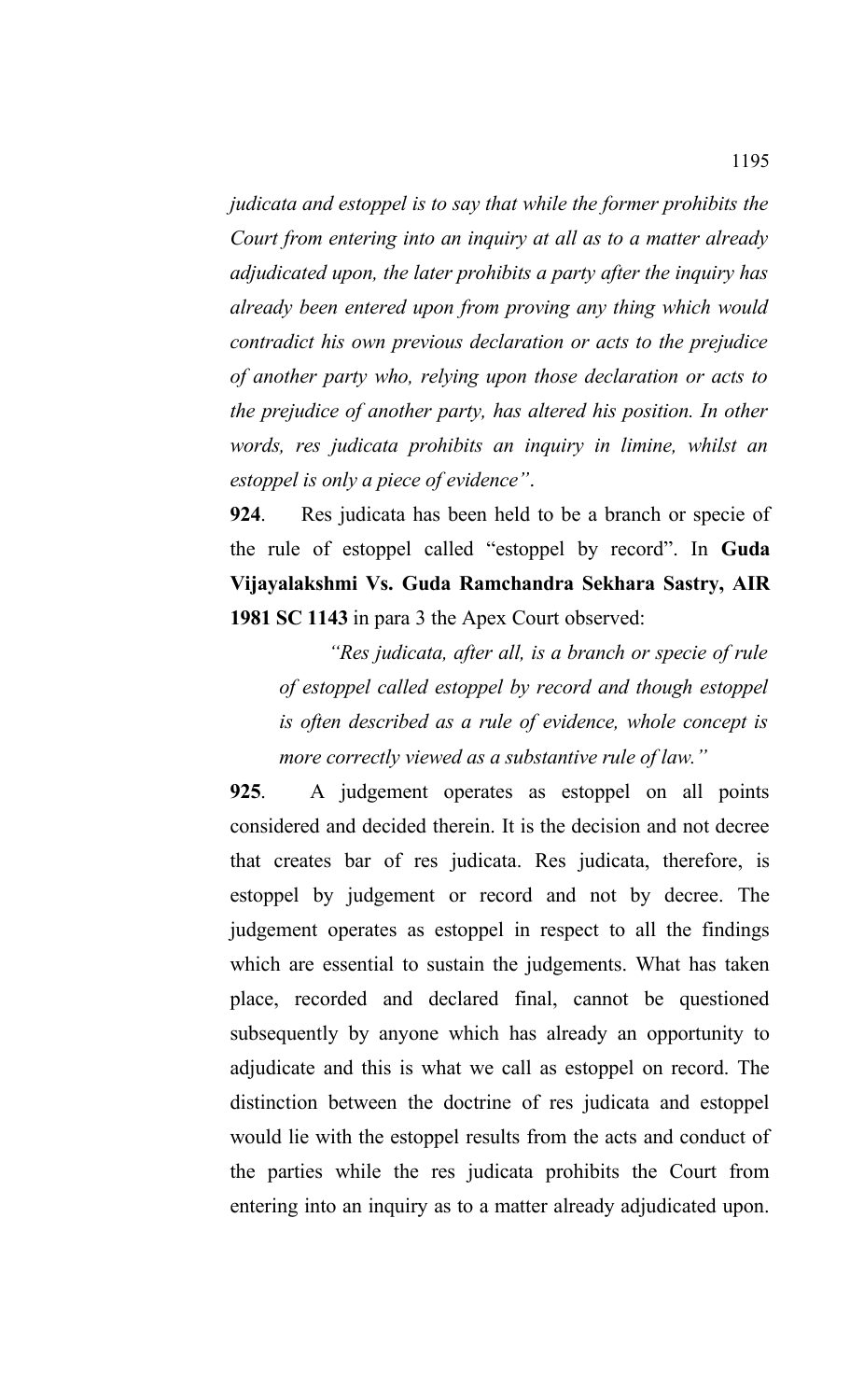*judicata and estoppel is to say that while the former prohibits the Court from entering into an inquiry at all as to a matter already adjudicated upon, the later prohibits a party after the inquiry has already been entered upon from proving any thing which would contradict his own previous declaration or acts to the prejudice of another party who, relying upon those declaration or acts to the prejudice of another party, has altered his position. In other words, res judicata prohibits an inquiry in limine, whilst an estoppel is only a piece of evidence"*.

**924**. Res judicata has been held to be a branch or specie of the rule of estoppel called "estoppel by record". In **Guda Vijayalakshmi Vs. Guda Ramchandra Sekhara Sastry, AIR 1981 SC 1143** in para 3 the Apex Court observed:

> *"Res judicata, after all, is a branch or specie of rule of estoppel called estoppel by record and though estoppel is often described as a rule of evidence, whole concept is more correctly viewed as a substantive rule of law."*

**925**. A judgement operates as estoppel on all points considered and decided therein. It is the decision and not decree that creates bar of res judicata. Res judicata, therefore, is estoppel by judgement or record and not by decree. The judgement operates as estoppel in respect to all the findings which are essential to sustain the judgements. What has taken place, recorded and declared final, cannot be questioned subsequently by anyone which has already an opportunity to adjudicate and this is what we call as estoppel on record. The distinction between the doctrine of res judicata and estoppel would lie with the estoppel results from the acts and conduct of the parties while the res judicata prohibits the Court from entering into an inquiry as to a matter already adjudicated upon.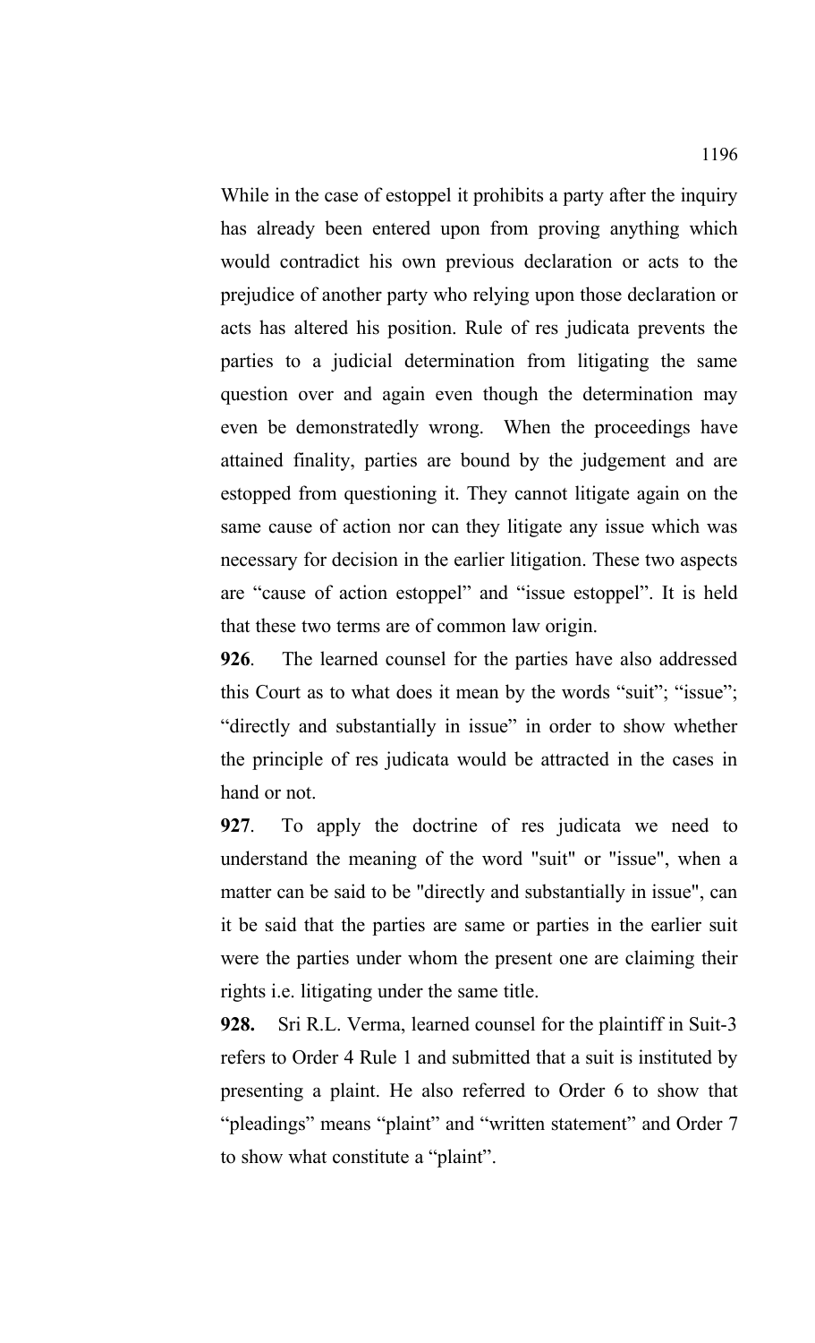While in the case of estoppel it prohibits a party after the inquiry has already been entered upon from proving anything which would contradict his own previous declaration or acts to the prejudice of another party who relying upon those declaration or acts has altered his position. Rule of res judicata prevents the parties to a judicial determination from litigating the same question over and again even though the determination may even be demonstratedly wrong. When the proceedings have attained finality, parties are bound by the judgement and are estopped from questioning it. They cannot litigate again on the same cause of action nor can they litigate any issue which was necessary for decision in the earlier litigation. These two aspects are "cause of action estoppel" and "issue estoppel". It is held that these two terms are of common law origin.

**926**. The learned counsel for the parties have also addressed this Court as to what does it mean by the words "suit"; "issue"; "directly and substantially in issue" in order to show whether the principle of res judicata would be attracted in the cases in hand or not.

**927**. To apply the doctrine of res judicata we need to understand the meaning of the word "suit" or "issue", when a matter can be said to be "directly and substantially in issue", can it be said that the parties are same or parties in the earlier suit were the parties under whom the present one are claiming their rights i.e. litigating under the same title.

**928.** Sri R.L. Verma, learned counsel for the plaintiff in Suit-3 refers to Order 4 Rule 1 and submitted that a suit is instituted by presenting a plaint. He also referred to Order 6 to show that "pleadings" means "plaint" and "written statement" and Order 7 to show what constitute a "plaint".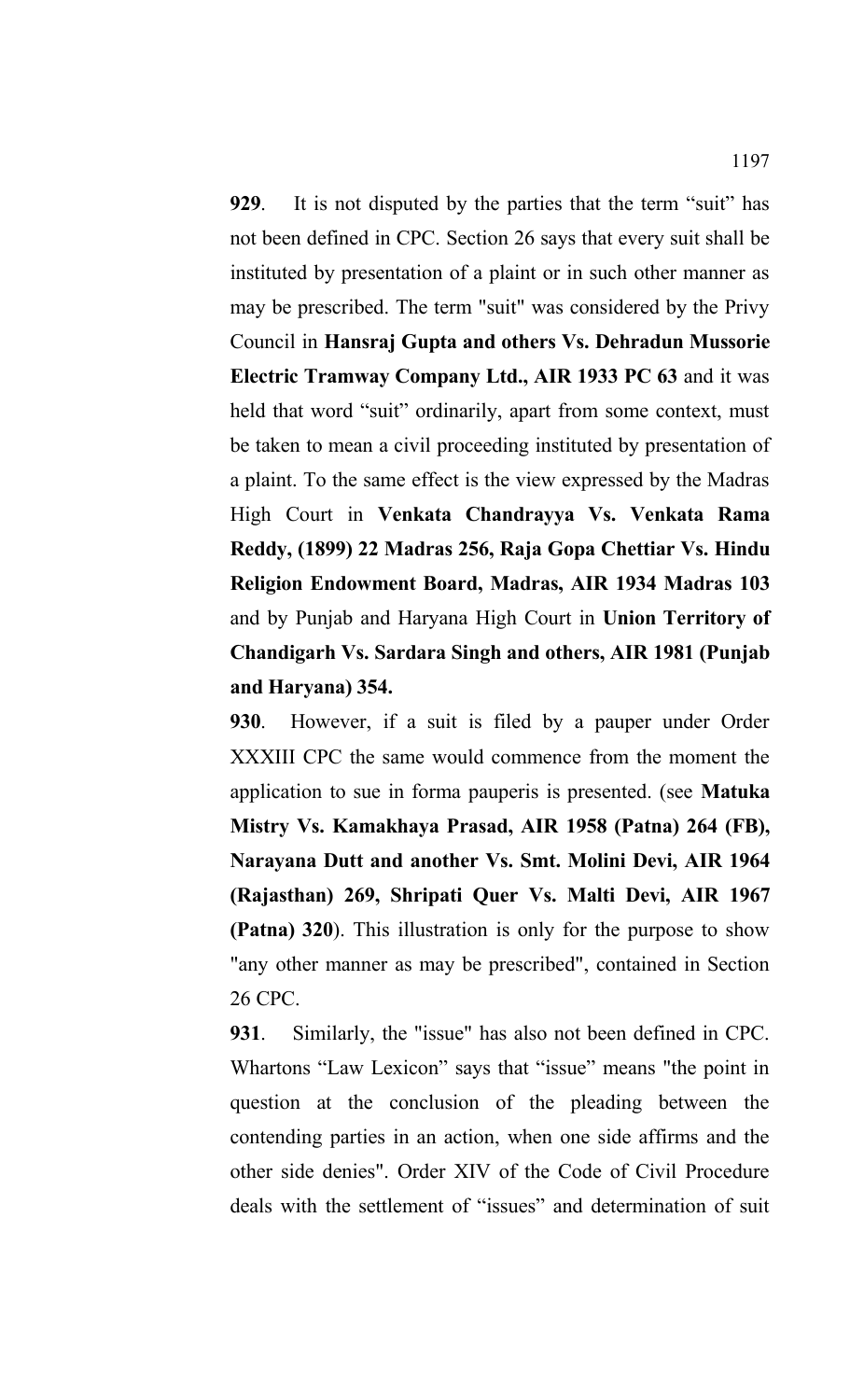**929**. It is not disputed by the parties that the term "suit" has not been defined in CPC. Section 26 says that every suit shall be instituted by presentation of a plaint or in such other manner as may be prescribed. The term "suit" was considered by the Privy Council in **Hansraj Gupta and others Vs. Dehradun Mussorie Electric Tramway Company Ltd., AIR 1933 PC 63** and it was held that word "suit" ordinarily, apart from some context, must be taken to mean a civil proceeding instituted by presentation of a plaint. To the same effect is the view expressed by the Madras High Court in **Venkata Chandrayya Vs. Venkata Rama Reddy, (1899) 22 Madras 256, Raja Gopa Chettiar Vs. Hindu Religion Endowment Board, Madras, AIR 1934 Madras 103** and by Punjab and Haryana High Court in **Union Territory of Chandigarh Vs. Sardara Singh and others, AIR 1981 (Punjab and Haryana) 354.**

**930**. However, if a suit is filed by a pauper under Order XXXIII CPC the same would commence from the moment the application to sue in forma pauperis is presented. (see **Matuka Mistry Vs. Kamakhaya Prasad, AIR 1958 (Patna) 264 (FB), Narayana Dutt and another Vs. Smt. Molini Devi, AIR 1964 (Rajasthan) 269, Shripati Quer Vs. Malti Devi, AIR 1967 (Patna) 320**). This illustration is only for the purpose to show "any other manner as may be prescribed", contained in Section 26 CPC.

**931**. Similarly, the "issue" has also not been defined in CPC. Whartons "Law Lexicon" says that "issue" means "the point in question at the conclusion of the pleading between the contending parties in an action, when one side affirms and the other side denies". Order XIV of the Code of Civil Procedure deals with the settlement of "issues" and determination of suit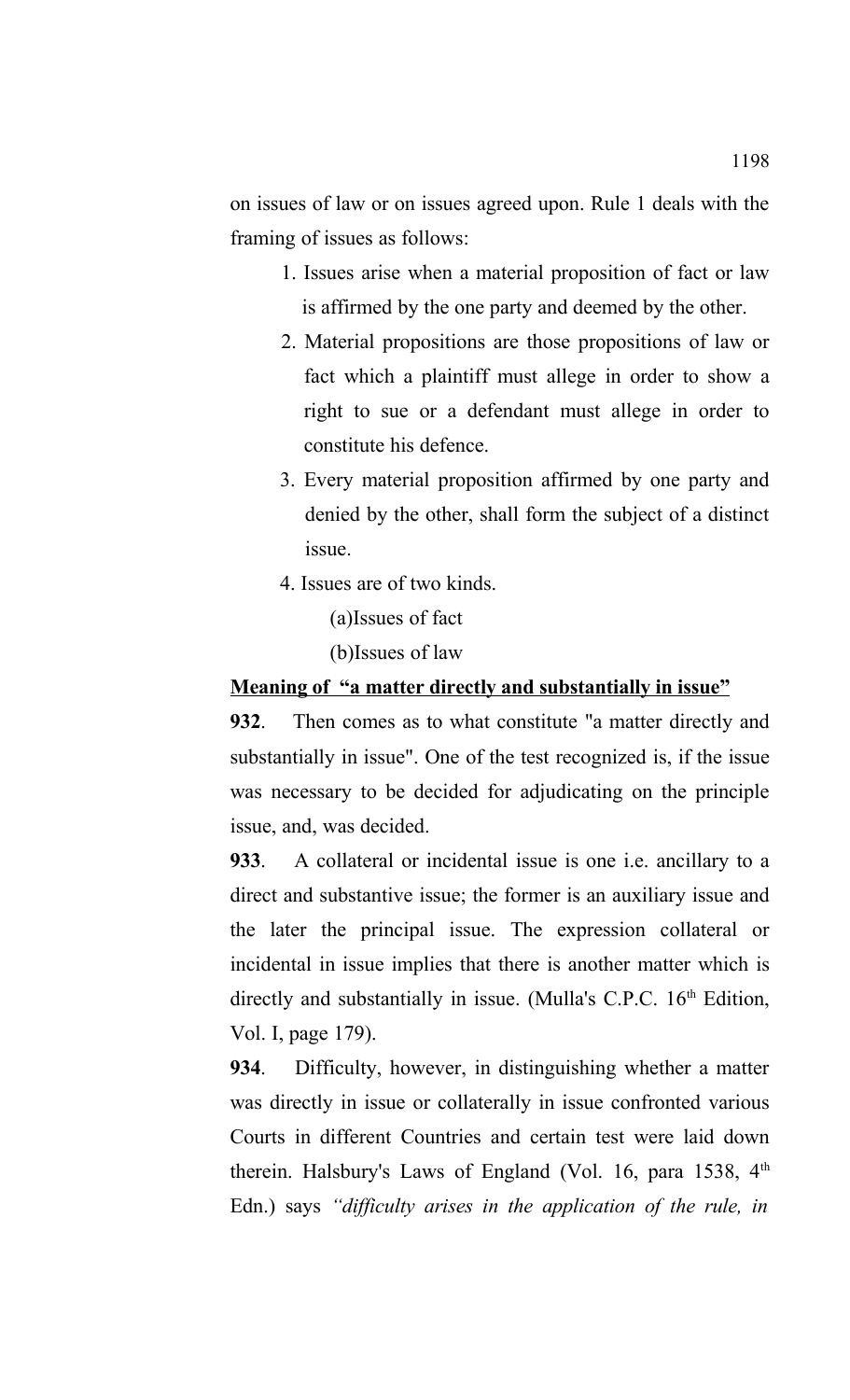on issues of law or on issues agreed upon. Rule 1 deals with the framing of issues as follows:

1. Issues arise when a material proposition of fact or law is affirmed by the one party and deemed by the other.
2. Material propositions are those propositions of law or fact which a plaintiff must allege in order to show a right to sue or a defendant must allege in order to constitute his defence.
3. Every material proposition affirmed by one party and denied by the other, shall form the subject of a distinct issue.
4. Issues are of two kinds.

    (a)Issues of fact

    (b)Issues of law

**<u>Meaning of "a matter directly and substantially in issue"</u>**

**932**. Then comes as to what constitute "a matter directly and substantially in issue". One of the test recognized is, if the issue was necessary to be decided for adjudicating on the principle issue, and, was decided.

**933**. A collateral or incidental issue is one i.e. ancillary to a direct and substantive issue; the former is an auxiliary issue and the later the principal issue. The expression collateral or incidental in issue implies that there is another matter which is directly and substantially in issue. (Mulla's C.P.C. 16th Edition, Vol. I, page 179).

**934**. Difficulty, however, in distinguishing whether a matter was directly in issue or collaterally in issue confronted various Courts in different Countries and certain test were laid down therein. Halsbury's Laws of England (Vol. 16, para 1538, 4th Edn.) says *"difficulty arises in the application of the rule, in*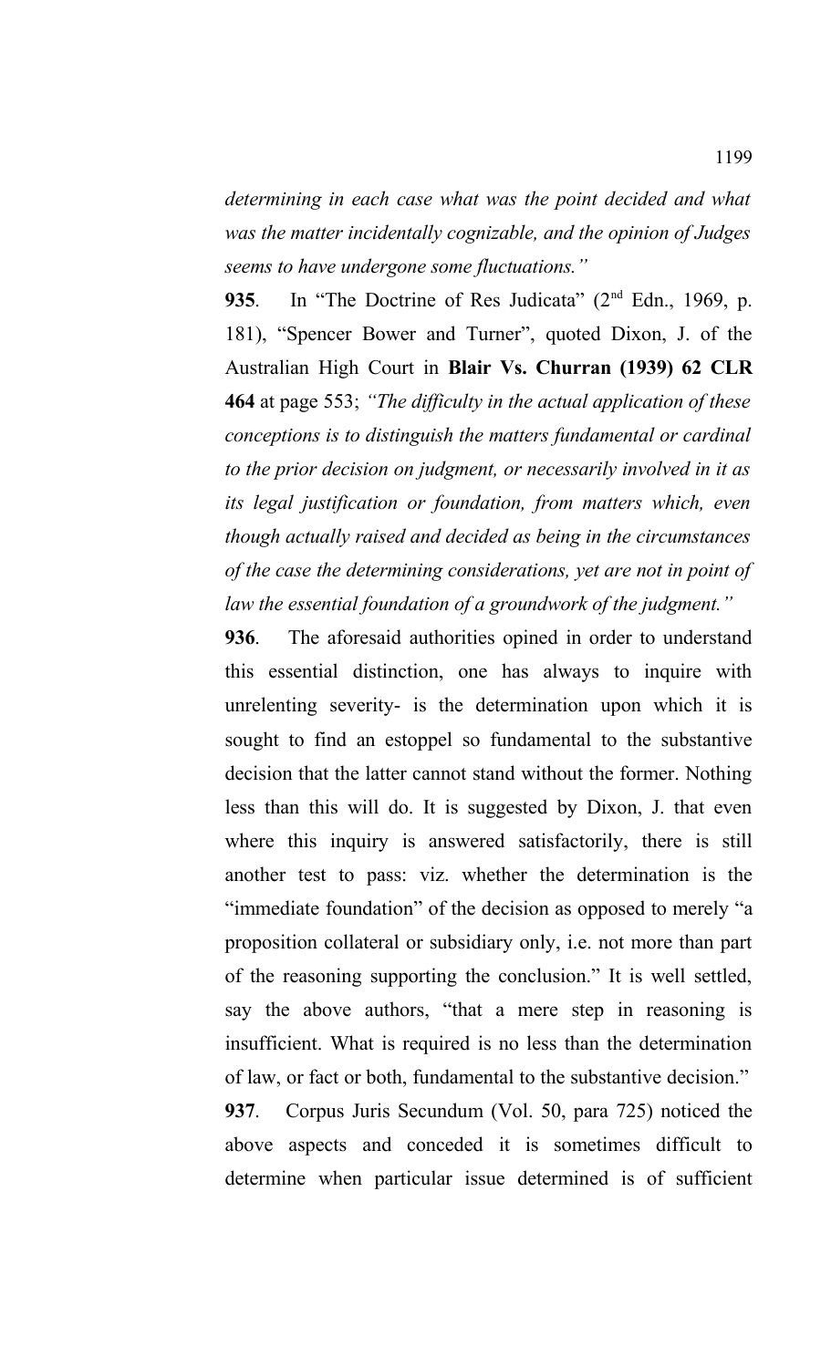*determining in each case what was the point decided and what was the matter incidentally cognizable, and the opinion of Judges seems to have undergone some fluctuations."*

**935**. In "The Doctrine of Res Judicata" (2nd Edn., 1969, p. 181), "Spencer Bower and Turner", quoted Dixon, J. of the Australian High Court in **Blair Vs. Churran (1939) 62 CLR 464** at page 553; *"The difficulty in the actual application of these conceptions is to distinguish the matters fundamental or cardinal to the prior decision on judgment, or necessarily involved in it as its legal justification or foundation, from matters which, even though actually raised and decided as being in the circumstances of the case the determining considerations, yet are not in point of law the essential foundation of a groundwork of the judgment."*

**936**. The aforesaid authorities opined in order to understand this essential distinction, one has always to inquire with unrelenting severity- is the determination upon which it is sought to find an estoppel so fundamental to the substantive decision that the latter cannot stand without the former. Nothing less than this will do. It is suggested by Dixon, J. that even where this inquiry is answered satisfactorily, there is still another test to pass: viz. whether the determination is the "immediate foundation" of the decision as opposed to merely "a proposition collateral or subsidiary only, i.e. not more than part of the reasoning supporting the conclusion." It is well settled, say the above authors, "that a mere step in reasoning is insufficient. What is required is no less than the determination of law, or fact or both, fundamental to the substantive decision."

**937**. Corpus Juris Secundum (Vol. 50, para 725) noticed the above aspects and conceded it is sometimes difficult to determine when particular issue determined is of sufficient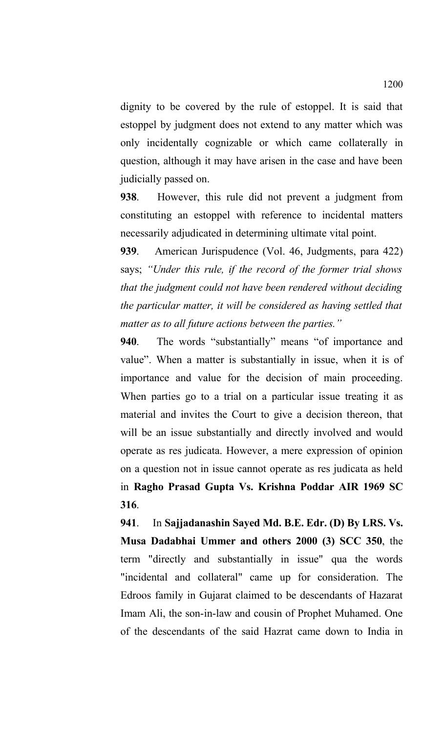dignity to be covered by the rule of estoppel. It is said that estoppel by judgment does not extend to any matter which was only incidentally cognizable or which came collaterally in question, although it may have arisen in the case and have been judicially passed on.

**938**. However, this rule did not prevent a judgment from constituting an estoppel with reference to incidental matters necessarily adjudicated in determining ultimate vital point.

**939**. American Jurispudence (Vol. 46, Judgments, para 422) says; *"Under this rule, if the record of the former trial shows that the judgment could not have been rendered without deciding the particular matter, it will be considered as having settled that matter as to all future actions between the parties."*

**940**. The words "substantially" means "of importance and value". When a matter is substantially in issue, when it is of importance and value for the decision of main proceeding. When parties go to a trial on a particular issue treating it as material and invites the Court to give a decision thereon, that will be an issue substantially and directly involved and would operate as res judicata. However, a mere expression of opinion on a question not in issue cannot operate as res judicata as held in **Ragho Prasad Gupta Vs. Krishna Poddar AIR 1969 SC 316**.

**941**. In **Sajjadanashin Sayed Md. B.E. Edr. (D) By LRS. Vs. Musa Dadabhai Ummer and others 2000 (3) SCC 350**, the term "directly and substantially in issue" qua the words "incidental and collateral" came up for consideration. The Edroos family in Gujarat claimed to be descendants of Hazarat Imam Ali, the son-in-law and cousin of Prophet Muhamed. One of the descendants of the said Hazrat came down to India in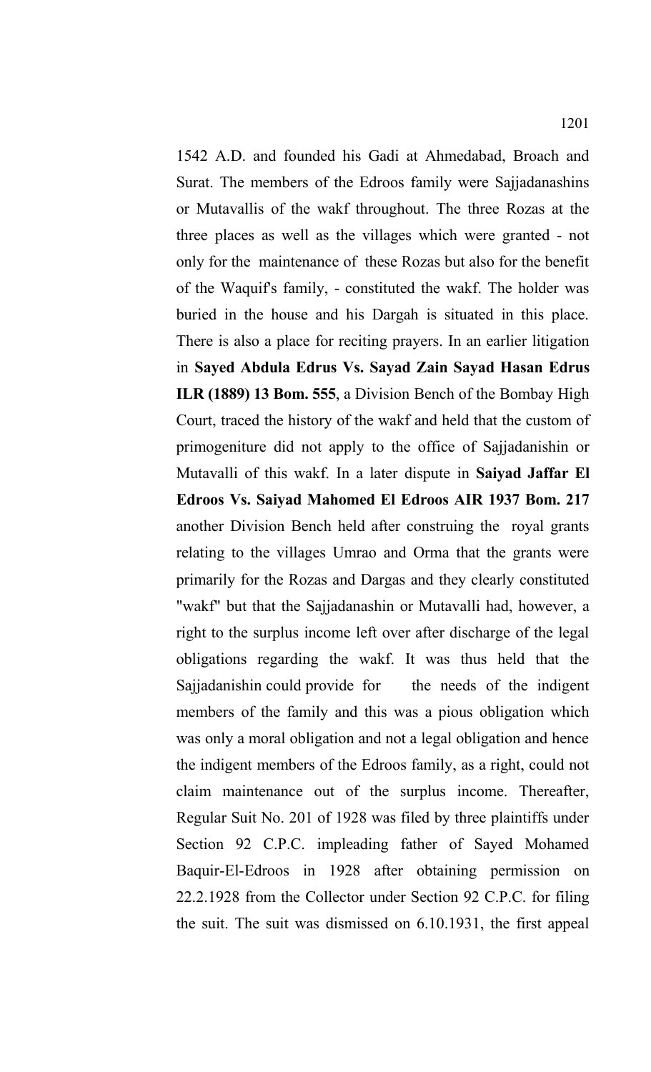1542 A.D. and founded his Gadi at Ahmedabad, Broach and Surat. The members of the Edroos family were Sajjadanashins or Mutavallis of the wakf throughout. The three Rozas at the three places as well as the villages which were granted - not only for the maintenance of these Rozas but also for the benefit of the Waquif's family, - constituted the wakf. The holder was buried in the house and his Dargah is situated in this place. There is also a place for reciting prayers. In an earlier litigation in **Sayed Abdula Edrus Vs. Sayad Zain Sayad Hasan Edrus ILR (1889) 13 Bom. 555**, a Division Bench of the Bombay High Court, traced the history of the wakf and held that the custom of primogeniture did not apply to the office of Sajjadanishin or Mutavalli of this wakf. In a later dispute in **Saiyad Jaffar El Edroos Vs. Saiyad Mahomed El Edroos AIR 1937 Bom. 217** another Division Bench held after construing the royal grants relating to the villages Umrao and Orma that the grants were primarily for the Rozas and Dargas and they clearly constituted "wakf" but that the Sajjadanashin or Mutavalli had, however, a right to the surplus income left over after discharge of the legal obligations regarding the wakf. It was thus held that the Sajjadanishin could provide for the needs of the indigent members of the family and this was a pious obligation which was only a moral obligation and not a legal obligation and hence the indigent members of the Edroos family, as a right, could not claim maintenance out of the surplus income. Thereafter, Regular Suit No. 201 of 1928 was filed by three plaintiffs under Section 92 C.P.C. impleading father of Sayed Mohamed Baquir-El-Edroos in 1928 after obtaining permission on 22.2.1928 from the Collector under Section 92 C.P.C. for filing the suit. The suit was dismissed on 6.10.1931, the first appeal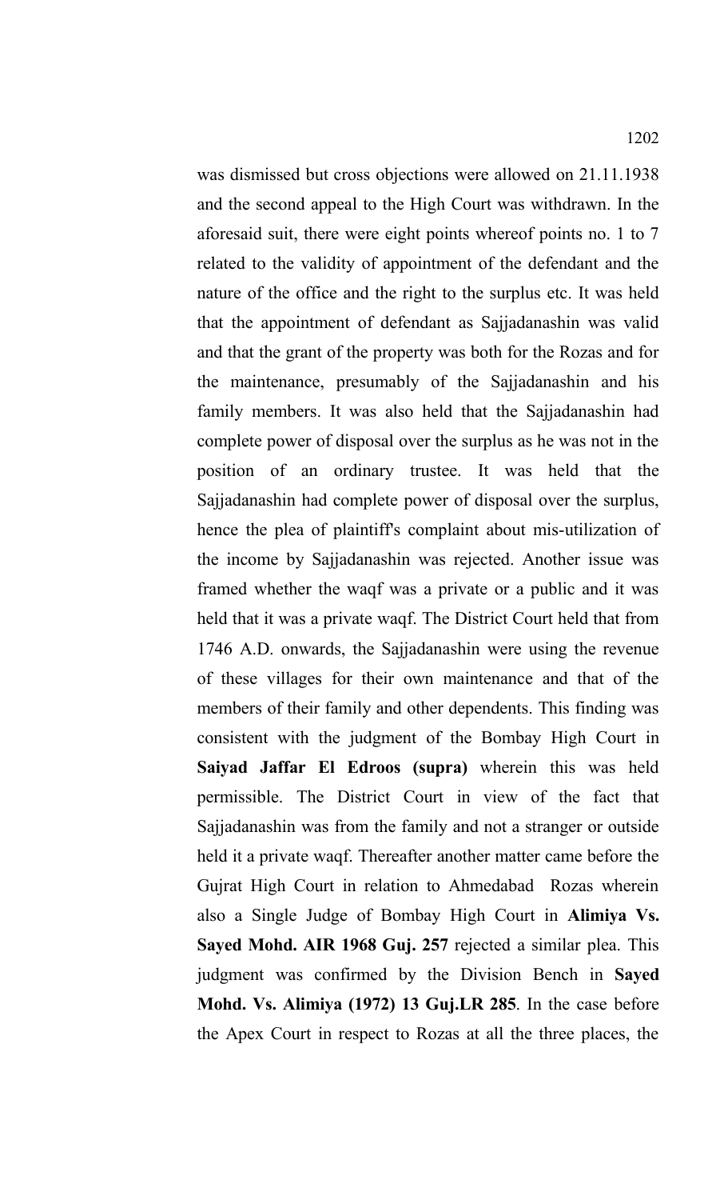was dismissed but cross objections were allowed on 21.11.1938 and the second appeal to the High Court was withdrawn. In the aforesaid suit, there were eight points whereof points no. 1 to 7 related to the validity of appointment of the defendant and the nature of the office and the right to the surplus etc. It was held that the appointment of defendant as Sajjadanashin was valid and that the grant of the property was both for the Rozas and for the maintenance, presumably of the Sajjadanashin and his family members. It was also held that the Sajjadanashin had complete power of disposal over the surplus as he was not in the position of an ordinary trustee. It was held that the Sajjadanashin had complete power of disposal over the surplus, hence the plea of plaintiff's complaint about mis-utilization of the income by Sajjadanashin was rejected. Another issue was framed whether the waqf was a private or a public and it was held that it was a private waqf. The District Court held that from 1746 A.D. onwards, the Sajjadanashin were using the revenue of these villages for their own maintenance and that of the members of their family and other dependents. This finding was consistent with the judgment of the Bombay High Court in **Saiyad Jaffar El Edroos (supra)** wherein this was held permissible. The District Court in view of the fact that Sajjadanashin was from the family and not a stranger or outside held it a private waqf. Thereafter another matter came before the Gujrat High Court in relation to Ahmedabad Rozas wherein also a Single Judge of Bombay High Court in **Alimiya Vs. Sayed Mohd. AIR 1968 Guj. 257** rejected a similar plea. This judgment was confirmed by the Division Bench in **Sayed Mohd. Vs. Alimiya (1972) 13 Guj.LR 285**. In the case before the Apex Court in respect to Rozas at all the three places, the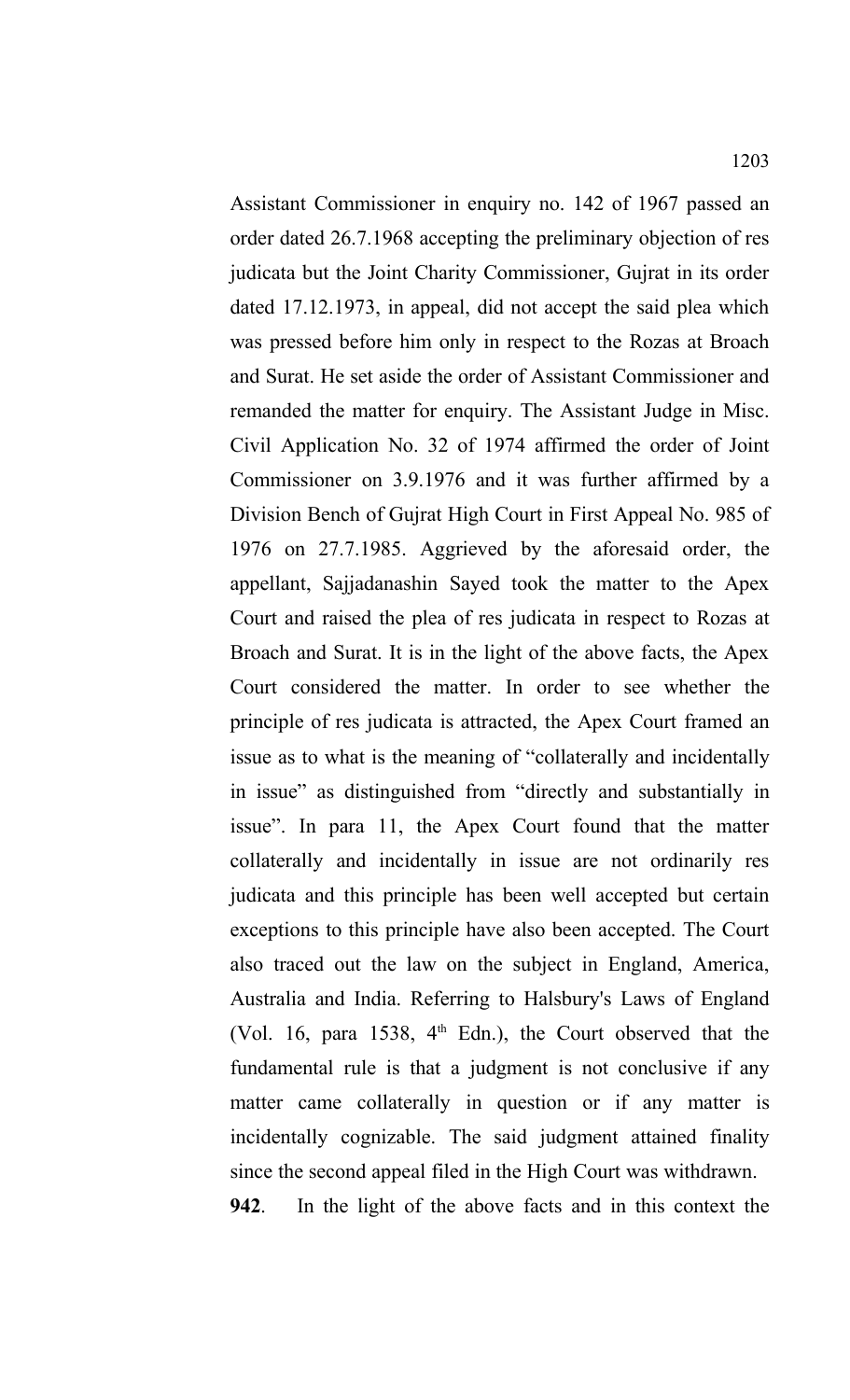Assistant Commissioner in enquiry no. 142 of 1967 passed an order dated 26.7.1968 accepting the preliminary objection of res judicata but the Joint Charity Commissioner, Gujrat in its order dated 17.12.1973, in appeal, did not accept the said plea which was pressed before him only in respect to the Rozas at Broach and Surat. He set aside the order of Assistant Commissioner and remanded the matter for enquiry. The Assistant Judge in Misc. Civil Application No. 32 of 1974 affirmed the order of Joint Commissioner on 3.9.1976 and it was further affirmed by a Division Bench of Gujrat High Court in First Appeal No. 985 of 1976 on 27.7.1985. Aggrieved by the aforesaid order, the appellant, Sajjadanashin Sayed took the matter to the Apex Court and raised the plea of res judicata in respect to Rozas at Broach and Surat. It is in the light of the above facts, the Apex Court considered the matter. In order to see whether the principle of res judicata is attracted, the Apex Court framed an issue as to what is the meaning of "collaterally and incidentally in issue" as distinguished from "directly and substantially in issue". In para 11, the Apex Court found that the matter collaterally and incidentally in issue are not ordinarily res judicata and this principle has been well accepted but certain exceptions to this principle have also been accepted. The Court also traced out the law on the subject in England, America, Australia and India. Referring to Halsbury's Laws of England (Vol. 16, para 1538, 4th Edn.), the Court observed that the fundamental rule is that a judgment is not conclusive if any matter came collaterally in question or if any matter is incidentally cognizable. The said judgment attained finality since the second appeal filed in the High Court was withdrawn.

**942**. In the light of the above facts and in this context the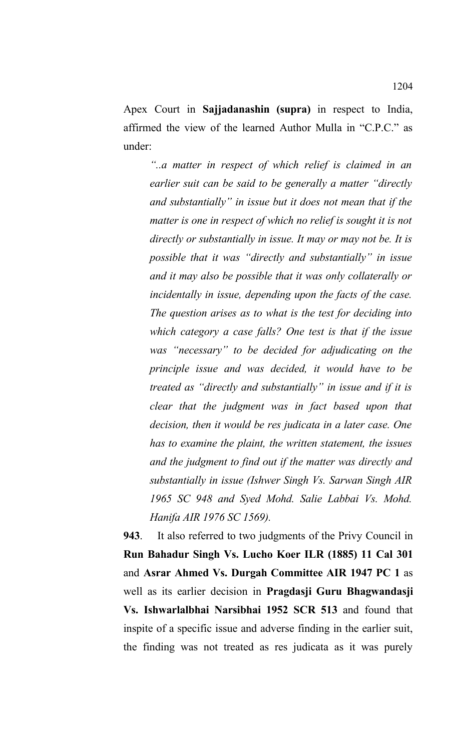Apex Court in **Sajjadanashin (supra)** in respect to India, affirmed the view of the learned Author Mulla in "C.P.C." as under:

> *"..a matter in respect of which relief is claimed in an earlier suit can be said to be generally a matter "directly and substantially" in issue but it does not mean that if the matter is one in respect of which no relief is sought it is not directly or substantially in issue. It may or may not be. It is possible that it was "directly and substantially" in issue and it may also be possible that it was only collaterally or incidentally in issue, depending upon the facts of the case. The question arises as to what is the test for deciding into which category a case falls? One test is that if the issue was "necessary" to be decided for adjudicating on the principle issue and was decided, it would have to be treated as "directly and substantially" in issue and if it is clear that the judgment was in fact based upon that decision, then it would be res judicata in a later case. One has to examine the plaint, the written statement, the issues and the judgment to find out if the matter was directly and substantially in issue (Ishwer Singh Vs. Sarwan Singh AIR 1965 SC 948 and Syed Mohd. Salie Labbai Vs. Mohd. Hanifa AIR 1976 SC 1569).*

**943**. It also referred to two judgments of the Privy Council in **Run Bahadur Singh Vs. Lucho Koer ILR (1885) 11 Cal 301** and **Asrar Ahmed Vs. Durgah Committee AIR 1947 PC 1** as well as its earlier decision in **Pragdasji Guru Bhagwandasji Vs. Ishwarlalbhai Narsibhai 1952 SCR 513** and found that inspite of a specific issue and adverse finding in the earlier suit, the finding was not treated as res judicata as it was purely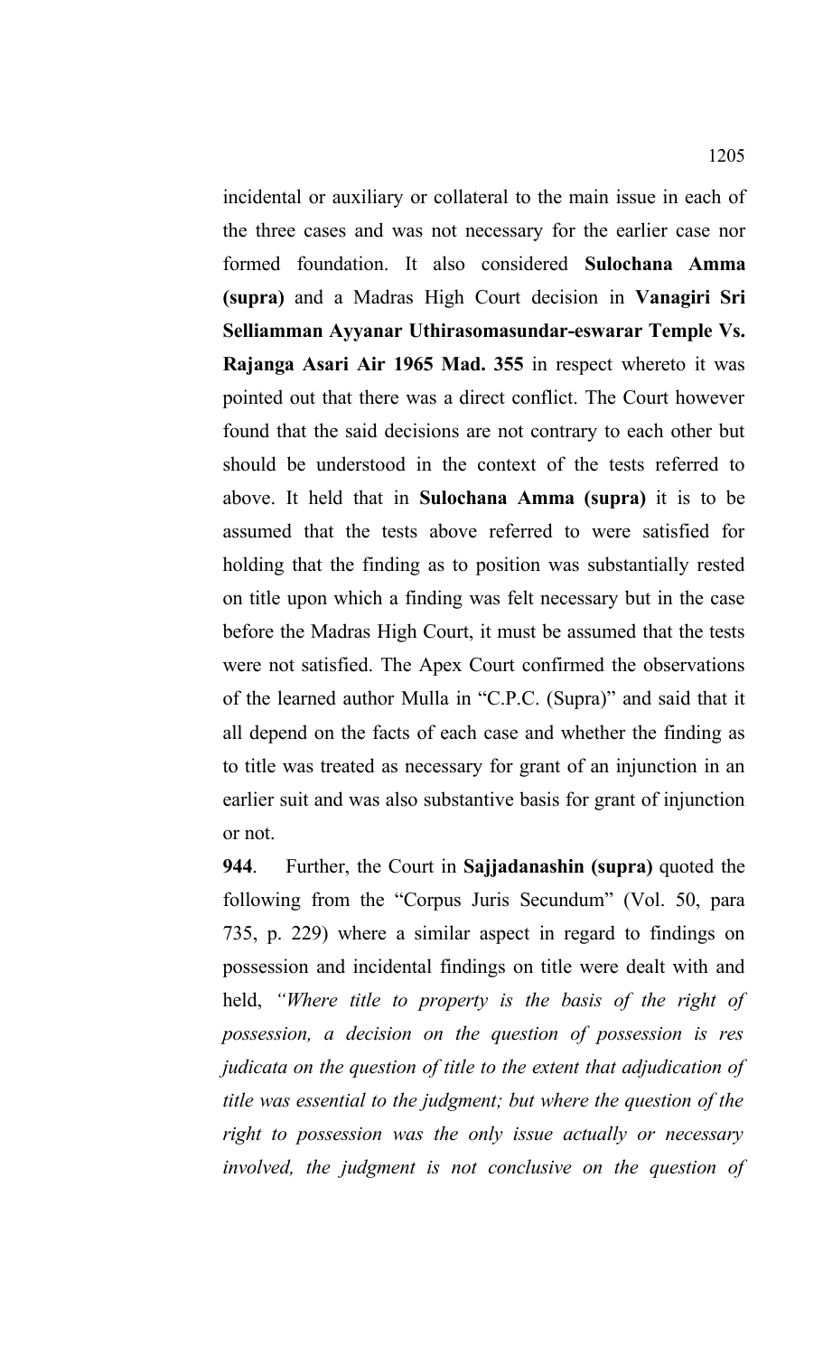incidental or auxiliary or collateral to the main issue in each of the three cases and was not necessary for the earlier case nor formed foundation. It also considered **Sulochana Amma (supra)** and a Madras High Court decision in **Vanagiri Sri Selliamman Ayyanar Uthirasomasundar-eswarar Temple Vs. Rajanga Asari Air 1965 Mad. 355** in respect whereto it was pointed out that there was a direct conflict. The Court however found that the said decisions are not contrary to each other but should be understood in the context of the tests referred to above. It held that in **Sulochana Amma (supra)** it is to be assumed that the tests above referred to were satisfied for holding that the finding as to position was substantially rested on title upon which a finding was felt necessary but in the case before the Madras High Court, it must be assumed that the tests were not satisfied. The Apex Court confirmed the observations of the learned author Mulla in "C.P.C. (Supra)" and said that it all depend on the facts of each case and whether the finding as to title was treated as necessary for grant of an injunction in an earlier suit and was also substantive basis for grant of injunction or not.

**944**. Further, the Court in **Sajjadanashin (supra)** quoted the following from the "Corpus Juris Secundum" (Vol. 50, para 735, p. 229) where a similar aspect in regard to findings on possession and incidental findings on title were dealt with and held, *"Where title to property is the basis of the right of possession, a decision on the question of possession is res judicata on the question of title to the extent that adjudication of title was essential to the judgment; but where the question of the right to possession was the only issue actually or necessary involved, the judgment is not conclusive on the question of*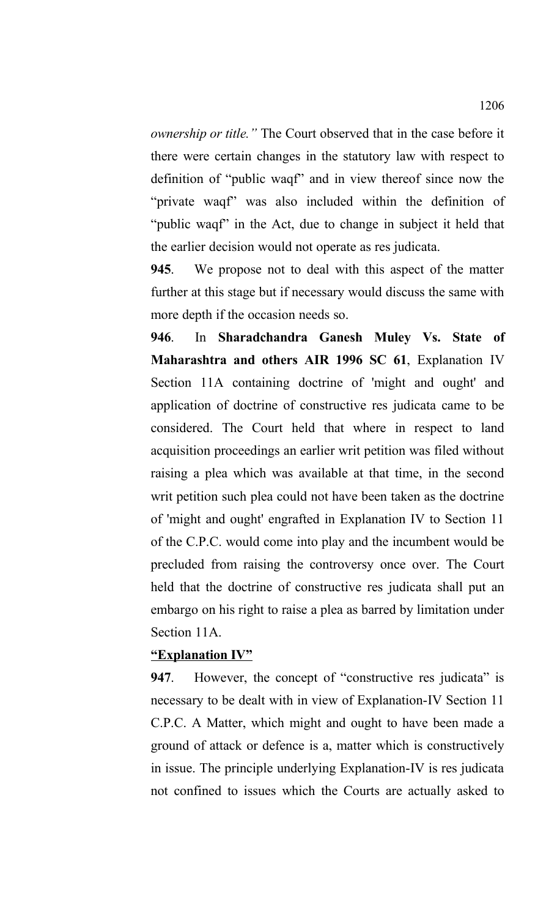*ownership or title."* The Court observed that in the case before it there were certain changes in the statutory law with respect to definition of "public waqf" and in view thereof since now the "private waqf" was also included within the definition of "public waqf" in the Act, due to change in subject it held that the earlier decision would not operate as res judicata.

**945**. We propose not to deal with this aspect of the matter further at this stage but if necessary would discuss the same with more depth if the occasion needs so.

**946**. In **Sharadchandra Ganesh Muley Vs. State of Maharashtra and others AIR 1996 SC 61**, Explanation IV Section 11A containing doctrine of 'might and ought' and application of doctrine of constructive res judicata came to be considered. The Court held that where in respect to land acquisition proceedings an earlier writ petition was filed without raising a plea which was available at that time, in the second writ petition such plea could not have been taken as the doctrine of 'might and ought' engrafted in Explanation IV to Section 11 of the C.P.C. would come into play and the incumbent would be precluded from raising the controversy once over. The Court held that the doctrine of constructive res judicata shall put an embargo on his right to raise a plea as barred by limitation under Section 11A.

**"Explanation IV"**

**947**. However, the concept of "constructive res judicata" is necessary to be dealt with in view of Explanation-IV Section 11 C.P.C. A Matter, which might and ought to have been made a ground of attack or defence is a, matter which is constructively in issue. The principle underlying Explanation-IV is res judicata not confined to issues which the Courts are actually asked to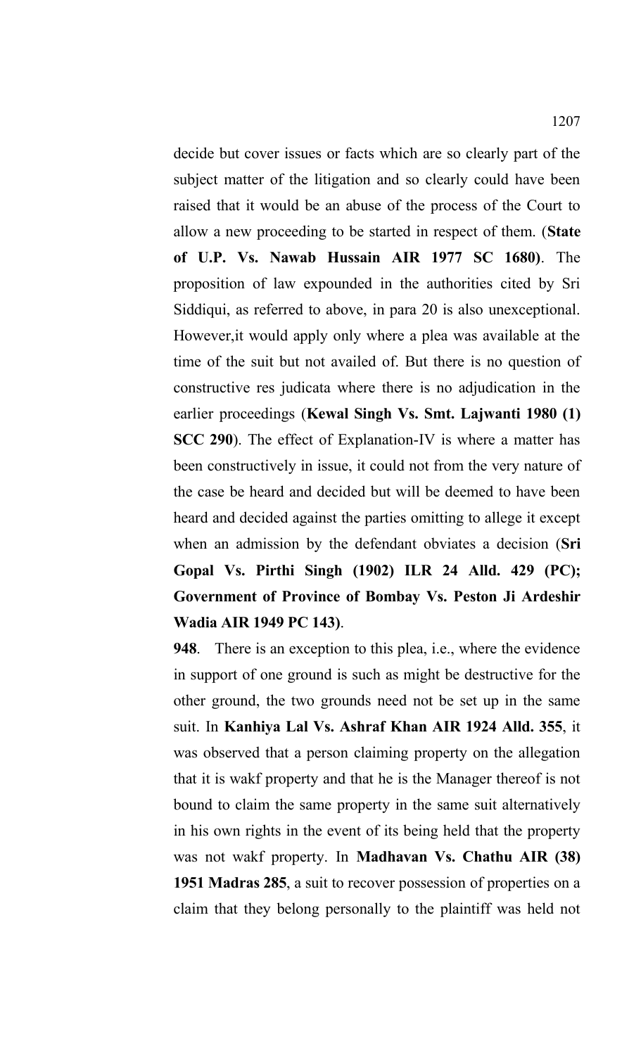decide but cover issues or facts which are so clearly part of the subject matter of the litigation and so clearly could have been raised that it would be an abuse of the process of the Court to allow a new proceeding to be started in respect of them. (**State of U.P. Vs. Nawab Hussain AIR 1977 SC 1680)**. The proposition of law expounded in the authorities cited by Sri Siddiqui, as referred to above, in para 20 is also unexceptional. However,it would apply only where a plea was available at the time of the suit but not availed of. But there is no question of constructive res judicata where there is no adjudication in the earlier proceedings (**Kewal Singh Vs. Smt. Lajwanti 1980 (1) SCC 290**). The effect of Explanation-IV is where a matter has been constructively in issue, it could not from the very nature of the case be heard and decided but will be deemed to have been heard and decided against the parties omitting to allege it except when an admission by the defendant obviates a decision (**Sri Gopal Vs. Pirthi Singh (1902) ILR 24 Alld. 429 (PC); Government of Province of Bombay Vs. Peston Ji Ardeshir Wadia AIR 1949 PC 143)**.

**948**. There is an exception to this plea, i.e., where the evidence in support of one ground is such as might be destructive for the other ground, the two grounds need not be set up in the same suit. In **Kanhiya Lal Vs. Ashraf Khan AIR 1924 Alld. 355**, it was observed that a person claiming property on the allegation that it is wakf property and that he is the Manager thereof is not bound to claim the same property in the same suit alternatively in his own rights in the event of its being held that the property was not wakf property. In **Madhavan Vs. Chathu AIR (38) 1951 Madras 285**, a suit to recover possession of properties on a claim that they belong personally to the plaintiff was held not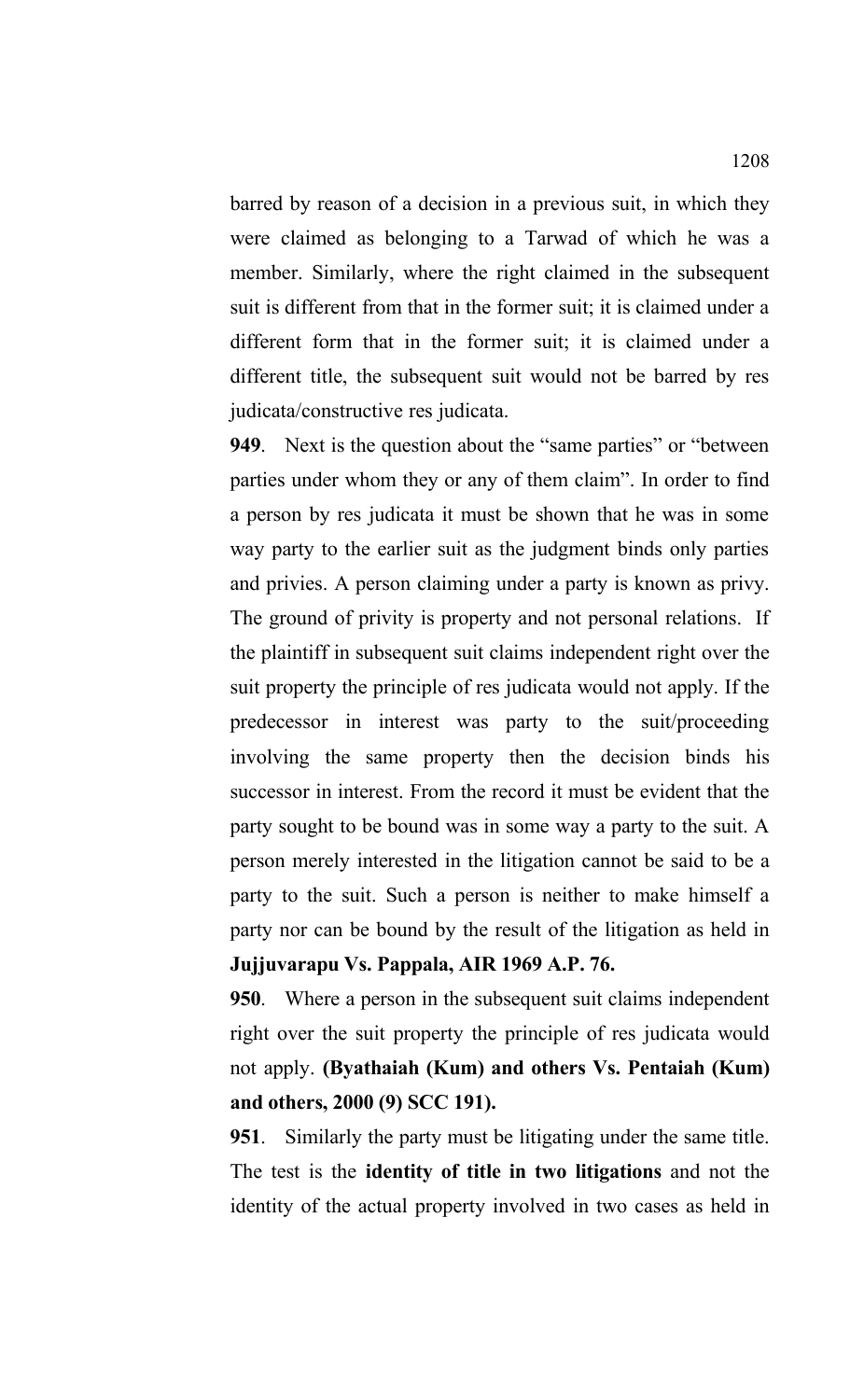barred by reason of a decision in a previous suit, in which they were claimed as belonging to a Tarwad of which he was a member. Similarly, where the right claimed in the subsequent suit is different from that in the former suit; it is claimed under a different form that in the former suit; it is claimed under a different title, the subsequent suit would not be barred by res judicata/constructive res judicata.

**949**. Next is the question about the "same parties" or "between parties under whom they or any of them claim". In order to find a person by res judicata it must be shown that he was in some way party to the earlier suit as the judgment binds only parties and privies. A person claiming under a party is known as privy. The ground of privity is property and not personal relations. If the plaintiff in subsequent suit claims independent right over the suit property the principle of res judicata would not apply. If the predecessor in interest was party to the suit/proceeding involving the same property then the decision binds his successor in interest. From the record it must be evident that the party sought to be bound was in some way a party to the suit. A person merely interested in the litigation cannot be said to be a party to the suit. Such a person is neither to make himself a party nor can be bound by the result of the litigation as held in **Jujjuvarapu Vs. Pappala, AIR 1969 A.P. 76.**

**950**. Where a person in the subsequent suit claims independent right over the suit property the principle of res judicata would not apply. **(Byathaiah (Kum) and others Vs. Pentaiah (Kum) and others, 2000 (9) SCC 191).**

**951**. Similarly the party must be litigating under the same title. The test is the **identity of title in two litigations** and not the identity of the actual property involved in two cases as held in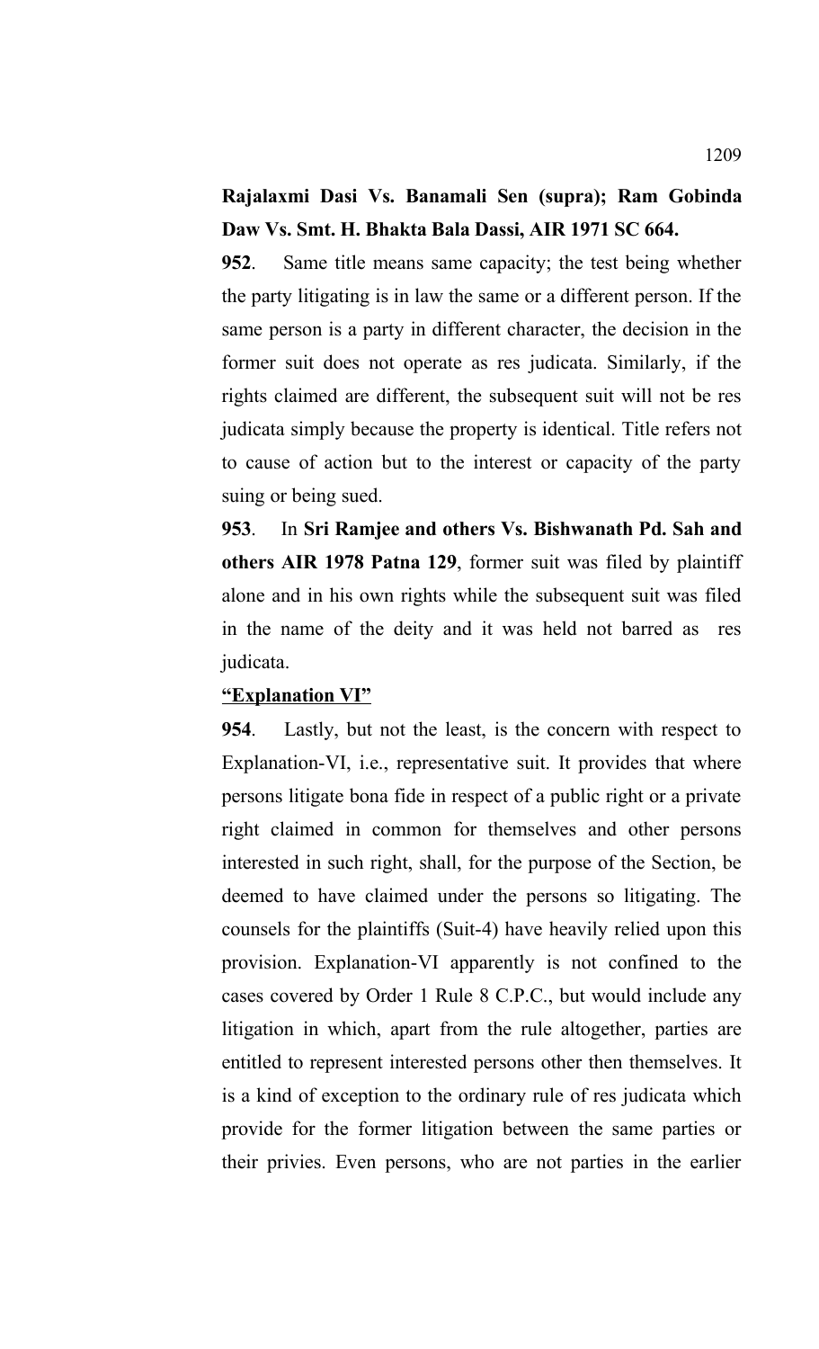**Rajalaxmi Dasi Vs. Banamali Sen (supra); Ram Gobinda Daw Vs. Smt. H. Bhakta Bala Dassi, AIR 1971 SC 664.**

**952**. Same title means same capacity; the test being whether the party litigating is in law the same or a different person. If the same person is a party in different character, the decision in the former suit does not operate as res judicata. Similarly, if the rights claimed are different, the subsequent suit will not be res judicata simply because the property is identical. Title refers not to cause of action but to the interest or capacity of the party suing or being sued.

**953**. In **Sri Ramjee and others Vs. Bishwanath Pd. Sah and others AIR 1978 Patna 129**, former suit was filed by plaintiff alone and in his own rights while the subsequent suit was filed in the name of the deity and it was held not barred as res judicata.

**<u>"Explanation VI"</u>**

**954**. Lastly, but not the least, is the concern with respect to Explanation-VI, i.e., representative suit. It provides that where persons litigate bona fide in respect of a public right or a private right claimed in common for themselves and other persons interested in such right, shall, for the purpose of the Section, be deemed to have claimed under the persons so litigating. The counsels for the plaintiffs (Suit-4) have heavily relied upon this provision. Explanation-VI apparently is not confined to the cases covered by Order 1 Rule 8 C.P.C., but would include any litigation in which, apart from the rule altogether, parties are entitled to represent interested persons other then themselves. It is a kind of exception to the ordinary rule of res judicata which provide for the former litigation between the same parties or their privies. Even persons, who are not parties in the earlier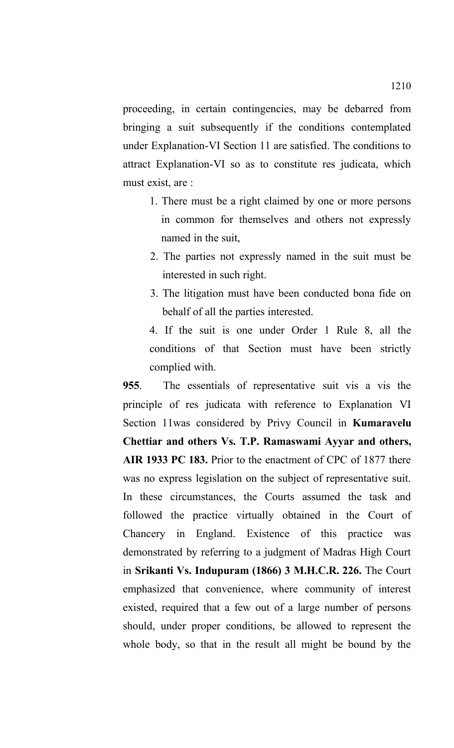proceeding, in certain contingencies, may be debarred from bringing a suit subsequently if the conditions contemplated under Explanation-VI Section 11 are satisfied. The conditions to attract Explanation-VI so as to constitute res judicata, which must exist, are :

1. There must be a right claimed by one or more persons in common for themselves and others not expressly named in the suit,
2. The parties not expressly named in the suit must be interested in such right.
3. The litigation must have been conducted bona fide on behalf of all the parties interested.
4. If the suit is one under Order 1 Rule 8, all the conditions of that Section must have been strictly complied with.

**955**. The essentials of representative suit vis a vis the principle of res judicata with reference to Explanation VI Section 11was considered by Privy Council in **Kumaravelu Chettiar and others Vs. T.P. Ramaswami Ayyar and others, AIR 1933 PC 183.** Prior to the enactment of CPC of 1877 there was no express legislation on the subject of representative suit. In these circumstances, the Courts assumed the task and followed the practice virtually obtained in the Court of Chancery in England. Existence of this practice was demonstrated by referring to a judgment of Madras High Court in **Srikanti Vs. Indupuram (1866) 3 M.H.C.R. 226.** The Court emphasized that convenience, where community of interest existed, required that a few out of a large number of persons should, under proper conditions, be allowed to represent the whole body, so that in the result all might be bound by the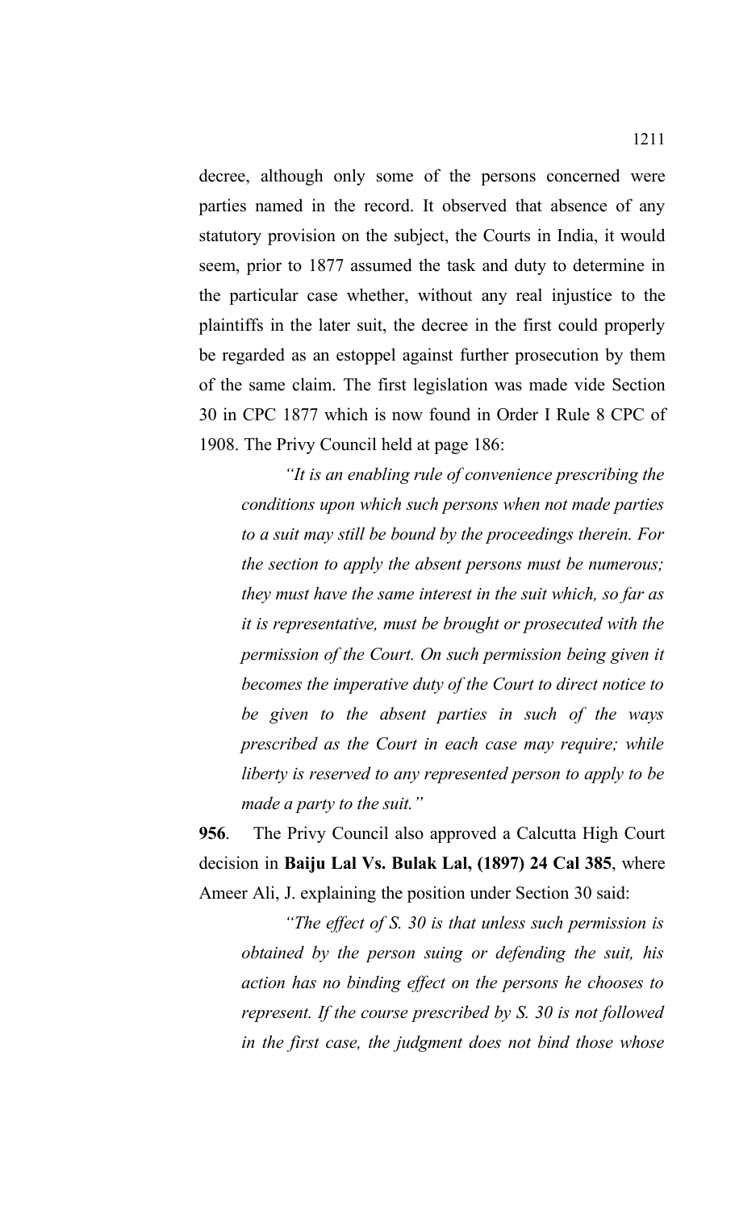decree, although only some of the persons concerned were parties named in the record. It observed that absence of any statutory provision on the subject, the Courts in India, it would seem, prior to 1877 assumed the task and duty to determine in the particular case whether, without any real injustice to the plaintiffs in the later suit, the decree in the first could properly be regarded as an estoppel against further prosecution by them of the same claim. The first legislation was made vide Section 30 in CPC 1877 which is now found in Order I Rule 8 CPC of 1908. The Privy Council held at page 186:

> *"It is an enabling rule of convenience prescribing the conditions upon which such persons when not made parties to a suit may still be bound by the proceedings therein. For the section to apply the absent persons must be numerous; they must have the same interest in the suit which, so far as it is representative, must be brought or prosecuted with the permission of the Court. On such permission being given it becomes the imperative duty of the Court to direct notice to be given to the absent parties in such of the ways prescribed as the Court in each case may require; while liberty is reserved to any represented person to apply to be made a party to the suit."*

**956**. The Privy Council also approved a Calcutta High Court decision in **Baiju Lal Vs. Bulak Lal, (1897) 24 Cal 385**, where Ameer Ali, J. explaining the position under Section 30 said:

> *"The effect of S. 30 is that unless such permission is obtained by the person suing or defending the suit, his action has no binding effect on the persons he chooses to represent. If the course prescribed by S. 30 is not followed in the first case, the judgment does not bind those whose*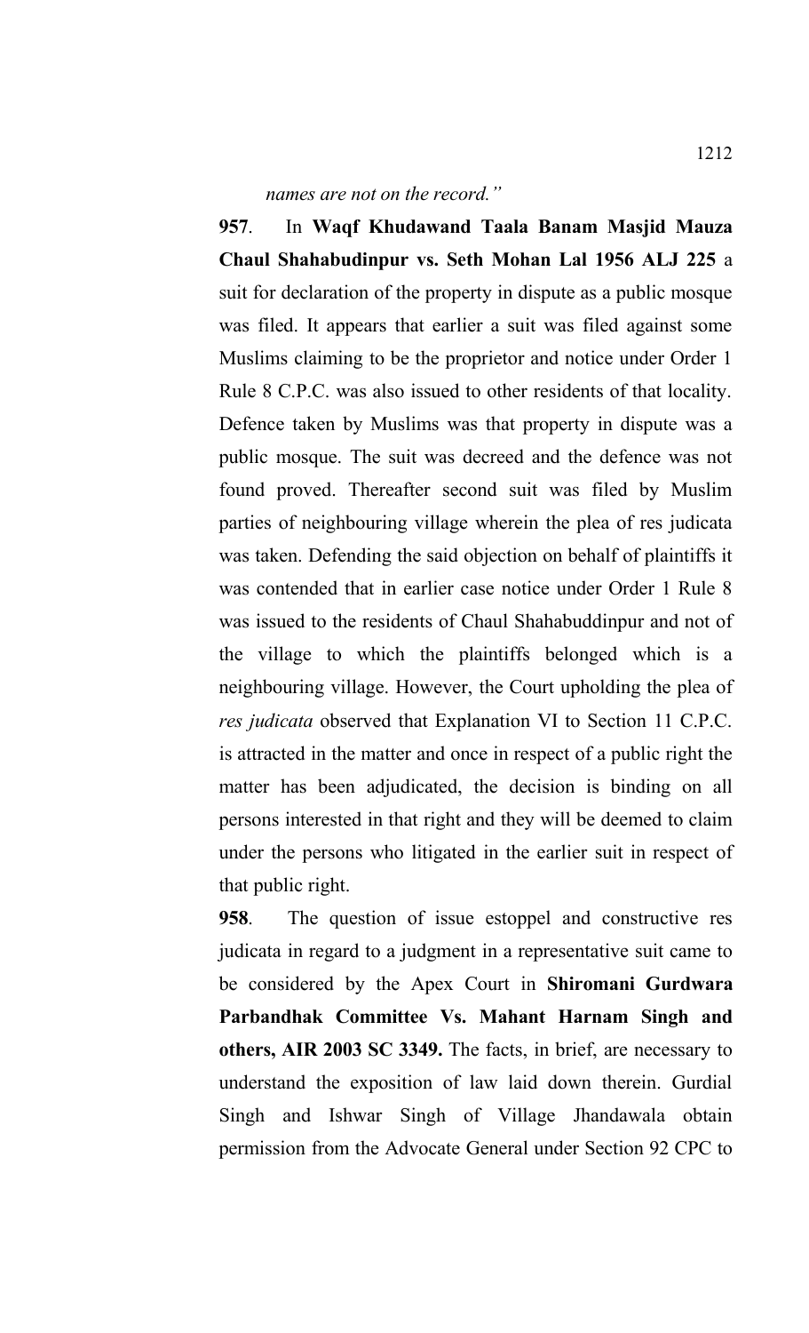*names are not on the record."*

**957**. In **Waqf Khudawand Taala Banam Masjid Mauza Chaul Shahabudinpur vs. Seth Mohan Lal 1956 ALJ 225** a suit for declaration of the property in dispute as a public mosque was filed. It appears that earlier a suit was filed against some Muslims claiming to be the proprietor and notice under Order 1 Rule 8 C.P.C. was also issued to other residents of that locality. Defence taken by Muslims was that property in dispute was a public mosque. The suit was decreed and the defence was not found proved. Thereafter second suit was filed by Muslim parties of neighbouring village wherein the plea of res judicata was taken. Defending the said objection on behalf of plaintiffs it was contended that in earlier case notice under Order 1 Rule 8 was issued to the residents of Chaul Shahabuddinpur and not of the village to which the plaintiffs belonged which is a neighbouring village. However, the Court upholding the plea of *res judicata* observed that Explanation VI to Section 11 C.P.C. is attracted in the matter and once in respect of a public right the matter has been adjudicated, the decision is binding on all persons interested in that right and they will be deemed to claim under the persons who litigated in the earlier suit in respect of that public right.

**958**. The question of issue estoppel and constructive res judicata in regard to a judgment in a representative suit came to be considered by the Apex Court in **Shiromani Gurdwara Parbandhak Committee Vs. Mahant Harnam Singh and others, AIR 2003 SC 3349.** The facts, in brief, are necessary to understand the exposition of law laid down therein. Gurdial Singh and Ishwar Singh of Village Jhandawala obtain permission from the Advocate General under Section 92 CPC to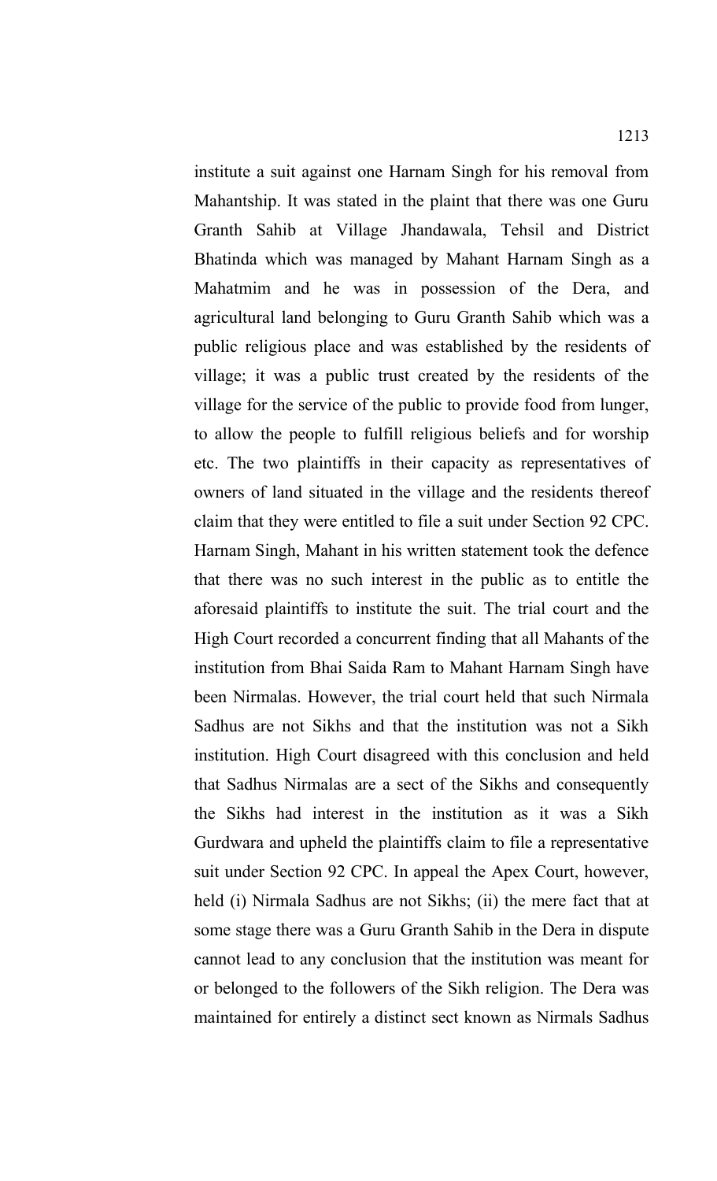institute a suit against one Harnam Singh for his removal from Mahantship. It was stated in the plaint that there was one Guru Granth Sahib at Village Jhandawala, Tehsil and District Bhatinda which was managed by Mahant Harnam Singh as a Mahatmim and he was in possession of the Dera, and agricultural land belonging to Guru Granth Sahib which was a public religious place and was established by the residents of village; it was a public trust created by the residents of the village for the service of the public to provide food from lunger, to allow the people to fulfill religious beliefs and for worship etc. The two plaintiffs in their capacity as representatives of owners of land situated in the village and the residents thereof claim that they were entitled to file a suit under Section 92 CPC. Harnam Singh, Mahant in his written statement took the defence that there was no such interest in the public as to entitle the aforesaid plaintiffs to institute the suit. The trial court and the High Court recorded a concurrent finding that all Mahants of the institution from Bhai Saida Ram to Mahant Harnam Singh have been Nirmalas. However, the trial court held that such Nirmala Sadhus are not Sikhs and that the institution was not a Sikh institution. High Court disagreed with this conclusion and held that Sadhus Nirmalas are a sect of the Sikhs and consequently the Sikhs had interest in the institution as it was a Sikh Gurdwara and upheld the plaintiffs claim to file a representative suit under Section 92 CPC. In appeal the Apex Court, however, held (i) Nirmala Sadhus are not Sikhs; (ii) the mere fact that at some stage there was a Guru Granth Sahib in the Dera in dispute cannot lead to any conclusion that the institution was meant for or belonged to the followers of the Sikh religion. The Dera was maintained for entirely a distinct sect known as Nirmals Sadhus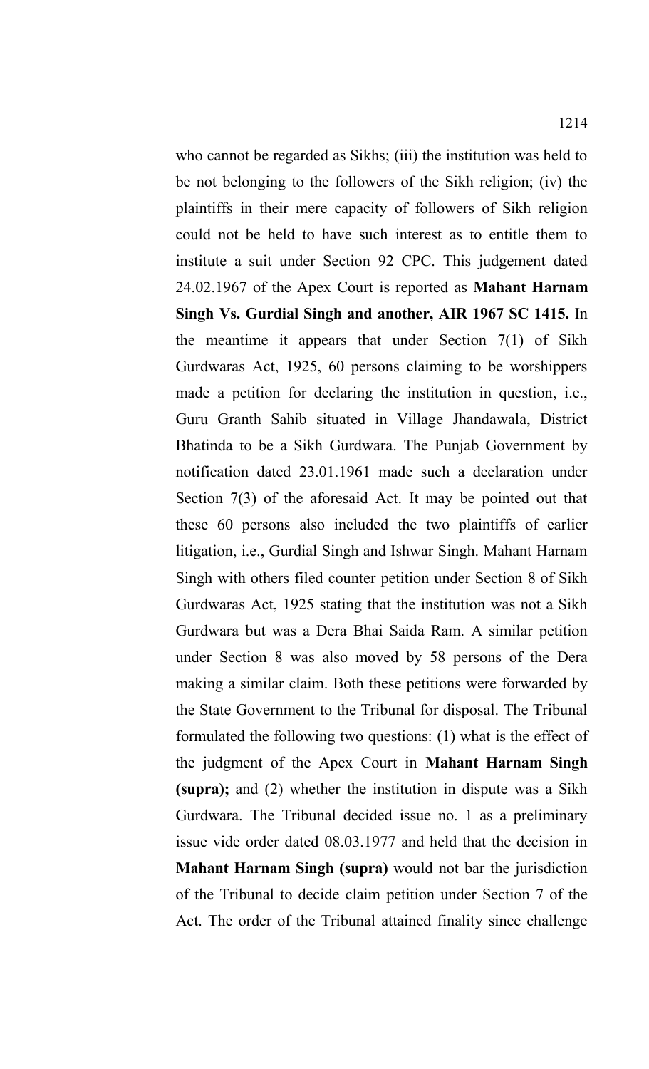who cannot be regarded as Sikhs; (iii) the institution was held to be not belonging to the followers of the Sikh religion; (iv) the plaintiffs in their mere capacity of followers of Sikh religion could not be held to have such interest as to entitle them to institute a suit under Section 92 CPC. This judgement dated 24.02.1967 of the Apex Court is reported as **Mahant Harnam Singh Vs. Gurdial Singh and another, AIR 1967 SC 1415.** In the meantime it appears that under Section 7(1) of Sikh Gurdwaras Act, 1925, 60 persons claiming to be worshippers made a petition for declaring the institution in question, i.e., Guru Granth Sahib situated in Village Jhandawala, District Bhatinda to be a Sikh Gurdwara. The Punjab Government by notification dated 23.01.1961 made such a declaration under Section 7(3) of the aforesaid Act. It may be pointed out that these 60 persons also included the two plaintiffs of earlier litigation, i.e., Gurdial Singh and Ishwar Singh. Mahant Harnam Singh with others filed counter petition under Section 8 of Sikh Gurdwaras Act, 1925 stating that the institution was not a Sikh Gurdwara but was a Dera Bhai Saida Ram. A similar petition under Section 8 was also moved by 58 persons of the Dera making a similar claim. Both these petitions were forwarded by the State Government to the Tribunal for disposal. The Tribunal formulated the following two questions: (1) what is the effect of the judgment of the Apex Court in **Mahant Harnam Singh (supra);** and (2) whether the institution in dispute was a Sikh Gurdwara. The Tribunal decided issue no. 1 as a preliminary issue vide order dated 08.03.1977 and held that the decision in **Mahant Harnam Singh (supra)** would not bar the jurisdiction of the Tribunal to decide claim petition under Section 7 of the Act. The order of the Tribunal attained finality since challenge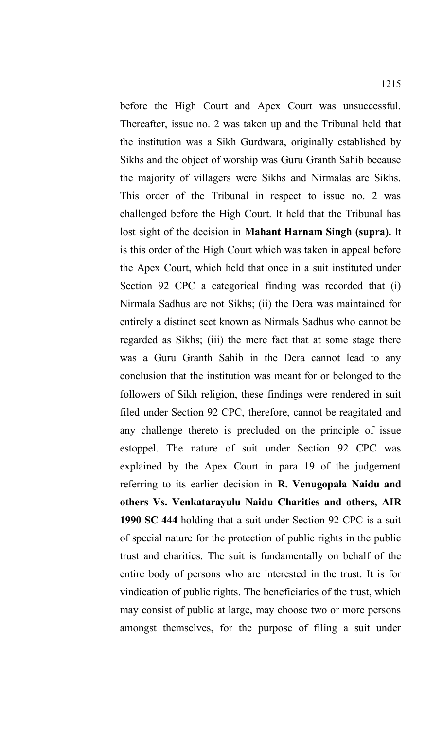before the High Court and Apex Court was unsuccessful. Thereafter, issue no. 2 was taken up and the Tribunal held that the institution was a Sikh Gurdwara, originally established by Sikhs and the object of worship was Guru Granth Sahib because the majority of villagers were Sikhs and Nirmalas are Sikhs. This order of the Tribunal in respect to issue no. 2 was challenged before the High Court. It held that the Tribunal has lost sight of the decision in **Mahant Harnam Singh (supra).** It is this order of the High Court which was taken in appeal before the Apex Court, which held that once in a suit instituted under Section 92 CPC a categorical finding was recorded that (i) Nirmala Sadhus are not Sikhs; (ii) the Dera was maintained for entirely a distinct sect known as Nirmals Sadhus who cannot be regarded as Sikhs; (iii) the mere fact that at some stage there was a Guru Granth Sahib in the Dera cannot lead to any conclusion that the institution was meant for or belonged to the followers of Sikh religion, these findings were rendered in suit filed under Section 92 CPC, therefore, cannot be reagitated and any challenge thereto is precluded on the principle of issue estoppel. The nature of suit under Section 92 CPC was explained by the Apex Court in para 19 of the judgement referring to its earlier decision in **R. Venugopala Naidu and others Vs. Venkatarayulu Naidu Charities and others, AIR 1990 SC 444** holding that a suit under Section 92 CPC is a suit of special nature for the protection of public rights in the public trust and charities. The suit is fundamentally on behalf of the entire body of persons who are interested in the trust. It is for vindication of public rights. The beneficiaries of the trust, which may consist of public at large, may choose two or more persons amongst themselves, for the purpose of filing a suit under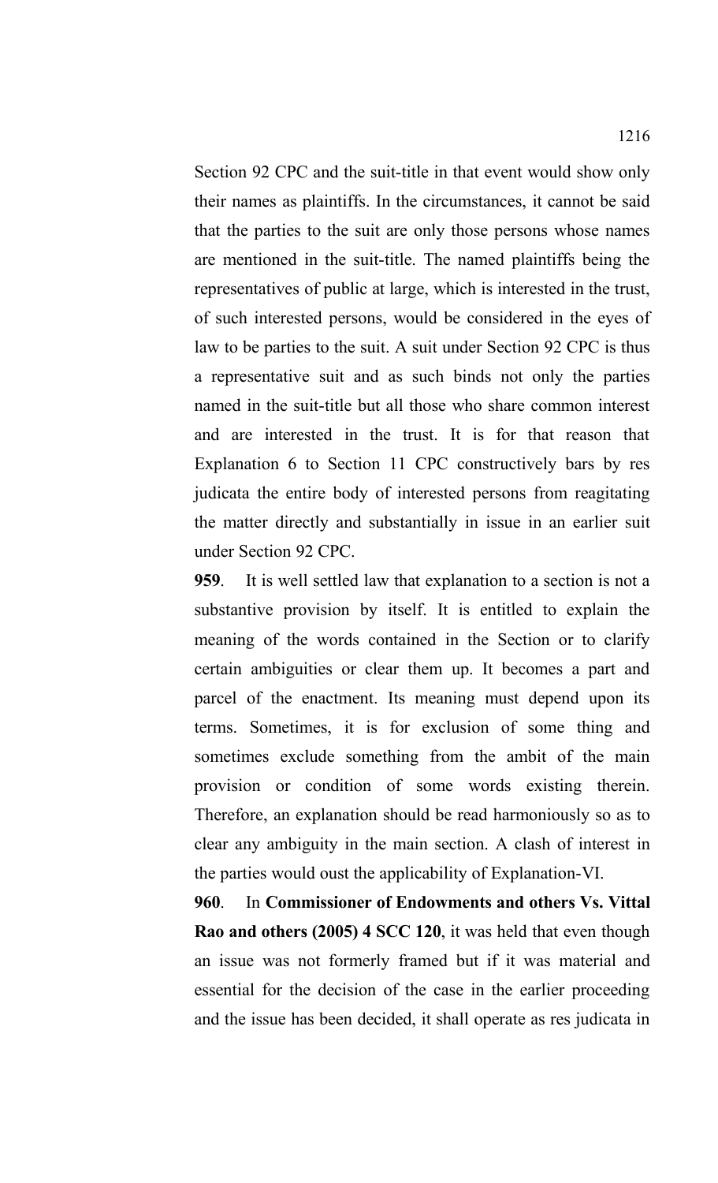Section 92 CPC and the suit-title in that event would show only their names as plaintiffs. In the circumstances, it cannot be said that the parties to the suit are only those persons whose names are mentioned in the suit-title. The named plaintiffs being the representatives of public at large, which is interested in the trust, of such interested persons, would be considered in the eyes of law to be parties to the suit. A suit under Section 92 CPC is thus a representative suit and as such binds not only the parties named in the suit-title but all those who share common interest and are interested in the trust. It is for that reason that Explanation 6 to Section 11 CPC constructively bars by res judicata the entire body of interested persons from reagitating the matter directly and substantially in issue in an earlier suit under Section 92 CPC.

**959**. It is well settled law that explanation to a section is not a substantive provision by itself. It is entitled to explain the meaning of the words contained in the Section or to clarify certain ambiguities or clear them up. It becomes a part and parcel of the enactment. Its meaning must depend upon its terms. Sometimes, it is for exclusion of some thing and sometimes exclude something from the ambit of the main provision or condition of some words existing therein. Therefore, an explanation should be read harmoniously so as to clear any ambiguity in the main section. A clash of interest in the parties would oust the applicability of Explanation-VI.

**960**. In **Commissioner of Endowments and others Vs. Vittal Rao and others (2005) 4 SCC 120**, it was held that even though an issue was not formerly framed but if it was material and essential for the decision of the case in the earlier proceeding and the issue has been decided, it shall operate as res judicata in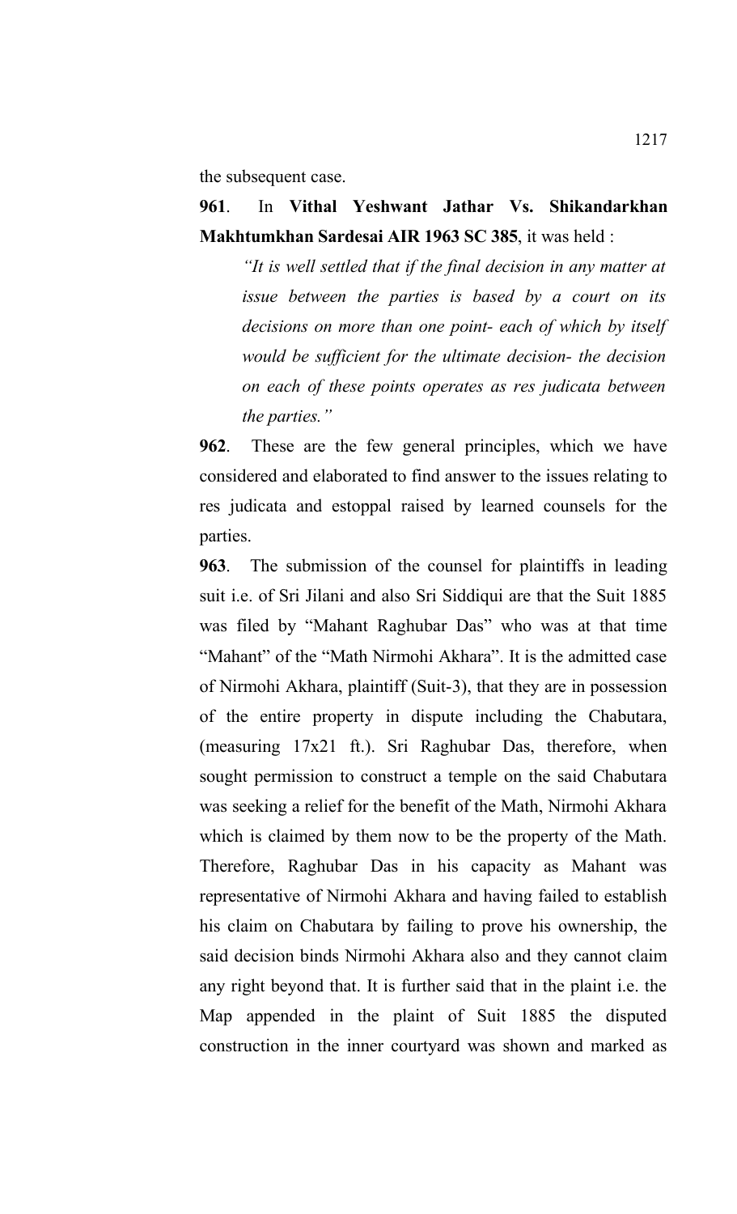the subsequent case.

**961**. In **Vithal Yeshwant Jathar Vs. Shikandarkhan Makhtumkhan Sardesai AIR 1963 SC 385**, it was held :

> *"It is well settled that if the final decision in any matter at issue between the parties is based by a court on its decisions on more than one point- each of which by itself would be sufficient for the ultimate decision- the decision on each of these points operates as res judicata between the parties."*

**962**. These are the few general principles, which we have considered and elaborated to find answer to the issues relating to res judicata and estoppal raised by learned counsels for the parties.

**963**. The submission of the counsel for plaintiffs in leading suit i.e. of Sri Jilani and also Sri Siddiqui are that the Suit 1885 was filed by "Mahant Raghubar Das" who was at that time "Mahant" of the "Math Nirmohi Akhara". It is the admitted case of Nirmohi Akhara, plaintiff (Suit-3), that they are in possession of the entire property in dispute including the Chabutara, (measuring 17x21 ft.). Sri Raghubar Das, therefore, when sought permission to construct a temple on the said Chabutara was seeking a relief for the benefit of the Math, Nirmohi Akhara which is claimed by them now to be the property of the Math. Therefore, Raghubar Das in his capacity as Mahant was representative of Nirmohi Akhara and having failed to establish his claim on Chabutara by failing to prove his ownership, the said decision binds Nirmohi Akhara also and they cannot claim any right beyond that. It is further said that in the plaint i.e. the Map appended in the plaint of Suit 1885 the disputed construction in the inner courtyard was shown and marked as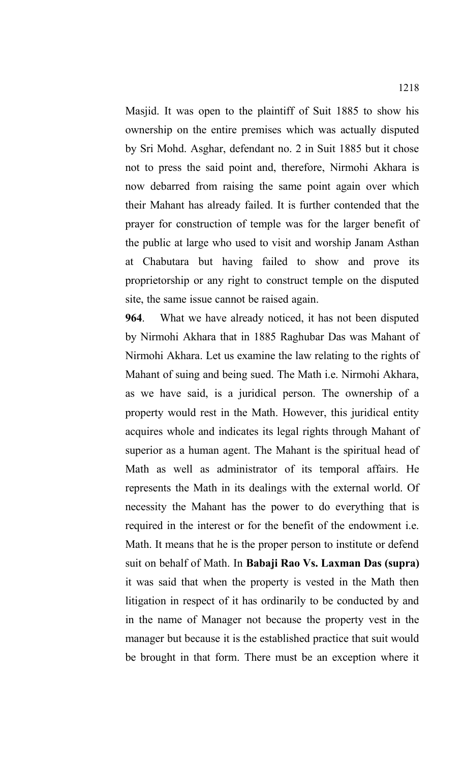Masjid. It was open to the plaintiff of Suit 1885 to show his ownership on the entire premises which was actually disputed by Sri Mohd. Asghar, defendant no. 2 in Suit 1885 but it chose not to press the said point and, therefore, Nirmohi Akhara is now debarred from raising the same point again over which their Mahant has already failed. It is further contended that the prayer for construction of temple was for the larger benefit of the public at large who used to visit and worship Janam Asthan at Chabutara but having failed to show and prove its proprietorship or any right to construct temple on the disputed site, the same issue cannot be raised again.

**964**. What we have already noticed, it has not been disputed by Nirmohi Akhara that in 1885 Raghubar Das was Mahant of Nirmohi Akhara. Let us examine the law relating to the rights of Mahant of suing and being sued. The Math i.e. Nirmohi Akhara, as we have said, is a juridical person. The ownership of a property would rest in the Math. However, this juridical entity acquires whole and indicates its legal rights through Mahant of superior as a human agent. The Mahant is the spiritual head of Math as well as administrator of its temporal affairs. He represents the Math in its dealings with the external world. Of necessity the Mahant has the power to do everything that is required in the interest or for the benefit of the endowment i.e. Math. It means that he is the proper person to institute or defend suit on behalf of Math. In **Babaji Rao Vs. Laxman Das (supra)** it was said that when the property is vested in the Math then litigation in respect of it has ordinarily to be conducted by and in the name of Manager not because the property vest in the manager but because it is the established practice that suit would be brought in that form. There must be an exception where it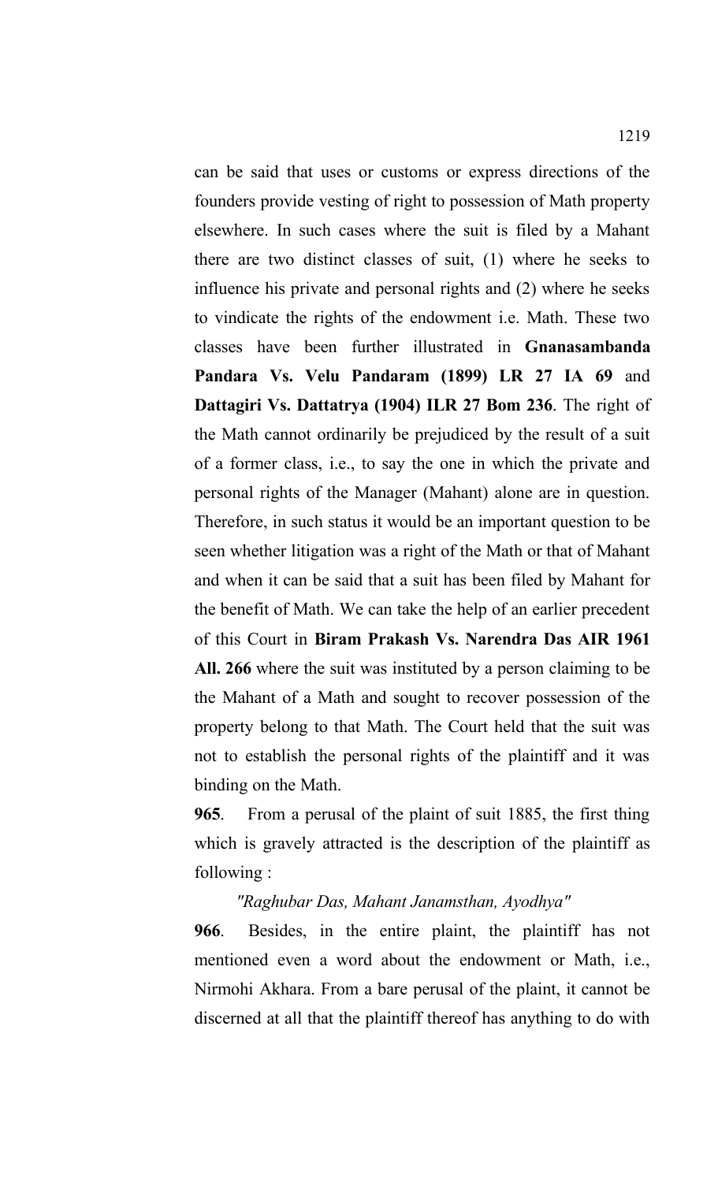can be said that uses or customs or express directions of the founders provide vesting of right to possession of Math property elsewhere. In such cases where the suit is filed by a Mahant there are two distinct classes of suit, (1) where he seeks to influence his private and personal rights and (2) where he seeks to vindicate the rights of the endowment i.e. Math. These two classes have been further illustrated in **Gnanasambanda Pandara Vs. Velu Pandaram (1899) LR 27 IA 69** and **Dattagiri Vs. Dattatrya (1904) ILR 27 Bom 236**. The right of the Math cannot ordinarily be prejudiced by the result of a suit of a former class, i.e., to say the one in which the private and personal rights of the Manager (Mahant) alone are in question. Therefore, in such status it would be an important question to be seen whether litigation was a right of the Math or that of Mahant and when it can be said that a suit has been filed by Mahant for the benefit of Math. We can take the help of an earlier precedent of this Court in **Biram Prakash Vs. Narendra Das AIR 1961 All. 266** where the suit was instituted by a person claiming to be the Mahant of a Math and sought to recover possession of the property belong to that Math. The Court held that the suit was not to establish the personal rights of the plaintiff and it was binding on the Math.

**965**. From a perusal of the plaint of suit 1885, the first thing which is gravely attracted is the description of the plaintiff as following :

*"Raghubar Das, Mahant Janamsthan, Ayodhya"*

**966**. Besides, in the entire plaint, the plaintiff has not mentioned even a word about the endowment or Math, i.e., Nirmohi Akhara. From a bare perusal of the plaint, it cannot be discerned at all that the plaintiff thereof has anything to do with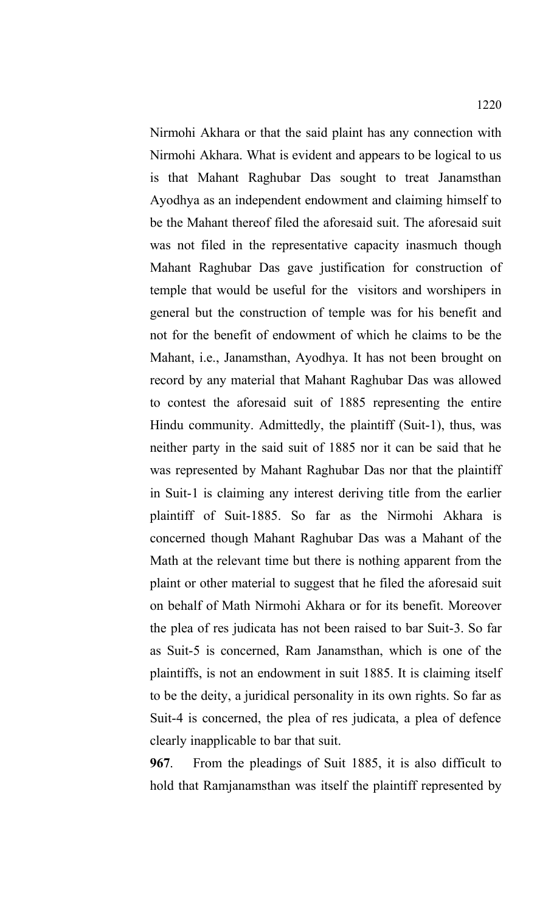Nirmohi Akhara or that the said plaint has any connection with Nirmohi Akhara. What is evident and appears to be logical to us is that Mahant Raghubar Das sought to treat Janamsthan Ayodhya as an independent endowment and claiming himself to be the Mahant thereof filed the aforesaid suit. The aforesaid suit was not filed in the representative capacity inasmuch though Mahant Raghubar Das gave justification for construction of temple that would be useful for the visitors and worshipers in general but the construction of temple was for his benefit and not for the benefit of endowment of which he claims to be the Mahant, i.e., Janamsthan, Ayodhya. It has not been brought on record by any material that Mahant Raghubar Das was allowed to contest the aforesaid suit of 1885 representing the entire Hindu community. Admittedly, the plaintiff (Suit-1), thus, was neither party in the said suit of 1885 nor it can be said that he was represented by Mahant Raghubar Das nor that the plaintiff in Suit-1 is claiming any interest deriving title from the earlier plaintiff of Suit-1885. So far as the Nirmohi Akhara is concerned though Mahant Raghubar Das was a Mahant of the Math at the relevant time but there is nothing apparent from the plaint or other material to suggest that he filed the aforesaid suit on behalf of Math Nirmohi Akhara or for its benefit. Moreover the plea of res judicata has not been raised to bar Suit-3. So far as Suit-5 is concerned, Ram Janamsthan, which is one of the plaintiffs, is not an endowment in suit 1885. It is claiming itself to be the deity, a juridical personality in its own rights. So far as Suit-4 is concerned, the plea of res judicata, a plea of defence clearly inapplicable to bar that suit.

**967**. From the pleadings of Suit 1885, it is also difficult to hold that Ramjanamsthan was itself the plaintiff represented by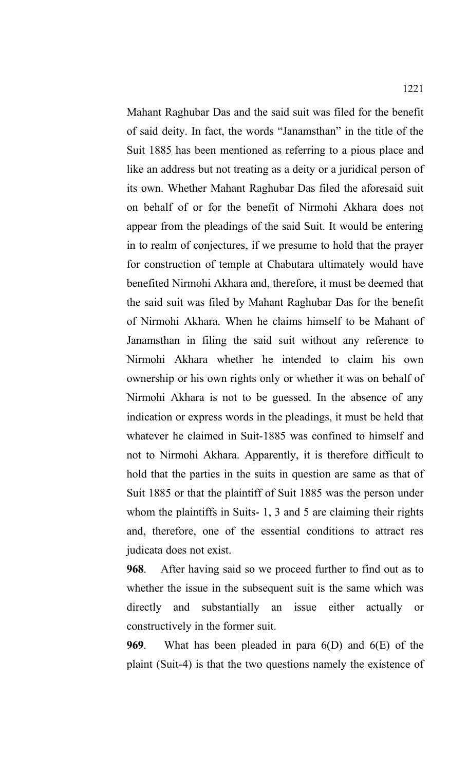Mahant Raghubar Das and the said suit was filed for the benefit of said deity. In fact, the words "Janamsthan" in the title of the Suit 1885 has been mentioned as referring to a pious place and like an address but not treating as a deity or a juridical person of its own. Whether Mahant Raghubar Das filed the aforesaid suit on behalf of or for the benefit of Nirmohi Akhara does not appear from the pleadings of the said Suit. It would be entering in to realm of conjectures, if we presume to hold that the prayer for construction of temple at Chabutara ultimately would have benefited Nirmohi Akhara and, therefore, it must be deemed that the said suit was filed by Mahant Raghubar Das for the benefit of Nirmohi Akhara. When he claims himself to be Mahant of Janamsthan in filing the said suit without any reference to Nirmohi Akhara whether he intended to claim his own ownership or his own rights only or whether it was on behalf of Nirmohi Akhara is not to be guessed. In the absence of any indication or express words in the pleadings, it must be held that whatever he claimed in Suit-1885 was confined to himself and not to Nirmohi Akhara. Apparently, it is therefore difficult to hold that the parties in the suits in question are same as that of Suit 1885 or that the plaintiff of Suit 1885 was the person under whom the plaintiffs in Suits- 1, 3 and 5 are claiming their rights and, therefore, one of the essential conditions to attract res judicata does not exist.

**968**. After having said so we proceed further to find out as to whether the issue in the subsequent suit is the same which was directly and substantially an issue either actually or constructively in the former suit.

**969**. What has been pleaded in para 6(D) and 6(E) of the plaint (Suit-4) is that the two questions namely the existence of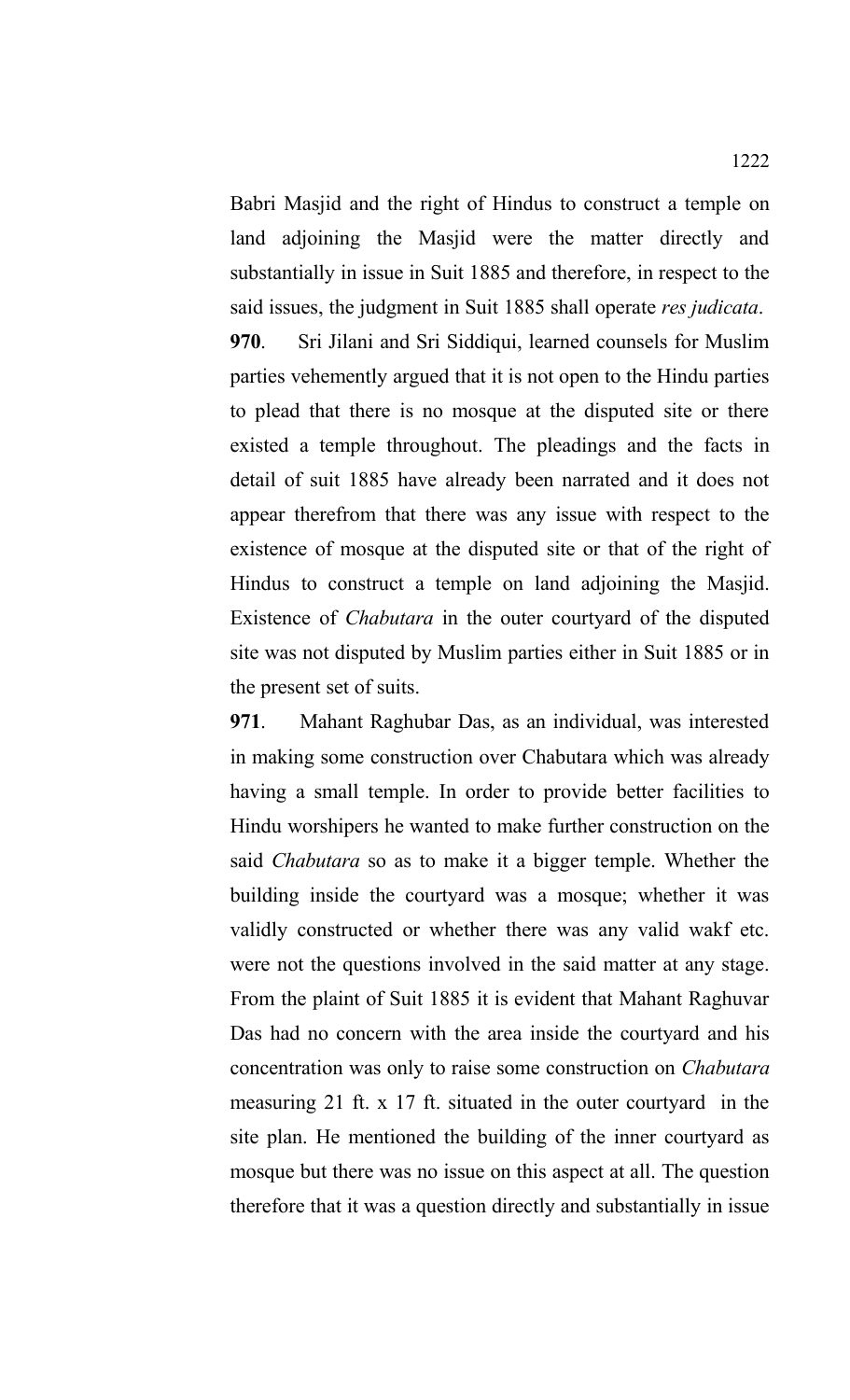Babri Masjid and the right of Hindus to construct a temple on land adjoining the Masjid were the matter directly and substantially in issue in Suit 1885 and therefore, in respect to the said issues, the judgment in Suit 1885 shall operate *res judicata*.

**970**. Sri Jilani and Sri Siddiqui, learned counsels for Muslim parties vehemently argued that it is not open to the Hindu parties to plead that there is no mosque at the disputed site or there existed a temple throughout. The pleadings and the facts in detail of suit 1885 have already been narrated and it does not appear therefrom that there was any issue with respect to the existence of mosque at the disputed site or that of the right of Hindus to construct a temple on land adjoining the Masjid. Existence of *Chabutara* in the outer courtyard of the disputed site was not disputed by Muslim parties either in Suit 1885 or in the present set of suits.

**971**. Mahant Raghubar Das, as an individual, was interested in making some construction over Chabutara which was already having a small temple. In order to provide better facilities to Hindu worshipers he wanted to make further construction on the said *Chabutara* so as to make it a bigger temple. Whether the building inside the courtyard was a mosque; whether it was validly constructed or whether there was any valid wakf etc. were not the questions involved in the said matter at any stage. From the plaint of Suit 1885 it is evident that Mahant Raghuvar Das had no concern with the area inside the courtyard and his concentration was only to raise some construction on *Chabutara* measuring 21 ft. x 17 ft. situated in the outer courtyard in the site plan. He mentioned the building of the inner courtyard as mosque but there was no issue on this aspect at all. The question therefore that it was a question directly and substantially in issue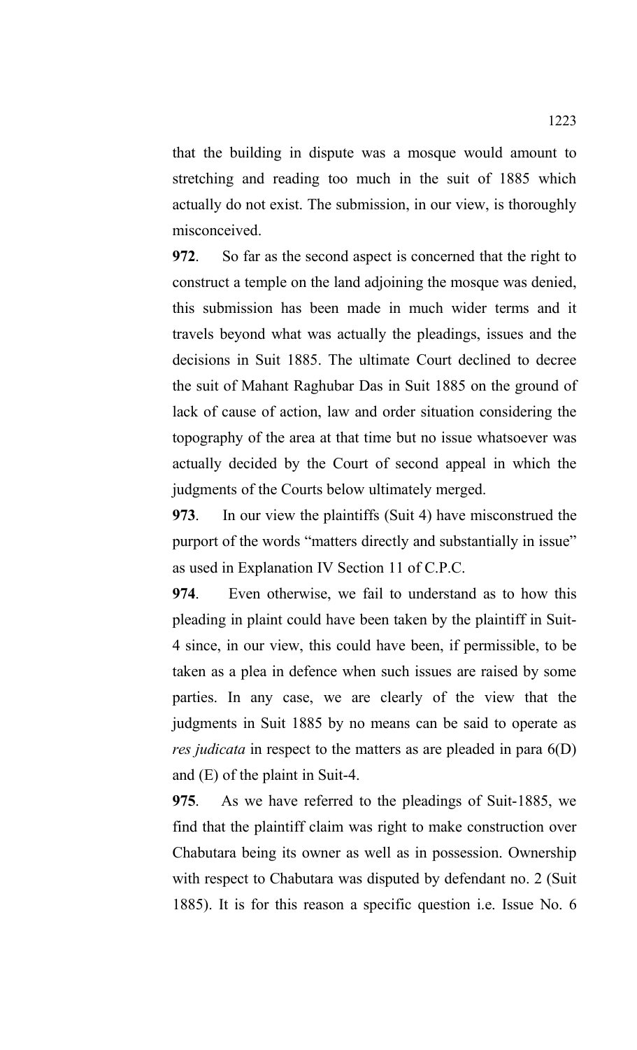that the building in dispute was a mosque would amount to stretching and reading too much in the suit of 1885 which actually do not exist. The submission, in our view, is thoroughly misconceived.

**972**. So far as the second aspect is concerned that the right to construct a temple on the land adjoining the mosque was denied, this submission has been made in much wider terms and it travels beyond what was actually the pleadings, issues and the decisions in Suit 1885. The ultimate Court declined to decree the suit of Mahant Raghubar Das in Suit 1885 on the ground of lack of cause of action, law and order situation considering the topography of the area at that time but no issue whatsoever was actually decided by the Court of second appeal in which the judgments of the Courts below ultimately merged.

**973**. In our view the plaintiffs (Suit 4) have misconstrued the purport of the words "matters directly and substantially in issue" as used in Explanation IV Section 11 of C.P.C.

**974**. Even otherwise, we fail to understand as to how this pleading in plaint could have been taken by the plaintiff in Suit-4 since, in our view, this could have been, if permissible, to be taken as a plea in defence when such issues are raised by some parties. In any case, we are clearly of the view that the judgments in Suit 1885 by no means can be said to operate as *res judicata* in respect to the matters as are pleaded in para 6(D) and (E) of the plaint in Suit-4.

**975**. As we have referred to the pleadings of Suit-1885, we find that the plaintiff claim was right to make construction over Chabutara being its owner as well as in possession. Ownership with respect to Chabutara was disputed by defendant no. 2 (Suit 1885). It is for this reason a specific question i.e. Issue No. 6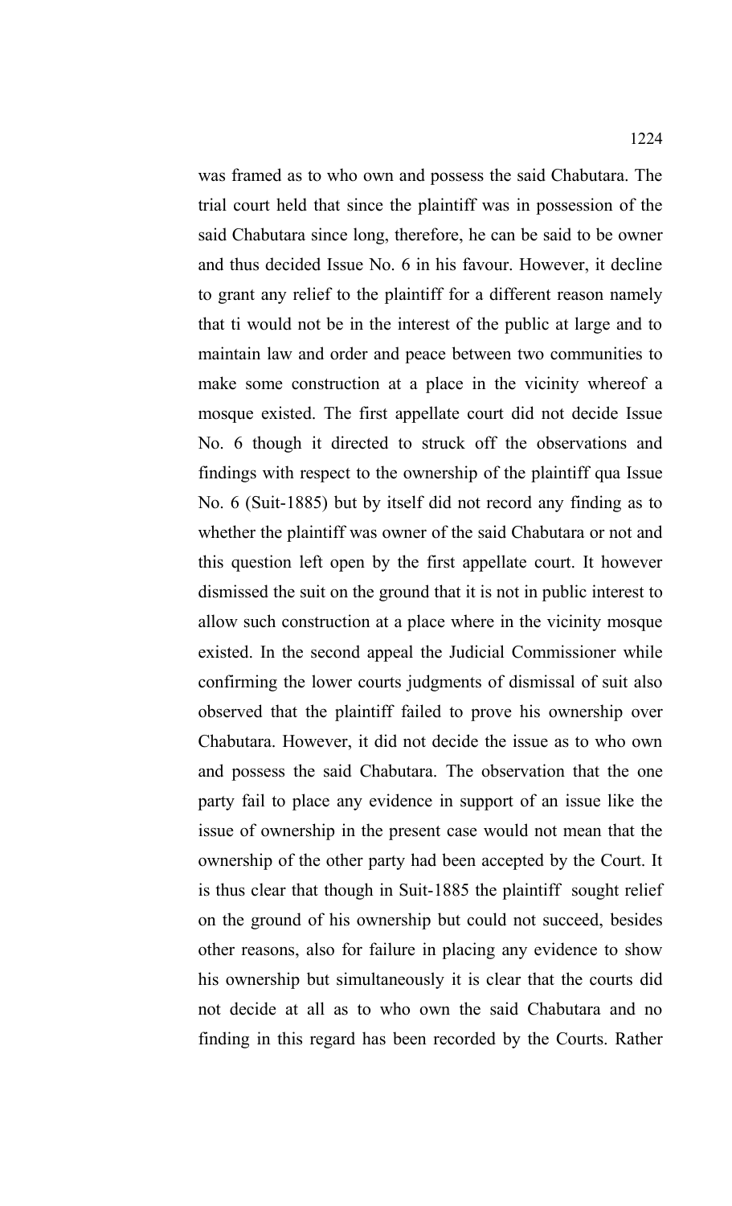was framed as to who own and possess the said Chabutara. The trial court held that since the plaintiff was in possession of the said Chabutara since long, therefore, he can be said to be owner and thus decided Issue No. 6 in his favour. However, it decline to grant any relief to the plaintiff for a different reason namely that ti would not be in the interest of the public at large and to maintain law and order and peace between two communities to make some construction at a place in the vicinity whereof a mosque existed. The first appellate court did not decide Issue No. 6 though it directed to struck off the observations and findings with respect to the ownership of the plaintiff qua Issue No. 6 (Suit-1885) but by itself did not record any finding as to whether the plaintiff was owner of the said Chabutara or not and this question left open by the first appellate court. It however dismissed the suit on the ground that it is not in public interest to allow such construction at a place where in the vicinity mosque existed. In the second appeal the Judicial Commissioner while confirming the lower courts judgments of dismissal of suit also observed that the plaintiff failed to prove his ownership over Chabutara. However, it did not decide the issue as to who own and possess the said Chabutara. The observation that the one party fail to place any evidence in support of an issue like the issue of ownership in the present case would not mean that the ownership of the other party had been accepted by the Court. It is thus clear that though in Suit-1885 the plaintiff sought relief on the ground of his ownership but could not succeed, besides other reasons, also for failure in placing any evidence to show his ownership but simultaneously it is clear that the courts did not decide at all as to who own the said Chabutara and no finding in this regard has been recorded by the Courts. Rather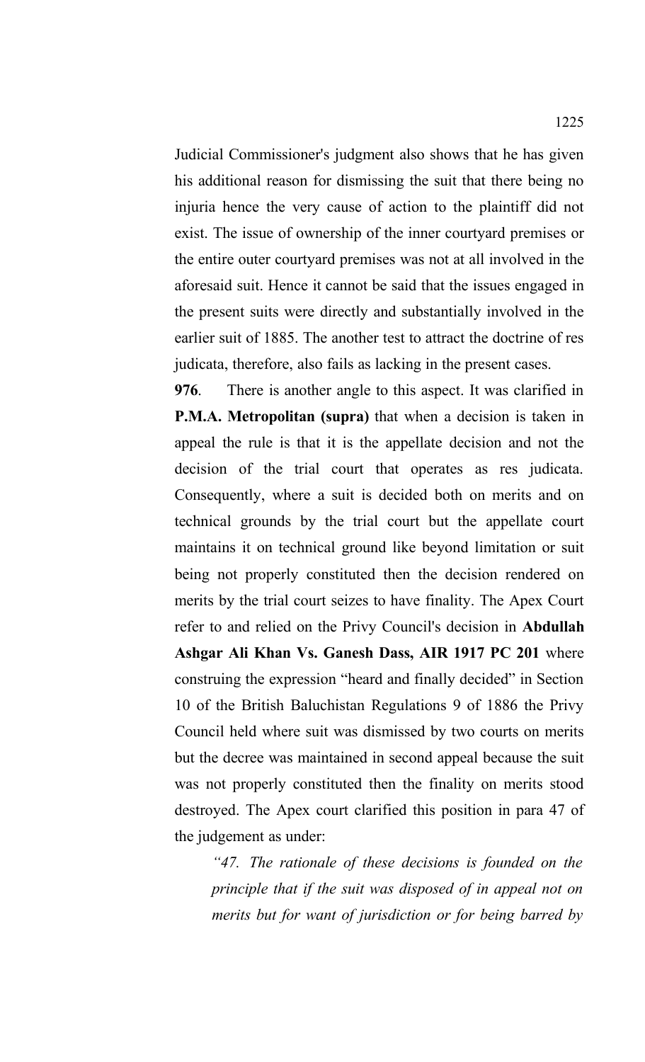Judicial Commissioner's judgment also shows that he has given his additional reason for dismissing the suit that there being no injuria hence the very cause of action to the plaintiff did not exist. The issue of ownership of the inner courtyard premises or the entire outer courtyard premises was not at all involved in the aforesaid suit. Hence it cannot be said that the issues engaged in the present suits were directly and substantially involved in the earlier suit of 1885. The another test to attract the doctrine of res judicata, therefore, also fails as lacking in the present cases.

**976**. There is another angle to this aspect. It was clarified in **P.M.A. Metropolitan (supra)** that when a decision is taken in appeal the rule is that it is the appellate decision and not the decision of the trial court that operates as res judicata. Consequently, where a suit is decided both on merits and on technical grounds by the trial court but the appellate court maintains it on technical ground like beyond limitation or suit being not properly constituted then the decision rendered on merits by the trial court seizes to have finality. The Apex Court refer to and relied on the Privy Council's decision in **Abdullah Ashgar Ali Khan Vs. Ganesh Dass, AIR 1917 PC 201** where construing the expression "heard and finally decided" in Section 10 of the British Baluchistan Regulations 9 of 1886 the Privy Council held where suit was dismissed by two courts on merits but the decree was maintained in second appeal because the suit was not properly constituted then the finality on merits stood destroyed. The Apex court clarified this position in para 47 of the judgement as under:

> *"47. The rationale of these decisions is founded on the principle that if the suit was disposed of in appeal not on merits but for want of jurisdiction or for being barred by*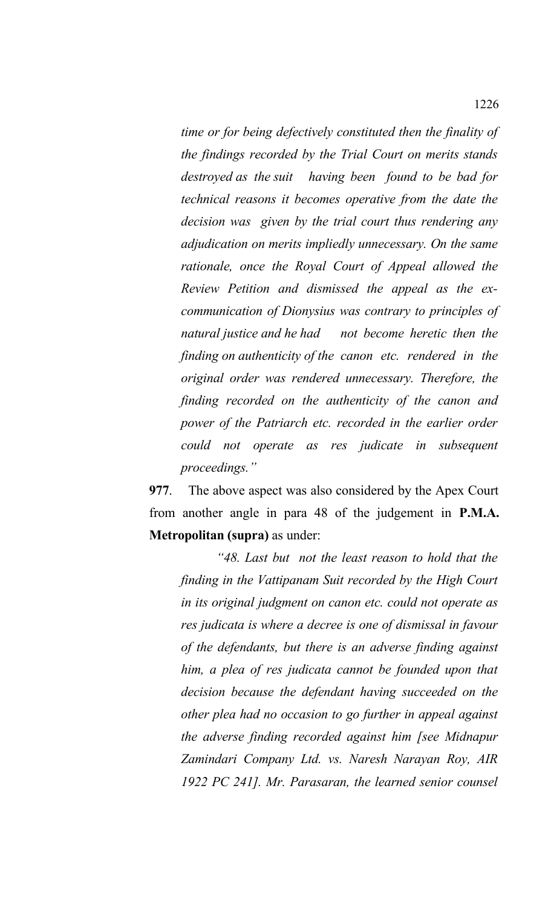*time or for being defectively constituted then the finality of the findings recorded by the Trial Court on merits stands destroyed as the suit having been found to be bad for technical reasons it becomes operative from the date the decision was given by the trial court thus rendering any adjudication on merits impliedly unnecessary. On the same rationale, once the Royal Court of Appeal allowed the Review Petition and dismissed the appeal as the ex-communication of Dionysius was contrary to principles of natural justice and he had not become heretic then the finding on authenticity of the canon etc. rendered in the original order was rendered unnecessary. Therefore, the finding recorded on the authenticity of the canon and power of the Patriarch etc. recorded in the earlier order could not operate as res judicate in subsequent proceedings."*

**977**. The above aspect was also considered by the Apex Court from another angle in para 48 of the judgement in **P.M.A. Metropolitan (supra)** as under:

> *"48. Last but not the least reason to hold that the finding in the Vattipanam Suit recorded by the High Court in its original judgment on canon etc. could not operate as res judicata is where a decree is one of dismissal in favour of the defendants, but there is an adverse finding against him, a plea of res judicata cannot be founded upon that decision because the defendant having succeeded on the other plea had no occasion to go further in appeal against the adverse finding recorded against him [see Midnapur Zamindari Company Ltd. vs. Naresh Narayan Roy, AIR 1922 PC 241]. Mr. Parasaran, the learned senior counsel*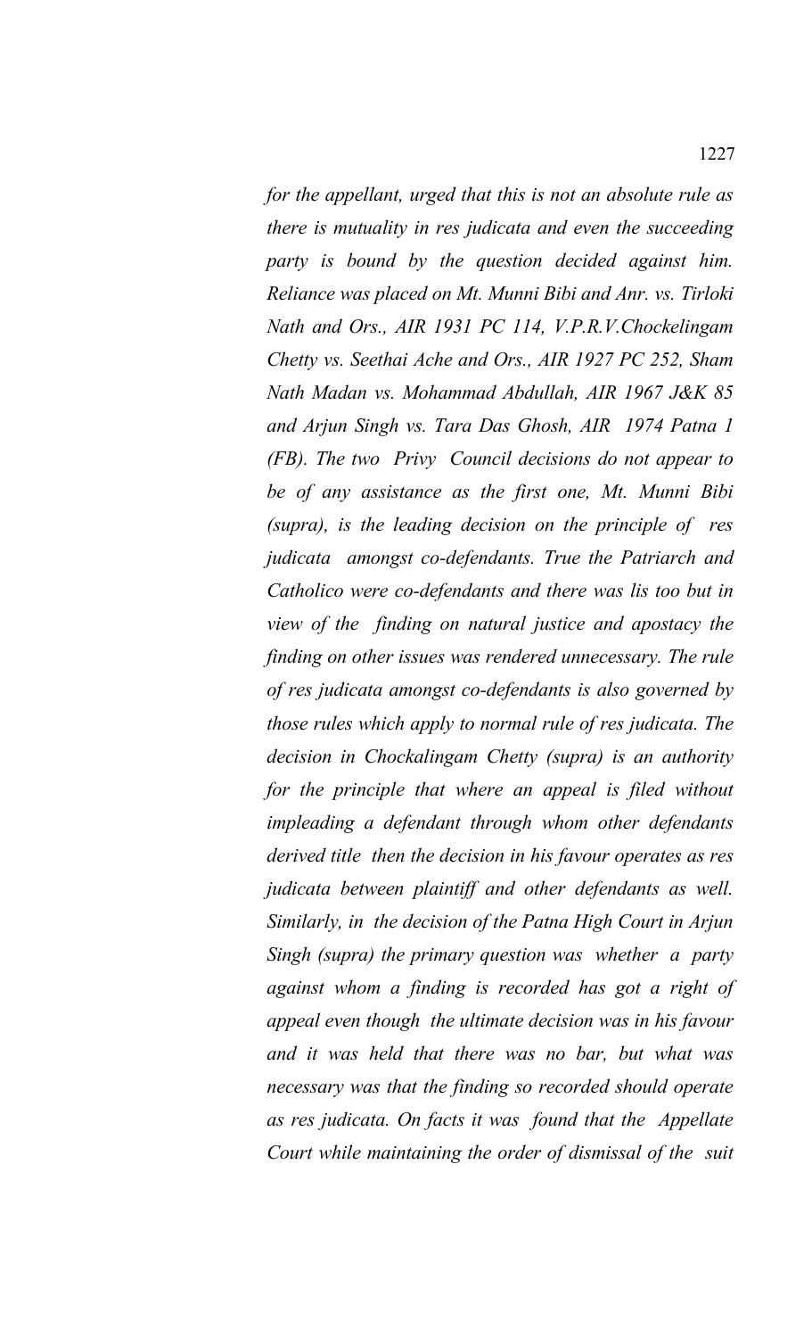*for the appellant, urged that this is not an absolute rule as there is mutuality in res judicata and even the succeeding party is bound by the question decided against him. Reliance was placed on Mt. Munni Bibi and Anr. vs. Tirloki Nath and Ors., AIR 1931 PC 114, V.P.R.V.Chockelingam Chetty vs. Seethai Ache and Ors., AIR 1927 PC 252, Sham Nath Madan vs. Mohammad Abdullah, AIR 1967 J&K 85 and Arjun Singh vs. Tara Das Ghosh, AIR 1974 Patna 1 (FB). The two Privy Council decisions do not appear to be of any assistance as the first one, Mt. Munni Bibi (supra), is the leading decision on the principle of res judicata amongst co-defendants. True the Patriarch and Catholico were co-defendants and there was lis too but in view of the finding on natural justice and apostacy the finding on other issues was rendered unnecessary. The rule of res judicata amongst co-defendants is also governed by those rules which apply to normal rule of res judicata. The decision in Chockalingam Chetty (supra) is an authority for the principle that where an appeal is filed without impleading a defendant through whom other defendants derived title then the decision in his favour operates as res judicata between plaintiff and other defendants as well. Similarly, in the decision of the Patna High Court in Arjun Singh (supra) the primary question was whether a party against whom a finding is recorded has got a right of appeal even though the ultimate decision was in his favour and it was held that there was no bar, but what was necessary was that the finding so recorded should operate as res judicata. On facts it was found that the Appellate Court while maintaining the order of dismissal of the suit*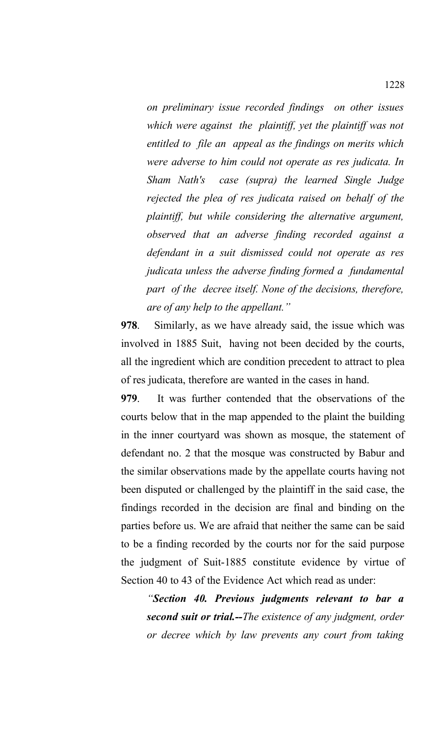*on preliminary issue recorded findings on other issues which were against the plaintiff, yet the plaintiff was not entitled to file an appeal as the findings on merits which were adverse to him could not operate as res judicata. In Sham Nath's case (supra) the learned Single Judge rejected the plea of res judicata raised on behalf of the plaintiff, but while considering the alternative argument, observed that an adverse finding recorded against a defendant in a suit dismissed could not operate as res judicata unless the adverse finding formed a fundamental part of the decree itself. None of the decisions, therefore, are of any help to the appellant."*

**978**. Similarly, as we have already said, the issue which was involved in 1885 Suit, having not been decided by the courts, all the ingredient which are condition precedent to attract to plea of res judicata, therefore are wanted in the cases in hand.

**979**. It was further contended that the observations of the courts below that in the map appended to the plaint the building in the inner courtyard was shown as mosque, the statement of defendant no. 2 that the mosque was constructed by Babur and the similar observations made by the appellate courts having not been disputed or challenged by the plaintiff in the said case, the findings recorded in the decision are final and binding on the parties before us. We are afraid that neither the same can be said to be a finding recorded by the courts nor for the said purpose the judgment of Suit-1885 constitute evidence by virtue of Section 40 to 43 of the Evidence Act which read as under:

*"**Section 40. Previous judgments relevant to bar a second suit or trial.--**The existence of any judgment, order or decree which by law prevents any court from taking*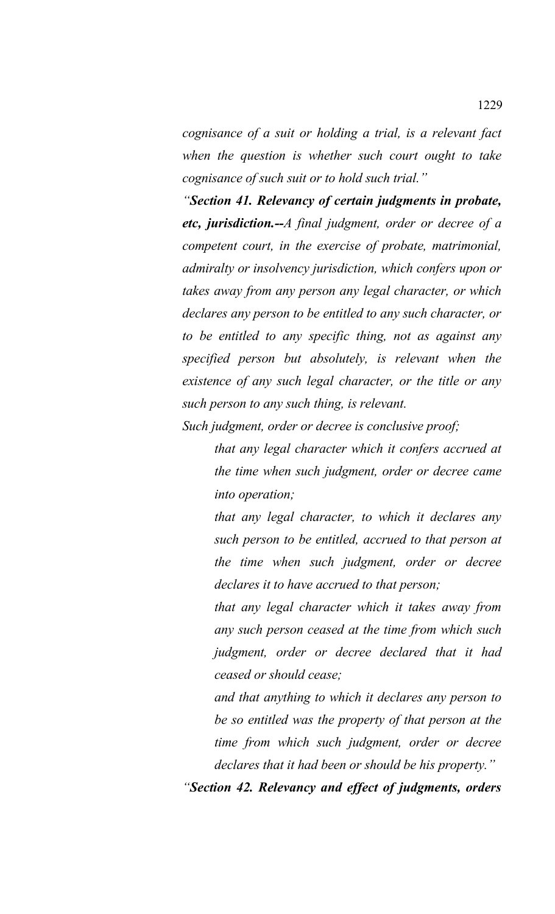*cognisance of a suit or holding a trial, is a relevant fact when the question is whether such court ought to take cognisance of such suit or to hold such trial."*

*"**Section 41. Relevancy of certain judgments in probate, etc, jurisdiction.--**A final judgment, order or decree of a competent court, in the exercise of probate, matrimonial, admiralty or insolvency jurisdiction, which confers upon or takes away from any person any legal character, or which declares any person to be entitled to any such character, or to be entitled to any specific thing, not as against any specified person but absolutely, is relevant when the existence of any such legal character, or the title or any such person to any such thing, is relevant.*

*Such judgment, order or decree is conclusive proof;*

> *that any legal character which it confers accrued at the time when such judgment, order or decree came into operation;*
>
> *that any legal character, to which it declares any such person to be entitled, accrued to that person at the time when such judgment, order or decree declares it to have accrued to that person;*
>
> *that any legal character which it takes away from any such person ceased at the time from which such judgment, order or decree declared that it had ceased or should cease;*
>
> *and that anything to which it declares any person to be so entitled was the property of that person at the time from which such judgment, order or decree declares that it had been or should be his property."*

*"**Section 42. Relevancy and effect of judgments, orders***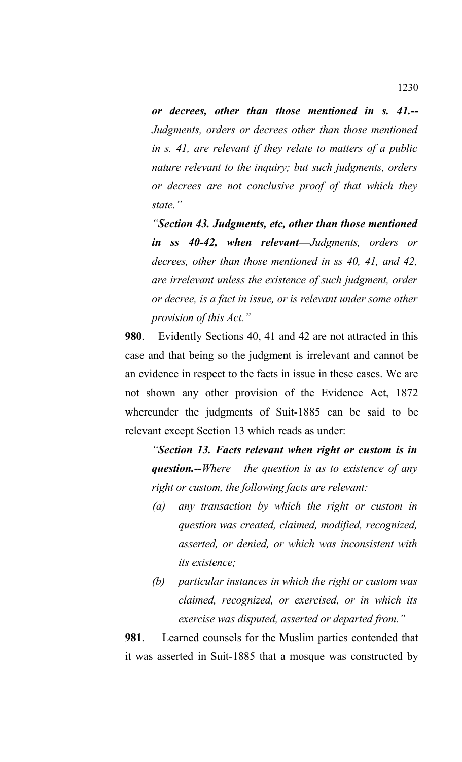*or decrees, other than those mentioned in s. 41.--* *Judgments, orders or decrees other than those mentioned in s. 41, are relevant if they relate to matters of a public nature relevant to the inquiry; but such judgments, orders or decrees are not conclusive proof of that which they state."*

*"**Section 43. Judgments, etc, other than those mentioned in ss 40-42, when relevant—**Judgments, orders or decrees, other than those mentioned in ss 40, 41, and 42, are irrelevant unless the existence of such judgment, order or decree, is a fact in issue, or is relevant under some other provision of this Act."*

**980**. Evidently Sections 40, 41 and 42 are not attracted in this case and that being so the judgment is irrelevant and cannot be an evidence in respect to the facts in issue in these cases. We are not shown any other provision of the Evidence Act, 1872 whereunder the judgments of Suit-1885 can be said to be relevant except Section 13 which reads as under:

*"**Section 13. Facts relevant when right or custom is in question.--**Where the question is as to existence of any right or custom, the following facts are relevant:*

*(a) any transaction by which the right or custom in question was created, claimed, modified, recognized, asserted, or denied, or which was inconsistent with its existence;*

*(b) particular instances in which the right or custom was claimed, recognized, or exercised, or in which its exercise was disputed, asserted or departed from."*

**981**. Learned counsels for the Muslim parties contended that it was asserted in Suit-1885 that a mosque was constructed by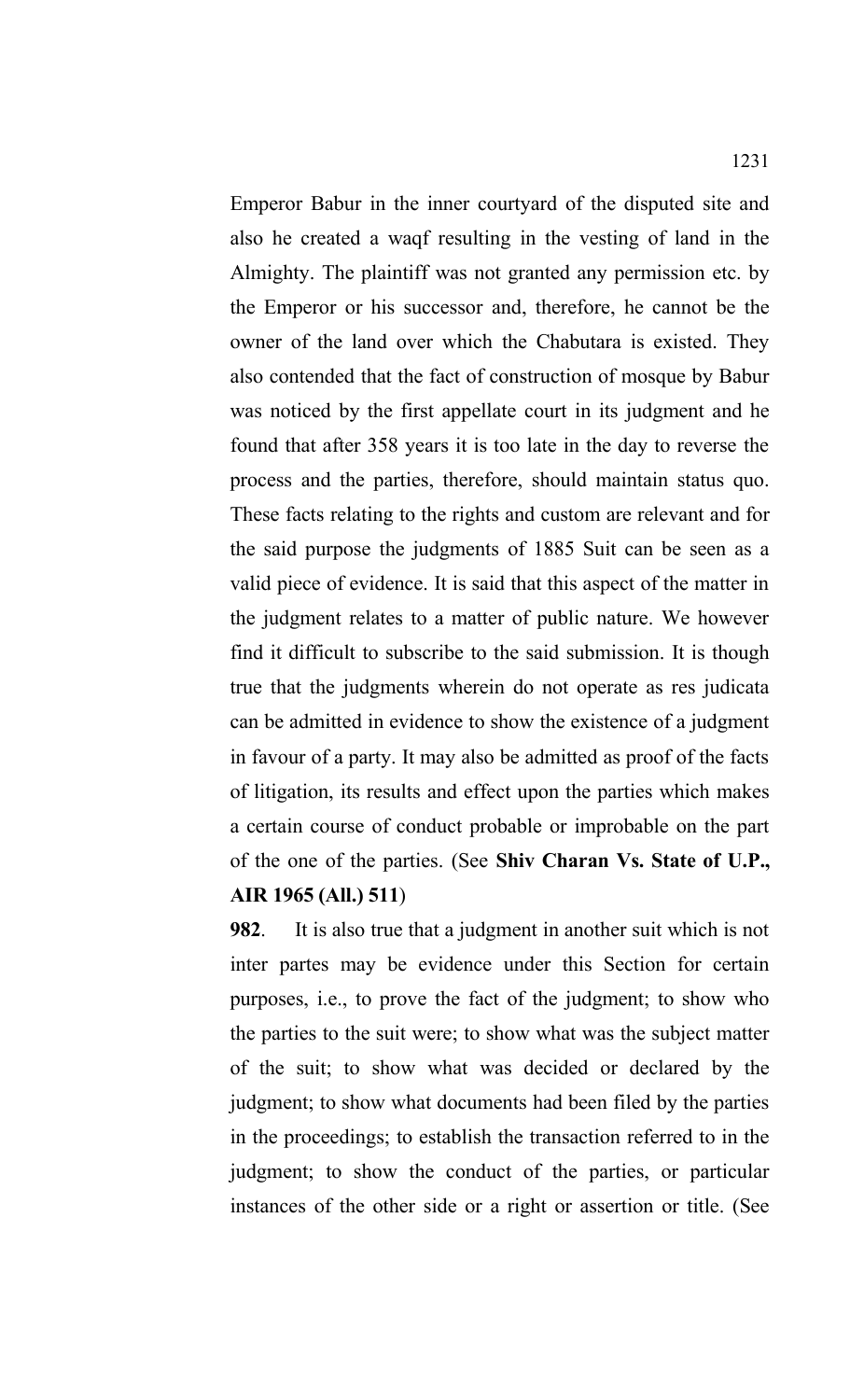Emperor Babur in the inner courtyard of the disputed site and also he created a waqf resulting in the vesting of land in the Almighty. The plaintiff was not granted any permission etc. by the Emperor or his successor and, therefore, he cannot be the owner of the land over which the Chabutara is existed. They also contended that the fact of construction of mosque by Babur was noticed by the first appellate court in its judgment and he found that after 358 years it is too late in the day to reverse the process and the parties, therefore, should maintain status quo. These facts relating to the rights and custom are relevant and for the said purpose the judgments of 1885 Suit can be seen as a valid piece of evidence. It is said that this aspect of the matter in the judgment relates to a matter of public nature. We however find it difficult to subscribe to the said submission. It is though true that the judgments wherein do not operate as res judicata can be admitted in evidence to show the existence of a judgment in favour of a party. It may also be admitted as proof of the facts of litigation, its results and effect upon the parties which makes a certain course of conduct probable or improbable on the part of the one of the parties. (See **Shiv Charan Vs. State of U.P., AIR 1965 (All.) 511**)

**982**. It is also true that a judgment in another suit which is not inter partes may be evidence under this Section for certain purposes, i.e., to prove the fact of the judgment; to show who the parties to the suit were; to show what was the subject matter of the suit; to show what was decided or declared by the judgment; to show what documents had been filed by the parties in the proceedings; to establish the transaction referred to in the judgment; to show the conduct of the parties, or particular instances of the other side or a right or assertion or title. (See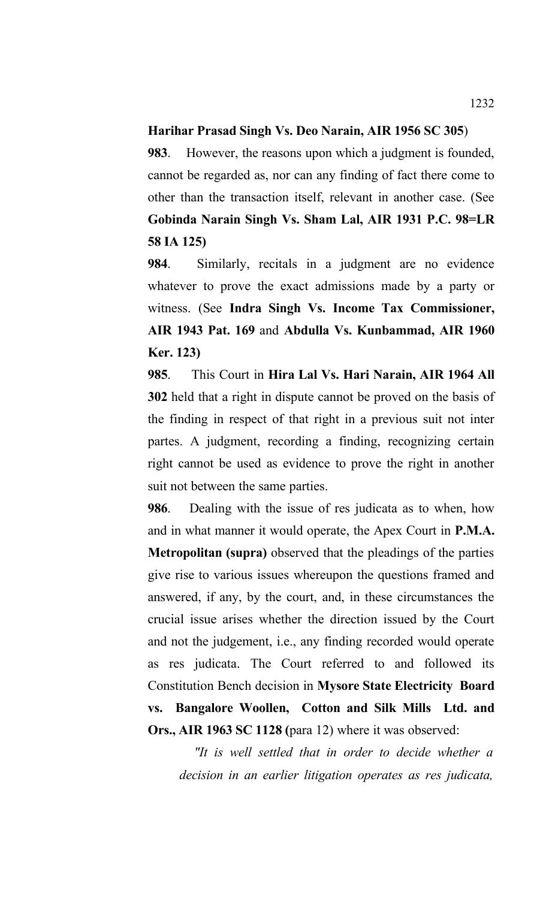**Harihar Prasad Singh Vs. Deo Narain, AIR 1956 SC 305**)

**983**. However, the reasons upon which a judgment is founded, cannot be regarded as, nor can any finding of fact there come to other than the transaction itself, relevant in another case. (See **Gobinda Narain Singh Vs. Sham Lal, AIR 1931 P.C. 98=LR 58 IA 125)**

**984**. Similarly, recitals in a judgment are no evidence whatever to prove the exact admissions made by a party or witness. (See **Indra Singh Vs. Income Tax Commissioner, AIR 1943 Pat. 169** and **Abdulla Vs. Kunbammad, AIR 1960 Ker. 123)**

**985**. This Court in **Hira Lal Vs. Hari Narain, AIR 1964 All 302** held that a right in dispute cannot be proved on the basis of the finding in respect of that right in a previous suit not inter partes. A judgment, recording a finding, recognizing certain right cannot be used as evidence to prove the right in another suit not between the same parties.

**986**. Dealing with the issue of res judicata as to when, how and in what manner it would operate, the Apex Court in **P.M.A. Metropolitan (supra)** observed that the pleadings of the parties give rise to various issues whereupon the questions framed and answered, if any, by the court, and, in these circumstances the crucial issue arises whether the direction issued by the Court and not the judgement, i.e., any finding recorded would operate as res judicata. The Court referred to and followed its Constitution Bench decision in **Mysore State Electricity Board vs. Bangalore Woollen, Cotton and Silk Mills Ltd. and Ors., AIR 1963 SC 1128 (**para 12) where it was observed:

*"It is well settled that in order to decide whether a decision in an earlier litigation operates as res judicata,*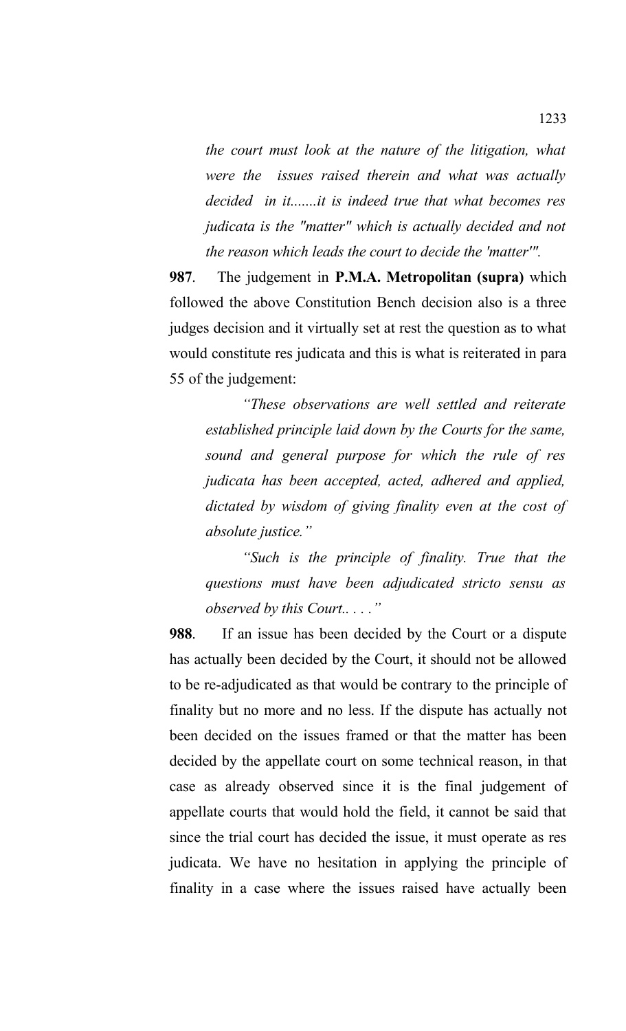*the court must look at the nature of the litigation, what were the issues raised therein and what was actually decided in it.......it is indeed true that what becomes res judicata is the "matter" which is actually decided and not the reason which leads the court to decide the 'matter'".*

**987**. The judgement in **P.M.A. Metropolitan (supra)** which followed the above Constitution Bench decision also is a three judges decision and it virtually set at rest the question as to what would constitute res judicata and this is what is reiterated in para 55 of the judgement:

> *"These observations are well settled and reiterate established principle laid down by the Courts for the same, sound and general purpose for which the rule of res judicata has been accepted, acted, adhered and applied, dictated by wisdom of giving finality even at the cost of absolute justice."*
>
> *"Such is the principle of finality. True that the questions must have been adjudicated stricto sensu as observed by this Court.. . . ."*

**988**. If an issue has been decided by the Court or a dispute has actually been decided by the Court, it should not be allowed to be re-adjudicated as that would be contrary to the principle of finality but no more and no less. If the dispute has actually not been decided on the issues framed or that the matter has been decided by the appellate court on some technical reason, in that case as already observed since it is the final judgement of appellate courts that would hold the field, it cannot be said that since the trial court has decided the issue, it must operate as res judicata. We have no hesitation in applying the principle of finality in a case where the issues raised have actually been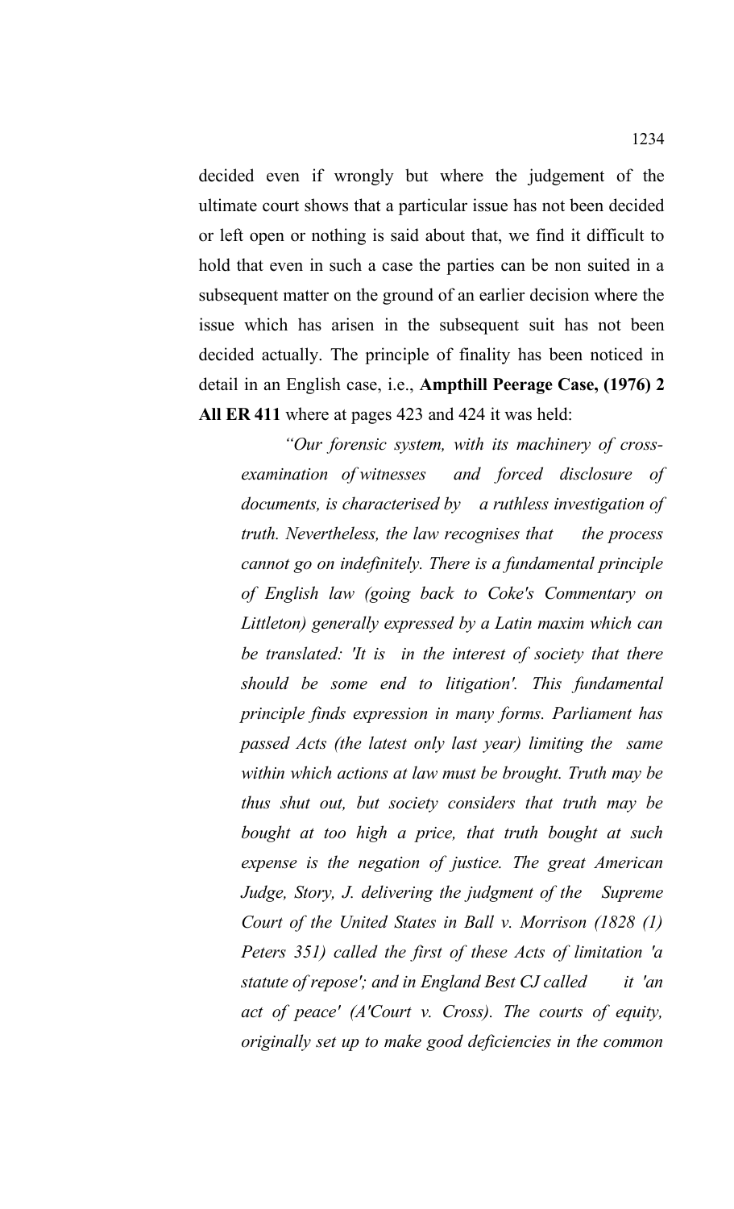decided even if wrongly but where the judgement of the ultimate court shows that a particular issue has not been decided or left open or nothing is said about that, we find it difficult to hold that even in such a case the parties can be non suited in a subsequent matter on the ground of an earlier decision where the issue which has arisen in the subsequent suit has not been decided actually. The principle of finality has been noticed in detail in an English case, i.e., **Ampthill Peerage Case, (1976) 2 All ER 411** where at pages 423 and 424 it was held:

> *"Our forensic system, with its machinery of cross-examination of witnesses and forced disclosure of documents, is characterised by a ruthless investigation of truth. Nevertheless, the law recognises that the process cannot go on indefinitely. There is a fundamental principle of English law (going back to Coke's Commentary on Littleton) generally expressed by a Latin maxim which can be translated: 'It is in the interest of society that there should be some end to litigation'. This fundamental principle finds expression in many forms. Parliament has passed Acts (the latest only last year) limiting the same within which actions at law must be brought. Truth may be thus shut out, but society considers that truth may be bought at too high a price, that truth bought at such expense is the negation of justice. The great American Judge, Story, J. delivering the judgment of the Supreme Court of the United States in Ball v. Morrison (1828 (1) Peters 351) called the first of these Acts of limitation 'a statute of repose'; and in England Best CJ called it 'an act of peace' (A'Court v. Cross). The courts of equity, originally set up to make good deficiencies in the common*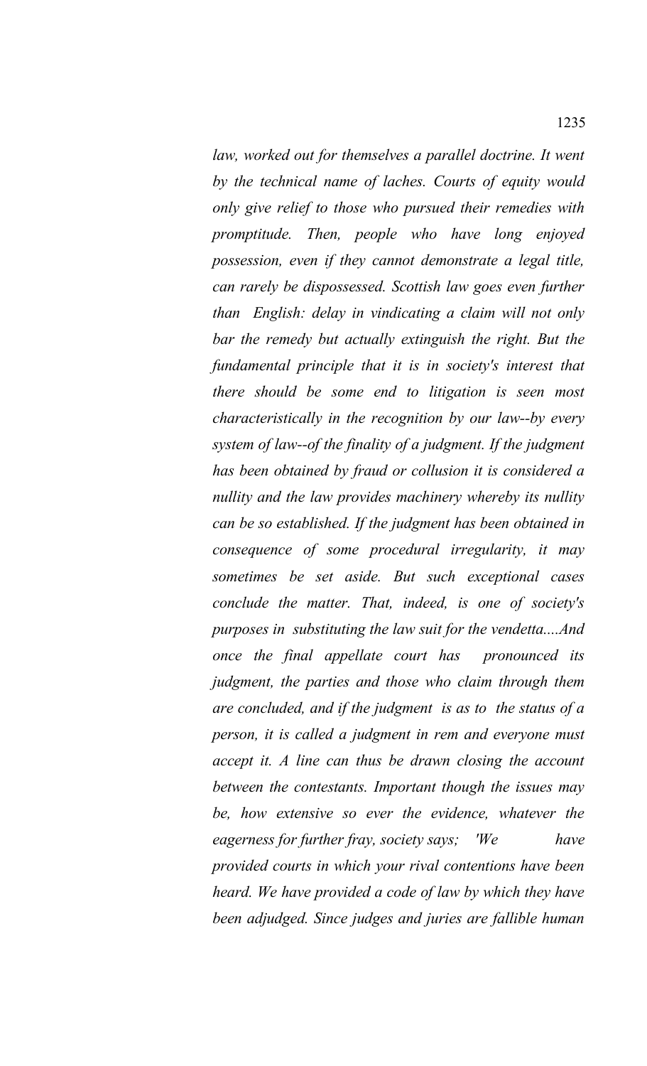*law, worked out for themselves a parallel doctrine. It went by the technical name of laches. Courts of equity would only give relief to those who pursued their remedies with promptitude. Then, people who have long enjoyed possession, even if they cannot demonstrate a legal title, can rarely be dispossessed. Scottish law goes even further than English: delay in vindicating a claim will not only bar the remedy but actually extinguish the right. But the fundamental principle that it is in society's interest that there should be some end to litigation is seen most characteristically in the recognition by our law--by every system of law--of the finality of a judgment. If the judgment has been obtained by fraud or collusion it is considered a nullity and the law provides machinery whereby its nullity can be so established. If the judgment has been obtained in consequence of some procedural irregularity, it may sometimes be set aside. But such exceptional cases conclude the matter. That, indeed, is one of society's purposes in substituting the law suit for the vendetta....And once the final appellate court has pronounced its judgment, the parties and those who claim through them are concluded, and if the judgment is as to the status of a person, it is called a judgment in rem and everyone must accept it. A line can thus be drawn closing the account between the contestants. Important though the issues may be, how extensive so ever the evidence, whatever the eagerness for further fray, society says; 'We have provided courts in which your rival contentions have been heard. We have provided a code of law by which they have been adjudged. Since judges and juries are fallible human*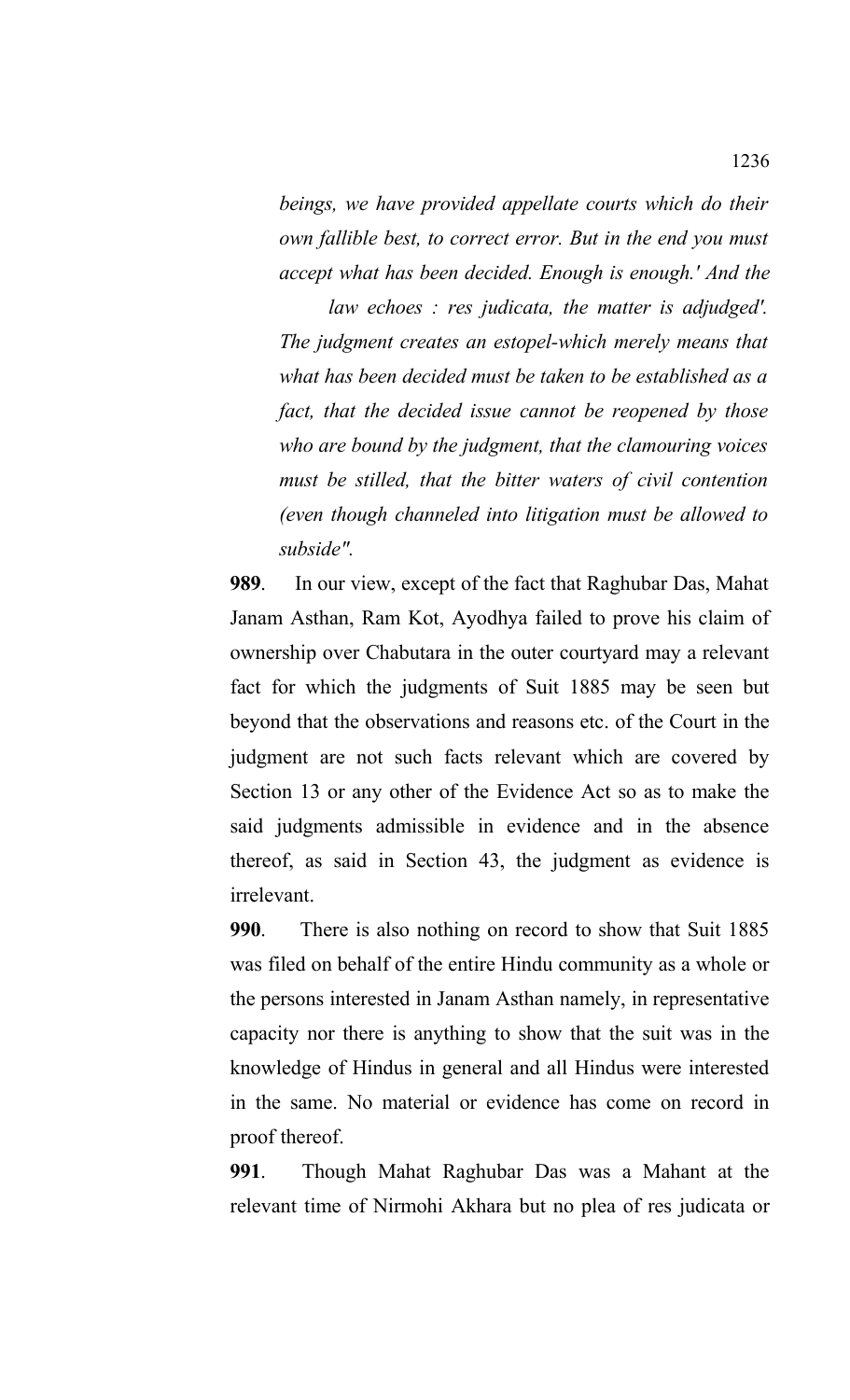*beings, we have provided appellate courts which do their own fallible best, to correct error. But in the end you must accept what has been decided. Enough is enough.' And the law echoes : res judicata, the matter is adjudged'. The judgment creates an estopel-which merely means that what has been decided must be taken to be established as a fact, that the decided issue cannot be reopened by those who are bound by the judgment, that the clamouring voices must be stilled, that the bitter waters of civil contention (even though channeled into litigation must be allowed to subside".*

**989**. In our view, except of the fact that Raghubar Das, Mahat Janam Asthan, Ram Kot, Ayodhya failed to prove his claim of ownership over Chabutara in the outer courtyard may a relevant fact for which the judgments of Suit 1885 may be seen but beyond that the observations and reasons etc. of the Court in the judgment are not such facts relevant which are covered by Section 13 or any other of the Evidence Act so as to make the said judgments admissible in evidence and in the absence thereof, as said in Section 43, the judgment as evidence is irrelevant.

**990**. There is also nothing on record to show that Suit 1885 was filed on behalf of the entire Hindu community as a whole or the persons interested in Janam Asthan namely, in representative capacity nor there is anything to show that the suit was in the knowledge of Hindus in general and all Hindus were interested in the same. No material or evidence has come on record in proof thereof.

**991**. Though Mahat Raghubar Das was a Mahant at the relevant time of Nirmohi Akhara but no plea of res judicata or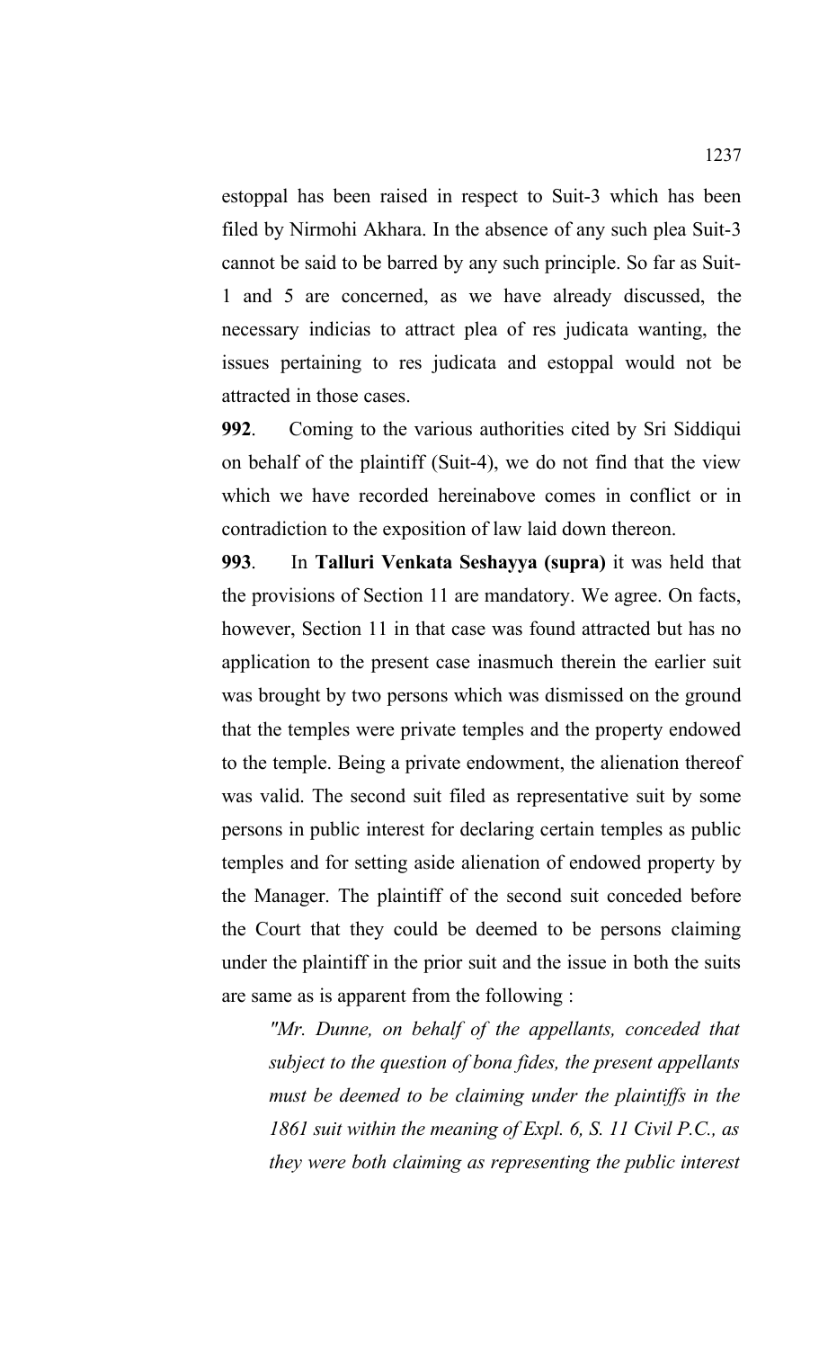estoppal has been raised in respect to Suit-3 which has been filed by Nirmohi Akhara. In the absence of any such plea Suit-3 cannot be said to be barred by any such principle. So far as Suit-1 and 5 are concerned, as we have already discussed, the necessary indicias to attract plea of res judicata wanting, the issues pertaining to res judicata and estoppal would not be attracted in those cases.

**992**. Coming to the various authorities cited by Sri Siddiqui on behalf of the plaintiff (Suit-4), we do not find that the view which we have recorded hereinabove comes in conflict or in contradiction to the exposition of law laid down thereon.

**993**. In **Talluri Venkata Seshayya (supra)** it was held that the provisions of Section 11 are mandatory. We agree. On facts, however, Section 11 in that case was found attracted but has no application to the present case inasmuch therein the earlier suit was brought by two persons which was dismissed on the ground that the temples were private temples and the property endowed to the temple. Being a private endowment, the alienation thereof was valid. The second suit filed as representative suit by some persons in public interest for declaring certain temples as public temples and for setting aside alienation of endowed property by the Manager. The plaintiff of the second suit conceded before the Court that they could be deemed to be persons claiming under the plaintiff in the prior suit and the issue in both the suits are same as is apparent from the following :

> *"Mr. Dunne, on behalf of the appellants, conceded that subject to the question of bona fides, the present appellants must be deemed to be claiming under the plaintiffs in the 1861 suit within the meaning of Expl. 6, S. 11 Civil P.C., as they were both claiming as representing the public interest*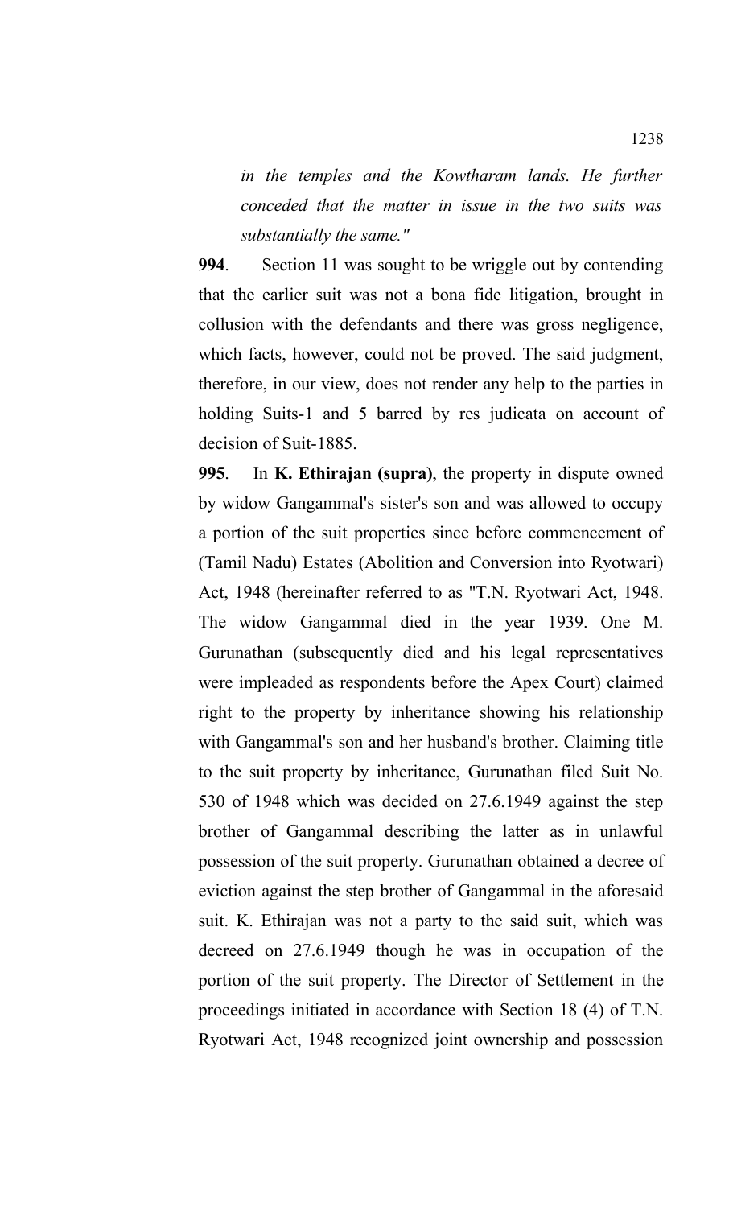*in the temples and the Kowtharam lands. He further conceded that the matter in issue in the two suits was substantially the same."*

**994**. Section 11 was sought to be wriggle out by contending that the earlier suit was not a bona fide litigation, brought in collusion with the defendants and there was gross negligence, which facts, however, could not be proved. The said judgment, therefore, in our view, does not render any help to the parties in holding Suits-1 and 5 barred by res judicata on account of decision of Suit-1885.

**995**. In **K. Ethirajan (supra)**, the property in dispute owned by widow Gangammal's sister's son and was allowed to occupy a portion of the suit properties since before commencement of (Tamil Nadu) Estates (Abolition and Conversion into Ryotwari) Act, 1948 (hereinafter referred to as "T.N. Ryotwari Act, 1948. The widow Gangammal died in the year 1939. One M. Gurunathan (subsequently died and his legal representatives were impleaded as respondents before the Apex Court) claimed right to the property by inheritance showing his relationship with Gangammal's son and her husband's brother. Claiming title to the suit property by inheritance, Gurunathan filed Suit No. 530 of 1948 which was decided on 27.6.1949 against the step brother of Gangammal describing the latter as in unlawful possession of the suit property. Gurunathan obtained a decree of eviction against the step brother of Gangammal in the aforesaid suit. K. Ethirajan was not a party to the said suit, which was decreed on 27.6.1949 though he was in occupation of the portion of the suit property. The Director of Settlement in the proceedings initiated in accordance with Section 18 (4) of T.N. Ryotwari Act, 1948 recognized joint ownership and possession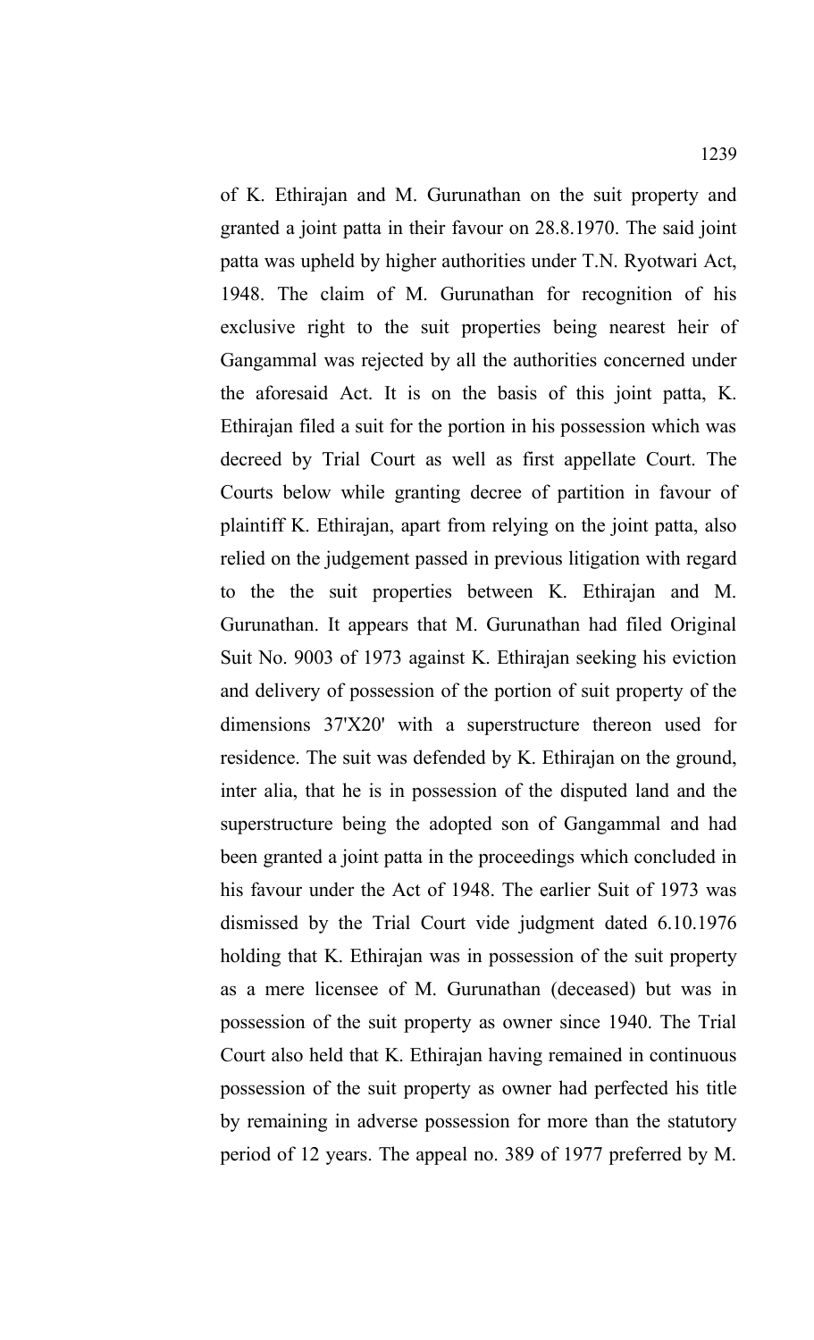of K. Ethirajan and M. Gurunathan on the suit property and granted a joint patta in their favour on 28.8.1970. The said joint patta was upheld by higher authorities under T.N. Ryotwari Act, 1948. The claim of M. Gurunathan for recognition of his exclusive right to the suit properties being nearest heir of Gangammal was rejected by all the authorities concerned under the aforesaid Act. It is on the basis of this joint patta, K. Ethirajan filed a suit for the portion in his possession which was decreed by Trial Court as well as first appellate Court. The Courts below while granting decree of partition in favour of plaintiff K. Ethirajan, apart from relying on the joint patta, also relied on the judgement passed in previous litigation with regard to the the suit properties between K. Ethirajan and M. Gurunathan. It appears that M. Gurunathan had filed Original Suit No. 9003 of 1973 against K. Ethirajan seeking his eviction and delivery of possession of the portion of suit property of the dimensions 37'X20' with a superstructure thereon used for residence. The suit was defended by K. Ethirajan on the ground, inter alia, that he is in possession of the disputed land and the superstructure being the adopted son of Gangammal and had been granted a joint patta in the proceedings which concluded in his favour under the Act of 1948. The earlier Suit of 1973 was dismissed by the Trial Court vide judgment dated 6.10.1976 holding that K. Ethirajan was in possession of the suit property as a mere licensee of M. Gurunathan (deceased) but was in possession of the suit property as owner since 1940. The Trial Court also held that K. Ethirajan having remained in continuous possession of the suit property as owner had perfected his title by remaining in adverse possession for more than the statutory period of 12 years. The appeal no. 389 of 1977 preferred by M.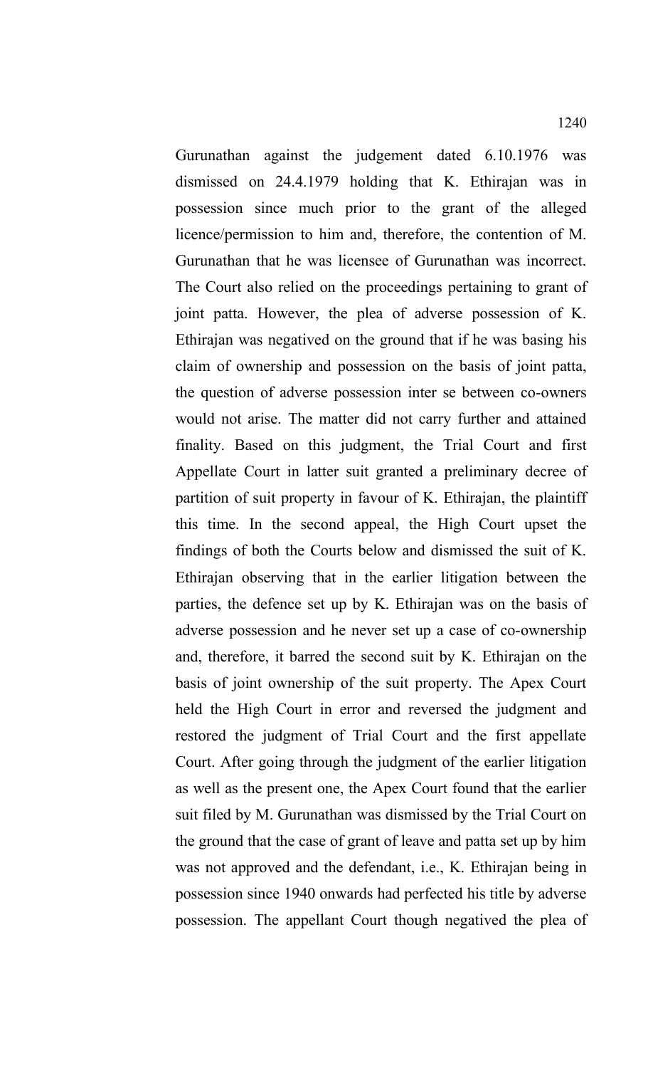Gurunathan against the judgement dated 6.10.1976 was dismissed on 24.4.1979 holding that K. Ethirajan was in possession since much prior to the grant of the alleged licence/permission to him and, therefore, the contention of M. Gurunathan that he was licensee of Gurunathan was incorrect. The Court also relied on the proceedings pertaining to grant of joint patta. However, the plea of adverse possession of K. Ethirajan was negatived on the ground that if he was basing his claim of ownership and possession on the basis of joint patta, the question of adverse possession inter se between co-owners would not arise. The matter did not carry further and attained finality. Based on this judgment, the Trial Court and first Appellate Court in latter suit granted a preliminary decree of partition of suit property in favour of K. Ethirajan, the plaintiff this time. In the second appeal, the High Court upset the findings of both the Courts below and dismissed the suit of K. Ethirajan observing that in the earlier litigation between the parties, the defence set up by K. Ethirajan was on the basis of adverse possession and he never set up a case of co-ownership and, therefore, it barred the second suit by K. Ethirajan on the basis of joint ownership of the suit property. The Apex Court held the High Court in error and reversed the judgment and restored the judgment of Trial Court and the first appellate Court. After going through the judgment of the earlier litigation as well as the present one, the Apex Court found that the earlier suit filed by M. Gurunathan was dismissed by the Trial Court on the ground that the case of grant of leave and patta set up by him was not approved and the defendant, i.e., K. Ethirajan being in possession since 1940 onwards had perfected his title by adverse possession. The appellant Court though negatived the plea of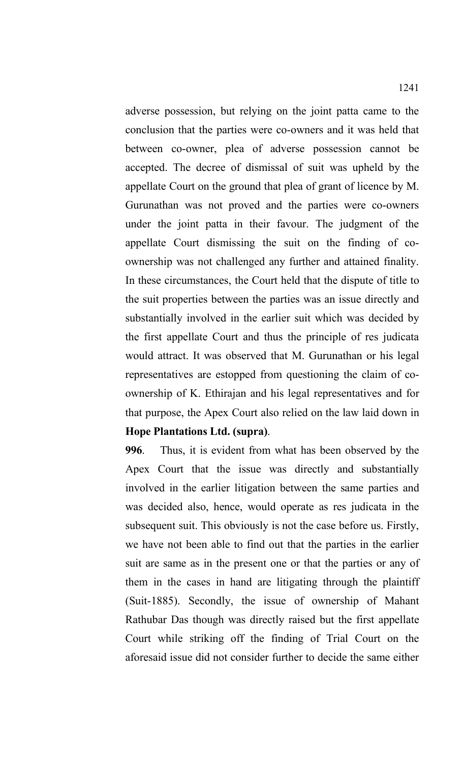adverse possession, but relying on the joint patta came to the conclusion that the parties were co-owners and it was held that between co-owner, plea of adverse possession cannot be accepted. The decree of dismissal of suit was upheld by the appellate Court on the ground that plea of grant of licence by M. Gurunathan was not proved and the parties were co-owners under the joint patta in their favour. The judgment of the appellate Court dismissing the suit on the finding of co-ownership was not challenged any further and attained finality. In these circumstances, the Court held that the dispute of title to the suit properties between the parties was an issue directly and substantially involved in the earlier suit which was decided by the first appellate Court and thus the principle of res judicata would attract. It was observed that M. Gurunathan or his legal representatives are estopped from questioning the claim of co-ownership of K. Ethirajan and his legal representatives and for that purpose, the Apex Court also relied on the law laid down in **Hope Plantations Ltd. (supra)**.

**996**. Thus, it is evident from what has been observed by the Apex Court that the issue was directly and substantially involved in the earlier litigation between the same parties and was decided also, hence, would operate as res judicata in the subsequent suit. This obviously is not the case before us. Firstly, we have not been able to find out that the parties in the earlier suit are same as in the present one or that the parties or any of them in the cases in hand are litigating through the plaintiff (Suit-1885). Secondly, the issue of ownership of Mahant Rathubar Das though was directly raised but the first appellate Court while striking off the finding of Trial Court on the aforesaid issue did not consider further to decide the same either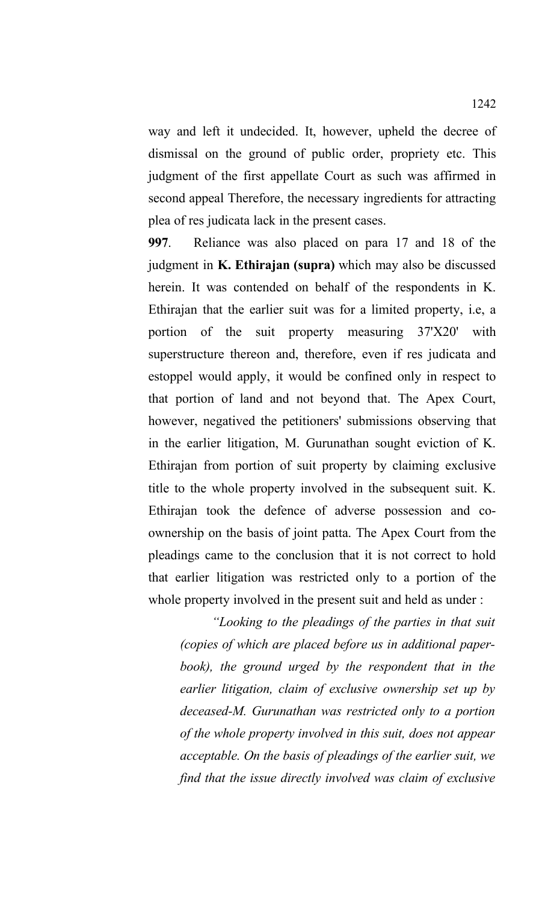way and left it undecided. It, however, upheld the decree of dismissal on the ground of public order, propriety etc. This judgment of the first appellate Court as such was affirmed in second appeal Therefore, the necessary ingredients for attracting plea of res judicata lack in the present cases.

**997**. Reliance was also placed on para 17 and 18 of the judgment in **K. Ethirajan (supra)** which may also be discussed herein. It was contended on behalf of the respondents in K. Ethirajan that the earlier suit was for a limited property, i.e, a portion of the suit property measuring 37'X20' with superstructure thereon and, therefore, even if res judicata and estoppel would apply, it would be confined only in respect to that portion of land and not beyond that. The Apex Court, however, negatived the petitioners' submissions observing that in the earlier litigation, M. Gurunathan sought eviction of K. Ethirajan from portion of suit property by claiming exclusive title to the whole property involved in the subsequent suit. K. Ethirajan took the defence of adverse possession and co-ownership on the basis of joint patta. The Apex Court from the pleadings came to the conclusion that it is not correct to hold that earlier litigation was restricted only to a portion of the whole property involved in the present suit and held as under :

> *"Looking to the pleadings of the parties in that suit (copies of which are placed before us in additional paper-book), the ground urged by the respondent that in the earlier litigation, claim of exclusive ownership set up by deceased-M. Gurunathan was restricted only to a portion of the whole property involved in this suit, does not appear acceptable. On the basis of pleadings of the earlier suit, we find that the issue directly involved was claim of exclusive*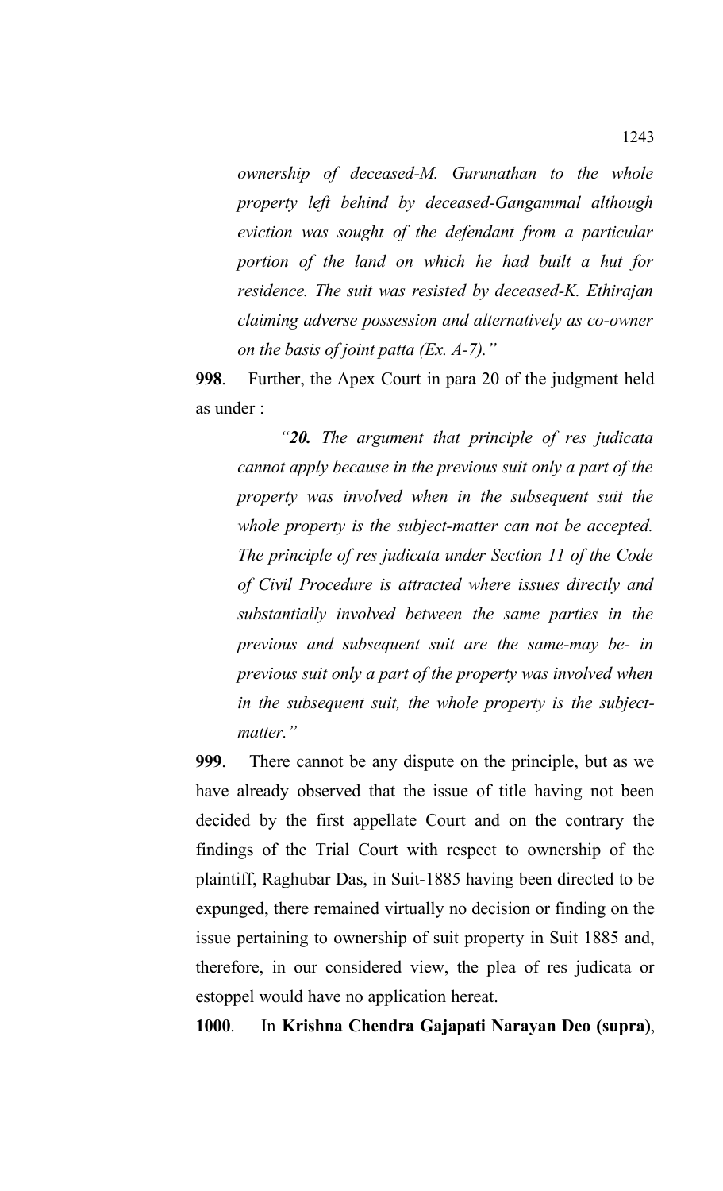*ownership of deceased-M. Gurunathan to the whole property left behind by deceased-Gangammal although eviction was sought of the defendant from a particular portion of the land on which he had built a hut for residence. The suit was resisted by deceased-K. Ethirajan claiming adverse possession and alternatively as co-owner on the basis of joint patta (Ex. A-7)."*

**998**. Further, the Apex Court in para 20 of the judgment held as under :

> *"**20.** The argument that principle of res judicata cannot apply because in the previous suit only a part of the property was involved when in the subsequent suit the whole property is the subject-matter can not be accepted. The principle of res judicata under Section 11 of the Code of Civil Procedure is attracted where issues directly and substantially involved between the same parties in the previous and subsequent suit are the same-may be- in previous suit only a part of the property was involved when in the subsequent suit, the whole property is the subject-matter."*

**999**. There cannot be any dispute on the principle, but as we have already observed that the issue of title having not been decided by the first appellate Court and on the contrary the findings of the Trial Court with respect to ownership of the plaintiff, Raghubar Das, in Suit-1885 having been directed to be expunged, there remained virtually no decision or finding on the issue pertaining to ownership of suit property in Suit 1885 and, therefore, in our considered view, the plea of res judicata or estoppel would have no application hereat.

**1000**. In **Krishna Chendra Gajapati Narayan Deo (supra)**,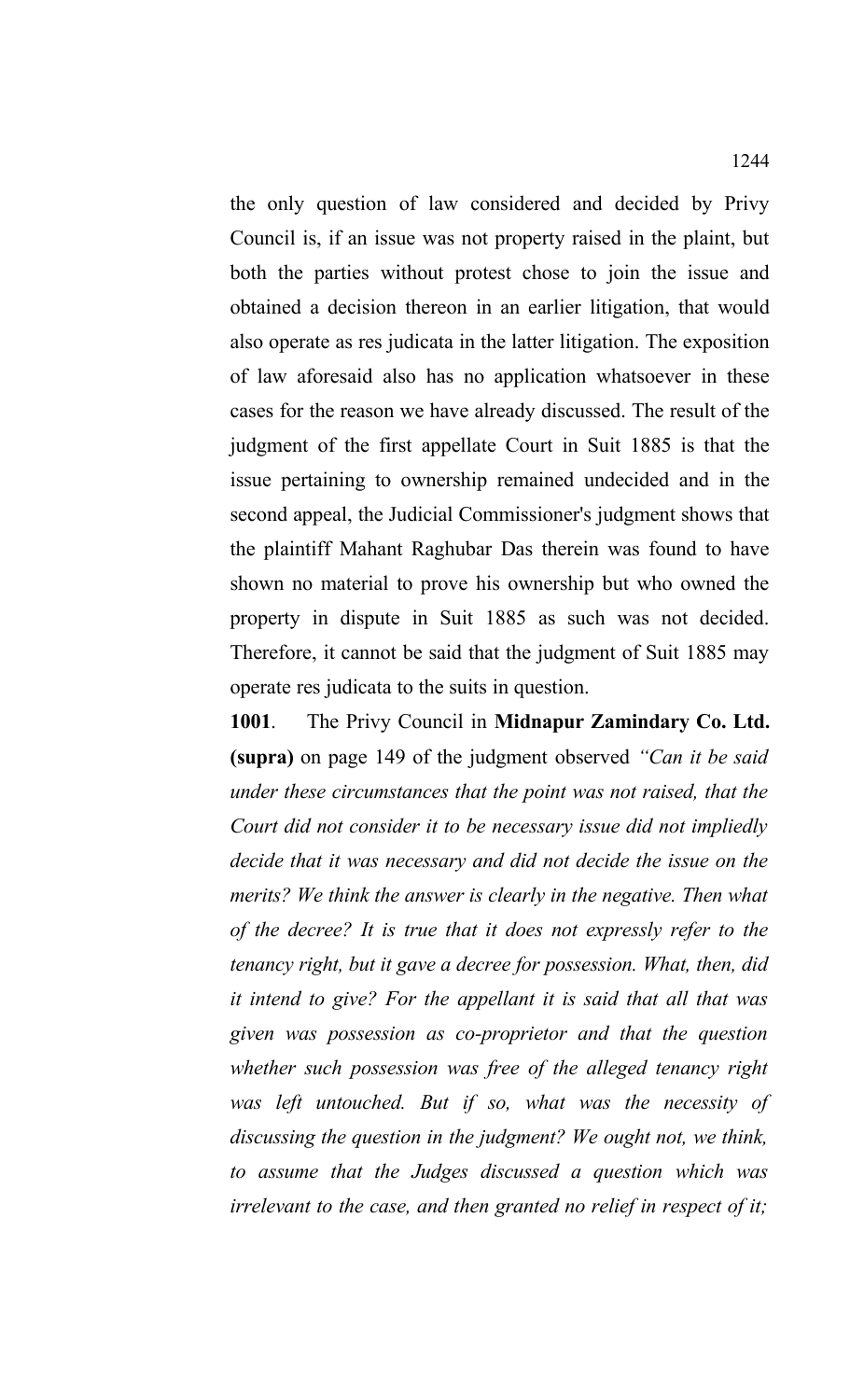the only question of law considered and decided by Privy Council is, if an issue was not property raised in the plaint, but both the parties without protest chose to join the issue and obtained a decision thereon in an earlier litigation, that would also operate as res judicata in the latter litigation. The exposition of law aforesaid also has no application whatsoever in these cases for the reason we have already discussed. The result of the judgment of the first appellate Court in Suit 1885 is that the issue pertaining to ownership remained undecided and in the second appeal, the Judicial Commissioner's judgment shows that the plaintiff Mahant Raghubar Das therein was found to have shown no material to prove his ownership but who owned the property in dispute in Suit 1885 as such was not decided. Therefore, it cannot be said that the judgment of Suit 1885 may operate res judicata to the suits in question.

**1001**. The Privy Council in **Midnapur Zamindary Co. Ltd. (supra)** on page 149 of the judgment observed *"Can it be said under these circumstances that the point was not raised, that the Court did not consider it to be necessary issue did not impliedly decide that it was necessary and did not decide the issue on the merits? We think the answer is clearly in the negative. Then what of the decree? It is true that it does not expressly refer to the tenancy right, but it gave a decree for possession. What, then, did it intend to give? For the appellant it is said that all that was given was possession as co-proprietor and that the question whether such possession was free of the alleged tenancy right was left untouched. But if so, what was the necessity of discussing the question in the judgment? We ought not, we think, to assume that the Judges discussed a question which was irrelevant to the case, and then granted no relief in respect of it;*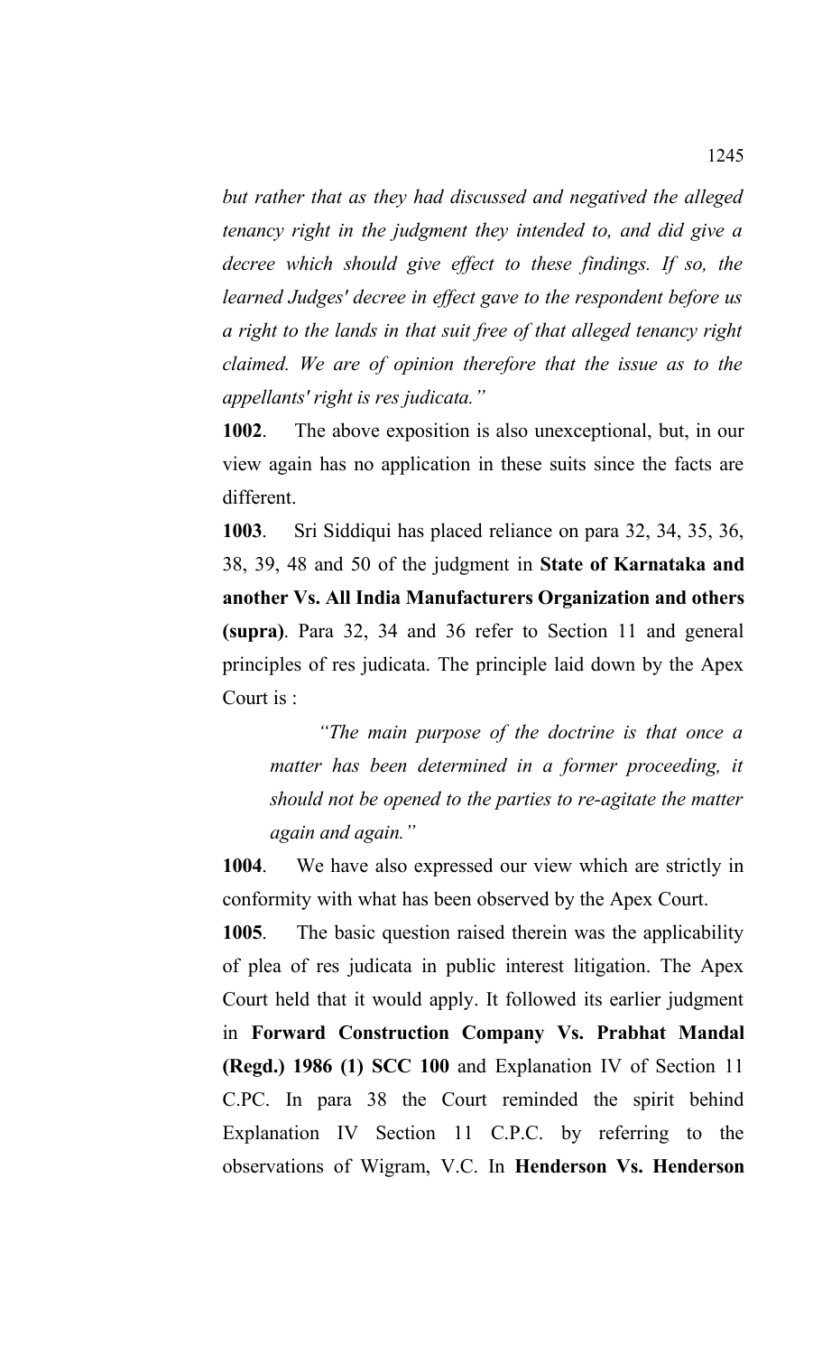*but rather that as they had discussed and negatived the alleged tenancy right in the judgment they intended to, and did give a decree which should give effect to these findings. If so, the learned Judges' decree in effect gave to the respondent before us a right to the lands in that suit free of that alleged tenancy right claimed. We are of opinion therefore that the issue as to the appellants' right is res judicata."*

**1002**. The above exposition is also unexceptional, but, in our view again has no application in these suits since the facts are different.

**1003**. Sri Siddiqui has placed reliance on para 32, 34, 35, 36, 38, 39, 48 and 50 of the judgment in **State of Karnataka and another Vs. All India Manufacturers Organization and others (supra)**. Para 32, 34 and 36 refer to Section 11 and general principles of res judicata. The principle laid down by the Apex Court is :

> *"The main purpose of the doctrine is that once a matter has been determined in a former proceeding, it should not be opened to the parties to re-agitate the matter again and again."*

**1004**. We have also expressed our view which are strictly in conformity with what has been observed by the Apex Court.

**1005**. The basic question raised therein was the applicability of plea of res judicata in public interest litigation. The Apex Court held that it would apply. It followed its earlier judgment in **Forward Construction Company Vs. Prabhat Mandal (Regd.) 1986 (1) SCC 100** and Explanation IV of Section 11 C.PC. In para 38 the Court reminded the spirit behind Explanation IV Section 11 C.P.C. by referring to the observations of Wigram, V.C. In **Henderson Vs. Henderson**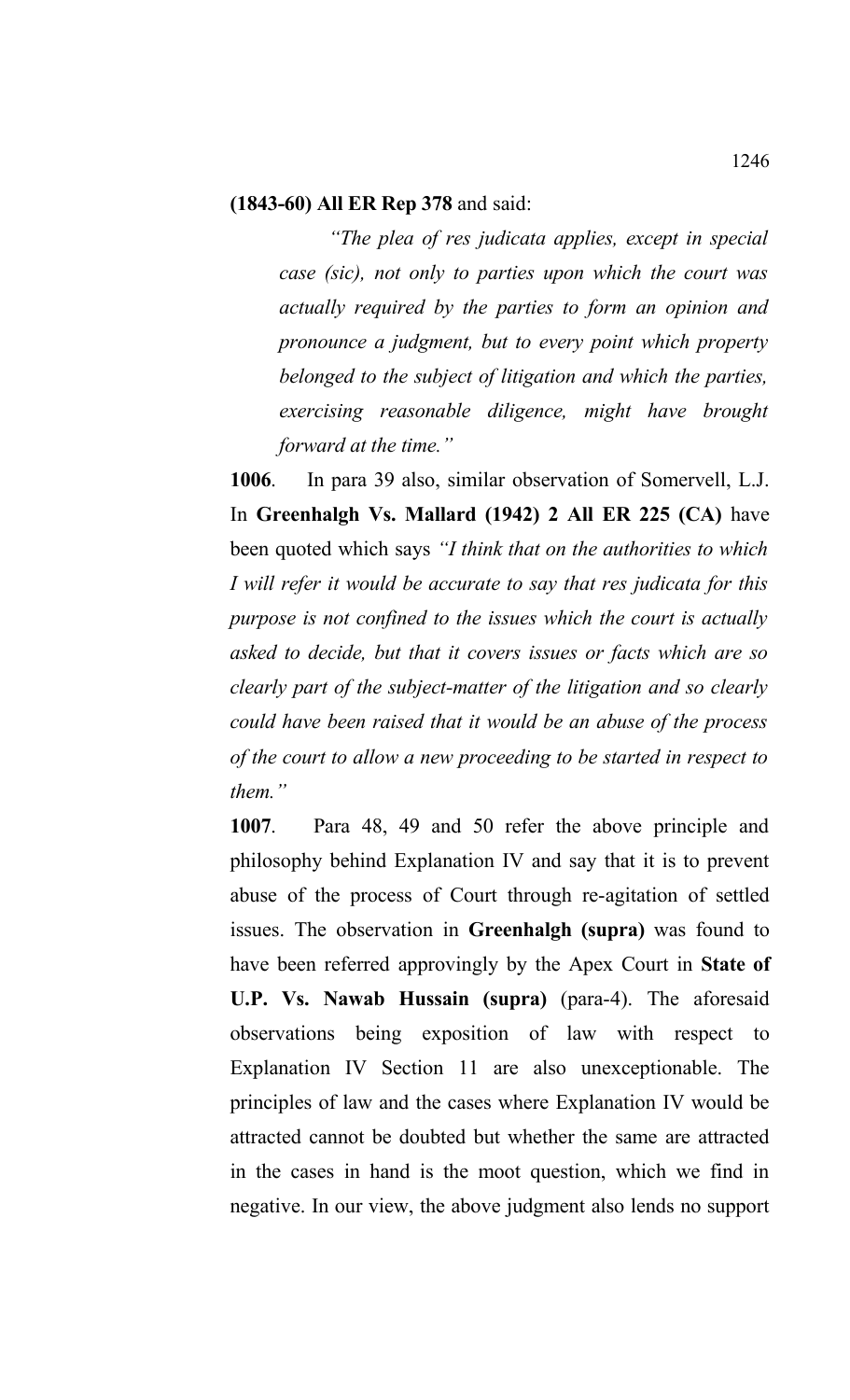**(1843-60) All ER Rep 378** and said:

> *"The plea of res judicata applies, except in special case (sic), not only to parties upon which the court was actually required by the parties to form an opinion and pronounce a judgment, but to every point which property belonged to the subject of litigation and which the parties, exercising reasonable diligence, might have brought forward at the time."*

**1006**. In para 39 also, similar observation of Somervell, L.J. In **Greenhalgh Vs. Mallard (1942) 2 All ER 225 (CA)** have been quoted which says *"I think that on the authorities to which I will refer it would be accurate to say that res judicata for this purpose is not confined to the issues which the court is actually asked to decide, but that it covers issues or facts which are so clearly part of the subject-matter of the litigation and so clearly could have been raised that it would be an abuse of the process of the court to allow a new proceeding to be started in respect to them."*

**1007**. Para 48, 49 and 50 refer the above principle and philosophy behind Explanation IV and say that it is to prevent abuse of the process of Court through re-agitation of settled issues. The observation in **Greenhalgh (supra)** was found to have been referred approvingly by the Apex Court in **State of U.P. Vs. Nawab Hussain (supra)** (para-4). The aforesaid observations being exposition of law with respect to Explanation IV Section 11 are also unexceptionable. The principles of law and the cases where Explanation IV would be attracted cannot be doubted but whether the same are attracted in the cases in hand is the moot question, which we find in negative. In our view, the above judgment also lends no support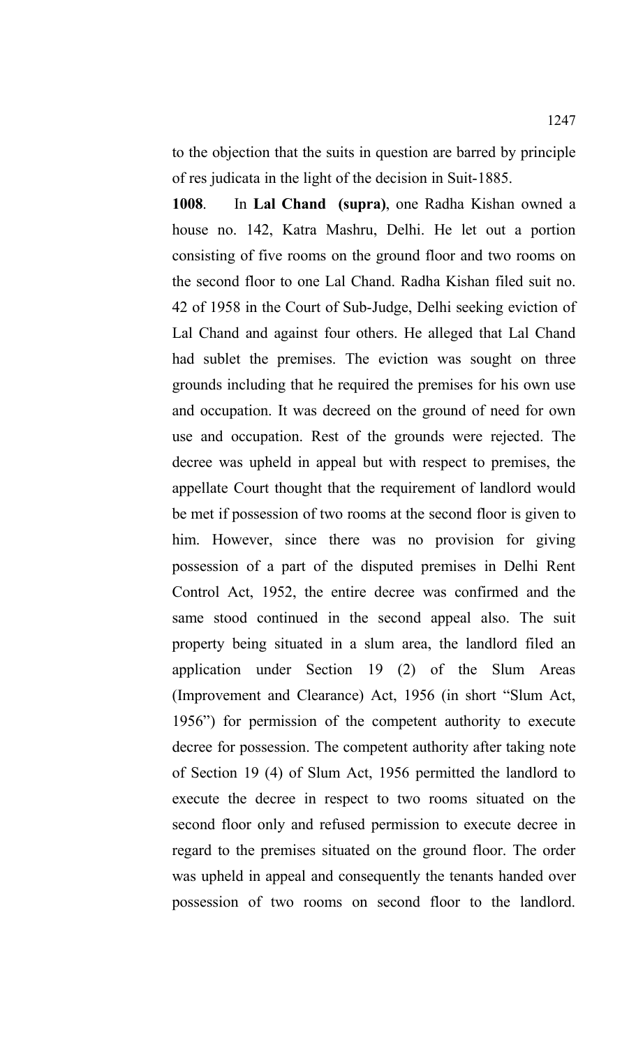to the objection that the suits in question are barred by principle of res judicata in the light of the decision in Suit-1885.

**1008**. In **Lal Chand (supra)**, one Radha Kishan owned a house no. 142, Katra Mashru, Delhi. He let out a portion consisting of five rooms on the ground floor and two rooms on the second floor to one Lal Chand. Radha Kishan filed suit no. 42 of 1958 in the Court of Sub-Judge, Delhi seeking eviction of Lal Chand and against four others. He alleged that Lal Chand had sublet the premises. The eviction was sought on three grounds including that he required the premises for his own use and occupation. It was decreed on the ground of need for own use and occupation. Rest of the grounds were rejected. The decree was upheld in appeal but with respect to premises, the appellate Court thought that the requirement of landlord would be met if possession of two rooms at the second floor is given to him. However, since there was no provision for giving possession of a part of the disputed premises in Delhi Rent Control Act, 1952, the entire decree was confirmed and the same stood continued in the second appeal also. The suit property being situated in a slum area, the landlord filed an application under Section 19 (2) of the Slum Areas (Improvement and Clearance) Act, 1956 (in short "Slum Act, 1956") for permission of the competent authority to execute decree for possession. The competent authority after taking note of Section 19 (4) of Slum Act, 1956 permitted the landlord to execute the decree in respect to two rooms situated on the second floor only and refused permission to execute decree in regard to the premises situated on the ground floor. The order was upheld in appeal and consequently the tenants handed over possession of two rooms on second floor to the landlord.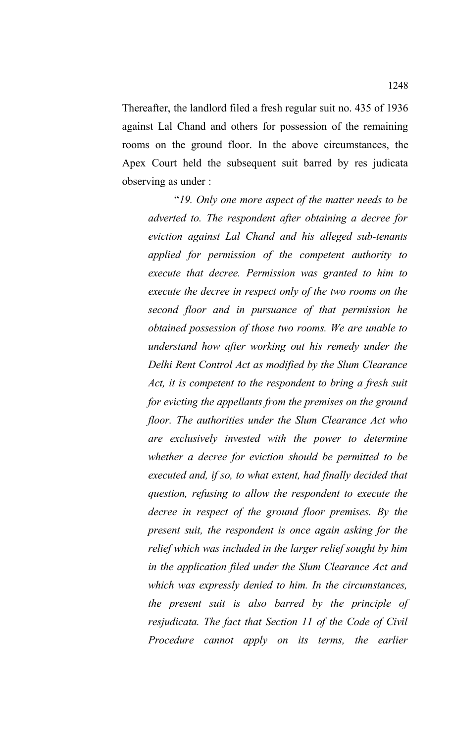Thereafter, the landlord filed a fresh regular suit no. 435 of 1936 against Lal Chand and others for possession of the remaining rooms on the ground floor. In the above circumstances, the Apex Court held the subsequent suit barred by res judicata observing as under :

> "*19. Only one more aspect of the matter needs to be adverted to. The respondent after obtaining a decree for eviction against Lal Chand and his alleged sub-tenants applied for permission of the competent authority to execute that decree. Permission was granted to him to execute the decree in respect only of the two rooms on the second floor and in pursuance of that permission he obtained possession of those two rooms. We are unable to understand how after working out his remedy under the Delhi Rent Control Act as modified by the Slum Clearance Act, it is competent to the respondent to bring a fresh suit for evicting the appellants from the premises on the ground floor. The authorities under the Slum Clearance Act who are exclusively invested with the power to determine whether a decree for eviction should be permitted to be executed and, if so, to what extent, had finally decided that question, refusing to allow the respondent to execute the decree in respect of the ground floor premises. By the present suit, the respondent is once again asking for the relief which was included in the larger relief sought by him in the application filed under the Slum Clearance Act and which was expressly denied to him. In the circumstances, the present suit is also barred by the principle of resjudicata. The fact that Section 11 of the Code of Civil Procedure cannot apply on its terms, the earlier*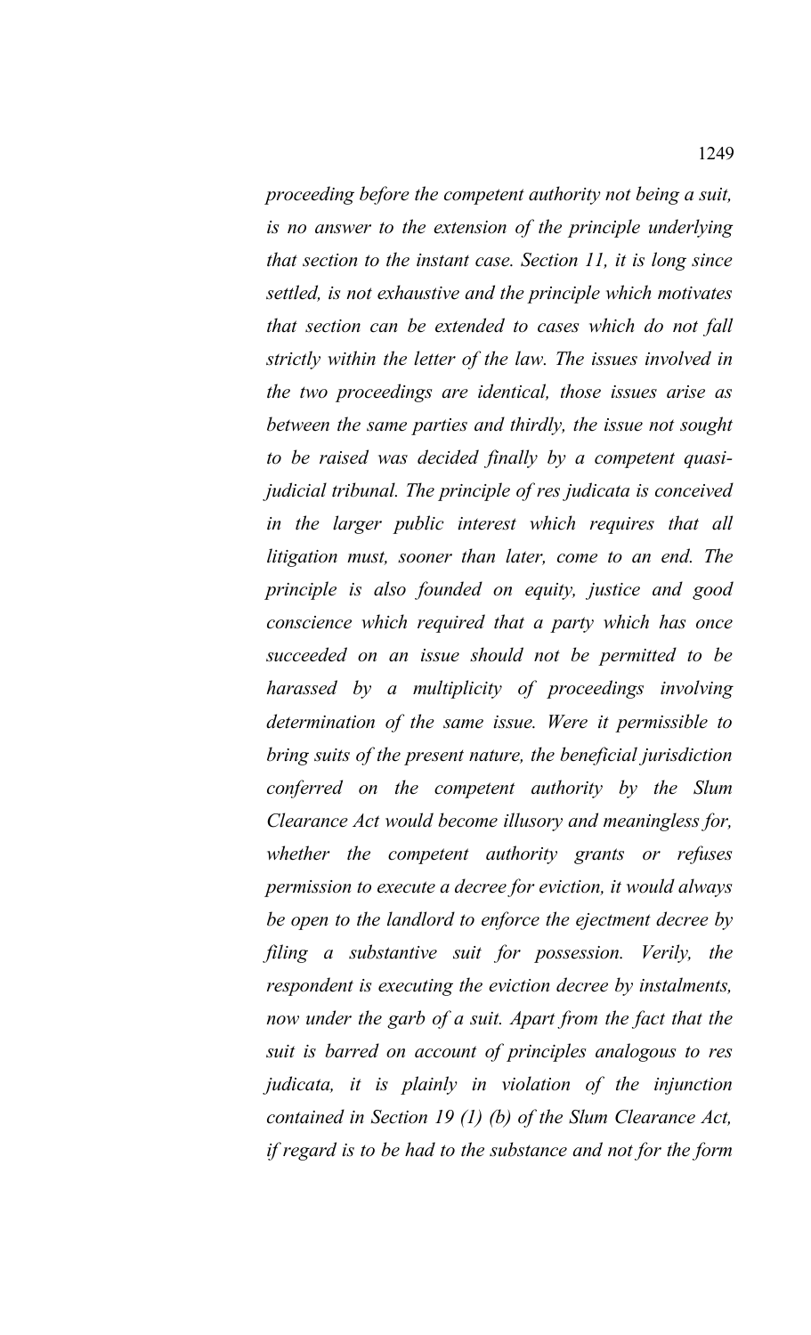*proceeding before the competent authority not being a suit, is no answer to the extension of the principle underlying that section to the instant case. Section 11, it is long since settled, is not exhaustive and the principle which motivates that section can be extended to cases which do not fall strictly within the letter of the law. The issues involved in the two proceedings are identical, those issues arise as between the same parties and thirdly, the issue not sought to be raised was decided finally by a competent quasi-judicial tribunal. The principle of res judicata is conceived in the larger public interest which requires that all litigation must, sooner than later, come to an end. The principle is also founded on equity, justice and good conscience which required that a party which has once succeeded on an issue should not be permitted to be harassed by a multiplicity of proceedings involving determination of the same issue. Were it permissible to bring suits of the present nature, the beneficial jurisdiction conferred on the competent authority by the Slum Clearance Act would become illusory and meaningless for, whether the competent authority grants or refuses permission to execute a decree for eviction, it would always be open to the landlord to enforce the ejectment decree by filing a substantive suit for possession. Verily, the respondent is executing the eviction decree by instalments, now under the garb of a suit. Apart from the fact that the suit is barred on account of principles analogous to res judicata, it is plainly in violation of the injunction contained in Section 19 (1) (b) of the Slum Clearance Act, if regard is to be had to the substance and not for the form*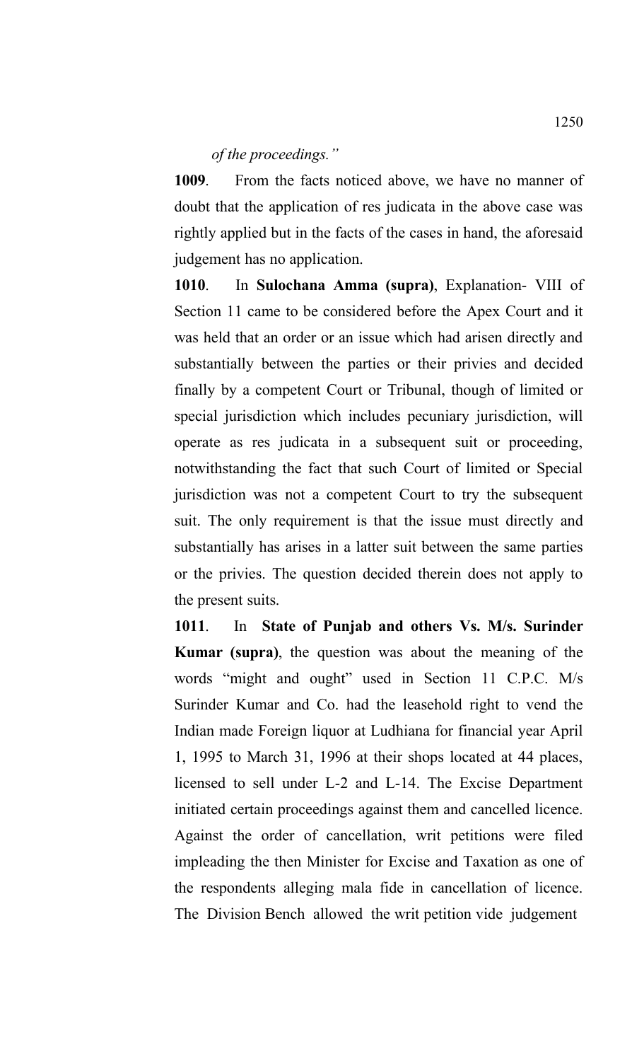*of the proceedings."*

**1009**. From the facts noticed above, we have no manner of doubt that the application of res judicata in the above case was rightly applied but in the facts of the cases in hand, the aforesaid judgement has no application.

**1010**. In **Sulochana Amma (supra)**, Explanation- VIII of Section 11 came to be considered before the Apex Court and it was held that an order or an issue which had arisen directly and substantially between the parties or their privies and decided finally by a competent Court or Tribunal, though of limited or special jurisdiction which includes pecuniary jurisdiction, will operate as res judicata in a subsequent suit or proceeding, notwithstanding the fact that such Court of limited or Special jurisdiction was not a competent Court to try the subsequent suit. The only requirement is that the issue must directly and substantially has arises in a latter suit between the same parties or the privies. The question decided therein does not apply to the present suits.

**1011**. In **State of Punjab and others Vs. M/s. Surinder Kumar (supra)**, the question was about the meaning of the words "might and ought" used in Section 11 C.P.C. M/s Surinder Kumar and Co. had the leasehold right to vend the Indian made Foreign liquor at Ludhiana for financial year April 1, 1995 to March 31, 1996 at their shops located at 44 places, licensed to sell under L-2 and L-14. The Excise Department initiated certain proceedings against them and cancelled licence. Against the order of cancellation, writ petitions were filed impleading the then Minister for Excise and Taxation as one of the respondents alleging mala fide in cancellation of licence. The Division Bench allowed the writ petition vide judgement